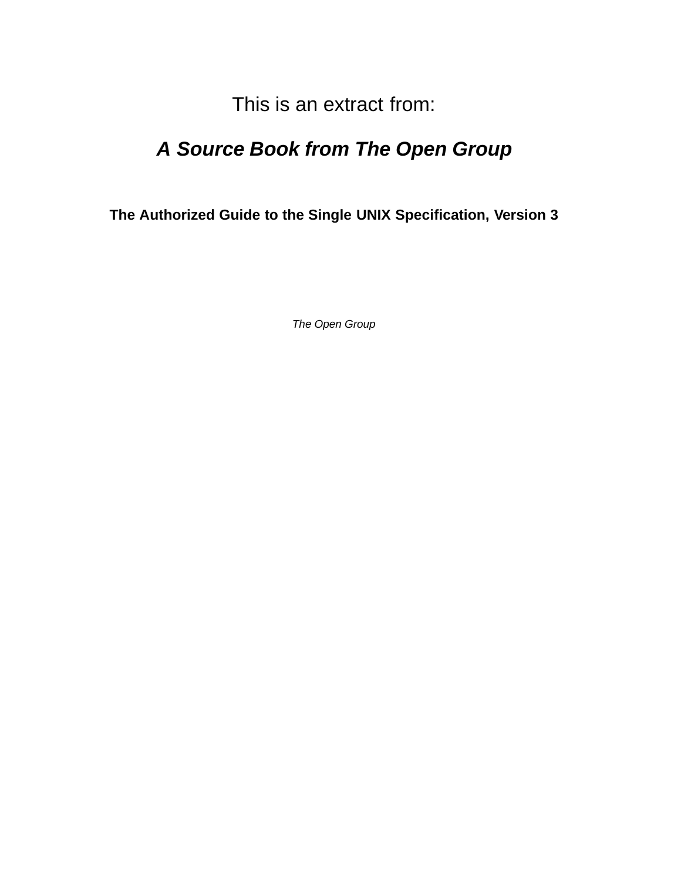This is an extract from:

# *A Source Book from The Open Group*

## The Authorized Guide to the Single UNIX Specification, Version 3

*The Open Group*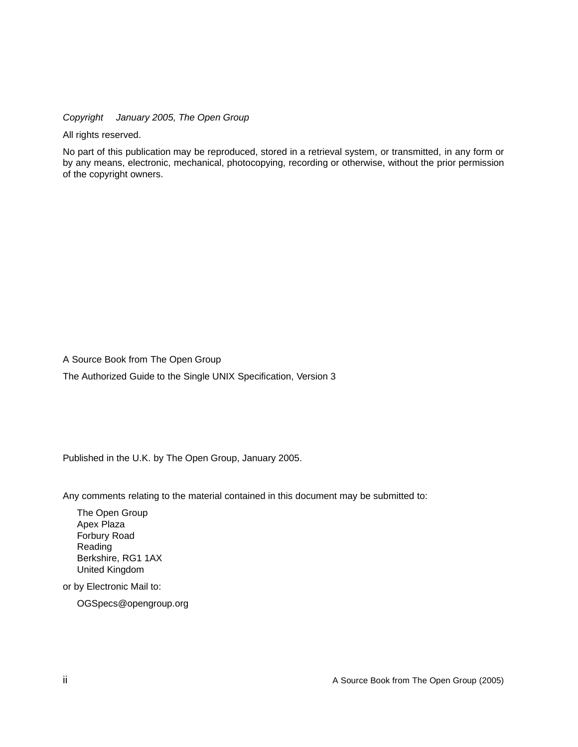*Copyright January 2005, The Open Group*

All rights reserved.

No part of this publication may be reproduced, stored in a retrieval system, or transmitted, in any form or by any means, electronic, mechanical, photocopying, recording or otherwise, without the prior permission of the copyright owners.

A Source Book from The Open Group

The Authorized Guide to the Single UNIX Specification, Version 3

Published in the U.K. by The Open Group, January 2005.

Any comments relating to the material contained in this document may be submitted to:

The Open Group
Apex Plaza
Forbury Road
Reading
Berkshire, RG1 1AX
United Kingdom

or by Electronic Mail to:

OGSpecs@opengroup.org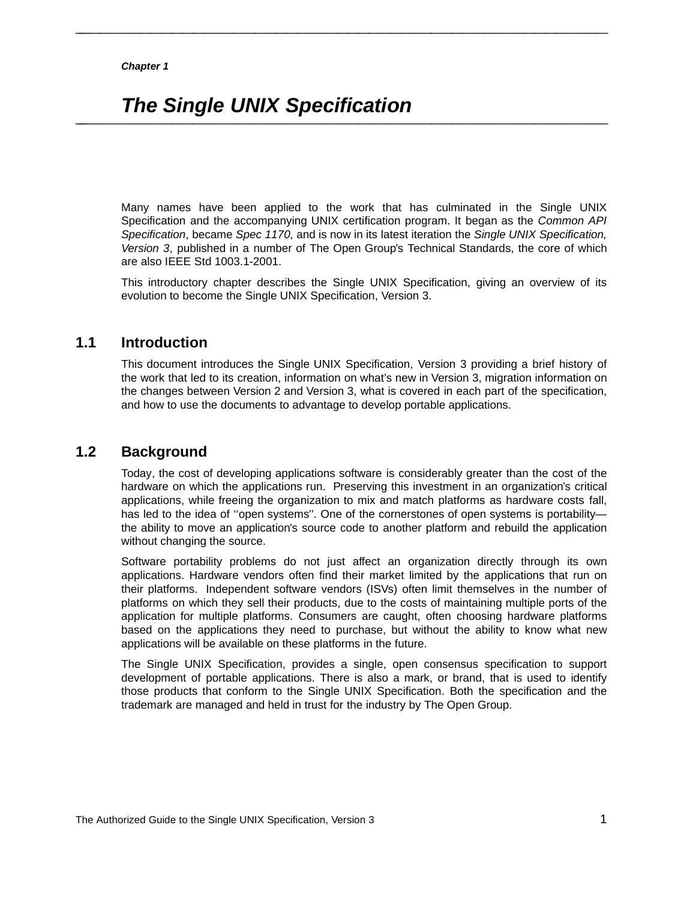*Chapter 1*

# The Single UNIX Specification

Many names have been applied to the work that has culminated in the Single UNIX Specification and the accompanying UNIX certification program. It began as the *Common API Specification*, became *Spec 1170*, and is now in its latest iteration the *Single UNIX Specification, Version 3*, published in a number of The Open Group's Technical Standards, the core of which are also IEEE Std 1003.1-2001.

This introductory chapter describes the Single UNIX Specification, giving an overview of its evolution to become the Single UNIX Specification, Version 3.

## 1.1 Introduction

This document introduces the Single UNIX Specification, Version 3 providing a brief history of the work that led to its creation, information on what's new in Version 3, migration information on the changes between Version 2 and Version 3, what is covered in each part of the specification, and how to use the documents to advantage to develop portable applications.

## 1.2 Background

Today, the cost of developing applications software is considerably greater than the cost of the hardware on which the applications run. Preserving this investment in an organization's critical applications, while freeing the organization to mix and match platforms as hardware costs fall, has led to the idea of ''open systems''. One of the cornerstones of open systems is portability— the ability to move an application's source code to another platform and rebuild the application without changing the source.

Software portability problems do not just affect an organization directly through its own applications. Hardware vendors often find their market limited by the applications that run on their platforms. Independent software vendors (ISVs) often limit themselves in the number of platforms on which they sell their products, due to the costs of maintaining multiple ports of the application for multiple platforms. Consumers are caught, often choosing hardware platforms based on the applications they need to purchase, but without the ability to know what new applications will be available on these platforms in the future.

The Single UNIX Specification, provides a single, open consensus specification to support development of portable applications. There is also a mark, or brand, that is used to identify those products that conform to the Single UNIX Specification. Both the specification and the trademark are managed and held in trust for the industry by The Open Group.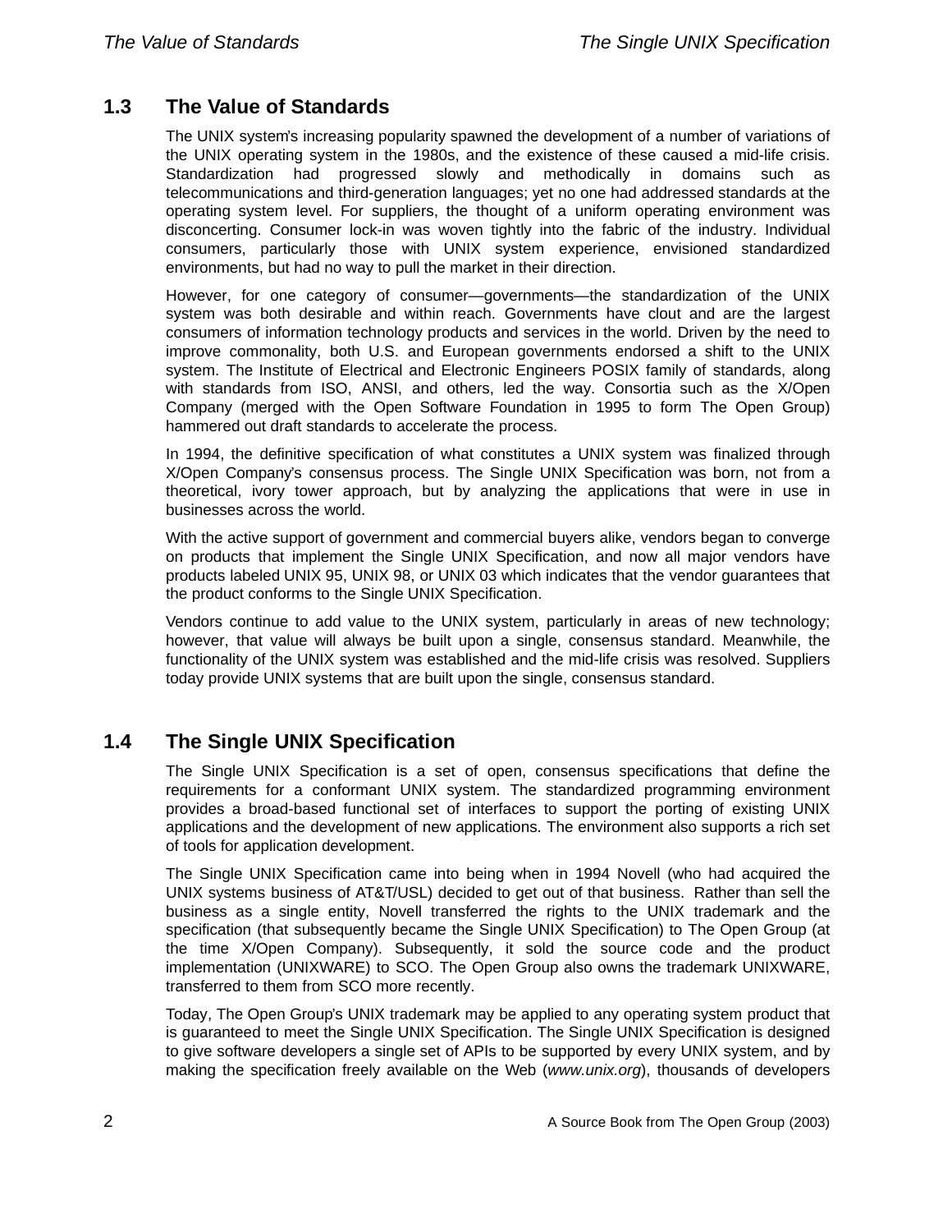## 1.3 The Value of Standards

The UNIX system's increasing popularity spawned the development of a number of variations of the UNIX operating system in the 1980s, and the existence of these caused a mid-life crisis. Standardization had progressed slowly and methodically in domains such as telecommunications and third-generation languages; yet no one had addressed standards at the operating system level. For suppliers, the thought of a uniform operating environment was disconcerting. Consumer lock-in was woven tightly into the fabric of the industry. Individual consumers, particularly those with UNIX system experience, envisioned standardized environments, but had no way to pull the market in their direction.

However, for one category of consumer—governments—the standardization of the UNIX system was both desirable and within reach. Governments have clout and are the largest consumers of information technology products and services in the world. Driven by the need to improve commonality, both U.S. and European governments endorsed a shift to the UNIX system. The Institute of Electrical and Electronic Engineers POSIX family of standards, along with standards from ISO, ANSI, and others, led the way. Consortia such as the X/Open Company (merged with the Open Software Foundation in 1995 to form The Open Group) hammered out draft standards to accelerate the process.

In 1994, the definitive specification of what constitutes a UNIX system was finalized through X/Open Company's consensus process. The Single UNIX Specification was born, not from a theoretical, ivory tower approach, but by analyzing the applications that were in use in businesses across the world.

With the active support of government and commercial buyers alike, vendors began to converge on products that implement the Single UNIX Specification, and now all major vendors have products labeled UNIX 95, UNIX 98, or UNIX 03 which indicates that the vendor guarantees that the product conforms to the Single UNIX Specification.

Vendors continue to add value to the UNIX system, particularly in areas of new technology; however, that value will always be built upon a single, consensus standard. Meanwhile, the functionality of the UNIX system was established and the mid-life crisis was resolved. Suppliers today provide UNIX systems that are built upon the single, consensus standard.

## 1.4 The Single UNIX Specification

The Single UNIX Specification is a set of open, consensus specifications that define the requirements for a conformant UNIX system. The standardized programming environment provides a broad-based functional set of interfaces to support the porting of existing UNIX applications and the development of new applications. The environment also supports a rich set of tools for application development.

The Single UNIX Specification came into being when in 1994 Novell (who had acquired the UNIX systems business of AT&T/USL) decided to get out of that business. Rather than sell the business as a single entity, Novell transferred the rights to the UNIX trademark and the specification (that subsequently became the Single UNIX Specification) to The Open Group (at the time X/Open Company). Subsequently, it sold the source code and the product implementation (UNIXWARE) to SCO. The Open Group also owns the trademark UNIXWARE, transferred to them from SCO more recently.

Today, The Open Group's UNIX trademark may be applied to any operating system product that is guaranteed to meet the Single UNIX Specification. The Single UNIX Specification is designed to give software developers a single set of APIs to be supported by every UNIX system, and by making the specification freely available on the Web (*www.unix.org*), thousands of developers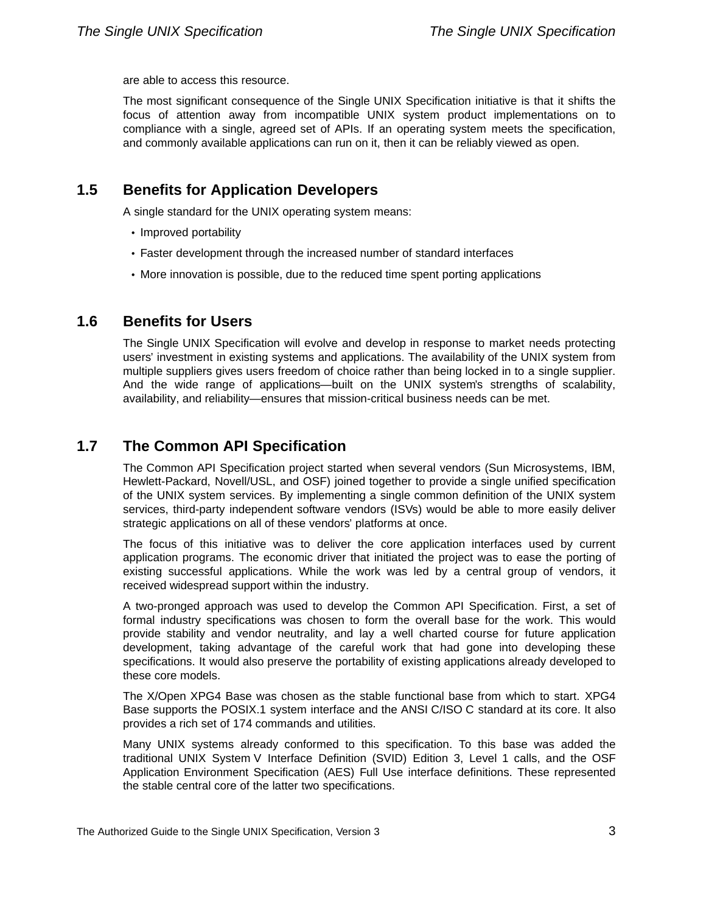are able to access this resource.

The most significant consequence of the Single UNIX Specification initiative is that it shifts the focus of attention away from incompatible UNIX system product implementations on to compliance with a single, agreed set of APIs. If an operating system meets the specification, and commonly available applications can run on it, then it can be reliably viewed as open.

## 1.5 Benefits for Application Developers

A single standard for the UNIX operating system means:

- Improved portability
- Faster development through the increased number of standard interfaces
- More innovation is possible, due to the reduced time spent porting applications

## 1.6 Benefits for Users

The Single UNIX Specification will evolve and develop in response to market needs protecting users' investment in existing systems and applications. The availability of the UNIX system from multiple suppliers gives users freedom of choice rather than being locked in to a single supplier. And the wide range of applications—built on the UNIX system's strengths of scalability, availability, and reliability—ensures that mission-critical business needs can be met.

## 1.7 The Common API Specification

The Common API Specification project started when several vendors (Sun Microsystems, IBM, Hewlett-Packard, Novell/USL, and OSF) joined together to provide a single unified specification of the UNIX system services. By implementing a single common definition of the UNIX system services, third-party independent software vendors (ISVs) would be able to more easily deliver strategic applications on all of these vendors' platforms at once.

The focus of this initiative was to deliver the core application interfaces used by current application programs. The economic driver that initiated the project was to ease the porting of existing successful applications. While the work was led by a central group of vendors, it received widespread support within the industry.

A two-pronged approach was used to develop the Common API Specification. First, a set of formal industry specifications was chosen to form the overall base for the work. This would provide stability and vendor neutrality, and lay a well charted course for future application development, taking advantage of the careful work that had gone into developing these specifications. It would also preserve the portability of existing applications already developed to these core models.

The X/Open XPG4 Base was chosen as the stable functional base from which to start. XPG4 Base supports the POSIX.1 system interface and the ANSI C/ISO C standard at its core. It also provides a rich set of 174 commands and utilities.

Many UNIX systems already conformed to this specification. To this base was added the traditional UNIX System V Interface Definition (SVID) Edition 3, Level 1 calls, and the OSF Application Environment Specification (AES) Full Use interface definitions. These represented the stable central core of the latter two specifications.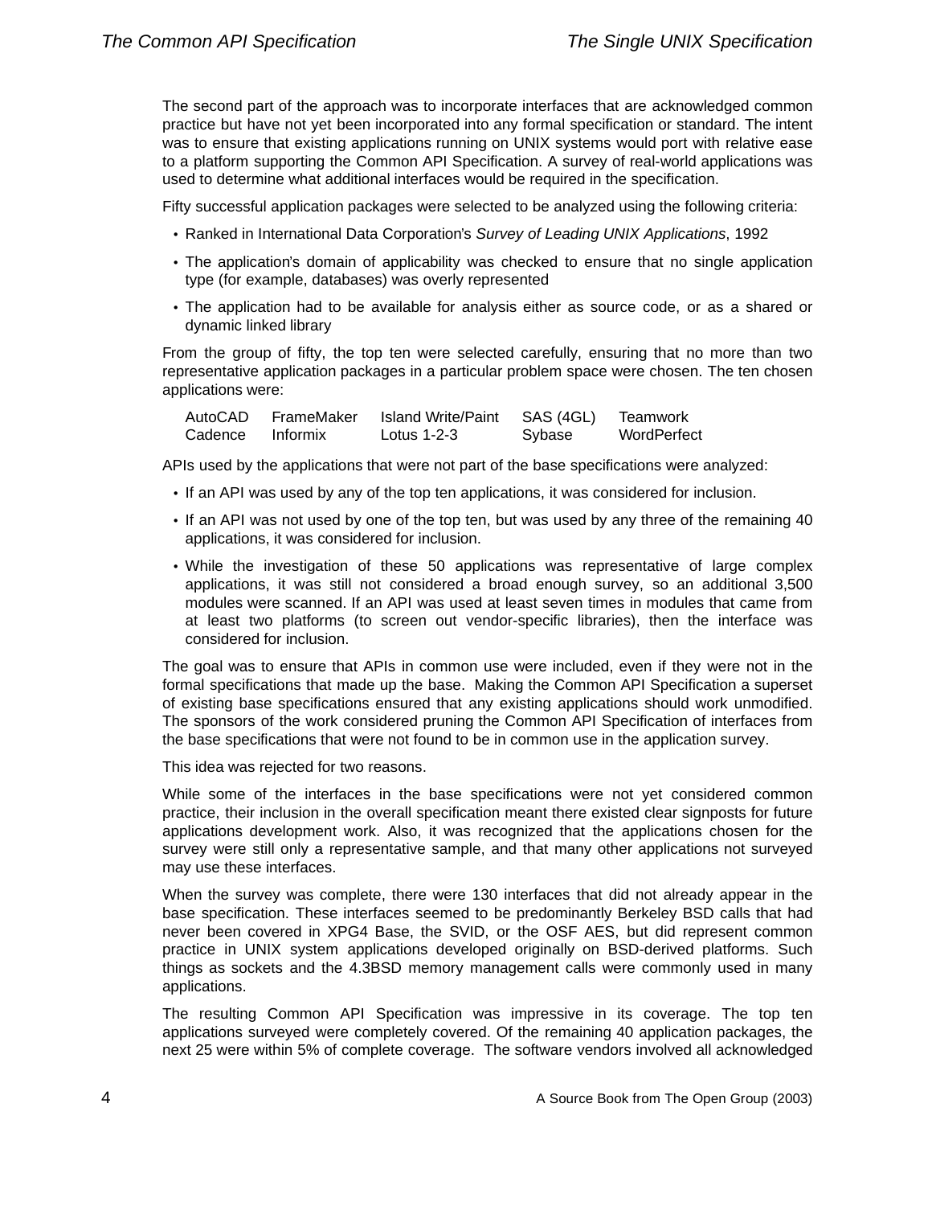The second part of the approach was to incorporate interfaces that are acknowledged common practice but have not yet been incorporated into any formal specification or standard. The intent was to ensure that existing applications running on UNIX systems would port with relative ease to a platform supporting the Common API Specification. A survey of real-world applications was used to determine what additional interfaces would be required in the specification.

Fifty successful application packages were selected to be analyzed using the following criteria:

- Ranked in International Data Corporation's *Survey of Leading UNIX Applications*, 1992
- The application's domain of applicability was checked to ensure that no single application type (for example, databases) was overly represented
- The application had to be available for analysis either as source code, or as a shared or dynamic linked library

From the group of fifty, the top ten were selected carefully, ensuring that no more than two representative application packages in a particular problem space were chosen. The ten chosen applications were:

| | | | | |
|---|---|---|---|---|
| AutoCAD | FrameMaker | Island Write/Paint | SAS (4GL) | Teamwork |
| Cadence | Informix | Lotus 1-2-3 | Sybase | WordPerfect |

APIs used by the applications that were not part of the base specifications were analyzed:

- If an API was used by any of the top ten applications, it was considered for inclusion.
- If an API was not used by one of the top ten, but was used by any three of the remaining 40 applications, it was considered for inclusion.
- While the investigation of these 50 applications was representative of large complex applications, it was still not considered a broad enough survey, so an additional 3,500 modules were scanned. If an API was used at least seven times in modules that came from at least two platforms (to screen out vendor-specific libraries), then the interface was considered for inclusion.

The goal was to ensure that APIs in common use were included, even if they were not in the formal specifications that made up the base. Making the Common API Specification a superset of existing base specifications ensured that any existing applications should work unmodified. The sponsors of the work considered pruning the Common API Specification of interfaces from the base specifications that were not found to be in common use in the application survey.

This idea was rejected for two reasons.

While some of the interfaces in the base specifications were not yet considered common practice, their inclusion in the overall specification meant there existed clear signposts for future applications development work. Also, it was recognized that the applications chosen for the survey were still only a representative sample, and that many other applications not surveyed may use these interfaces.

When the survey was complete, there were 130 interfaces that did not already appear in the base specification. These interfaces seemed to be predominantly Berkeley BSD calls that had never been covered in XPG4 Base, the SVID, or the OSF AES, but did represent common practice in UNIX system applications developed originally on BSD-derived platforms. Such things as sockets and the 4.3BSD memory management calls were commonly used in many applications.

The resulting Common API Specification was impressive in its coverage. The top ten applications surveyed were completely covered. Of the remaining 40 application packages, the next 25 were within 5% of complete coverage. The software vendors involved all acknowledged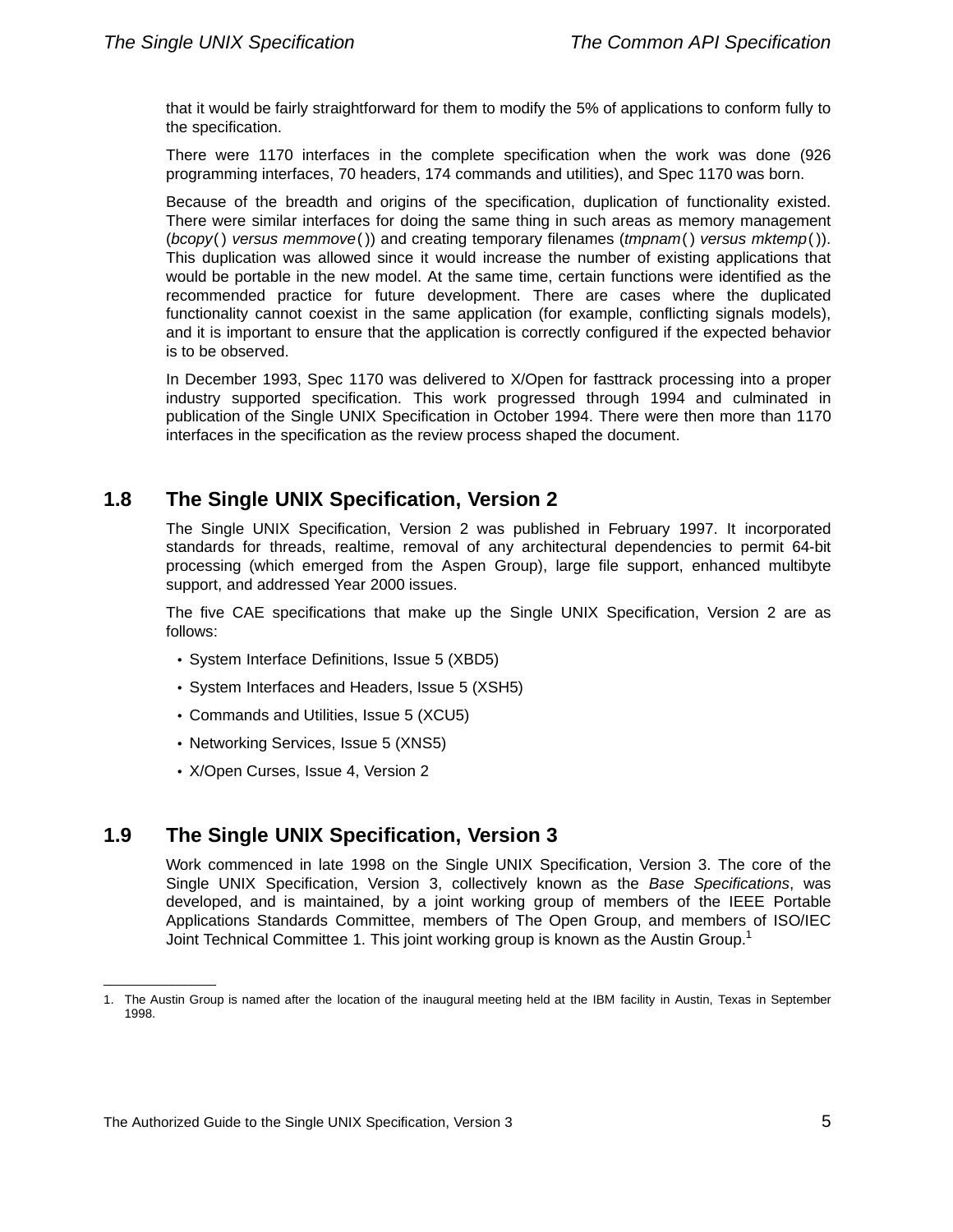that it would be fairly straightforward for them to modify the 5% of applications to conform fully to the specification.

There were 1170 interfaces in the complete specification when the work was done (926 programming interfaces, 70 headers, 174 commands and utilities), and Spec 1170 was born.

Because of the breadth and origins of the specification, duplication of functionality existed. There were similar interfaces for doing the same thing in such areas as memory management (*bcopy*( ) *versus* *memmove*( )) and creating temporary filenames (*tmpnam*( ) *versus* *mktemp*( )). This duplication was allowed since it would increase the number of existing applications that would be portable in the new model. At the same time, certain functions were identified as the recommended practice for future development. There are cases where the duplicated functionality cannot coexist in the same application (for example, conflicting signals models), and it is important to ensure that the application is correctly configured if the expected behavior is to be observed.

In December 1993, Spec 1170 was delivered to X/Open for fasttrack processing into a proper industry supported specification. This work progressed through 1994 and culminated in publication of the Single UNIX Specification in October 1994. There were then more than 1170 interfaces in the specification as the review process shaped the document.

## 1.8 The Single UNIX Specification, Version 2

The Single UNIX Specification, Version 2 was published in February 1997. It incorporated standards for threads, realtime, removal of any architectural dependencies to permit 64-bit processing (which emerged from the Aspen Group), large file support, enhanced multibyte support, and addressed Year 2000 issues.

The five CAE specifications that make up the Single UNIX Specification, Version 2 are as follows:

- System Interface Definitions, Issue 5 (XBD5)
- System Interfaces and Headers, Issue 5 (XSH5)
- Commands and Utilities, Issue 5 (XCU5)
- Networking Services, Issue 5 (XNS5)
- X/Open Curses, Issue 4, Version 2

## 1.9 The Single UNIX Specification, Version 3

Work commenced in late 1998 on the Single UNIX Specification, Version 3. The core of the Single UNIX Specification, Version 3, collectively known as the *Base Specifications*, was developed, and is maintained, by a joint working group of members of the IEEE Portable Applications Standards Committee, members of The Open Group, and members of ISO/IEC Joint Technical Committee 1. This joint working group is known as the Austin Group.[1]

---

1. The Austin Group is named after the location of the inaugural meeting held at the IBM facility in Austin, Texas in September 1998.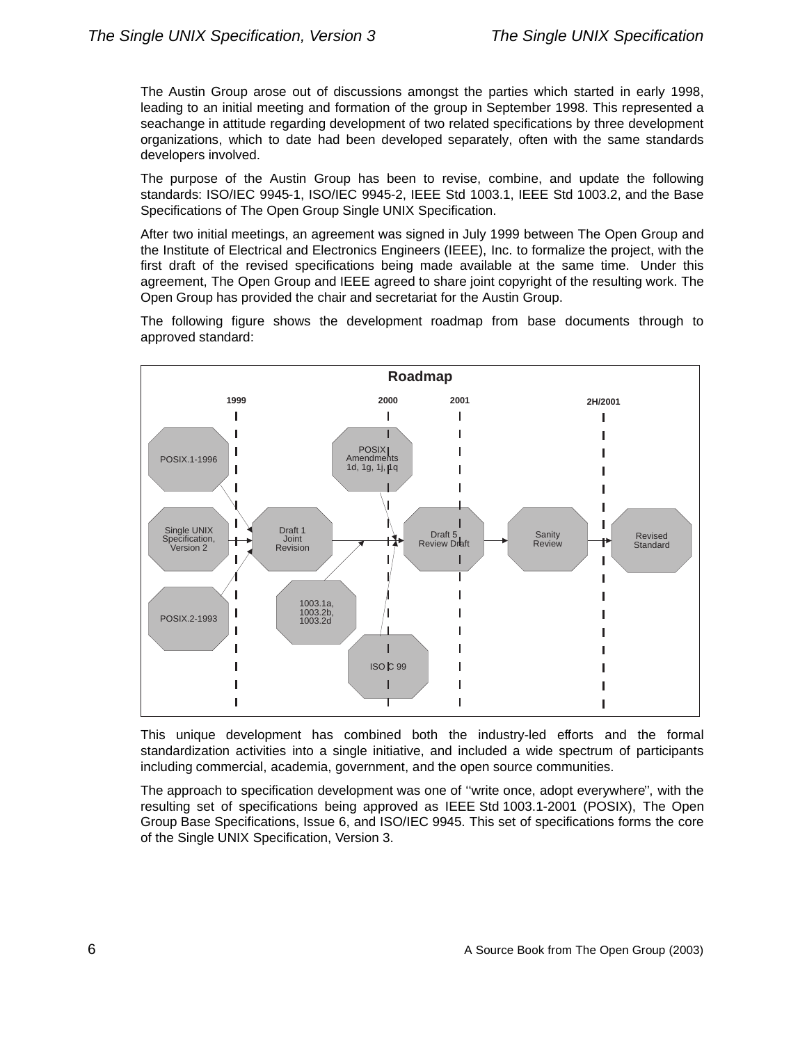The Austin Group arose out of discussions amongst the parties which started in early 1998, leading to an initial meeting and formation of the group in September 1998. This represented a seachange in attitude regarding development of two related specifications by three development organizations, which to date had been developed separately, often with the same standards developers involved.

The purpose of the Austin Group has been to revise, combine, and update the following standards: ISO/IEC 9945-1, ISO/IEC 9945-2, IEEE Std 1003.1, IEEE Std 1003.2, and the Base Specifications of The Open Group Single UNIX Specification.

After two initial meetings, an agreement was signed in July 1999 between The Open Group and the Institute of Electrical and Electronics Engineers (IEEE), Inc. to formalize the project, with the first draft of the revised specifications being made available at the same time. Under this agreement, The Open Group and IEEE agreed to share joint copyright of the resulting work. The Open Group has provided the chair and secretariat for the Austin Group.

The following figure shows the development roadmap from base documents through to approved standard:

**Roadmap**

1999 — 2000 — 2001 — 2H/2001

POSIX.1-1996 | Single UNIX Specification, Version 2 | POSIX.2-1993 → Draft 1 Joint Revision

Draft 1 Joint Revision | POSIX Amendments 1d, 1g, 1j, 1q | 1003.1a, 1003.2b, 1003.2d | ISO C 99 → Draft 5 Review Draft → Sanity Review → Revised Standard

This unique development has combined both the industry-led efforts and the formal standardization activities into a single initiative, and included a wide spectrum of participants including commercial, academia, government, and the open source communities.

The approach to specification development was one of ''write once, adopt everywhere'', with the resulting set of specifications being approved as IEEE Std 1003.1-2001 (POSIX), The Open Group Base Specifications, Issue 6, and ISO/IEC 9945. This set of specifications forms the core of the Single UNIX Specification, Version 3.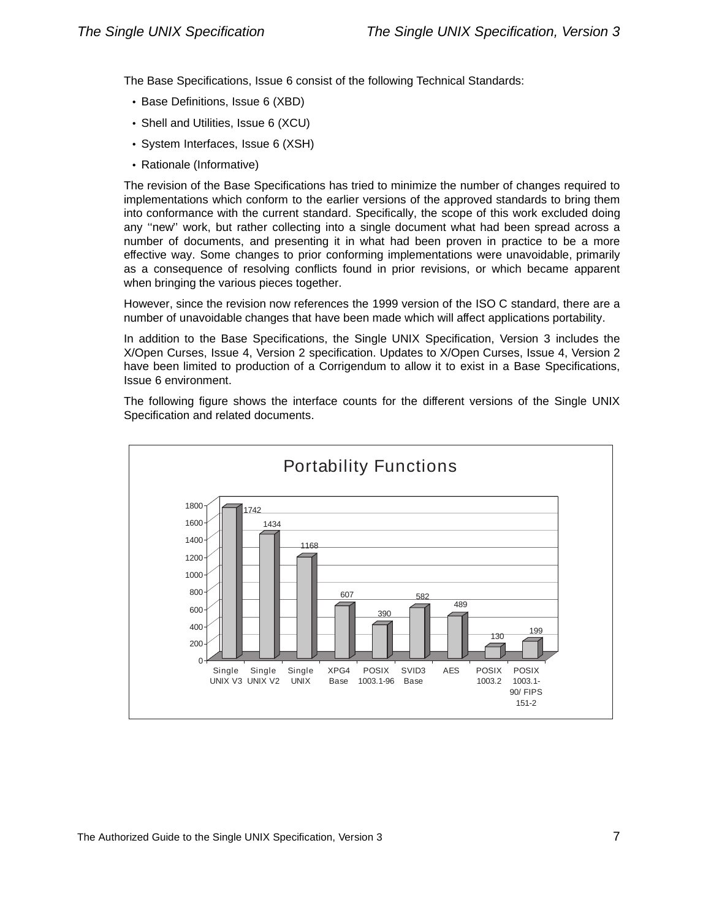The Base Specifications, Issue 6 consist of the following Technical Standards:

- Base Definitions, Issue 6 (XBD)
- Shell and Utilities, Issue 6 (XCU)
- System Interfaces, Issue 6 (XSH)
- Rationale (Informative)

The revision of the Base Specifications has tried to minimize the number of changes required to implementations which conform to the earlier versions of the approved standards to bring them into conformance with the current standard. Specifically, the scope of this work excluded doing any ''new'' work, but rather collecting into a single document what had been spread across a number of documents, and presenting it in what had been proven in practice to be a more effective way. Some changes to prior conforming implementations were unavoidable, primarily as a consequence of resolving conflicts found in prior revisions, or which became apparent when bringing the various pieces together.

However, since the revision now references the 1999 version of the ISO C standard, there are a number of unavoidable changes that have been made which will affect applications portability.

In addition to the Base Specifications, the Single UNIX Specification, Version 3 includes the X/Open Curses, Issue 4, Version 2 specification. Updates to X/Open Curses, Issue 4, Version 2 have been limited to production of a Corrigendum to allow it to exist in a Base Specifications, Issue 6 environment.

The following figure shows the interface counts for the different versions of the Single UNIX Specification and related documents.

**Portability Functions**

| Specification | Interface Count |
|---|---|
| Single UNIX V3 | 1742 |
| Single UNIX V2 | 1434 |
| Single UNIX | 1168 |
| XPG4 Base | 607 |
| POSIX 1003.1-96 | 390 |
| SVID3 Base | 582 |
| AES | 489 |
| POSIX 1003.2 | 130 |
| POSIX 1003.1-90/ FIPS 151-2 | 199 |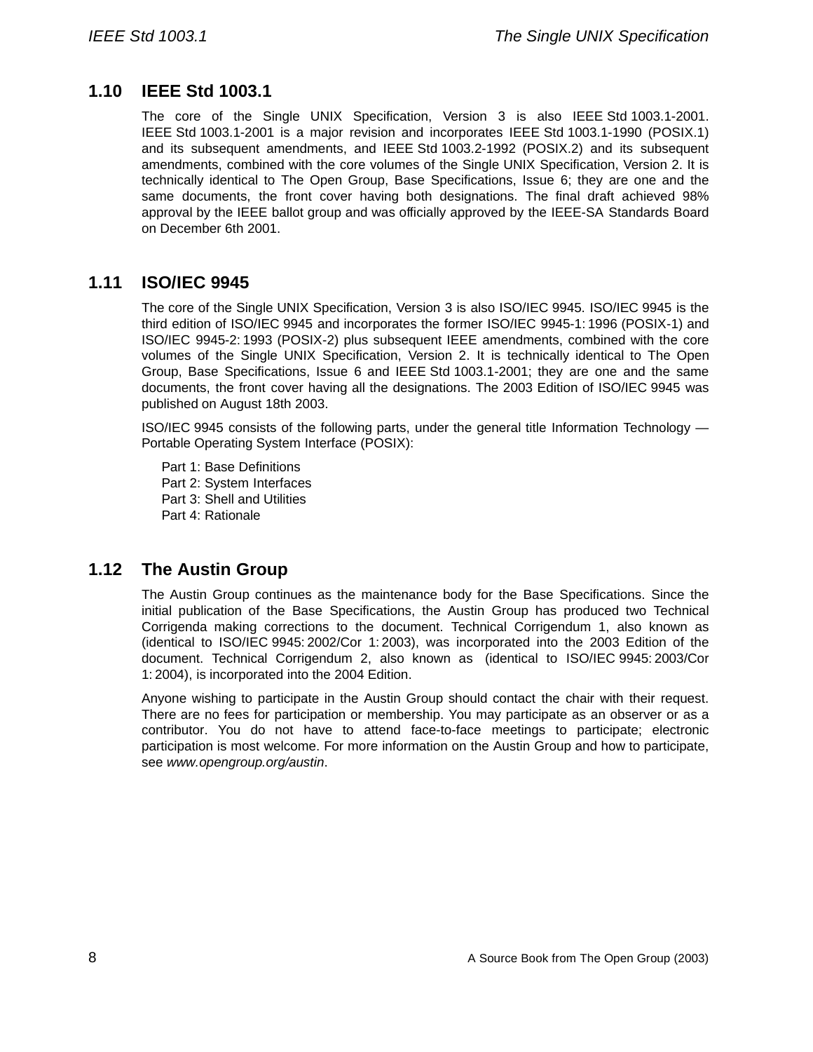## 1.10 IEEE Std 1003.1

The core of the Single UNIX Specification, Version 3 is also IEEE Std 1003.1-2001. IEEE Std 1003.1-2001 is a major revision and incorporates IEEE Std 1003.1-1990 (POSIX.1) and its subsequent amendments, and IEEE Std 1003.2-1992 (POSIX.2) and its subsequent amendments, combined with the core volumes of the Single UNIX Specification, Version 2. It is technically identical to The Open Group, Base Specifications, Issue 6; they are one and the same documents, the front cover having both designations. The final draft achieved 98% approval by the IEEE ballot group and was officially approved by the IEEE-SA Standards Board on December 6th 2001.

## 1.11 ISO/IEC 9945

The core of the Single UNIX Specification, Version 3 is also ISO/IEC 9945. ISO/IEC 9945 is the third edition of ISO/IEC 9945 and incorporates the former ISO/IEC 9945-1: 1996 (POSIX-1) and ISO/IEC 9945-2: 1993 (POSIX-2) plus subsequent IEEE amendments, combined with the core volumes of the Single UNIX Specification, Version 2. It is technically identical to The Open Group, Base Specifications, Issue 6 and IEEE Std 1003.1-2001; they are one and the same documents, the front cover having all the designations. The 2003 Edition of ISO/IEC 9945 was published on August 18th 2003.

ISO/IEC 9945 consists of the following parts, under the general title Information Technology — Portable Operating System Interface (POSIX):

Part 1: Base Definitions
Part 2: System Interfaces
Part 3: Shell and Utilities
Part 4: Rationale

## 1.12 The Austin Group

The Austin Group continues as the maintenance body for the Base Specifications. Since the initial publication of the Base Specifications, the Austin Group has produced two Technical Corrigenda making corrections to the document. Technical Corrigendum 1, also known as (identical to ISO/IEC 9945: 2002/Cor 1: 2003), was incorporated into the 2003 Edition of the document. Technical Corrigendum 2, also known as (identical to ISO/IEC 9945: 2003/Cor 1: 2004), is incorporated into the 2004 Edition.

Anyone wishing to participate in the Austin Group should contact the chair with their request. There are no fees for participation or membership. You may participate as an observer or as a contributor. You do not have to attend face-to-face meetings to participate; electronic participation is most welcome. For more information on the Austin Group and how to participate, see *www.opengroup.org/austin*.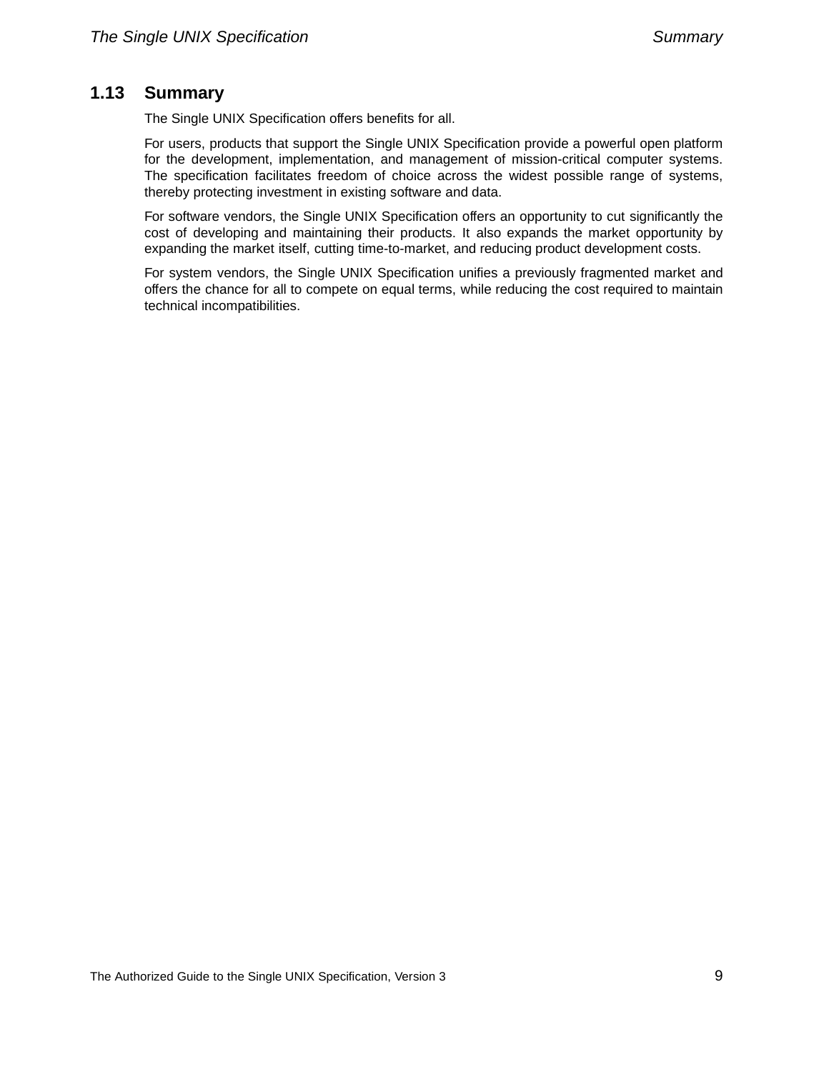## 1.13 Summary

The Single UNIX Specification offers benefits for all.

For users, products that support the Single UNIX Specification provide a powerful open platform for the development, implementation, and management of mission-critical computer systems. The specification facilitates freedom of choice across the widest possible range of systems, thereby protecting investment in existing software and data.

For software vendors, the Single UNIX Specification offers an opportunity to cut significantly the cost of developing and maintaining their products. It also expands the market opportunity by expanding the market itself, cutting time-to-market, and reducing product development costs.

For system vendors, the Single UNIX Specification unifies a previously fragmented market and offers the chance for all to compete on equal terms, while reducing the cost required to maintain technical incompatibilities.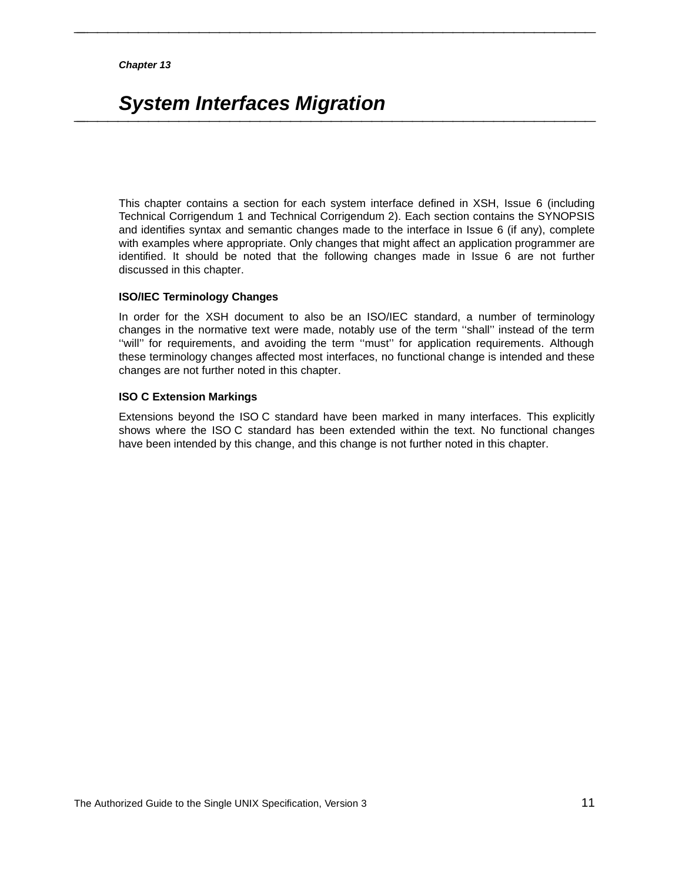*Chapter 13*

# *System Interfaces Migration*

This chapter contains a section for each system interface defined in XSH, Issue 6 (including Technical Corrigendum 1 and Technical Corrigendum 2). Each section contains the SYNOPSIS and identifies syntax and semantic changes made to the interface in Issue 6 (if any), complete with examples where appropriate. Only changes that might affect an application programmer are identified. It should be noted that the following changes made in Issue 6 are not further discussed in this chapter.

### ISO/IEC Terminology Changes

In order for the XSH document to also be an ISO/IEC standard, a number of terminology changes in the normative text were made, notably use of the term ‘‘shall’’ instead of the term ‘‘will’’ for requirements, and avoiding the term ‘‘must’’ for application requirements. Although these terminology changes affected most interfaces, no functional change is intended and these changes are not further noted in this chapter.

### ISO C Extension Markings

Extensions beyond the ISO C standard have been marked in many interfaces. This explicitly shows where the ISO C standard has been extended within the text. No functional changes have been intended by this change, and this change is not further noted in this chapter.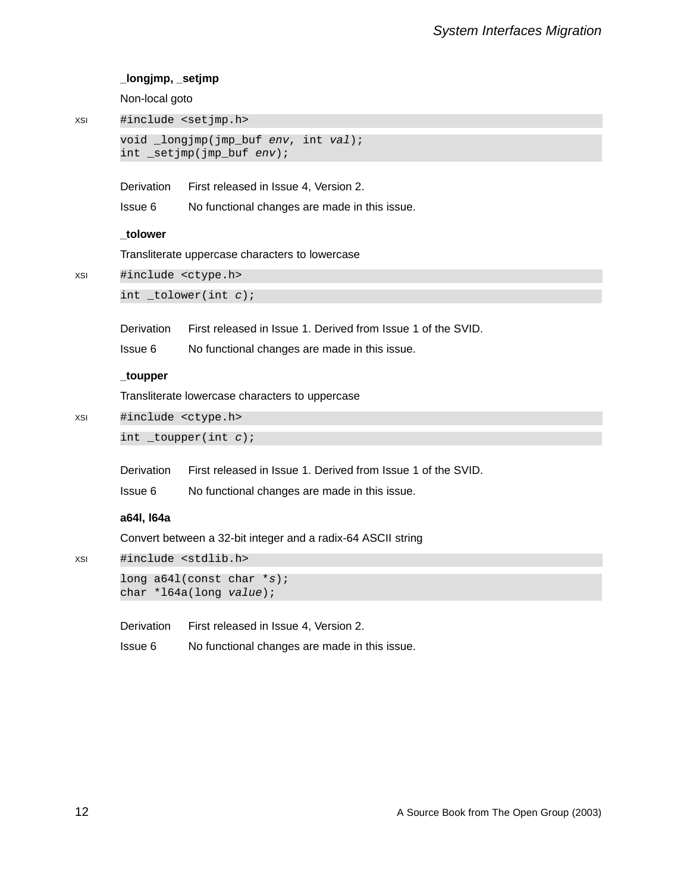**_longjmp, _setjmp**

Non-local goto

XSI

```
#include <setjmp.h>
```

```
void _longjmp(jmp_buf env, int val);
int _setjmp(jmp_buf env);
```

| | |
|---|---|
| Derivation | First released in Issue 4, Version 2. |
| Issue 6 | No functional changes are made in this issue. |

**_tolower**

Transliterate uppercase characters to lowercase

XSI

```
#include <ctype.h>
```

```
int _tolower(int c);
```

| | |
|---|---|
| Derivation | First released in Issue 1. Derived from Issue 1 of the SVID. |
| Issue 6 | No functional changes are made in this issue. |

**_toupper**

Transliterate lowercase characters to uppercase

XSI

```
#include <ctype.h>
```

```
int _toupper(int c);
```

| | |
|---|---|
| Derivation | First released in Issue 1. Derived from Issue 1 of the SVID. |
| Issue 6 | No functional changes are made in this issue. |

**a64l, l64a**

Convert between a 32-bit integer and a radix-64 ASCII string

XSI

```
#include <stdlib.h>
```

```
long a64l(const char *s);
char *l64a(long value);
```

| | |
|---|---|
| Derivation | First released in Issue 4, Version 2. |
| Issue 6 | No functional changes are made in this issue. |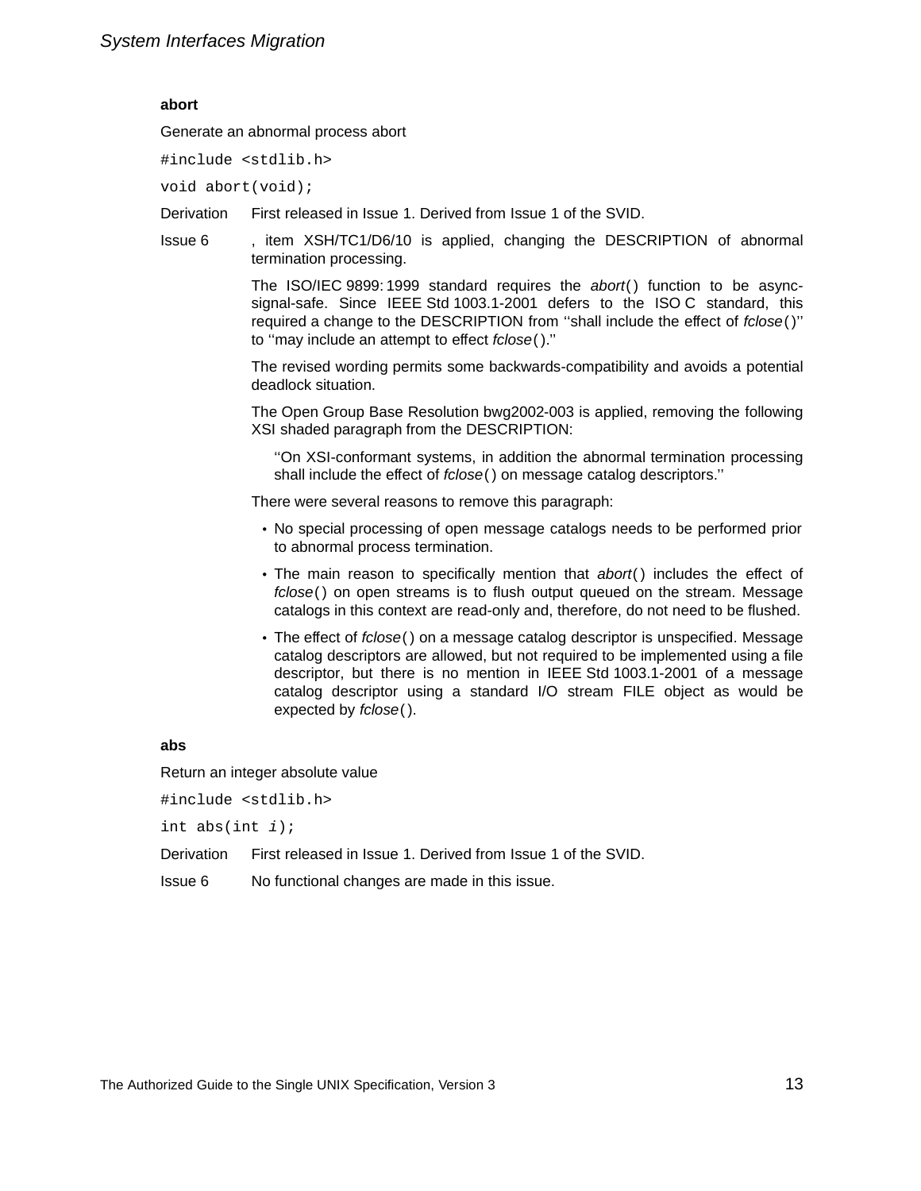**abort**

Generate an abnormal process abort

```
#include <stdlib.h>
```

```
void abort(void);
```

Derivation — First released in Issue 1. Derived from Issue 1 of the SVID.

Issue 6 — , item XSH/TC1/D6/10 is applied, changing the DESCRIPTION of abnormal termination processing.

The ISO/IEC 9899: 1999 standard requires the *abort*() function to be async-signal-safe. Since IEEE Std 1003.1-2001 defers to the ISO C standard, this required a change to the DESCRIPTION from ''shall include the effect of *fclose*()'' to ''may include an attempt to effect *fclose*().''

The revised wording permits some backwards-compatibility and avoids a potential deadlock situation.

The Open Group Base Resolution bwg2002-003 is applied, removing the following XSI shaded paragraph from the DESCRIPTION:

> ''On XSI-conformant systems, in addition the abnormal termination processing shall include the effect of *fclose*() on message catalog descriptors.''

There were several reasons to remove this paragraph:

- No special processing of open message catalogs needs to be performed prior to abnormal process termination.
- The main reason to specifically mention that *abort*() includes the effect of *fclose*() on open streams is to flush output queued on the stream. Message catalogs in this context are read-only and, therefore, do not need to be flushed.
- The effect of *fclose*() on a message catalog descriptor is unspecified. Message catalog descriptors are allowed, but not required to be implemented using a file descriptor, but there is no mention in IEEE Std 1003.1-2001 of a message catalog descriptor using a standard I/O stream FILE object as would be expected by *fclose*().

**abs**

Return an integer absolute value

```
#include <stdlib.h>
```

```
int abs(int i);
```

Derivation — First released in Issue 1. Derived from Issue 1 of the SVID.

Issue 6 — No functional changes are made in this issue.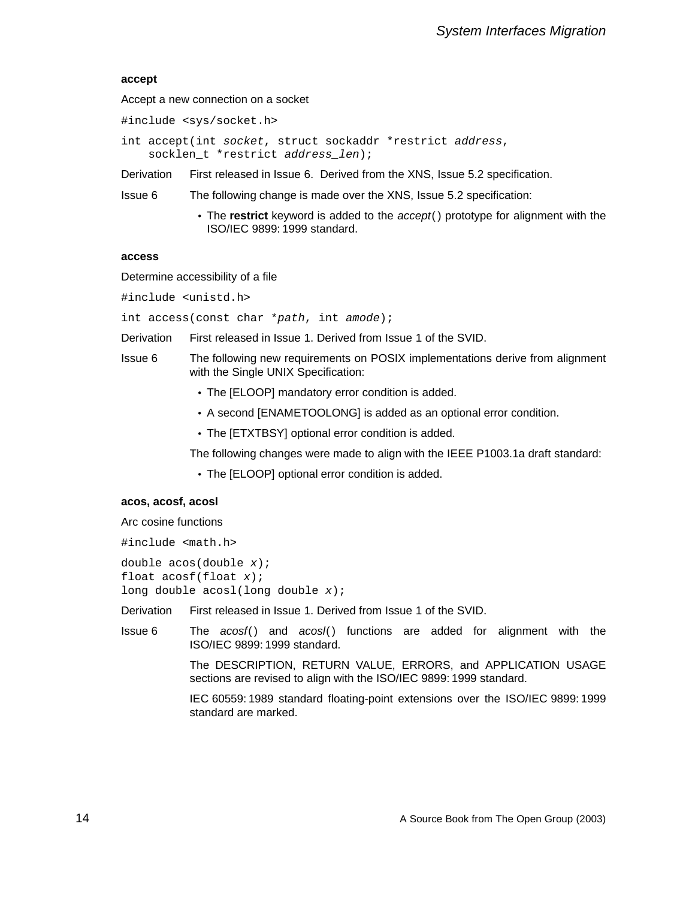### accept

Accept a new connection on a socket

```
#include <sys/socket.h>
```

```
int accept(int socket, struct sockaddr *restrict address,
    socklen_t *restrict address_len);
```

Derivation — First released in Issue 6. Derived from the XNS, Issue 5.2 specification.

Issue 6 — The following change is made over the XNS, Issue 5.2 specification:

- The **restrict** keyword is added to the *accept*() prototype for alignment with the ISO/IEC 9899: 1999 standard.

### access

Determine accessibility of a file

```
#include <unistd.h>
```

```
int access(const char *path, int amode);
```

Derivation — First released in Issue 1. Derived from Issue 1 of the SVID.

Issue 6 — The following new requirements on POSIX implementations derive from alignment with the Single UNIX Specification:

- The [ELOOP] mandatory error condition is added.
- A second [ENAMETOOLONG] is added as an optional error condition.
- The [ETXTBSY] optional error condition is added.

The following changes were made to align with the IEEE P1003.1a draft standard:

- The [ELOOP] optional error condition is added.

### acos, acosf, acosl

Arc cosine functions

```
#include <math.h>
```

```
double acos(double x);
float acosf(float x);
long double acosl(long double x);
```

Derivation — First released in Issue 1. Derived from Issue 1 of the SVID.

Issue 6 — The *acosf*() and *acosl*() functions are added for alignment with the ISO/IEC 9899: 1999 standard.

The DESCRIPTION, RETURN VALUE, ERRORS, and APPLICATION USAGE sections are revised to align with the ISO/IEC 9899: 1999 standard.

IEC 60559: 1989 standard floating-point extensions over the ISO/IEC 9899: 1999 standard are marked.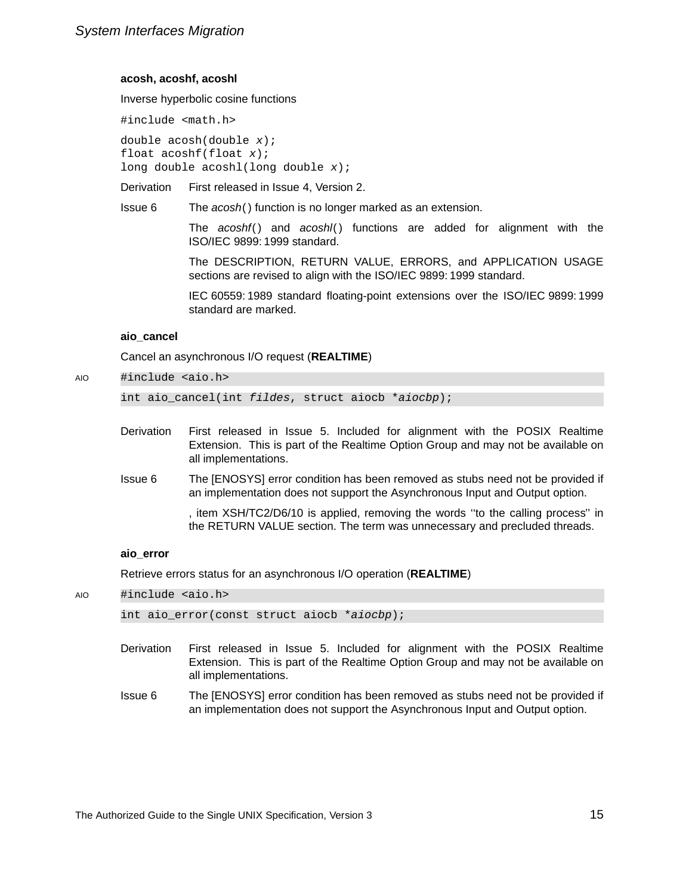### acosh, acoshf, acoshl

Inverse hyperbolic cosine functions

```
#include <math.h>
```

```
double acosh(double x);
float acoshf(float x);
long double acoshl(long double x);
```

Derivation — First released in Issue 4, Version 2.

Issue 6 — The *acosh*() function is no longer marked as an extension.

The *acoshf*() and *acoshl*() functions are added for alignment with the ISO/IEC 9899: 1999 standard.

The DESCRIPTION, RETURN VALUE, ERRORS, and APPLICATION USAGE sections are revised to align with the ISO/IEC 9899: 1999 standard.

IEC 60559: 1989 standard floating-point extensions over the ISO/IEC 9899: 1999 standard are marked.

### aio_cancel

Cancel an asynchronous I/O request (**REALTIME**)

AIO
```
#include <aio.h>
```

```
int aio_cancel(int fildes, struct aiocb *aiocbp);
```

Derivation — First released in Issue 5. Included for alignment with the POSIX Realtime Extension. This is part of the Realtime Option Group and may not be available on all implementations.

Issue 6 — The [ENOSYS] error condition has been removed as stubs need not be provided if an implementation does not support the Asynchronous Input and Output option.

, item XSH/TC2/D6/10 is applied, removing the words ‘‘to the calling process’’ in the RETURN VALUE section. The term was unnecessary and precluded threads.

### aio_error

Retrieve errors status for an asynchronous I/O operation (**REALTIME**)

AIO
```
#include <aio.h>
```

```
int aio_error(const struct aiocb *aiocbp);
```

Derivation — First released in Issue 5. Included for alignment with the POSIX Realtime Extension. This is part of the Realtime Option Group and may not be available on all implementations.

Issue 6 — The [ENOSYS] error condition has been removed as stubs need not be provided if an implementation does not support the Asynchronous Input and Output option.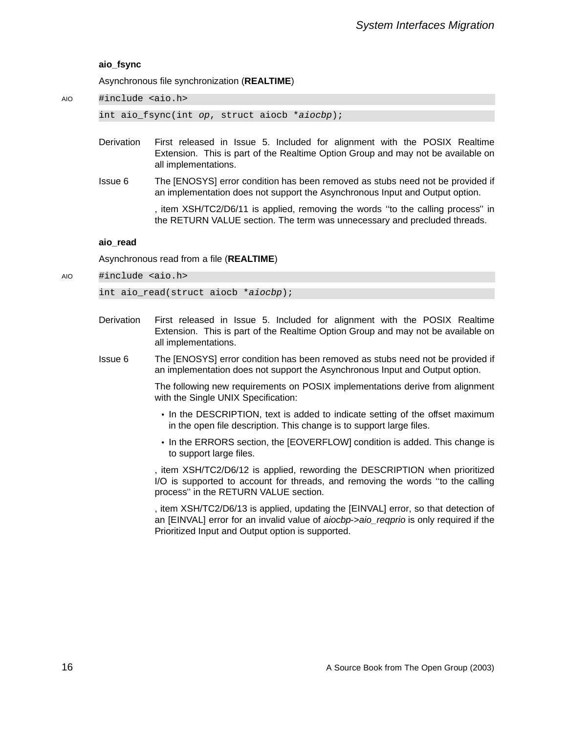### aio_fsync

Asynchronous file synchronization (**REALTIME**)

AIO

```
#include <aio.h>
int aio_fsync(int op, struct aiocb *aiocbp);
```

Derivation — First released in Issue 5. Included for alignment with the POSIX Realtime Extension. This is part of the Realtime Option Group and may not be available on all implementations.

Issue 6 — The [ENOSYS] error condition has been removed as stubs need not be provided if an implementation does not support the Asynchronous Input and Output option.

, item XSH/TC2/D6/11 is applied, removing the words ''to the calling process'' in the RETURN VALUE section. The term was unnecessary and precluded threads.

### aio_read

Asynchronous read from a file (**REALTIME**)

AIO

```
#include <aio.h>
int aio_read(struct aiocb *aiocbp);
```

Derivation — First released in Issue 5. Included for alignment with the POSIX Realtime Extension. This is part of the Realtime Option Group and may not be available on all implementations.

Issue 6 — The [ENOSYS] error condition has been removed as stubs need not be provided if an implementation does not support the Asynchronous Input and Output option.

The following new requirements on POSIX implementations derive from alignment with the Single UNIX Specification:

- In the DESCRIPTION, text is added to indicate setting of the offset maximum in the open file description. This change is to support large files.
- In the ERRORS section, the [EOVERFLOW] condition is added. This change is to support large files.

, item XSH/TC2/D6/12 is applied, rewording the DESCRIPTION when prioritized I/O is supported to account for threads, and removing the words ''to the calling process'' in the RETURN VALUE section.

, item XSH/TC2/D6/13 is applied, updating the [EINVAL] error, so that detection of an [EINVAL] error for an invalid value of *aiocbp->aio_reqprio* is only required if the Prioritized Input and Output option is supported.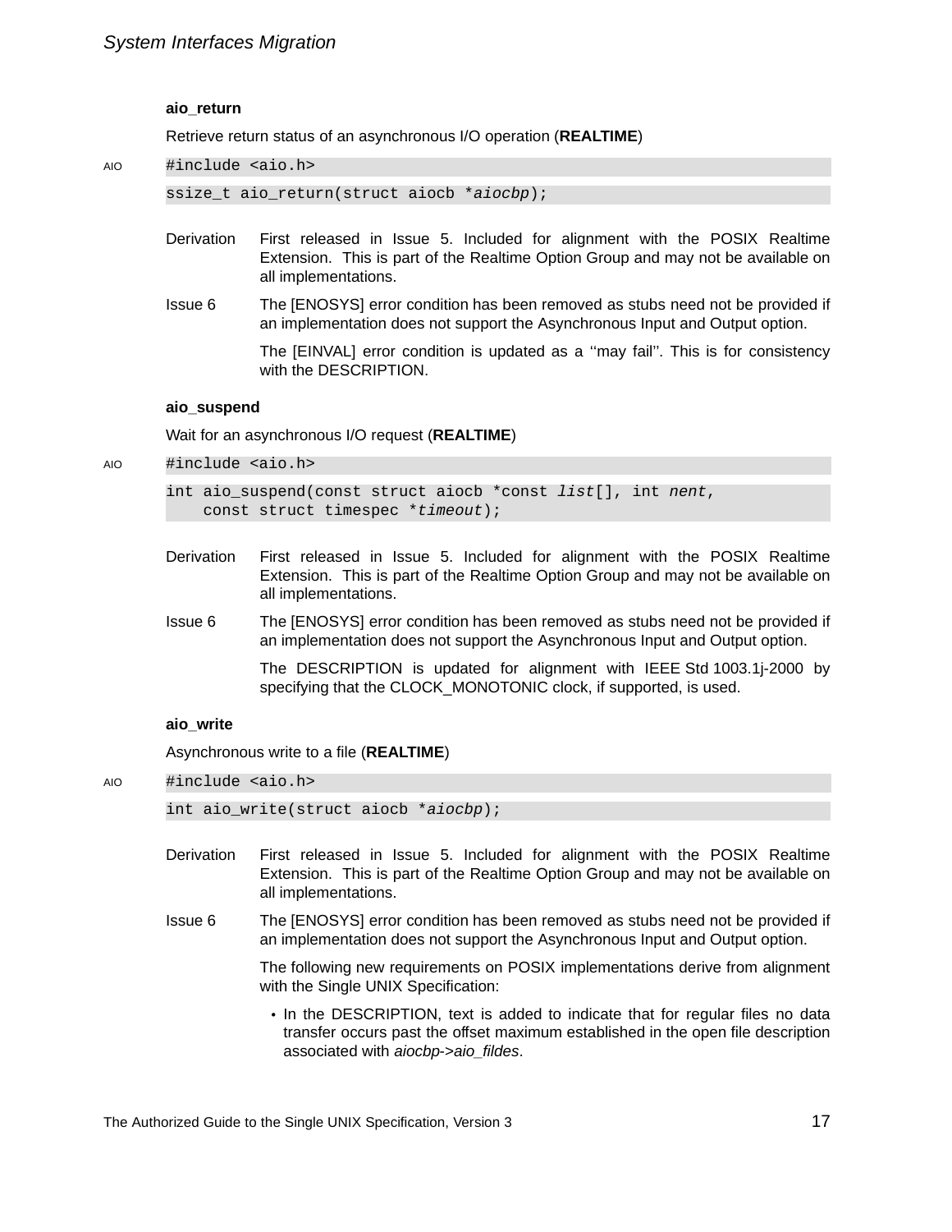**aio_return**

Retrieve return status of an asynchronous I/O operation (**REALTIME**)

AIO

```
#include <aio.h>
```

```
ssize_t aio_return(struct aiocb *aiocbp);
```

Derivation — First released in Issue 5. Included for alignment with the POSIX Realtime Extension. This is part of the Realtime Option Group and may not be available on all implementations.

Issue 6 — The [ENOSYS] error condition has been removed as stubs need not be provided if an implementation does not support the Asynchronous Input and Output option.

The [EINVAL] error condition is updated as a ''may fail''. This is for consistency with the DESCRIPTION.

**aio_suspend**

Wait for an asynchronous I/O request (**REALTIME**)

AIO

```
#include <aio.h>
```

```
int aio_suspend(const struct aiocb *const list[], int nent,
    const struct timespec *timeout);
```

Derivation — First released in Issue 5. Included for alignment with the POSIX Realtime Extension. This is part of the Realtime Option Group and may not be available on all implementations.

Issue 6 — The [ENOSYS] error condition has been removed as stubs need not be provided if an implementation does not support the Asynchronous Input and Output option.

The DESCRIPTION is updated for alignment with IEEE Std 1003.1j-2000 by specifying that the CLOCK_MONOTONIC clock, if supported, is used.

**aio_write**

Asynchronous write to a file (**REALTIME**)

AIO

```
#include <aio.h>
```

```
int aio_write(struct aiocb *aiocbp);
```

Derivation — First released in Issue 5. Included for alignment with the POSIX Realtime Extension. This is part of the Realtime Option Group and may not be available on all implementations.

Issue 6 — The [ENOSYS] error condition has been removed as stubs need not be provided if an implementation does not support the Asynchronous Input and Output option.

The following new requirements on POSIX implementations derive from alignment with the Single UNIX Specification:

- In the DESCRIPTION, text is added to indicate that for regular files no data transfer occurs past the offset maximum established in the open file description associated with *aiocbp->aio_fildes*.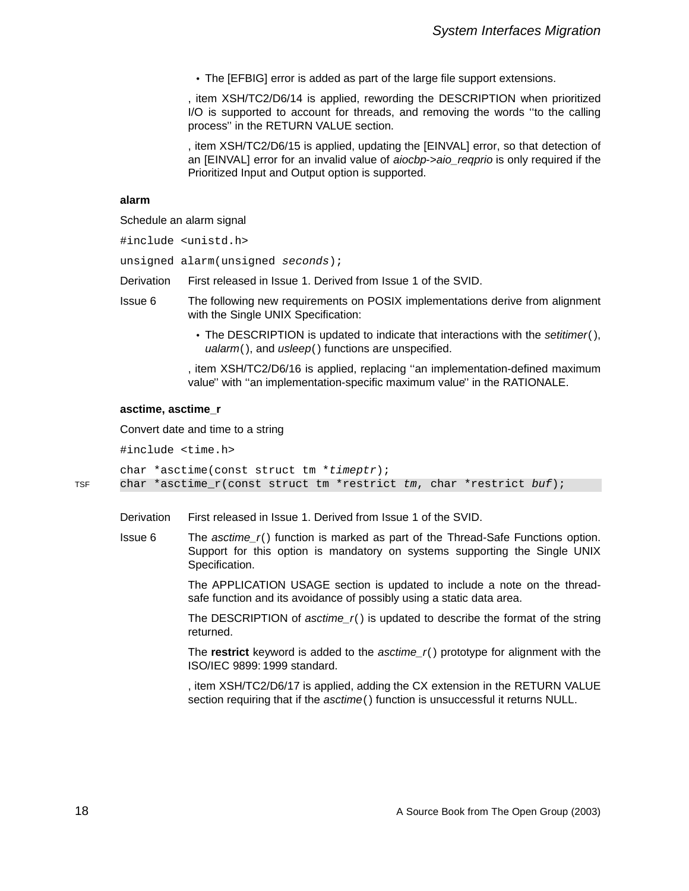- The [EFBIG] error is added as part of the large file support extensions.

, item XSH/TC2/D6/14 is applied, rewording the DESCRIPTION when prioritized I/O is supported to account for threads, and removing the words ''to the calling process'' in the RETURN VALUE section.

, item XSH/TC2/D6/15 is applied, updating the [EINVAL] error, so that detection of an [EINVAL] error for an invalid value of *aiocbp->aio_reqprio* is only required if the Prioritized Input and Output option is supported.

**alarm**

Schedule an alarm signal

```
#include <unistd.h>

unsigned alarm(unsigned seconds);
```

Derivation — First released in Issue 1. Derived from Issue 1 of the SVID.

Issue 6 — The following new requirements on POSIX implementations derive from alignment with the Single UNIX Specification:

- The DESCRIPTION is updated to indicate that interactions with the *setitimer*( ), *ualarm*( ), and *usleep*( ) functions are unspecified.

, item XSH/TC2/D6/16 is applied, replacing ''an implementation-defined maximum value'' with ''an implementation-specific maximum value'' in the RATIONALE.

**asctime, asctime_r**

Convert date and time to a string

```
#include <time.h>

char *asctime(const struct tm *timeptr);
TSF char *asctime_r(const struct tm *restrict tm, char *restrict buf);
```

Derivation — First released in Issue 1. Derived from Issue 1 of the SVID.

Issue 6 — The *asctime_r*( ) function is marked as part of the Thread-Safe Functions option. Support for this option is mandatory on systems supporting the Single UNIX Specification.

The APPLICATION USAGE section is updated to include a note on the thread-safe function and its avoidance of possibly using a static data area.

The DESCRIPTION of *asctime_r*( ) is updated to describe the format of the string returned.

The **restrict** keyword is added to the *asctime_r*( ) prototype for alignment with the ISO/IEC 9899: 1999 standard.

, item XSH/TC2/D6/17 is applied, adding the CX extension in the RETURN VALUE section requiring that if the *asctime*( ) function is unsuccessful it returns NULL.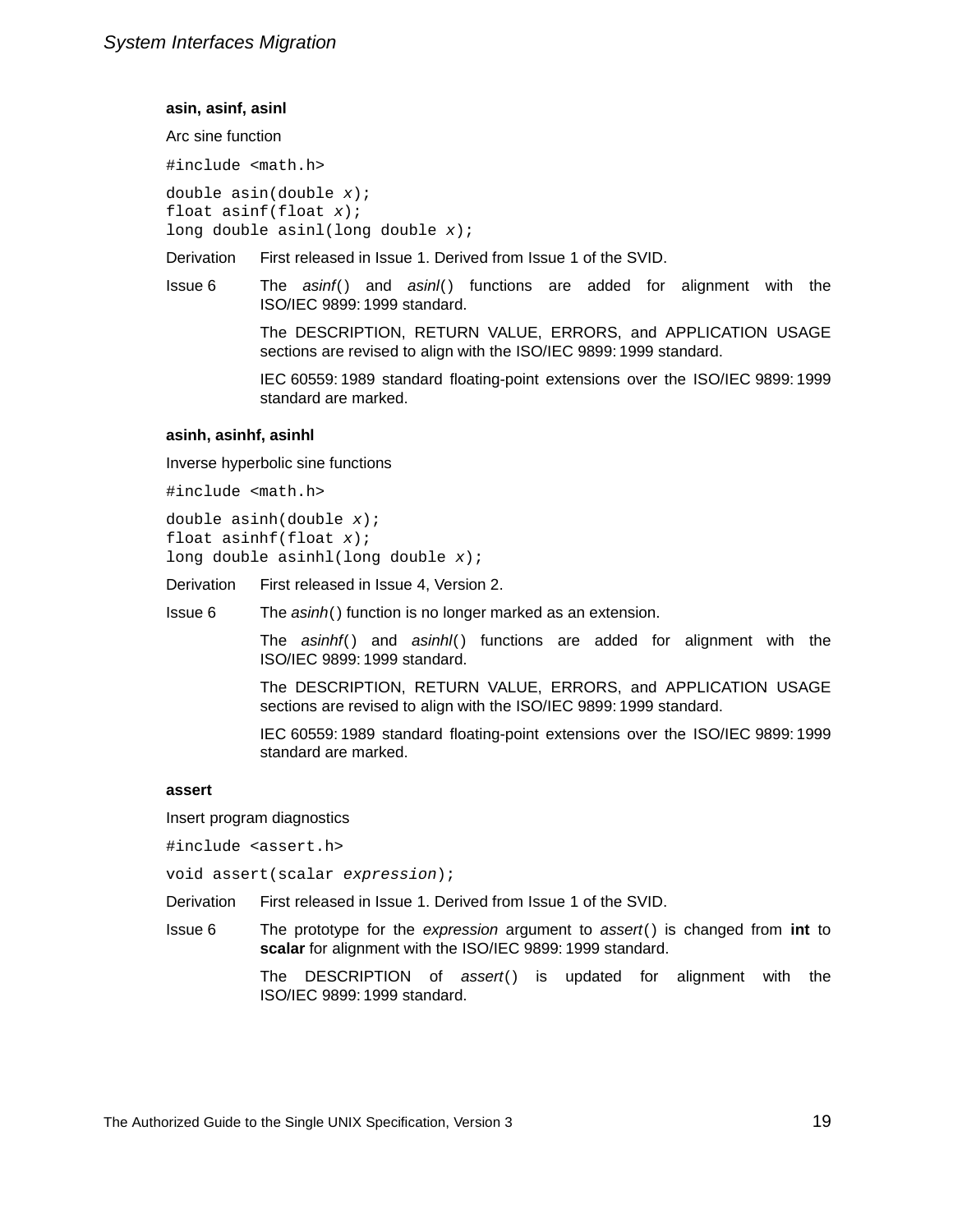**asin, asinf, asinl**

Arc sine function

```
#include <math.h>
```

```
double asin(double x);
float asinf(float x);
long double asinl(long double x);
```

Derivation — First released in Issue 1. Derived from Issue 1 of the SVID.

Issue 6 — The *asinf*() and *asinl*() functions are added for alignment with the ISO/IEC 9899: 1999 standard.

The DESCRIPTION, RETURN VALUE, ERRORS, and APPLICATION USAGE sections are revised to align with the ISO/IEC 9899: 1999 standard.

IEC 60559: 1989 standard floating-point extensions over the ISO/IEC 9899: 1999 standard are marked.

**asinh, asinhf, asinhl**

Inverse hyperbolic sine functions

```
#include <math.h>
```

```
double asinh(double x);
float asinhf(float x);
long double asinhl(long double x);
```

Derivation — First released in Issue 4, Version 2.

Issue 6 — The *asinh*() function is no longer marked as an extension.

The *asinhf*() and *asinhl*() functions are added for alignment with the ISO/IEC 9899: 1999 standard.

The DESCRIPTION, RETURN VALUE, ERRORS, and APPLICATION USAGE sections are revised to align with the ISO/IEC 9899: 1999 standard.

IEC 60559: 1989 standard floating-point extensions over the ISO/IEC 9899: 1999 standard are marked.

**assert**

Insert program diagnostics

```
#include <assert.h>
```

```
void assert(scalar expression);
```

Derivation — First released in Issue 1. Derived from Issue 1 of the SVID.

Issue 6 — The prototype for the *expression* argument to *assert*() is changed from **int** to **scalar** for alignment with the ISO/IEC 9899: 1999 standard.

The DESCRIPTION of *assert*() is updated for alignment with the ISO/IEC 9899: 1999 standard.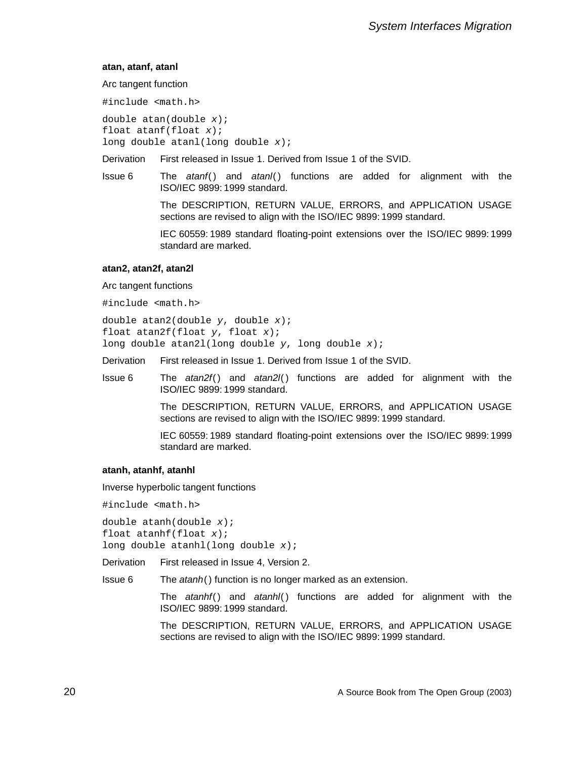**atan, atanf, atanl**

Arc tangent function

```
#include <math.h>
```

```
double atan(double x);
float atanf(float x);
long double atanl(long double x);
```

Derivation First released in Issue 1. Derived from Issue 1 of the SVID.

Issue 6 The *atanf*() and *atanl*() functions are added for alignment with the ISO/IEC 9899: 1999 standard.

The DESCRIPTION, RETURN VALUE, ERRORS, and APPLICATION USAGE sections are revised to align with the ISO/IEC 9899: 1999 standard.

IEC 60559: 1989 standard floating-point extensions over the ISO/IEC 9899: 1999 standard are marked.

**atan2, atan2f, atan2l**

Arc tangent functions

```
#include <math.h>
```

```
double atan2(double y, double x);
float atan2f(float y, float x);
long double atan2l(long double y, long double x);
```

Derivation First released in Issue 1. Derived from Issue 1 of the SVID.

Issue 6 The *atan2f*() and *atan2l*() functions are added for alignment with the ISO/IEC 9899: 1999 standard.

The DESCRIPTION, RETURN VALUE, ERRORS, and APPLICATION USAGE sections are revised to align with the ISO/IEC 9899: 1999 standard.

IEC 60559: 1989 standard floating-point extensions over the ISO/IEC 9899: 1999 standard are marked.

**atanh, atanhf, atanhl**

Inverse hyperbolic tangent functions

```
#include <math.h>
```

```
double atanh(double x);
float atanhf(float x);
long double atanhl(long double x);
```

Derivation First released in Issue 4, Version 2.

Issue 6 The *atanh*() function is no longer marked as an extension.

The *atanhf*() and *atanhl*() functions are added for alignment with the ISO/IEC 9899: 1999 standard.

The DESCRIPTION, RETURN VALUE, ERRORS, and APPLICATION USAGE sections are revised to align with the ISO/IEC 9899: 1999 standard.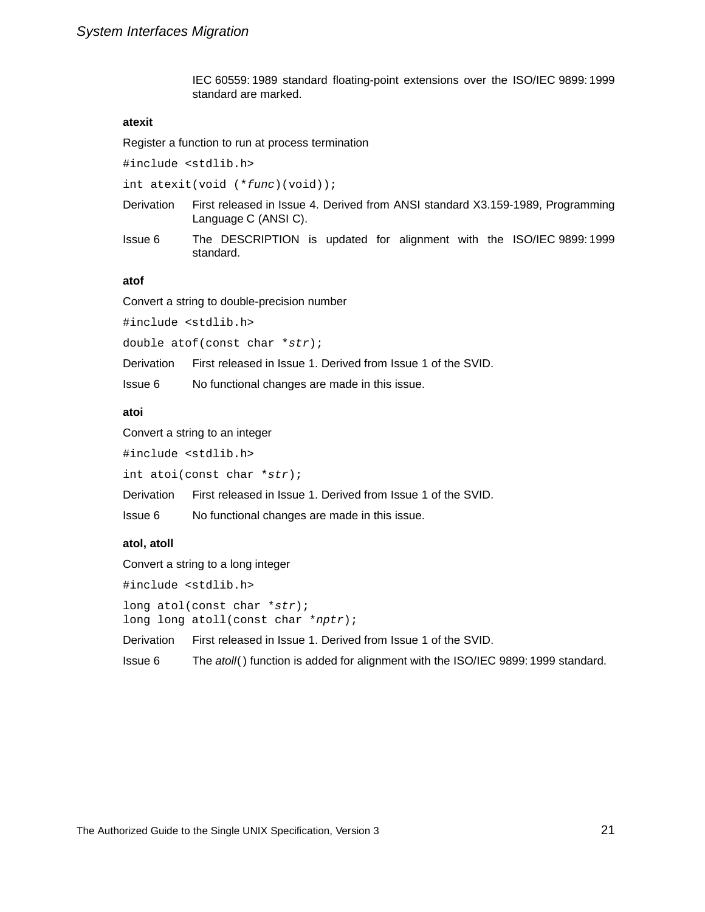IEC 60559:1989 standard floating-point extensions over the ISO/IEC 9899:1999 standard are marked.

### atexit

Register a function to run at process termination

```
#include <stdlib.h>
```

```
int atexit(void (*func)(void));
```

| | |
|---|---|
| Derivation | First released in Issue 4. Derived from ANSI standard X3.159-1989, Programming Language C (ANSI C). |
| Issue 6 | The DESCRIPTION is updated for alignment with the ISO/IEC 9899:1999 standard. |

### atof

Convert a string to double-precision number

```
#include <stdlib.h>
```

```
double atof(const char *str);
```

| | |
|---|---|
| Derivation | First released in Issue 1. Derived from Issue 1 of the SVID. |
| Issue 6 | No functional changes are made in this issue. |

### atoi

Convert a string to an integer

```
#include <stdlib.h>
```

```
int atoi(const char *str);
```

| | |
|---|---|
| Derivation | First released in Issue 1. Derived from Issue 1 of the SVID. |
| Issue 6 | No functional changes are made in this issue. |

### atol, atoll

Convert a string to a long integer

```
#include <stdlib.h>
```

```
long atol(const char *str);
long long atoll(const char *nptr);
```

| | |
|---|---|
| Derivation | First released in Issue 1. Derived from Issue 1 of the SVID. |
| Issue 6 | The *atoll*( ) function is added for alignment with the ISO/IEC 9899:1999 standard. |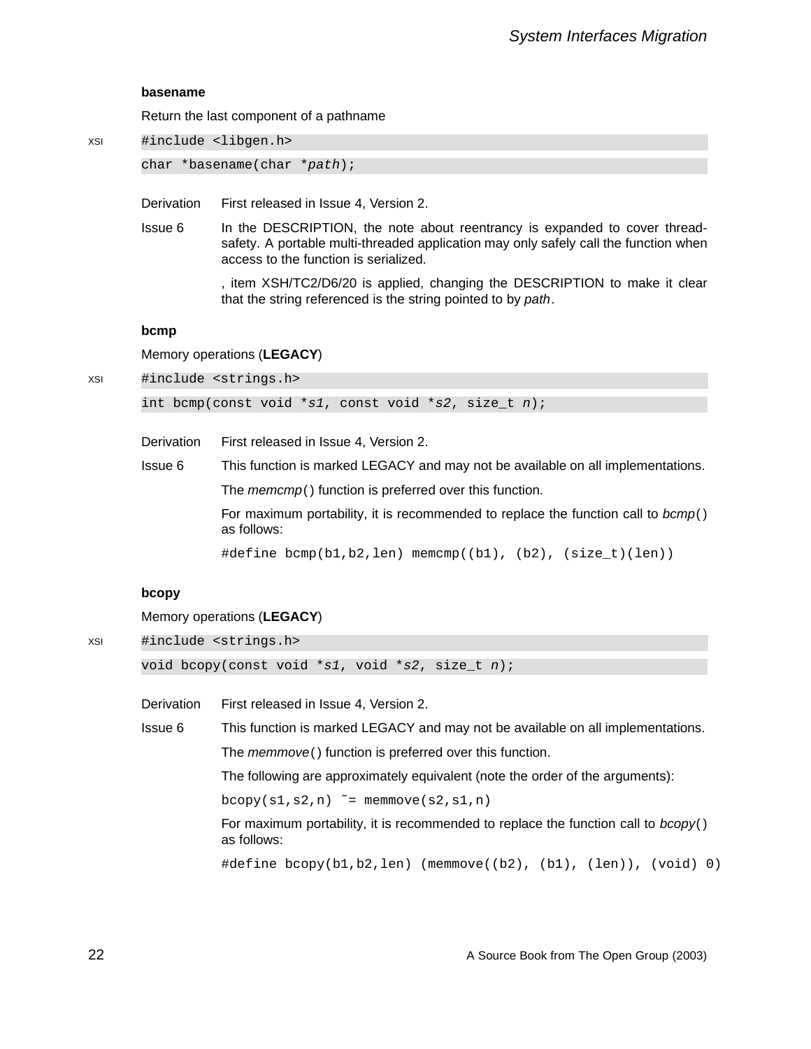### basename

Return the last component of a pathname

```
XSI    #include <libgen.h>
       char *basename(char *path);
```

Derivation First released in Issue 4, Version 2.

Issue 6 In the DESCRIPTION, the note about reentrancy is expanded to cover thread-safety. A portable multi-threaded application may only safely call the function when access to the function is serialized.

, item XSH/TC2/D6/20 is applied, changing the DESCRIPTION to make it clear that the string referenced is the string pointed to by *path*.

### bcmp

Memory operations (**LEGACY**)

```
XSI    #include <strings.h>
       int bcmp(const void *s1, const void *s2, size_t n);
```

Derivation First released in Issue 4, Version 2.

Issue 6 This function is marked LEGACY and may not be available on all implementations.

The *memcmp*() function is preferred over this function.

For maximum portability, it is recommended to replace the function call to *bcmp*() as follows:

```
#define bcmp(b1,b2,len) memcmp((b1), (b2), (size_t)(len))
```

### bcopy

Memory operations (**LEGACY**)

```
XSI    #include <strings.h>
       void bcopy(const void *s1, void *s2, size_t n);
```

Derivation First released in Issue 4, Version 2.

Issue 6 This function is marked LEGACY and may not be available on all implementations.

The *memmove*() function is preferred over this function.

The following are approximately equivalent (note the order of the arguments):

```
bcopy(s1,s2,n) ˜= memmove(s2,s1,n)
```

For maximum portability, it is recommended to replace the function call to *bcopy*() as follows:

```
#define bcopy(b1,b2,len) (memmove((b2), (b1), (len)), (void) 0)
```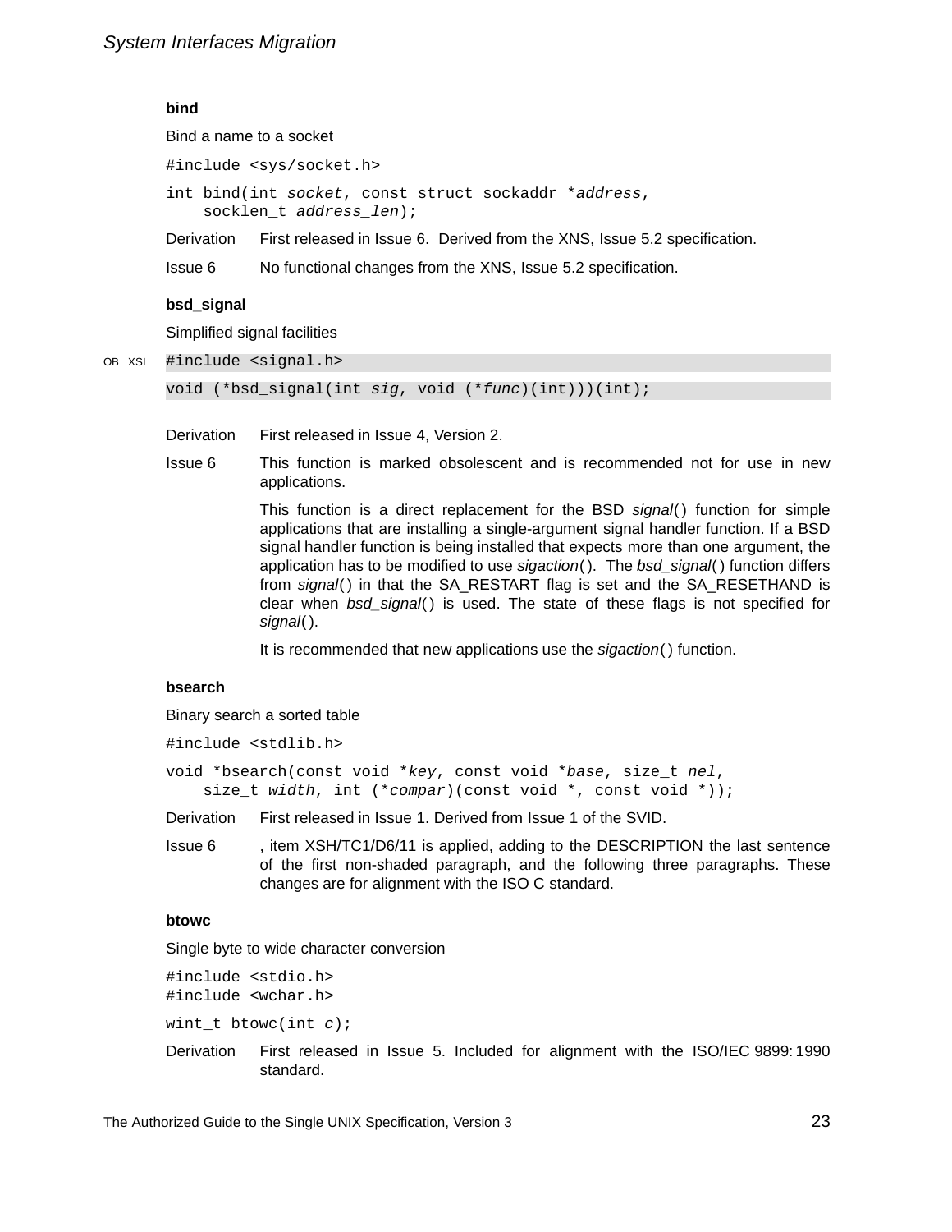### bind

Bind a name to a socket

```
#include <sys/socket.h>

int bind(int socket, const struct sockaddr *address,
    socklen_t address_len);
```

Derivation: First released in Issue 6. Derived from the XNS, Issue 5.2 specification.

Issue 6: No functional changes from the XNS, Issue 5.2 specification.

### bsd_signal

Simplified signal facilities

OB XSI

```
#include <signal.h>

void (*bsd_signal(int sig, void (*func)(int)))(int);
```

Derivation: First released in Issue 4, Version 2.

Issue 6: This function is marked obsolescent and is recommended not for use in new applications.

This function is a direct replacement for the BSD *signal*() function for simple applications that are installing a single-argument signal handler function. If a BSD signal handler function is being installed that expects more than one argument, the application has to be modified to use *sigaction*(). The *bsd_signal*() function differs from *signal*() in that the SA_RESTART flag is set and the SA_RESETHAND is clear when *bsd_signal*() is used. The state of these flags is not specified for *signal*().

It is recommended that new applications use the *sigaction*() function.

### bsearch

Binary search a sorted table

```
#include <stdlib.h>

void *bsearch(const void *key, const void *base, size_t nel,
    size_t width, int (*compar)(const void *, const void *));
```

Derivation: First released in Issue 1. Derived from Issue 1 of the SVID.

Issue 6: , item XSH/TC1/D6/11 is applied, adding to the DESCRIPTION the last sentence of the first non-shaded paragraph, and the following three paragraphs. These changes are for alignment with the ISO C standard.

### btowc

Single byte to wide character conversion

```
#include <stdio.h>
#include <wchar.h>

wint_t btowc(int c);
```

Derivation: First released in Issue 5. Included for alignment with the ISO/IEC 9899: 1990 standard.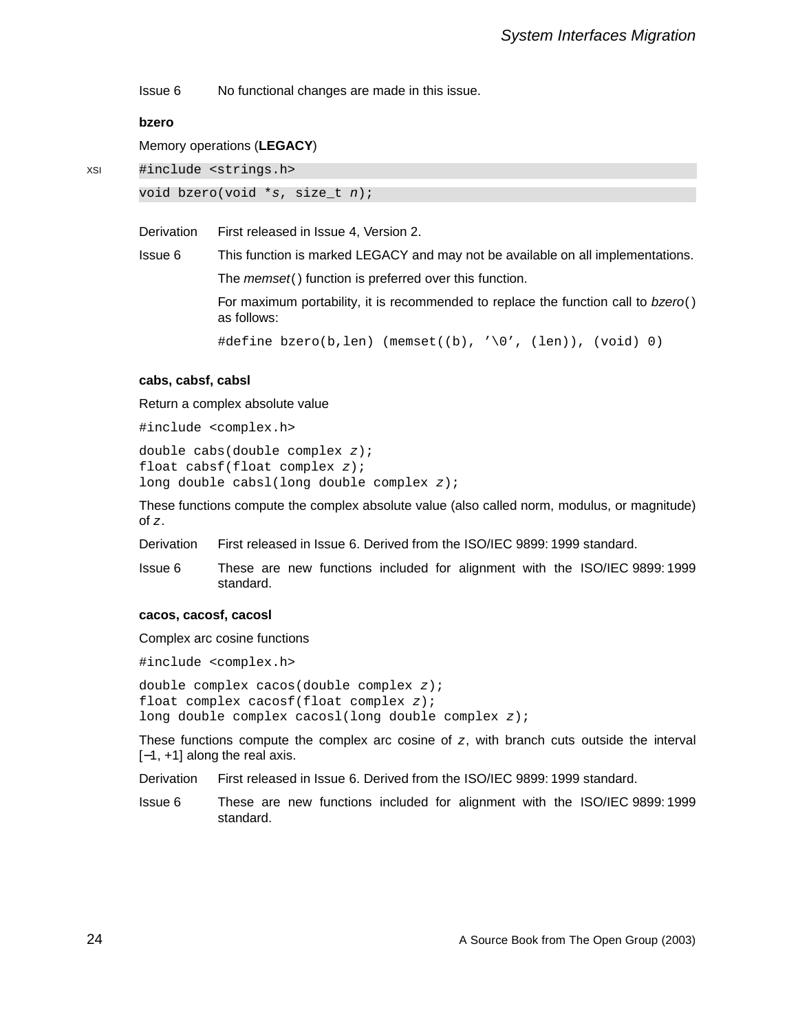Issue 6 No functional changes are made in this issue.

**bzero**

Memory operations (**LEGACY**)

XSI

```
#include <strings.h>
void bzero(void *s, size_t n);
```

Derivation First released in Issue 4, Version 2.

Issue 6 This function is marked LEGACY and may not be available on all implementations.

The *memset*() function is preferred over this function.

For maximum portability, it is recommended to replace the function call to *bzero*() as follows:

```
#define bzero(b,len) (memset((b), '\0', (len)), (void) 0)
```

**cabs, cabsf, cabsl**

Return a complex absolute value

```
#include <complex.h>
double cabs(double complex z);
float cabsf(float complex z);
long double cabsl(long double complex z);
```

These functions compute the complex absolute value (also called norm, modulus, or magnitude) of *z*.

Derivation First released in Issue 6. Derived from the ISO/IEC 9899: 1999 standard.

Issue 6 These are new functions included for alignment with the ISO/IEC 9899: 1999 standard.

**cacos, cacosf, cacosl**

Complex arc cosine functions

```
#include <complex.h>
double complex cacos(double complex z);
float complex cacosf(float complex z);
long double complex cacosl(long double complex z);
```

These functions compute the complex arc cosine of *z*, with branch cuts outside the interval [−1, +1] along the real axis.

Derivation First released in Issue 6. Derived from the ISO/IEC 9899: 1999 standard.

Issue 6 These are new functions included for alignment with the ISO/IEC 9899: 1999 standard.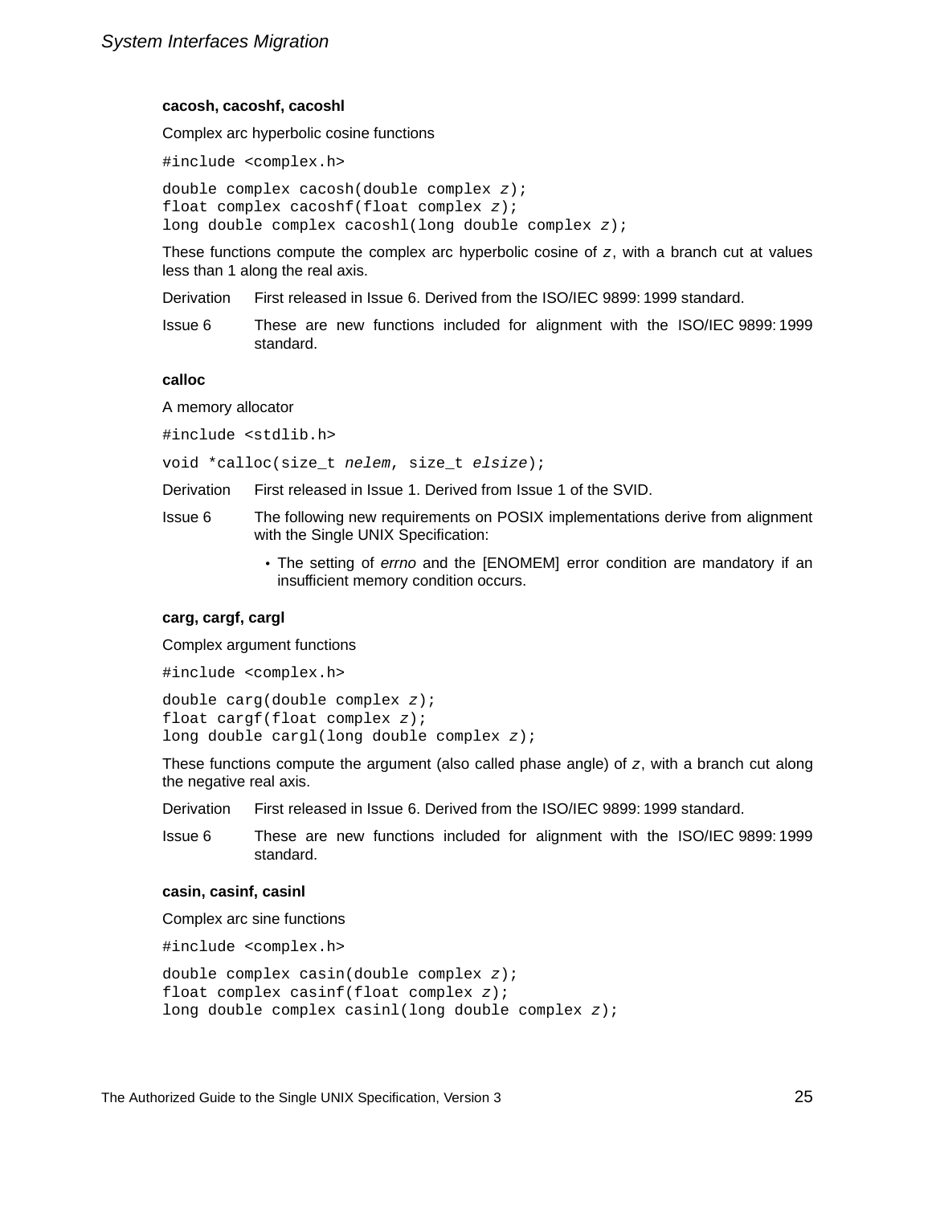### cacosh, cacoshf, cacoshl

Complex arc hyperbolic cosine functions

```
#include <complex.h>
```

```
double complex cacosh(double complex z);
float complex cacoshf(float complex z);
long double complex cacoshl(long double complex z);
```

These functions compute the complex arc hyperbolic cosine of *z*, with a branch cut at values less than 1 along the real axis.

Derivation First released in Issue 6. Derived from the ISO/IEC 9899:1999 standard.

Issue 6 These are new functions included for alignment with the ISO/IEC 9899:1999 standard.

### calloc

A memory allocator

```
#include <stdlib.h>
```

```
void *calloc(size_t nelem, size_t elsize);
```

Derivation First released in Issue 1. Derived from Issue 1 of the SVID.

Issue 6 The following new requirements on POSIX implementations derive from alignment with the Single UNIX Specification:

- The setting of *errno* and the [ENOMEM] error condition are mandatory if an insufficient memory condition occurs.

### carg, cargf, cargl

Complex argument functions

```
#include <complex.h>
```

```
double carg(double complex z);
float cargf(float complex z);
long double cargl(long double complex z);
```

These functions compute the argument (also called phase angle) of *z*, with a branch cut along the negative real axis.

Derivation First released in Issue 6. Derived from the ISO/IEC 9899:1999 standard.

Issue 6 These are new functions included for alignment with the ISO/IEC 9899:1999 standard.

### casin, casinf, casinl

Complex arc sine functions

```
#include <complex.h>
```

```
double complex casin(double complex z);
float complex casinf(float complex z);
long double complex casinl(long double complex z);
```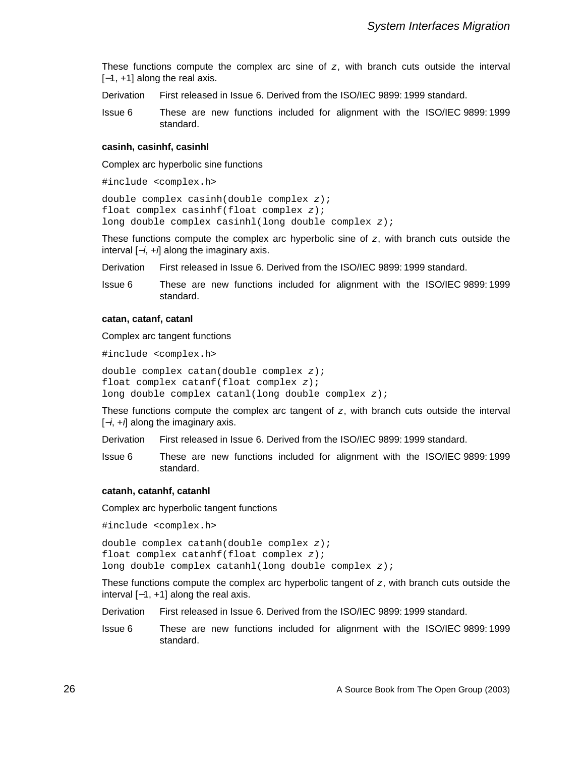These functions compute the complex arc sine of *z*, with branch cuts outside the interval [−1, +1] along the real axis.

Derivation First released in Issue 6. Derived from the ISO/IEC 9899:1999 standard.

Issue 6 These are new functions included for alignment with the ISO/IEC 9899:1999 standard.

**casinh, casinhf, casinhl**

Complex arc hyperbolic sine functions

```
#include <complex.h>
```

```
double complex casinh(double complex z);
float complex casinhf(float complex z);
long double complex casinhl(long double complex z);
```

These functions compute the complex arc hyperbolic sine of *z*, with branch cuts outside the interval [−*i*, +*i*] along the imaginary axis.

Derivation First released in Issue 6. Derived from the ISO/IEC 9899:1999 standard.

Issue 6 These are new functions included for alignment with the ISO/IEC 9899:1999 standard.

**catan, catanf, catanl**

Complex arc tangent functions

```
#include <complex.h>
```

```
double complex catan(double complex z);
float complex catanf(float complex z);
long double complex catanl(long double complex z);
```

These functions compute the complex arc tangent of *z*, with branch cuts outside the interval [−*i*, +*i*] along the imaginary axis.

Derivation First released in Issue 6. Derived from the ISO/IEC 9899:1999 standard.

Issue 6 These are new functions included for alignment with the ISO/IEC 9899:1999 standard.

**catanh, catanhf, catanhl**

Complex arc hyperbolic tangent functions

```
#include <complex.h>
```

```
double complex catanh(double complex z);
float complex catanhf(float complex z);
long double complex catanhl(long double complex z);
```

These functions compute the complex arc hyperbolic tangent of *z*, with branch cuts outside the interval [−1, +1] along the real axis.

Derivation First released in Issue 6. Derived from the ISO/IEC 9899:1999 standard.

Issue 6 These are new functions included for alignment with the ISO/IEC 9899:1999 standard.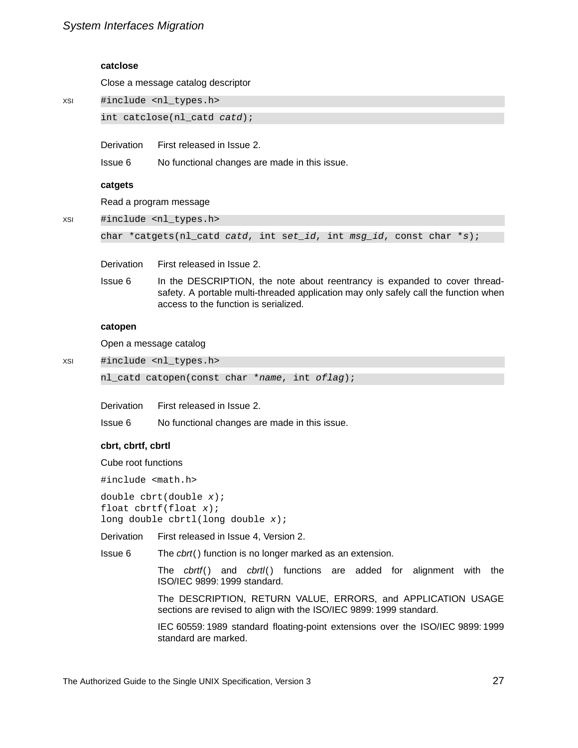### catclose

Close a message catalog descriptor

XSI

```
#include <nl_types.h>
int catclose(nl_catd catd);
```

Derivation First released in Issue 2.

Issue 6 No functional changes are made in this issue.

### catgets

Read a program message

XSI

```
#include <nl_types.h>
char *catgets(nl_catd catd, int set_id, int msg_id, const char *s);
```

Derivation First released in Issue 2.

Issue 6 In the DESCRIPTION, the note about reentrancy is expanded to cover thread-safety. A portable multi-threaded application may only safely call the function when access to the function is serialized.

### catopen

Open a message catalog

XSI

```
#include <nl_types.h>
nl_catd catopen(const char *name, int oflag);
```

Derivation First released in Issue 2.

Issue 6 No functional changes are made in this issue.

### cbrt, cbrtf, cbrtl

Cube root functions

```
#include <math.h>
double cbrt(double x);
float cbrtf(float x);
long double cbrtl(long double x);
```

Derivation First released in Issue 4, Version 2.

Issue 6 The *cbrt*() function is no longer marked as an extension.

The *cbrtf*() and *cbrtl*() functions are added for alignment with the ISO/IEC 9899:1999 standard.

The DESCRIPTION, RETURN VALUE, ERRORS, and APPLICATION USAGE sections are revised to align with the ISO/IEC 9899:1999 standard.

IEC 60559:1989 standard floating-point extensions over the ISO/IEC 9899:1999 standard are marked.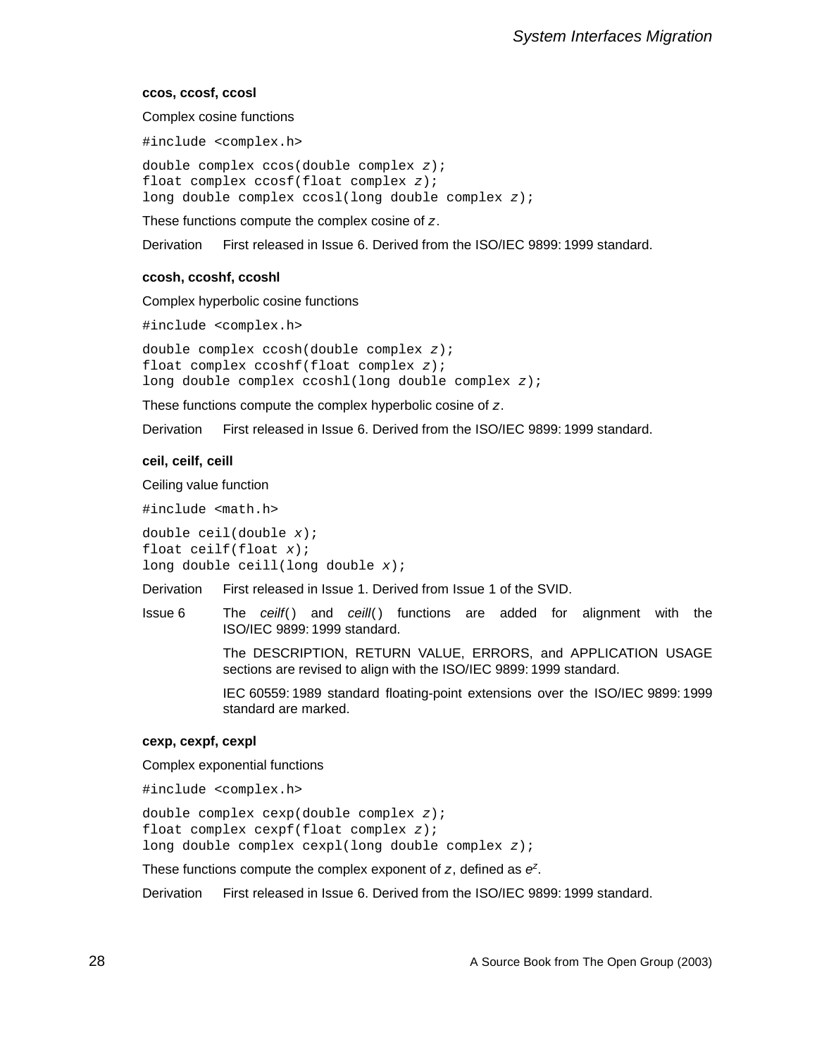### ccos, ccosf, ccosl

Complex cosine functions

```
#include <complex.h>
```

```
double complex ccos(double complex z);
float complex ccosf(float complex z);
long double complex ccosl(long double complex z);
```

These functions compute the complex cosine of *z*.

Derivation First released in Issue 6. Derived from the ISO/IEC 9899: 1999 standard.

### ccosh, ccoshf, ccoshl

Complex hyperbolic cosine functions

```
#include <complex.h>
```

```
double complex ccosh(double complex z);
float complex ccoshf(float complex z);
long double complex ccoshl(long double complex z);
```

These functions compute the complex hyperbolic cosine of *z*.

Derivation First released in Issue 6. Derived from the ISO/IEC 9899: 1999 standard.

### ceil, ceilf, ceill

Ceiling value function

```
#include <math.h>
```

```
double ceil(double x);
float ceilf(float x);
long double ceill(long double x);
```

Derivation First released in Issue 1. Derived from Issue 1 of the SVID.

Issue 6 The *ceilf*() and *ceill*() functions are added for alignment with the ISO/IEC 9899: 1999 standard.

The DESCRIPTION, RETURN VALUE, ERRORS, and APPLICATION USAGE sections are revised to align with the ISO/IEC 9899: 1999 standard.

IEC 60559: 1989 standard floating-point extensions over the ISO/IEC 9899: 1999 standard are marked.

### cexp, cexpf, cexpl

Complex exponential functions

```
#include <complex.h>
```

```
double complex cexp(double complex z);
float complex cexpf(float complex z);
long double complex cexpl(long double complex z);
```

These functions compute the complex exponent of *z*, defined as $e^z$.

Derivation First released in Issue 6. Derived from the ISO/IEC 9899: 1999 standard.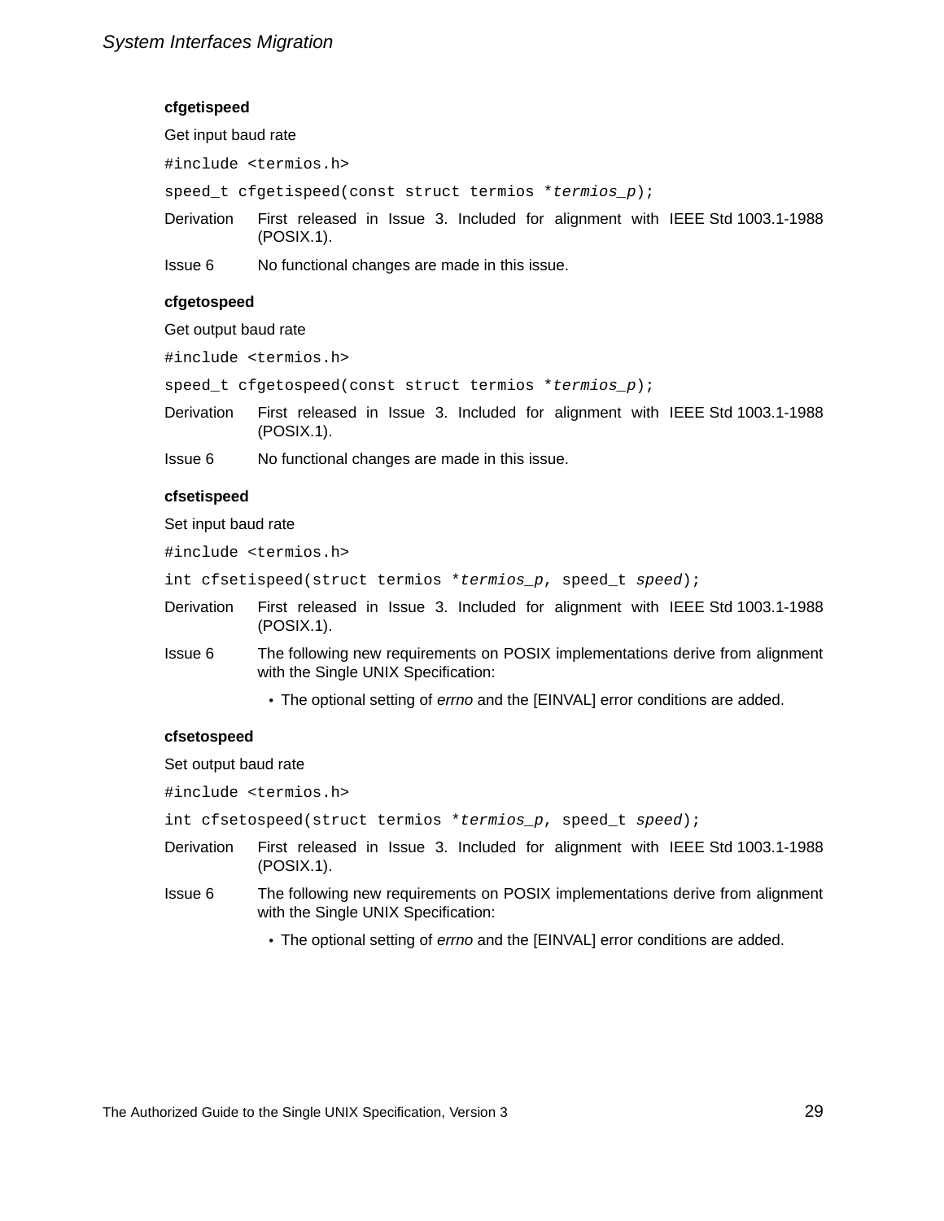### cfgetispeed

Get input baud rate

```
#include <termios.h>
```

```
speed_t cfgetispeed(const struct termios *termios_p);
```

Derivation First released in Issue 3. Included for alignment with IEEE Std 1003.1-1988 (POSIX.1).

Issue 6 No functional changes are made in this issue.

### cfgetospeed

Get output baud rate

```
#include <termios.h>
```

```
speed_t cfgetospeed(const struct termios *termios_p);
```

Derivation First released in Issue 3. Included for alignment with IEEE Std 1003.1-1988 (POSIX.1).

Issue 6 No functional changes are made in this issue.

### cfsetispeed

Set input baud rate

```
#include <termios.h>
```

```
int cfsetispeed(struct termios *termios_p, speed_t speed);
```

Derivation First released in Issue 3. Included for alignment with IEEE Std 1003.1-1988 (POSIX.1).

Issue 6 The following new requirements on POSIX implementations derive from alignment with the Single UNIX Specification:

- The optional setting of *errno* and the [EINVAL] error conditions are added.

### cfsetospeed

Set output baud rate

```
#include <termios.h>
```

```
int cfsetospeed(struct termios *termios_p, speed_t speed);
```

Derivation First released in Issue 3. Included for alignment with IEEE Std 1003.1-1988 (POSIX.1).

Issue 6 The following new requirements on POSIX implementations derive from alignment with the Single UNIX Specification:

- The optional setting of *errno* and the [EINVAL] error conditions are added.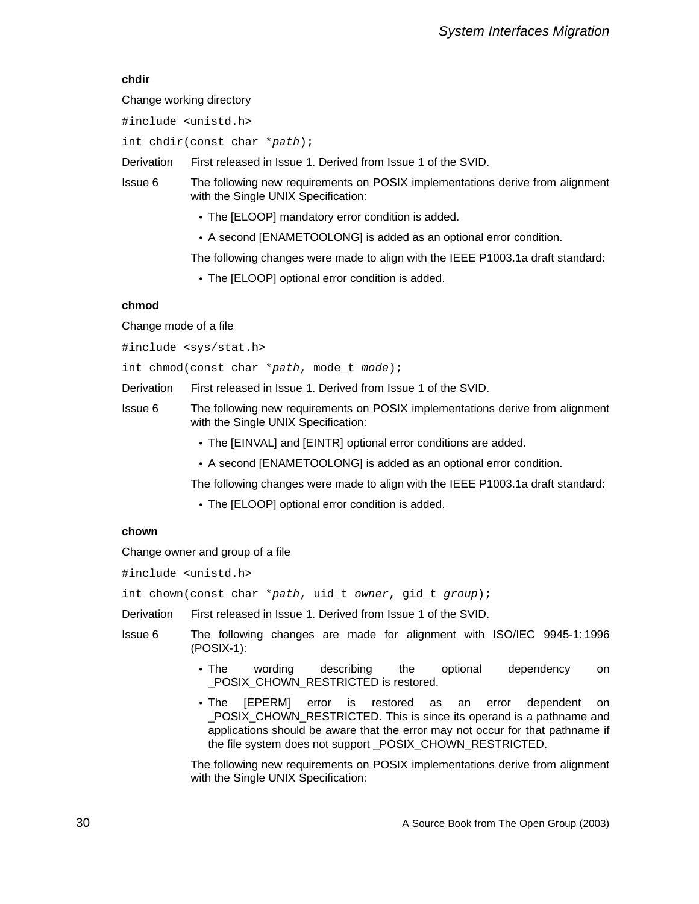**chdir**

Change working directory

```
#include <unistd.h>
```

```
int chdir(const char *path);
```

Derivation First released in Issue 1. Derived from Issue 1 of the SVID.

Issue 6 The following new requirements on POSIX implementations derive from alignment with the Single UNIX Specification:

- The [ELOOP] mandatory error condition is added.
- A second [ENAMETOOLONG] is added as an optional error condition.

The following changes were made to align with the IEEE P1003.1a draft standard:

- The [ELOOP] optional error condition is added.

**chmod**

Change mode of a file

```
#include <sys/stat.h>
```

```
int chmod(const char *path, mode_t mode);
```

Derivation First released in Issue 1. Derived from Issue 1 of the SVID.

Issue 6 The following new requirements on POSIX implementations derive from alignment with the Single UNIX Specification:

- The [EINVAL] and [EINTR] optional error conditions are added.
- A second [ENAMETOOLONG] is added as an optional error condition.

The following changes were made to align with the IEEE P1003.1a draft standard:

- The [ELOOP] optional error condition is added.

**chown**

Change owner and group of a file

```
#include <unistd.h>
```

```
int chown(const char *path, uid_t owner, gid_t group);
```

Derivation First released in Issue 1. Derived from Issue 1 of the SVID.

Issue 6 The following changes are made for alignment with ISO/IEC 9945-1:1996 (POSIX-1):

- The wording describing the optional dependency on _POSIX_CHOWN_RESTRICTED is restored.
- The [EPERM] error is restored as an error dependent on _POSIX_CHOWN_RESTRICTED. This is since its operand is a pathname and applications should be aware that the error may not occur for that pathname if the file system does not support _POSIX_CHOWN_RESTRICTED.

The following new requirements on POSIX implementations derive from alignment with the Single UNIX Specification: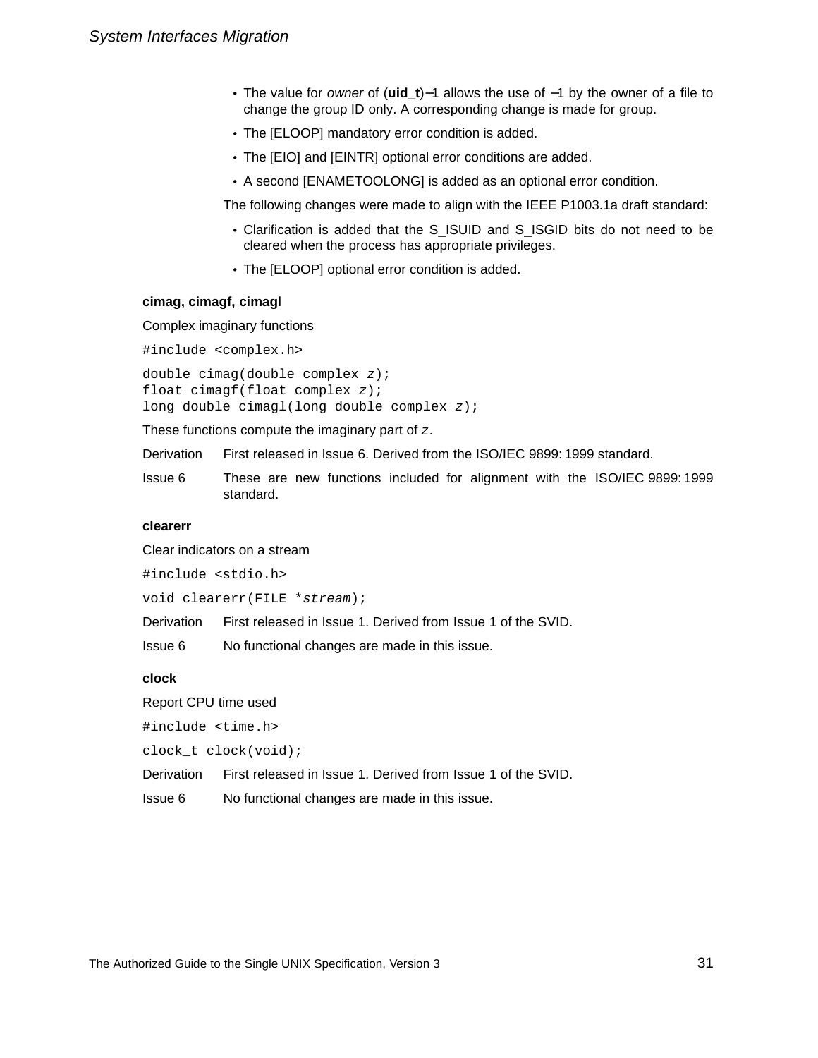- The value for *owner* of (**uid_t**)−1 allows the use of −1 by the owner of a file to change the group ID only. A corresponding change is made for group.
- The [ELOOP] mandatory error condition is added.
- The [EIO] and [EINTR] optional error conditions are added.
- A second [ENAMETOOLONG] is added as an optional error condition.

The following changes were made to align with the IEEE P1003.1a draft standard:

- Clarification is added that the S_ISUID and S_ISGID bits do not need to be cleared when the process has appropriate privileges.
- The [ELOOP] optional error condition is added.

### cimag, cimagf, cimagl

Complex imaginary functions

```
#include <complex.h>
```

```
double cimag(double complex z);
float cimagf(float complex z);
long double cimagl(long double complex z);
```

These functions compute the imaginary part of *z*.

Derivation: First released in Issue 6. Derived from the ISO/IEC 9899: 1999 standard.

Issue 6: These are new functions included for alignment with the ISO/IEC 9899: 1999 standard.

### clearerr

Clear indicators on a stream

```
#include <stdio.h>
```

```
void clearerr(FILE *stream);
```

Derivation: First released in Issue 1. Derived from Issue 1 of the SVID.

Issue 6: No functional changes are made in this issue.

### clock

Report CPU time used

```
#include <time.h>
```

```
clock_t clock(void);
```

Derivation: First released in Issue 1. Derived from Issue 1 of the SVID.

Issue 6: No functional changes are made in this issue.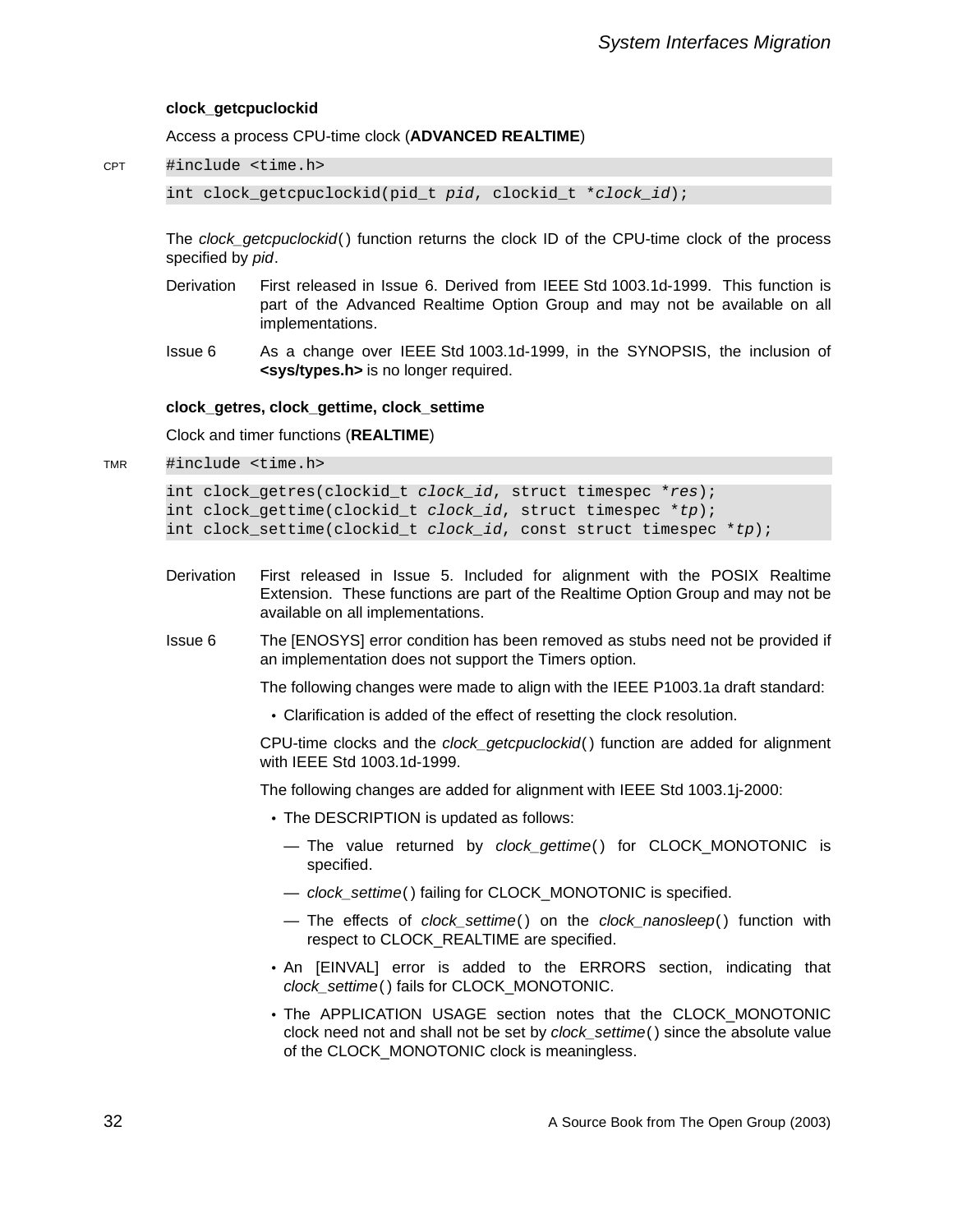### clock_getcpuclockid

Access a process CPU-time clock (**ADVANCED REALTIME**)

CPT

```
#include <time.h>

int clock_getcpuclockid(pid_t pid, clockid_t *clock_id);
```

The *clock_getcpuclockid*( ) function returns the clock ID of the CPU-time clock of the process specified by *pid*.

Derivation First released in Issue 6. Derived from IEEE Std 1003.1d-1999. This function is part of the Advanced Realtime Option Group and may not be available on all implementations.

Issue 6 As a change over IEEE Std 1003.1d-1999, in the SYNOPSIS, the inclusion of **<sys/types.h>** is no longer required.

### clock_getres, clock_gettime, clock_settime

Clock and timer functions (**REALTIME**)

TMR

```
#include <time.h>

int clock_getres(clockid_t clock_id, struct timespec *res);
int clock_gettime(clockid_t clock_id, struct timespec *tp);
int clock_settime(clockid_t clock_id, const struct timespec *tp);
```

Derivation First released in Issue 5. Included for alignment with the POSIX Realtime Extension. These functions are part of the Realtime Option Group and may not be available on all implementations.

Issue 6 The [ENOSYS] error condition has been removed as stubs need not be provided if an implementation does not support the Timers option.

The following changes were made to align with the IEEE P1003.1a draft standard:

- Clarification is added of the effect of resetting the clock resolution.

CPU-time clocks and the *clock_getcpuclockid*( ) function are added for alignment with IEEE Std 1003.1d-1999.

The following changes are added for alignment with IEEE Std 1003.1j-2000:

- The DESCRIPTION is updated as follows:
  - — The value returned by *clock_gettime*( ) for CLOCK_MONOTONIC is specified.
  - — *clock_settime*( ) failing for CLOCK_MONOTONIC is specified.
  - — The effects of *clock_settime*( ) on the *clock_nanosleep*( ) function with respect to CLOCK_REALTIME are specified.
- An [EINVAL] error is added to the ERRORS section, indicating that *clock_settime*( ) fails for CLOCK_MONOTONIC.
- The APPLICATION USAGE section notes that the CLOCK_MONOTONIC clock need not and shall not be set by *clock_settime*( ) since the absolute value of the CLOCK_MONOTONIC clock is meaningless.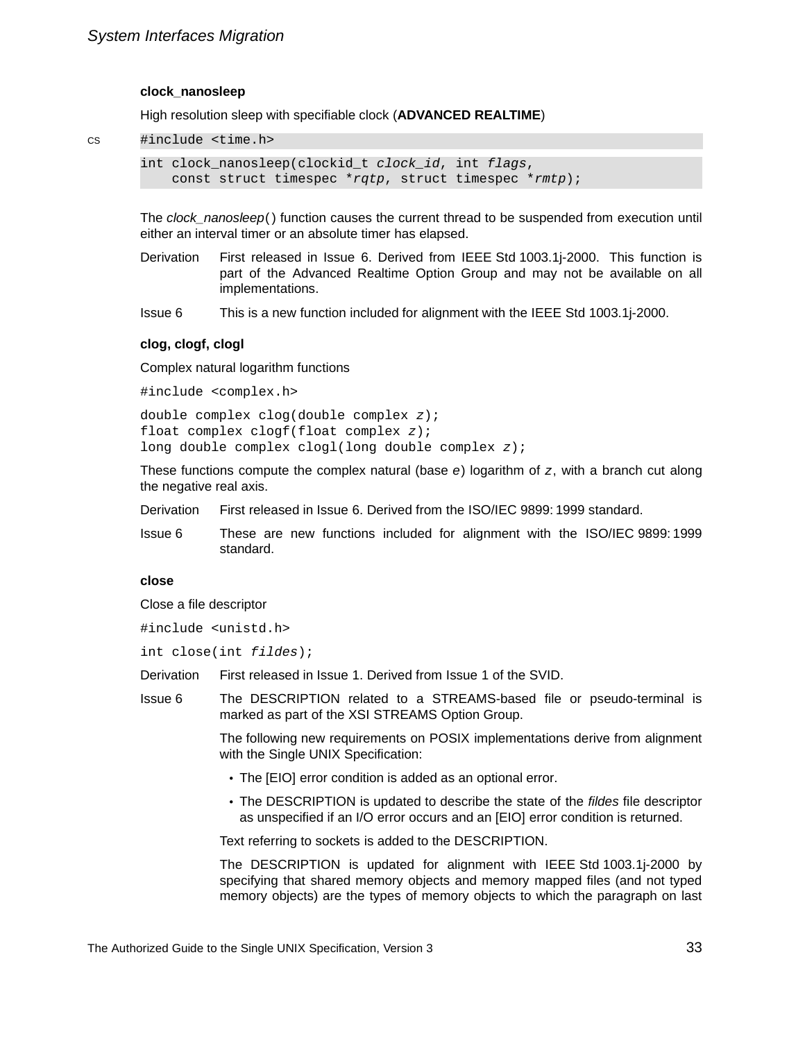#### clock_nanosleep

High resolution sleep with specifiable clock (**ADVANCED REALTIME**)

CS

```
#include <time.h>

int clock_nanosleep(clockid_t clock_id, int flags,
    const struct timespec *rqtp, struct timespec *rmtp);
```

The *clock_nanosleep*() function causes the current thread to be suspended from execution until either an interval timer or an absolute timer has elapsed.

Derivation — First released in Issue 6. Derived from IEEE Std 1003.1j-2000. This function is part of the Advanced Realtime Option Group and may not be available on all implementations.

Issue 6 — This is a new function included for alignment with the IEEE Std 1003.1j-2000.

#### clog, clogf, clogl

Complex natural logarithm functions

```
#include <complex.h>

double complex clog(double complex z);
float complex clogf(float complex z);
long double complex clogl(long double complex z);
```

These functions compute the complex natural (base *e*) logarithm of `z`, with a branch cut along the negative real axis.

Derivation — First released in Issue 6. Derived from the ISO/IEC 9899: 1999 standard.

Issue 6 — These are new functions included for alignment with the ISO/IEC 9899: 1999 standard.

#### close

Close a file descriptor

```
#include <unistd.h>

int close(int fildes);
```

Derivation — First released in Issue 1. Derived from Issue 1 of the SVID.

Issue 6 — The DESCRIPTION related to a STREAMS-based file or pseudo-terminal is marked as part of the XSI STREAMS Option Group.

The following new requirements on POSIX implementations derive from alignment with the Single UNIX Specification:

- The [EIO] error condition is added as an optional error.
- The DESCRIPTION is updated to describe the state of the *fildes* file descriptor as unspecified if an I/O error occurs and an [EIO] error condition is returned.

Text referring to sockets is added to the DESCRIPTION.

The DESCRIPTION is updated for alignment with IEEE Std 1003.1j-2000 by specifying that shared memory objects and memory mapped files (and not typed memory objects) are the types of memory objects to which the paragraph on last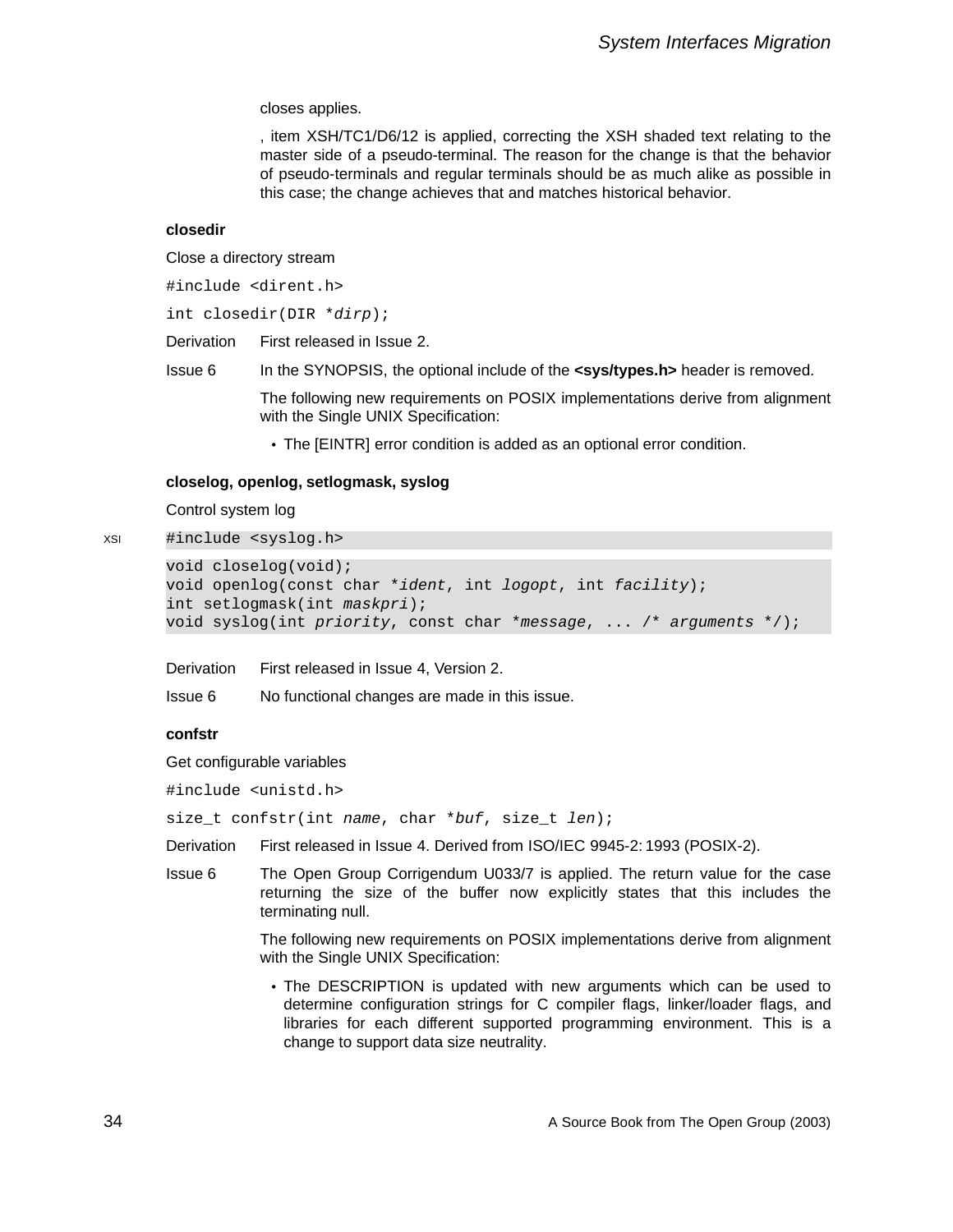closes applies.

, item XSH/TC1/D6/12 is applied, correcting the XSH shaded text relating to the master side of a pseudo-terminal. The reason for the change is that the behavior of pseudo-terminals and regular terminals should be as much alike as possible in this case; the change achieves that and matches historical behavior.

**closedir**

Close a directory stream

```
#include <dirent.h>
```

```
int closedir(DIR *dirp);
```

Derivation First released in Issue 2.

Issue 6 In the SYNOPSIS, the optional include of the **<sys/types.h>** header is removed.

The following new requirements on POSIX implementations derive from alignment with the Single UNIX Specification:

- The [EINTR] error condition is added as an optional error condition.

**closelog, openlog, setlogmask, syslog**

Control system log

XSI
```
#include <syslog.h>
```

```
void closelog(void);
void openlog(const char *ident, int logopt, int facility);
int setlogmask(int maskpri);
void syslog(int priority, const char *message, ... /* arguments */);
```

Derivation First released in Issue 4, Version 2.

Issue 6 No functional changes are made in this issue.

**confstr**

Get configurable variables

```
#include <unistd.h>
```

```
size_t confstr(int name, char *buf, size_t len);
```

Derivation First released in Issue 4. Derived from ISO/IEC 9945-2: 1993 (POSIX-2).

Issue 6 The Open Group Corrigendum U033/7 is applied. The return value for the case returning the size of the buffer now explicitly states that this includes the terminating null.

The following new requirements on POSIX implementations derive from alignment with the Single UNIX Specification:

- The DESCRIPTION is updated with new arguments which can be used to determine configuration strings for C compiler flags, linker/loader flags, and libraries for each different supported programming environment. This is a change to support data size neutrality.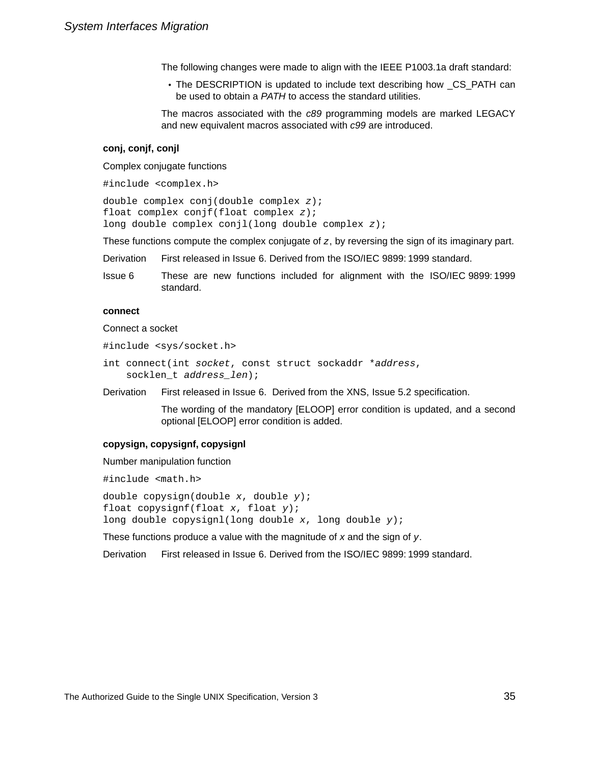The following changes were made to align with the IEEE P1003.1a draft standard:

- The DESCRIPTION is updated to include text describing how _CS_PATH can be used to obtain a *PATH* to access the standard utilities.

The macros associated with the *c89* programming models are marked LEGACY and new equivalent macros associated with *c99* are introduced.

**conj, conjf, conjl**

Complex conjugate functions

```
#include <complex.h>
```

```
double complex conj(double complex z);
float complex conjf(float complex z);
long double complex conjl(long double complex z);
```

These functions compute the complex conjugate of *z*, by reversing the sign of its imaginary part.

Derivation First released in Issue 6. Derived from the ISO/IEC 9899: 1999 standard.

Issue 6 These are new functions included for alignment with the ISO/IEC 9899: 1999 standard.

**connect**

Connect a socket

```
#include <sys/socket.h>
```

```
int connect(int socket, const struct sockaddr *address,
    socklen_t address_len);
```

Derivation First released in Issue 6. Derived from the XNS, Issue 5.2 specification.

The wording of the mandatory [ELOOP] error condition is updated, and a second optional [ELOOP] error condition is added.

**copysign, copysignf, copysignl**

Number manipulation function

```
#include <math.h>
```

```
double copysign(double x, double y);
float copysignf(float x, float y);
long double copysignl(long double x, long double y);
```

These functions produce a value with the magnitude of *x* and the sign of *y*.

Derivation First released in Issue 6. Derived from the ISO/IEC 9899: 1999 standard.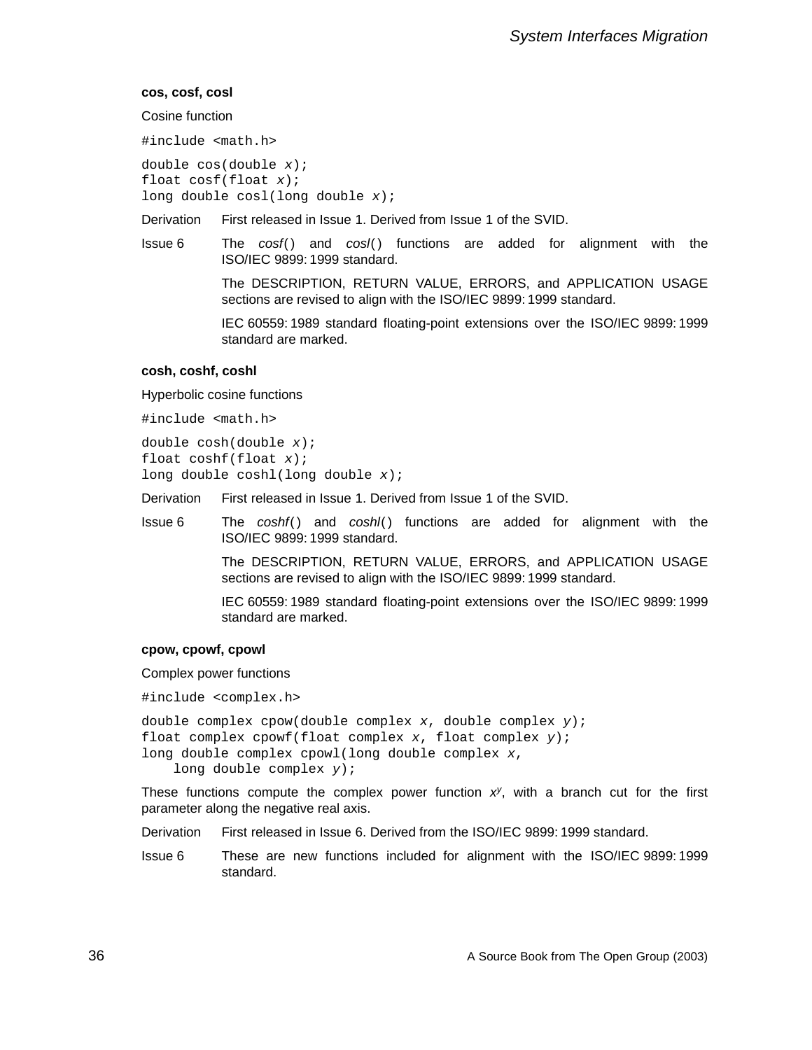### cos, cosf, cosl

Cosine function

```
#include <math.h>
```

```
double cos(double x);
float cosf(float x);
long double cosl(long double x);
```

Derivation First released in Issue 1. Derived from Issue 1 of the SVID.

Issue 6 The *cosf*() and *cosl*() functions are added for alignment with the ISO/IEC 9899: 1999 standard.

The DESCRIPTION, RETURN VALUE, ERRORS, and APPLICATION USAGE sections are revised to align with the ISO/IEC 9899: 1999 standard.

IEC 60559: 1989 standard floating-point extensions over the ISO/IEC 9899: 1999 standard are marked.

### cosh, coshf, coshl

Hyperbolic cosine functions

```
#include <math.h>
```

```
double cosh(double x);
float coshf(float x);
long double coshl(long double x);
```

Derivation First released in Issue 1. Derived from Issue 1 of the SVID.

Issue 6 The *coshf*() and *coshl*() functions are added for alignment with the ISO/IEC 9899: 1999 standard.

The DESCRIPTION, RETURN VALUE, ERRORS, and APPLICATION USAGE sections are revised to align with the ISO/IEC 9899: 1999 standard.

IEC 60559: 1989 standard floating-point extensions over the ISO/IEC 9899: 1999 standard are marked.

### cpow, cpowf, cpowl

Complex power functions

```
#include <complex.h>
```

```
double complex cpow(double complex x, double complex y);
float complex cpowf(float complex x, float complex y);
long double complex cpowl(long double complex x,
    long double complex y);
```

These functions compute the complex power function $x^y$, with a branch cut for the first parameter along the negative real axis.

Derivation First released in Issue 6. Derived from the ISO/IEC 9899: 1999 standard.

Issue 6 These are new functions included for alignment with the ISO/IEC 9899: 1999 standard.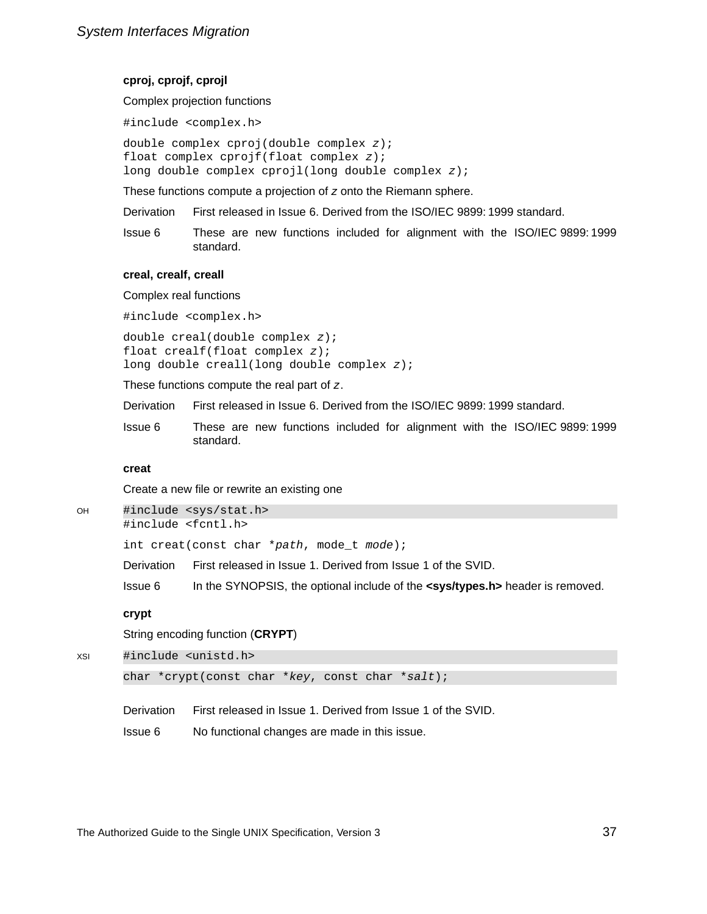### cproj, cprojf, cprojl

Complex projection functions

```
#include <complex.h>
```

```
double complex cproj(double complex z);
float complex cprojf(float complex z);
long double complex cprojl(long double complex z);
```

These functions compute a projection of *z* onto the Riemann sphere.

Derivation — First released in Issue 6. Derived from the ISO/IEC 9899: 1999 standard.

Issue 6 — These are new functions included for alignment with the ISO/IEC 9899: 1999 standard.

### creal, crealf, creall

Complex real functions

```
#include <complex.h>
```

```
double creal(double complex z);
float crealf(float complex z);
long double creall(long double complex z);
```

These functions compute the real part of *z*.

Derivation — First released in Issue 6. Derived from the ISO/IEC 9899: 1999 standard.

Issue 6 — These are new functions included for alignment with the ISO/IEC 9899: 1999 standard.

### creat

Create a new file or rewrite an existing one

OH

```
#include <sys/stat.h>
#include <fcntl.h>
```

```
int creat(const char *path, mode_t mode);
```

Derivation — First released in Issue 1. Derived from Issue 1 of the SVID.

Issue 6 — In the SYNOPSIS, the optional include of the **<sys/types.h>** header is removed.

### crypt

String encoding function (**CRYPT**)

XSI

```
#include <unistd.h>
```

```
char *crypt(const char *key, const char *salt);
```

Derivation — First released in Issue 1. Derived from Issue 1 of the SVID.

Issue 6 — No functional changes are made in this issue.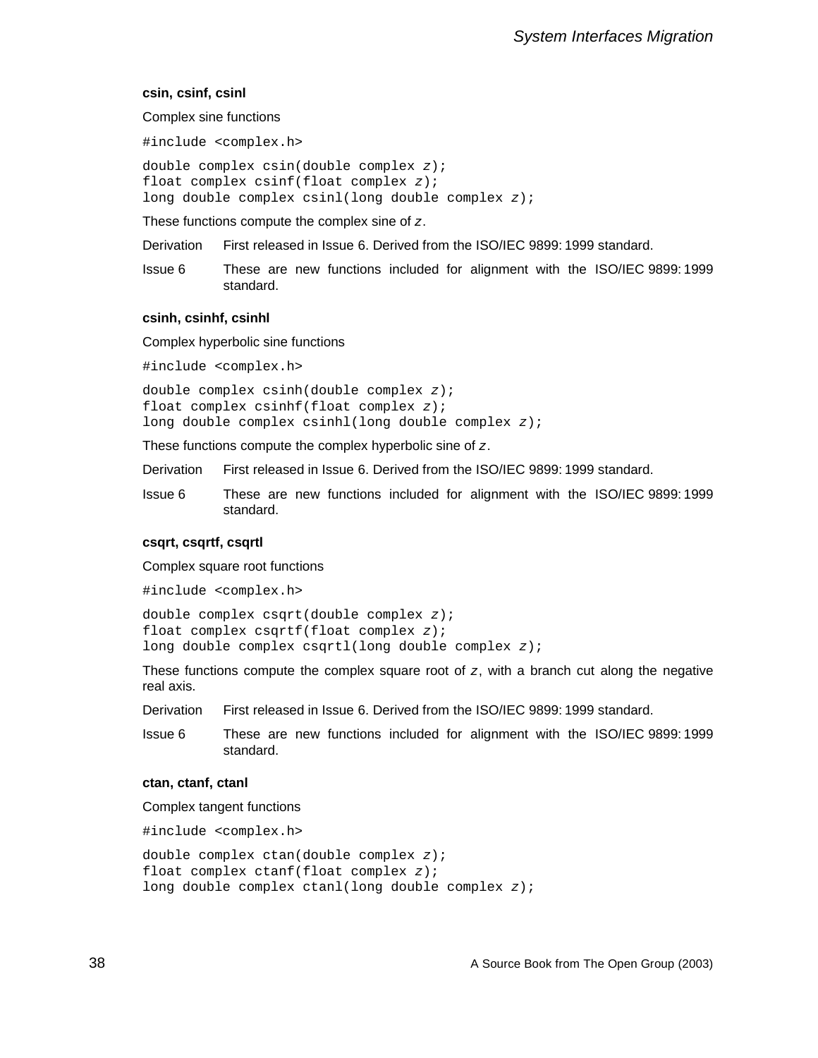### csin, csinf, csinl

Complex sine functions

```
#include <complex.h>
```

```
double complex csin(double complex z);
float complex csinf(float complex z);
long double complex csinl(long double complex z);
```

These functions compute the complex sine of *z*.

Derivation First released in Issue 6. Derived from the ISO/IEC 9899:1999 standard.

Issue 6 These are new functions included for alignment with the ISO/IEC 9899:1999 standard.

### csinh, csinhf, csinhl

Complex hyperbolic sine functions

```
#include <complex.h>
```

```
double complex csinh(double complex z);
float complex csinhf(float complex z);
long double complex csinhl(long double complex z);
```

These functions compute the complex hyperbolic sine of *z*.

Derivation First released in Issue 6. Derived from the ISO/IEC 9899:1999 standard.

Issue 6 These are new functions included for alignment with the ISO/IEC 9899:1999 standard.

### csqrt, csqrtf, csqrtl

Complex square root functions

```
#include <complex.h>
```

```
double complex csqrt(double complex z);
float complex csqrtf(float complex z);
long double complex csqrtl(long double complex z);
```

These functions compute the complex square root of *z*, with a branch cut along the negative real axis.

Derivation First released in Issue 6. Derived from the ISO/IEC 9899:1999 standard.

Issue 6 These are new functions included for alignment with the ISO/IEC 9899:1999 standard.

### ctan, ctanf, ctanl

Complex tangent functions

```
#include <complex.h>
```

```
double complex ctan(double complex z);
float complex ctanf(float complex z);
long double complex ctanl(long double complex z);
```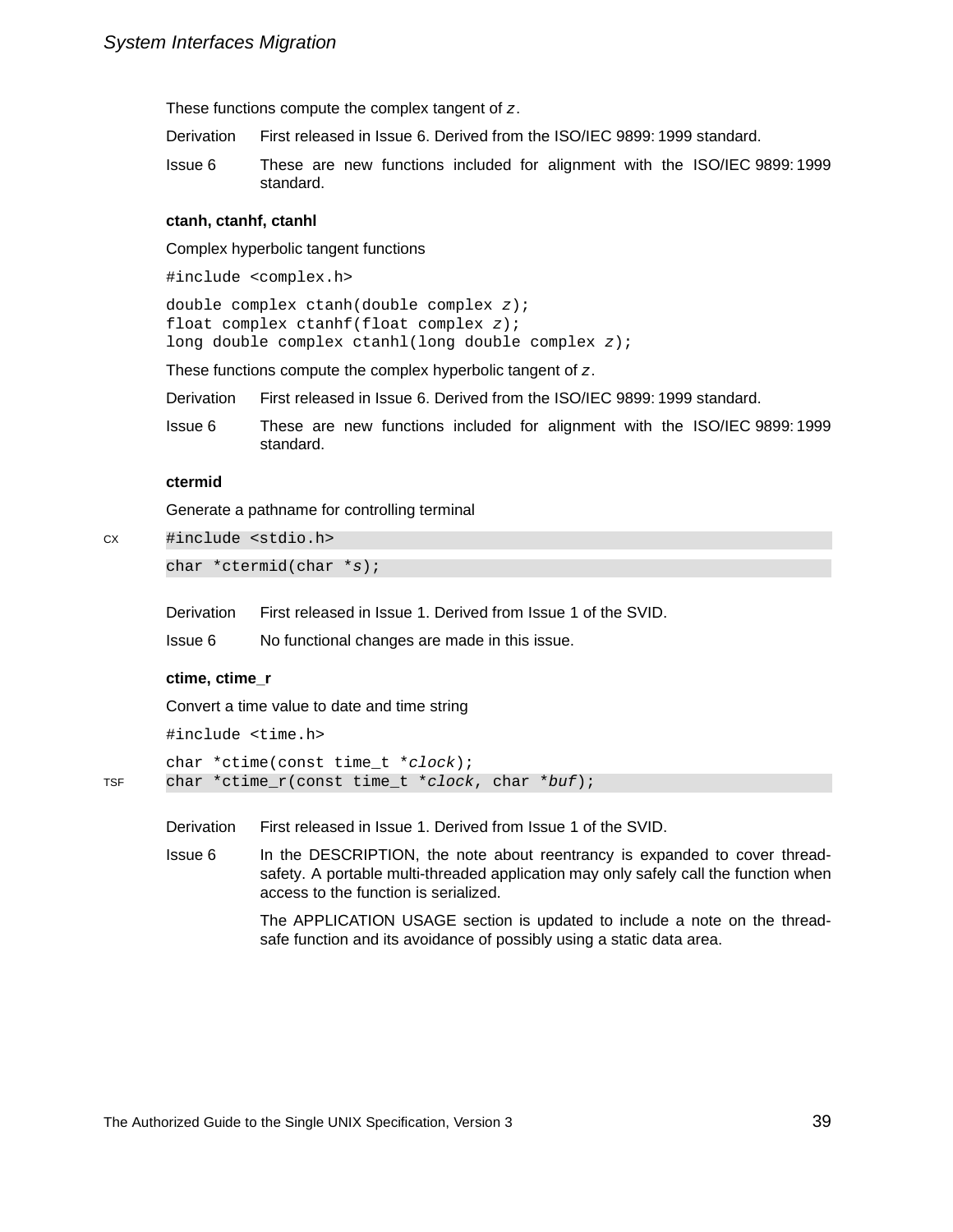These functions compute the complex tangent of *z*.

Derivation First released in Issue 6. Derived from the ISO/IEC 9899: 1999 standard.

Issue 6 These are new functions included for alignment with the ISO/IEC 9899: 1999 standard.

**ctanh, ctanhf, ctanhl**

Complex hyperbolic tangent functions

```
#include <complex.h>
```

```
double complex ctanh(double complex z);
float complex ctanhf(float complex z);
long double complex ctanhl(long double complex z);
```

These functions compute the complex hyperbolic tangent of *z*.

Derivation First released in Issue 6. Derived from the ISO/IEC 9899: 1999 standard.

Issue 6 These are new functions included for alignment with the ISO/IEC 9899: 1999 standard.

**ctermid**

Generate a pathname for controlling terminal

CX

```
#include <stdio.h>
```

```
char *ctermid(char *s);
```

Derivation First released in Issue 1. Derived from Issue 1 of the SVID.

Issue 6 No functional changes are made in this issue.

**ctime, ctime_r**

Convert a time value to date and time string

```
#include <time.h>
```

TSF

```
char *ctime(const time_t *clock);
char *ctime_r(const time_t *clock, char *buf);
```

Derivation First released in Issue 1. Derived from Issue 1 of the SVID.

Issue 6 In the DESCRIPTION, the note about reentrancy is expanded to cover thread-safety. A portable multi-threaded application may only safely call the function when access to the function is serialized.

The APPLICATION USAGE section is updated to include a note on the thread-safe function and its avoidance of possibly using a static data area.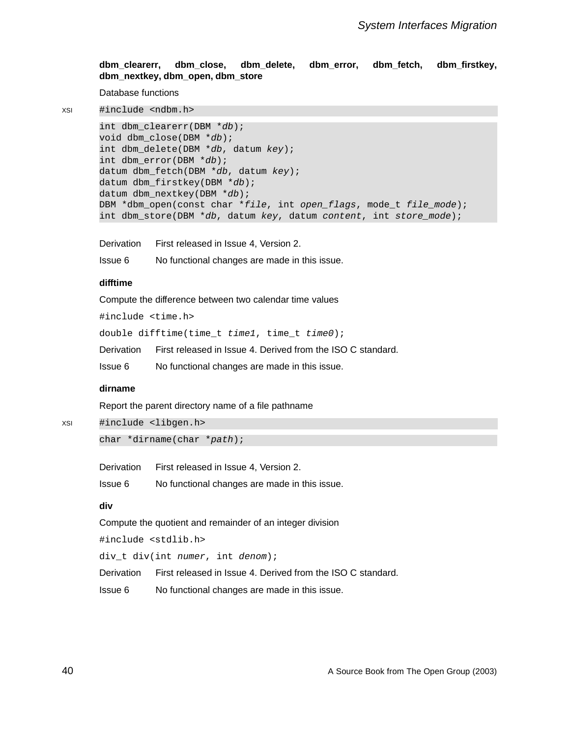**dbm_clearerr, dbm_close, dbm_delete, dbm_error, dbm_fetch, dbm_firstkey, dbm_nextkey, dbm_open, dbm_store**

Database functions

XSI

```
#include <ndbm.h>
```

```
int dbm_clearerr(DBM *db);
void dbm_close(DBM *db);
int dbm_delete(DBM *db, datum key);
int dbm_error(DBM *db);
datum dbm_fetch(DBM *db, datum key);
datum dbm_firstkey(DBM *db);
datum dbm_nextkey(DBM *db);
DBM *dbm_open(const char *file, int open_flags, mode_t file_mode);
int dbm_store(DBM *db, datum key, datum content, int store_mode);
```

Derivation First released in Issue 4, Version 2.

Issue 6 No functional changes are made in this issue.

**difftime**

Compute the difference between two calendar time values

```
#include <time.h>
```

```
double difftime(time_t time1, time_t time0);
```

Derivation First released in Issue 4. Derived from the ISO C standard.

Issue 6 No functional changes are made in this issue.

**dirname**

Report the parent directory name of a file pathname

XSI

```
#include <libgen.h>
```

```
char *dirname(char *path);
```

Derivation First released in Issue 4, Version 2.

Issue 6 No functional changes are made in this issue.

**div**

Compute the quotient and remainder of an integer division

```
#include <stdlib.h>
```

```
div_t div(int numer, int denom);
```

Derivation First released in Issue 4. Derived from the ISO C standard.

Issue 6 No functional changes are made in this issue.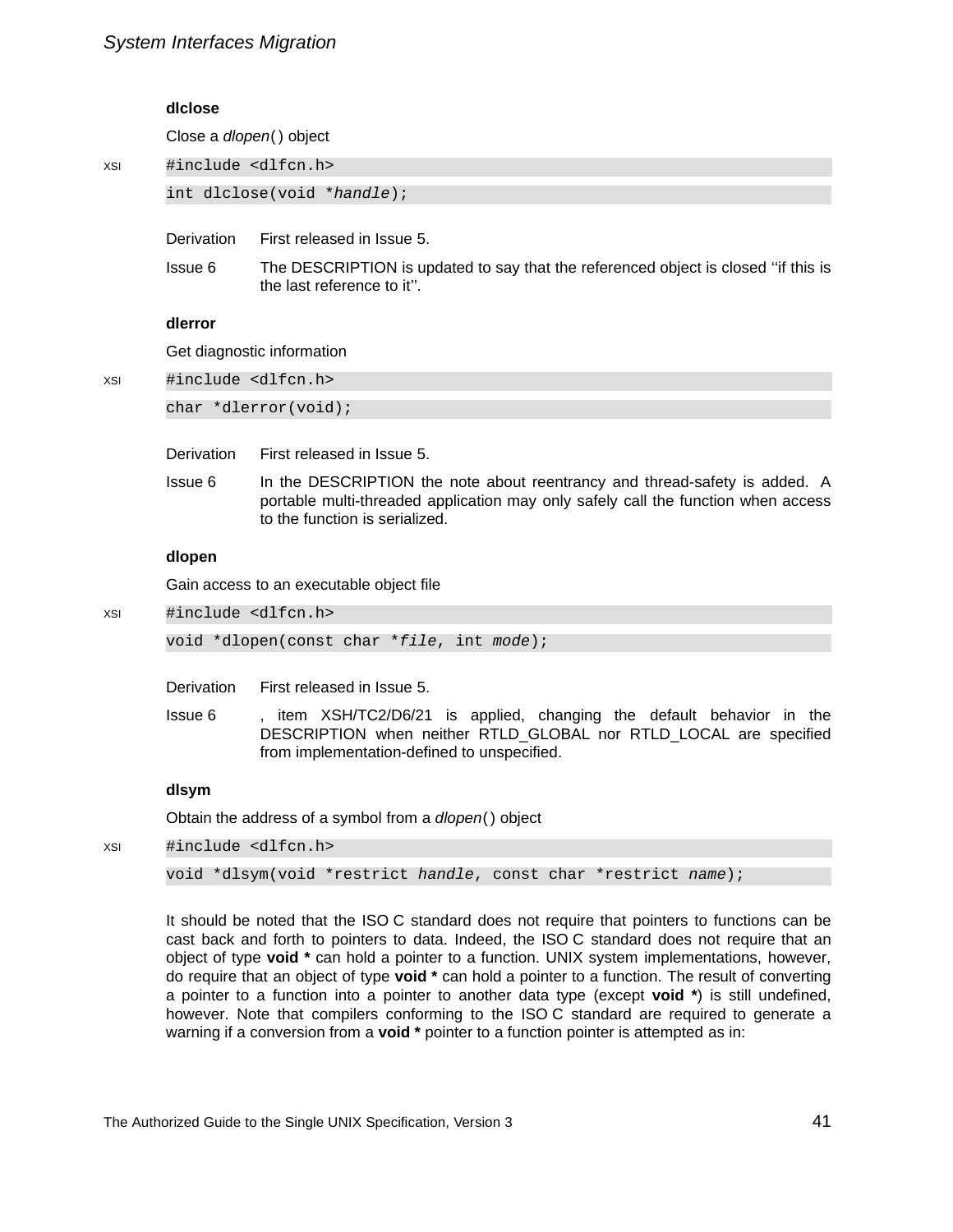### dlclose

Close a *dlopen*( ) object

XSI

```
#include <dlfcn.h>
int dlclose(void *handle);
```

| | |
|---|---|
| Derivation | First released in Issue 5. |
| Issue 6 | The DESCRIPTION is updated to say that the referenced object is closed ''if this is the last reference to it''. |

### dlerror

Get diagnostic information

XSI

```
#include <dlfcn.h>
char *dlerror(void);
```

| | |
|---|---|
| Derivation | First released in Issue 5. |
| Issue 6 | In the DESCRIPTION the note about reentrancy and thread-safety is added. A portable multi-threaded application may only safely call the function when access to the function is serialized. |

### dlopen

Gain access to an executable object file

XSI

```
#include <dlfcn.h>
void *dlopen(const char *file, int mode);
```

| | |
|---|---|
| Derivation | First released in Issue 5. |
| Issue 6 | , item XSH/TC2/D6/21 is applied, changing the default behavior in the DESCRIPTION when neither RTLD_GLOBAL nor RTLD_LOCAL are specified from implementation-defined to unspecified. |

### dlsym

Obtain the address of a symbol from a *dlopen*( ) object

XSI

```
#include <dlfcn.h>
void *dlsym(void *restrict handle, const char *restrict name);
```

It should be noted that the ISO C standard does not require that pointers to functions can be cast back and forth to pointers to data. Indeed, the ISO C standard does not require that an object of type **void \*** can hold a pointer to a function. UNIX system implementations, however, do require that an object of type **void \*** can hold a pointer to a function. The result of converting a pointer to a function into a pointer to another data type (except **void \***) is still undefined, however. Note that compilers conforming to the ISO C standard are required to generate a warning if a conversion from a **void \*** pointer to a function pointer is attempted as in: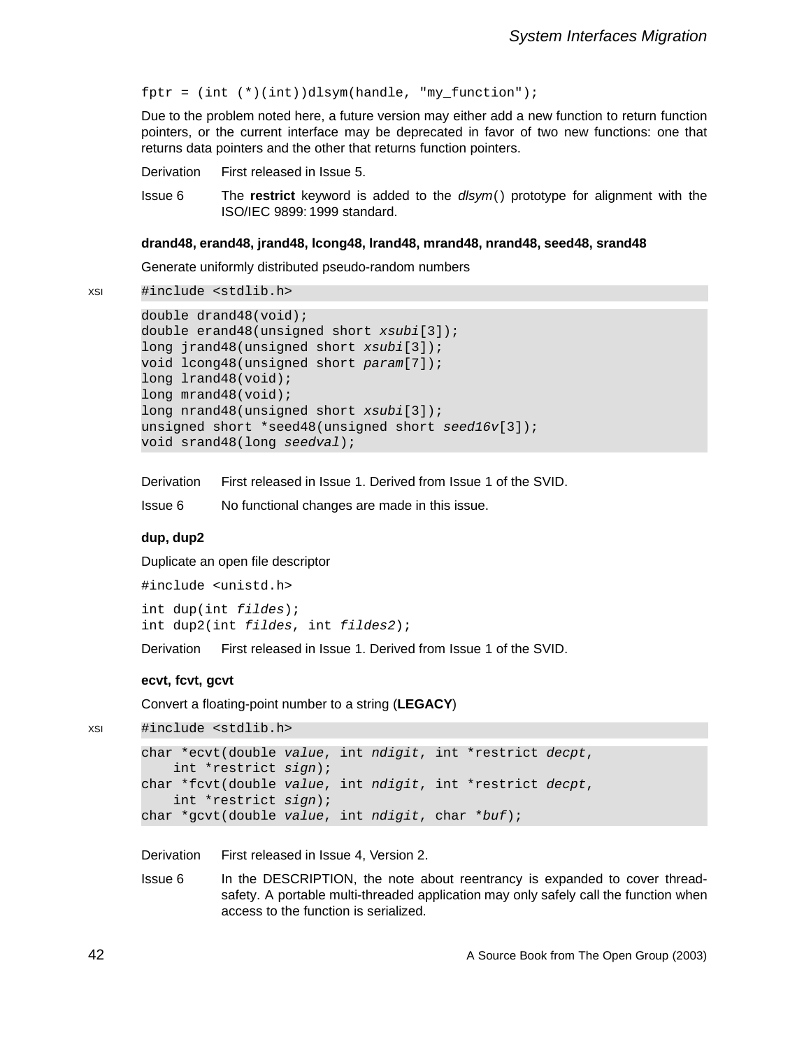```
fptr = (int (*)(int))dlsym(handle, "my_function");
```

Due to the problem noted here, a future version may either add a new function to return function pointers, or the current interface may be deprecated in favor of two new functions: one that returns data pointers and the other that returns function pointers.

Derivation First released in Issue 5.

Issue 6 The **restrict** keyword is added to the *dlsym*() prototype for alignment with the ISO/IEC 9899: 1999 standard.

**drand48, erand48, jrand48, lcong48, lrand48, mrand48, nrand48, seed48, srand48**

Generate uniformly distributed pseudo-random numbers

XSI
```
#include <stdlib.h>
```

```
double drand48(void);
double erand48(unsigned short xsubi[3]);
long jrand48(unsigned short xsubi[3]);
void lcong48(unsigned short param[7]);
long lrand48(void);
long mrand48(void);
long nrand48(unsigned short xsubi[3]);
unsigned short *seed48(unsigned short seed16v[3]);
void srand48(long seedval);
```

Derivation First released in Issue 1. Derived from Issue 1 of the SVID.

Issue 6 No functional changes are made in this issue.

**dup, dup2**

Duplicate an open file descriptor

```
#include <unistd.h>
```

```
int dup(int fildes);
int dup2(int fildes, int fildes2);
```

Derivation First released in Issue 1. Derived from Issue 1 of the SVID.

**ecvt, fcvt, gcvt**

Convert a floating-point number to a string (**LEGACY**)

XSI
```
#include <stdlib.h>
```

```
char *ecvt(double value, int ndigit, int *restrict decpt,
    int *restrict sign);
char *fcvt(double value, int ndigit, int *restrict decpt,
    int *restrict sign);
char *gcvt(double value, int ndigit, char *buf);
```

Derivation First released in Issue 4, Version 2.

Issue 6 In the DESCRIPTION, the note about reentrancy is expanded to cover thread-safety. A portable multi-threaded application may only safely call the function when access to the function is serialized.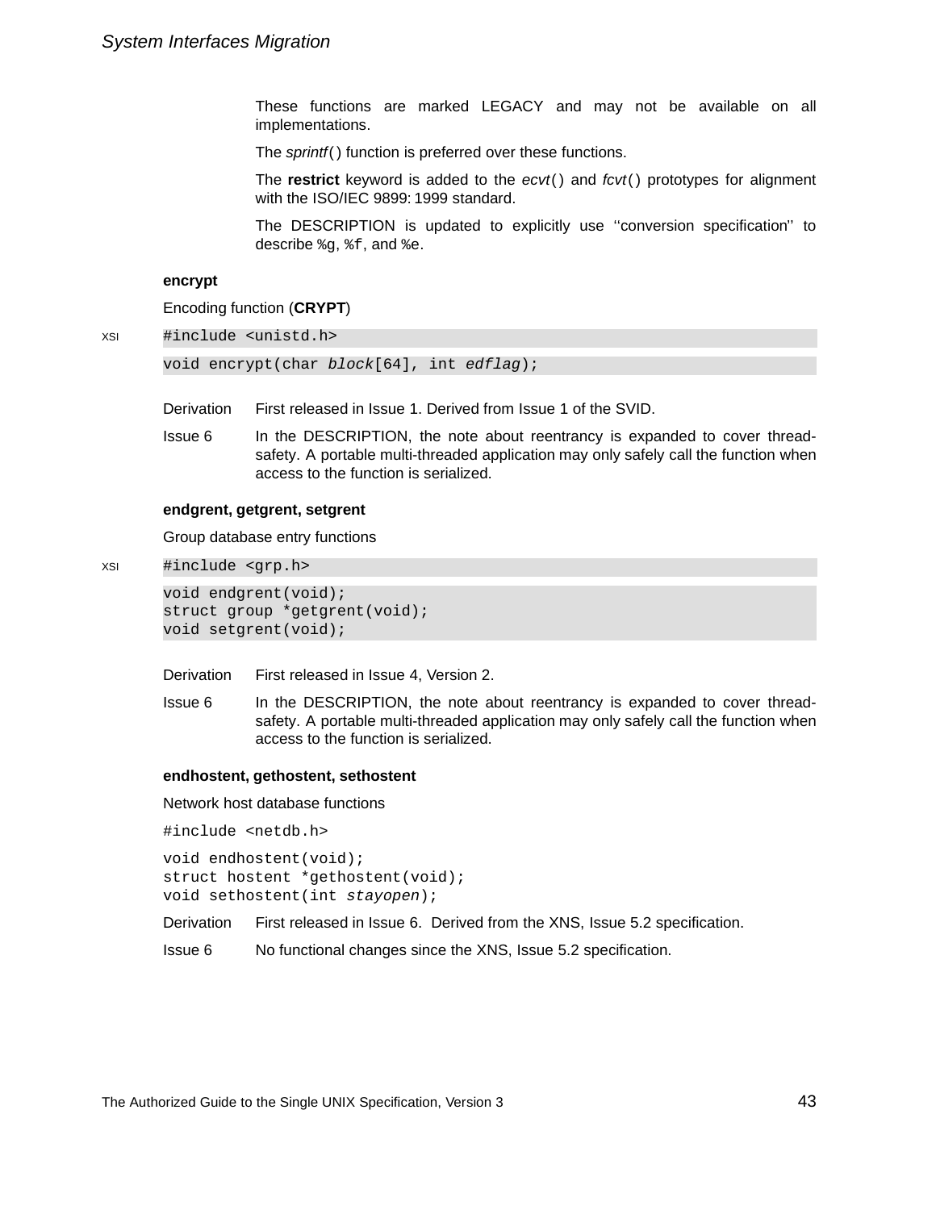These functions are marked LEGACY and may not be available on all implementations.

The *sprintf*() function is preferred over these functions.

The **restrict** keyword is added to the *ecvt*() and *fcvt*() prototypes for alignment with the ISO/IEC 9899: 1999 standard.

The DESCRIPTION is updated to explicitly use ''conversion specification'' to describe `%g`, `%f`, and `%e`.

**encrypt**

Encoding function (**CRYPT**)

XSI

```
#include <unistd.h>

void encrypt(char block[64], int edflag);
```

Derivation First released in Issue 1. Derived from Issue 1 of the SVID.

Issue 6 In the DESCRIPTION, the note about reentrancy is expanded to cover thread-safety. A portable multi-threaded application may only safely call the function when access to the function is serialized.

**endgrent, getgrent, setgrent**

Group database entry functions

XSI

```
#include <grp.h>

void endgrent(void);
struct group *getgrent(void);
void setgrent(void);
```

Derivation First released in Issue 4, Version 2.

Issue 6 In the DESCRIPTION, the note about reentrancy is expanded to cover thread-safety. A portable multi-threaded application may only safely call the function when access to the function is serialized.

**endhostent, gethostent, sethostent**

Network host database functions

```
#include <netdb.h>

void endhostent(void);
struct hostent *gethostent(void);
void sethostent(int stayopen);
```

Derivation First released in Issue 6. Derived from the XNS, Issue 5.2 specification.

Issue 6 No functional changes since the XNS, Issue 5.2 specification.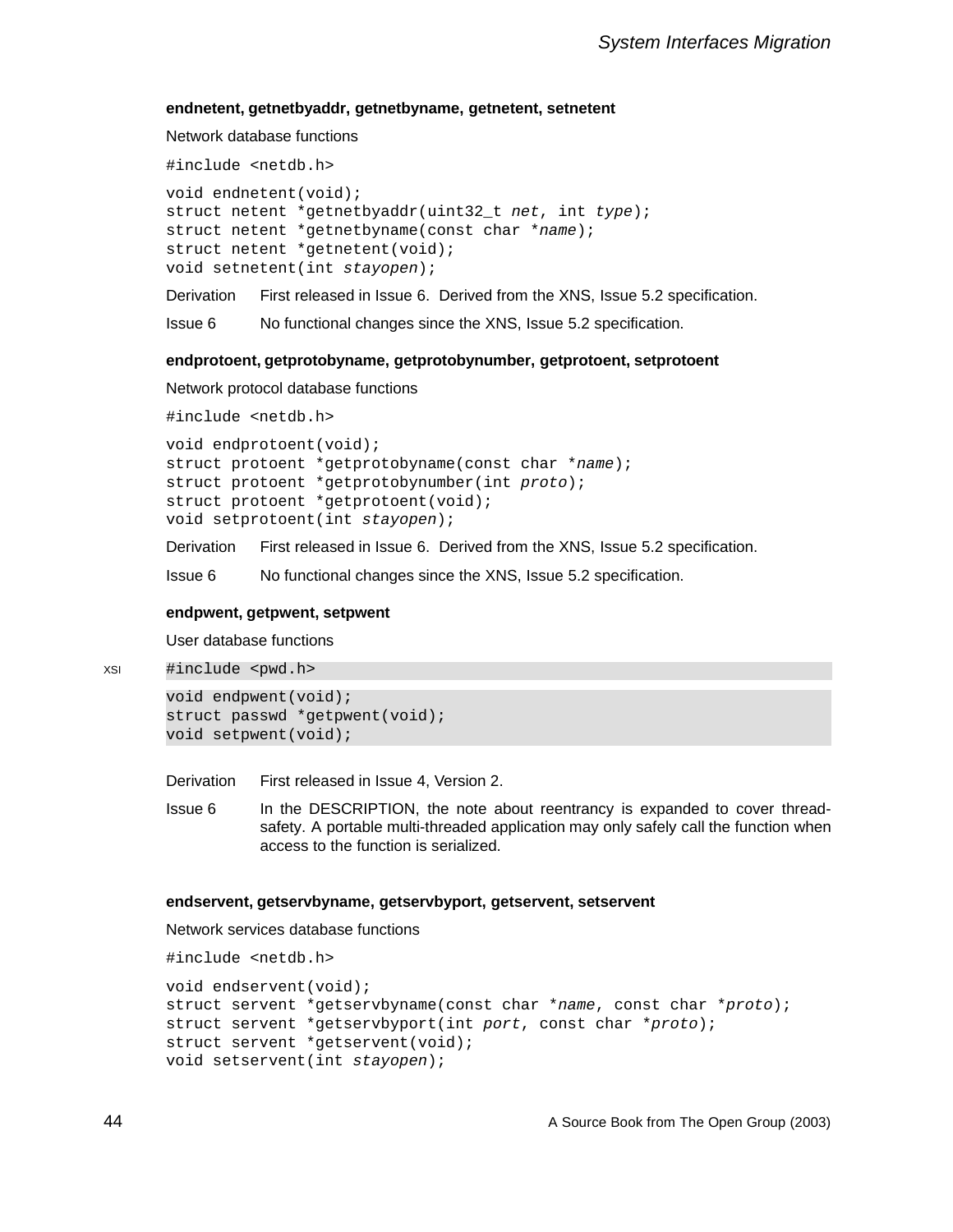### endnetent, getnetbyaddr, getnetbyname, getnetent, setnetent

Network database functions

```
#include <netdb.h>
```

```
void endnetent(void);
struct netent *getnetbyaddr(uint32_t net, int type);
struct netent *getnetbyname(const char *name);
struct netent *getnetent(void);
void setnetent(int stayopen);
```

Derivation First released in Issue 6. Derived from the XNS, Issue 5.2 specification.

Issue 6 No functional changes since the XNS, Issue 5.2 specification.

### endprotoent, getprotobyname, getprotobynumber, getprotoent, setprotoent

Network protocol database functions

```
#include <netdb.h>
```

```
void endprotoent(void);
struct protoent *getprotobyname(const char *name);
struct protoent *getprotobynumber(int proto);
struct protoent *getprotoent(void);
void setprotoent(int stayopen);
```

Derivation First released in Issue 6. Derived from the XNS, Issue 5.2 specification.

Issue 6 No functional changes since the XNS, Issue 5.2 specification.

### endpwent, getpwent, setpwent

User database functions

XSI

```
#include <pwd.h>
```

```
void endpwent(void);
struct passwd *getpwent(void);
void setpwent(void);
```

Derivation First released in Issue 4, Version 2.

Issue 6 In the DESCRIPTION, the note about reentrancy is expanded to cover thread-safety. A portable multi-threaded application may only safely call the function when access to the function is serialized.

### endservent, getservbyname, getservbyport, getservent, setservent

Network services database functions

```
#include <netdb.h>
```

```
void endservent(void);
struct servent *getservbyname(const char *name, const char *proto);
struct servent *getservbyport(int port, const char *proto);
struct servent *getservent(void);
void setservent(int stayopen);
```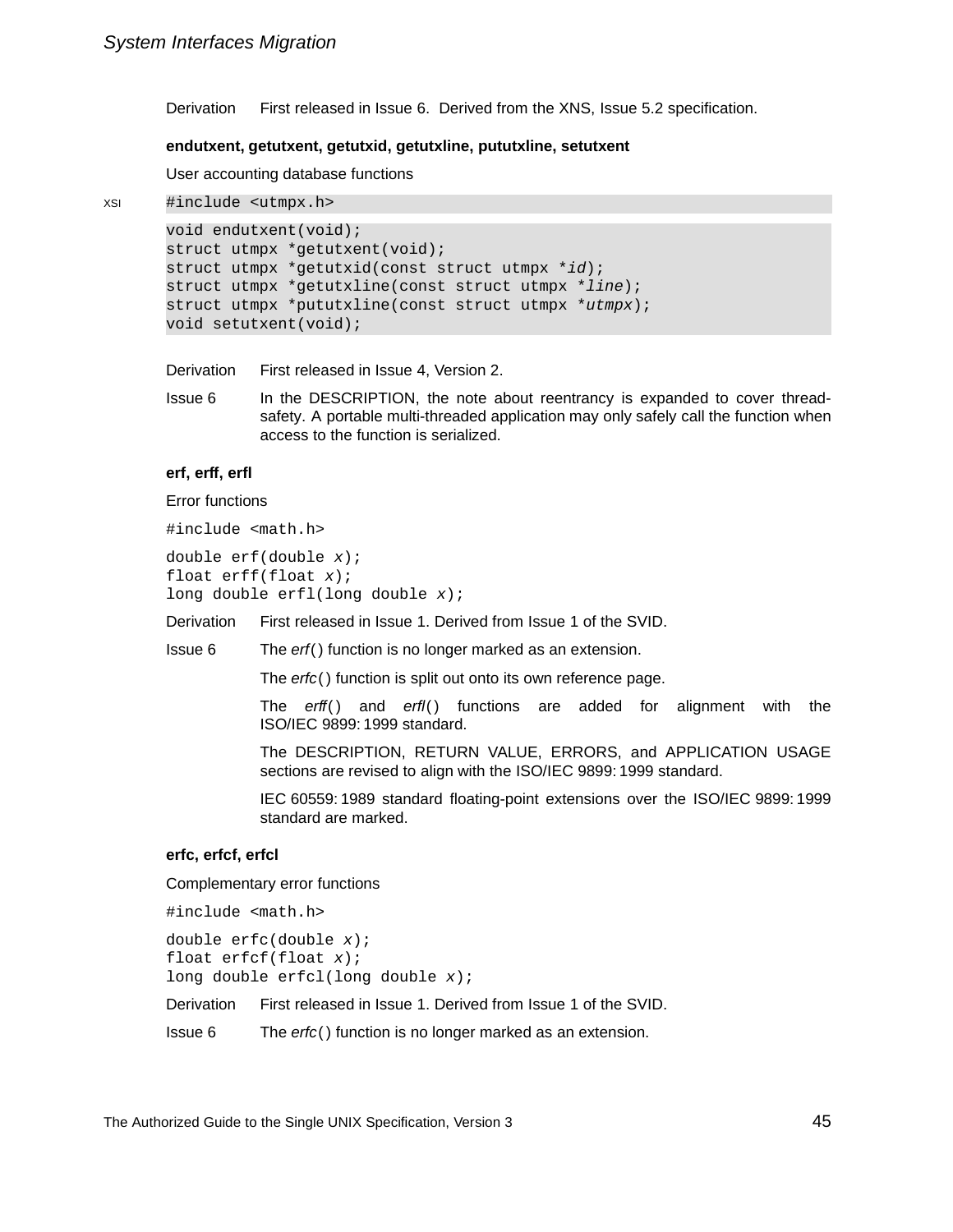Derivation First released in Issue 6. Derived from the XNS, Issue 5.2 specification.

**endutxent, getutxent, getutxid, getutxline, pututxline, setutxent**

User accounting database functions

XSI

```
#include <utmpx.h>
```

```
void endutxent(void);
struct utmpx *getutxent(void);
struct utmpx *getutxid(const struct utmpx *id);
struct utmpx *getutxline(const struct utmpx *line);
struct utmpx *pututxline(const struct utmpx *utmpx);
void setutxent(void);
```

Derivation First released in Issue 4, Version 2.

Issue 6 In the DESCRIPTION, the note about reentrancy is expanded to cover thread-safety. A portable multi-threaded application may only safely call the function when access to the function is serialized.

**erf, erff, erfl**

Error functions

```
#include <math.h>
```

```
double erf(double x);
float erff(float x);
long double erfl(long double x);
```

Derivation First released in Issue 1. Derived from Issue 1 of the SVID.

Issue 6 The *erf*() function is no longer marked as an extension.

The *erfc*() function is split out onto its own reference page.

The *erff*() and *erfl*() functions are added for alignment with the ISO/IEC 9899:1999 standard.

The DESCRIPTION, RETURN VALUE, ERRORS, and APPLICATION USAGE sections are revised to align with the ISO/IEC 9899:1999 standard.

IEC 60559:1989 standard floating-point extensions over the ISO/IEC 9899:1999 standard are marked.

**erfc, erfcf, erfcl**

Complementary error functions

```
#include <math.h>
```

```
double erfc(double x);
float erfcf(float x);
long double erfcl(long double x);
```

Derivation First released in Issue 1. Derived from Issue 1 of the SVID.

Issue 6 The *erfc*() function is no longer marked as an extension.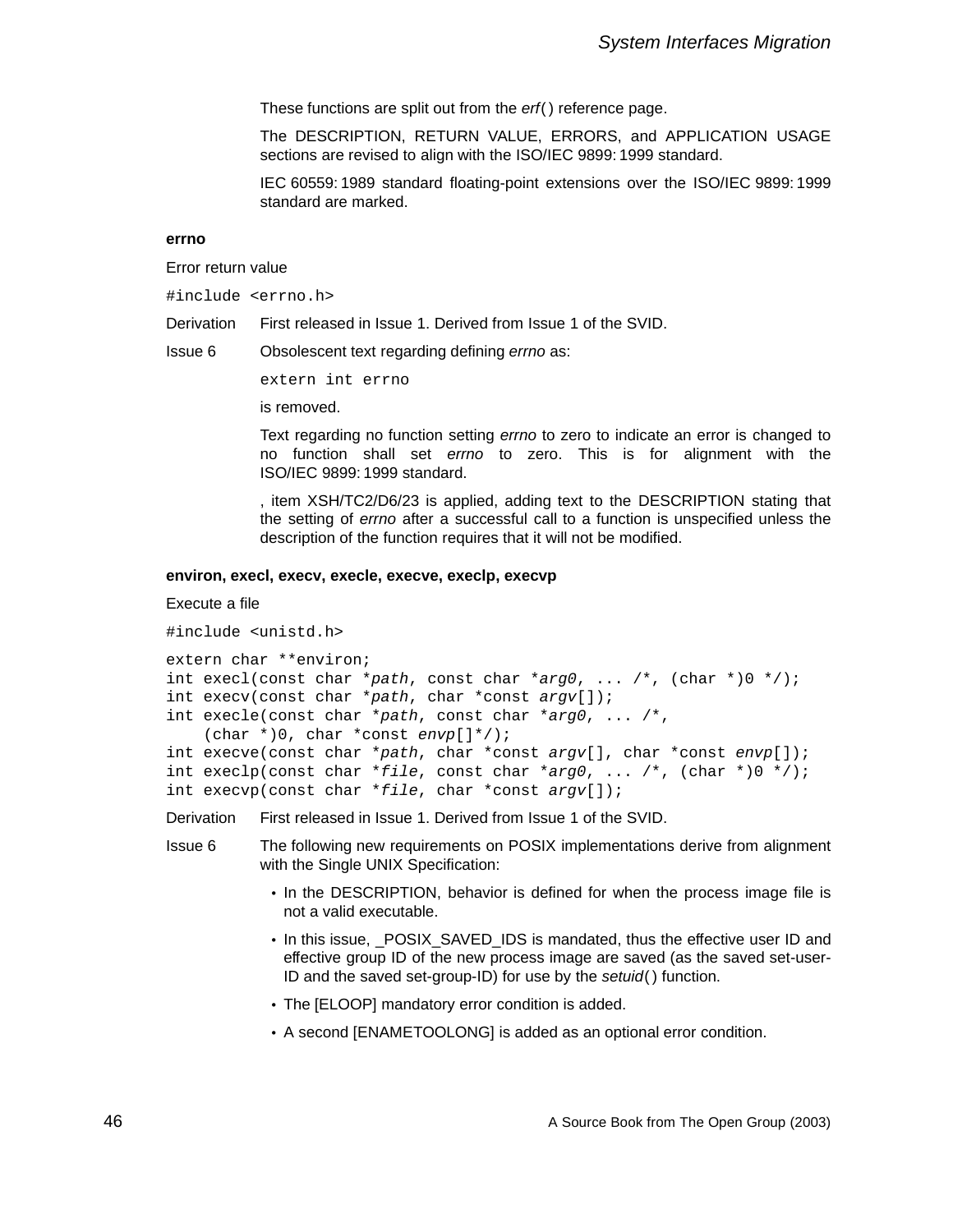These functions are split out from the *erf*( ) reference page.

The DESCRIPTION, RETURN VALUE, ERRORS, and APPLICATION USAGE sections are revised to align with the ISO/IEC 9899: 1999 standard.

IEC 60559: 1989 standard floating-point extensions over the ISO/IEC 9899: 1999 standard are marked.

**errno**

Error return value

```
#include <errno.h>
```

Derivation First released in Issue 1. Derived from Issue 1 of the SVID.

Issue 6 Obsolescent text regarding defining *errno* as:

```
extern int errno
```

is removed.

Text regarding no function setting *errno* to zero to indicate an error is changed to no function shall set *errno* to zero. This is for alignment with the ISO/IEC 9899: 1999 standard.

, item XSH/TC2/D6/23 is applied, adding text to the DESCRIPTION stating that the setting of *errno* after a successful call to a function is unspecified unless the description of the function requires that it will not be modified.

**environ, execl, execv, execle, execve, execlp, execvp**

Execute a file

```
#include <unistd.h>
```

```
extern char **environ;
int execl(const char *path, const char *arg0, ... /*, (char *)0 */);
int execv(const char *path, char *const argv[]);
int execle(const char *path, const char *arg0, ... /*,
    (char *)0, char *const envp[]*/);
int execve(const char *path, char *const argv[], char *const envp[]);
int execlp(const char *file, const char *arg0, ... /*, (char *)0 */);
int execvp(const char *file, char *const argv[]);
```

Derivation First released in Issue 1. Derived from Issue 1 of the SVID.

Issue 6 The following new requirements on POSIX implementations derive from alignment with the Single UNIX Specification:

- In the DESCRIPTION, behavior is defined for when the process image file is not a valid executable.
- In this issue, _POSIX_SAVED_IDS is mandated, thus the effective user ID and effective group ID of the new process image are saved (as the saved set-user-ID and the saved set-group-ID) for use by the *setuid*( ) function.
- The [ELOOP] mandatory error condition is added.
- A second [ENAMETOOLONG] is added as an optional error condition.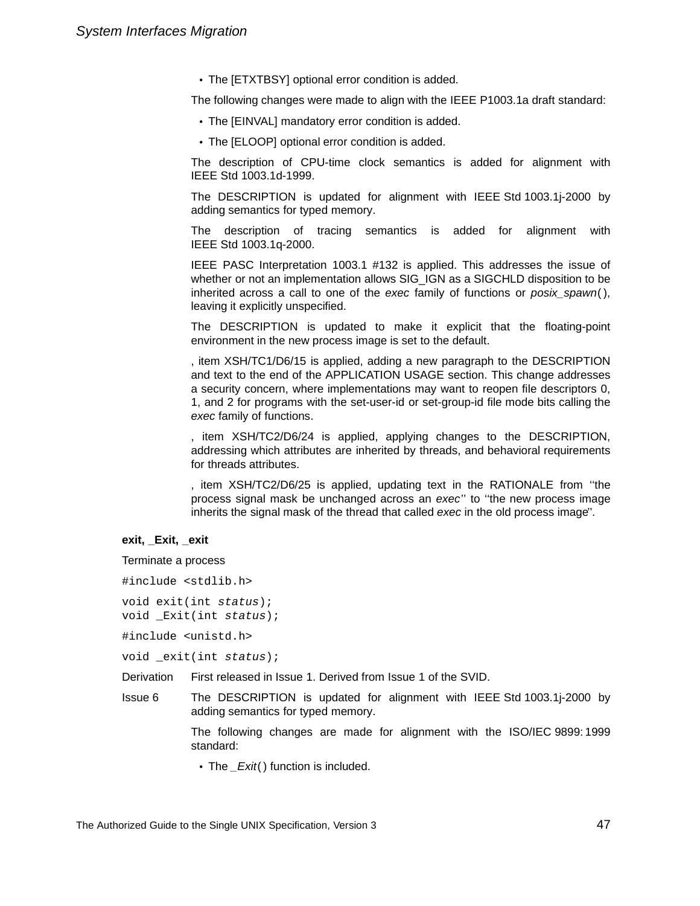- The [ETXTBSY] optional error condition is added.

The following changes were made to align with the IEEE P1003.1a draft standard:

- The [EINVAL] mandatory error condition is added.
- The [ELOOP] optional error condition is added.

The description of CPU-time clock semantics is added for alignment with IEEE Std 1003.1d-1999.

The DESCRIPTION is updated for alignment with IEEE Std 1003.1j-2000 by adding semantics for typed memory.

The description of tracing semantics is added for alignment with IEEE Std 1003.1q-2000.

IEEE PASC Interpretation 1003.1 #132 is applied. This addresses the issue of whether or not an implementation allows SIG_IGN as a SIGCHLD disposition to be inherited across a call to one of the *exec* family of functions or *posix_spawn*( ), leaving it explicitly unspecified.

The DESCRIPTION is updated to make it explicit that the floating-point environment in the new process image is set to the default.

, item XSH/TC1/D6/15 is applied, adding a new paragraph to the DESCRIPTION and text to the end of the APPLICATION USAGE section. This change addresses a security concern, where implementations may want to reopen file descriptors 0, 1, and 2 for programs with the set-user-id or set-group-id file mode bits calling the *exec* family of functions.

, item XSH/TC2/D6/24 is applied, applying changes to the DESCRIPTION, addressing which attributes are inherited by threads, and behavioral requirements for threads attributes.

, item XSH/TC2/D6/25 is applied, updating text in the RATIONALE from ‘‘the process signal mask be unchanged across an *exec*’’ to ‘‘the new process image inherits the signal mask of the thread that called *exec* in the old process image’’.

**exit, _Exit, _exit**

Terminate a process

```
#include <stdlib.h>

void exit(int status);
void _Exit(int status);

#include <unistd.h>

void _exit(int status);
```

Derivation First released in Issue 1. Derived from Issue 1 of the SVID.

Issue 6 The DESCRIPTION is updated for alignment with IEEE Std 1003.1j-2000 by adding semantics for typed memory.

The following changes are made for alignment with the ISO/IEC 9899: 1999 standard:

- The *_Exit*( ) function is included.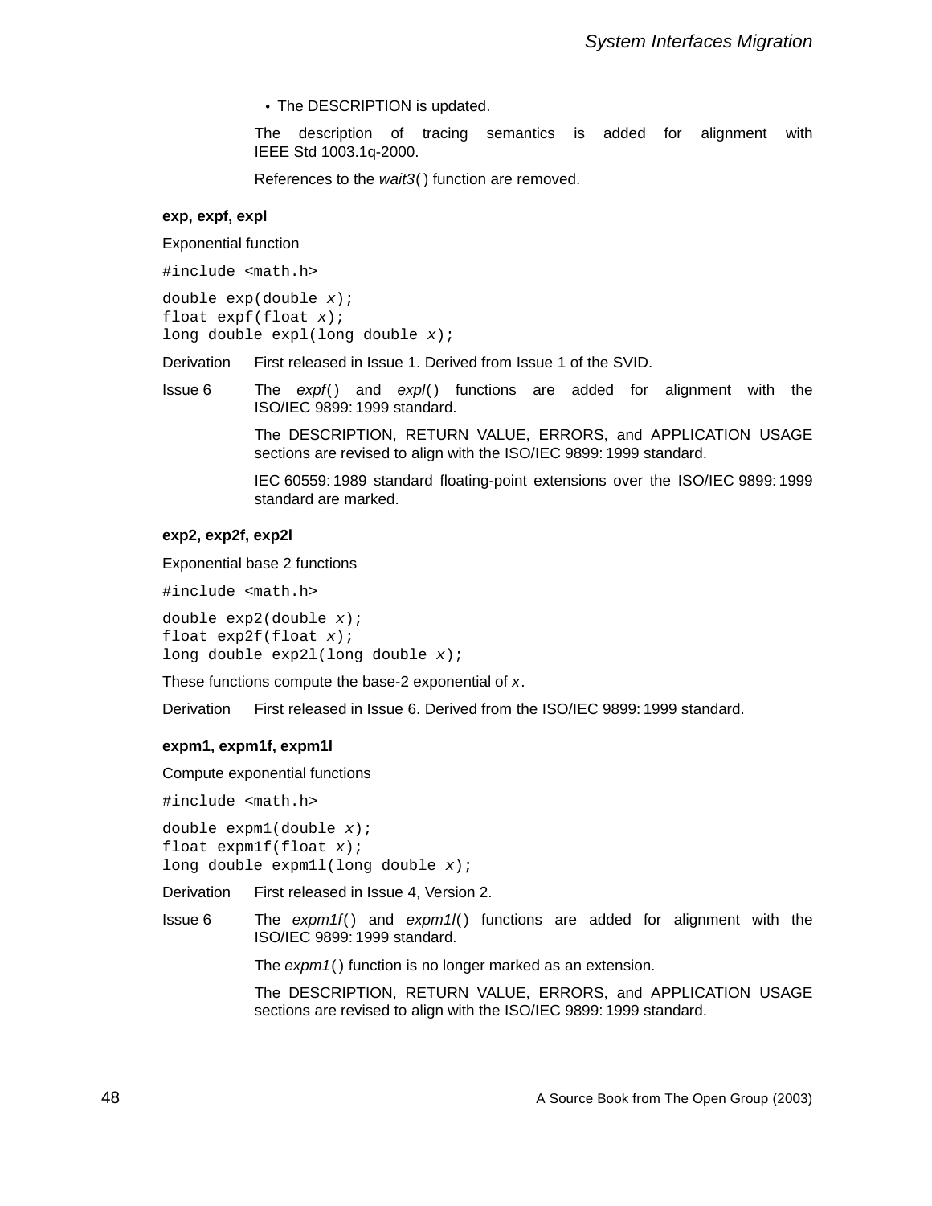- The DESCRIPTION is updated.

The description of tracing semantics is added for alignment with IEEE Std 1003.1q-2000.

References to the *wait3*() function are removed.

**exp, expf, expl**

Exponential function

```
#include <math.h>
```

```
double exp(double x);
float expf(float x);
long double expl(long double x);
```

Derivation — First released in Issue 1. Derived from Issue 1 of the SVID.

Issue 6 — The *expf*() and *expl*() functions are added for alignment with the ISO/IEC 9899: 1999 standard.

The DESCRIPTION, RETURN VALUE, ERRORS, and APPLICATION USAGE sections are revised to align with the ISO/IEC 9899: 1999 standard.

IEC 60559: 1989 standard floating-point extensions over the ISO/IEC 9899: 1999 standard are marked.

**exp2, exp2f, exp2l**

Exponential base 2 functions

```
#include <math.h>
```

```
double exp2(double x);
float exp2f(float x);
long double exp2l(long double x);
```

These functions compute the base-2 exponential of *x*.

Derivation — First released in Issue 6. Derived from the ISO/IEC 9899: 1999 standard.

**expm1, expm1f, expm1l**

Compute exponential functions

```
#include <math.h>
```

```
double expm1(double x);
float expm1f(float x);
long double expm1l(long double x);
```

Derivation — First released in Issue 4, Version 2.

Issue 6 — The *expm1f*() and *expm1l*() functions are added for alignment with the ISO/IEC 9899: 1999 standard.

The *expm1*() function is no longer marked as an extension.

The DESCRIPTION, RETURN VALUE, ERRORS, and APPLICATION USAGE sections are revised to align with the ISO/IEC 9899: 1999 standard.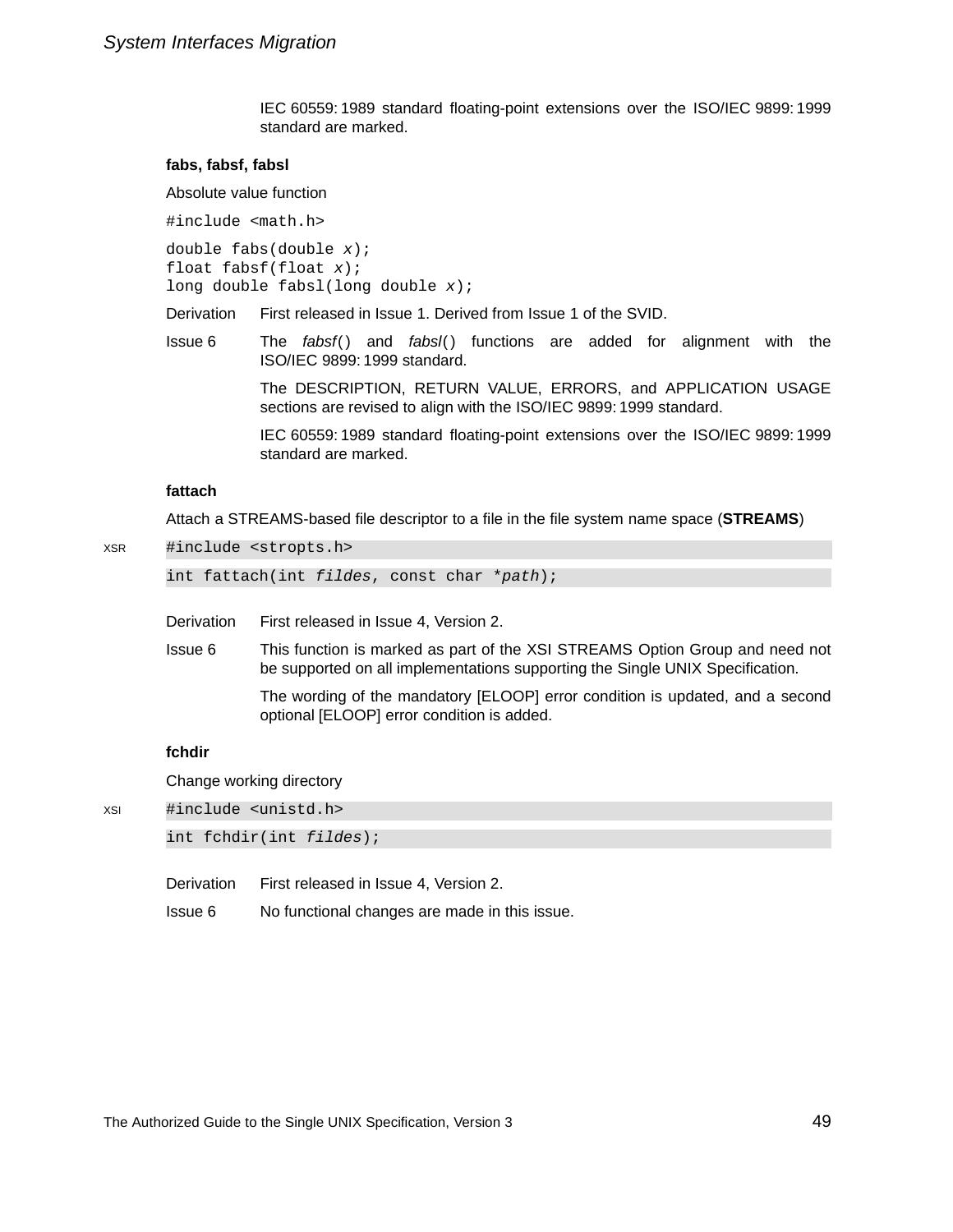IEC 60559: 1989 standard floating-point extensions over the ISO/IEC 9899: 1999 standard are marked.

### fabs, fabsf, fabsl

Absolute value function

```
#include <math.h>
```

```
double fabs(double x);
float fabsf(float x);
long double fabsl(long double x);
```

Derivation First released in Issue 1. Derived from Issue 1 of the SVID.

Issue 6 The *fabsf*() and *fabsl*() functions are added for alignment with the ISO/IEC 9899: 1999 standard.

The DESCRIPTION, RETURN VALUE, ERRORS, and APPLICATION USAGE sections are revised to align with the ISO/IEC 9899: 1999 standard.

IEC 60559: 1989 standard floating-point extensions over the ISO/IEC 9899: 1999 standard are marked.

### fattach

Attach a STREAMS-based file descriptor to a file in the file system name space (**STREAMS**)

XSR

```
#include <stropts.h>
```

```
int fattach(int fildes, const char *path);
```

Derivation First released in Issue 4, Version 2.

Issue 6 This function is marked as part of the XSI STREAMS Option Group and need not be supported on all implementations supporting the Single UNIX Specification.

The wording of the mandatory [ELOOP] error condition is updated, and a second optional [ELOOP] error condition is added.

### fchdir

Change working directory

XSI

```
#include <unistd.h>
```

```
int fchdir(int fildes);
```

Derivation First released in Issue 4, Version 2.

Issue 6 No functional changes are made in this issue.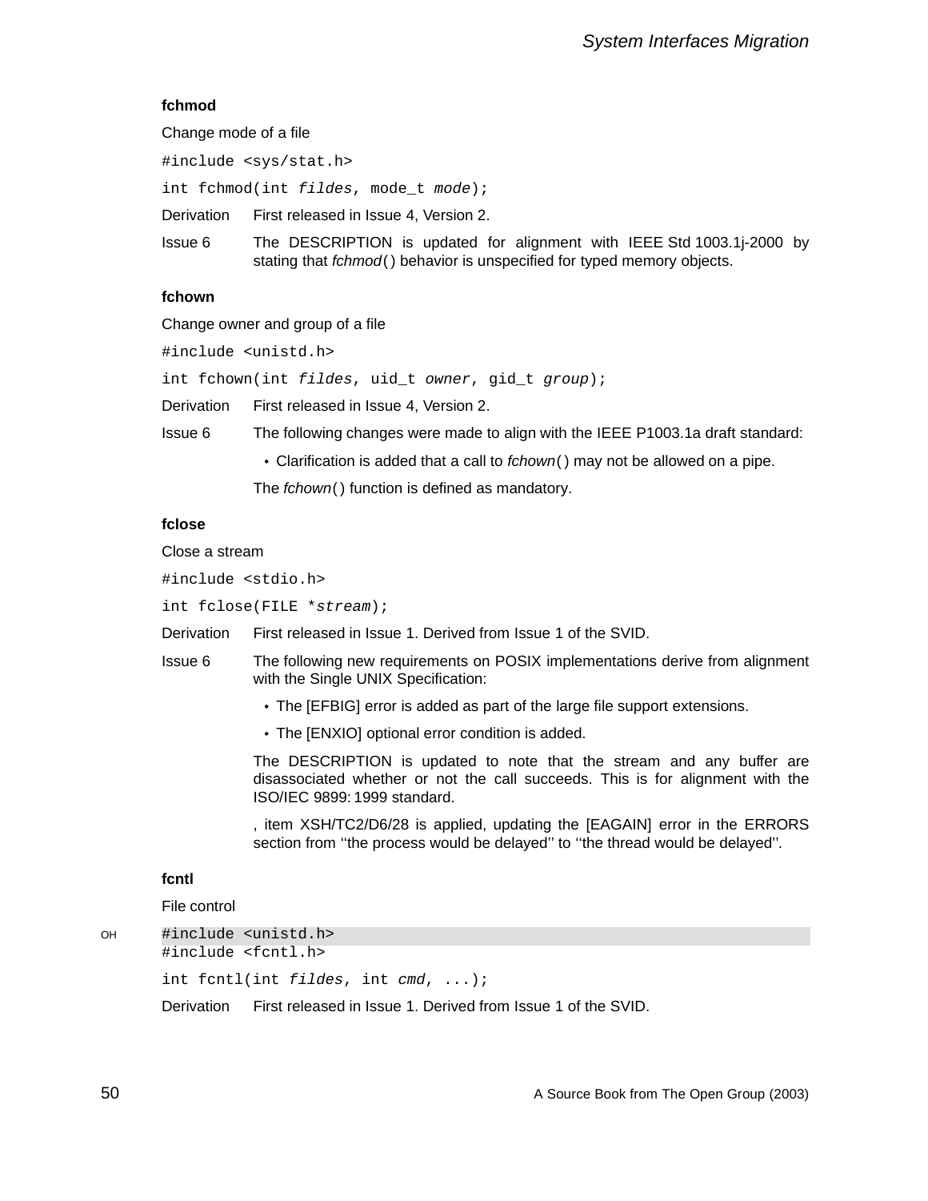**fchmod**

Change mode of a file

```
#include <sys/stat.h>
int fchmod(int fildes, mode_t mode);
```

Derivation First released in Issue 4, Version 2.

Issue 6 The DESCRIPTION is updated for alignment with IEEE Std 1003.1j-2000 by stating that *fchmod*() behavior is unspecified for typed memory objects.

**fchown**

Change owner and group of a file

```
#include <unistd.h>
int fchown(int fildes, uid_t owner, gid_t group);
```

Derivation First released in Issue 4, Version 2.

Issue 6 The following changes were made to align with the IEEE P1003.1a draft standard:

- Clarification is added that a call to *fchown*() may not be allowed on a pipe.

The *fchown*() function is defined as mandatory.

**fclose**

Close a stream

```
#include <stdio.h>
int fclose(FILE *stream);
```

Derivation First released in Issue 1. Derived from Issue 1 of the SVID.

Issue 6 The following new requirements on POSIX implementations derive from alignment with the Single UNIX Specification:

- The [EFBIG] error is added as part of the large file support extensions.
- The [ENXIO] optional error condition is added.

The DESCRIPTION is updated to note that the stream and any buffer are disassociated whether or not the call succeeds. This is for alignment with the ISO/IEC 9899:1999 standard.

, item XSH/TC2/D6/28 is applied, updating the [EAGAIN] error in the ERRORS section from ''the process would be delayed'' to ''the thread would be delayed''.

**fcntl**

File control

```
OH #include <unistd.h>
#include <fcntl.h>
int fcntl(int fildes, int cmd, ...);
```

Derivation First released in Issue 1. Derived from Issue 1 of the SVID.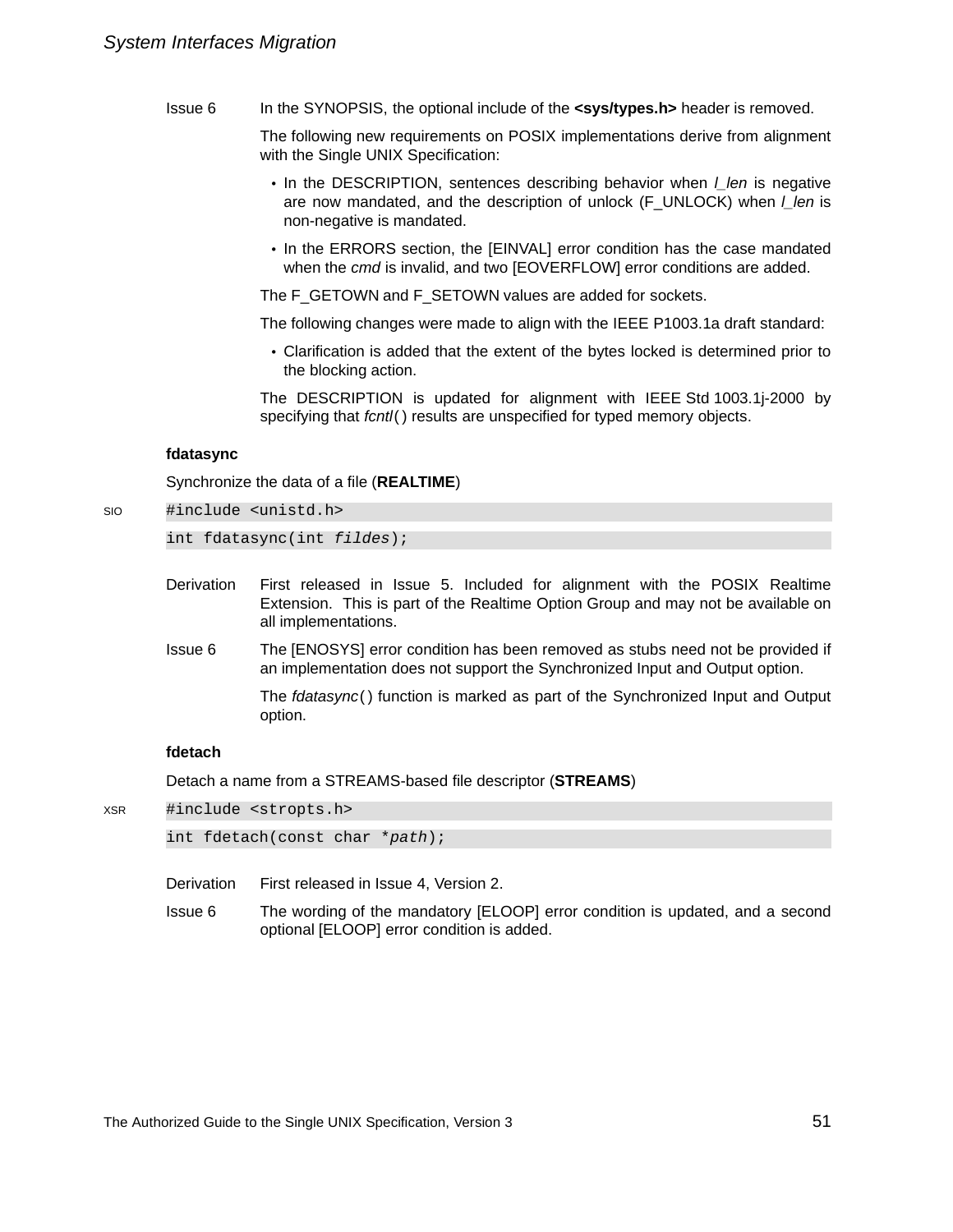Issue 6 In the SYNOPSIS, the optional include of the **<sys/types.h>** header is removed.

The following new requirements on POSIX implementations derive from alignment with the Single UNIX Specification:

- In the DESCRIPTION, sentences describing behavior when *l_len* is negative are now mandated, and the description of unlock (F_UNLOCK) when *l_len* is non-negative is mandated.
- In the ERRORS section, the [EINVAL] error condition has the case mandated when the *cmd* is invalid, and two [EOVERFLOW] error conditions are added.

The F_GETOWN and F_SETOWN values are added for sockets.

The following changes were made to align with the IEEE P1003.1a draft standard:

- Clarification is added that the extent of the bytes locked is determined prior to the blocking action.

The DESCRIPTION is updated for alignment with IEEE Std 1003.1j-2000 by specifying that *fcntl*( ) results are unspecified for typed memory objects.

### fdatasync

Synchronize the data of a file (**REALTIME**)

SIO

```
#include <unistd.h>

int fdatasync(int fildes);
```

Derivation First released in Issue 5. Included for alignment with the POSIX Realtime Extension. This is part of the Realtime Option Group and may not be available on all implementations.

Issue 6 The [ENOSYS] error condition has been removed as stubs need not be provided if an implementation does not support the Synchronized Input and Output option.

The *fdatasync*( ) function is marked as part of the Synchronized Input and Output option.

### fdetach

Detach a name from a STREAMS-based file descriptor (**STREAMS**)

XSR

```
#include <stropts.h>

int fdetach(const char *path);
```

Derivation First released in Issue 4, Version 2.

Issue 6 The wording of the mandatory [ELOOP] error condition is updated, and a second optional [ELOOP] error condition is added.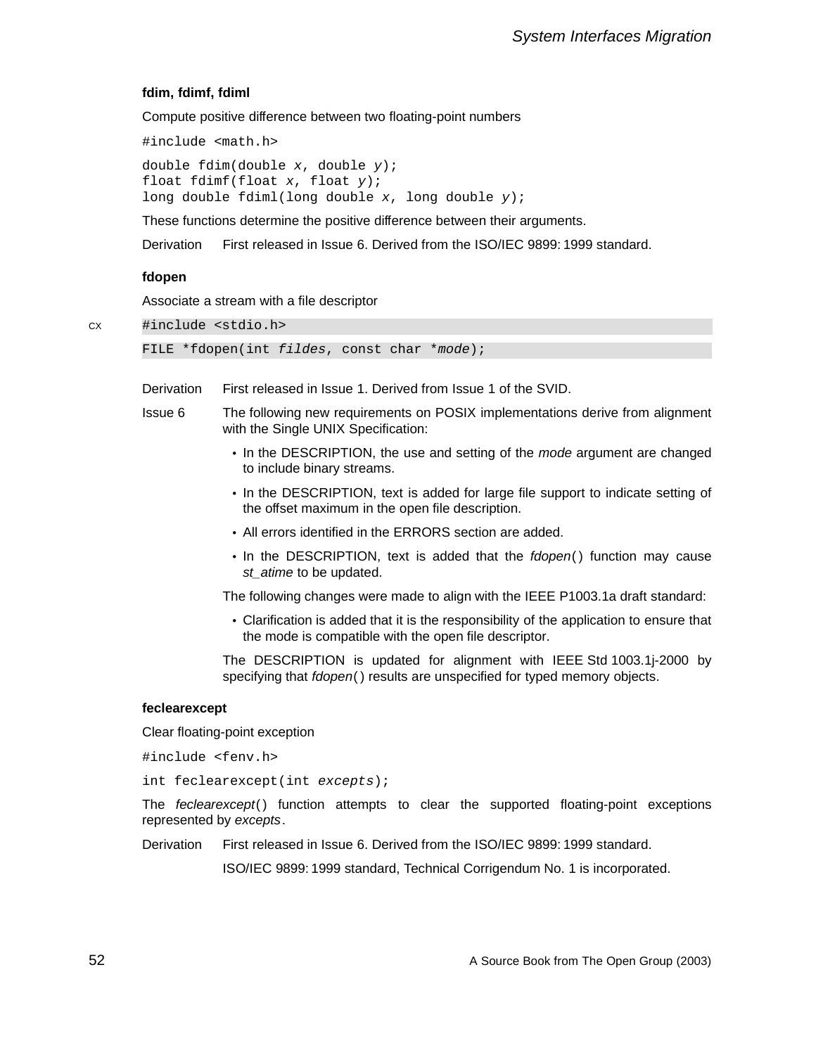### fdim, fdimf, fdiml

Compute positive difference between two floating-point numbers

```
#include <math.h>
```

```
double fdim(double x, double y);
float fdimf(float x, float y);
long double fdiml(long double x, long double y);
```

These functions determine the positive difference between their arguments.

Derivation First released in Issue 6. Derived from the ISO/IEC 9899: 1999 standard.

### fdopen

Associate a stream with a file descriptor

CX
```
#include <stdio.h>
```

```
FILE *fdopen(int fildes, const char *mode);
```

Derivation First released in Issue 1. Derived from Issue 1 of the SVID.

Issue 6 The following new requirements on POSIX implementations derive from alignment with the Single UNIX Specification:

- In the DESCRIPTION, the use and setting of the *mode* argument are changed to include binary streams.
- In the DESCRIPTION, text is added for large file support to indicate setting of the offset maximum in the open file description.
- All errors identified in the ERRORS section are added.
- In the DESCRIPTION, text is added that the *fdopen*( ) function may cause *st_atime* to be updated.

The following changes were made to align with the IEEE P1003.1a draft standard:

- Clarification is added that it is the responsibility of the application to ensure that the mode is compatible with the open file descriptor.

The DESCRIPTION is updated for alignment with IEEE Std 1003.1j-2000 by specifying that *fdopen*( ) results are unspecified for typed memory objects.

### feclearexcept

Clear floating-point exception

```
#include <fenv.h>
```

```
int feclearexcept(int excepts);
```

The *feclearexcept*( ) function attempts to clear the supported floating-point exceptions represented by *excepts*.

Derivation First released in Issue 6. Derived from the ISO/IEC 9899: 1999 standard.

ISO/IEC 9899: 1999 standard, Technical Corrigendum No. 1 is incorporated.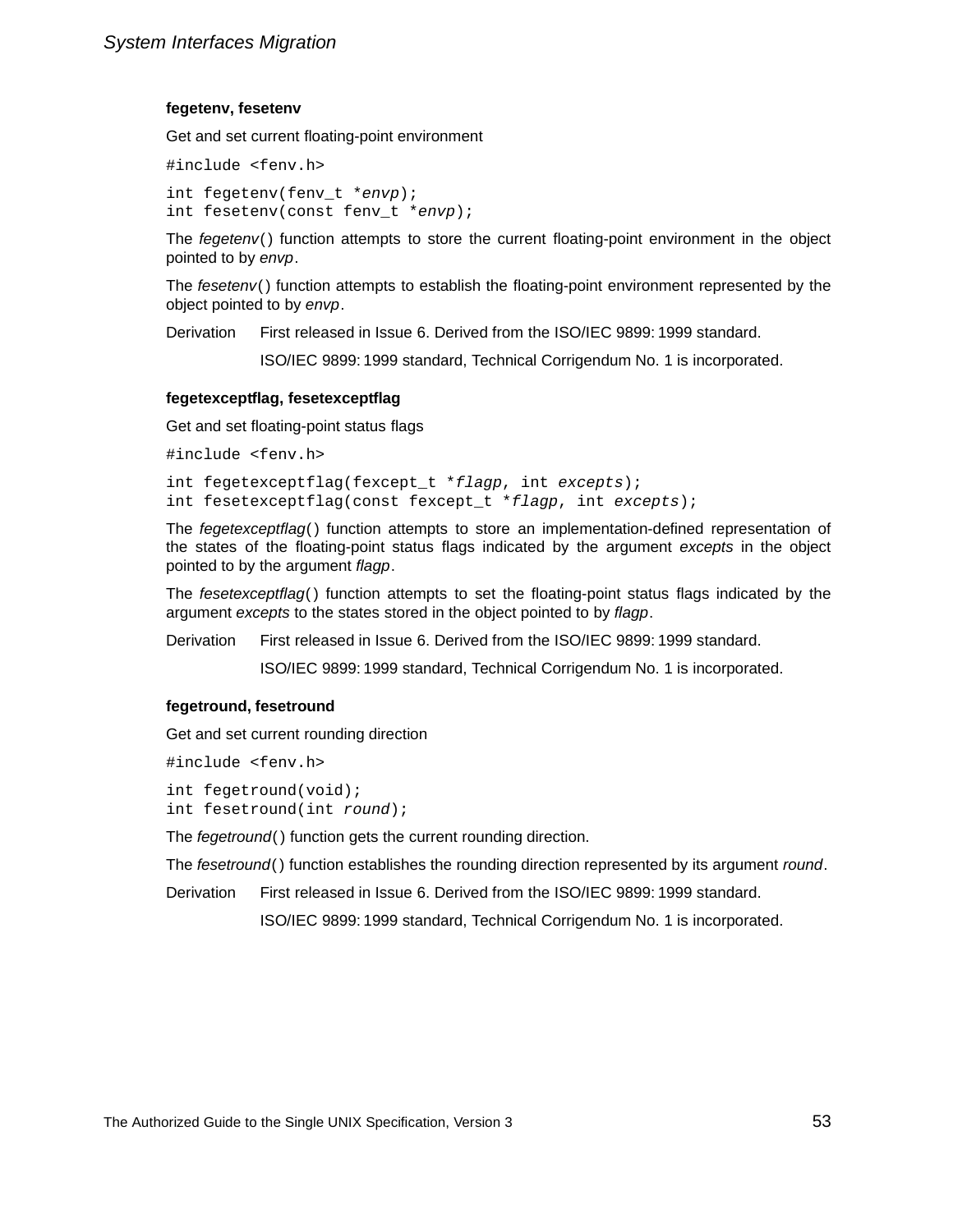### fegetenv, fesetenv

Get and set current floating-point environment

```
#include <fenv.h>
```

```
int fegetenv(fenv_t *envp);
int fesetenv(const fenv_t *envp);
```

The *fegetenv*() function attempts to store the current floating-point environment in the object pointed to by *envp*.

The *fesetenv*() function attempts to establish the floating-point environment represented by the object pointed to by *envp*.

Derivation First released in Issue 6. Derived from the ISO/IEC 9899: 1999 standard.

ISO/IEC 9899: 1999 standard, Technical Corrigendum No. 1 is incorporated.

### fegetexceptflag, fesetexceptflag

Get and set floating-point status flags

```
#include <fenv.h>
```

```
int fegetexceptflag(fexcept_t *flagp, int excepts);
int fesetexceptflag(const fexcept_t *flagp, int excepts);
```

The *fegetexceptflag*() function attempts to store an implementation-defined representation of the states of the floating-point status flags indicated by the argument *excepts* in the object pointed to by the argument *flagp*.

The *fesetexceptflag*() function attempts to set the floating-point status flags indicated by the argument *excepts* to the states stored in the object pointed to by *flagp*.

Derivation First released in Issue 6. Derived from the ISO/IEC 9899: 1999 standard.

ISO/IEC 9899: 1999 standard, Technical Corrigendum No. 1 is incorporated.

### fegetround, fesetround

Get and set current rounding direction

```
#include <fenv.h>
```

```
int fegetround(void);
int fesetround(int round);
```

The *fegetround*() function gets the current rounding direction.

The *fesetround*() function establishes the rounding direction represented by its argument *round*.

Derivation First released in Issue 6. Derived from the ISO/IEC 9899: 1999 standard.

ISO/IEC 9899: 1999 standard, Technical Corrigendum No. 1 is incorporated.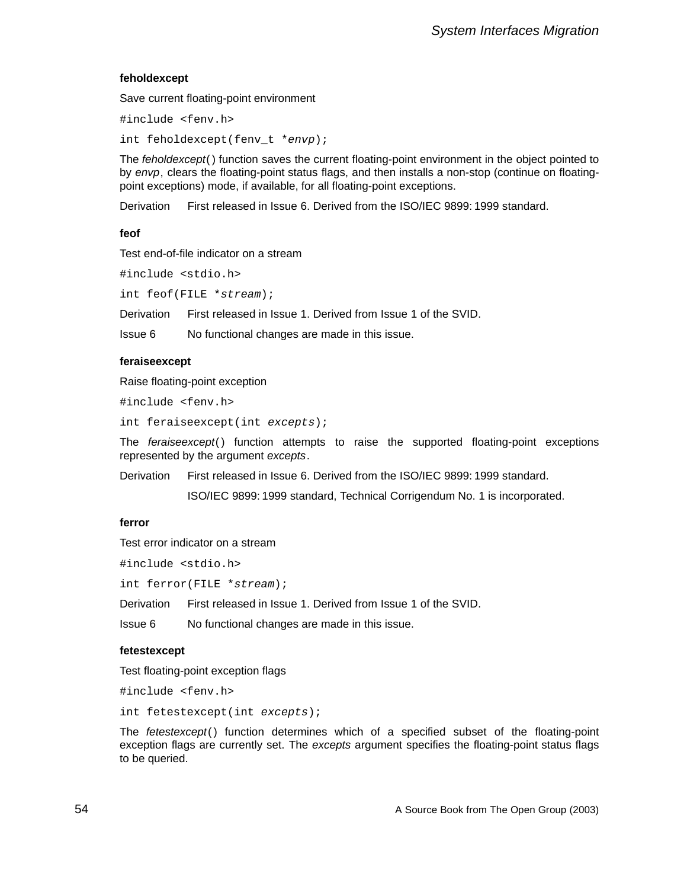### feholdexcept

Save current floating-point environment

```
#include <fenv.h>
```

```
int feholdexcept(fenv_t *envp);
```

The *feholdexcept*() function saves the current floating-point environment in the object pointed to by *envp*, clears the floating-point status flags, and then installs a non-stop (continue on floating-point exceptions) mode, if available, for all floating-point exceptions.

Derivation First released in Issue 6. Derived from the ISO/IEC 9899: 1999 standard.

### feof

Test end-of-file indicator on a stream

```
#include <stdio.h>
```

```
int feof(FILE *stream);
```

Derivation First released in Issue 1. Derived from Issue 1 of the SVID.

Issue 6 No functional changes are made in this issue.

### feraiseexcept

Raise floating-point exception

```
#include <fenv.h>
```

```
int feraiseexcept(int excepts);
```

The *feraiseexcept*() function attempts to raise the supported floating-point exceptions represented by the argument *excepts*.

Derivation First released in Issue 6. Derived from the ISO/IEC 9899: 1999 standard.

ISO/IEC 9899: 1999 standard, Technical Corrigendum No. 1 is incorporated.

### ferror

Test error indicator on a stream

```
#include <stdio.h>
```

```
int ferror(FILE *stream);
```

Derivation First released in Issue 1. Derived from Issue 1 of the SVID.

Issue 6 No functional changes are made in this issue.

### fetestexcept

Test floating-point exception flags

```
#include <fenv.h>
```

```
int fetestexcept(int excepts);
```

The *fetestexcept*() function determines which of a specified subset of the floating-point exception flags are currently set. The *excepts* argument specifies the floating-point status flags to be queried.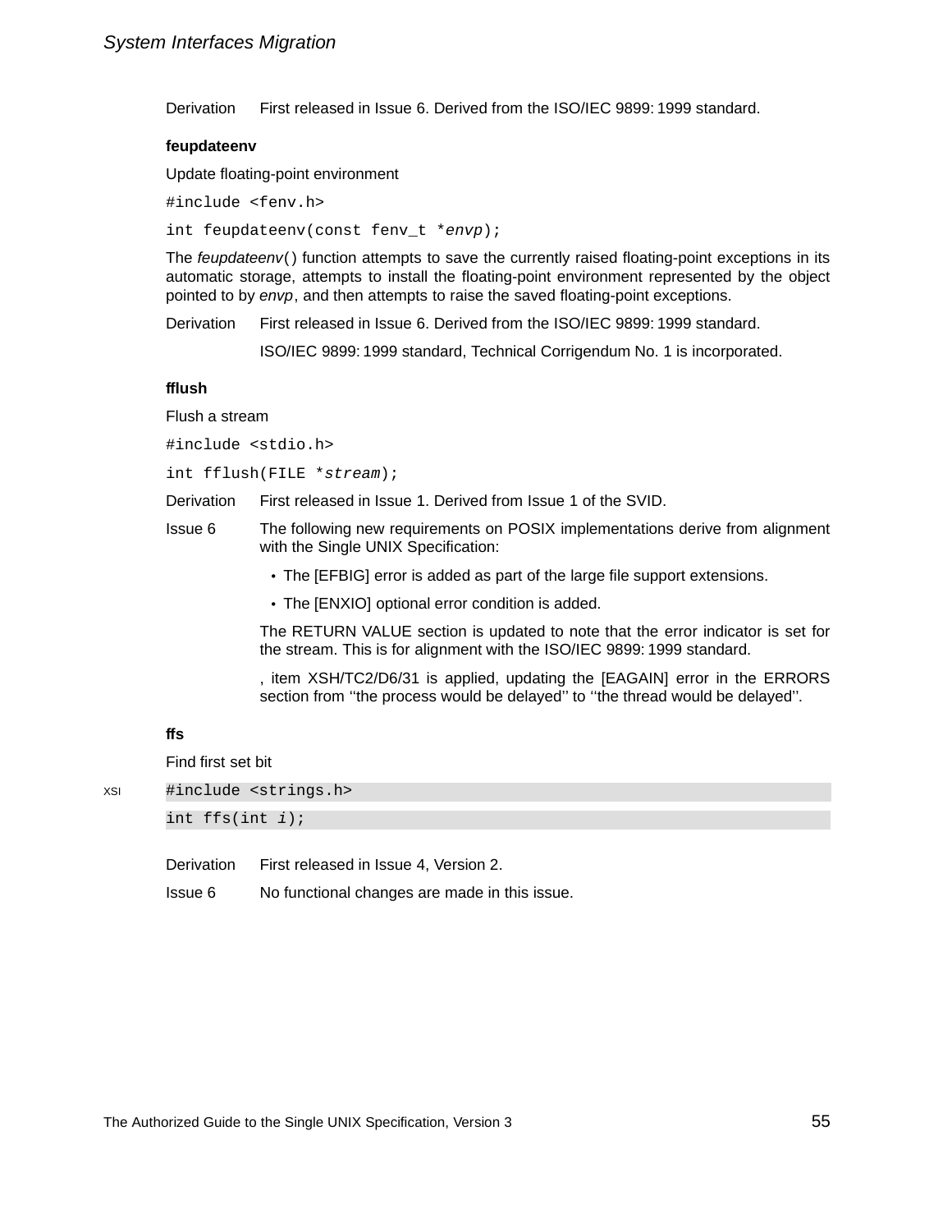| | |
|---|---|
| Derivation | First released in Issue 6. Derived from the ISO/IEC 9899: 1999 standard. |

### feupdateenv

Update floating-point environment

```
#include <fenv.h>

int feupdateenv(const fenv_t *envp);
```

The *feupdateenv*() function attempts to save the currently raised floating-point exceptions in its automatic storage, attempts to install the floating-point environment represented by the object pointed to by *envp*, and then attempts to raise the saved floating-point exceptions.

Derivation — First released in Issue 6. Derived from the ISO/IEC 9899: 1999 standard.

ISO/IEC 9899: 1999 standard, Technical Corrigendum No. 1 is incorporated.

### fflush

Flush a stream

```
#include <stdio.h>

int fflush(FILE *stream);
```

Derivation — First released in Issue 1. Derived from Issue 1 of the SVID.

Issue 6 — The following new requirements on POSIX implementations derive from alignment with the Single UNIX Specification:

- The [EFBIG] error is added as part of the large file support extensions.
- The [ENXIO] optional error condition is added.

The RETURN VALUE section is updated to note that the error indicator is set for the stream. This is for alignment with the ISO/IEC 9899: 1999 standard.

, item XSH/TC2/D6/31 is applied, updating the [EAGAIN] error in the ERRORS section from ''the process would be delayed'' to ''the thread would be delayed''.

### ffs

Find first set bit

XSI

```
#include <strings.h>

int ffs(int i);
```

Derivation — First released in Issue 4, Version 2.

Issue 6 — No functional changes are made in this issue.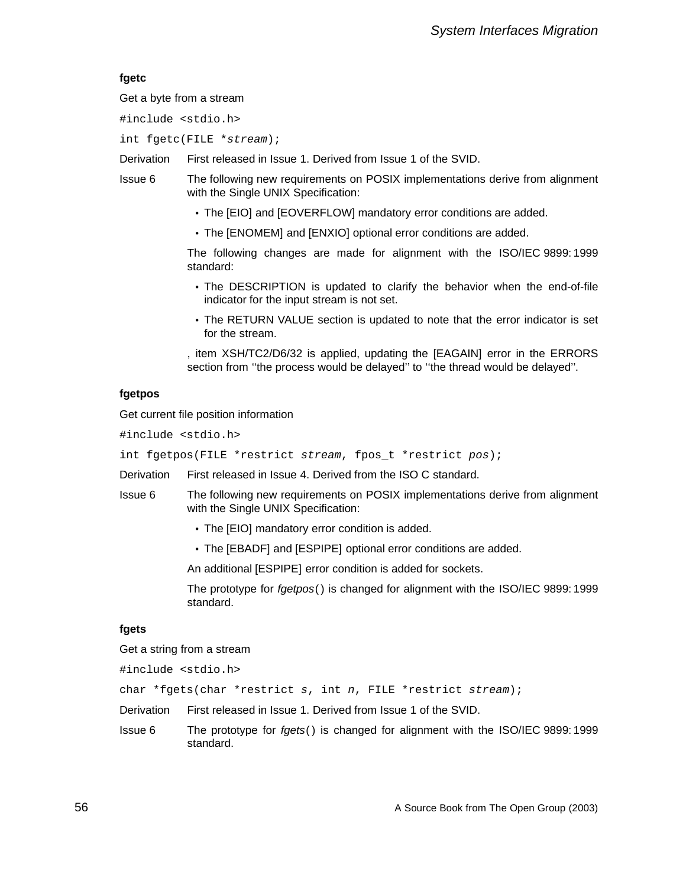### fgetc

Get a byte from a stream

```
#include <stdio.h>
```

```
int fgetc(FILE *stream);
```

**Derivation** First released in Issue 1. Derived from Issue 1 of the SVID.

**Issue 6** The following new requirements on POSIX implementations derive from alignment with the Single UNIX Specification:

- The [EIO] and [EOVERFLOW] mandatory error conditions are added.
- The [ENOMEM] and [ENXIO] optional error conditions are added.

The following changes are made for alignment with the ISO/IEC 9899:1999 standard:

- The DESCRIPTION is updated to clarify the behavior when the end-of-file indicator for the input stream is not set.
- The RETURN VALUE section is updated to note that the error indicator is set for the stream.

, item XSH/TC2/D6/32 is applied, updating the [EAGAIN] error in the ERRORS section from "the process would be delayed" to "the thread would be delayed".

### fgetpos

Get current file position information

```
#include <stdio.h>
```

```
int fgetpos(FILE *restrict stream, fpos_t *restrict pos);
```

**Derivation** First released in Issue 4. Derived from the ISO C standard.

**Issue 6** The following new requirements on POSIX implementations derive from alignment with the Single UNIX Specification:

- The [EIO] mandatory error condition is added.
- The [EBADF] and [ESPIPE] optional error conditions are added.

An additional [ESPIPE] error condition is added for sockets.

The prototype for *fgetpos*() is changed for alignment with the ISO/IEC 9899:1999 standard.

### fgets

Get a string from a stream

```
#include <stdio.h>
```

```
char *fgets(char *restrict s, int n, FILE *restrict stream);
```

**Derivation** First released in Issue 1. Derived from Issue 1 of the SVID.

**Issue 6** The prototype for *fgets*() is changed for alignment with the ISO/IEC 9899:1999 standard.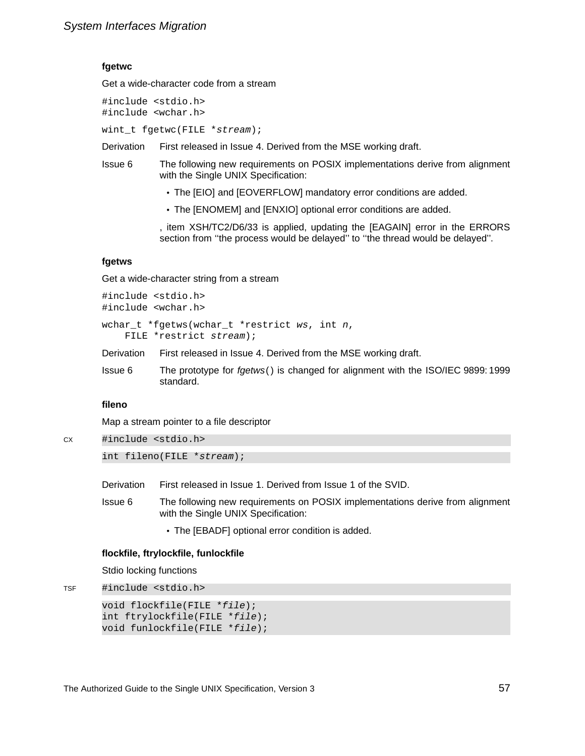### fgetwc

Get a wide-character code from a stream

```
#include <stdio.h>
#include <wchar.h>
```

```
wint_t fgetwc(FILE *stream);
```

Derivation First released in Issue 4. Derived from the MSE working draft.

Issue 6 The following new requirements on POSIX implementations derive from alignment with the Single UNIX Specification:

- The [EIO] and [EOVERFLOW] mandatory error conditions are added.
- The [ENOMEM] and [ENXIO] optional error conditions are added.

, item XSH/TC2/D6/33 is applied, updating the [EAGAIN] error in the ERRORS section from ''the process would be delayed'' to ''the thread would be delayed''.

### fgetws

Get a wide-character string from a stream

```
#include <stdio.h>
#include <wchar.h>
```

```
wchar_t *fgetws(wchar_t *restrict ws, int n,
    FILE *restrict stream);
```

Derivation First released in Issue 4. Derived from the MSE working draft.

Issue 6 The prototype for *fgetws*() is changed for alignment with the ISO/IEC 9899: 1999 standard.

### fileno

Map a stream pointer to a file descriptor

CX

```
#include <stdio.h>
```

```
int fileno(FILE *stream);
```

Derivation First released in Issue 1. Derived from Issue 1 of the SVID.

Issue 6 The following new requirements on POSIX implementations derive from alignment with the Single UNIX Specification:

- The [EBADF] optional error condition is added.

### flockfile, ftrylockfile, funlockfile

Stdio locking functions

TSF

```
#include <stdio.h>
```

```
void flockfile(FILE *file);
int ftrylockfile(FILE *file);
void funlockfile(FILE *file);
```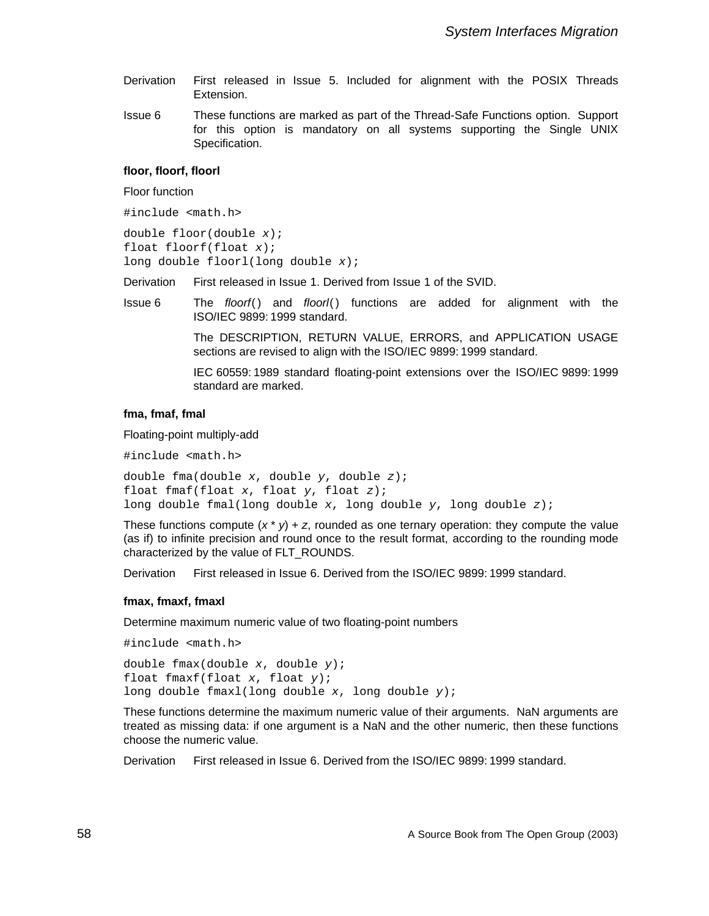Derivation First released in Issue 5. Included for alignment with the POSIX Threads Extension.

Issue 6 These functions are marked as part of the Thread-Safe Functions option. Support for this option is mandatory on all systems supporting the Single UNIX Specification.

**floor, floorf, floorl**

Floor function

```
#include <math.h>
```

```
double floor(double x);
float floorf(float x);
long double floorl(long double x);
```

Derivation First released in Issue 1. Derived from Issue 1 of the SVID.

Issue 6 The *floorf*( ) and *floorl*( ) functions are added for alignment with the ISO/IEC 9899: 1999 standard.

The DESCRIPTION, RETURN VALUE, ERRORS, and APPLICATION USAGE sections are revised to align with the ISO/IEC 9899: 1999 standard.

IEC 60559: 1989 standard floating-point extensions over the ISO/IEC 9899: 1999 standard are marked.

**fma, fmaf, fmal**

Floating-point multiply-add

```
#include <math.h>
```

```
double fma(double x, double y, double z);
float fmaf(float x, float y, float z);
long double fmal(long double x, long double y, long double z);
```

These functions compute (*x* * *y*) + *z*, rounded as one ternary operation: they compute the value (as if) to infinite precision and round once to the result format, according to the rounding mode characterized by the value of FLT_ROUNDS.

Derivation First released in Issue 6. Derived from the ISO/IEC 9899: 1999 standard.

**fmax, fmaxf, fmaxl**

Determine maximum numeric value of two floating-point numbers

```
#include <math.h>
```

```
double fmax(double x, double y);
float fmaxf(float x, float y);
long double fmaxl(long double x, long double y);
```

These functions determine the maximum numeric value of their arguments. NaN arguments are treated as missing data: if one argument is a NaN and the other numeric, then these functions choose the numeric value.

Derivation First released in Issue 6. Derived from the ISO/IEC 9899: 1999 standard.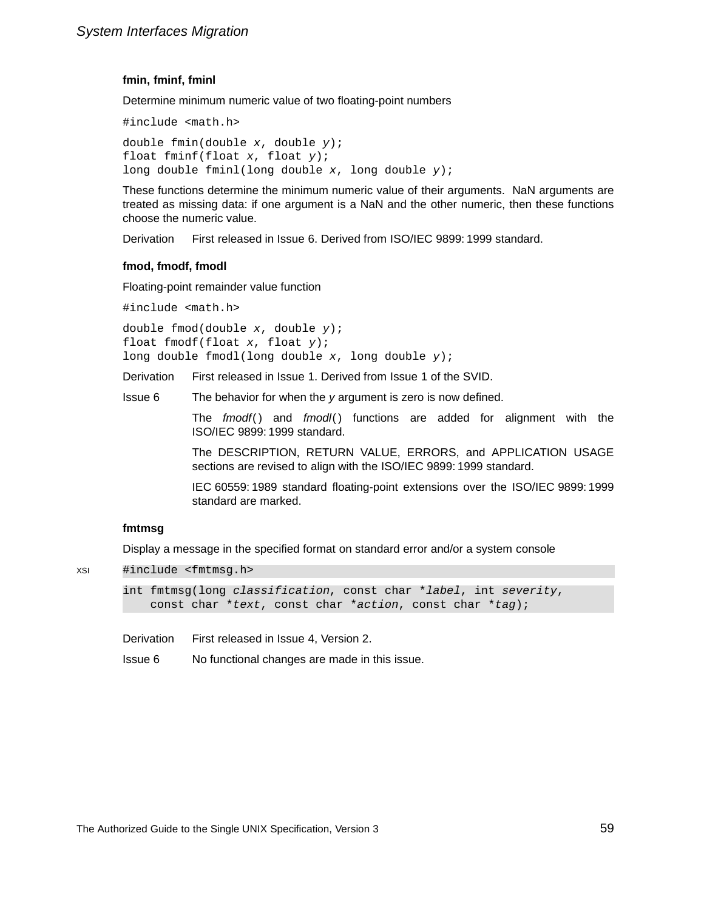### fmin, fminf, fminl

Determine minimum numeric value of two floating-point numbers

```
#include <math.h>
```

```
double fmin(double x, double y);
float fminf(float x, float y);
long double fminl(long double x, long double y);
```

These functions determine the minimum numeric value of their arguments. NaN arguments are treated as missing data: if one argument is a NaN and the other numeric, then these functions choose the numeric value.

Derivation First released in Issue 6. Derived from ISO/IEC 9899: 1999 standard.

### fmod, fmodf, fmodl

Floating-point remainder value function

```
#include <math.h>
```

```
double fmod(double x, double y);
float fmodf(float x, float y);
long double fmodl(long double x, long double y);
```

Derivation First released in Issue 1. Derived from Issue 1 of the SVID.

Issue 6 The behavior for when the *y* argument is zero is now defined.

The *fmodf*() and *fmodl*() functions are added for alignment with the ISO/IEC 9899: 1999 standard.

The DESCRIPTION, RETURN VALUE, ERRORS, and APPLICATION USAGE sections are revised to align with the ISO/IEC 9899: 1999 standard.

IEC 60559: 1989 standard floating-point extensions over the ISO/IEC 9899: 1999 standard are marked.

### fmtmsg

Display a message in the specified format on standard error and/or a system console

XSI

```
#include <fmtmsg.h>
```

```
int fmtmsg(long classification, const char *label, int severity,
    const char *text, const char *action, const char *tag);
```

Derivation First released in Issue 4, Version 2.

Issue 6 No functional changes are made in this issue.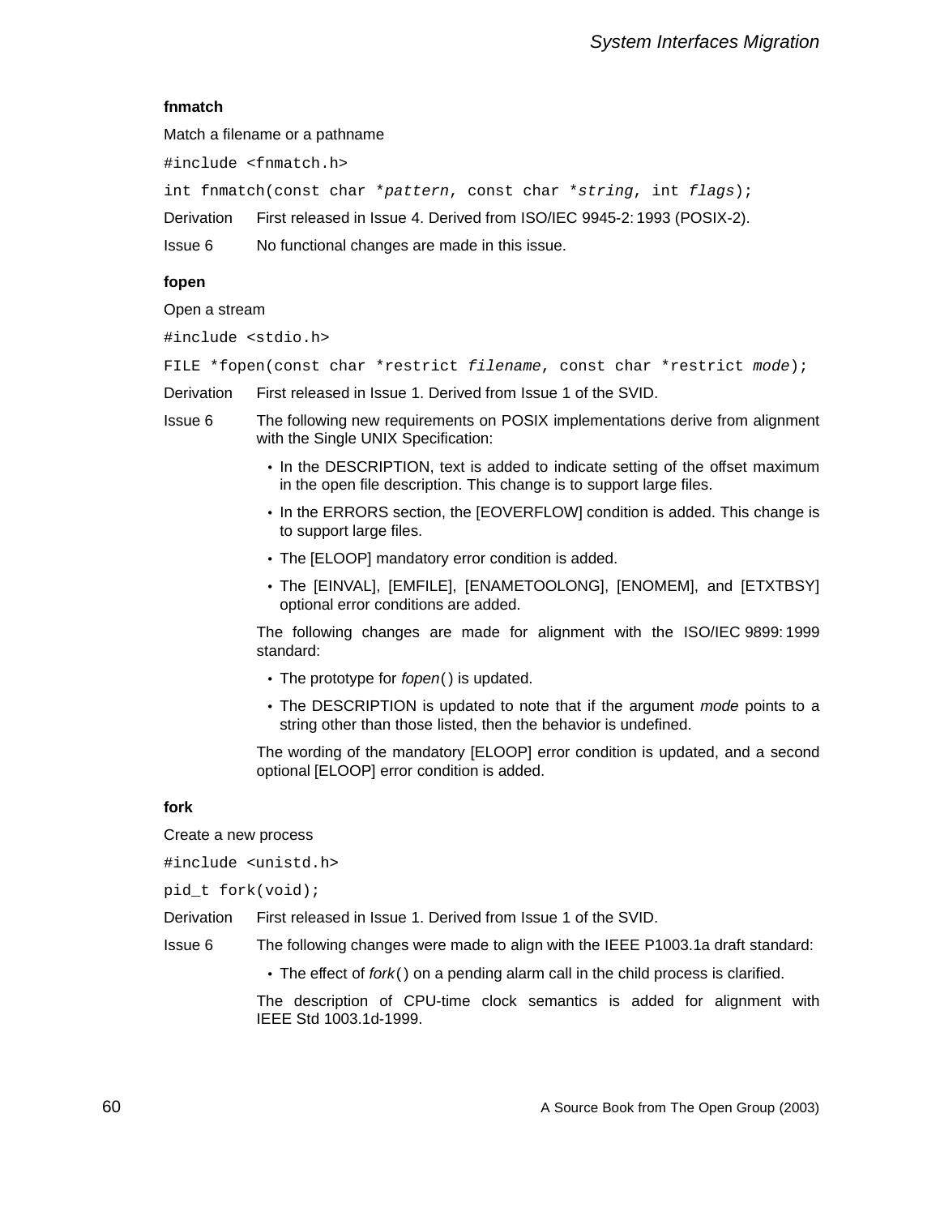### fnmatch

Match a filename or a pathname

```
#include <fnmatch.h>
int fnmatch(const char *pattern, const char *string, int flags);
```

**Derivation** First released in Issue 4. Derived from ISO/IEC 9945-2: 1993 (POSIX-2).

**Issue 6** No functional changes are made in this issue.

### fopen

Open a stream

```
#include <stdio.h>
FILE *fopen(const char *restrict filename, const char *restrict mode);
```

**Derivation** First released in Issue 1. Derived from Issue 1 of the SVID.

**Issue 6** The following new requirements on POSIX implementations derive from alignment with the Single UNIX Specification:

- In the DESCRIPTION, text is added to indicate setting of the offset maximum in the open file description. This change is to support large files.
- In the ERRORS section, the [EOVERFLOW] condition is added. This change is to support large files.
- The [ELOOP] mandatory error condition is added.
- The [EINVAL], [EMFILE], [ENAMETOOLONG], [ENOMEM], and [ETXTBSY] optional error conditions are added.

The following changes are made for alignment with the ISO/IEC 9899: 1999 standard:

- The prototype for *fopen*() is updated.
- The DESCRIPTION is updated to note that if the argument *mode* points to a string other than those listed, then the behavior is undefined.

The wording of the mandatory [ELOOP] error condition is updated, and a second optional [ELOOP] error condition is added.

### fork

Create a new process

```
#include <unistd.h>
pid_t fork(void);
```

**Derivation** First released in Issue 1. Derived from Issue 1 of the SVID.

**Issue 6** The following changes were made to align with the IEEE P1003.1a draft standard:

- The effect of *fork*() on a pending alarm call in the child process is clarified.

The description of CPU-time clock semantics is added for alignment with IEEE Std 1003.1d-1999.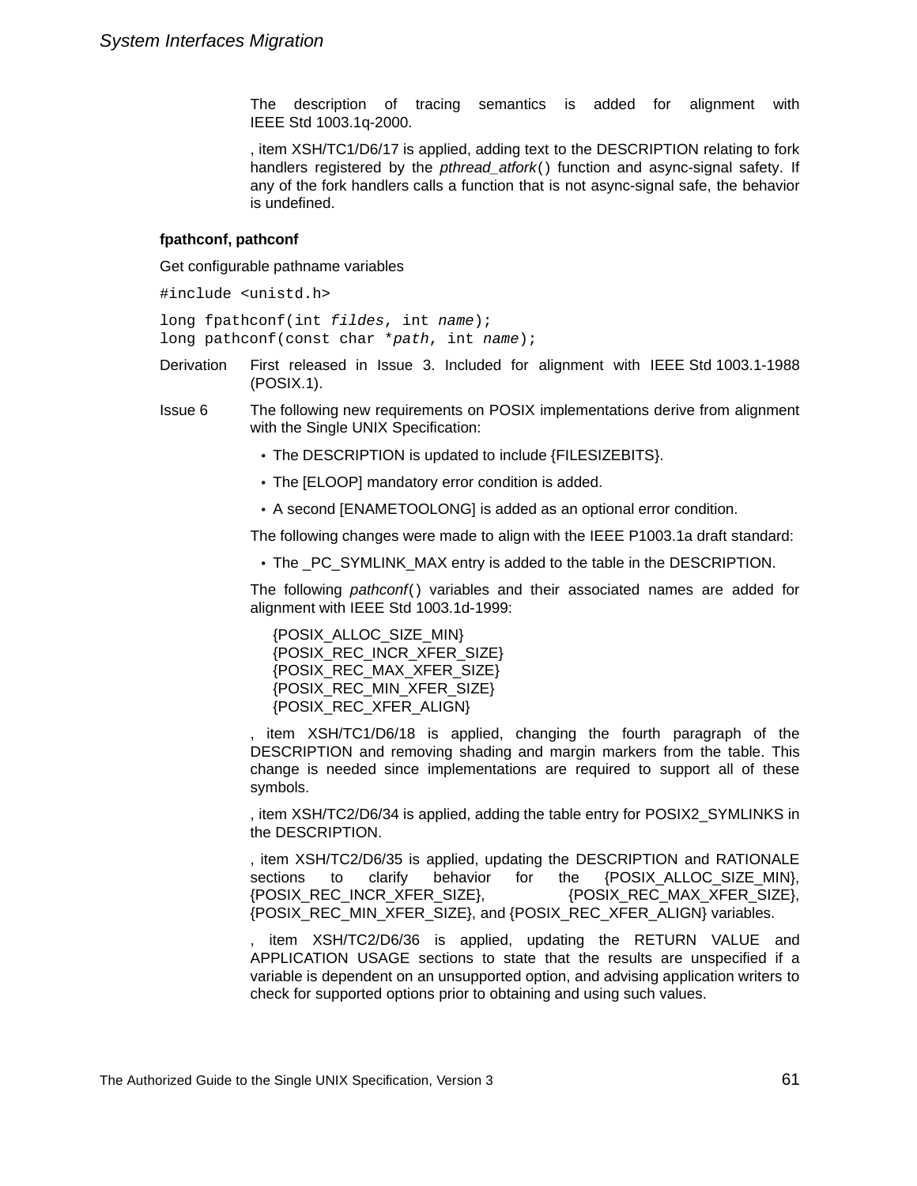The description of tracing semantics is added for alignment with IEEE Std 1003.1q-2000.

, item XSH/TC1/D6/17 is applied, adding text to the DESCRIPTION relating to fork handlers registered by the *pthread_atfork*() function and async-signal safety. If any of the fork handlers calls a function that is not async-signal safe, the behavior is undefined.

**fpathconf, pathconf**

Get configurable pathname variables

```
#include <unistd.h>
```

```
long fpathconf(int fildes, int name);
long pathconf(const char *path, int name);
```

Derivation First released in Issue 3. Included for alignment with IEEE Std 1003.1-1988 (POSIX.1).

Issue 6 The following new requirements on POSIX implementations derive from alignment with the Single UNIX Specification:

- The DESCRIPTION is updated to include {FILESIZEBITS}.
- The [ELOOP] mandatory error condition is added.
- A second [ENAMETOOLONG] is added as an optional error condition.

The following changes were made to align with the IEEE P1003.1a draft standard:

- The _PC_SYMLINK_MAX entry is added to the table in the DESCRIPTION.

The following *pathconf*() variables and their associated names are added for alignment with IEEE Std 1003.1d-1999:

{POSIX_ALLOC_SIZE_MIN}
{POSIX_REC_INCR_XFER_SIZE}
{POSIX_REC_MAX_XFER_SIZE}
{POSIX_REC_MIN_XFER_SIZE}
{POSIX_REC_XFER_ALIGN}

, item XSH/TC1/D6/18 is applied, changing the fourth paragraph of the DESCRIPTION and removing shading and margin markers from the table. This change is needed since implementations are required to support all of these symbols.

, item XSH/TC2/D6/34 is applied, adding the table entry for POSIX2_SYMLINKS in the DESCRIPTION.

, item XSH/TC2/D6/35 is applied, updating the DESCRIPTION and RATIONALE sections to clarify behavior for the {POSIX_ALLOC_SIZE_MIN}, {POSIX_REC_INCR_XFER_SIZE}, {POSIX_REC_MAX_XFER_SIZE}, {POSIX_REC_MIN_XFER_SIZE}, and {POSIX_REC_XFER_ALIGN} variables.

, item XSH/TC2/D6/36 is applied, updating the RETURN VALUE and APPLICATION USAGE sections to state that the results are unspecified if a variable is dependent on an unsupported option, and advising application writers to check for supported options prior to obtaining and using such values.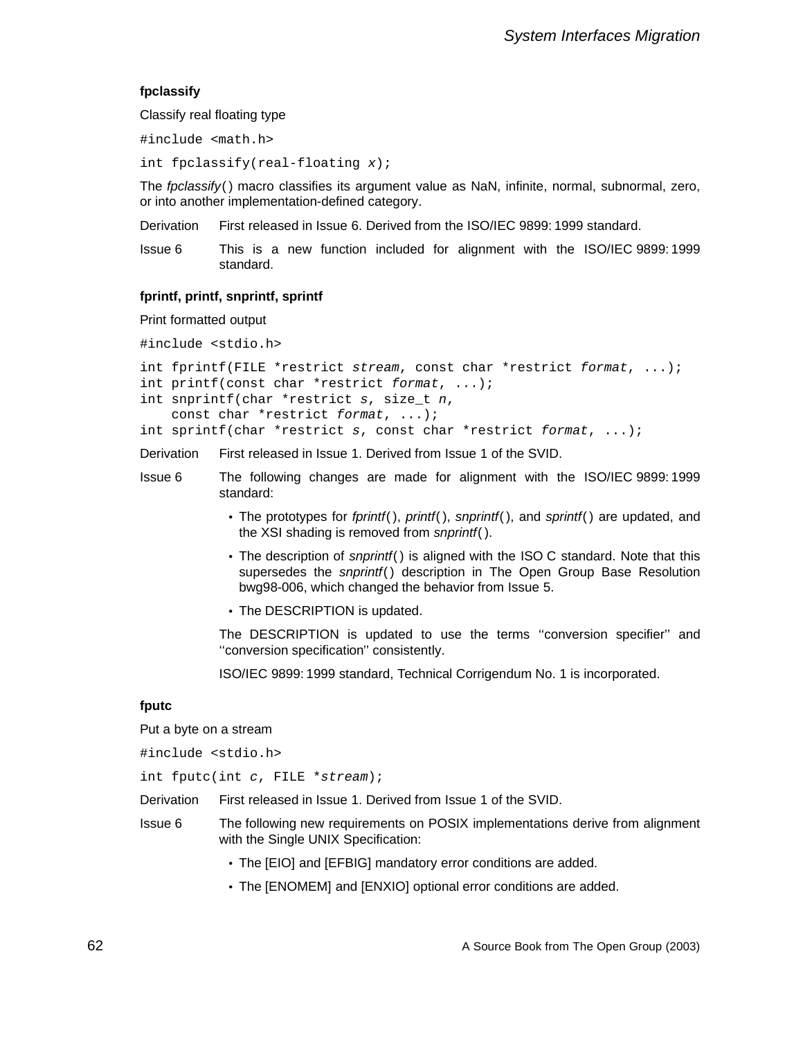### fpclassify

Classify real floating type

```
#include <math.h>
```

```
int fpclassify(real-floating x);
```

The *fpclassify*( ) macro classifies its argument value as NaN, infinite, normal, subnormal, zero, or into another implementation-defined category.

Derivation First released in Issue 6. Derived from the ISO/IEC 9899: 1999 standard.

Issue 6 This is a new function included for alignment with the ISO/IEC 9899: 1999 standard.

### fprintf, printf, snprintf, sprintf

Print formatted output

```
#include <stdio.h>
```

```
int fprintf(FILE *restrict stream, const char *restrict format, ...);
int printf(const char *restrict format, ...);
int snprintf(char *restrict s, size_t n,
    const char *restrict format, ...);
int sprintf(char *restrict s, const char *restrict format, ...);
```

Derivation First released in Issue 1. Derived from Issue 1 of the SVID.

Issue 6 The following changes are made for alignment with the ISO/IEC 9899: 1999 standard:

- The prototypes for *fprintf*( ), *printf*( ), *snprintf*( ), and *sprintf*( ) are updated, and the XSI shading is removed from *snprintf*( ).
- The description of *snprintf*( ) is aligned with the ISO C standard. Note that this supersedes the *snprintf*( ) description in The Open Group Base Resolution bwg98-006, which changed the behavior from Issue 5.
- The DESCRIPTION is updated.

The DESCRIPTION is updated to use the terms ''conversion specifier'' and ''conversion specification'' consistently.

ISO/IEC 9899: 1999 standard, Technical Corrigendum No. 1 is incorporated.

### fputc

Put a byte on a stream

```
#include <stdio.h>
```

```
int fputc(int c, FILE *stream);
```

Derivation First released in Issue 1. Derived from Issue 1 of the SVID.

Issue 6 The following new requirements on POSIX implementations derive from alignment with the Single UNIX Specification:

- The [EIO] and [EFBIG] mandatory error conditions are added.
- The [ENOMEM] and [ENXIO] optional error conditions are added.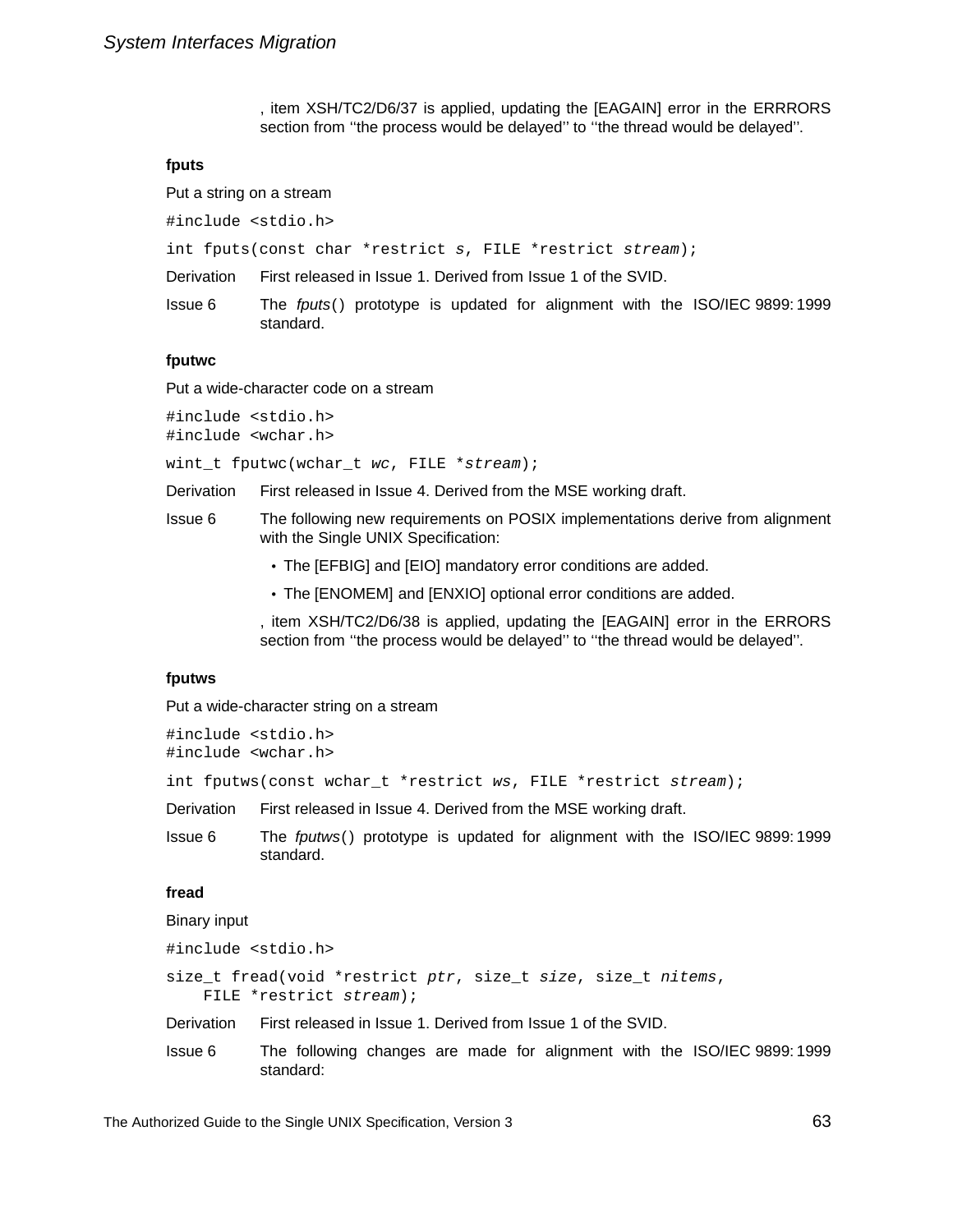, item XSH/TC2/D6/37 is applied, updating the [EAGAIN] error in the ERRRORS section from ‘‘the process would be delayed’’ to ‘‘the thread would be delayed’’.

**fputs**

Put a string on a stream

```
#include <stdio.h>
```

```
int fputs(const char *restrict s, FILE *restrict stream);
```

Derivation First released in Issue 1. Derived from Issue 1 of the SVID.

Issue 6 The *fputs*() prototype is updated for alignment with the ISO/IEC 9899:1999 standard.

**fputwc**

Put a wide-character code on a stream

```
#include <stdio.h>
#include <wchar.h>
```

```
wint_t fputwc(wchar_t wc, FILE *stream);
```

Derivation First released in Issue 4. Derived from the MSE working draft.

Issue 6 The following new requirements on POSIX implementations derive from alignment with the Single UNIX Specification:

- The [EFBIG] and [EIO] mandatory error conditions are added.
- The [ENOMEM] and [ENXIO] optional error conditions are added.

, item XSH/TC2/D6/38 is applied, updating the [EAGAIN] error in the ERRORS section from ‘‘the process would be delayed’’ to ‘‘the thread would be delayed’’.

**fputws**

Put a wide-character string on a stream

```
#include <stdio.h>
#include <wchar.h>
```

```
int fputws(const wchar_t *restrict ws, FILE *restrict stream);
```

Derivation First released in Issue 4. Derived from the MSE working draft.

Issue 6 The *fputws*() prototype is updated for alignment with the ISO/IEC 9899:1999 standard.

**fread**

Binary input

```
#include <stdio.h>
```

```
size_t fread(void *restrict ptr, size_t size, size_t nitems,
    FILE *restrict stream);
```

Derivation First released in Issue 1. Derived from Issue 1 of the SVID.

Issue 6 The following changes are made for alignment with the ISO/IEC 9899:1999 standard: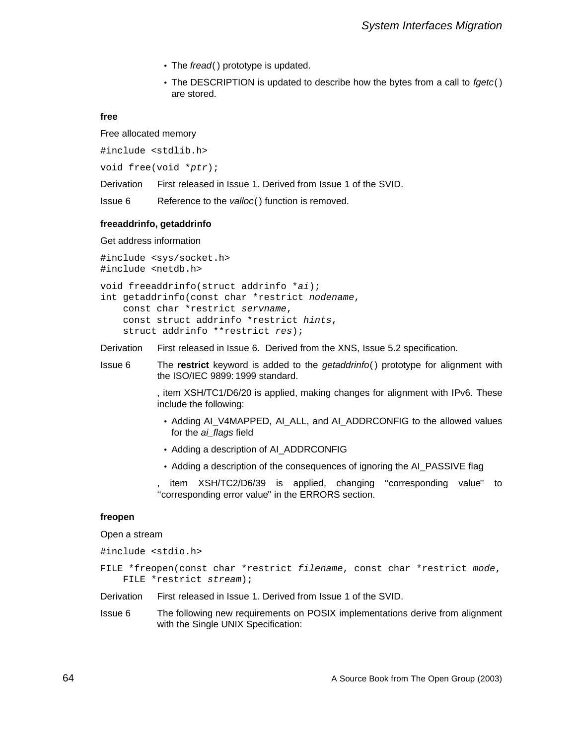- The *fread*( ) prototype is updated.
- The DESCRIPTION is updated to describe how the bytes from a call to *fgetc*( ) are stored.

**free**

Free allocated memory

```
#include <stdlib.h>
```

```
void free(void *ptr);
```

Derivation First released in Issue 1. Derived from Issue 1 of the SVID.

Issue 6 Reference to the *valloc*( ) function is removed.

**freeaddrinfo, getaddrinfo**

Get address information

```
#include <sys/socket.h>
#include <netdb.h>
```

```
void freeaddrinfo(struct addrinfo *ai);
int getaddrinfo(const char *restrict nodename,
    const char *restrict servname,
    const struct addrinfo *restrict hints,
    struct addrinfo **restrict res);
```

Derivation First released in Issue 6. Derived from the XNS, Issue 5.2 specification.

Issue 6 The **restrict** keyword is added to the *getaddrinfo*( ) prototype for alignment with the ISO/IEC 9899: 1999 standard.

, item XSH/TC1/D6/20 is applied, making changes for alignment with IPv6. These include the following:

- Adding AI_V4MAPPED, AI_ALL, and AI_ADDRCONFIG to the allowed values for the *ai_flags* field
- Adding a description of AI_ADDRCONFIG
- Adding a description of the consequences of ignoring the AI_PASSIVE flag

, item XSH/TC2/D6/39 is applied, changing ''corresponding value'' to ''corresponding error value'' in the ERRORS section.

**freopen**

Open a stream

```
#include <stdio.h>
```

```
FILE *freopen(const char *restrict filename, const char *restrict mode,
    FILE *restrict stream);
```

Derivation First released in Issue 1. Derived from Issue 1 of the SVID.

Issue 6 The following new requirements on POSIX implementations derive from alignment with the Single UNIX Specification: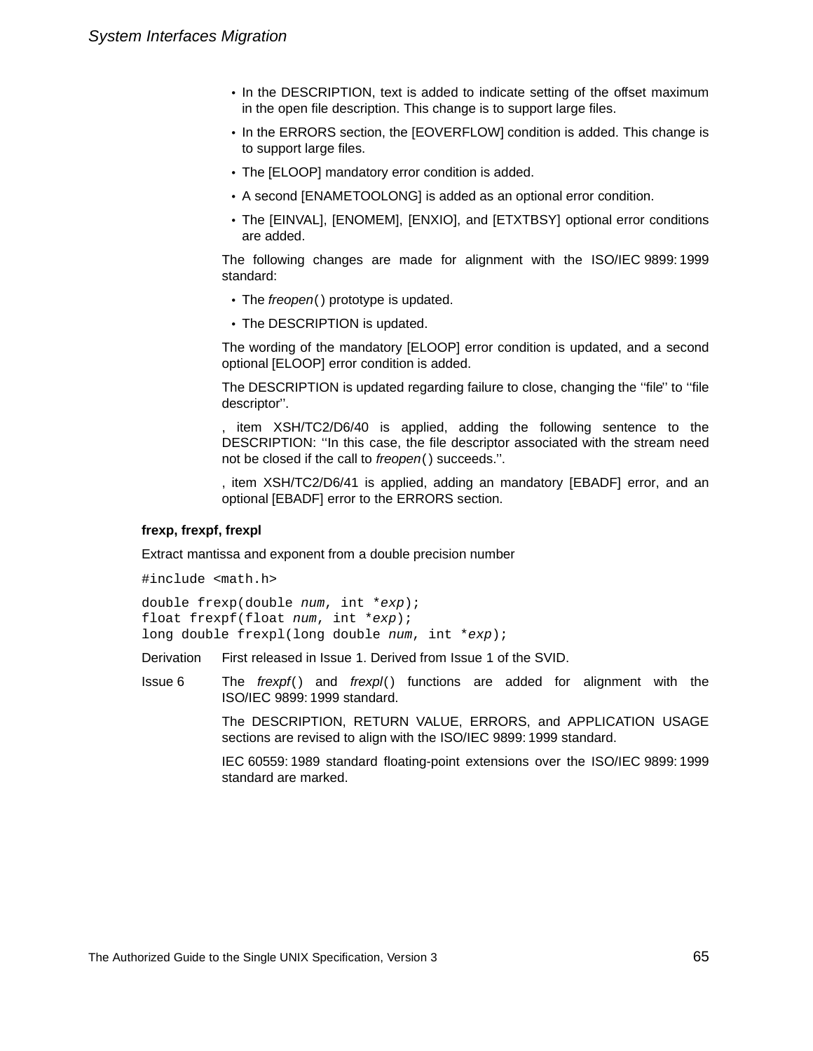- In the DESCRIPTION, text is added to indicate setting of the offset maximum in the open file description. This change is to support large files.
- In the ERRORS section, the [EOVERFLOW] condition is added. This change is to support large files.
- The [ELOOP] mandatory error condition is added.
- A second [ENAMETOOLONG] is added as an optional error condition.
- The [EINVAL], [ENOMEM], [ENXIO], and [ETXTBSY] optional error conditions are added.

The following changes are made for alignment with the ISO/IEC 9899: 1999 standard:

- The *freopen*() prototype is updated.
- The DESCRIPTION is updated.

The wording of the mandatory [ELOOP] error condition is updated, and a second optional [ELOOP] error condition is added.

The DESCRIPTION is updated regarding failure to close, changing the ''file'' to ''file descriptor''.

, item XSH/TC2/D6/40 is applied, adding the following sentence to the DESCRIPTION: ''In this case, the file descriptor associated with the stream need not be closed if the call to *freopen*() succeeds.''.

, item XSH/TC2/D6/41 is applied, adding an mandatory [EBADF] error, and an optional [EBADF] error to the ERRORS section.

**frexp, frexpf, frexpl**

Extract mantissa and exponent from a double precision number

```
#include <math.h>
```

```
double frexp(double num, int *exp);
float frexpf(float num, int *exp);
long double frexpl(long double num, int *exp);
```

Derivation First released in Issue 1. Derived from Issue 1 of the SVID.

Issue 6 The *frexpf*() and *frexpl*() functions are added for alignment with the ISO/IEC 9899: 1999 standard.

The DESCRIPTION, RETURN VALUE, ERRORS, and APPLICATION USAGE sections are revised to align with the ISO/IEC 9899: 1999 standard.

IEC 60559: 1989 standard floating-point extensions over the ISO/IEC 9899: 1999 standard are marked.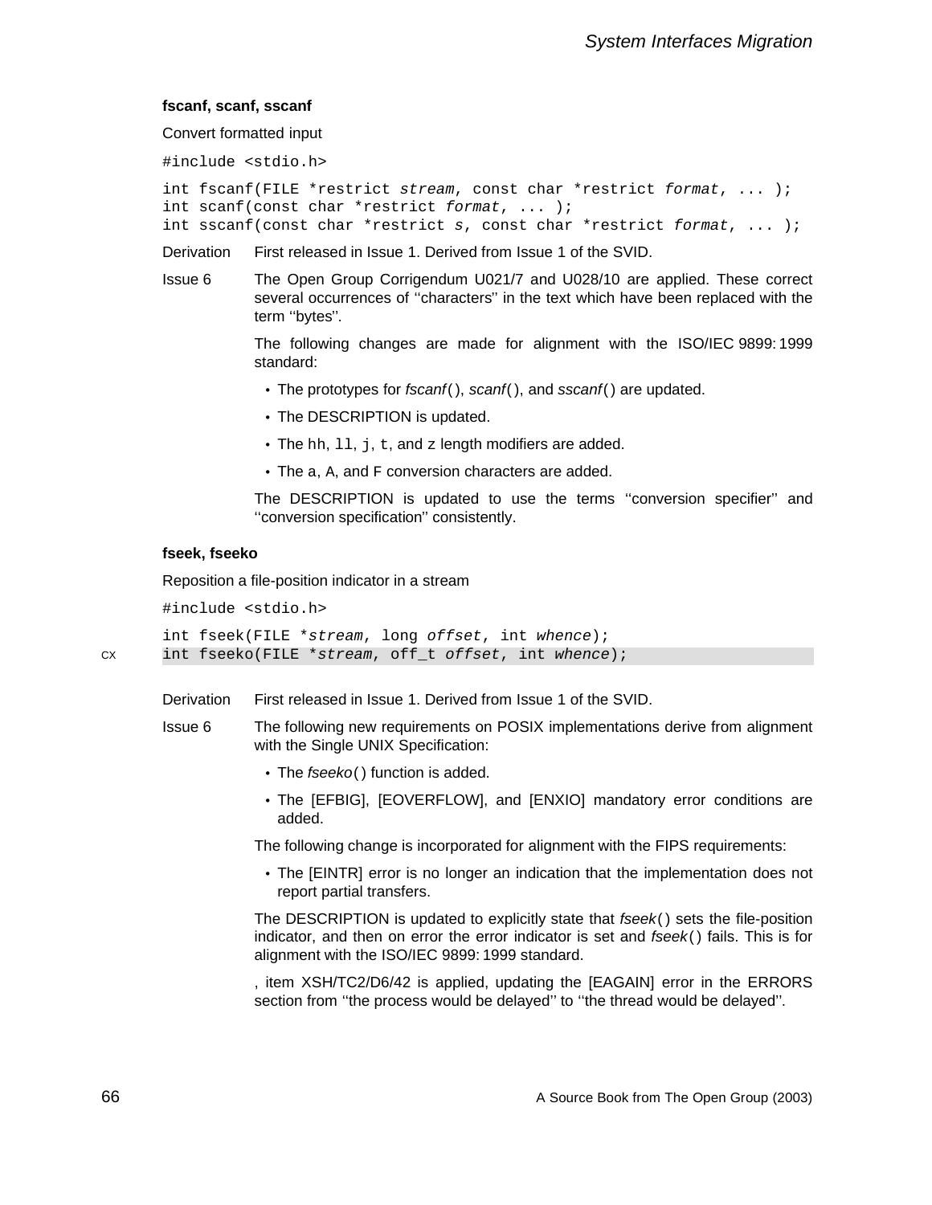### fscanf, scanf, sscanf

Convert formatted input

```
#include <stdio.h>

int fscanf(FILE *restrict stream, const char *restrict format, ... );
int scanf(const char *restrict format, ... );
int sscanf(const char *restrict s, const char *restrict format, ... );
```

**Derivation** First released in Issue 1. Derived from Issue 1 of the SVID.

**Issue 6** The Open Group Corrigendum U021/7 and U028/10 are applied. These correct several occurrences of ''characters'' in the text which have been replaced with the term ''bytes''.

The following changes are made for alignment with the ISO/IEC 9899:1999 standard:

- The prototypes for *fscanf*(), *scanf*(), and *sscanf*() are updated.
- The DESCRIPTION is updated.
- The hh, ll, j, t, and z length modifiers are added.
- The a, A, and F conversion characters are added.

The DESCRIPTION is updated to use the terms ''conversion specifier'' and ''conversion specification'' consistently.

### fseek, fseeko

Reposition a file-position indicator in a stream

```
#include <stdio.h>

int fseek(FILE *stream, long offset, int whence);
int fseeko(FILE *stream, off_t offset, int whence);
```

CX

**Derivation** First released in Issue 1. Derived from Issue 1 of the SVID.

**Issue 6** The following new requirements on POSIX implementations derive from alignment with the Single UNIX Specification:

- The *fseeko*() function is added.
- The [EFBIG], [EOVERFLOW], and [ENXIO] mandatory error conditions are added.

The following change is incorporated for alignment with the FIPS requirements:

- The [EINTR] error is no longer an indication that the implementation does not report partial transfers.

The DESCRIPTION is updated to explicitly state that *fseek*() sets the file-position indicator, and then on error the error indicator is set and *fseek*() fails. This is for alignment with the ISO/IEC 9899:1999 standard.

, item XSH/TC2/D6/42 is applied, updating the [EAGAIN] error in the ERRORS section from ''the process would be delayed'' to ''the thread would be delayed''.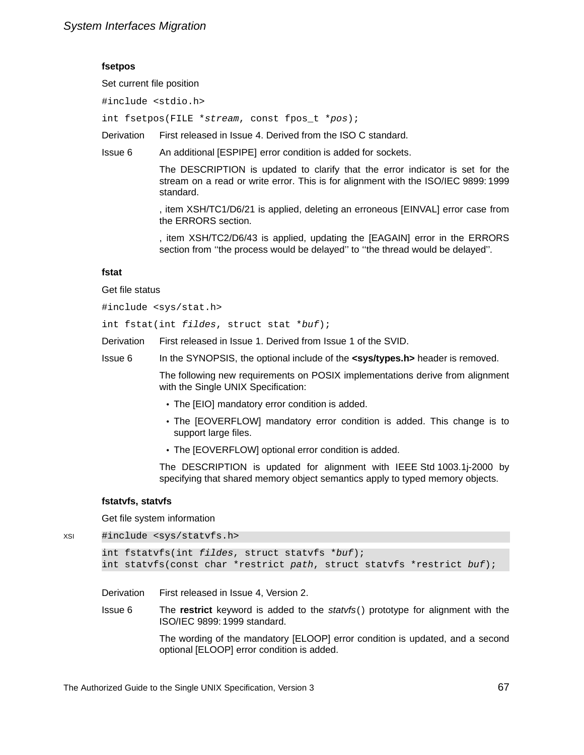### fsetpos

Set current file position

```
#include <stdio.h>
```

```
int fsetpos(FILE *stream, const fpos_t *pos);
```

Derivation First released in Issue 4. Derived from the ISO C standard.

Issue 6 An additional [ESPIPE] error condition is added for sockets.

The DESCRIPTION is updated to clarify that the error indicator is set for the stream on a read or write error. This is for alignment with the ISO/IEC 9899: 1999 standard.

, item XSH/TC1/D6/21 is applied, deleting an erroneous [EINVAL] error case from the ERRORS section.

, item XSH/TC2/D6/43 is applied, updating the [EAGAIN] error in the ERRORS section from ''the process would be delayed'' to ''the thread would be delayed''.

### fstat

Get file status

```
#include <sys/stat.h>
```

```
int fstat(int fildes, struct stat *buf);
```

Derivation First released in Issue 1. Derived from Issue 1 of the SVID.

Issue 6 In the SYNOPSIS, the optional include of the **<sys/types.h>** header is removed.

The following new requirements on POSIX implementations derive from alignment with the Single UNIX Specification:

- The [EIO] mandatory error condition is added.
- The [EOVERFLOW] mandatory error condition is added. This change is to support large files.
- The [EOVERFLOW] optional error condition is added.

The DESCRIPTION is updated for alignment with IEEE Std 1003.1j-2000 by specifying that shared memory object semantics apply to typed memory objects.

### fstatvfs, statvfs

Get file system information

XSI

```
#include <sys/statvfs.h>
```

```
int fstatvfs(int fildes, struct statvfs *buf);
int statvfs(const char *restrict path, struct statvfs *restrict buf);
```

Derivation First released in Issue 4, Version 2.

Issue 6 The **restrict** keyword is added to the *statvfs*() prototype for alignment with the ISO/IEC 9899: 1999 standard.

The wording of the mandatory [ELOOP] error condition is updated, and a second optional [ELOOP] error condition is added.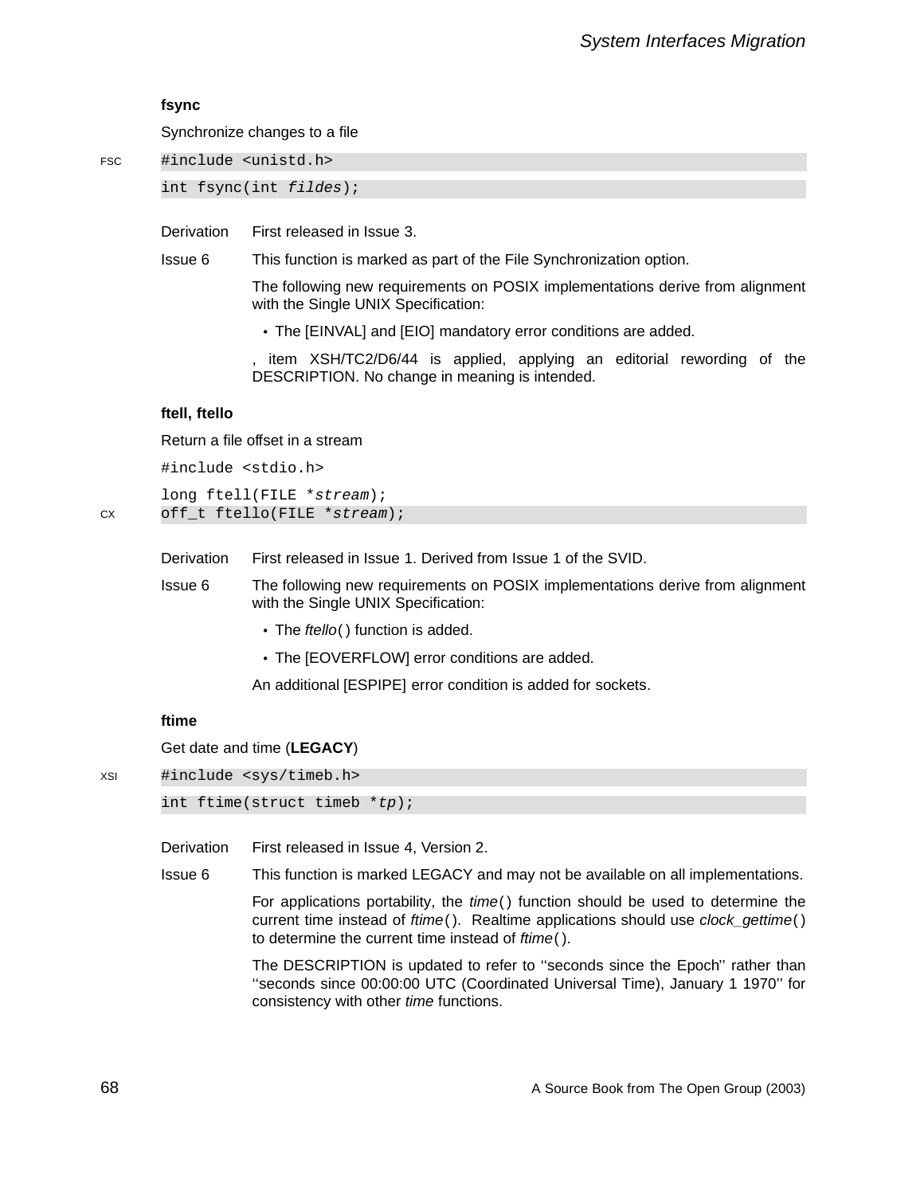### fsync

Synchronize changes to a file

FSC

```
#include <unistd.h>
int fsync(int fildes);
```

Derivation First released in Issue 3.

Issue 6 This function is marked as part of the File Synchronization option.

The following new requirements on POSIX implementations derive from alignment with the Single UNIX Specification:

- The [EINVAL] and [EIO] mandatory error conditions are added.

, item XSH/TC2/D6/44 is applied, applying an editorial rewording of the DESCRIPTION. No change in meaning is intended.

### ftell, ftello

Return a file offset in a stream

```
#include <stdio.h>
long ftell(FILE *stream);
off_t ftello(FILE *stream);
```

CX

Derivation First released in Issue 1. Derived from Issue 1 of the SVID.

Issue 6 The following new requirements on POSIX implementations derive from alignment with the Single UNIX Specification:

- The *ftello*( ) function is added.
- The [EOVERFLOW] error conditions are added.

An additional [ESPIPE] error condition is added for sockets.

### ftime

Get date and time (**LEGACY**)

XSI

```
#include <sys/timeb.h>
int ftime(struct timeb *tp);
```

Derivation First released in Issue 4, Version 2.

Issue 6 This function is marked LEGACY and may not be available on all implementations.

For applications portability, the *time*( ) function should be used to determine the current time instead of *ftime*( ). Realtime applications should use *clock_gettime*( ) to determine the current time instead of *ftime*( ).

The DESCRIPTION is updated to refer to ''seconds since the Epoch'' rather than ''seconds since 00:00:00 UTC (Coordinated Universal Time), January 1 1970'' for consistency with other *time* functions.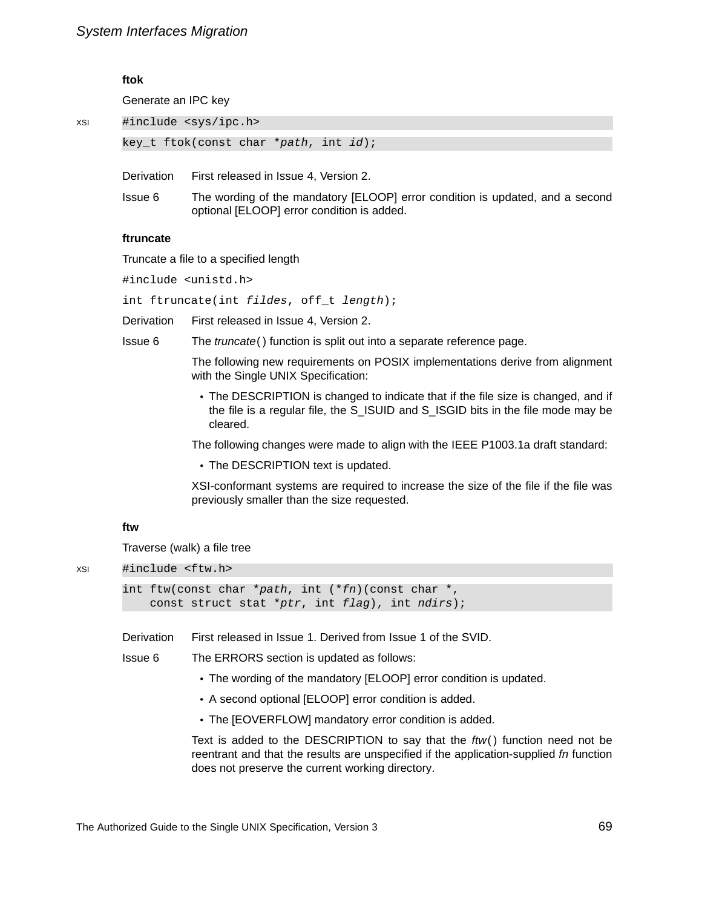### ftok

Generate an IPC key

XSI
```
#include <sys/ipc.h>

key_t ftok(const char *path, int id);
```

Derivation — First released in Issue 4, Version 2.

Issue 6 — The wording of the mandatory [ELOOP] error condition is updated, and a second optional [ELOOP] error condition is added.

### ftruncate

Truncate a file to a specified length

```
#include <unistd.h>

int ftruncate(int fildes, off_t length);
```

Derivation — First released in Issue 4, Version 2.

Issue 6 — The *truncate*() function is split out into a separate reference page.

The following new requirements on POSIX implementations derive from alignment with the Single UNIX Specification:

- The DESCRIPTION is changed to indicate that if the file size is changed, and if the file is a regular file, the S_ISUID and S_ISGID bits in the file mode may be cleared.

The following changes were made to align with the IEEE P1003.1a draft standard:

- The DESCRIPTION text is updated.

XSI-conformant systems are required to increase the size of the file if the file was previously smaller than the size requested.

### ftw

Traverse (walk) a file tree

XSI
```
#include <ftw.h>

int ftw(const char *path, int (*fn)(const char *,
    const struct stat *ptr, int flag), int ndirs);
```

Derivation — First released in Issue 1. Derived from Issue 1 of the SVID.

Issue 6 — The ERRORS section is updated as follows:

- The wording of the mandatory [ELOOP] error condition is updated.
- A second optional [ELOOP] error condition is added.
- The [EOVERFLOW] mandatory error condition is added.

Text is added to the DESCRIPTION to say that the *ftw*() function need not be reentrant and that the results are unspecified if the application-supplied *fn* function does not preserve the current working directory.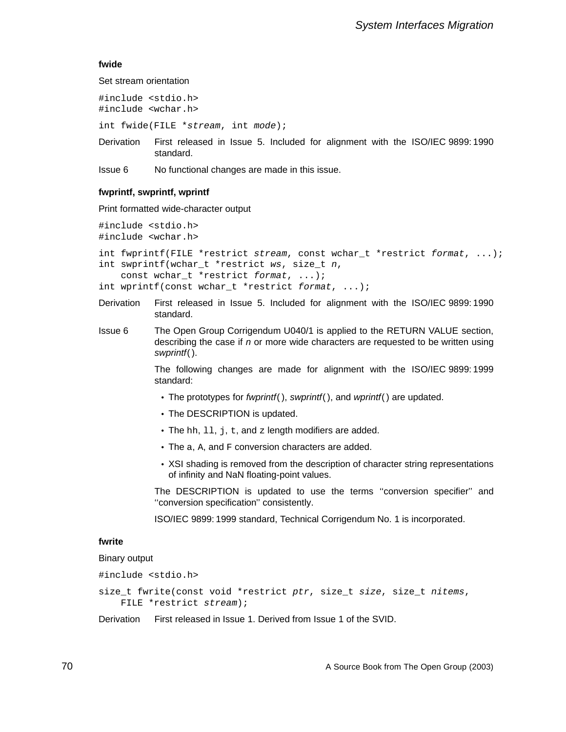### fwide

Set stream orientation

```
#include <stdio.h>
#include <wchar.h>

int fwide(FILE *stream, int mode);
```

Derivation  First released in Issue 5. Included for alignment with the ISO/IEC 9899:1990 standard.

Issue 6  No functional changes are made in this issue.

### fwprintf, swprintf, wprintf

Print formatted wide-character output

```
#include <stdio.h>
#include <wchar.h>

int fwprintf(FILE *restrict stream, const wchar_t *restrict format, ...);
int swprintf(wchar_t *restrict ws, size_t n,
    const wchar_t *restrict format, ...);
int wprintf(const wchar_t *restrict format, ...);
```

Derivation  First released in Issue 5. Included for alignment with the ISO/IEC 9899:1990 standard.

Issue 6  The Open Group Corrigendum U040/1 is applied to the RETURN VALUE section, describing the case if *n* or more wide characters are requested to be written using *swprintf*( ).

The following changes are made for alignment with the ISO/IEC 9899:1999 standard:

- The prototypes for *fwprintf*( ), *swprintf*( ), and *wprintf*( ) are updated.
- The DESCRIPTION is updated.
- The `hh`, `ll`, `j`, `t`, and `z` length modifiers are added.
- The `a`, `A`, and `F` conversion characters are added.
- XSI shading is removed from the description of character string representations of infinity and NaN floating-point values.

The DESCRIPTION is updated to use the terms ''conversion specifier'' and ''conversion specification'' consistently.

ISO/IEC 9899:1999 standard, Technical Corrigendum No. 1 is incorporated.

### fwrite

Binary output

```
#include <stdio.h>

size_t fwrite(const void *restrict ptr, size_t size, size_t nitems,
    FILE *restrict stream);
```

Derivation  First released in Issue 1. Derived from Issue 1 of the SVID.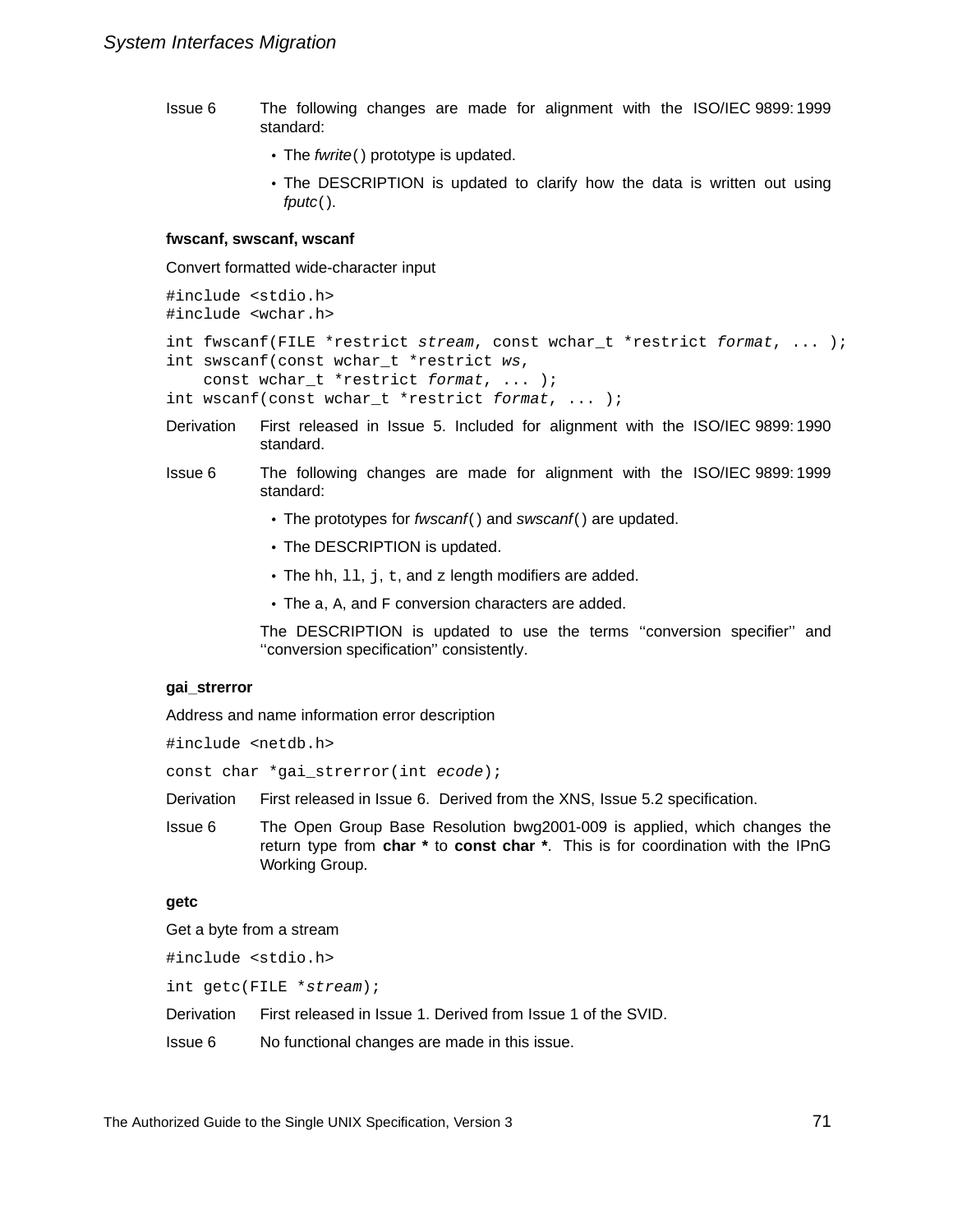Issue 6 The following changes are made for alignment with the ISO/IEC 9899:1999 standard:

- The *fwrite*( ) prototype is updated.
- The DESCRIPTION is updated to clarify how the data is written out using *fputc*( ).

**fwscanf, swscanf, wscanf**

Convert formatted wide-character input

```
#include <stdio.h>
#include <wchar.h>
```

```
int fwscanf(FILE *restrict stream, const wchar_t *restrict format, ... );
int swscanf(const wchar_t *restrict ws,
    const wchar_t *restrict format, ... );
int wscanf(const wchar_t *restrict format, ... );
```

Derivation First released in Issue 5. Included for alignment with the ISO/IEC 9899:1990 standard.

Issue 6 The following changes are made for alignment with the ISO/IEC 9899:1999 standard:

- The prototypes for *fwscanf*( ) and *swscanf*( ) are updated.
- The DESCRIPTION is updated.
- The hh, ll, j, t, and z length modifiers are added.
- The a, A, and F conversion characters are added.

The DESCRIPTION is updated to use the terms ''conversion specifier'' and ''conversion specification'' consistently.

**gai_strerror**

Address and name information error description

```
#include <netdb.h>
```

```
const char *gai_strerror(int ecode);
```

Derivation First released in Issue 6. Derived from the XNS, Issue 5.2 specification.

Issue 6 The Open Group Base Resolution bwg2001-009 is applied, which changes the return type from **char *** to **const char ***. This is for coordination with the IPnG Working Group.

**getc**

Get a byte from a stream

```
#include <stdio.h>
```

```
int getc(FILE *stream);
```

Derivation First released in Issue 1. Derived from Issue 1 of the SVID.

Issue 6 No functional changes are made in this issue.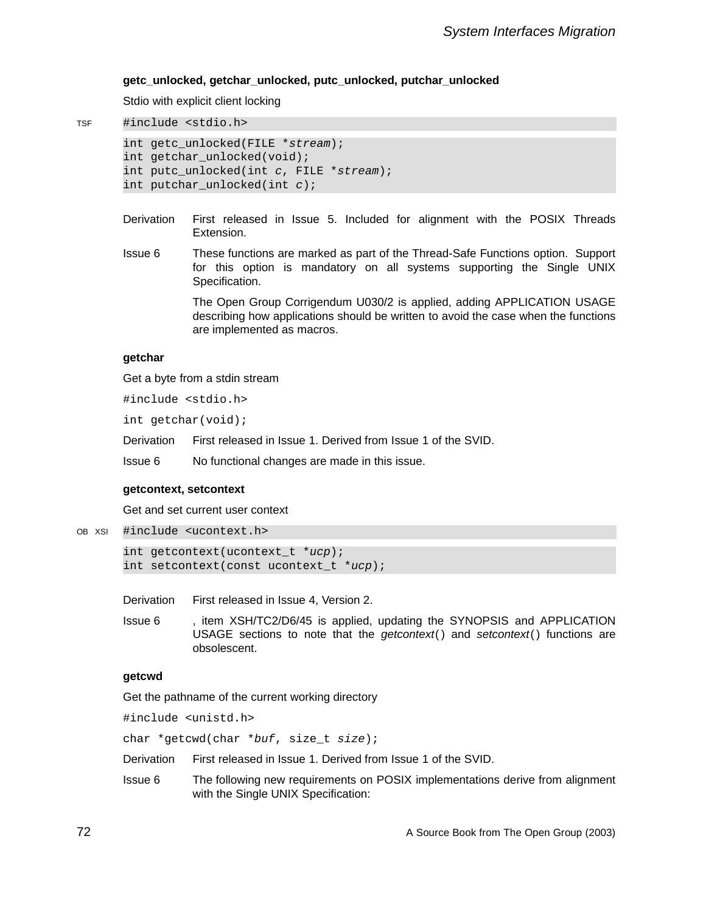### getc_unlocked, getchar_unlocked, putc_unlocked, putchar_unlocked

Stdio with explicit client locking

TSF

```
#include <stdio.h>
```

```
int getc_unlocked(FILE *stream);
int getchar_unlocked(void);
int putc_unlocked(int c, FILE *stream);
int putchar_unlocked(int c);
```

Derivation — First released in Issue 5. Included for alignment with the POSIX Threads Extension.

Issue 6 — These functions are marked as part of the Thread-Safe Functions option. Support for this option is mandatory on all systems supporting the Single UNIX Specification.

The Open Group Corrigendum U030/2 is applied, adding APPLICATION USAGE describing how applications should be written to avoid the case when the functions are implemented as macros.

### getchar

Get a byte from a stdin stream

```
#include <stdio.h>
```

```
int getchar(void);
```

Derivation — First released in Issue 1. Derived from Issue 1 of the SVID.

Issue 6 — No functional changes are made in this issue.

### getcontext, setcontext

Get and set current user context

OB XSI

```
#include <ucontext.h>
```

```
int getcontext(ucontext_t *ucp);
int setcontext(const ucontext_t *ucp);
```

Derivation — First released in Issue 4, Version 2.

Issue 6 — , item XSH/TC2/D6/45 is applied, updating the SYNOPSIS and APPLICATION USAGE sections to note that the *getcontext*() and *setcontext*() functions are obsolescent.

### getcwd

Get the pathname of the current working directory

```
#include <unistd.h>
```

```
char *getcwd(char *buf, size_t size);
```

Derivation — First released in Issue 1. Derived from Issue 1 of the SVID.

Issue 6 — The following new requirements on POSIX implementations derive from alignment with the Single UNIX Specification: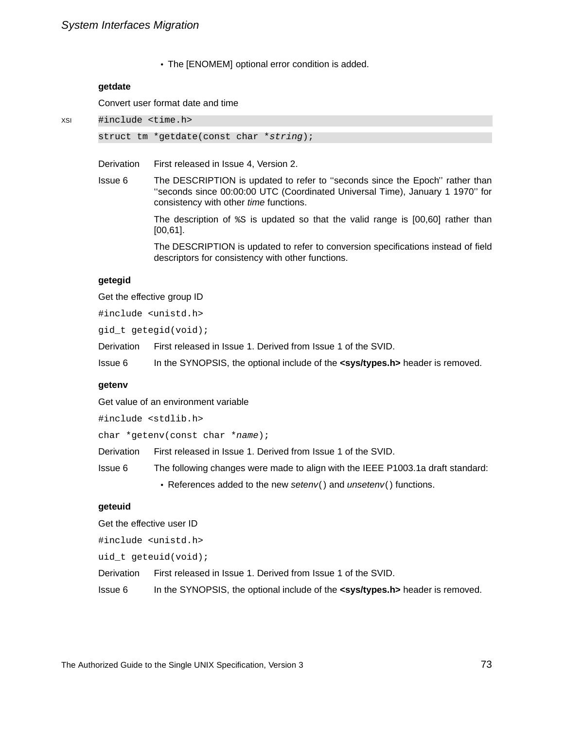- The [ENOMEM] optional error condition is added.

### getdate

Convert user format date and time

XSI

```
#include <time.h>
struct tm *getdate(const char *string);
```

Derivation First released in Issue 4, Version 2.

Issue 6 The DESCRIPTION is updated to refer to ''seconds since the Epoch'' rather than ''seconds since 00:00:00 UTC (Coordinated Universal Time), January 1 1970'' for consistency with other *time* functions.

The description of `%S` is updated so that the valid range is [00,60] rather than [00,61].

The DESCRIPTION is updated to refer to conversion specifications instead of field descriptors for consistency with other functions.

### getegid

Get the effective group ID

```
#include <unistd.h>
gid_t getegid(void);
```

Derivation First released in Issue 1. Derived from Issue 1 of the SVID.

Issue 6 In the SYNOPSIS, the optional include of the **<sys/types.h>** header is removed.

### getenv

Get value of an environment variable

```
#include <stdlib.h>
char *getenv(const char *name);
```

Derivation First released in Issue 1. Derived from Issue 1 of the SVID.

Issue 6 The following changes were made to align with the IEEE P1003.1a draft standard:

- References added to the new *setenv*() and *unsetenv*() functions.

### geteuid

Get the effective user ID

```
#include <unistd.h>
uid_t geteuid(void);
```

Derivation First released in Issue 1. Derived from Issue 1 of the SVID.

Issue 6 In the SYNOPSIS, the optional include of the **<sys/types.h>** header is removed.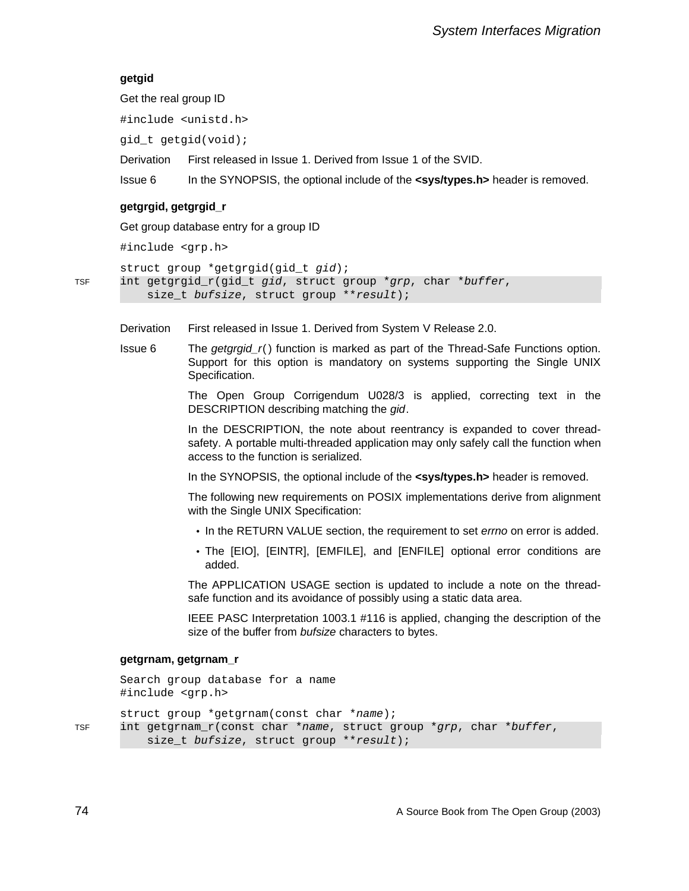### getgid

Get the real group ID

```
#include <unistd.h>
```

```
gid_t getgid(void);
```

Derivation First released in Issue 1. Derived from Issue 1 of the SVID.

Issue 6 In the SYNOPSIS, the optional include of the **<sys/types.h>** header is removed.

### getgrgid, getgrgid_r

Get group database entry for a group ID

```
#include <grp.h>
```

```
struct group *getgrgid(gid_t gid);
TSF int getgrgid_r(gid_t gid, struct group *grp, char *buffer,
    size_t bufsize, struct group **result);
```

Derivation First released in Issue 1. Derived from System V Release 2.0.

Issue 6 The *getgrgid_r*() function is marked as part of the Thread-Safe Functions option. Support for this option is mandatory on systems supporting the Single UNIX Specification.

The Open Group Corrigendum U028/3 is applied, correcting text in the DESCRIPTION describing matching the *gid*.

In the DESCRIPTION, the note about reentrancy is expanded to cover thread-safety. A portable multi-threaded application may only safely call the function when access to the function is serialized.

In the SYNOPSIS, the optional include of the **<sys/types.h>** header is removed.

The following new requirements on POSIX implementations derive from alignment with the Single UNIX Specification:

- In the RETURN VALUE section, the requirement to set *errno* on error is added.
- The [EIO], [EINTR], [EMFILE], and [ENFILE] optional error conditions are added.

The APPLICATION USAGE section is updated to include a note on the thread-safe function and its avoidance of possibly using a static data area.

IEEE PASC Interpretation 1003.1 #116 is applied, changing the description of the size of the buffer from *bufsize* characters to bytes.

### getgrnam, getgrnam_r

Search group database for a name

```
#include <grp.h>
```

```
struct group *getgrnam(const char *name);
TSF int getgrnam_r(const char *name, struct group *grp, char *buffer,
    size_t bufsize, struct group **result);
```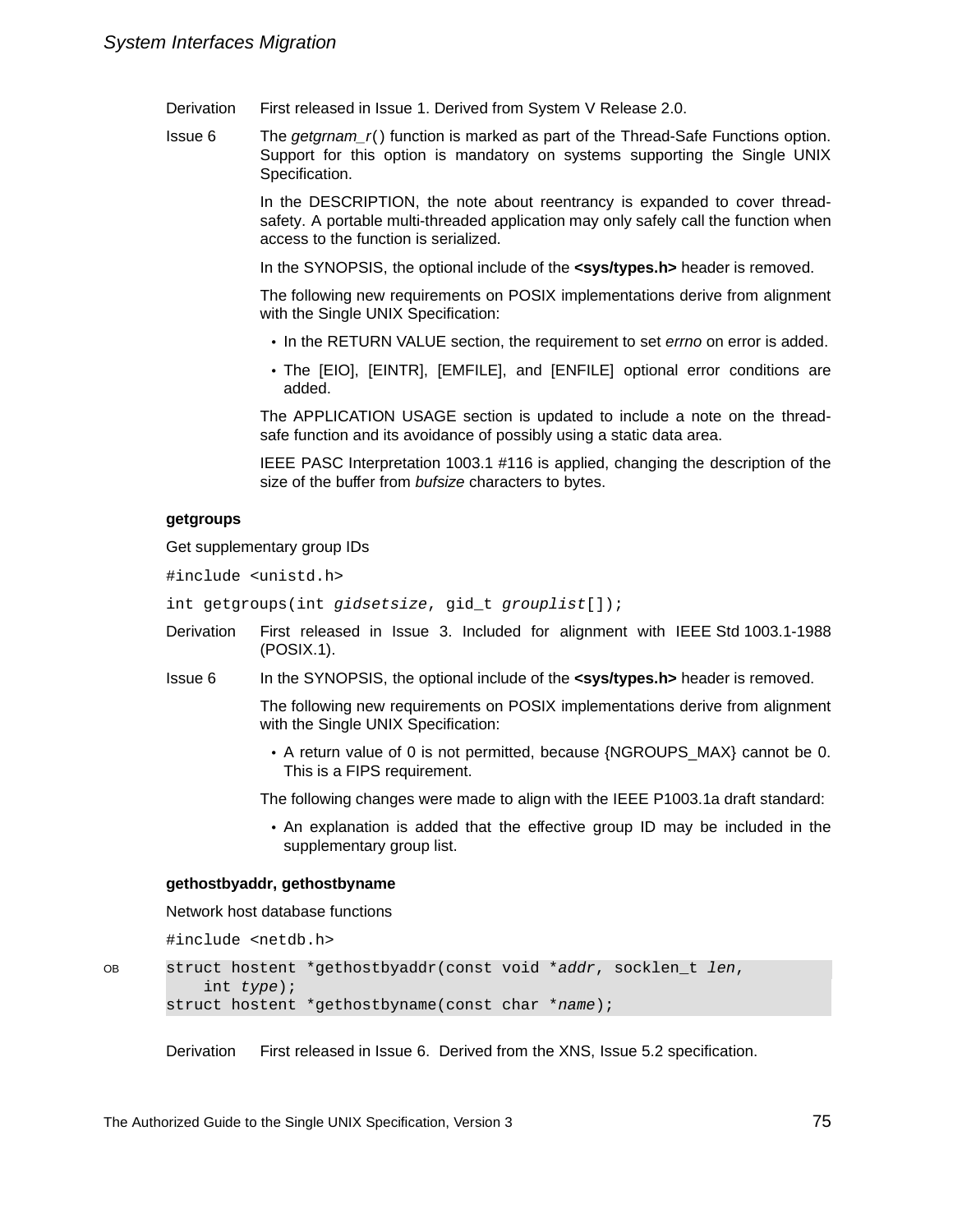Derivation First released in Issue 1. Derived from System V Release 2.0.

Issue 6 The *getgrnam_r*() function is marked as part of the Thread-Safe Functions option. Support for this option is mandatory on systems supporting the Single UNIX Specification.

In the DESCRIPTION, the note about reentrancy is expanded to cover thread-safety. A portable multi-threaded application may only safely call the function when access to the function is serialized.

In the SYNOPSIS, the optional include of the **<sys/types.h>** header is removed.

The following new requirements on POSIX implementations derive from alignment with the Single UNIX Specification:

- In the RETURN VALUE section, the requirement to set *errno* on error is added.
- The [EIO], [EINTR], [EMFILE], and [ENFILE] optional error conditions are added.

The APPLICATION USAGE section is updated to include a note on the thread-safe function and its avoidance of possibly using a static data area.

IEEE PASC Interpretation 1003.1 #116 is applied, changing the description of the size of the buffer from *bufsize* characters to bytes.

**getgroups**

Get supplementary group IDs

```
#include <unistd.h>
```

```
int getgroups(int gidsetsize, gid_t grouplist[]);
```

Derivation First released in Issue 3. Included for alignment with IEEE Std 1003.1-1988 (POSIX.1).

Issue 6 In the SYNOPSIS, the optional include of the **<sys/types.h>** header is removed.

The following new requirements on POSIX implementations derive from alignment with the Single UNIX Specification:

- A return value of 0 is not permitted, because {NGROUPS_MAX} cannot be 0. This is a FIPS requirement.

The following changes were made to align with the IEEE P1003.1a draft standard:

- An explanation is added that the effective group ID may be included in the supplementary group list.

**gethostbyaddr, gethostbyname**

Network host database functions

```
#include <netdb.h>
```

OB
```
struct hostent *gethostbyaddr(const void *addr, socklen_t len,
    int type);
struct hostent *gethostbyname(const char *name);
```

Derivation First released in Issue 6. Derived from the XNS, Issue 5.2 specification.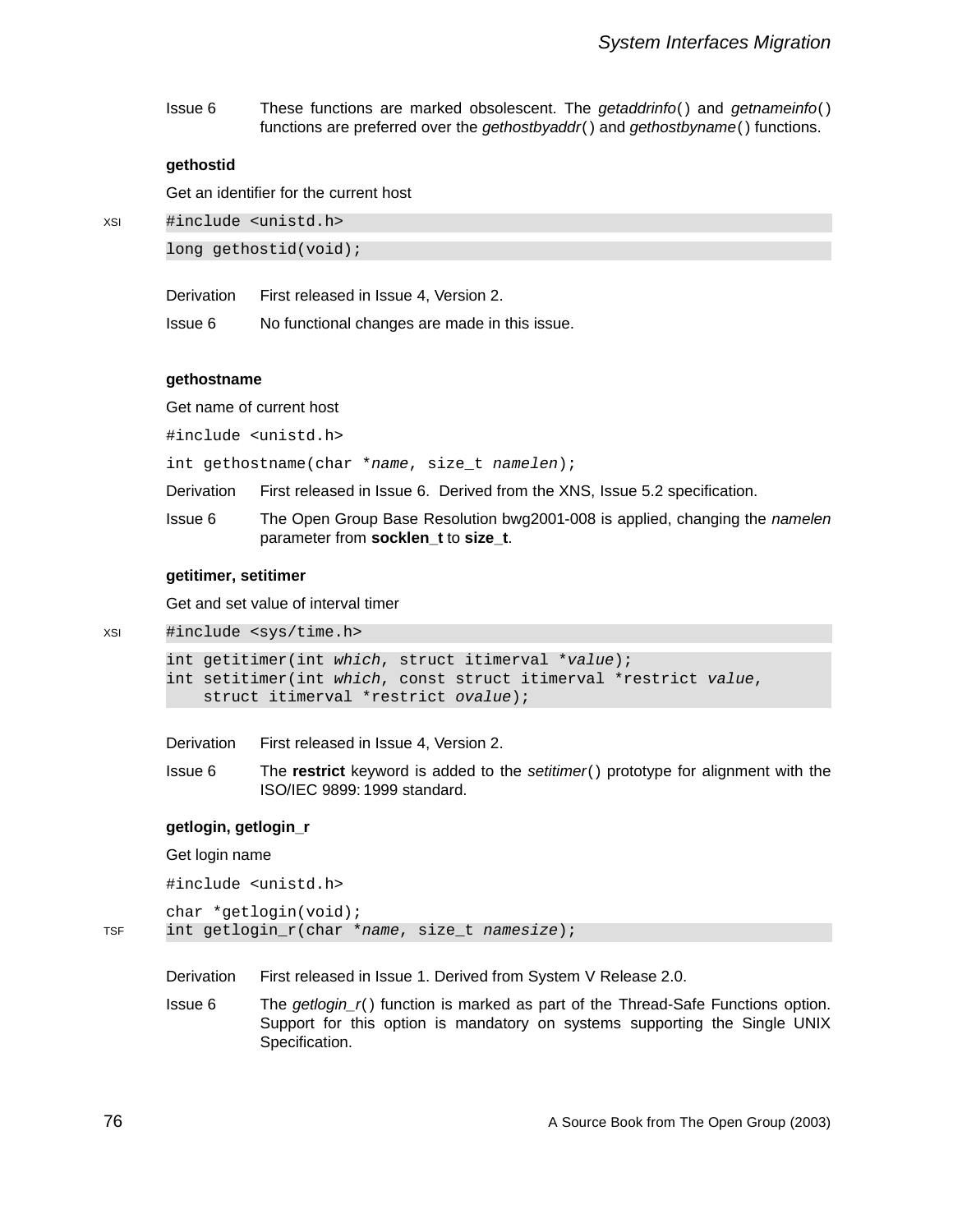Issue 6 These functions are marked obsolescent. The *getaddrinfo*() and *getnameinfo*() functions are preferred over the *gethostbyaddr*() and *gethostbyname*() functions.

**gethostid**

Get an identifier for the current host

XSI
```
#include <unistd.h>
```

```
long gethostid(void);
```

Derivation First released in Issue 4, Version 2.

Issue 6 No functional changes are made in this issue.

**gethostname**

Get name of current host

```
#include <unistd.h>
```

```
int gethostname(char *name, size_t namelen);
```

Derivation First released in Issue 6. Derived from the XNS, Issue 5.2 specification.

Issue 6 The Open Group Base Resolution bwg2001-008 is applied, changing the *namelen* parameter from **socklen_t** to **size_t**.

**getitimer, setitimer**

Get and set value of interval timer

XSI
```
#include <sys/time.h>
```

```
int getitimer(int which, struct itimerval *value);
int setitimer(int which, const struct itimerval *restrict value,
    struct itimerval *restrict ovalue);
```

Derivation First released in Issue 4, Version 2.

Issue 6 The **restrict** keyword is added to the *setitimer*() prototype for alignment with the ISO/IEC 9899:1999 standard.

**getlogin, getlogin_r**

Get login name

```
#include <unistd.h>
```

```
char *getlogin(void);
```

TSF
```
int getlogin_r(char *name, size_t namesize);
```

Derivation First released in Issue 1. Derived from System V Release 2.0.

Issue 6 The *getlogin_r*() function is marked as part of the Thread-Safe Functions option. Support for this option is mandatory on systems supporting the Single UNIX Specification.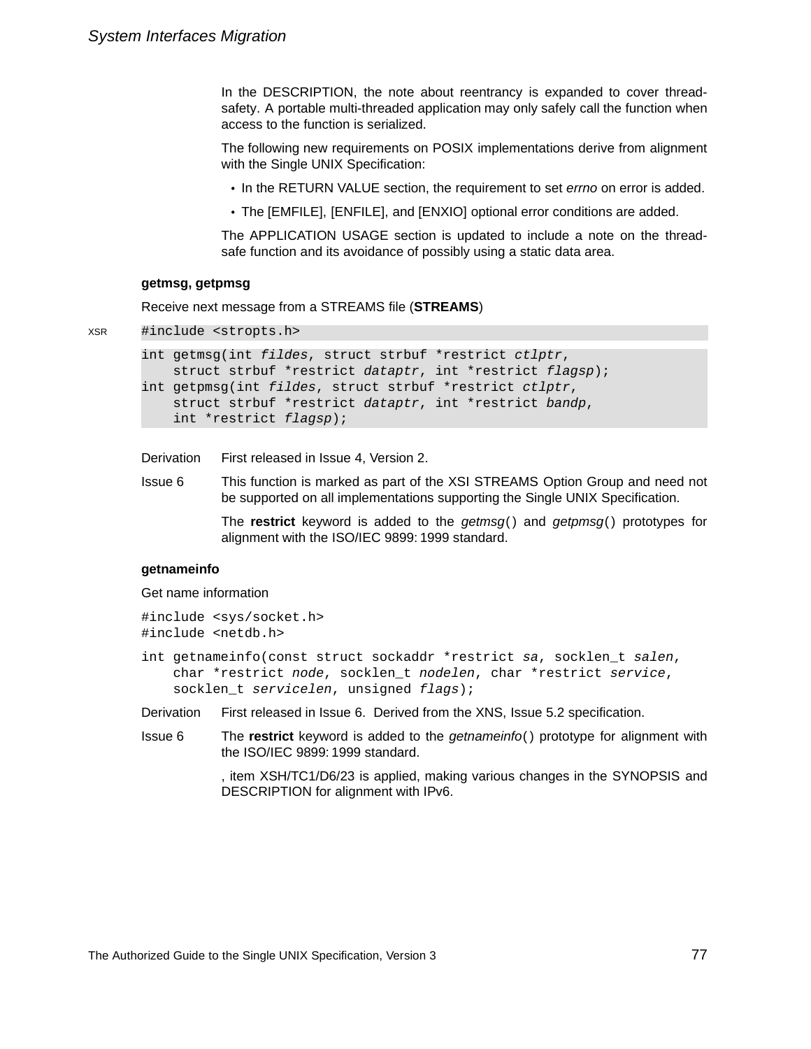In the DESCRIPTION, the note about reentrancy is expanded to cover thread-safety. A portable multi-threaded application may only safely call the function when access to the function is serialized.

The following new requirements on POSIX implementations derive from alignment with the Single UNIX Specification:

- In the RETURN VALUE section, the requirement to set *errno* on error is added.
- The [EMFILE], [ENFILE], and [ENXIO] optional error conditions are added.

The APPLICATION USAGE section is updated to include a note on the thread-safe function and its avoidance of possibly using a static data area.

**getmsg, getpmsg**

Receive next message from a STREAMS file (**STREAMS**)

XSR

```
#include <stropts.h>

int getmsg(int fildes, struct strbuf *restrict ctlptr,
    struct strbuf *restrict dataptr, int *restrict flagsp);
int getpmsg(int fildes, struct strbuf *restrict ctlptr,
    struct strbuf *restrict dataptr, int *restrict bandp,
    int *restrict flagsp);
```

Derivation First released in Issue 4, Version 2.

Issue 6 This function is marked as part of the XSI STREAMS Option Group and need not be supported on all implementations supporting the Single UNIX Specification.

The **restrict** keyword is added to the *getmsg*() and *getpmsg*() prototypes for alignment with the ISO/IEC 9899: 1999 standard.

**getnameinfo**

Get name information

```
#include <sys/socket.h>
#include <netdb.h>

int getnameinfo(const struct sockaddr *restrict sa, socklen_t salen,
    char *restrict node, socklen_t nodelen, char *restrict service,
    socklen_t servicelen, unsigned flags);
```

Derivation First released in Issue 6. Derived from the XNS, Issue 5.2 specification.

Issue 6 The **restrict** keyword is added to the *getnameinfo*() prototype for alignment with the ISO/IEC 9899: 1999 standard.

, item XSH/TC1/D6/23 is applied, making various changes in the SYNOPSIS and DESCRIPTION for alignment with IPv6.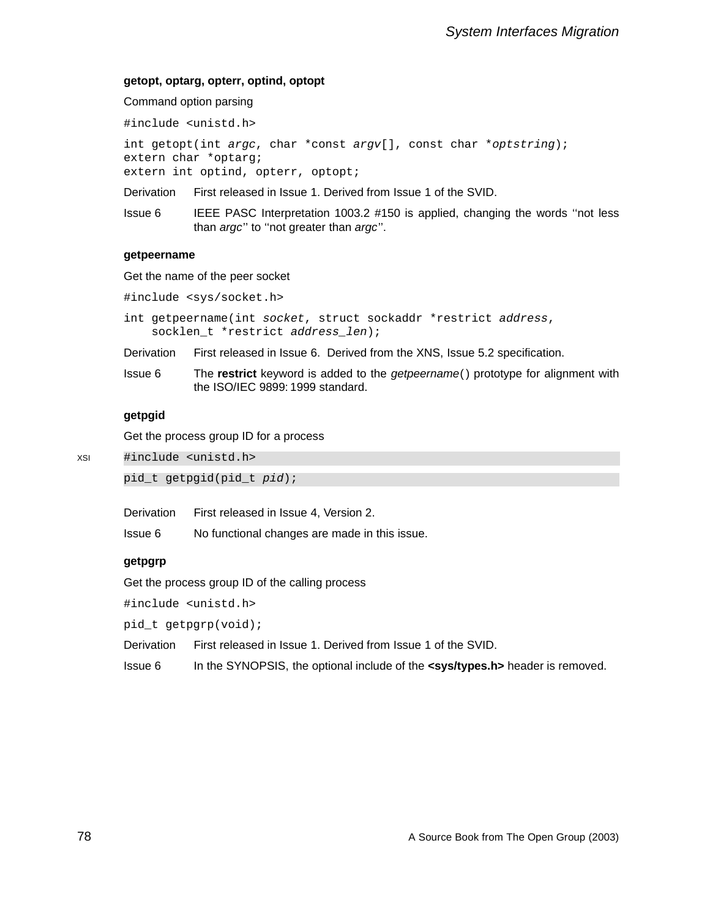### getopt, optarg, opterr, optind, optopt

Command option parsing

```
#include <unistd.h>
```

```
int getopt(int argc, char *const argv[], const char *optstring);
extern char *optarg;
extern int optind, opterr, optopt;
```

Derivation First released in Issue 1. Derived from Issue 1 of the SVID.

Issue 6 IEEE PASC Interpretation 1003.2 #150 is applied, changing the words ''not less than *argc*'' to ''not greater than *argc*''.

### getpeername

Get the name of the peer socket

```
#include <sys/socket.h>
```

```
int getpeername(int socket, struct sockaddr *restrict address,
    socklen_t *restrict address_len);
```

Derivation First released in Issue 6. Derived from the XNS, Issue 5.2 specification.

Issue 6 The **restrict** keyword is added to the *getpeername*( ) prototype for alignment with the ISO/IEC 9899: 1999 standard.

### getpgid

Get the process group ID for a process

XSI

```
#include <unistd.h>
```

```
pid_t getpgid(pid_t pid);
```

Derivation First released in Issue 4, Version 2.

Issue 6 No functional changes are made in this issue.

### getpgrp

Get the process group ID of the calling process

```
#include <unistd.h>
```

```
pid_t getpgrp(void);
```

Derivation First released in Issue 1. Derived from Issue 1 of the SVID.

Issue 6 In the SYNOPSIS, the optional include of the **<sys/types.h>** header is removed.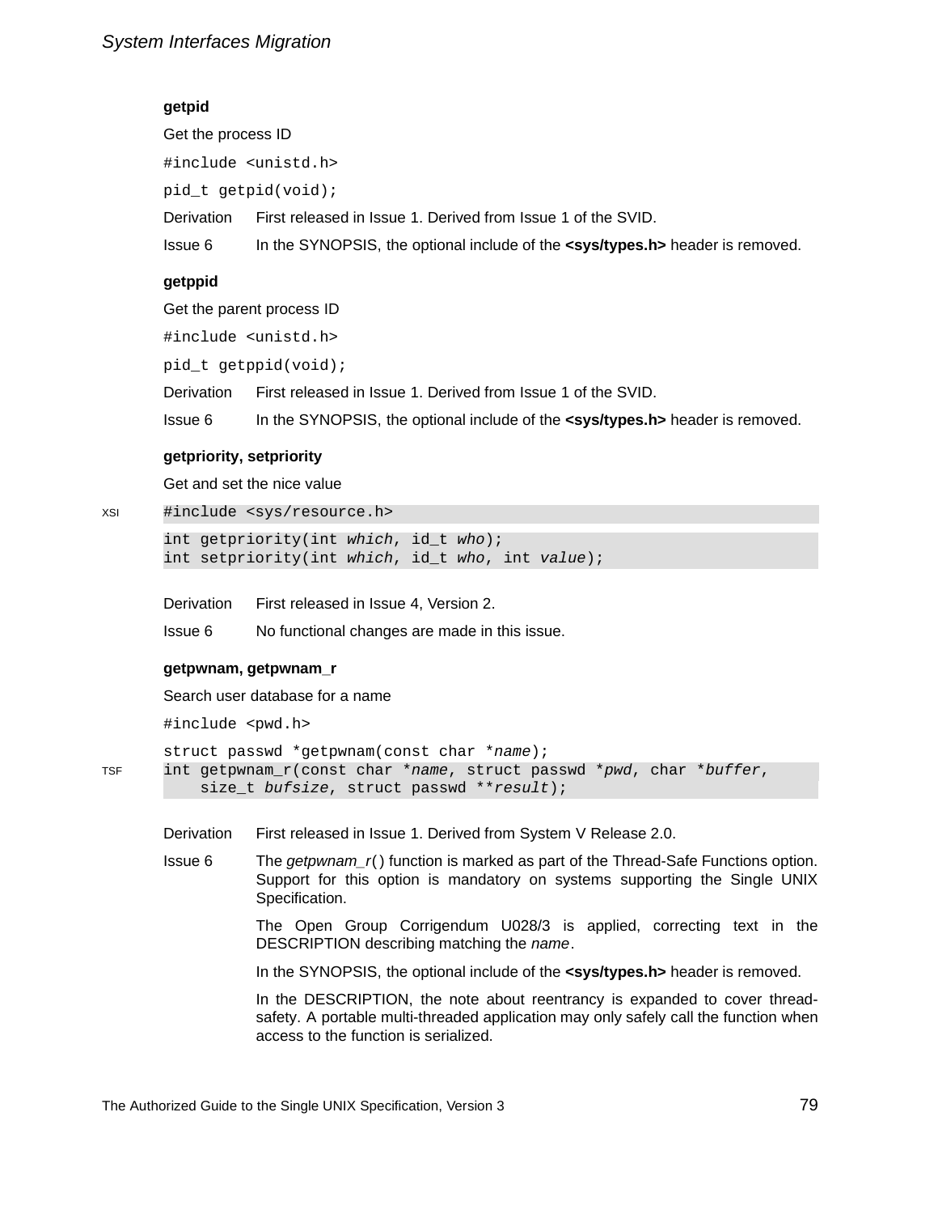### getpid

Get the process ID

```
#include <unistd.h>
```

```
pid_t getpid(void);
```

Derivation First released in Issue 1. Derived from Issue 1 of the SVID.

Issue 6 In the SYNOPSIS, the optional include of the **<sys/types.h>** header is removed.

### getppid

Get the parent process ID

```
#include <unistd.h>
```

```
pid_t getppid(void);
```

Derivation First released in Issue 1. Derived from Issue 1 of the SVID.

Issue 6 In the SYNOPSIS, the optional include of the **<sys/types.h>** header is removed.

### getpriority, setpriority

Get and set the nice value

XSI
```
#include <sys/resource.h>

int getpriority(int which, id_t who);
int setpriority(int which, id_t who, int value);
```

Derivation First released in Issue 4, Version 2.

Issue 6 No functional changes are made in this issue.

### getpwnam, getpwnam_r

Search user database for a name

```
#include <pwd.h>
```

```
struct passwd *getpwnam(const char *name);
int getpwnam_r(const char *name, struct passwd *pwd, char *buffer,
    size_t bufsize, struct passwd **result);
```

TSF (getpwnam_r)

Derivation First released in Issue 1. Derived from System V Release 2.0.

Issue 6 The *getpwnam_r*() function is marked as part of the Thread-Safe Functions option. Support for this option is mandatory on systems supporting the Single UNIX Specification.

The Open Group Corrigendum U028/3 is applied, correcting text in the DESCRIPTION describing matching the *name*.

In the SYNOPSIS, the optional include of the **<sys/types.h>** header is removed.

In the DESCRIPTION, the note about reentrancy is expanded to cover thread-safety. A portable multi-threaded application may only safely call the function when access to the function is serialized.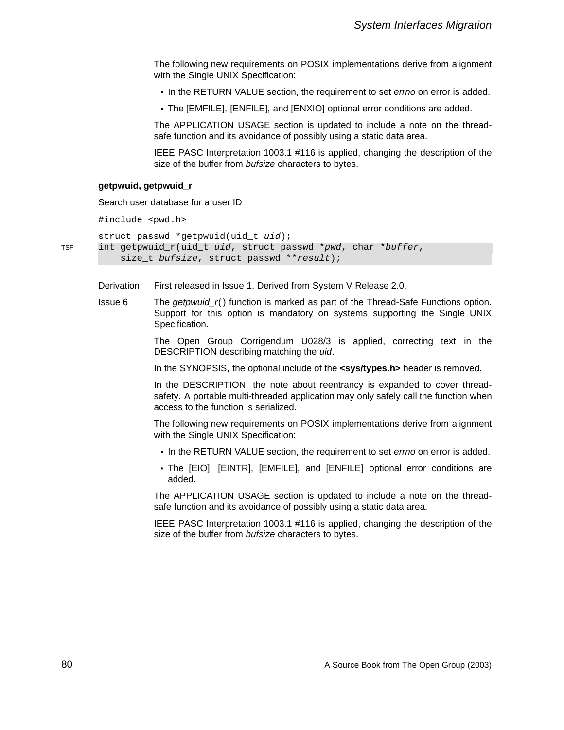The following new requirements on POSIX implementations derive from alignment with the Single UNIX Specification:

- In the RETURN VALUE section, the requirement to set *errno* on error is added.
- The [EMFILE], [ENFILE], and [ENXIO] optional error conditions are added.

The APPLICATION USAGE section is updated to include a note on the thread-safe function and its avoidance of possibly using a static data area.

IEEE PASC Interpretation 1003.1 #116 is applied, changing the description of the size of the buffer from *bufsize* characters to bytes.

**getpwuid, getpwuid_r**

Search user database for a user ID

```
#include <pwd.h>

struct passwd *getpwuid(uid_t uid);
int getpwuid_r(uid_t uid, struct passwd *pwd, char *buffer,
    size_t bufsize, struct passwd **result);
```

TSF

Derivation First released in Issue 1. Derived from System V Release 2.0.

Issue 6 The *getpwuid_r*( ) function is marked as part of the Thread-Safe Functions option. Support for this option is mandatory on systems supporting the Single UNIX Specification.

The Open Group Corrigendum U028/3 is applied, correcting text in the DESCRIPTION describing matching the *uid*.

In the SYNOPSIS, the optional include of the **<sys/types.h>** header is removed.

In the DESCRIPTION, the note about reentrancy is expanded to cover thread-safety. A portable multi-threaded application may only safely call the function when access to the function is serialized.

The following new requirements on POSIX implementations derive from alignment with the Single UNIX Specification:

- In the RETURN VALUE section, the requirement to set *errno* on error is added.
- The [EIO], [EINTR], [EMFILE], and [ENFILE] optional error conditions are added.

The APPLICATION USAGE section is updated to include a note on the thread-safe function and its avoidance of possibly using a static data area.

IEEE PASC Interpretation 1003.1 #116 is applied, changing the description of the size of the buffer from *bufsize* characters to bytes.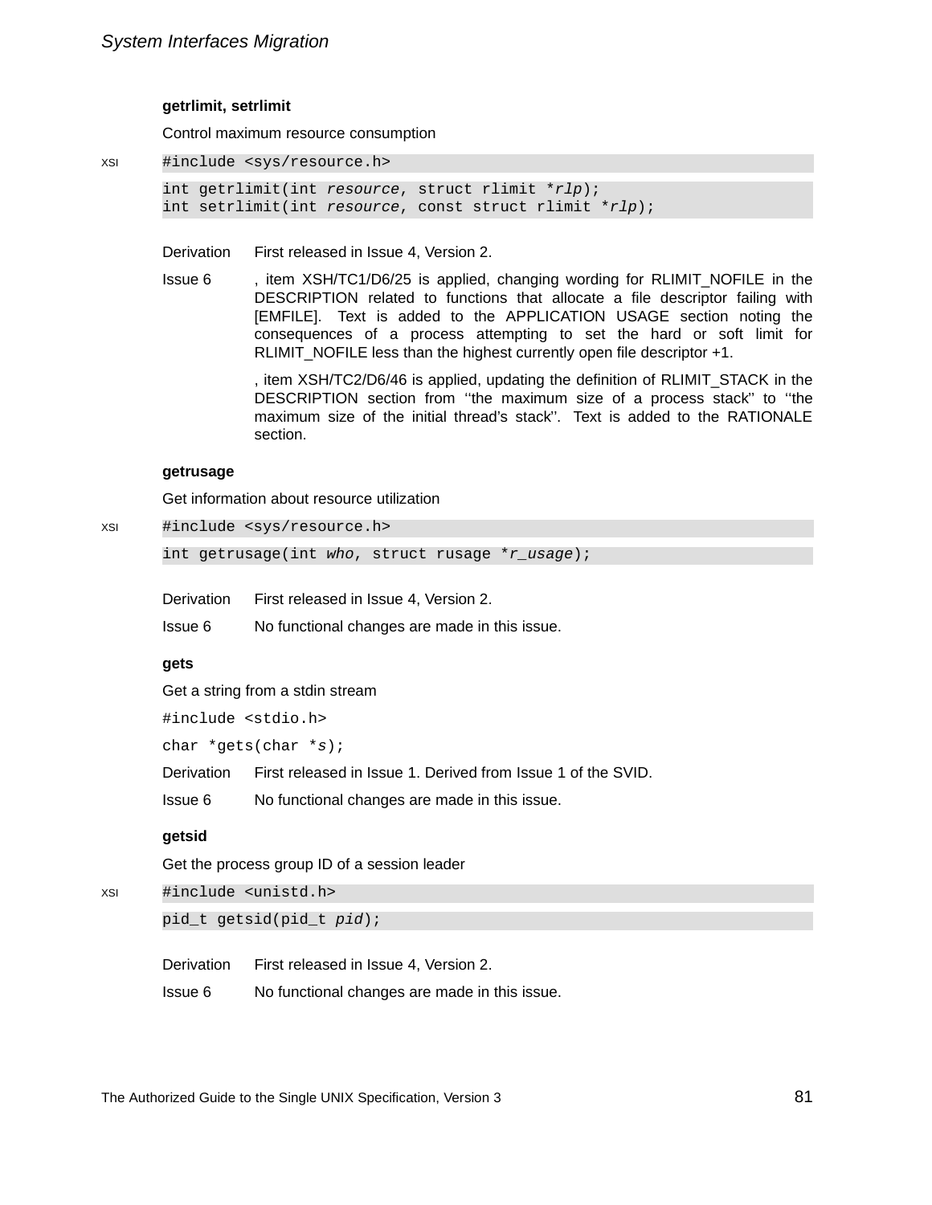### getrlimit, setrlimit

Control maximum resource consumption

XSI
```
#include <sys/resource.h>
```

```
int getrlimit(int resource, struct rlimit *rlp);
int setrlimit(int resource, const struct rlimit *rlp);
```

Derivation First released in Issue 4, Version 2.

Issue 6 , item XSH/TC1/D6/25 is applied, changing wording for RLIMIT_NOFILE in the DESCRIPTION related to functions that allocate a file descriptor failing with [EMFILE]. Text is added to the APPLICATION USAGE section noting the consequences of a process attempting to set the hard or soft limit for RLIMIT_NOFILE less than the highest currently open file descriptor +1.

, item XSH/TC2/D6/46 is applied, updating the definition of RLIMIT_STACK in the DESCRIPTION section from ''the maximum size of a process stack'' to ''the maximum size of the initial thread's stack''. Text is added to the RATIONALE section.

### getrusage

Get information about resource utilization

XSI
```
#include <sys/resource.h>
```

```
int getrusage(int who, struct rusage *r_usage);
```

Derivation First released in Issue 4, Version 2.

Issue 6 No functional changes are made in this issue.

### gets

Get a string from a stdin stream

```
#include <stdio.h>
```

```
char *gets(char *s);
```

Derivation First released in Issue 1. Derived from Issue 1 of the SVID.

Issue 6 No functional changes are made in this issue.

### getsid

Get the process group ID of a session leader

XSI
```
#include <unistd.h>
```

```
pid_t getsid(pid_t pid);
```

Derivation First released in Issue 4, Version 2.

Issue 6 No functional changes are made in this issue.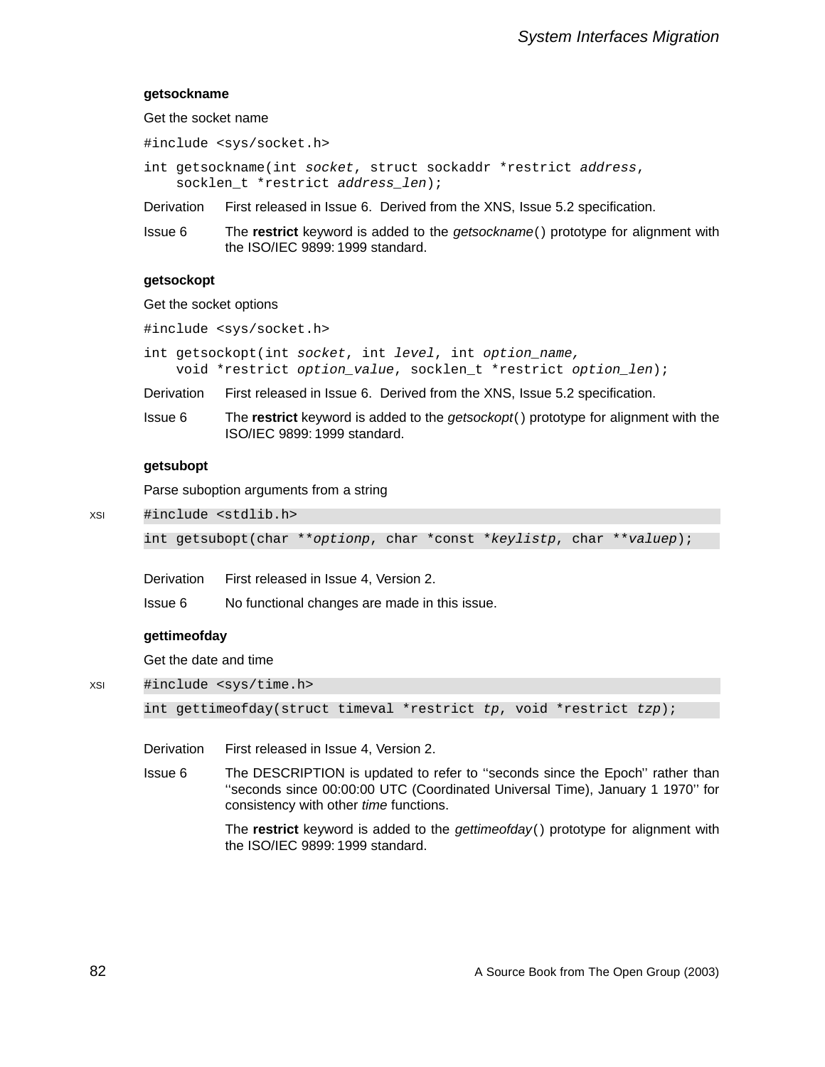### getsockname

Get the socket name

```
#include <sys/socket.h>

int getsockname(int socket, struct sockaddr *restrict address,
    socklen_t *restrict address_len);
```

Derivation First released in Issue 6. Derived from the XNS, Issue 5.2 specification.

Issue 6 The **restrict** keyword is added to the *getsockname*( ) prototype for alignment with the ISO/IEC 9899: 1999 standard.

### getsockopt

Get the socket options

```
#include <sys/socket.h>

int getsockopt(int socket, int level, int option_name,
    void *restrict option_value, socklen_t *restrict option_len);
```

Derivation First released in Issue 6. Derived from the XNS, Issue 5.2 specification.

Issue 6 The **restrict** keyword is added to the *getsockopt*( ) prototype for alignment with the ISO/IEC 9899: 1999 standard.

### getsubopt

Parse suboption arguments from a string

XSI

```
#include <stdlib.h>

int getsubopt(char **optionp, char *const *keylistp, char **valuep);
```

Derivation First released in Issue 4, Version 2.

Issue 6 No functional changes are made in this issue.

### gettimeofday

Get the date and time

XSI

```
#include <sys/time.h>

int gettimeofday(struct timeval *restrict tp, void *restrict tzp);
```

Derivation First released in Issue 4, Version 2.

Issue 6 The DESCRIPTION is updated to refer to ''seconds since the Epoch'' rather than ''seconds since 00:00:00 UTC (Coordinated Universal Time), January 1 1970'' for consistency with other *time* functions.

The **restrict** keyword is added to the *gettimeofday*( ) prototype for alignment with the ISO/IEC 9899: 1999 standard.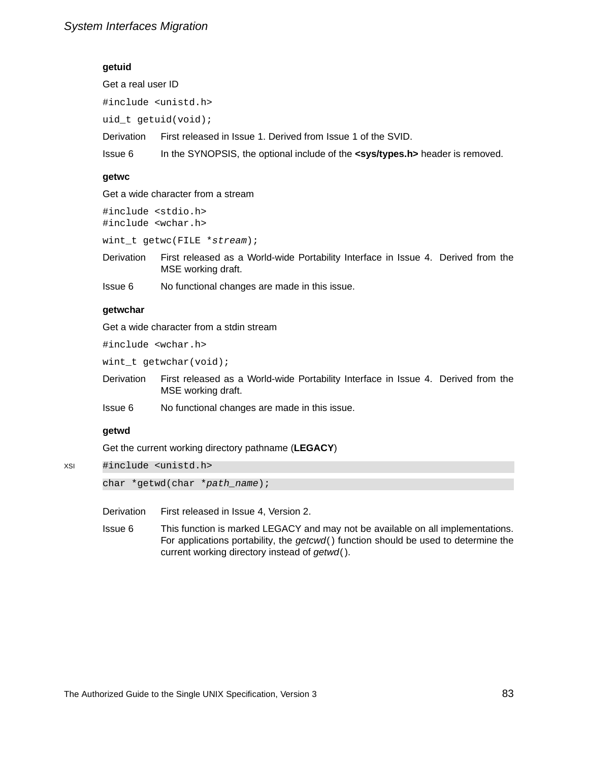### getuid

Get a real user ID

```
#include <unistd.h>
```

```
uid_t getuid(void);
```

| | |
|---|---|
| Derivation | First released in Issue 1. Derived from Issue 1 of the SVID. |
| Issue 6 | In the SYNOPSIS, the optional include of the **<sys/types.h>** header is removed. |

### getwc

Get a wide character from a stream

```
#include <stdio.h>
#include <wchar.h>
```

```
wint_t getwc(FILE *stream);
```

| | |
|---|---|
| Derivation | First released as a World-wide Portability Interface in Issue 4. Derived from the MSE working draft. |
| Issue 6 | No functional changes are made in this issue. |

### getwchar

Get a wide character from a stdin stream

```
#include <wchar.h>
```

```
wint_t getwchar(void);
```

| | |
|---|---|
| Derivation | First released as a World-wide Portability Interface in Issue 4. Derived from the MSE working draft. |
| Issue 6 | No functional changes are made in this issue. |

### getwd

Get the current working directory pathname (**LEGACY**)

XSI

```
#include <unistd.h>
```

```
char *getwd(char *path_name);
```

| | |
|---|---|
| Derivation | First released in Issue 4, Version 2. |
| Issue 6 | This function is marked LEGACY and may not be available on all implementations. For applications portability, the *getcwd*( ) function should be used to determine the current working directory instead of *getwd*( ). |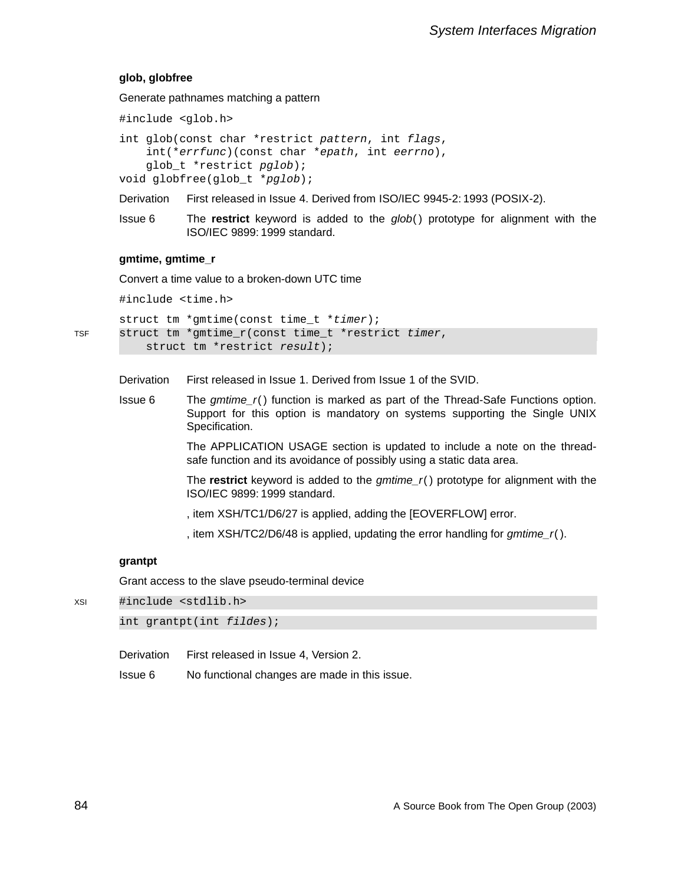**glob, globfree**

Generate pathnames matching a pattern

```
#include <glob.h>
```

```
int glob(const char *restrict pattern, int flags,
    int(*errfunc)(const char *epath, int eerrno),
    glob_t *restrict pglob);
void globfree(glob_t *pglob);
```

Derivation First released in Issue 4. Derived from ISO/IEC 9945-2: 1993 (POSIX-2).

Issue 6 The **restrict** keyword is added to the *glob*( ) prototype for alignment with the ISO/IEC 9899: 1999 standard.

**gmtime, gmtime_r**

Convert a time value to a broken-down UTC time

```
#include <time.h>
```

```
struct tm *gmtime(const time_t *timer);
```

TSF

```
struct tm *gmtime_r(const time_t *restrict timer,
    struct tm *restrict result);
```

Derivation First released in Issue 1. Derived from Issue 1 of the SVID.

Issue 6 The *gmtime_r*( ) function is marked as part of the Thread-Safe Functions option. Support for this option is mandatory on systems supporting the Single UNIX Specification.

The APPLICATION USAGE section is updated to include a note on the thread-safe function and its avoidance of possibly using a static data area.

The **restrict** keyword is added to the *gmtime_r*( ) prototype for alignment with the ISO/IEC 9899: 1999 standard.

, item XSH/TC1/D6/27 is applied, adding the [EOVERFLOW] error.

, item XSH/TC2/D6/48 is applied, updating the error handling for *gmtime_r*( ).

**grantpt**

Grant access to the slave pseudo-terminal device

XSI

```
#include <stdlib.h>
```

```
int grantpt(int fildes);
```

Derivation First released in Issue 4, Version 2.

Issue 6 No functional changes are made in this issue.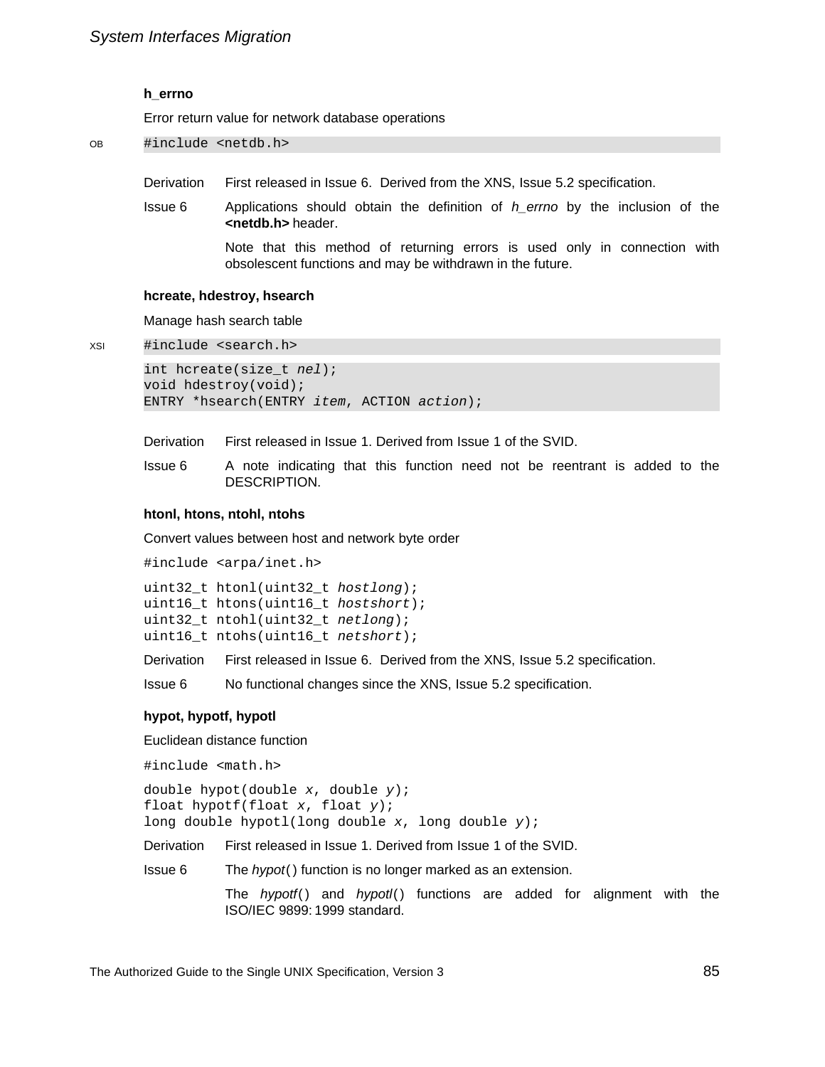### h_errno

Error return value for network database operations

OB
```
#include <netdb.h>
```

Derivation First released in Issue 6. Derived from the XNS, Issue 5.2 specification.

Issue 6 Applications should obtain the definition of *h_errno* by the inclusion of the **<netdb.h>** header.

Note that this method of returning errors is used only in connection with obsolescent functions and may be withdrawn in the future.

### hcreate, hdestroy, hsearch

Manage hash search table

XSI
```
#include <search.h>
```

```
int hcreate(size_t nel);
void hdestroy(void);
ENTRY *hsearch(ENTRY item, ACTION action);
```

Derivation First released in Issue 1. Derived from Issue 1 of the SVID.

Issue 6 A note indicating that this function need not be reentrant is added to the DESCRIPTION.

### htonl, htons, ntohl, ntohs

Convert values between host and network byte order

```
#include <arpa/inet.h>
```

```
uint32_t htonl(uint32_t hostlong);
uint16_t htons(uint16_t hostshort);
uint32_t ntohl(uint32_t netlong);
uint16_t ntohs(uint16_t netshort);
```

Derivation First released in Issue 6. Derived from the XNS, Issue 5.2 specification.

Issue 6 No functional changes since the XNS, Issue 5.2 specification.

### hypot, hypotf, hypotl

Euclidean distance function

```
#include <math.h>
```

```
double hypot(double x, double y);
float hypotf(float x, float y);
long double hypotl(long double x, long double y);
```

Derivation First released in Issue 1. Derived from Issue 1 of the SVID.

Issue 6 The *hypot*() function is no longer marked as an extension.

The *hypotf*() and *hypotl*() functions are added for alignment with the ISO/IEC 9899: 1999 standard.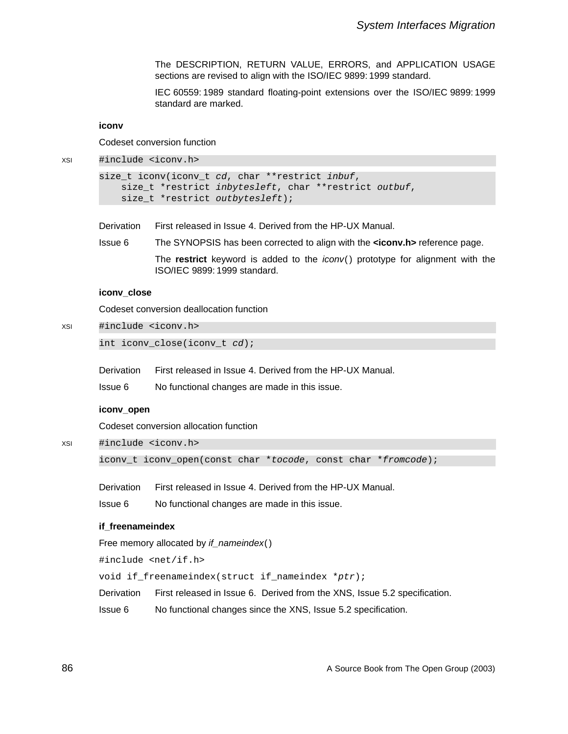The DESCRIPTION, RETURN VALUE, ERRORS, and APPLICATION USAGE sections are revised to align with the ISO/IEC 9899: 1999 standard.

IEC 60559: 1989 standard floating-point extensions over the ISO/IEC 9899: 1999 standard are marked.

### iconv

Codeset conversion function

XSI

```
#include <iconv.h>
```

```
size_t iconv(iconv_t cd, char **restrict inbuf,
    size_t *restrict inbytesleft, char **restrict outbuf,
    size_t *restrict outbytesleft);
```

Derivation — First released in Issue 4. Derived from the HP-UX Manual.

Issue 6 — The SYNOPSIS has been corrected to align with the **<iconv.h>** reference page.

The **restrict** keyword is added to the *iconv*() prototype for alignment with the ISO/IEC 9899: 1999 standard.

### iconv_close

Codeset conversion deallocation function

XSI

```
#include <iconv.h>
```

```
int iconv_close(iconv_t cd);
```

Derivation — First released in Issue 4. Derived from the HP-UX Manual.

Issue 6 — No functional changes are made in this issue.

### iconv_open

Codeset conversion allocation function

XSI

```
#include <iconv.h>
```

```
iconv_t iconv_open(const char *tocode, const char *fromcode);
```

Derivation — First released in Issue 4. Derived from the HP-UX Manual.

Issue 6 — No functional changes are made in this issue.

### if_freenameindex

Free memory allocated by *if_nameindex*()

```
#include <net/if.h>
```

```
void if_freenameindex(struct if_nameindex *ptr);
```

Derivation — First released in Issue 6. Derived from the XNS, Issue 5.2 specification.

Issue 6 — No functional changes since the XNS, Issue 5.2 specification.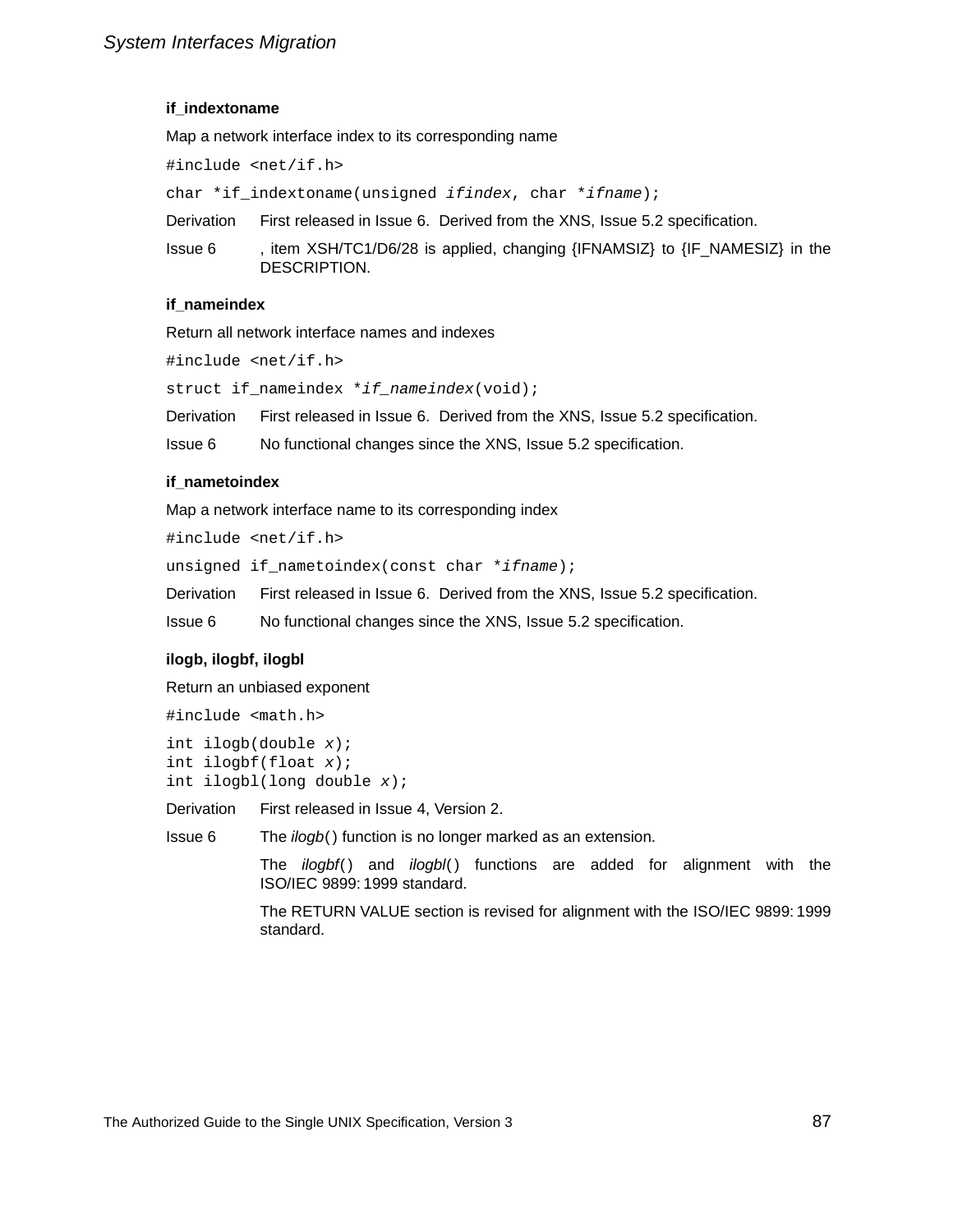### if_indextoname

Map a network interface index to its corresponding name

```
#include <net/if.h>
```

```
char *if_indextoname(unsigned ifindex, char *ifname);
```

Derivation First released in Issue 6. Derived from the XNS, Issue 5.2 specification.

Issue 6 , item XSH/TC1/D6/28 is applied, changing {IFNAMSIZ} to {IF_NAMESIZ} in the DESCRIPTION.

### if_nameindex

Return all network interface names and indexes

```
#include <net/if.h>
```

```
struct if_nameindex *if_nameindex(void);
```

Derivation First released in Issue 6. Derived from the XNS, Issue 5.2 specification.

Issue 6 No functional changes since the XNS, Issue 5.2 specification.

### if_nametoindex

Map a network interface name to its corresponding index

```
#include <net/if.h>
```

```
unsigned if_nametoindex(const char *ifname);
```

Derivation First released in Issue 6. Derived from the XNS, Issue 5.2 specification.

Issue 6 No functional changes since the XNS, Issue 5.2 specification.

### ilogb, ilogbf, ilogbl

Return an unbiased exponent

```
#include <math.h>
```

```
int ilogb(double x);
int ilogbf(float x);
int ilogbl(long double x);
```

Derivation First released in Issue 4, Version 2.

Issue 6 The *ilogb*() function is no longer marked as an extension.

The *ilogbf*() and *ilogbl*() functions are added for alignment with the ISO/IEC 9899: 1999 standard.

The RETURN VALUE section is revised for alignment with the ISO/IEC 9899: 1999 standard.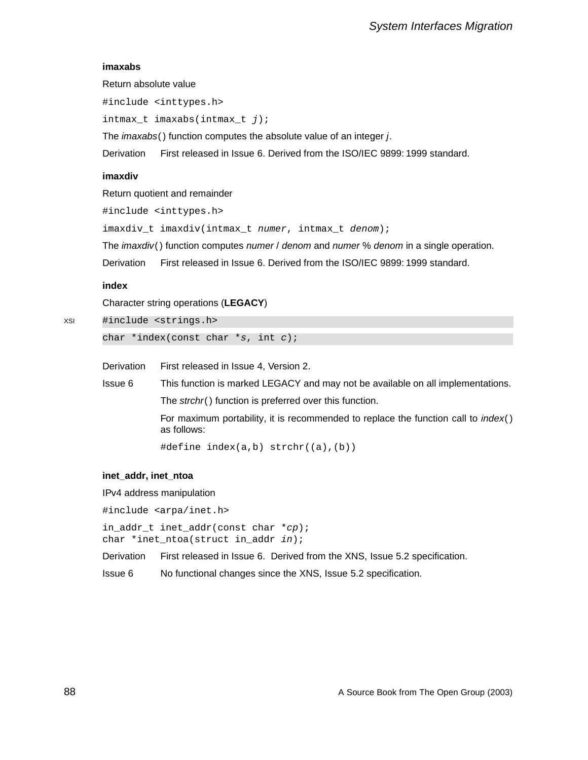**imaxabs**

Return absolute value

```
#include <inttypes.h>
intmax_t imaxabs(intmax_t j);
```

The *imaxabs*() function computes the absolute value of an integer *j*.

Derivation First released in Issue 6. Derived from the ISO/IEC 9899: 1999 standard.

**imaxdiv**

Return quotient and remainder

```
#include <inttypes.h>
imaxdiv_t imaxdiv(intmax_t numer, intmax_t denom);
```

The *imaxdiv*() function computes *numer* / *denom* and *numer* % *denom* in a single operation.

Derivation First released in Issue 6. Derived from the ISO/IEC 9899: 1999 standard.

**index**

Character string operations (**LEGACY**)

XSI

```
#include <strings.h>
char *index(const char *s, int c);
```

Derivation First released in Issue 4, Version 2.

Issue 6 This function is marked LEGACY and may not be available on all implementations.

The *strchr*() function is preferred over this function.

For maximum portability, it is recommended to replace the function call to *index*() as follows:

```
#define index(a,b) strchr((a),(b))
```

**inet_addr, inet_ntoa**

IPv4 address manipulation

```
#include <arpa/inet.h>
in_addr_t inet_addr(const char *cp);
char *inet_ntoa(struct in_addr in);
```

Derivation First released in Issue 6. Derived from the XNS, Issue 5.2 specification.

Issue 6 No functional changes since the XNS, Issue 5.2 specification.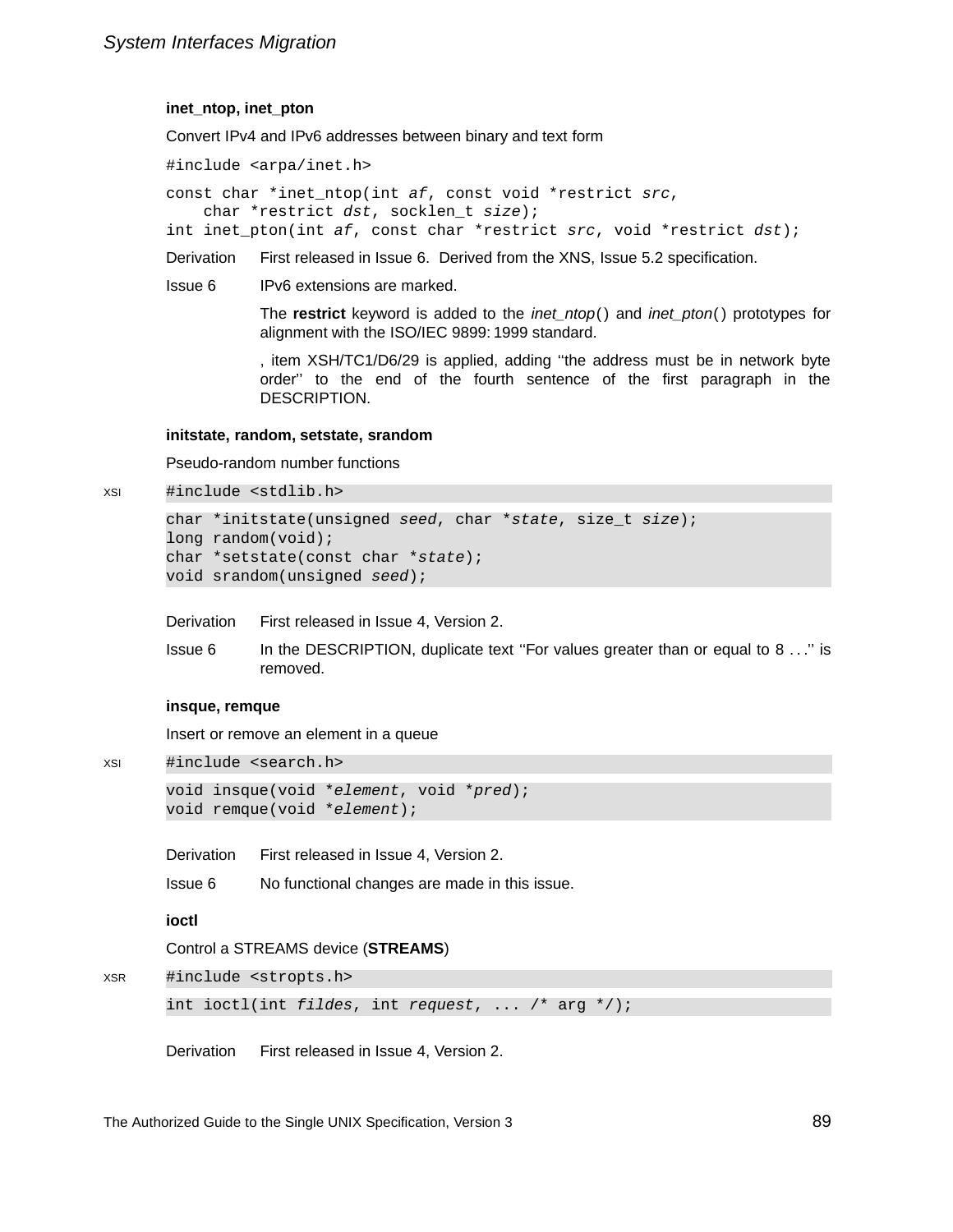### inet_ntop, inet_pton

Convert IPv4 and IPv6 addresses between binary and text form

```
#include <arpa/inet.h>
```

```
const char *inet_ntop(int af, const void *restrict src,
    char *restrict dst, socklen_t size);
int inet_pton(int af, const char *restrict src, void *restrict dst);
```

Derivation — First released in Issue 6. Derived from the XNS, Issue 5.2 specification.

Issue 6 — IPv6 extensions are marked.

The **restrict** keyword is added to the *inet_ntop*() and *inet_pton*() prototypes for alignment with the ISO/IEC 9899: 1999 standard.

, item XSH/TC1/D6/29 is applied, adding ''the address must be in network byte order'' to the end of the fourth sentence of the first paragraph in the DESCRIPTION.

### initstate, random, setstate, srandom

Pseudo-random number functions

XSI
```
#include <stdlib.h>
```

```
char *initstate(unsigned seed, char *state, size_t size);
long random(void);
char *setstate(const char *state);
void srandom(unsigned seed);
```

Derivation — First released in Issue 4, Version 2.

Issue 6 — In the DESCRIPTION, duplicate text ''For values greater than or equal to 8 . . .'' is removed.

### insque, remque

Insert or remove an element in a queue

XSI
```
#include <search.h>
```

```
void insque(void *element, void *pred);
void remque(void *element);
```

Derivation — First released in Issue 4, Version 2.

Issue 6 — No functional changes are made in this issue.

### ioctl

Control a STREAMS device (**STREAMS**)

XSR
```
#include <stropts.h>
```

```
int ioctl(int fildes, int request, ... /* arg */);
```

Derivation — First released in Issue 4, Version 2.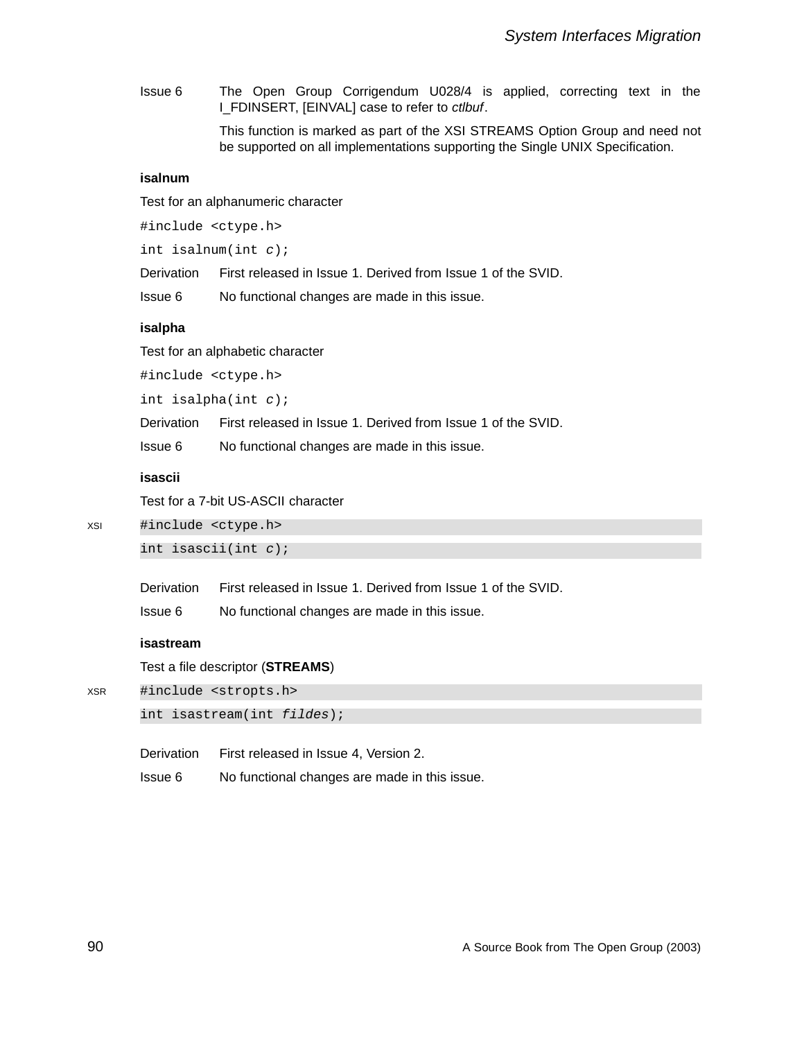Issue 6 The Open Group Corrigendum U028/4 is applied, correcting text in the I_FDINSERT, [EINVAL] case to refer to *ctlbuf*.

This function is marked as part of the XSI STREAMS Option Group and need not be supported on all implementations supporting the Single UNIX Specification.

**isalnum**

Test for an alphanumeric character

```
#include <ctype.h>
int isalnum(int c);
```

Derivation First released in Issue 1. Derived from Issue 1 of the SVID.

Issue 6 No functional changes are made in this issue.

**isalpha**

Test for an alphabetic character

```
#include <ctype.h>
int isalpha(int c);
```

Derivation First released in Issue 1. Derived from Issue 1 of the SVID.

Issue 6 No functional changes are made in this issue.

**isascii**

Test for a 7-bit US-ASCII character

XSI

```
#include <ctype.h>
int isascii(int c);
```

Derivation First released in Issue 1. Derived from Issue 1 of the SVID.

Issue 6 No functional changes are made in this issue.

**isastream**

Test a file descriptor (**STREAMS**)

XSR

```
#include <stropts.h>
int isastream(int fildes);
```

Derivation First released in Issue 4, Version 2.

Issue 6 No functional changes are made in this issue.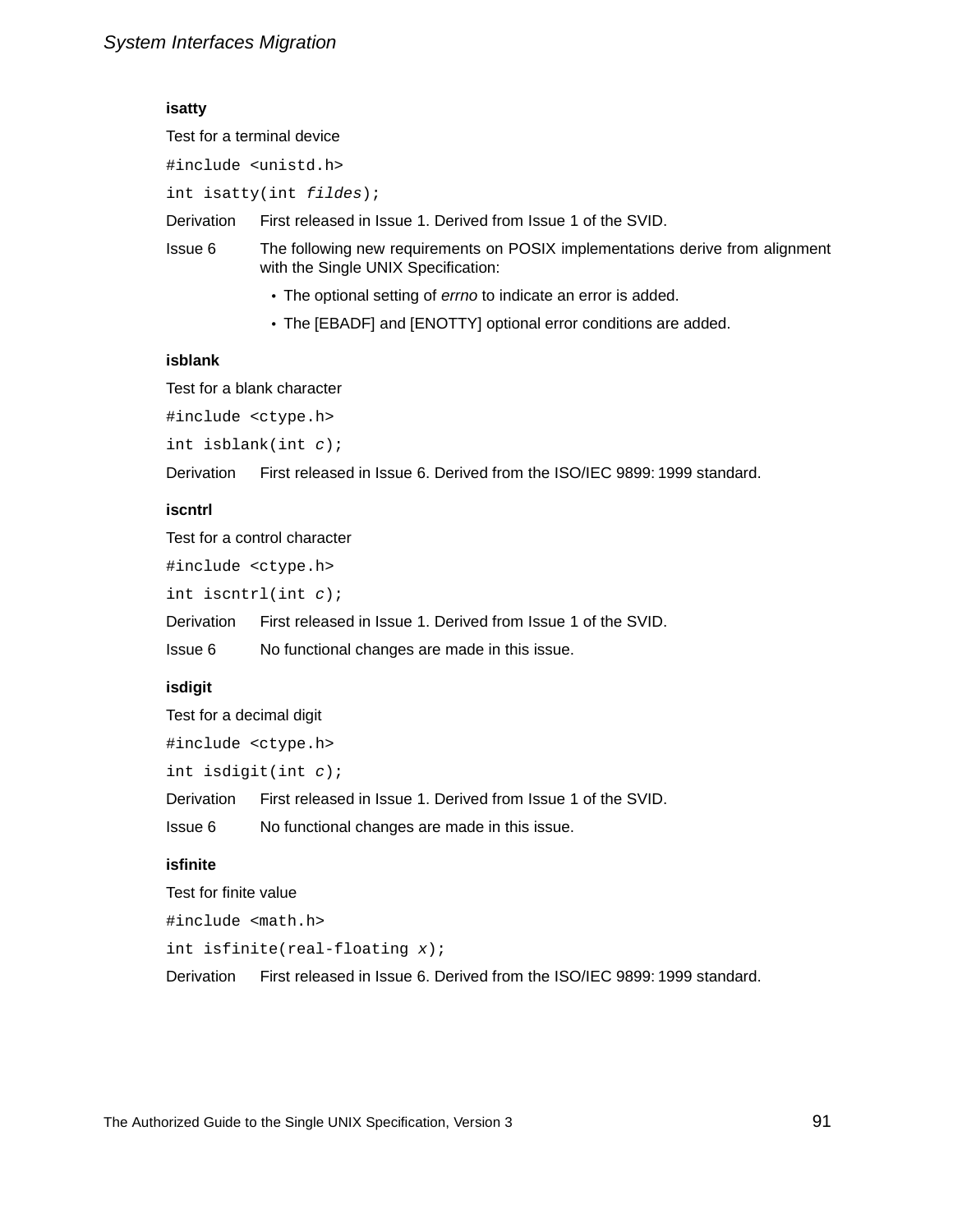### isatty

Test for a terminal device

```
#include <unistd.h>
```

```
int isatty(int fildes);
```

Derivation First released in Issue 1. Derived from Issue 1 of the SVID.

Issue 6 The following new requirements on POSIX implementations derive from alignment with the Single UNIX Specification:

- The optional setting of *errno* to indicate an error is added.
- The [EBADF] and [ENOTTY] optional error conditions are added.

### isblank

Test for a blank character

```
#include <ctype.h>
```

```
int isblank(int c);
```

Derivation First released in Issue 6. Derived from the ISO/IEC 9899: 1999 standard.

### iscntrl

Test for a control character

```
#include <ctype.h>
```

```
int iscntrl(int c);
```

Derivation First released in Issue 1. Derived from Issue 1 of the SVID.

Issue 6 No functional changes are made in this issue.

### isdigit

Test for a decimal digit

```
#include <ctype.h>
```

```
int isdigit(int c);
```

Derivation First released in Issue 1. Derived from Issue 1 of the SVID.

Issue 6 No functional changes are made in this issue.

### isfinite

Test for finite value

```
#include <math.h>
```

```
int isfinite(real-floating x);
```

Derivation First released in Issue 6. Derived from the ISO/IEC 9899: 1999 standard.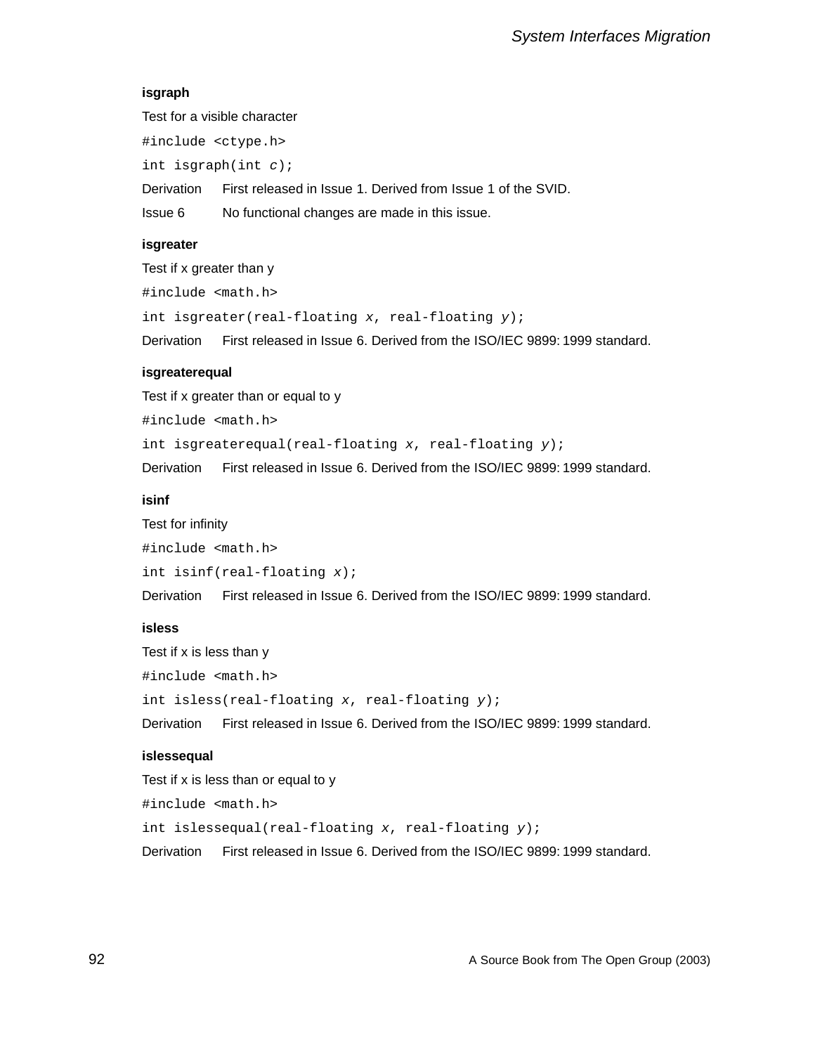**isgraph**

Test for a visible character

```
#include <ctype.h>
int isgraph(int c);
```

Derivation First released in Issue 1. Derived from Issue 1 of the SVID.

Issue 6 No functional changes are made in this issue.

**isgreater**

Test if x greater than y

```
#include <math.h>
int isgreater(real-floating x, real-floating y);
```

Derivation First released in Issue 6. Derived from the ISO/IEC 9899: 1999 standard.

**isgreaterequal**

Test if x greater than or equal to y

```
#include <math.h>
int isgreaterequal(real-floating x, real-floating y);
```

Derivation First released in Issue 6. Derived from the ISO/IEC 9899: 1999 standard.

**isinf**

Test for infinity

```
#include <math.h>
int isinf(real-floating x);
```

Derivation First released in Issue 6. Derived from the ISO/IEC 9899: 1999 standard.

**isless**

Test if x is less than y

```
#include <math.h>
int isless(real-floating x, real-floating y);
```

Derivation First released in Issue 6. Derived from the ISO/IEC 9899: 1999 standard.

**islessequal**

Test if x is less than or equal to y

```
#include <math.h>
int islessequal(real-floating x, real-floating y);
```

Derivation First released in Issue 6. Derived from the ISO/IEC 9899: 1999 standard.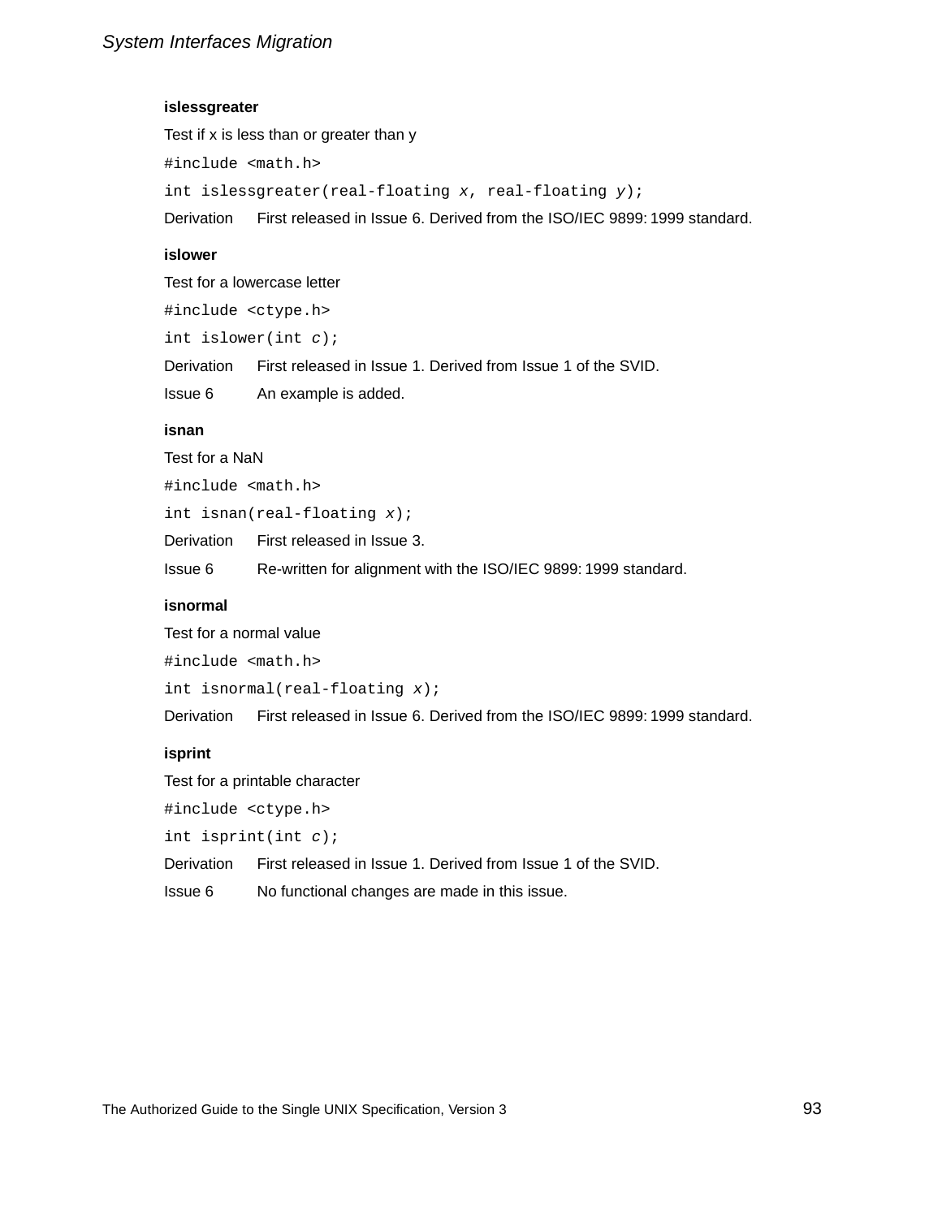**islessgreater**

Test if x is less than or greater than y

```
#include <math.h>
```

```
int islessgreater(real-floating x, real-floating y);
```

Derivation First released in Issue 6. Derived from the ISO/IEC 9899: 1999 standard.

**islower**

Test for a lowercase letter

```
#include <ctype.h>
```

```
int islower(int c);
```

Derivation First released in Issue 1. Derived from Issue 1 of the SVID.

Issue 6 An example is added.

**isnan**

Test for a NaN

```
#include <math.h>
```

```
int isnan(real-floating x);
```

Derivation First released in Issue 3.

Issue 6 Re-written for alignment with the ISO/IEC 9899: 1999 standard.

**isnormal**

Test for a normal value

```
#include <math.h>
```

```
int isnormal(real-floating x);
```

Derivation First released in Issue 6. Derived from the ISO/IEC 9899: 1999 standard.

**isprint**

Test for a printable character

```
#include <ctype.h>
```

```
int isprint(int c);
```

Derivation First released in Issue 1. Derived from Issue 1 of the SVID.

Issue 6 No functional changes are made in this issue.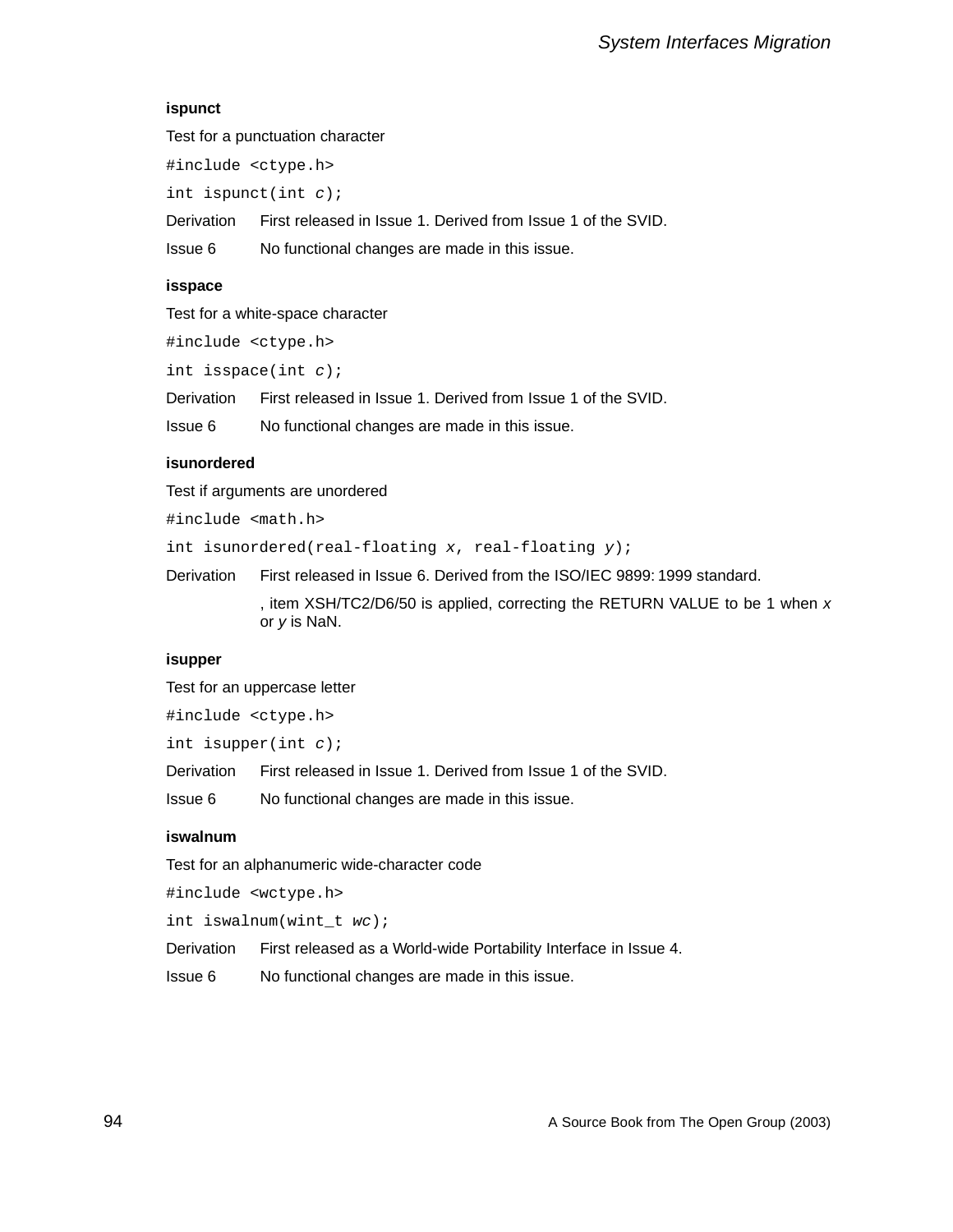**ispunct**

Test for a punctuation character

```
#include <ctype.h>
```

```
int ispunct(int c);
```

Derivation First released in Issue 1. Derived from Issue 1 of the SVID.

Issue 6 No functional changes are made in this issue.

**isspace**

Test for a white-space character

```
#include <ctype.h>
```

```
int isspace(int c);
```

Derivation First released in Issue 1. Derived from Issue 1 of the SVID.

Issue 6 No functional changes are made in this issue.

**isunordered**

Test if arguments are unordered

```
#include <math.h>
```

```
int isunordered(real-floating x, real-floating y);
```

Derivation First released in Issue 6. Derived from the ISO/IEC 9899: 1999 standard.

, item XSH/TC2/D6/50 is applied, correcting the RETURN VALUE to be 1 when *x* or *y* is NaN.

**isupper**

Test for an uppercase letter

```
#include <ctype.h>
```

```
int isupper(int c);
```

Derivation First released in Issue 1. Derived from Issue 1 of the SVID.

Issue 6 No functional changes are made in this issue.

**iswalnum**

Test for an alphanumeric wide-character code

```
#include <wctype.h>
```

```
int iswalnum(wint_t wc);
```

Derivation First released as a World-wide Portability Interface in Issue 4.

Issue 6 No functional changes are made in this issue.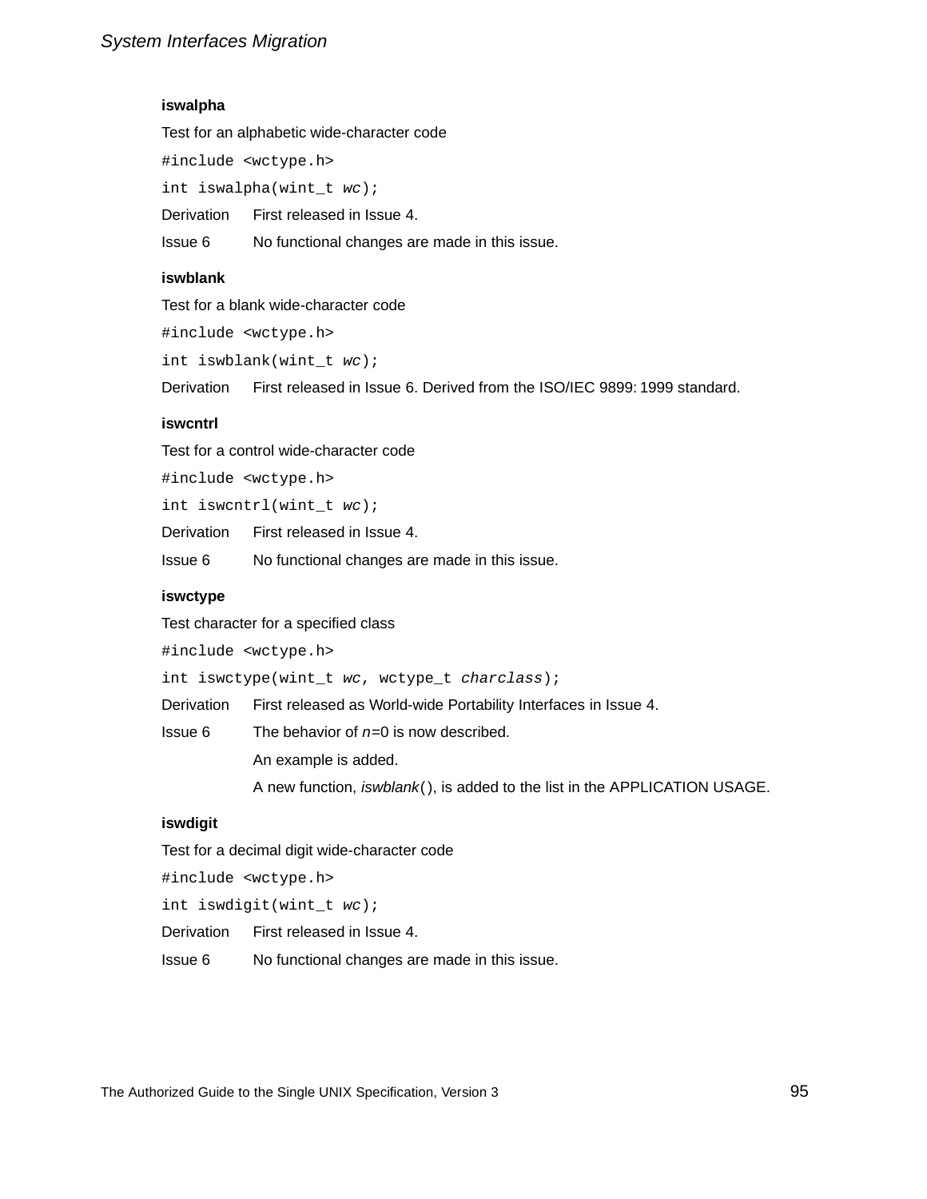**iswalpha**

Test for an alphabetic wide-character code

```
#include <wctype.h>
int iswalpha(wint_t wc);
```

Derivation First released in Issue 4.

Issue 6 No functional changes are made in this issue.

**iswblank**

Test for a blank wide-character code

```
#include <wctype.h>
int iswblank(wint_t wc);
```

Derivation First released in Issue 6. Derived from the ISO/IEC 9899: 1999 standard.

**iswcntrl**

Test for a control wide-character code

```
#include <wctype.h>
int iswcntrl(wint_t wc);
```

Derivation First released in Issue 4.

Issue 6 No functional changes are made in this issue.

**iswctype**

Test character for a specified class

```
#include <wctype.h>
int iswctype(wint_t wc, wctype_t charclass);
```

Derivation First released as World-wide Portability Interfaces in Issue 4.

Issue 6 The behavior of *n*=0 is now described.

An example is added.

A new function, *iswblank*(), is added to the list in the APPLICATION USAGE.

**iswdigit**

Test for a decimal digit wide-character code

```
#include <wctype.h>
int iswdigit(wint_t wc);
```

Derivation First released in Issue 4.

Issue 6 No functional changes are made in this issue.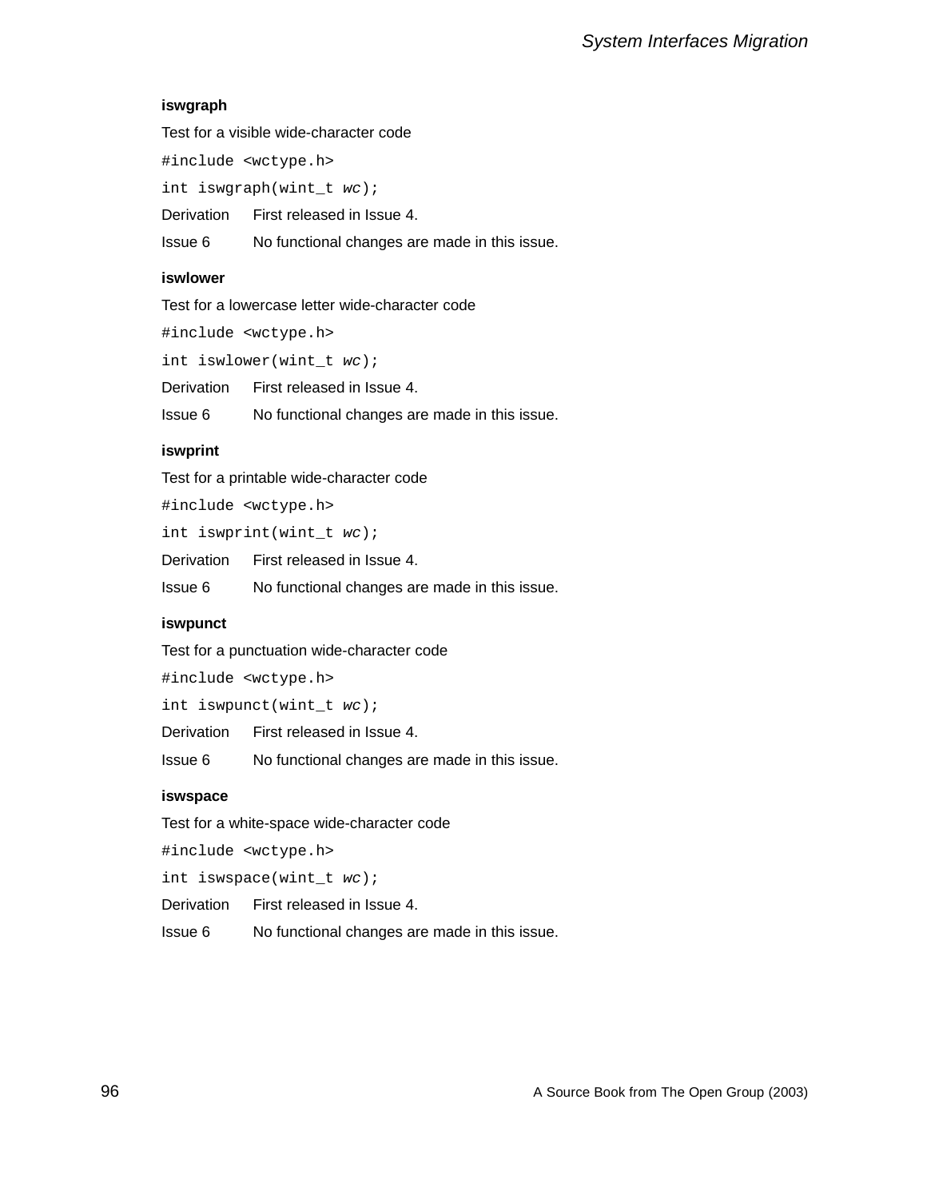**iswgraph**

Test for a visible wide-character code

```
#include <wctype.h>
int iswgraph(wint_t wc);
```

Derivation First released in Issue 4.

Issue 6 No functional changes are made in this issue.

**iswlower**

Test for a lowercase letter wide-character code

```
#include <wctype.h>
int iswlower(wint_t wc);
```

Derivation First released in Issue 4.

Issue 6 No functional changes are made in this issue.

**iswprint**

Test for a printable wide-character code

```
#include <wctype.h>
int iswprint(wint_t wc);
```

Derivation First released in Issue 4.

Issue 6 No functional changes are made in this issue.

**iswpunct**

Test for a punctuation wide-character code

```
#include <wctype.h>
int iswpunct(wint_t wc);
```

Derivation First released in Issue 4.

Issue 6 No functional changes are made in this issue.

**iswspace**

Test for a white-space wide-character code

```
#include <wctype.h>
int iswspace(wint_t wc);
```

Derivation First released in Issue 4.

Issue 6 No functional changes are made in this issue.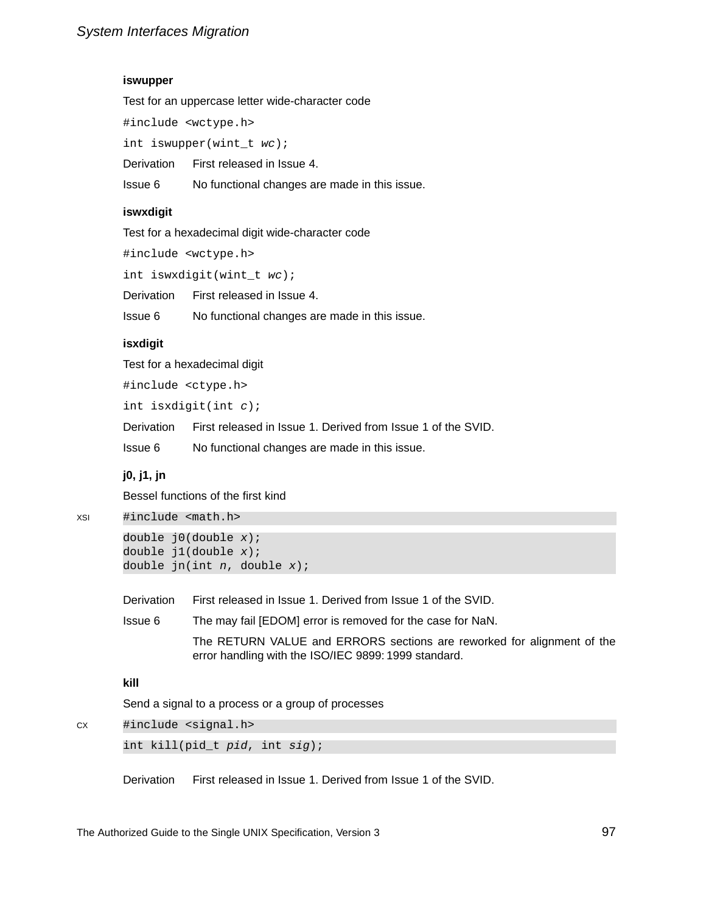### iswupper

Test for an uppercase letter wide-character code

```
#include <wctype.h>
int iswupper(wint_t wc);
```

Derivation First released in Issue 4.

Issue 6 No functional changes are made in this issue.

### iswxdigit

Test for a hexadecimal digit wide-character code

```
#include <wctype.h>
int iswxdigit(wint_t wc);
```

Derivation First released in Issue 4.

Issue 6 No functional changes are made in this issue.

### isxdigit

Test for a hexadecimal digit

```
#include <ctype.h>
int isxdigit(int c);
```

Derivation First released in Issue 1. Derived from Issue 1 of the SVID.

Issue 6 No functional changes are made in this issue.

### j0, j1, jn

Bessel functions of the first kind

XSI

```
#include <math.h>
double j0(double x);
double j1(double x);
double jn(int n, double x);
```

Derivation First released in Issue 1. Derived from Issue 1 of the SVID.

Issue 6 The may fail [EDOM] error is removed for the case for NaN.

The RETURN VALUE and ERRORS sections are reworked for alignment of the error handling with the ISO/IEC 9899: 1999 standard.

### kill

Send a signal to a process or a group of processes

CX

```
#include <signal.h>
int kill(pid_t pid, int sig);
```

Derivation First released in Issue 1. Derived from Issue 1 of the SVID.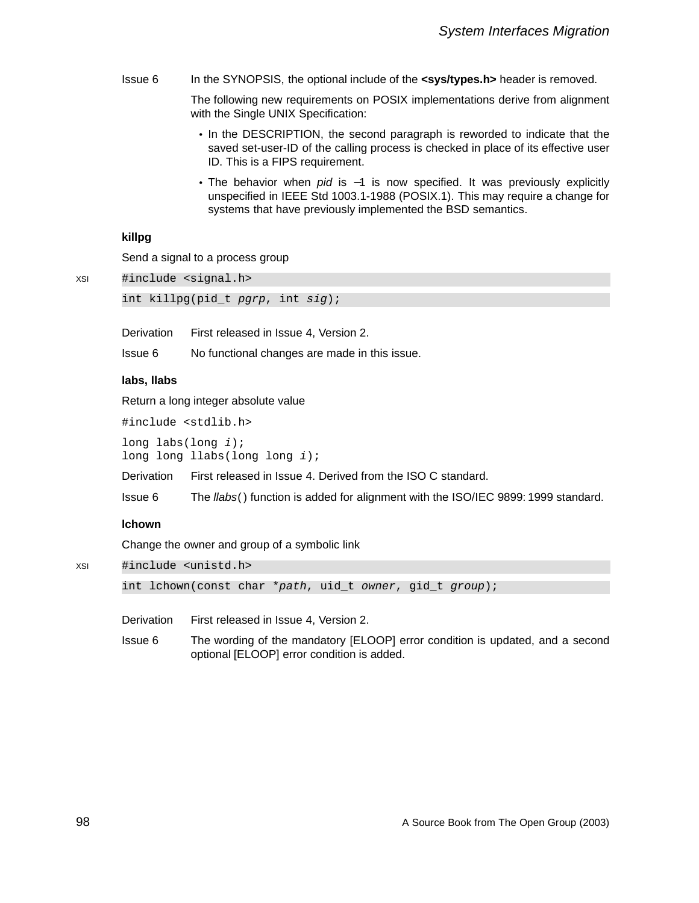Issue 6 In the SYNOPSIS, the optional include of the **<sys/types.h>** header is removed.

The following new requirements on POSIX implementations derive from alignment with the Single UNIX Specification:

- In the DESCRIPTION, the second paragraph is reworded to indicate that the saved set-user-ID of the calling process is checked in place of its effective user ID. This is a FIPS requirement.
- The behavior when *pid* is −1 is now specified. It was previously explicitly unspecified in IEEE Std 1003.1-1988 (POSIX.1). This may require a change for systems that have previously implemented the BSD semantics.

### killpg

Send a signal to a process group

XSI

```
#include <signal.h>

int killpg(pid_t pgrp, int sig);
```

Derivation First released in Issue 4, Version 2.

Issue 6 No functional changes are made in this issue.

### labs, llabs

Return a long integer absolute value

```
#include <stdlib.h>

long labs(long i);
long long llabs(long long i);
```

Derivation First released in Issue 4. Derived from the ISO C standard.

Issue 6 The *llabs*() function is added for alignment with the ISO/IEC 9899: 1999 standard.

### lchown

Change the owner and group of a symbolic link

XSI

```
#include <unistd.h>

int lchown(const char *path, uid_t owner, gid_t group);
```

Derivation First released in Issue 4, Version 2.

Issue 6 The wording of the mandatory [ELOOP] error condition is updated, and a second optional [ELOOP] error condition is added.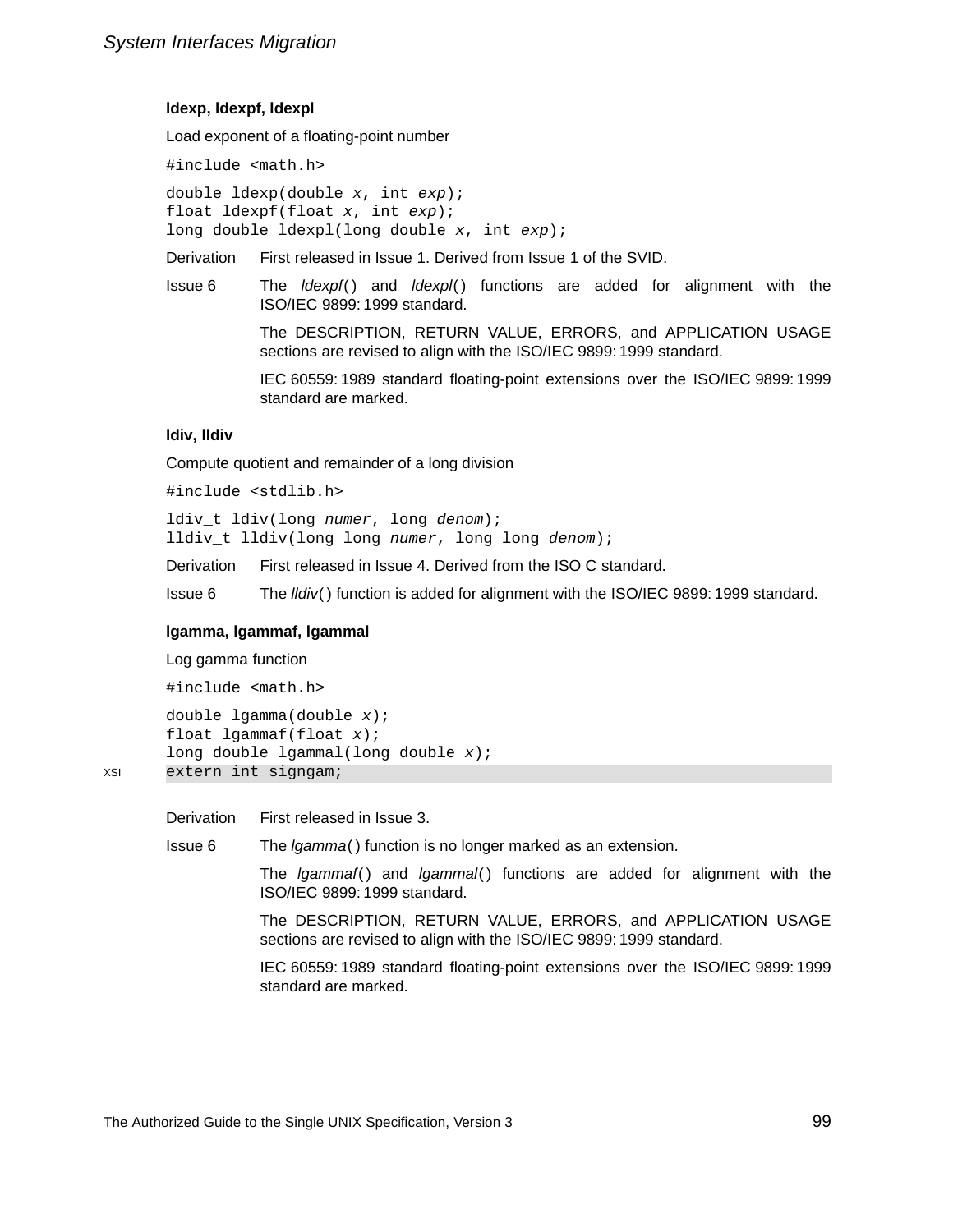### ldexp, ldexpf, ldexpl

Load exponent of a floating-point number

```
#include <math.h>
```

```
double ldexp(double x, int exp);
float ldexpf(float x, int exp);
long double ldexpl(long double x, int exp);
```

Derivation First released in Issue 1. Derived from Issue 1 of the SVID.

Issue 6 The *ldexpf*() and *ldexpl*() functions are added for alignment with the ISO/IEC 9899: 1999 standard.

The DESCRIPTION, RETURN VALUE, ERRORS, and APPLICATION USAGE sections are revised to align with the ISO/IEC 9899: 1999 standard.

IEC 60559: 1989 standard floating-point extensions over the ISO/IEC 9899: 1999 standard are marked.

### ldiv, lldiv

Compute quotient and remainder of a long division

```
#include <stdlib.h>
```

```
ldiv_t ldiv(long numer, long denom);
lldiv_t lldiv(long long numer, long long denom);
```

Derivation First released in Issue 4. Derived from the ISO C standard.

Issue 6 The *lldiv*() function is added for alignment with the ISO/IEC 9899: 1999 standard.

### lgamma, lgammaf, lgammal

Log gamma function

```
#include <math.h>
```

```
double lgamma(double x);
float lgammaf(float x);
long double lgammal(long double x);
extern int signgam;    /* XSI */
```

Derivation First released in Issue 3.

Issue 6 The *lgamma*() function is no longer marked as an extension.

The *lgammaf*() and *lgammal*() functions are added for alignment with the ISO/IEC 9899: 1999 standard.

The DESCRIPTION, RETURN VALUE, ERRORS, and APPLICATION USAGE sections are revised to align with the ISO/IEC 9899: 1999 standard.

IEC 60559: 1989 standard floating-point extensions over the ISO/IEC 9899: 1999 standard are marked.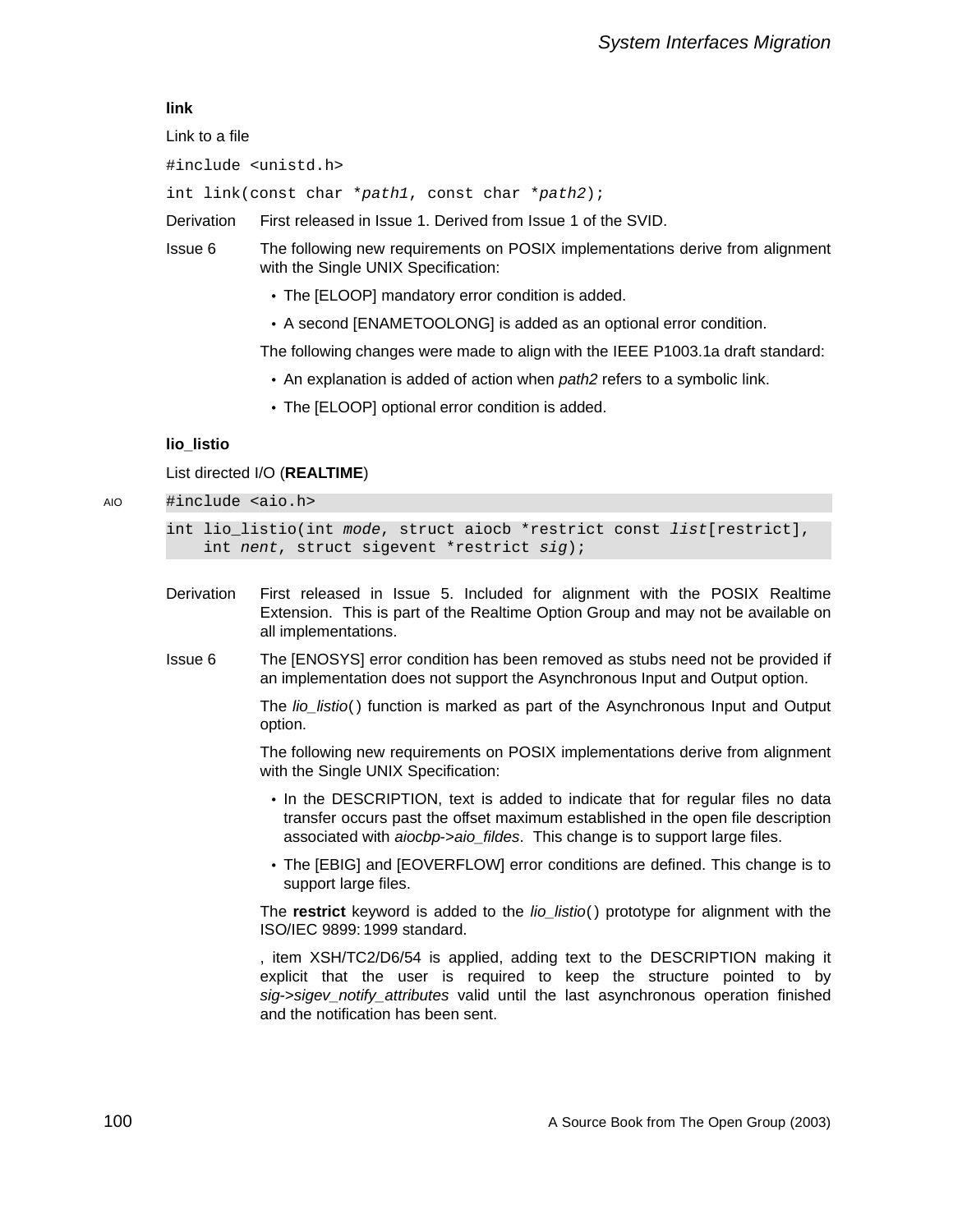### link

Link to a file

```
#include <unistd.h>

int link(const char *path1, const char *path2);
```

Derivation First released in Issue 1. Derived from Issue 1 of the SVID.

Issue 6 The following new requirements on POSIX implementations derive from alignment with the Single UNIX Specification:

- The [ELOOP] mandatory error condition is added.
- A second [ENAMETOOLONG] is added as an optional error condition.

The following changes were made to align with the IEEE P1003.1a draft standard:

- An explanation is added of action when *path2* refers to a symbolic link.
- The [ELOOP] optional error condition is added.

### lio_listio

List directed I/O (**REALTIME**)

AIO

```
#include <aio.h>

int lio_listio(int mode, struct aiocb *restrict const list[restrict],
    int nent, struct sigevent *restrict sig);
```

Derivation First released in Issue 5. Included for alignment with the POSIX Realtime Extension. This is part of the Realtime Option Group and may not be available on all implementations.

Issue 6 The [ENOSYS] error condition has been removed as stubs need not be provided if an implementation does not support the Asynchronous Input and Output option.

The *lio_listio*( ) function is marked as part of the Asynchronous Input and Output option.

The following new requirements on POSIX implementations derive from alignment with the Single UNIX Specification:

- In the DESCRIPTION, text is added to indicate that for regular files no data transfer occurs past the offset maximum established in the open file description associated with *aiocbp->aio_fildes*. This change is to support large files.
- The [EBIG] and [EOVERFLOW] error conditions are defined. This change is to support large files.

The **restrict** keyword is added to the *lio_listio*( ) prototype for alignment with the ISO/IEC 9899: 1999 standard.

, item XSH/TC2/D6/54 is applied, adding text to the DESCRIPTION making it explicit that the user is required to keep the structure pointed to by *sig->sigev_notify_attributes* valid until the last asynchronous operation finished and the notification has been sent.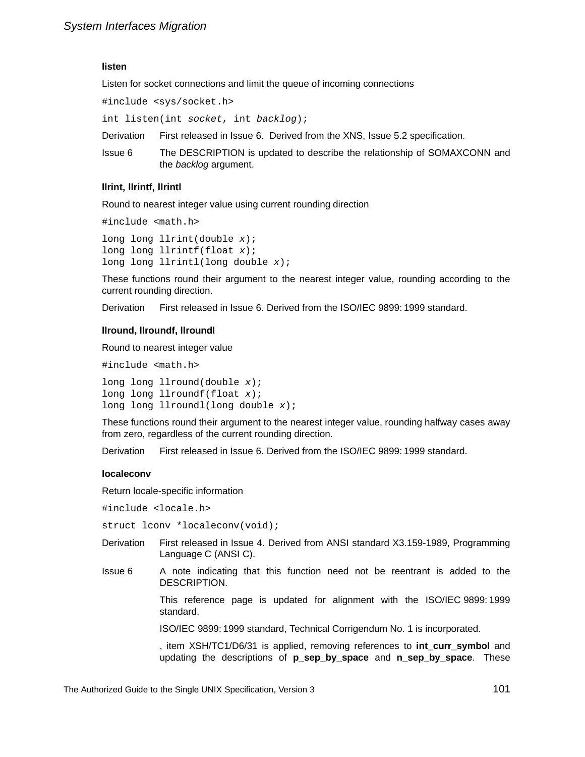### listen

Listen for socket connections and limit the queue of incoming connections

```
#include <sys/socket.h>
```

```
int listen(int socket, int backlog);
```

Derivation First released in Issue 6. Derived from the XNS, Issue 5.2 specification.

Issue 6 The DESCRIPTION is updated to describe the relationship of SOMAXCONN and the *backlog* argument.

### llrint, llrintf, llrintl

Round to nearest integer value using current rounding direction

```
#include <math.h>
```

```
long long llrint(double x);
long long llrintf(float x);
long long llrintl(long double x);
```

These functions round their argument to the nearest integer value, rounding according to the current rounding direction.

Derivation First released in Issue 6. Derived from the ISO/IEC 9899: 1999 standard.

### llround, llroundf, llroundl

Round to nearest integer value

```
#include <math.h>
```

```
long long llround(double x);
long long llroundf(float x);
long long llroundl(long double x);
```

These functions round their argument to the nearest integer value, rounding halfway cases away from zero, regardless of the current rounding direction.

Derivation First released in Issue 6. Derived from the ISO/IEC 9899: 1999 standard.

### localeconv

Return locale-specific information

```
#include <locale.h>
```

```
struct lconv *localeconv(void);
```

Derivation First released in Issue 4. Derived from ANSI standard X3.159-1989, Programming Language C (ANSI C).

Issue 6 A note indicating that this function need not be reentrant is added to the DESCRIPTION.

This reference page is updated for alignment with the ISO/IEC 9899: 1999 standard.

ISO/IEC 9899: 1999 standard, Technical Corrigendum No. 1 is incorporated.

, item XSH/TC1/D6/31 is applied, removing references to **int_curr_symbol** and updating the descriptions of **p_sep_by_space** and **n_sep_by_space**. These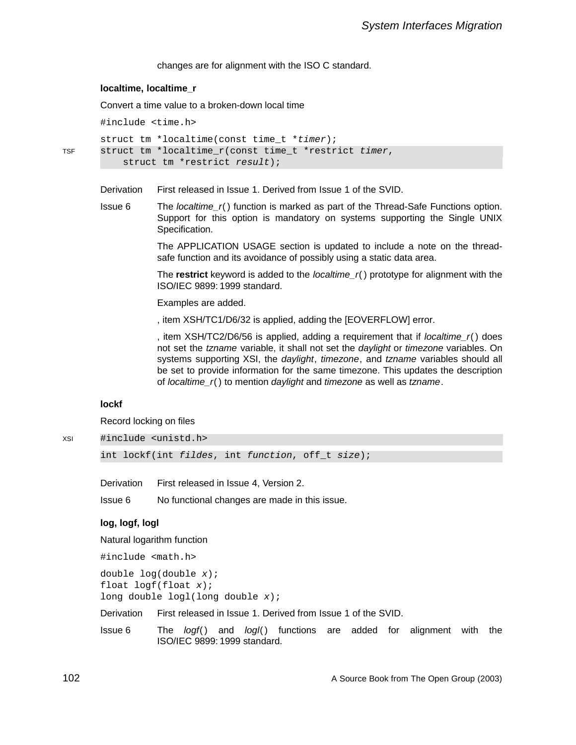changes are for alignment with the ISO C standard.

### localtime, localtime_r

Convert a time value to a broken-down local time

```
#include <time.h>
```

```
struct tm *localtime(const time_t *timer);
```

TSF
```
struct tm *localtime_r(const time_t *restrict timer,
    struct tm *restrict result);
```

Derivation — First released in Issue 1. Derived from Issue 1 of the SVID.

Issue 6 — The *localtime_r*() function is marked as part of the Thread-Safe Functions option. Support for this option is mandatory on systems supporting the Single UNIX Specification.

The APPLICATION USAGE section is updated to include a note on the thread-safe function and its avoidance of possibly using a static data area.

The **restrict** keyword is added to the *localtime_r*() prototype for alignment with the ISO/IEC 9899:1999 standard.

Examples are added.

, item XSH/TC1/D6/32 is applied, adding the [EOVERFLOW] error.

, item XSH/TC2/D6/56 is applied, adding a requirement that if *localtime_r*() does not set the *tzname* variable, it shall not set the *daylight* or *timezone* variables. On systems supporting XSI, the *daylight*, *timezone*, and *tzname* variables should all be set to provide information for the same timezone. This updates the description of *localtime_r*() to mention *daylight* and *timezone* as well as *tzname*.

### lockf

Record locking on files

XSI
```
#include <unistd.h>
```

```
int lockf(int fildes, int function, off_t size);
```

Derivation — First released in Issue 4, Version 2.

Issue 6 — No functional changes are made in this issue.

### log, logf, logl

Natural logarithm function

```
#include <math.h>
```

```
double log(double x);
float logf(float x);
long double logl(long double x);
```

Derivation — First released in Issue 1. Derived from Issue 1 of the SVID.

Issue 6 — The *logf*() and *logl*() functions are added for alignment with the ISO/IEC 9899:1999 standard.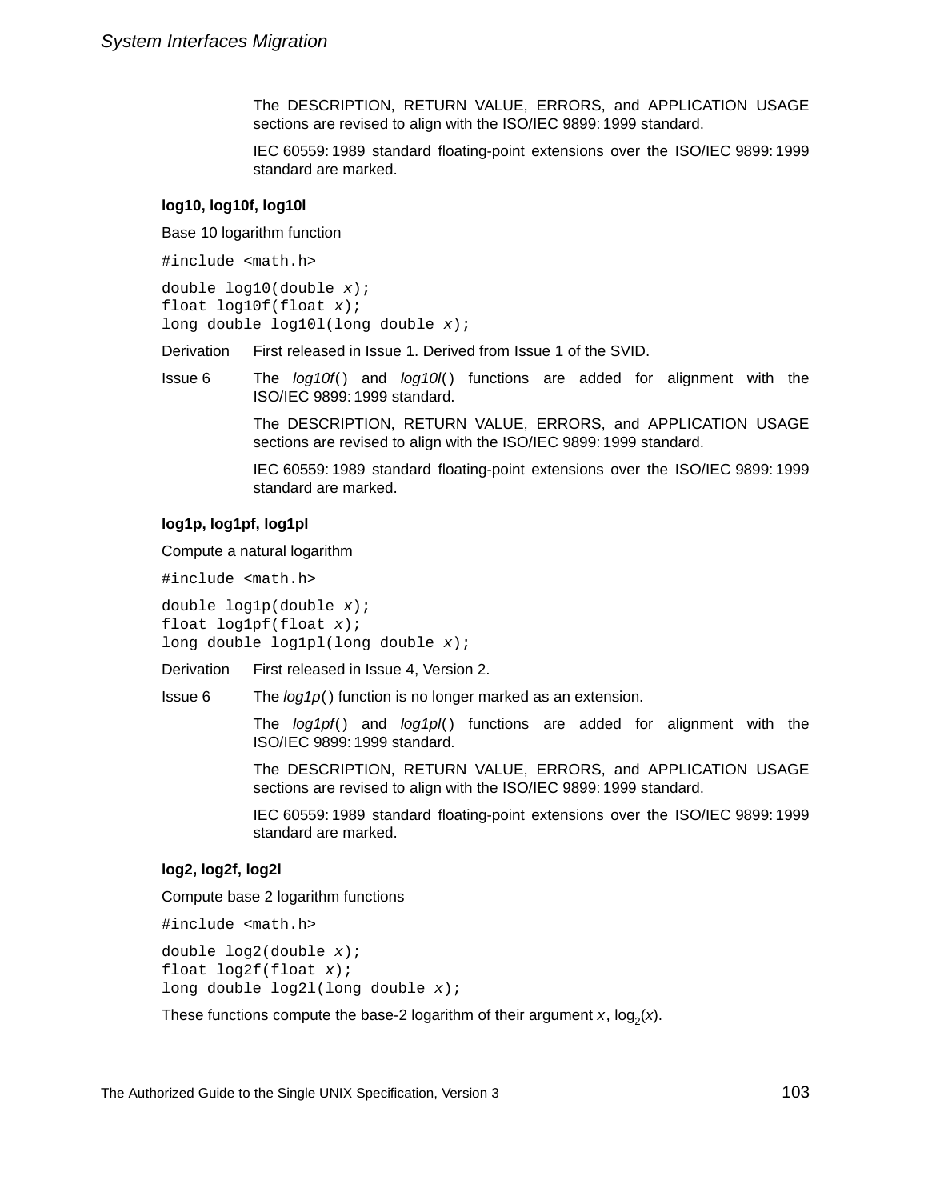The DESCRIPTION, RETURN VALUE, ERRORS, and APPLICATION USAGE sections are revised to align with the ISO/IEC 9899: 1999 standard.

IEC 60559: 1989 standard floating-point extensions over the ISO/IEC 9899: 1999 standard are marked.

### log10, log10f, log10l

Base 10 logarithm function

```
#include <math.h>
```

```
double log10(double x);
float log10f(float x);
long double log10l(long double x);
```

Derivation First released in Issue 1. Derived from Issue 1 of the SVID.

Issue 6 The *log10f*( ) and *log10l*( ) functions are added for alignment with the ISO/IEC 9899: 1999 standard.

The DESCRIPTION, RETURN VALUE, ERRORS, and APPLICATION USAGE sections are revised to align with the ISO/IEC 9899: 1999 standard.

IEC 60559: 1989 standard floating-point extensions over the ISO/IEC 9899: 1999 standard are marked.

### log1p, log1pf, log1pl

Compute a natural logarithm

```
#include <math.h>
```

```
double log1p(double x);
float log1pf(float x);
long double log1pl(long double x);
```

Derivation First released in Issue 4, Version 2.

Issue 6 The *log1p*( ) function is no longer marked as an extension.

The *log1pf*( ) and *log1pl*( ) functions are added for alignment with the ISO/IEC 9899: 1999 standard.

The DESCRIPTION, RETURN VALUE, ERRORS, and APPLICATION USAGE sections are revised to align with the ISO/IEC 9899: 1999 standard.

IEC 60559: 1989 standard floating-point extensions over the ISO/IEC 9899: 1999 standard are marked.

### log2, log2f, log2l

Compute base 2 logarithm functions

```
#include <math.h>
```

```
double log2(double x);
float log2f(float x);
long double log2l(long double x);
```

These functions compute the base-2 logarithm of their argument *x*, $\log_2(x)$.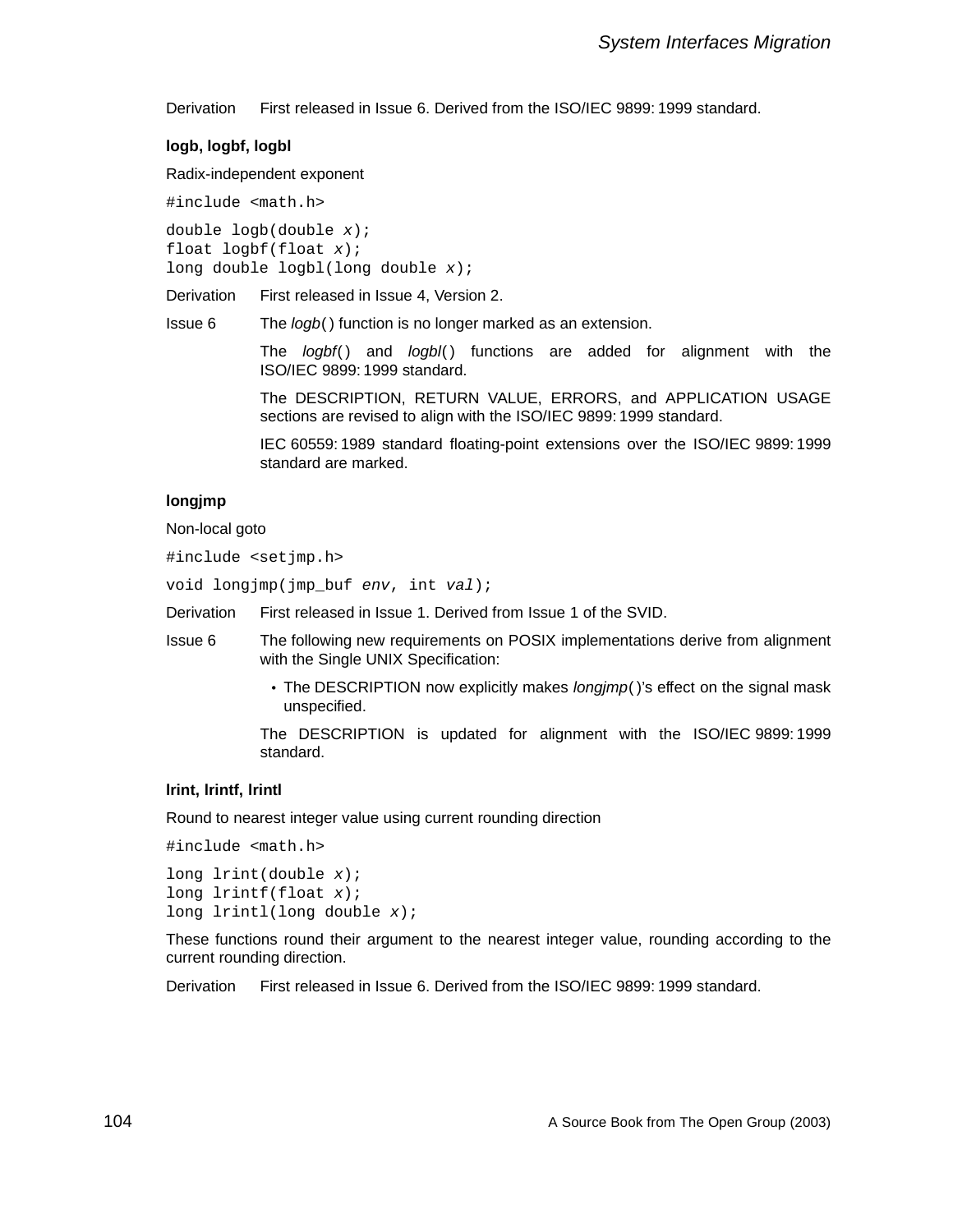Derivation First released in Issue 6. Derived from the ISO/IEC 9899: 1999 standard.

**logb, logbf, logbl**

Radix-independent exponent

```
#include <math.h>
```

```
double logb(double x);
float logbf(float x);
long double logbl(long double x);
```

Derivation First released in Issue 4, Version 2.

Issue 6 The *logb*( ) function is no longer marked as an extension.

The *logbf*( ) and *logbl*( ) functions are added for alignment with the ISO/IEC 9899: 1999 standard.

The DESCRIPTION, RETURN VALUE, ERRORS, and APPLICATION USAGE sections are revised to align with the ISO/IEC 9899: 1999 standard.

IEC 60559: 1989 standard floating-point extensions over the ISO/IEC 9899: 1999 standard are marked.

**longjmp**

Non-local goto

```
#include <setjmp.h>
```

```
void longjmp(jmp_buf env, int val);
```

Derivation First released in Issue 1. Derived from Issue 1 of the SVID.

Issue 6 The following new requirements on POSIX implementations derive from alignment with the Single UNIX Specification:

- The DESCRIPTION now explicitly makes *longjmp*( )'s effect on the signal mask unspecified.

The DESCRIPTION is updated for alignment with the ISO/IEC 9899: 1999 standard.

**lrint, lrintf, lrintl**

Round to nearest integer value using current rounding direction

```
#include <math.h>
```

```
long lrint(double x);
long lrintf(float x);
long lrintl(long double x);
```

These functions round their argument to the nearest integer value, rounding according to the current rounding direction.

Derivation First released in Issue 6. Derived from the ISO/IEC 9899: 1999 standard.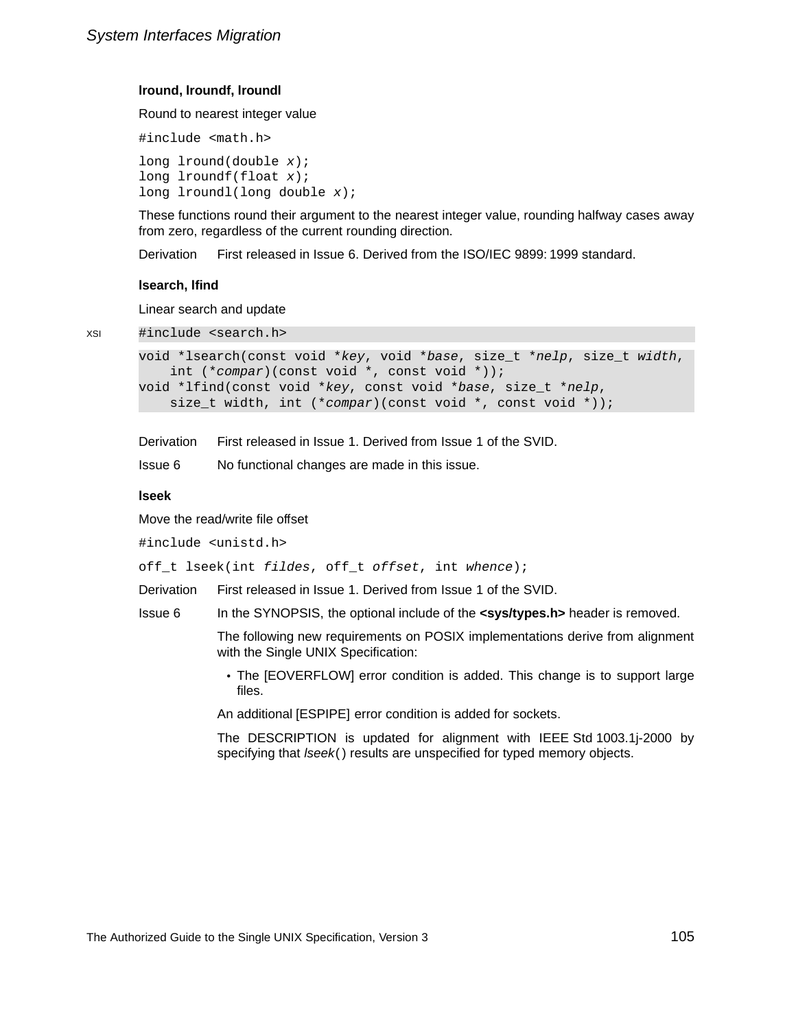### lround, lroundf, lroundl

Round to nearest integer value

```
#include <math.h>
```

```
long lround(double x);
long lroundf(float x);
long lroundl(long double x);
```

These functions round their argument to the nearest integer value, rounding halfway cases away from zero, regardless of the current rounding direction.

Derivation First released in Issue 6. Derived from the ISO/IEC 9899:1999 standard.

### lsearch, lfind

Linear search and update

XSI

```
#include <search.h>
```

```
void *lsearch(const void *key, void *base, size_t *nelp, size_t width,
    int (*compar)(const void *, const void *));
void *lfind(const void *key, const void *base, size_t *nelp,
    size_t width, int (*compar)(const void *, const void *));
```

Derivation First released in Issue 1. Derived from Issue 1 of the SVID.

Issue 6 No functional changes are made in this issue.

### lseek

Move the read/write file offset

```
#include <unistd.h>
```

```
off_t lseek(int fildes, off_t offset, int whence);
```

Derivation First released in Issue 1. Derived from Issue 1 of the SVID.

Issue 6 In the SYNOPSIS, the optional include of the **<sys/types.h>** header is removed.

The following new requirements on POSIX implementations derive from alignment with the Single UNIX Specification:

- The [EOVERFLOW] error condition is added. This change is to support large files.

An additional [ESPIPE] error condition is added for sockets.

The DESCRIPTION is updated for alignment with IEEE Std 1003.1j-2000 by specifying that *lseek*( ) results are unspecified for typed memory objects.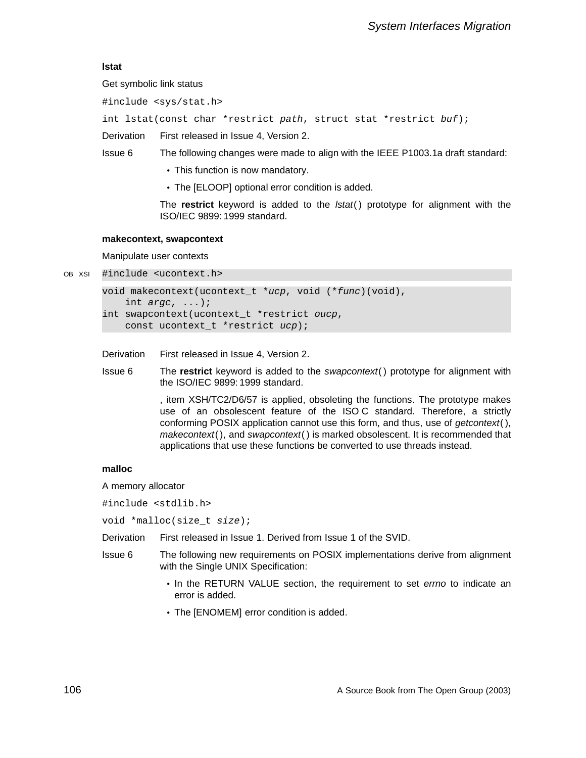### lstat

Get symbolic link status

```
#include <sys/stat.h>
```

```
int lstat(const char *restrict path, struct stat *restrict buf);
```

Derivation First released in Issue 4, Version 2.

Issue 6 The following changes were made to align with the IEEE P1003.1a draft standard:

- This function is now mandatory.
- The [ELOOP] optional error condition is added.

The **restrict** keyword is added to the *lstat*( ) prototype for alignment with the ISO/IEC 9899: 1999 standard.

### makecontext, swapcontext

Manipulate user contexts

OB XSI

```
#include <ucontext.h>
```

```
void makecontext(ucontext_t *ucp, void (*func)(void),
    int argc, ...);
int swapcontext(ucontext_t *restrict oucp,
    const ucontext_t *restrict ucp);
```

Derivation First released in Issue 4, Version 2.

Issue 6 The **restrict** keyword is added to the *swapcontext*( ) prototype for alignment with the ISO/IEC 9899: 1999 standard.

, item XSH/TC2/D6/57 is applied, obsoleting the functions. The prototype makes use of an obsolescent feature of the ISO C standard. Therefore, a strictly conforming POSIX application cannot use this form, and thus, use of *getcontext*( ), *makecontext*( ), and *swapcontext*( ) is marked obsolescent. It is recommended that applications that use these functions be converted to use threads instead.

### malloc

A memory allocator

```
#include <stdlib.h>
```

```
void *malloc(size_t size);
```

Derivation First released in Issue 1. Derived from Issue 1 of the SVID.

Issue 6 The following new requirements on POSIX implementations derive from alignment with the Single UNIX Specification:

- In the RETURN VALUE section, the requirement to set *errno* to indicate an error is added.
- The [ENOMEM] error condition is added.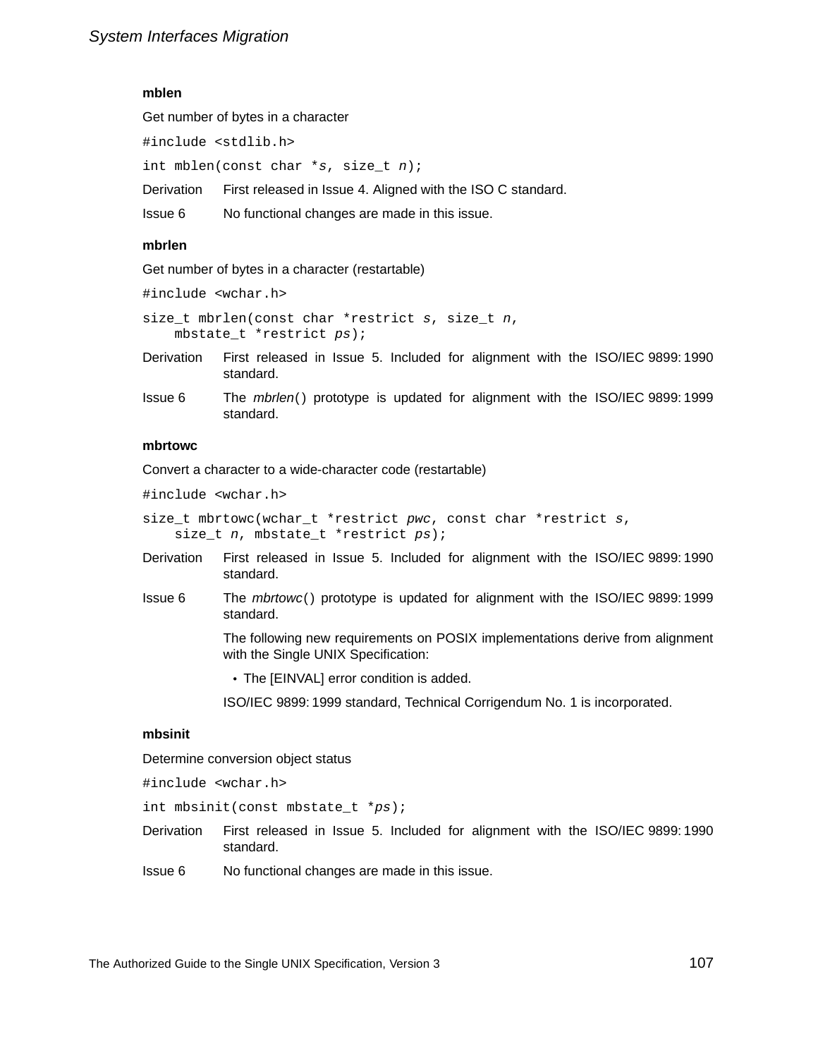### mblen

Get number of bytes in a character

```
#include <stdlib.h>
```

```
int mblen(const char *s, size_t n);
```

Derivation First released in Issue 4. Aligned with the ISO C standard.

Issue 6 No functional changes are made in this issue.

### mbrlen

Get number of bytes in a character (restartable)

```
#include <wchar.h>
```

```
size_t mbrlen(const char *restrict s, size_t n,
    mbstate_t *restrict ps);
```

Derivation First released in Issue 5. Included for alignment with the ISO/IEC 9899:1990 standard.

Issue 6 The *mbrlen*() prototype is updated for alignment with the ISO/IEC 9899:1999 standard.

### mbrtowc

Convert a character to a wide-character code (restartable)

```
#include <wchar.h>
```

```
size_t mbrtowc(wchar_t *restrict pwc, const char *restrict s,
    size_t n, mbstate_t *restrict ps);
```

Derivation First released in Issue 5. Included for alignment with the ISO/IEC 9899:1990 standard.

Issue 6 The *mbrtowc*() prototype is updated for alignment with the ISO/IEC 9899:1999 standard.

The following new requirements on POSIX implementations derive from alignment with the Single UNIX Specification:

- The [EINVAL] error condition is added.

ISO/IEC 9899:1999 standard, Technical Corrigendum No. 1 is incorporated.

### mbsinit

Determine conversion object status

```
#include <wchar.h>
```

```
int mbsinit(const mbstate_t *ps);
```

Derivation First released in Issue 5. Included for alignment with the ISO/IEC 9899:1990 standard.

Issue 6 No functional changes are made in this issue.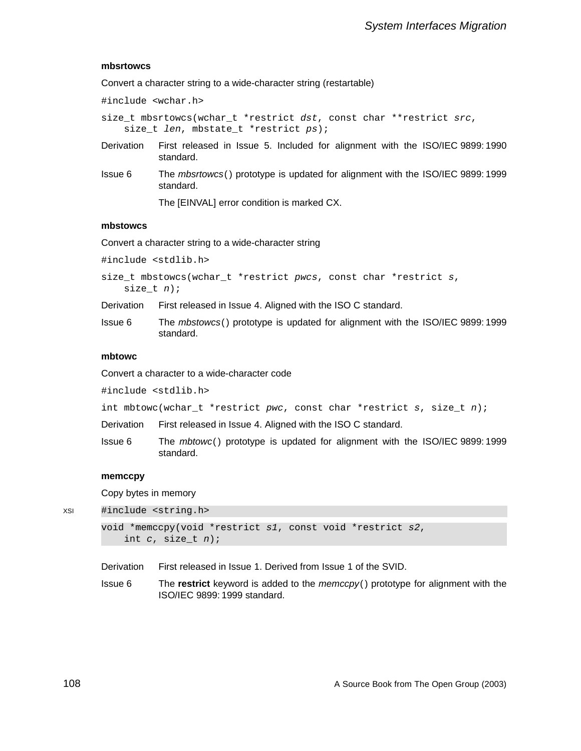### mbsrtowcs

Convert a character string to a wide-character string (restartable)

```
#include <wchar.h>
```

```
size_t mbsrtowcs(wchar_t *restrict dst, const char **restrict src,
    size_t len, mbstate_t *restrict ps);
```

Derivation — First released in Issue 5. Included for alignment with the ISO/IEC 9899:1990 standard.

Issue 6 — The *mbsrtowcs*() prototype is updated for alignment with the ISO/IEC 9899:1999 standard.

The [EINVAL] error condition is marked CX.

### mbstowcs

Convert a character string to a wide-character string

```
#include <stdlib.h>
```

```
size_t mbstowcs(wchar_t *restrict pwcs, const char *restrict s,
    size_t n);
```

Derivation — First released in Issue 4. Aligned with the ISO C standard.

Issue 6 — The *mbstowcs*() prototype is updated for alignment with the ISO/IEC 9899:1999 standard.

### mbtowc

Convert a character to a wide-character code

```
#include <stdlib.h>
```

```
int mbtowc(wchar_t *restrict pwc, const char *restrict s, size_t n);
```

Derivation — First released in Issue 4. Aligned with the ISO C standard.

Issue 6 — The *mbtowc*() prototype is updated for alignment with the ISO/IEC 9899:1999 standard.

### memccpy

Copy bytes in memory

XSI

```
#include <string.h>
```

```
void *memccpy(void *restrict s1, const void *restrict s2,
    int c, size_t n);
```

Derivation — First released in Issue 1. Derived from Issue 1 of the SVID.

Issue 6 — The **restrict** keyword is added to the *memccpy*() prototype for alignment with the ISO/IEC 9899:1999 standard.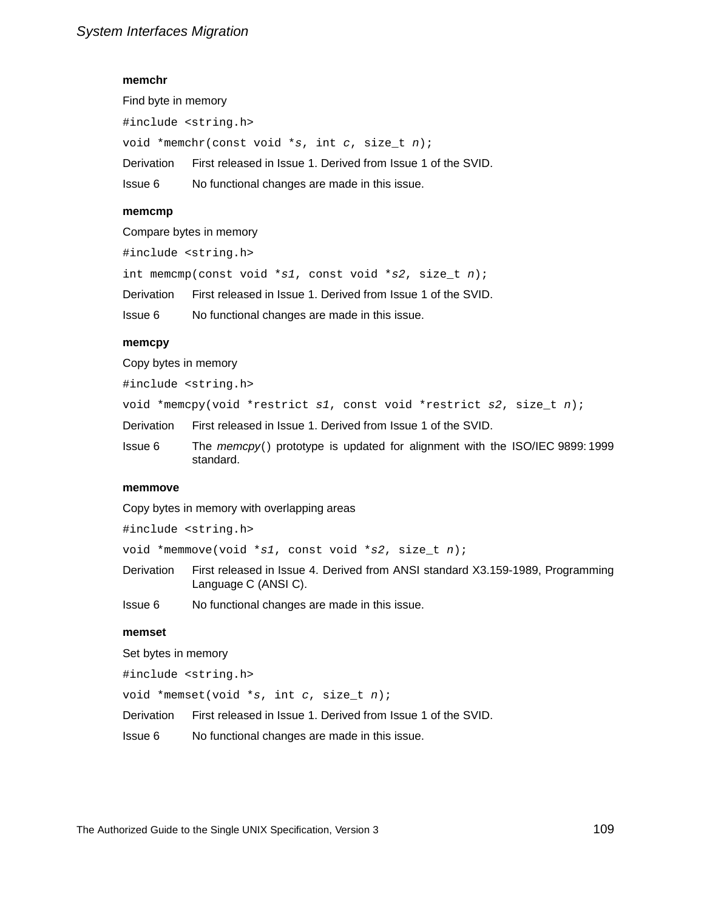**memchr**

Find byte in memory

```
#include <string.h>

void *memchr(const void *s, int c, size_t n);
```

Derivation First released in Issue 1. Derived from Issue 1 of the SVID.

Issue 6 No functional changes are made in this issue.

**memcmp**

Compare bytes in memory

```
#include <string.h>

int memcmp(const void *s1, const void *s2, size_t n);
```

Derivation First released in Issue 1. Derived from Issue 1 of the SVID.

Issue 6 No functional changes are made in this issue.

**memcpy**

Copy bytes in memory

```
#include <string.h>

void *memcpy(void *restrict s1, const void *restrict s2, size_t n);
```

Derivation First released in Issue 1. Derived from Issue 1 of the SVID.

Issue 6 The *memcpy*() prototype is updated for alignment with the ISO/IEC 9899:1999 standard.

**memmove**

Copy bytes in memory with overlapping areas

```
#include <string.h>

void *memmove(void *s1, const void *s2, size_t n);
```

Derivation First released in Issue 4. Derived from ANSI standard X3.159-1989, Programming Language C (ANSI C).

Issue 6 No functional changes are made in this issue.

**memset**

Set bytes in memory

```
#include <string.h>

void *memset(void *s, int c, size_t n);
```

Derivation First released in Issue 1. Derived from Issue 1 of the SVID.

Issue 6 No functional changes are made in this issue.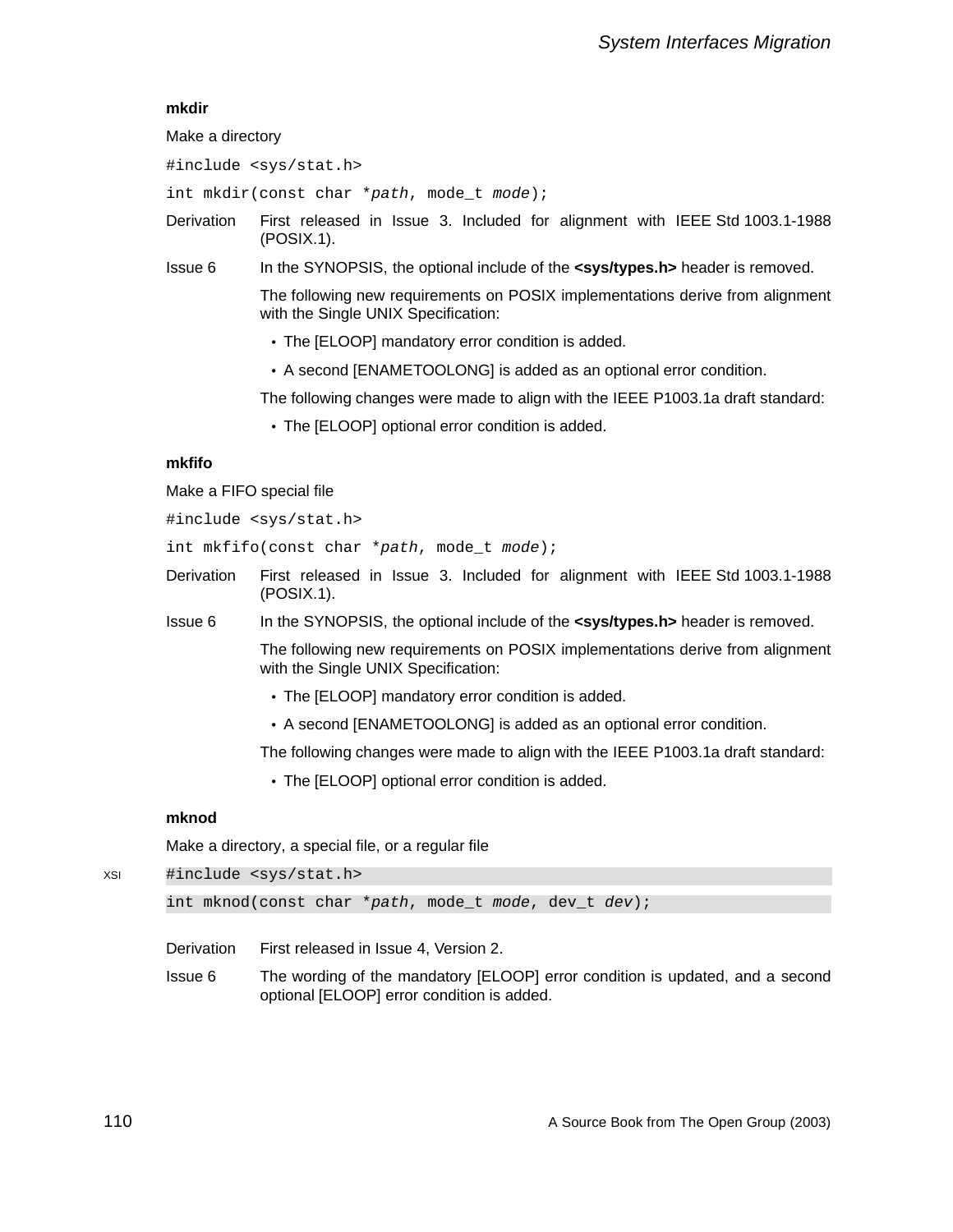**mkdir**

Make a directory

```
#include <sys/stat.h>
```

```
int mkdir(const char *path, mode_t mode);
```

Derivation First released in Issue 3. Included for alignment with IEEE Std 1003.1-1988 (POSIX.1).

Issue 6 In the SYNOPSIS, the optional include of the **<sys/types.h>** header is removed.

The following new requirements on POSIX implementations derive from alignment with the Single UNIX Specification:

- The [ELOOP] mandatory error condition is added.
- A second [ENAMETOOLONG] is added as an optional error condition.

The following changes were made to align with the IEEE P1003.1a draft standard:

- The [ELOOP] optional error condition is added.

**mkfifo**

Make a FIFO special file

```
#include <sys/stat.h>
```

```
int mkfifo(const char *path, mode_t mode);
```

Derivation First released in Issue 3. Included for alignment with IEEE Std 1003.1-1988 (POSIX.1).

Issue 6 In the SYNOPSIS, the optional include of the **<sys/types.h>** header is removed.

The following new requirements on POSIX implementations derive from alignment with the Single UNIX Specification:

- The [ELOOP] mandatory error condition is added.
- A second [ENAMETOOLONG] is added as an optional error condition.

The following changes were made to align with the IEEE P1003.1a draft standard:

- The [ELOOP] optional error condition is added.

**mknod**

Make a directory, a special file, or a regular file

XSI
```
#include <sys/stat.h>

int mknod(const char *path, mode_t mode, dev_t dev);
```

Derivation First released in Issue 4, Version 2.

Issue 6 The wording of the mandatory [ELOOP] error condition is updated, and a second optional [ELOOP] error condition is added.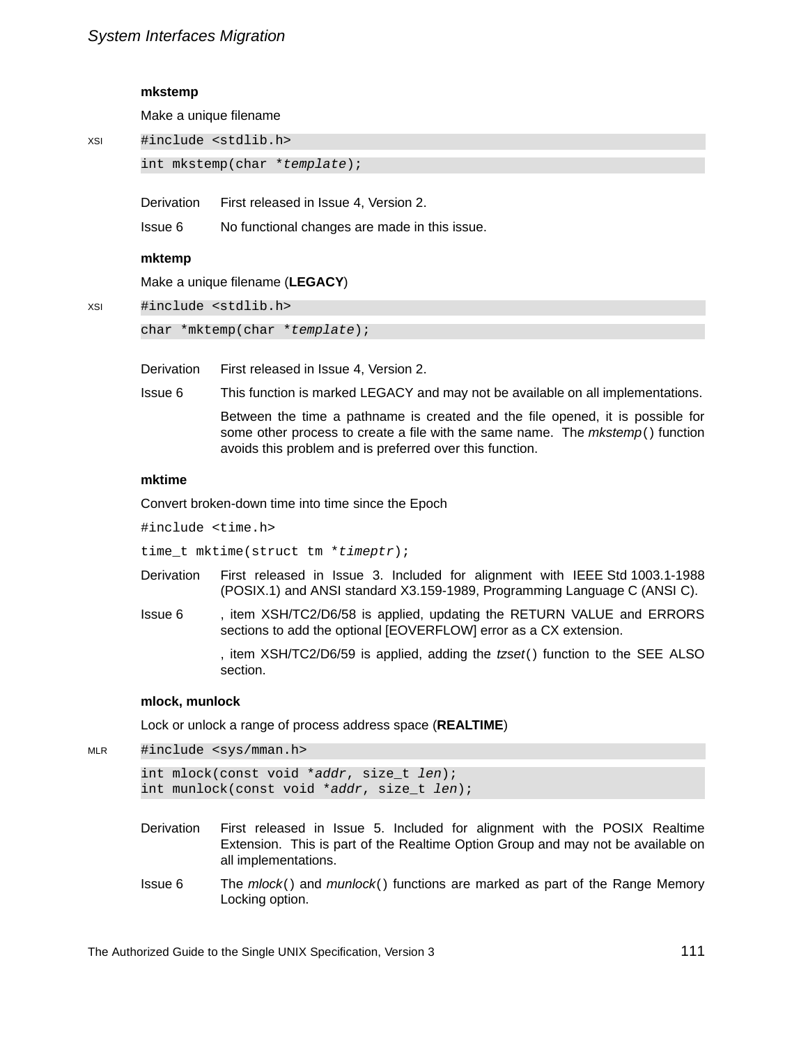### mkstemp

Make a unique filename

XSI

```
#include <stdlib.h>
```

```
int mkstemp(char *template);
```

| | |
|---|---|
| Derivation | First released in Issue 4, Version 2. |
| Issue 6 | No functional changes are made in this issue. |

### mktemp

Make a unique filename (**LEGACY**)

XSI

```
#include <stdlib.h>
```

```
char *mktemp(char *template);
```

| | |
|---|---|
| Derivation | First released in Issue 4, Version 2. |
| Issue 6 | This function is marked LEGACY and may not be available on all implementations. |
| | Between the time a pathname is created and the file opened, it is possible for some other process to create a file with the same name. The *mkstemp*() function avoids this problem and is preferred over this function. |

### mktime

Convert broken-down time into time since the Epoch

```
#include <time.h>
```

```
time_t mktime(struct tm *timeptr);
```

| | |
|---|---|
| Derivation | First released in Issue 3. Included for alignment with IEEE Std 1003.1-1988 (POSIX.1) and ANSI standard X3.159-1989, Programming Language C (ANSI C). |
| Issue 6 | , item XSH/TC2/D6/58 is applied, updating the RETURN VALUE and ERRORS sections to add the optional [EOVERFLOW] error as a CX extension. |
| | , item XSH/TC2/D6/59 is applied, adding the *tzset*() function to the SEE ALSO section. |

### mlock, munlock

Lock or unlock a range of process address space (**REALTIME**)

MLR

```
#include <sys/mman.h>
```

```
int mlock(const void *addr, size_t len);
int munlock(const void *addr, size_t len);
```

| | |
|---|---|
| Derivation | First released in Issue 5. Included for alignment with the POSIX Realtime Extension. This is part of the Realtime Option Group and may not be available on all implementations. |
| Issue 6 | The *mlock*() and *munlock*() functions are marked as part of the Range Memory Locking option. |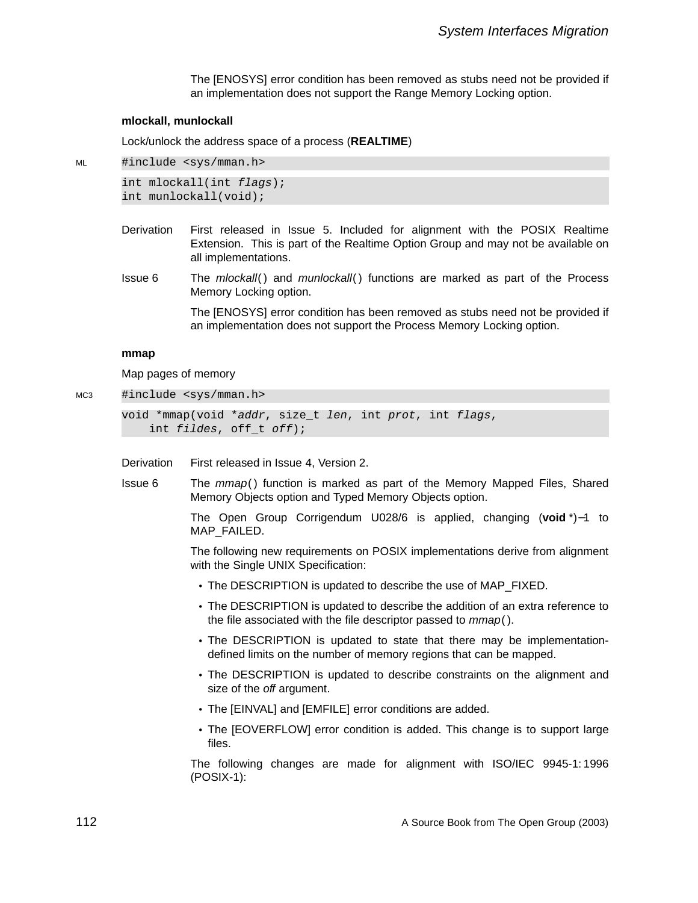The [ENOSYS] error condition has been removed as stubs need not be provided if an implementation does not support the Range Memory Locking option.

### mlockall, munlockall

Lock/unlock the address space of a process (**REALTIME**)

ML

```
#include <sys/mman.h>

int mlockall(int flags);
int munlockall(void);
```

Derivation — First released in Issue 5. Included for alignment with the POSIX Realtime Extension. This is part of the Realtime Option Group and may not be available on all implementations.

Issue 6 — The *mlockall*() and *munlockall*() functions are marked as part of the Process Memory Locking option.

The [ENOSYS] error condition has been removed as stubs need not be provided if an implementation does not support the Process Memory Locking option.

### mmap

Map pages of memory

MC3

```
#include <sys/mman.h>

void *mmap(void *addr, size_t len, int prot, int flags,
    int fildes, off_t off);
```

Derivation — First released in Issue 4, Version 2.

Issue 6 — The *mmap*() function is marked as part of the Memory Mapped Files, Shared Memory Objects option and Typed Memory Objects option.

The Open Group Corrigendum U028/6 is applied, changing (**void** *)−1 to MAP_FAILED.

The following new requirements on POSIX implementations derive from alignment with the Single UNIX Specification:

- The DESCRIPTION is updated to describe the use of MAP_FIXED.
- The DESCRIPTION is updated to describe the addition of an extra reference to the file associated with the file descriptor passed to *mmap*().
- The DESCRIPTION is updated to state that there may be implementation-defined limits on the number of memory regions that can be mapped.
- The DESCRIPTION is updated to describe constraints on the alignment and size of the *off* argument.
- The [EINVAL] and [EMFILE] error conditions are added.
- The [EOVERFLOW] error condition is added. This change is to support large files.

The following changes are made for alignment with ISO/IEC 9945-1:1996 (POSIX-1):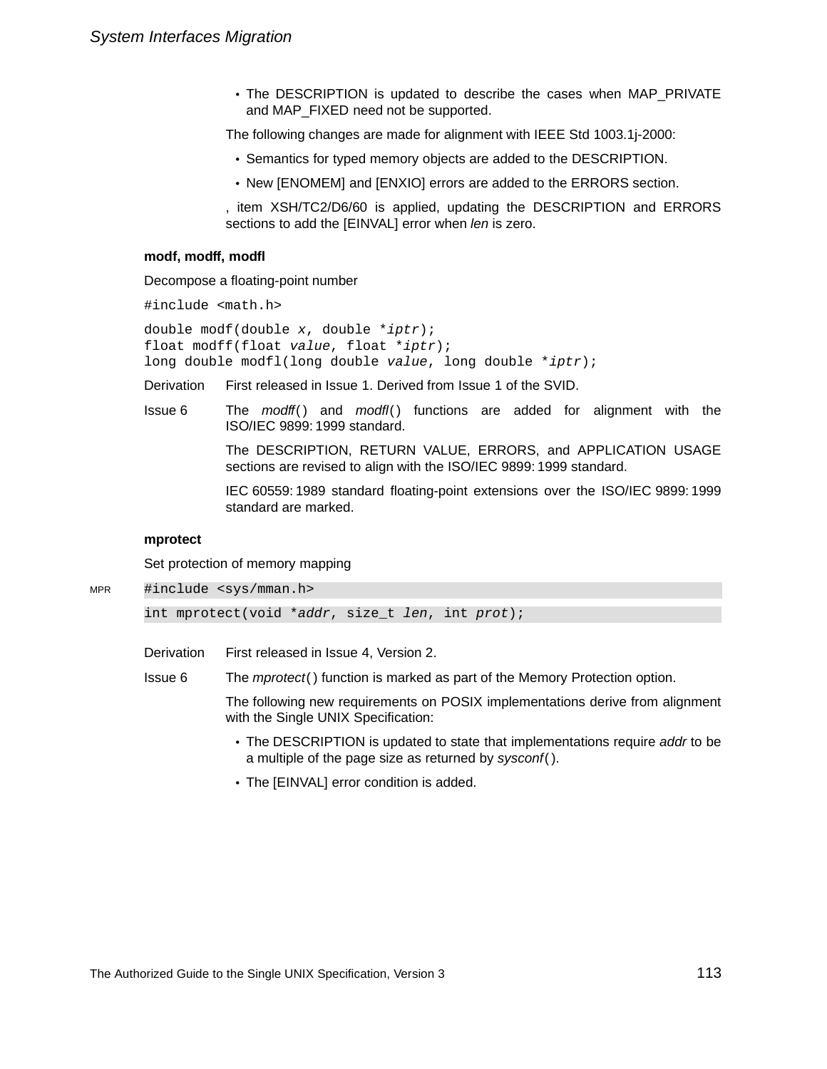- The DESCRIPTION is updated to describe the cases when MAP_PRIVATE and MAP_FIXED need not be supported.

The following changes are made for alignment with IEEE Std 1003.1j-2000:

- Semantics for typed memory objects are added to the DESCRIPTION.
- New [ENOMEM] and [ENXIO] errors are added to the ERRORS section.

, item XSH/TC2/D6/60 is applied, updating the DESCRIPTION and ERRORS sections to add the [EINVAL] error when *len* is zero.

### modf, modff, modfl

Decompose a floating-point number

```
#include <math.h>
```

```
double modf(double x, double *iptr);
float modff(float value, float *iptr);
long double modfl(long double value, long double *iptr);
```

Derivation First released in Issue 1. Derived from Issue 1 of the SVID.

Issue 6 The *modff*() and *modfl*() functions are added for alignment with the ISO/IEC 9899: 1999 standard.

The DESCRIPTION, RETURN VALUE, ERRORS, and APPLICATION USAGE sections are revised to align with the ISO/IEC 9899: 1999 standard.

IEC 60559: 1989 standard floating-point extensions over the ISO/IEC 9899: 1999 standard are marked.

### mprotect

Set protection of memory mapping

MPR
```
#include <sys/mman.h>
```

```
int mprotect(void *addr, size_t len, int prot);
```

Derivation First released in Issue 4, Version 2.

Issue 6 The *mprotect*() function is marked as part of the Memory Protection option.

The following new requirements on POSIX implementations derive from alignment with the Single UNIX Specification:

- The DESCRIPTION is updated to state that implementations require *addr* to be a multiple of the page size as returned by *sysconf*().
- The [EINVAL] error condition is added.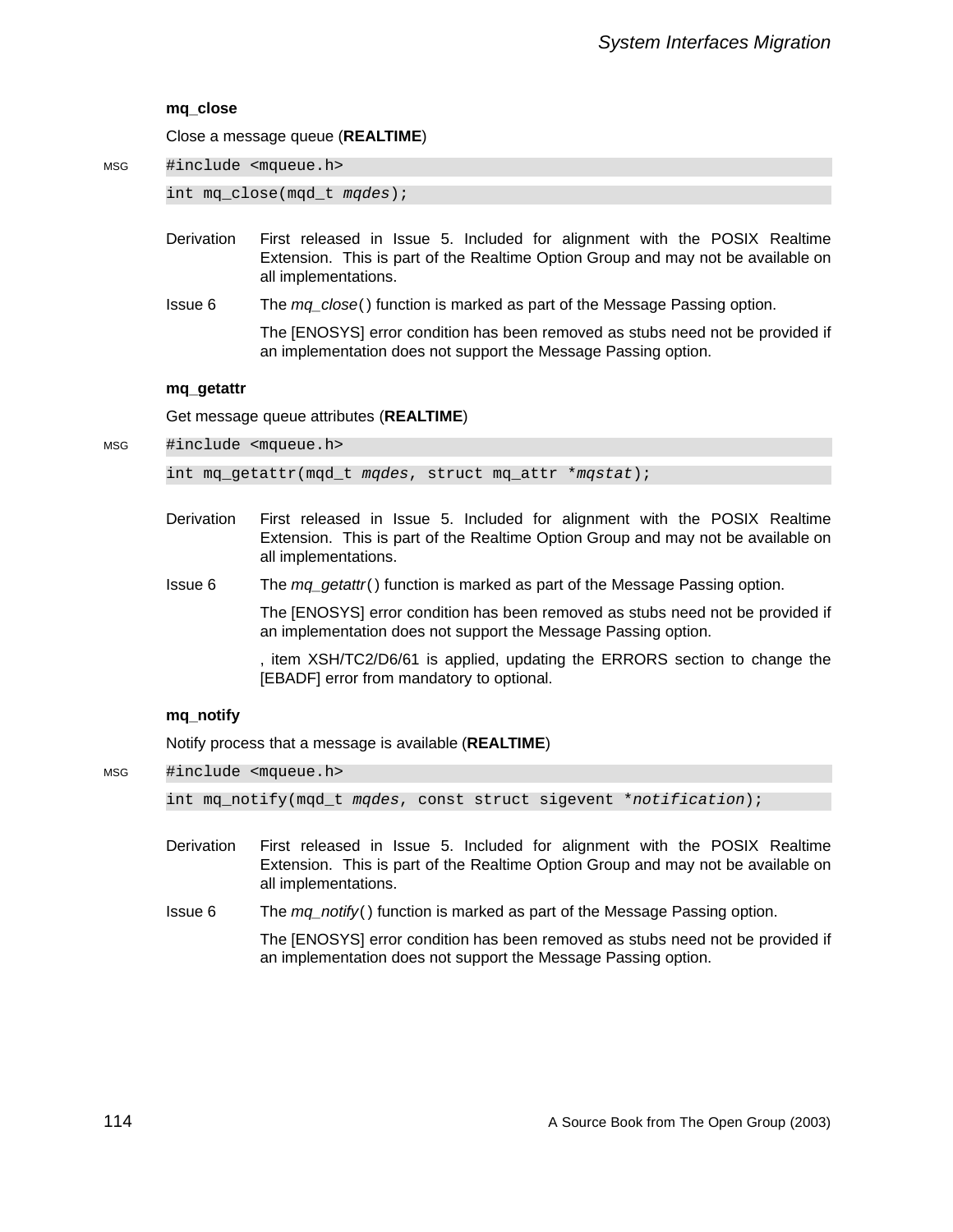### mq_close

Close a message queue (**REALTIME**)

MSG

```
#include <mqueue.h>
int mq_close(mqd_t mqdes);
```

Derivation — First released in Issue 5. Included for alignment with the POSIX Realtime Extension. This is part of the Realtime Option Group and may not be available on all implementations.

Issue 6 — The *mq_close*( ) function is marked as part of the Message Passing option.

The [ENOSYS] error condition has been removed as stubs need not be provided if an implementation does not support the Message Passing option.

### mq_getattr

Get message queue attributes (**REALTIME**)

MSG

```
#include <mqueue.h>
int mq_getattr(mqd_t mqdes, struct mq_attr *mqstat);
```

Derivation — First released in Issue 5. Included for alignment with the POSIX Realtime Extension. This is part of the Realtime Option Group and may not be available on all implementations.

Issue 6 — The *mq_getattr*( ) function is marked as part of the Message Passing option.

The [ENOSYS] error condition has been removed as stubs need not be provided if an implementation does not support the Message Passing option.

, item XSH/TC2/D6/61 is applied, updating the ERRORS section to change the [EBADF] error from mandatory to optional.

### mq_notify

Notify process that a message is available (**REALTIME**)

MSG

```
#include <mqueue.h>
int mq_notify(mqd_t mqdes, const struct sigevent *notification);
```

Derivation — First released in Issue 5. Included for alignment with the POSIX Realtime Extension. This is part of the Realtime Option Group and may not be available on all implementations.

Issue 6 — The *mq_notify*( ) function is marked as part of the Message Passing option.

The [ENOSYS] error condition has been removed as stubs need not be provided if an implementation does not support the Message Passing option.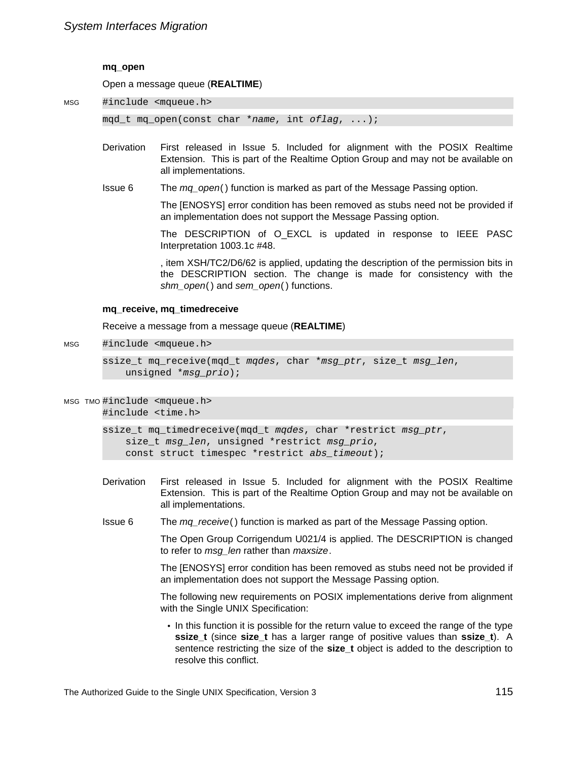### mq_open

Open a message queue (**REALTIME**)

MSG
```
#include <mqueue.h>

mqd_t mq_open(const char *name, int oflag, ...);
```

Derivation First released in Issue 5. Included for alignment with the POSIX Realtime Extension. This is part of the Realtime Option Group and may not be available on all implementations.

Issue 6 The *mq_open*( ) function is marked as part of the Message Passing option.

The [ENOSYS] error condition has been removed as stubs need not be provided if an implementation does not support the Message Passing option.

The DESCRIPTION of O_EXCL is updated in response to IEEE PASC Interpretation 1003.1c #48.

, item XSH/TC2/D6/62 is applied, updating the description of the permission bits in the DESCRIPTION section. The change is made for consistency with the *shm_open*( ) and *sem_open*( ) functions.

### mq_receive, mq_timedreceive

Receive a message from a message queue (**REALTIME**)

MSG
```
#include <mqueue.h>

ssize_t mq_receive(mqd_t mqdes, char *msg_ptr, size_t msg_len,
    unsigned *msg_prio);
```

MSG TMO
```
#include <mqueue.h>
#include <time.h>

ssize_t mq_timedreceive(mqd_t mqdes, char *restrict msg_ptr,
    size_t msg_len, unsigned *restrict msg_prio,
    const struct timespec *restrict abs_timeout);
```

Derivation First released in Issue 5. Included for alignment with the POSIX Realtime Extension. This is part of the Realtime Option Group and may not be available on all implementations.

Issue 6 The *mq_receive*( ) function is marked as part of the Message Passing option.

The Open Group Corrigendum U021/4 is applied. The DESCRIPTION is changed to refer to *msg_len* rather than *maxsize*.

The [ENOSYS] error condition has been removed as stubs need not be provided if an implementation does not support the Message Passing option.

The following new requirements on POSIX implementations derive from alignment with the Single UNIX Specification:

- In this function it is possible for the return value to exceed the range of the type **ssize_t** (since **size_t** has a larger range of positive values than **ssize_t**). A sentence restricting the size of the **size_t** object is added to the description to resolve this conflict.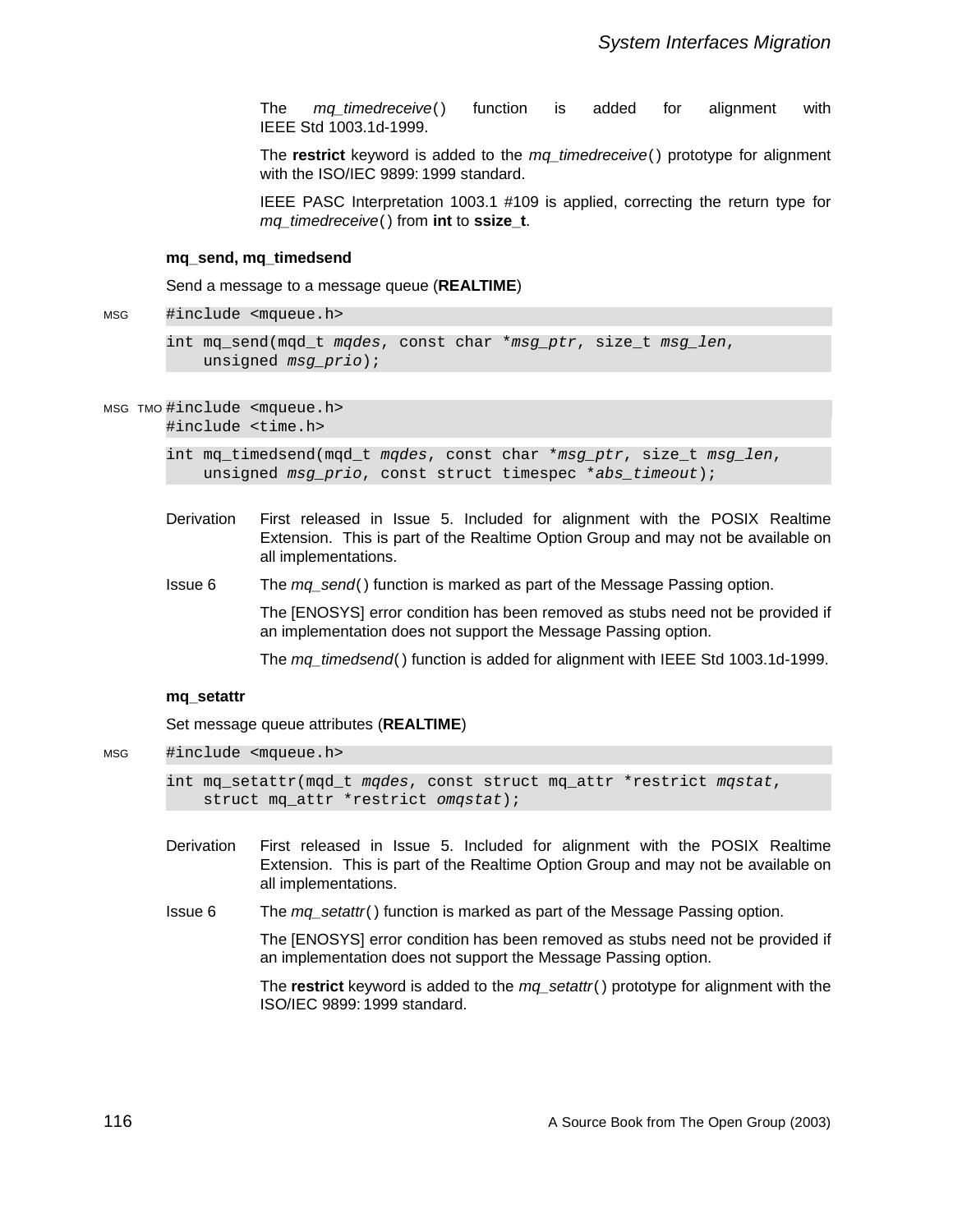The *mq_timedreceive*( ) function is added for alignment with IEEE Std 1003.1d-1999.

The **restrict** keyword is added to the *mq_timedreceive*( ) prototype for alignment with the ISO/IEC 9899: 1999 standard.

IEEE PASC Interpretation 1003.1 #109 is applied, correcting the return type for *mq_timedreceive*( ) from **int** to **ssize_t**.

### mq_send, mq_timedsend

Send a message to a message queue (**REALTIME**)

MSG

```
#include <mqueue.h>

int mq_send(mqd_t mqdes, const char *msg_ptr, size_t msg_len,
    unsigned msg_prio);
```

MSG TMO

```
#include <mqueue.h>
#include <time.h>

int mq_timedsend(mqd_t mqdes, const char *msg_ptr, size_t msg_len,
    unsigned msg_prio, const struct timespec *abs_timeout);
```

Derivation — First released in Issue 5. Included for alignment with the POSIX Realtime Extension. This is part of the Realtime Option Group and may not be available on all implementations.

Issue 6 — The *mq_send*( ) function is marked as part of the Message Passing option.

The [ENOSYS] error condition has been removed as stubs need not be provided if an implementation does not support the Message Passing option.

The *mq_timedsend*( ) function is added for alignment with IEEE Std 1003.1d-1999.

### mq_setattr

Set message queue attributes (**REALTIME**)

MSG

```
#include <mqueue.h>

int mq_setattr(mqd_t mqdes, const struct mq_attr *restrict mqstat,
    struct mq_attr *restrict omqstat);
```

Derivation — First released in Issue 5. Included for alignment with the POSIX Realtime Extension. This is part of the Realtime Option Group and may not be available on all implementations.

Issue 6 — The *mq_setattr*( ) function is marked as part of the Message Passing option.

The [ENOSYS] error condition has been removed as stubs need not be provided if an implementation does not support the Message Passing option.

The **restrict** keyword is added to the *mq_setattr*( ) prototype for alignment with the ISO/IEC 9899: 1999 standard.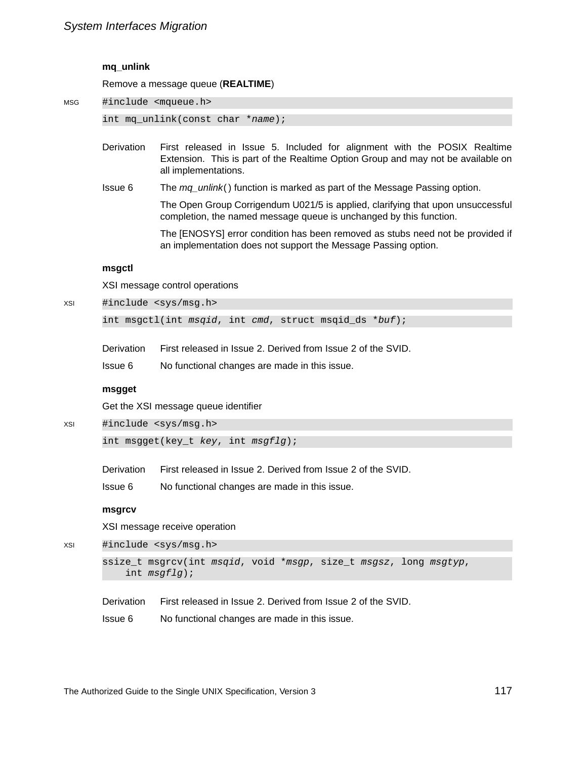**mq_unlink**

Remove a message queue (**REALTIME**)

MSG

```
#include <mqueue.h>
int mq_unlink(const char *name);
```

Derivation — First released in Issue 5. Included for alignment with the POSIX Realtime Extension. This is part of the Realtime Option Group and may not be available on all implementations.

Issue 6 — The *mq_unlink*() function is marked as part of the Message Passing option.

The Open Group Corrigendum U021/5 is applied, clarifying that upon unsuccessful completion, the named message queue is unchanged by this function.

The [ENOSYS] error condition has been removed as stubs need not be provided if an implementation does not support the Message Passing option.

**msgctl**

XSI message control operations

XSI

```
#include <sys/msg.h>
int msgctl(int msqid, int cmd, struct msqid_ds *buf);
```

Derivation — First released in Issue 2. Derived from Issue 2 of the SVID.

Issue 6 — No functional changes are made in this issue.

**msgget**

Get the XSI message queue identifier

XSI

```
#include <sys/msg.h>
int msgget(key_t key, int msgflg);
```

Derivation — First released in Issue 2. Derived from Issue 2 of the SVID.

Issue 6 — No functional changes are made in this issue.

**msgrcv**

XSI message receive operation

XSI

```
#include <sys/msg.h>
ssize_t msgrcv(int msqid, void *msgp, size_t msgsz, long msgtyp,
    int msgflg);
```

Derivation — First released in Issue 2. Derived from Issue 2 of the SVID.

Issue 6 — No functional changes are made in this issue.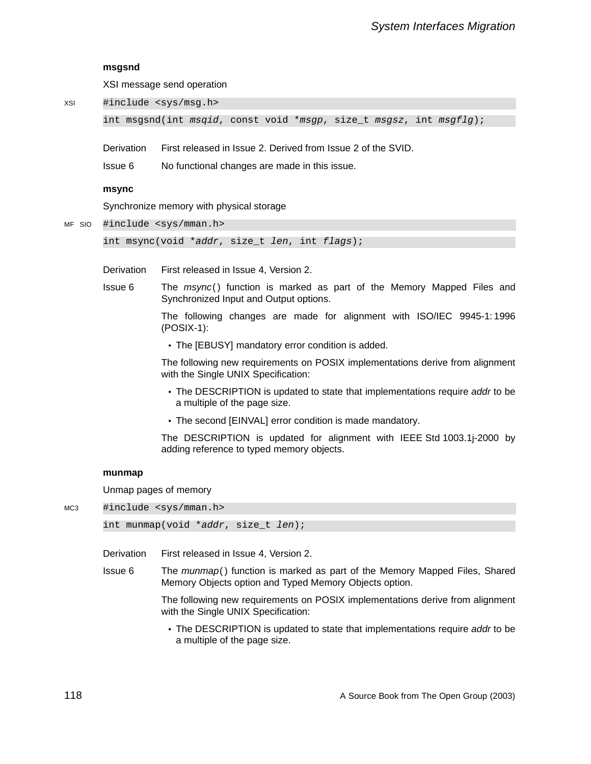### msgsnd

XSI message send operation

XSI

```
#include <sys/msg.h>
int msgsnd(int msqid, const void *msgp, size_t msgsz, int msgflg);
```

Derivation — First released in Issue 2. Derived from Issue 2 of the SVID.

Issue 6 — No functional changes are made in this issue.

### msync

Synchronize memory with physical storage

MF SIO

```
#include <sys/mman.h>
int msync(void *addr, size_t len, int flags);
```

Derivation — First released in Issue 4, Version 2.

Issue 6 — The *msync*() function is marked as part of the Memory Mapped Files and Synchronized Input and Output options.

The following changes are made for alignment with ISO/IEC 9945-1: 1996 (POSIX-1):

- The [EBUSY] mandatory error condition is added.

The following new requirements on POSIX implementations derive from alignment with the Single UNIX Specification:

- The DESCRIPTION is updated to state that implementations require *addr* to be a multiple of the page size.
- The second [EINVAL] error condition is made mandatory.

The DESCRIPTION is updated for alignment with IEEE Std 1003.1j-2000 by adding reference to typed memory objects.

### munmap

Unmap pages of memory

MC3

```
#include <sys/mman.h>
int munmap(void *addr, size_t len);
```

Derivation — First released in Issue 4, Version 2.

Issue 6 — The *munmap*() function is marked as part of the Memory Mapped Files, Shared Memory Objects option and Typed Memory Objects option.

The following new requirements on POSIX implementations derive from alignment with the Single UNIX Specification:

- The DESCRIPTION is updated to state that implementations require *addr* to be a multiple of the page size.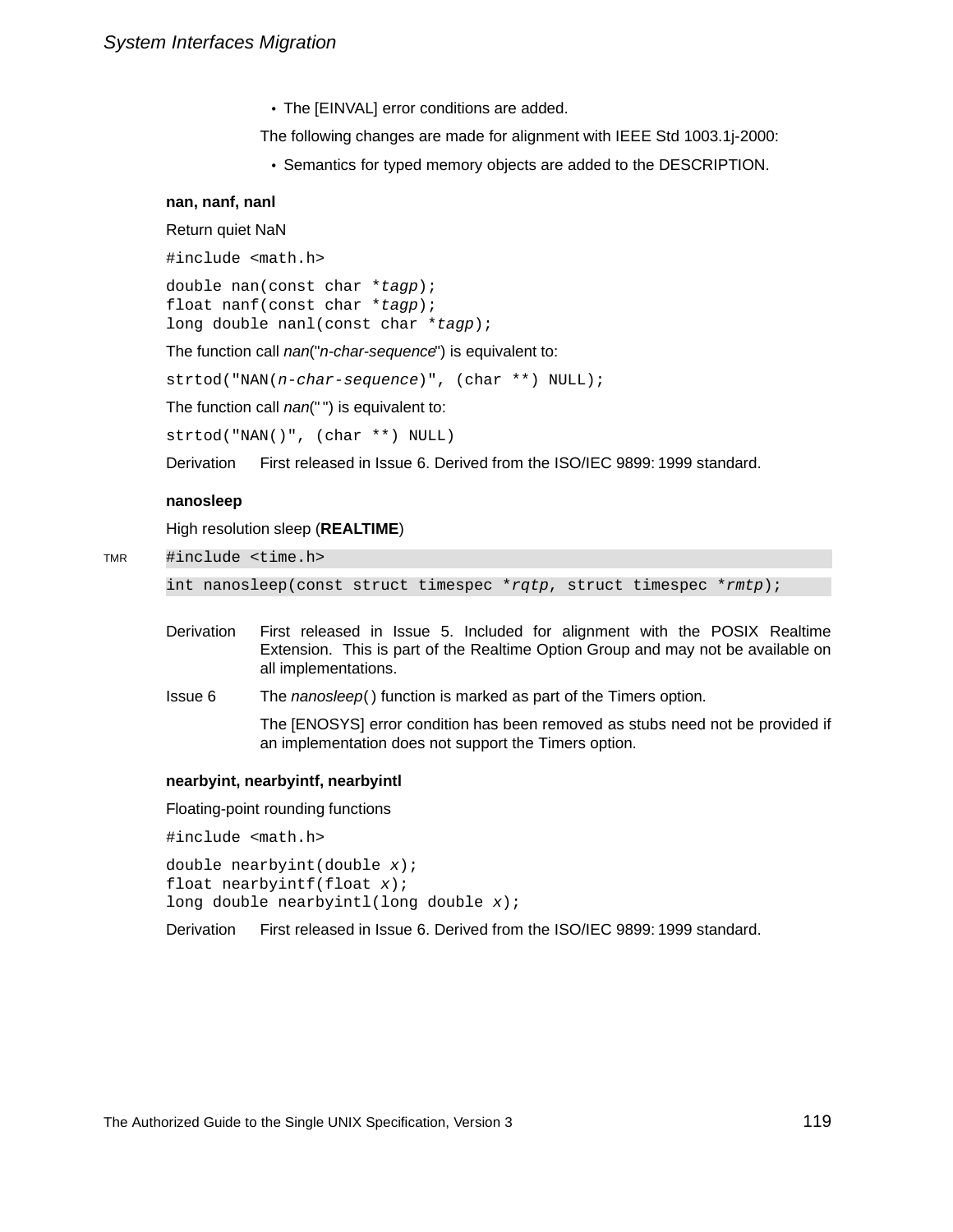- The [EINVAL] error conditions are added.

The following changes are made for alignment with IEEE Std 1003.1j-2000:

- Semantics for typed memory objects are added to the DESCRIPTION.

### nan, nanf, nanl

Return quiet NaN

```
#include <math.h>
```

```
double nan(const char *tagp);
float nanf(const char *tagp);
long double nanl(const char *tagp);
```

The function call *nan*("*n-char-sequence*") is equivalent to:

```
strtod("NAN(n-char-sequence)", (char **) NULL);
```

The function call *nan*(" ") is equivalent to:

```
strtod("NAN()", (char **) NULL)
```

Derivation — First released in Issue 6. Derived from the ISO/IEC 9899: 1999 standard.

### nanosleep

High resolution sleep (**REALTIME**)

TMR

```
#include <time.h>
```

```
int nanosleep(const struct timespec *rqtp, struct timespec *rmtp);
```

Derivation — First released in Issue 5. Included for alignment with the POSIX Realtime Extension. This is part of the Realtime Option Group and may not be available on all implementations.

Issue 6 — The *nanosleep*( ) function is marked as part of the Timers option.

The [ENOSYS] error condition has been removed as stubs need not be provided if an implementation does not support the Timers option.

### nearbyint, nearbyintf, nearbyintl

Floating-point rounding functions

```
#include <math.h>
```

```
double nearbyint(double x);
float nearbyintf(float x);
long double nearbyintl(long double x);
```

Derivation — First released in Issue 6. Derived from the ISO/IEC 9899: 1999 standard.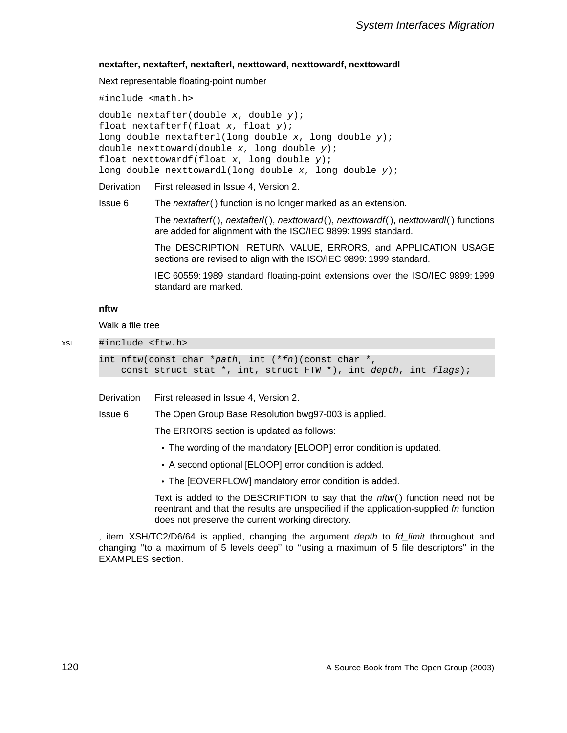**nextafter, nextafterf, nextafterl, nexttoward, nexttowardf, nexttowardl**

Next representable floating-point number

```
#include <math.h>
```

```
double nextafter(double x, double y);
float nextafterf(float x, float y);
long double nextafterl(long double x, long double y);
double nexttoward(double x, long double y);
float nexttowardf(float x, long double y);
long double nexttowardl(long double x, long double y);
```

Derivation First released in Issue 4, Version 2.

Issue 6 The *nextafter*() function is no longer marked as an extension.

The *nextafterf*(), *nextafterl*(), *nexttoward*(), *nexttowardf*(), *nexttowardl*() functions are added for alignment with the ISO/IEC 9899: 1999 standard.

The DESCRIPTION, RETURN VALUE, ERRORS, and APPLICATION USAGE sections are revised to align with the ISO/IEC 9899: 1999 standard.

IEC 60559: 1989 standard floating-point extensions over the ISO/IEC 9899: 1999 standard are marked.

**nftw**

Walk a file tree

XSI

```
#include <ftw.h>
```

```
int nftw(const char *path, int (*fn)(const char *,
    const struct stat *, int, struct FTW *), int depth, int flags);
```

Derivation First released in Issue 4, Version 2.

Issue 6 The Open Group Base Resolution bwg97-003 is applied.

The ERRORS section is updated as follows:

- The wording of the mandatory [ELOOP] error condition is updated.
- A second optional [ELOOP] error condition is added.
- The [EOVERFLOW] mandatory error condition is added.

Text is added to the DESCRIPTION to say that the *nftw*() function need not be reentrant and that the results are unspecified if the application-supplied *fn* function does not preserve the current working directory.

, item XSH/TC2/D6/64 is applied, changing the argument *depth* to *fd_limit* throughout and changing ''to a maximum of 5 levels deep'' to ''using a maximum of 5 file descriptors'' in the EXAMPLES section.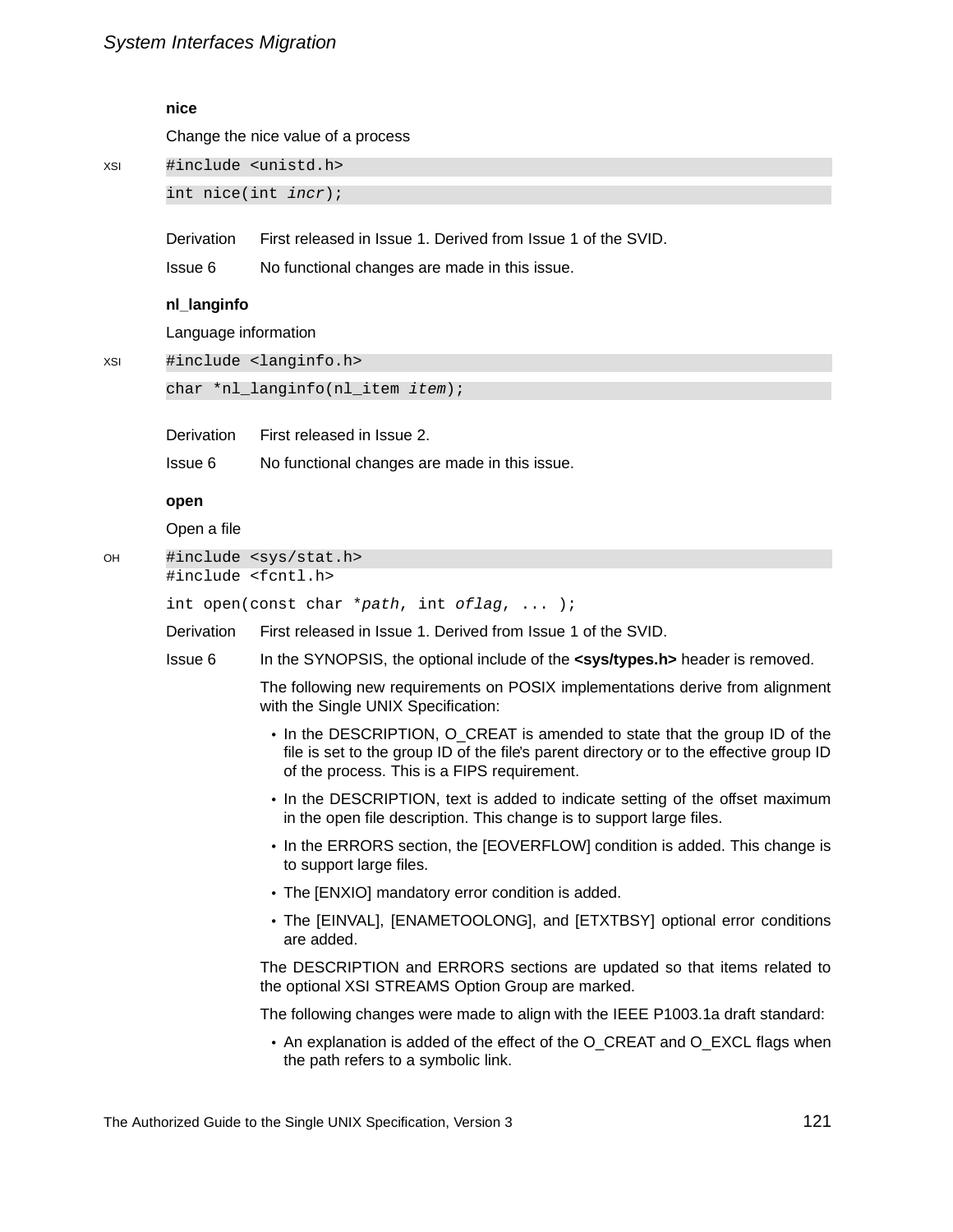### nice

Change the nice value of a process

XSI

```
#include <unistd.h>
int nice(int incr);
```

Derivation First released in Issue 1. Derived from Issue 1 of the SVID.

Issue 6 No functional changes are made in this issue.

### nl_langinfo

Language information

XSI

```
#include <langinfo.h>
char *nl_langinfo(nl_item item);
```

Derivation First released in Issue 2.

Issue 6 No functional changes are made in this issue.

### open

Open a file

OH

```
#include <sys/stat.h>
#include <fcntl.h>

int open(const char *path, int oflag, ... );
```

Derivation First released in Issue 1. Derived from Issue 1 of the SVID.

Issue 6 In the SYNOPSIS, the optional include of the **<sys/types.h>** header is removed.

The following new requirements on POSIX implementations derive from alignment with the Single UNIX Specification:

- In the DESCRIPTION, O_CREAT is amended to state that the group ID of the file is set to the group ID of the file's parent directory or to the effective group ID of the process. This is a FIPS requirement.
- In the DESCRIPTION, text is added to indicate setting of the offset maximum in the open file description. This change is to support large files.
- In the ERRORS section, the [EOVERFLOW] condition is added. This change is to support large files.
- The [ENXIO] mandatory error condition is added.
- The [EINVAL], [ENAMETOOLONG], and [ETXTBSY] optional error conditions are added.

The DESCRIPTION and ERRORS sections are updated so that items related to the optional XSI STREAMS Option Group are marked.

The following changes were made to align with the IEEE P1003.1a draft standard:

- An explanation is added of the effect of the O_CREAT and O_EXCL flags when the path refers to a symbolic link.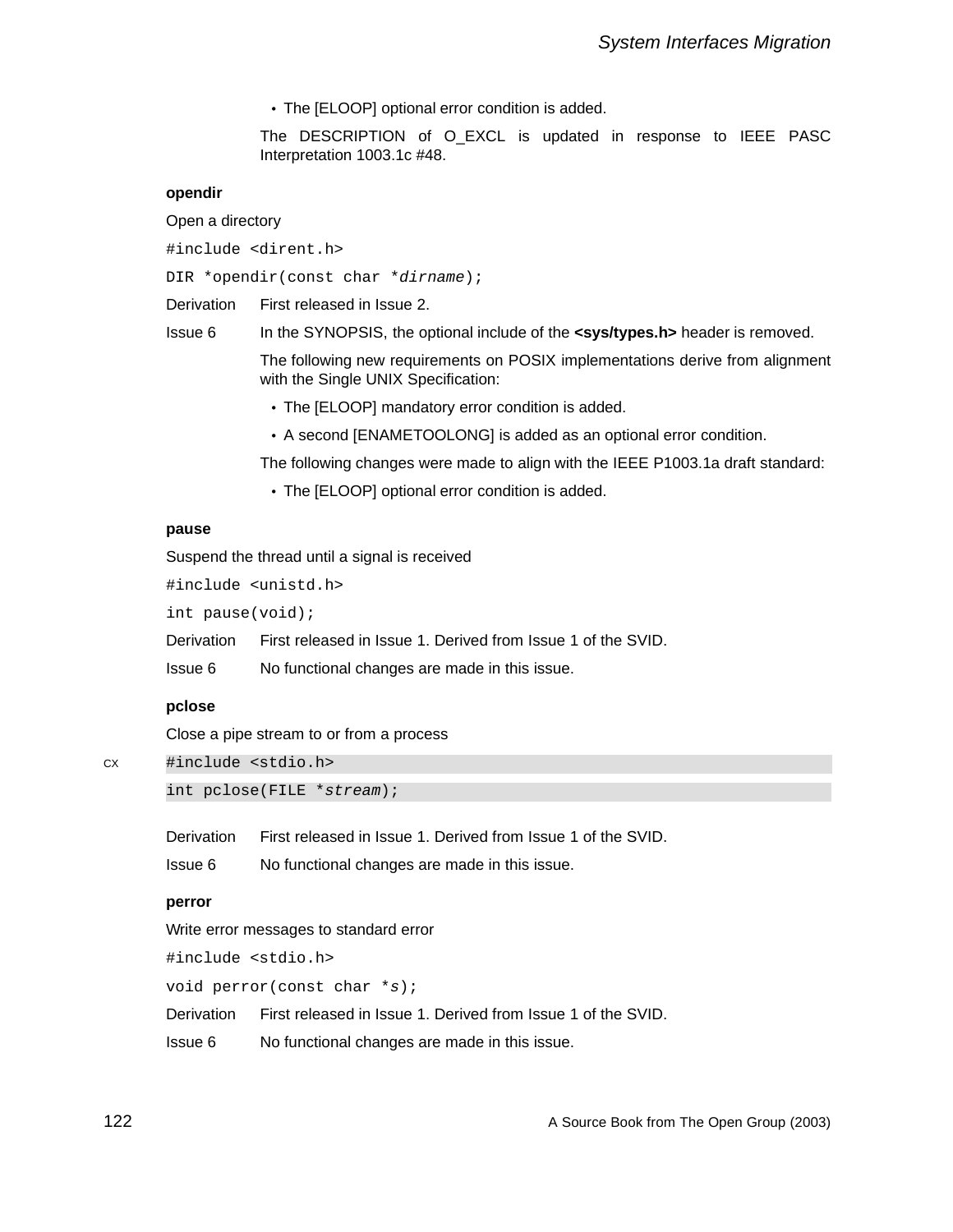- The [ELOOP] optional error condition is added.

The DESCRIPTION of O_EXCL is updated in response to IEEE PASC Interpretation 1003.1c #48.

**opendir**

Open a directory

```
#include <dirent.h>
DIR *opendir(const char *dirname);
```

Derivation First released in Issue 2.

Issue 6 In the SYNOPSIS, the optional include of the **<sys/types.h>** header is removed.

The following new requirements on POSIX implementations derive from alignment with the Single UNIX Specification:

- The [ELOOP] mandatory error condition is added.
- A second [ENAMETOOLONG] is added as an optional error condition.

The following changes were made to align with the IEEE P1003.1a draft standard:

- The [ELOOP] optional error condition is added.

**pause**

Suspend the thread until a signal is received

```
#include <unistd.h>
int pause(void);
```

Derivation First released in Issue 1. Derived from Issue 1 of the SVID.

Issue 6 No functional changes are made in this issue.

**pclose**

Close a pipe stream to or from a process

CX
```
#include <stdio.h>
int pclose(FILE *stream);
```

Derivation First released in Issue 1. Derived from Issue 1 of the SVID.

Issue 6 No functional changes are made in this issue.

**perror**

Write error messages to standard error

```
#include <stdio.h>
void perror(const char *s);
```

Derivation First released in Issue 1. Derived from Issue 1 of the SVID.

Issue 6 No functional changes are made in this issue.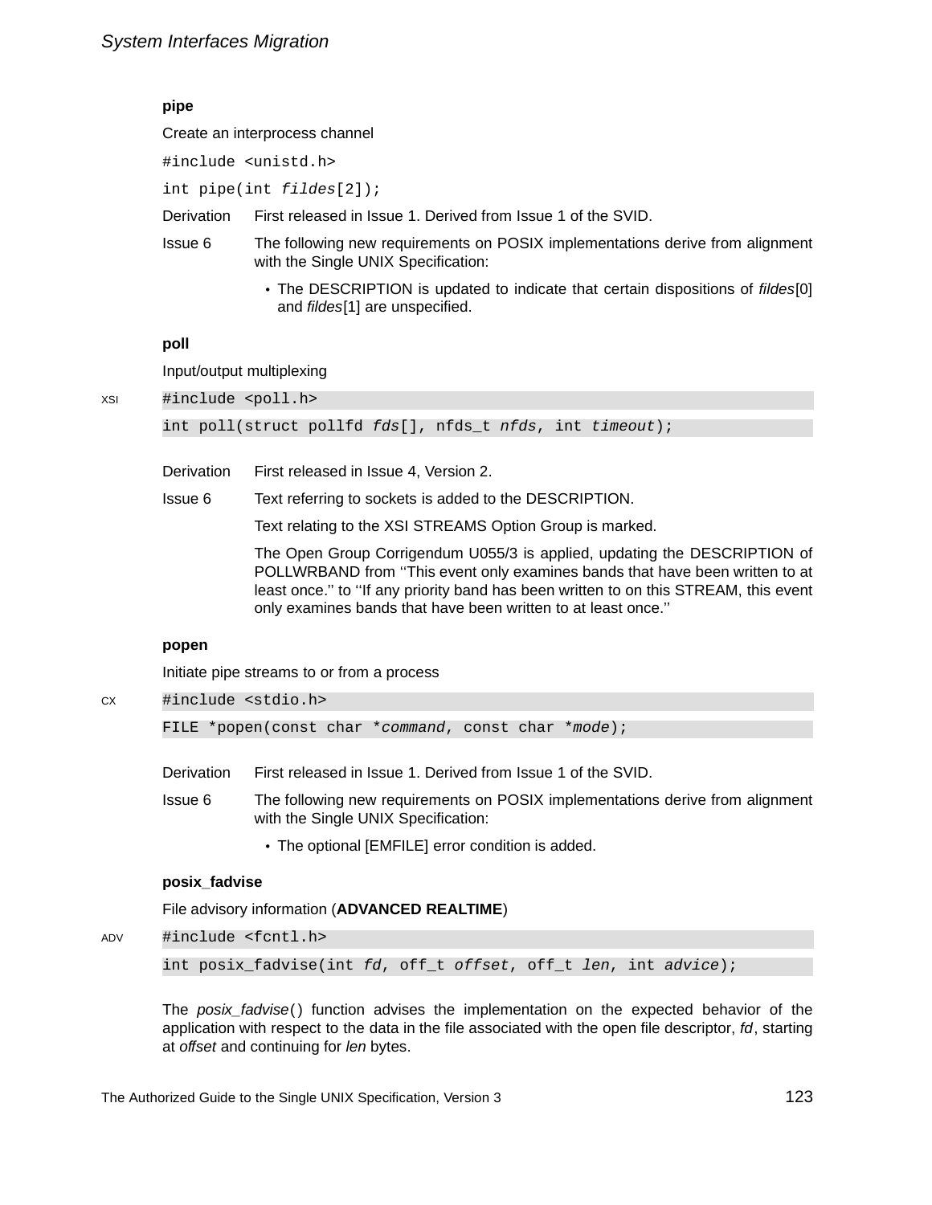### pipe

Create an interprocess channel

```
#include <unistd.h>
```

```
int pipe(int fildes[2]);
```

**Derivation** First released in Issue 1. Derived from Issue 1 of the SVID.

**Issue 6** The following new requirements on POSIX implementations derive from alignment with the Single UNIX Specification:

- The DESCRIPTION is updated to indicate that certain dispositions of *fildes*[0] and *fildes*[1] are unspecified.

### poll

Input/output multiplexing

XSI

```
#include <poll.h>

int poll(struct pollfd fds[], nfds_t nfds, int timeout);
```

**Derivation** First released in Issue 4, Version 2.

**Issue 6** Text referring to sockets is added to the DESCRIPTION.

Text relating to the XSI STREAMS Option Group is marked.

The Open Group Corrigendum U055/3 is applied, updating the DESCRIPTION of POLLWRBAND from ''This event only examines bands that have been written to at least once.'' to ''If any priority band has been written to on this STREAM, this event only examines bands that have been written to at least once.''

### popen

Initiate pipe streams to or from a process

CX

```
#include <stdio.h>

FILE *popen(const char *command, const char *mode);
```

**Derivation** First released in Issue 1. Derived from Issue 1 of the SVID.

**Issue 6** The following new requirements on POSIX implementations derive from alignment with the Single UNIX Specification:

- The optional [EMFILE] error condition is added.

### posix_fadvise

File advisory information (**ADVANCED REALTIME**)

ADV

```
#include <fcntl.h>

int posix_fadvise(int fd, off_t offset, off_t len, int advice);
```

The *posix_fadvise*() function advises the implementation on the expected behavior of the application with respect to the data in the file associated with the open file descriptor, *fd*, starting at *offset* and continuing for *len* bytes.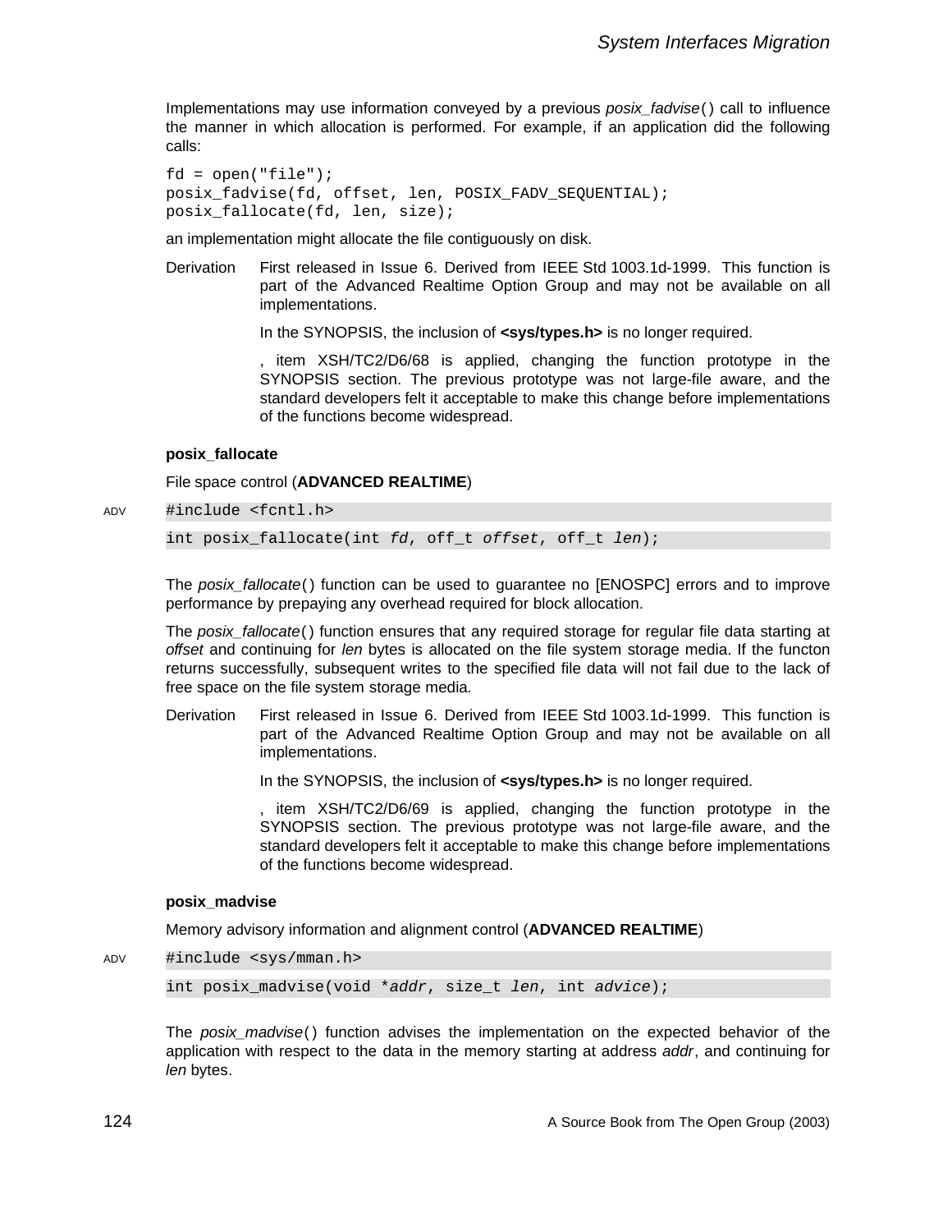Implementations may use information conveyed by a previous *posix_fadvise*() call to influence the manner in which allocation is performed. For example, if an application did the following calls:

```
fd = open("file");
posix_fadvise(fd, offset, len, POSIX_FADV_SEQUENTIAL);
posix_fallocate(fd, len, size);
```

an implementation might allocate the file contiguously on disk.

Derivation First released in Issue 6. Derived from IEEE Std 1003.1d-1999. This function is part of the Advanced Realtime Option Group and may not be available on all implementations.

In the SYNOPSIS, the inclusion of **<sys/types.h>** is no longer required.

, item XSH/TC2/D6/68 is applied, changing the function prototype in the SYNOPSIS section. The previous prototype was not large-file aware, and the standard developers felt it acceptable to make this change before implementations of the functions become widespread.

**posix_fallocate**

File space control (**ADVANCED REALTIME**)

ADV
```
#include <fcntl.h>

int posix_fallocate(int fd, off_t offset, off_t len);
```

The *posix_fallocate*() function can be used to guarantee no [ENOSPC] errors and to improve performance by prepaying any overhead required for block allocation.

The *posix_fallocate*() function ensures that any required storage for regular file data starting at *offset* and continuing for *len* bytes is allocated on the file system storage media. If the functon returns successfully, subsequent writes to the specified file data will not fail due to the lack of free space on the file system storage media.

Derivation First released in Issue 6. Derived from IEEE Std 1003.1d-1999. This function is part of the Advanced Realtime Option Group and may not be available on all implementations.

In the SYNOPSIS, the inclusion of **<sys/types.h>** is no longer required.

, item XSH/TC2/D6/69 is applied, changing the function prototype in the SYNOPSIS section. The previous prototype was not large-file aware, and the standard developers felt it acceptable to make this change before implementations of the functions become widespread.

**posix_madvise**

Memory advisory information and alignment control (**ADVANCED REALTIME**)

ADV
```
#include <sys/mman.h>

int posix_madvise(void *addr, size_t len, int advice);
```

The *posix_madvise*() function advises the implementation on the expected behavior of the application with respect to the data in the memory starting at address *addr*, and continuing for *len* bytes.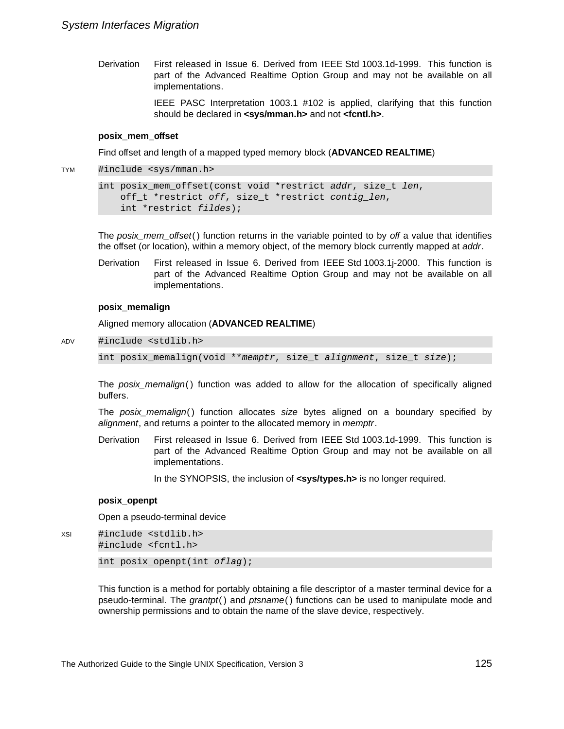Derivation First released in Issue 6. Derived from IEEE Std 1003.1d-1999. This function is part of the Advanced Realtime Option Group and may not be available on all implementations.

IEEE PASC Interpretation 1003.1 #102 is applied, clarifying that this function should be declared in **<sys/mman.h>** and not **<fcntl.h>**.

### posix_mem_offset

Find offset and length of a mapped typed memory block (**ADVANCED REALTIME**)

TYM
```
#include <sys/mman.h>
```

```
int posix_mem_offset(const void *restrict addr, size_t len,
    off_t *restrict off, size_t *restrict contig_len,
    int *restrict fildes);
```

The *posix_mem_offset*() function returns in the variable pointed to by *off* a value that identifies the offset (or location), within a memory object, of the memory block currently mapped at *addr*.

Derivation First released in Issue 6. Derived from IEEE Std 1003.1j-2000. This function is part of the Advanced Realtime Option Group and may not be available on all implementations.

### posix_memalign

Aligned memory allocation (**ADVANCED REALTIME**)

ADV
```
#include <stdlib.h>
```

```
int posix_memalign(void **memptr, size_t alignment, size_t size);
```

The *posix_memalign*() function was added to allow for the allocation of specifically aligned buffers.

The *posix_memalign*() function allocates *size* bytes aligned on a boundary specified by *alignment*, and returns a pointer to the allocated memory in *memptr*.

Derivation First released in Issue 6. Derived from IEEE Std 1003.1d-1999. This function is part of the Advanced Realtime Option Group and may not be available on all implementations.

In the SYNOPSIS, the inclusion of **<sys/types.h>** is no longer required.

### posix_openpt

Open a pseudo-terminal device

XSI
```
#include <stdlib.h>
#include <fcntl.h>
```

```
int posix_openpt(int oflag);
```

This function is a method for portably obtaining a file descriptor of a master terminal device for a pseudo-terminal. The *grantpt*() and *ptsname*() functions can be used to manipulate mode and ownership permissions and to obtain the name of the slave device, respectively.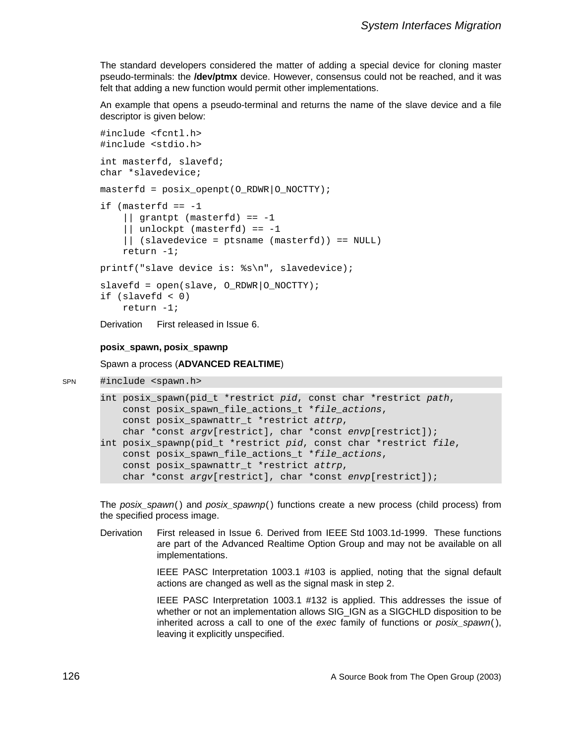The standard developers considered the matter of adding a special device for cloning master pseudo-terminals: the **/dev/ptmx** device. However, consensus could not be reached, and it was felt that adding a new function would permit other implementations.

An example that opens a pseudo-terminal and returns the name of the slave device and a file descriptor is given below:

```
#include <fcntl.h>
#include <stdio.h>

int masterfd, slavefd;
char *slavedevice;

masterfd = posix_openpt(O_RDWR|O_NOCTTY);

if (masterfd == -1
    || grantpt (masterfd) == -1
    || unlockpt (masterfd) == -1
    || (slavedevice = ptsname (masterfd)) == NULL)
    return -1;

printf("slave device is: %s\n", slavedevice);

slavefd = open(slave, O_RDWR|O_NOCTTY);
if (slavefd < 0)
    return -1;
```

Derivation First released in Issue 6.

**posix_spawn, posix_spawnp**

Spawn a process (**ADVANCED REALTIME**)

SPN

```
#include <spawn.h>

int posix_spawn(pid_t *restrict pid, const char *restrict path,
    const posix_spawn_file_actions_t *file_actions,
    const posix_spawnattr_t *restrict attrp,
    char *const argv[restrict], char *const envp[restrict]);
int posix_spawnp(pid_t *restrict pid, const char *restrict file,
    const posix_spawn_file_actions_t *file_actions,
    const posix_spawnattr_t *restrict attrp,
    char *const argv[restrict], char *const envp[restrict]);
```

The *posix_spawn*() and *posix_spawnp*() functions create a new process (child process) from the specified process image.

Derivation First released in Issue 6. Derived from IEEE Std 1003.1d-1999. These functions are part of the Advanced Realtime Option Group and may not be available on all implementations.

IEEE PASC Interpretation 1003.1 #103 is applied, noting that the signal default actions are changed as well as the signal mask in step 2.

IEEE PASC Interpretation 1003.1 #132 is applied. This addresses the issue of whether or not an implementation allows SIG_IGN as a SIGCHLD disposition to be inherited across a call to one of the *exec* family of functions or *posix_spawn*(), leaving it explicitly unspecified.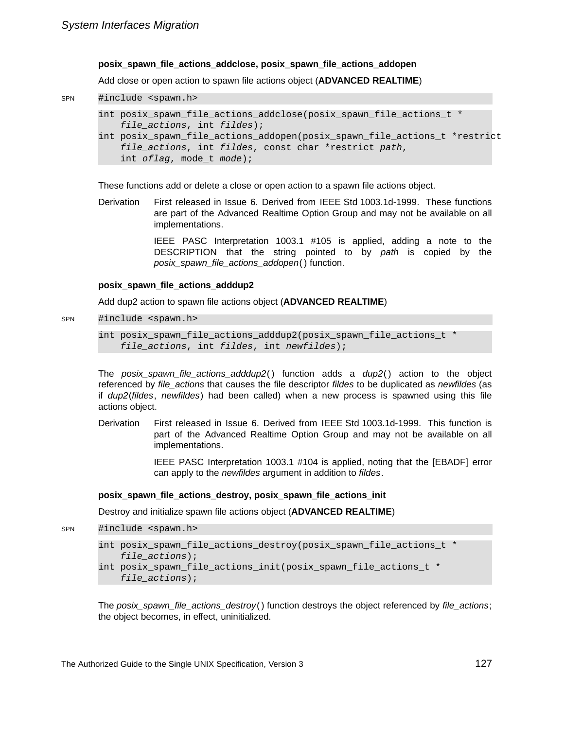**posix_spawn_file_actions_addclose, posix_spawn_file_actions_addopen**

Add close or open action to spawn file actions object (**ADVANCED REALTIME**)

SPN

```
#include <spawn.h>

int posix_spawn_file_actions_addclose(posix_spawn_file_actions_t *
    file_actions, int fildes);
int posix_spawn_file_actions_addopen(posix_spawn_file_actions_t *restrict
    file_actions, int fildes, const char *restrict path,
    int oflag, mode_t mode);
```

These functions add or delete a close or open action to a spawn file actions object.

Derivation First released in Issue 6. Derived from IEEE Std 1003.1d-1999. These functions are part of the Advanced Realtime Option Group and may not be available on all implementations.

IEEE PASC Interpretation 1003.1 #105 is applied, adding a note to the DESCRIPTION that the string pointed to by *path* is copied by the *posix_spawn_file_actions_addopen*() function.

**posix_spawn_file_actions_adddup2**

Add dup2 action to spawn file actions object (**ADVANCED REALTIME**)

SPN

```
#include <spawn.h>

int posix_spawn_file_actions_adddup2(posix_spawn_file_actions_t *
    file_actions, int fildes, int newfildes);
```

The *posix_spawn_file_actions_adddup2*() function adds a *dup2*() action to the object referenced by *file_actions* that causes the file descriptor *fildes* to be duplicated as *newfildes* (as if *dup2*(*fildes*, *newfildes*) had been called) when a new process is spawned using this file actions object.

Derivation First released in Issue 6. Derived from IEEE Std 1003.1d-1999. This function is part of the Advanced Realtime Option Group and may not be available on all implementations.

IEEE PASC Interpretation 1003.1 #104 is applied, noting that the [EBADF] error can apply to the *newfildes* argument in addition to *fildes*.

**posix_spawn_file_actions_destroy, posix_spawn_file_actions_init**

Destroy and initialize spawn file actions object (**ADVANCED REALTIME**)

SPN

```
#include <spawn.h>

int posix_spawn_file_actions_destroy(posix_spawn_file_actions_t *
    file_actions);
int posix_spawn_file_actions_init(posix_spawn_file_actions_t *
    file_actions);
```

The *posix_spawn_file_actions_destroy*() function destroys the object referenced by *file_actions*; the object becomes, in effect, uninitialized.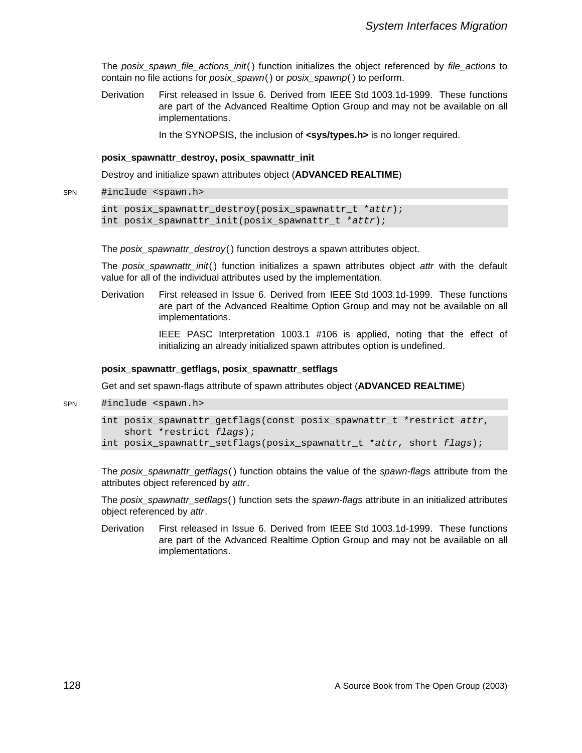The *posix_spawn_file_actions_init*( ) function initializes the object referenced by *file_actions* to contain no file actions for *posix_spawn*( ) or *posix_spawnp*( ) to perform.

Derivation First released in Issue 6. Derived from IEEE Std 1003.1d-1999. These functions are part of the Advanced Realtime Option Group and may not be available on all implementations.

In the SYNOPSIS, the inclusion of **<sys/types.h>** is no longer required.

**posix_spawnattr_destroy, posix_spawnattr_init**

Destroy and initialize spawn attributes object (**ADVANCED REALTIME**)

SPN
```
#include <spawn.h>

int posix_spawnattr_destroy(posix_spawnattr_t *attr);
int posix_spawnattr_init(posix_spawnattr_t *attr);
```

The *posix_spawnattr_destroy*( ) function destroys a spawn attributes object.

The *posix_spawnattr_init*( ) function initializes a spawn attributes object *attr* with the default value for all of the individual attributes used by the implementation.

Derivation First released in Issue 6. Derived from IEEE Std 1003.1d-1999. These functions are part of the Advanced Realtime Option Group and may not be available on all implementations.

IEEE PASC Interpretation 1003.1 #106 is applied, noting that the effect of initializing an already initialized spawn attributes option is undefined.

**posix_spawnattr_getflags, posix_spawnattr_setflags**

Get and set spawn-flags attribute of spawn attributes object (**ADVANCED REALTIME**)

SPN
```
#include <spawn.h>

int posix_spawnattr_getflags(const posix_spawnattr_t *restrict attr,
    short *restrict flags);
int posix_spawnattr_setflags(posix_spawnattr_t *attr, short flags);
```

The *posix_spawnattr_getflags*( ) function obtains the value of the *spawn-flags* attribute from the attributes object referenced by *attr*.

The *posix_spawnattr_setflags*( ) function sets the *spawn-flags* attribute in an initialized attributes object referenced by *attr*.

Derivation First released in Issue 6. Derived from IEEE Std 1003.1d-1999. These functions are part of the Advanced Realtime Option Group and may not be available on all implementations.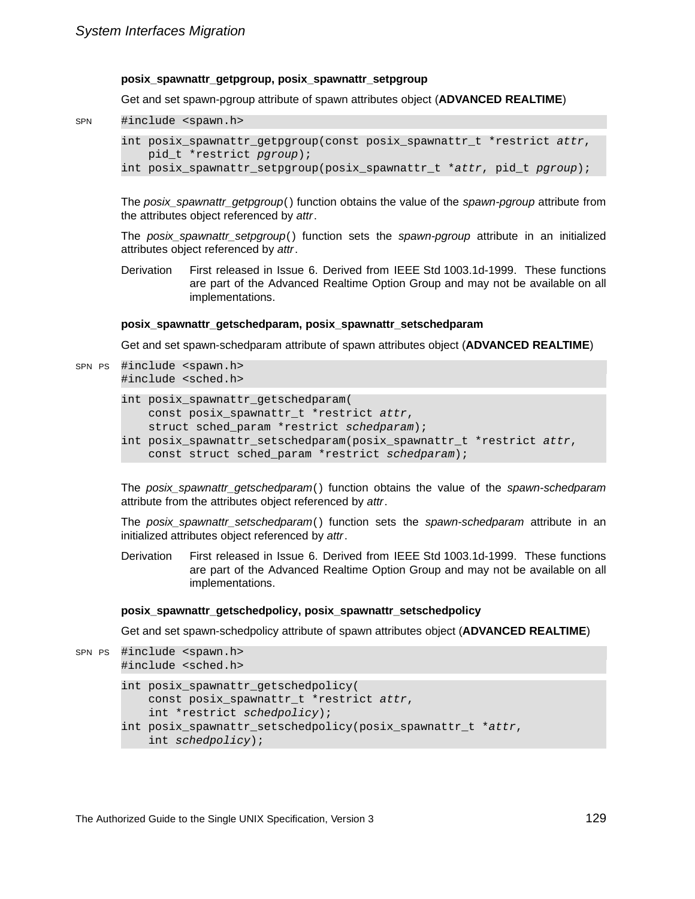**posix_spawnattr_getpgroup, posix_spawnattr_setpgroup**

Get and set spawn-pgroup attribute of spawn attributes object (**ADVANCED REALTIME**)

SPN
```
#include <spawn.h>
```

```
int posix_spawnattr_getpgroup(const posix_spawnattr_t *restrict attr,
    pid_t *restrict pgroup);
int posix_spawnattr_setpgroup(posix_spawnattr_t *attr, pid_t pgroup);
```

The *posix_spawnattr_getpgroup*() function obtains the value of the *spawn-pgroup* attribute from the attributes object referenced by *attr*.

The *posix_spawnattr_setpgroup*() function sets the *spawn-pgroup* attribute in an initialized attributes object referenced by *attr*.

Derivation First released in Issue 6. Derived from IEEE Std 1003.1d-1999. These functions are part of the Advanced Realtime Option Group and may not be available on all implementations.

**posix_spawnattr_getschedparam, posix_spawnattr_setschedparam**

Get and set spawn-schedparam attribute of spawn attributes object (**ADVANCED REALTIME**)

SPN PS
```
#include <spawn.h>
#include <sched.h>
```

```
int posix_spawnattr_getschedparam(
    const posix_spawnattr_t *restrict attr,
    struct sched_param *restrict schedparam);
int posix_spawnattr_setschedparam(posix_spawnattr_t *restrict attr,
    const struct sched_param *restrict schedparam);
```

The *posix_spawnattr_getschedparam*() function obtains the value of the *spawn-schedparam* attribute from the attributes object referenced by *attr*.

The *posix_spawnattr_setschedparam*() function sets the *spawn-schedparam* attribute in an initialized attributes object referenced by *attr*.

Derivation First released in Issue 6. Derived from IEEE Std 1003.1d-1999. These functions are part of the Advanced Realtime Option Group and may not be available on all implementations.

**posix_spawnattr_getschedpolicy, posix_spawnattr_setschedpolicy**

Get and set spawn-schedpolicy attribute of spawn attributes object (**ADVANCED REALTIME**)

SPN PS
```
#include <spawn.h>
#include <sched.h>
```

```
int posix_spawnattr_getschedpolicy(
    const posix_spawnattr_t *restrict attr,
    int *restrict schedpolicy);
int posix_spawnattr_setschedpolicy(posix_spawnattr_t *attr,
    int schedpolicy);
```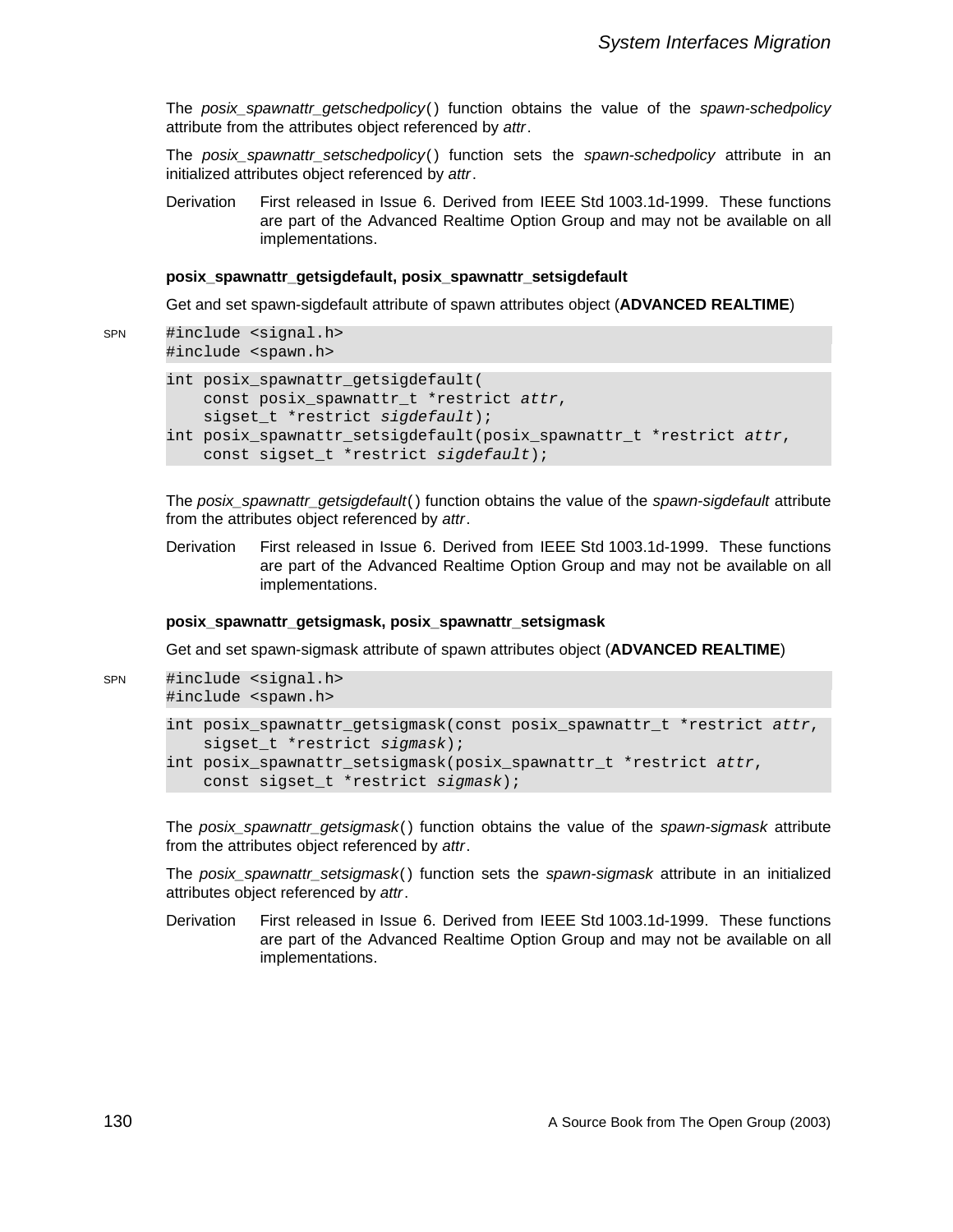The *posix_spawnattr_getschedpolicy*() function obtains the value of the *spawn-schedpolicy* attribute from the attributes object referenced by *attr*.

The *posix_spawnattr_setschedpolicy*() function sets the *spawn-schedpolicy* attribute in an initialized attributes object referenced by *attr*.

Derivation — First released in Issue 6. Derived from IEEE Std 1003.1d-1999. These functions are part of the Advanced Realtime Option Group and may not be available on all implementations.

**posix_spawnattr_getsigdefault, posix_spawnattr_setsigdefault**

Get and set spawn-sigdefault attribute of spawn attributes object (**ADVANCED REALTIME**)

SPN

```
#include <signal.h>
#include <spawn.h>

int posix_spawnattr_getsigdefault(
    const posix_spawnattr_t *restrict attr,
    sigset_t *restrict sigdefault);
int posix_spawnattr_setsigdefault(posix_spawnattr_t *restrict attr,
    const sigset_t *restrict sigdefault);
```

The *posix_spawnattr_getsigdefault*() function obtains the value of the *spawn-sigdefault* attribute from the attributes object referenced by *attr*.

Derivation — First released in Issue 6. Derived from IEEE Std 1003.1d-1999. These functions are part of the Advanced Realtime Option Group and may not be available on all implementations.

**posix_spawnattr_getsigmask, posix_spawnattr_setsigmask**

Get and set spawn-sigmask attribute of spawn attributes object (**ADVANCED REALTIME**)

SPN

```
#include <signal.h>
#include <spawn.h>

int posix_spawnattr_getsigmask(const posix_spawnattr_t *restrict attr,
    sigset_t *restrict sigmask);
int posix_spawnattr_setsigmask(posix_spawnattr_t *restrict attr,
    const sigset_t *restrict sigmask);
```

The *posix_spawnattr_getsigmask*() function obtains the value of the *spawn-sigmask* attribute from the attributes object referenced by *attr*.

The *posix_spawnattr_setsigmask*() function sets the *spawn-sigmask* attribute in an initialized attributes object referenced by *attr*.

Derivation — First released in Issue 6. Derived from IEEE Std 1003.1d-1999. These functions are part of the Advanced Realtime Option Group and may not be available on all implementations.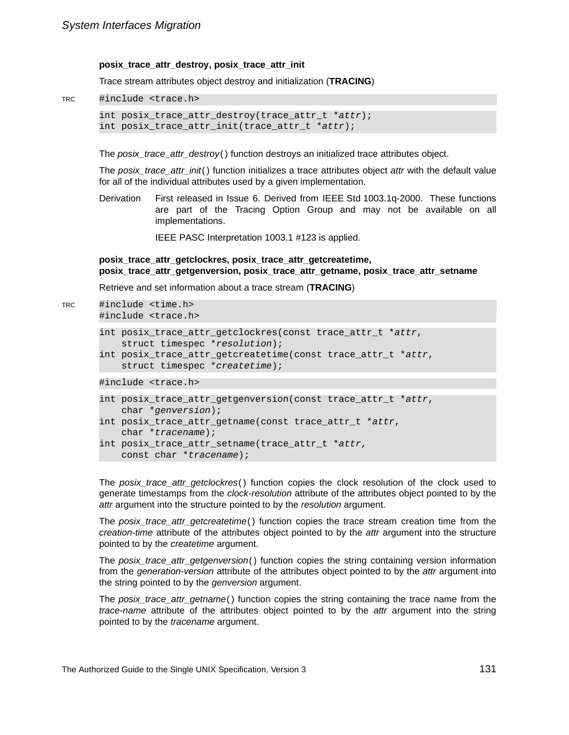### posix_trace_attr_destroy, posix_trace_attr_init

Trace stream attributes object destroy and initialization (**TRACING**)

TRC
```
#include <trace.h>

int posix_trace_attr_destroy(trace_attr_t *attr);
int posix_trace_attr_init(trace_attr_t *attr);
```

The *posix_trace_attr_destroy*() function destroys an initialized trace attributes object.

The *posix_trace_attr_init*() function initializes a trace attributes object *attr* with the default value for all of the individual attributes used by a given implementation.

Derivation First released in Issue 6. Derived from IEEE Std 1003.1q-2000. These functions are part of the Tracing Option Group and may not be available on all implementations.

IEEE PASC Interpretation 1003.1 #123 is applied.

### posix_trace_attr_getclockres, posix_trace_attr_getcreatetime, posix_trace_attr_getgenversion, posix_trace_attr_getname, posix_trace_attr_setname

Retrieve and set information about a trace stream (**TRACING**)

TRC
```
#include <time.h>
#include <trace.h>

int posix_trace_attr_getclockres(const trace_attr_t *attr,
    struct timespec *resolution);
int posix_trace_attr_getcreatetime(const trace_attr_t *attr,
    struct timespec *createtime);

#include <trace.h>

int posix_trace_attr_getgenversion(const trace_attr_t *attr,
    char *genversion);
int posix_trace_attr_getname(const trace_attr_t *attr,
    char *tracename);
int posix_trace_attr_setname(trace_attr_t *attr,
    const char *tracename);
```

The *posix_trace_attr_getclockres*() function copies the clock resolution of the clock used to generate timestamps from the *clock-resolution* attribute of the attributes object pointed to by the *attr* argument into the structure pointed to by the *resolution* argument.

The *posix_trace_attr_getcreatetime*() function copies the trace stream creation time from the *creation-time* attribute of the attributes object pointed to by the *attr* argument into the structure pointed to by the *createtime* argument.

The *posix_trace_attr_getgenversion*() function copies the string containing version information from the *generation-version* attribute of the attributes object pointed to by the *attr* argument into the string pointed to by the *genversion* argument.

The *posix_trace_attr_getname*() function copies the string containing the trace name from the *trace-name* attribute of the attributes object pointed to by the *attr* argument into the string pointed to by the *tracename* argument.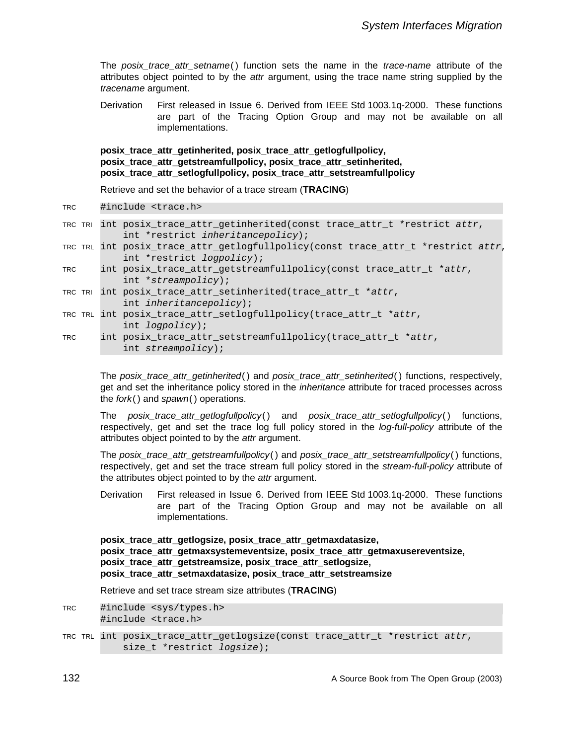The *posix_trace_attr_setname*( ) function sets the name in the *trace-name* attribute of the attributes object pointed to by the *attr* argument, using the trace name string supplied by the *tracename* argument.

Derivation First released in Issue 6. Derived from IEEE Std 1003.1q-2000. These functions are part of the Tracing Option Group and may not be available on all implementations.

**posix_trace_attr_getinherited, posix_trace_attr_getlogfullpolicy, posix_trace_attr_getstreamfullpolicy, posix_trace_attr_setinherited, posix_trace_attr_setlogfullpolicy, posix_trace_attr_setstreamfullpolicy**

Retrieve and set the behavior of a trace stream (**TRACING**)

```
TRC         #include <trace.h>

TRC  TRI    int posix_trace_attr_getinherited(const trace_attr_t *restrict attr,
                int *restrict inheritancepolicy);
TRC  TRL    int posix_trace_attr_getlogfullpolicy(const trace_attr_t *restrict attr,
                int *restrict logpolicy);
TRC         int posix_trace_attr_getstreamfullpolicy(const trace_attr_t *attr,
                int *streampolicy);
TRC  TRI    int posix_trace_attr_setinherited(trace_attr_t *attr,
                int inheritancepolicy);
TRC  TRL    int posix_trace_attr_setlogfullpolicy(trace_attr_t *attr,
                int logpolicy);
TRC         int posix_trace_attr_setstreamfullpolicy(trace_attr_t *attr,
                int streampolicy);
```

The *posix_trace_attr_getinherited*( ) and *posix_trace_attr_setinherited*( ) functions, respectively, get and set the inheritance policy stored in the *inheritance* attribute for traced processes across the *fork*( ) and *spawn*( ) operations.

The *posix_trace_attr_getlogfullpolicy*( ) and *posix_trace_attr_setlogfullpolicy*( ) functions, respectively, get and set the trace log full policy stored in the *log-full-policy* attribute of the attributes object pointed to by the *attr* argument.

The *posix_trace_attr_getstreamfullpolicy*( ) and *posix_trace_attr_setstreamfullpolicy*( ) functions, respectively, get and set the trace stream full policy stored in the *stream-full-policy* attribute of the attributes object pointed to by the *attr* argument.

Derivation First released in Issue 6. Derived from IEEE Std 1003.1q-2000. These functions are part of the Tracing Option Group and may not be available on all implementations.

**posix_trace_attr_getlogsize, posix_trace_attr_getmaxdatasize, posix_trace_attr_getmaxsystemeventsize, posix_trace_attr_getmaxusereventsize, posix_trace_attr_getstreamsize, posix_trace_attr_setlogsize, posix_trace_attr_setmaxdatasize, posix_trace_attr_setstreamsize**

Retrieve and set trace stream size attributes (**TRACING**)

```
TRC         #include <sys/types.h>
            #include <trace.h>

TRC  TRL    int posix_trace_attr_getlogsize(const trace_attr_t *restrict attr,
                size_t *restrict logsize);
```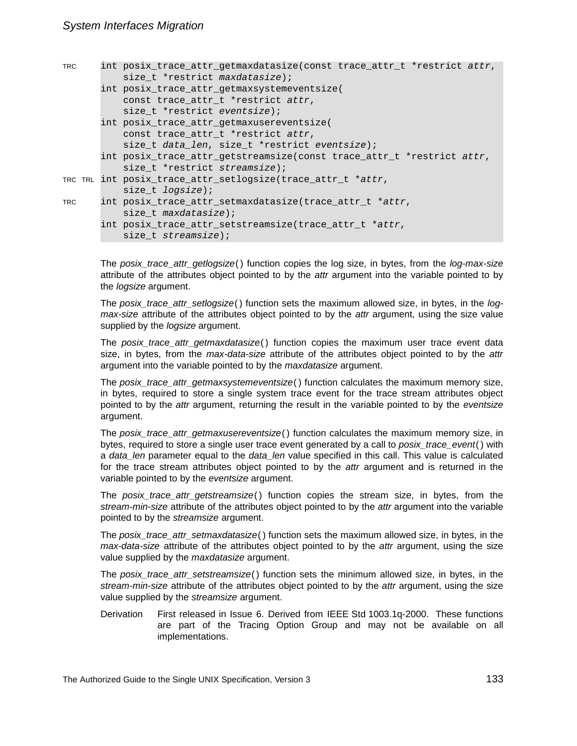```
TRC      int posix_trace_attr_getmaxdatasize(const trace_attr_t *restrict attr,
             size_t *restrict maxdatasize);
         int posix_trace_attr_getmaxsystemeventsize(
             const trace_attr_t *restrict attr,
             size_t *restrict eventsize);
         int posix_trace_attr_getmaxusereventsize(
             const trace_attr_t *restrict attr,
             size_t data_len, size_t *restrict eventsize);
         int posix_trace_attr_getstreamsize(const trace_attr_t *restrict attr,
             size_t *restrict streamsize);
TRC TRL  int posix_trace_attr_setlogsize(trace_attr_t *attr,
             size_t logsize);
TRC      int posix_trace_attr_setmaxdatasize(trace_attr_t *attr,
             size_t maxdatasize);
         int posix_trace_attr_setstreamsize(trace_attr_t *attr,
             size_t streamsize);
```

The *posix_trace_attr_getlogsize*() function copies the log size, in bytes, from the *log-max-size* attribute of the attributes object pointed to by the *attr* argument into the variable pointed to by the *logsize* argument.

The *posix_trace_attr_setlogsize*() function sets the maximum allowed size, in bytes, in the *log-max-size* attribute of the attributes object pointed to by the *attr* argument, using the size value supplied by the *logsize* argument.

The *posix_trace_attr_getmaxdatasize*() function copies the maximum user trace event data size, in bytes, from the *max-data-size* attribute of the attributes object pointed to by the *attr* argument into the variable pointed to by the *maxdatasize* argument.

The *posix_trace_attr_getmaxsystemeventsize*() function calculates the maximum memory size, in bytes, required to store a single system trace event for the trace stream attributes object pointed to by the *attr* argument, returning the result in the variable pointed to by the *eventsize* argument.

The *posix_trace_attr_getmaxusereventsize*() function calculates the maximum memory size, in bytes, required to store a single user trace event generated by a call to *posix_trace_event*() with a *data_len* parameter equal to the *data_len* value specified in this call. This value is calculated for the trace stream attributes object pointed to by the *attr* argument and is returned in the variable pointed to by the *eventsize* argument.

The *posix_trace_attr_getstreamsize*() function copies the stream size, in bytes, from the *stream-min-size* attribute of the attributes object pointed to by the *attr* argument into the variable pointed to by the *streamsize* argument.

The *posix_trace_attr_setmaxdatasize*() function sets the maximum allowed size, in bytes, in the *max-data-size* attribute of the attributes object pointed to by the *attr* argument, using the size value supplied by the *maxdatasize* argument.

The *posix_trace_attr_setstreamsize*() function sets the minimum allowed size, in bytes, in the *stream-min-size* attribute of the attributes object pointed to by the *attr* argument, using the size value supplied by the *streamsize* argument.

Derivation First released in Issue 6. Derived from IEEE Std 1003.1q-2000. These functions are part of the Tracing Option Group and may not be available on all implementations.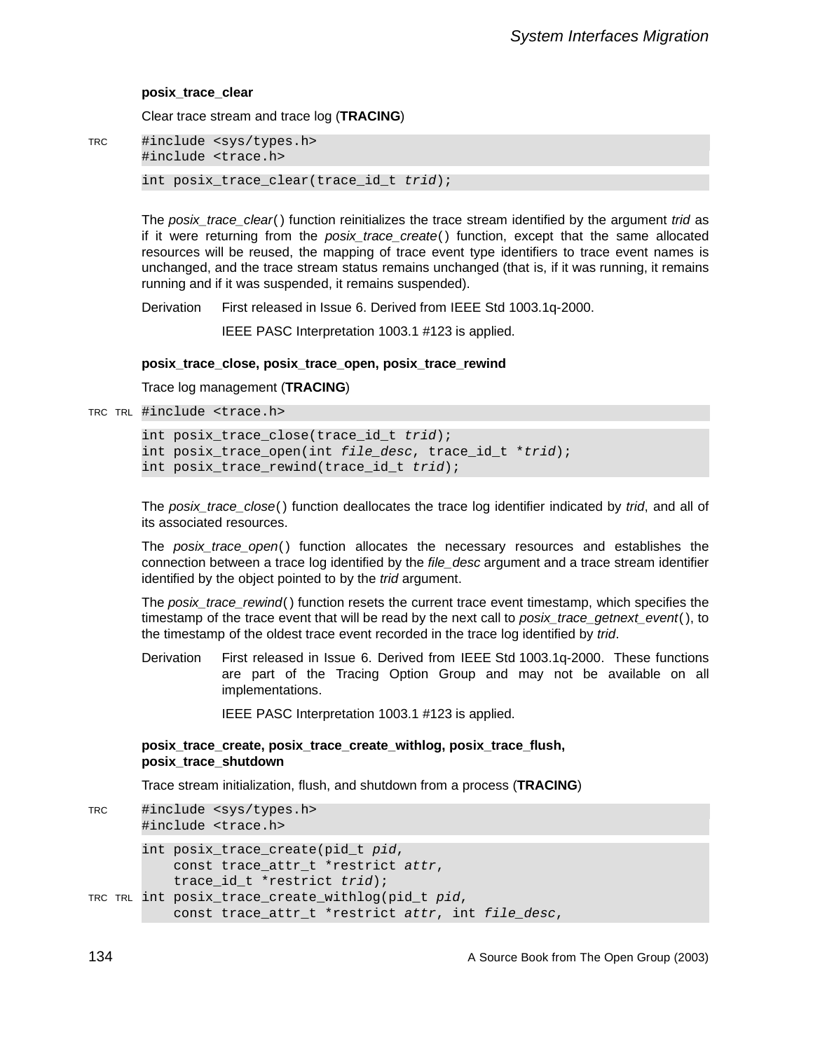### posix_trace_clear

Clear trace stream and trace log (**TRACING**)

TRC
```
#include <sys/types.h>
#include <trace.h>

int posix_trace_clear(trace_id_t trid);
```

The *posix_trace_clear*() function reinitializes the trace stream identified by the argument *trid* as if it were returning from the *posix_trace_create*() function, except that the same allocated resources will be reused, the mapping of trace event type identifiers to trace event names is unchanged, and the trace stream status remains unchanged (that is, if it was running, it remains running and if it was suspended, it remains suspended).

Derivation First released in Issue 6. Derived from IEEE Std 1003.1q-2000.

IEEE PASC Interpretation 1003.1 #123 is applied.

### posix_trace_close, posix_trace_open, posix_trace_rewind

Trace log management (**TRACING**)

TRC TRL
```
#include <trace.h>

int posix_trace_close(trace_id_t trid);
int posix_trace_open(int file_desc, trace_id_t *trid);
int posix_trace_rewind(trace_id_t trid);
```

The *posix_trace_close*() function deallocates the trace log identifier indicated by *trid*, and all of its associated resources.

The *posix_trace_open*() function allocates the necessary resources and establishes the connection between a trace log identified by the *file_desc* argument and a trace stream identifier identified by the object pointed to by the *trid* argument.

The *posix_trace_rewind*() function resets the current trace event timestamp, which specifies the timestamp of the trace event that will be read by the next call to *posix_trace_getnext_event*(), to the timestamp of the oldest trace event recorded in the trace log identified by *trid*.

Derivation First released in Issue 6. Derived from IEEE Std 1003.1q-2000. These functions are part of the Tracing Option Group and may not be available on all implementations.

IEEE PASC Interpretation 1003.1 #123 is applied.

### posix_trace_create, posix_trace_create_withlog, posix_trace_flush, posix_trace_shutdown

Trace stream initialization, flush, and shutdown from a process (**TRACING**)

TRC
```
#include <sys/types.h>
#include <trace.h>

int posix_trace_create(pid_t pid,
    const trace_attr_t *restrict attr,
    trace_id_t *restrict trid);
```

TRC TRL
```
int posix_trace_create_withlog(pid_t pid,
    const trace_attr_t *restrict attr, int file_desc,
```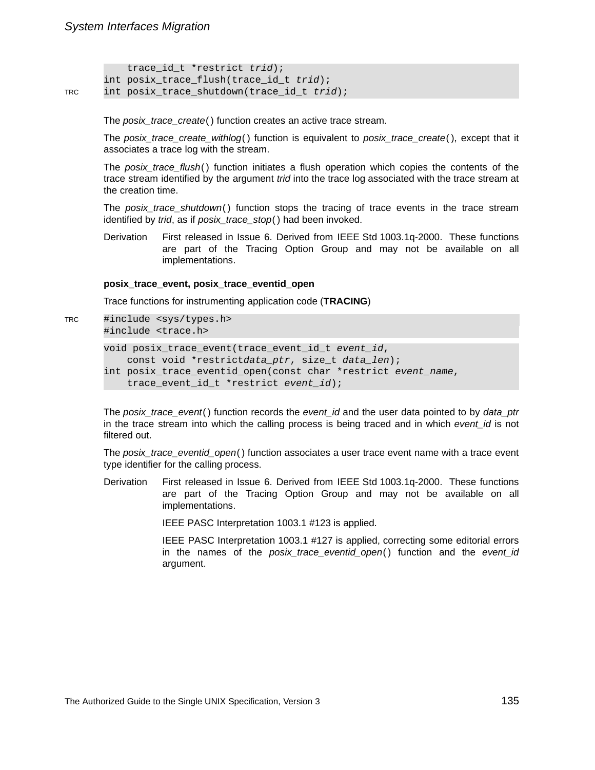```
    trace_id_t *restrict trid);
int posix_trace_flush(trace_id_t trid);
int posix_trace_shutdown(trace_id_t trid);
```

TRC

The *posix_trace_create*() function creates an active trace stream.

The *posix_trace_create_withlog*() function is equivalent to *posix_trace_create*(), except that it associates a trace log with the stream.

The *posix_trace_flush*() function initiates a flush operation which copies the contents of the trace stream identified by the argument *trid* into the trace log associated with the trace stream at the creation time.

The *posix_trace_shutdown*() function stops the tracing of trace events in the trace stream identified by *trid*, as if *posix_trace_stop*() had been invoked.

Derivation — First released in Issue 6. Derived from IEEE Std 1003.1q-2000. These functions are part of the Tracing Option Group and may not be available on all implementations.

**posix_trace_event, posix_trace_eventid_open**

Trace functions for instrumenting application code (**TRACING**)

TRC

```
#include <sys/types.h>
#include <trace.h>
```

```
void posix_trace_event(trace_event_id_t event_id,
    const void *restrictdata_ptr, size_t data_len);
int posix_trace_eventid_open(const char *restrict event_name,
    trace_event_id_t *restrict event_id);
```

The *posix_trace_event*() function records the *event_id* and the user data pointed to by *data_ptr* in the trace stream into which the calling process is being traced and in which *event_id* is not filtered out.

The *posix_trace_eventid_open*() function associates a user trace event name with a trace event type identifier for the calling process.

Derivation — First released in Issue 6. Derived from IEEE Std 1003.1q-2000. These functions are part of the Tracing Option Group and may not be available on all implementations.

IEEE PASC Interpretation 1003.1 #123 is applied.

IEEE PASC Interpretation 1003.1 #127 is applied, correcting some editorial errors in the names of the *posix_trace_eventid_open*() function and the *event_id* argument.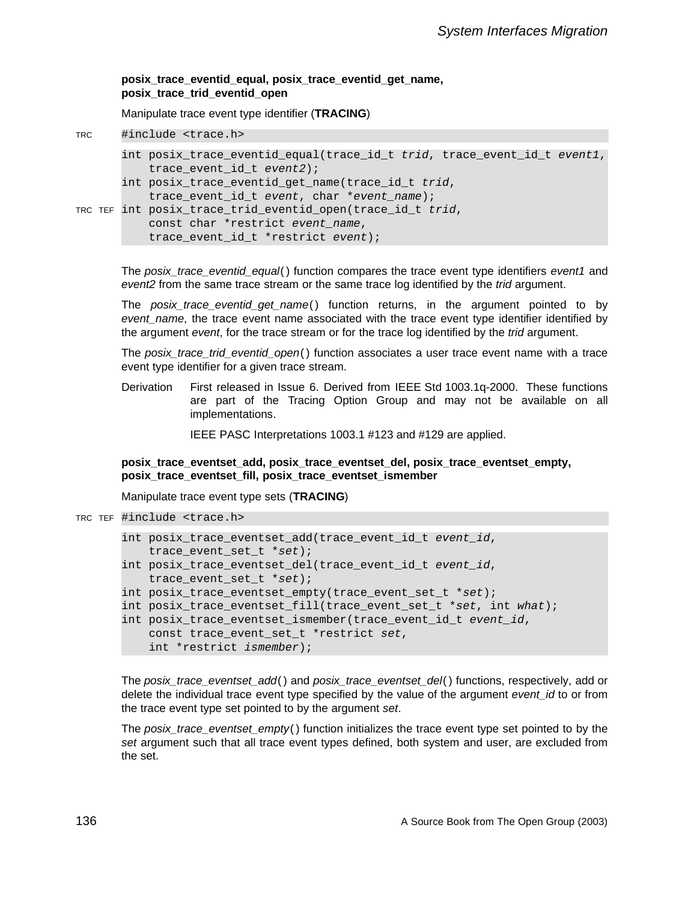### posix_trace_eventid_equal, posix_trace_eventid_get_name, posix_trace_trid_eventid_open

Manipulate trace event type identifier (**TRACING**)

TRC

```
#include <trace.h>
```

```
int posix_trace_eventid_equal(trace_id_t trid, trace_event_id_t event1,
    trace_event_id_t event2);
int posix_trace_eventid_get_name(trace_id_t trid,
    trace_event_id_t event, char *event_name);
```

TRC TEF

```
int posix_trace_trid_eventid_open(trace_id_t trid,
    const char *restrict event_name,
    trace_event_id_t *restrict event);
```

The *posix_trace_eventid_equal*() function compares the trace event type identifiers *event1* and *event2* from the same trace stream or the same trace log identified by the *trid* argument.

The *posix_trace_eventid_get_name*() function returns, in the argument pointed to by *event_name*, the trace event name associated with the trace event type identifier identified by the argument *event*, for the trace stream or for the trace log identified by the *trid* argument.

The *posix_trace_trid_eventid_open*() function associates a user trace event name with a trace event type identifier for a given trace stream.

Derivation First released in Issue 6. Derived from IEEE Std 1003.1q-2000. These functions are part of the Tracing Option Group and may not be available on all implementations.

IEEE PASC Interpretations 1003.1 #123 and #129 are applied.

### posix_trace_eventset_add, posix_trace_eventset_del, posix_trace_eventset_empty, posix_trace_eventset_fill, posix_trace_eventset_ismember

Manipulate trace event type sets (**TRACING**)

TRC TEF

```
#include <trace.h>
```

```
int posix_trace_eventset_add(trace_event_id_t event_id,
    trace_event_set_t *set);
int posix_trace_eventset_del(trace_event_id_t event_id,
    trace_event_set_t *set);
int posix_trace_eventset_empty(trace_event_set_t *set);
int posix_trace_eventset_fill(trace_event_set_t *set, int what);
int posix_trace_eventset_ismember(trace_event_id_t event_id,
    const trace_event_set_t *restrict set,
    int *restrict ismember);
```

The *posix_trace_eventset_add*() and *posix_trace_eventset_del*() functions, respectively, add or delete the individual trace event type specified by the value of the argument *event_id* to or from the trace event type set pointed to by the argument *set*.

The *posix_trace_eventset_empty*() function initializes the trace event type set pointed to by the *set* argument such that all trace event types defined, both system and user, are excluded from the set.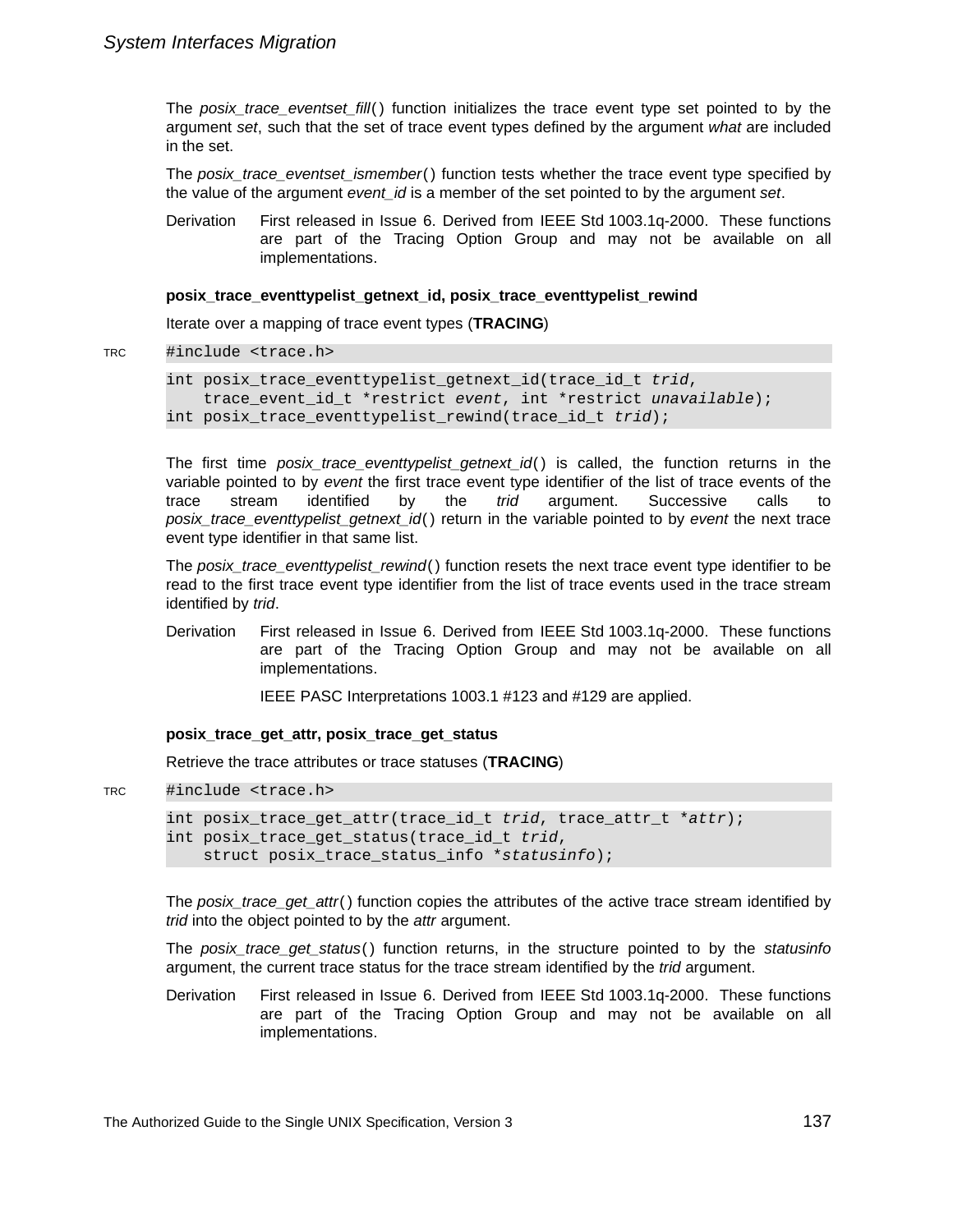The *posix_trace_eventset_fill*( ) function initializes the trace event type set pointed to by the argument *set*, such that the set of trace event types defined by the argument *what* are included in the set.

The *posix_trace_eventset_ismember*( ) function tests whether the trace event type specified by the value of the argument *event_id* is a member of the set pointed to by the argument *set*.

Derivation First released in Issue 6. Derived from IEEE Std 1003.1q-2000. These functions are part of the Tracing Option Group and may not be available on all implementations.

**posix_trace_eventtypelist_getnext_id, posix_trace_eventtypelist_rewind**

Iterate over a mapping of trace event types (**TRACING**)

TRC
```
#include <trace.h>
```

```
int posix_trace_eventtypelist_getnext_id(trace_id_t trid,
    trace_event_id_t *restrict event, int *restrict unavailable);
int posix_trace_eventtypelist_rewind(trace_id_t trid);
```

The first time *posix_trace_eventtypelist_getnext_id*( ) is called, the function returns in the variable pointed to by *event* the first trace event type identifier of the list of trace events of the trace stream identified by the *trid* argument. Successive calls to *posix_trace_eventtypelist_getnext_id*( ) return in the variable pointed to by *event* the next trace event type identifier in that same list.

The *posix_trace_eventtypelist_rewind*( ) function resets the next trace event type identifier to be read to the first trace event type identifier from the list of trace events used in the trace stream identified by *trid*.

Derivation First released in Issue 6. Derived from IEEE Std 1003.1q-2000. These functions are part of the Tracing Option Group and may not be available on all implementations.

IEEE PASC Interpretations 1003.1 #123 and #129 are applied.

**posix_trace_get_attr, posix_trace_get_status**

Retrieve the trace attributes or trace statuses (**TRACING**)

TRC
```
#include <trace.h>
```

```
int posix_trace_get_attr(trace_id_t trid, trace_attr_t *attr);
int posix_trace_get_status(trace_id_t trid,
    struct posix_trace_status_info *statusinfo);
```

The *posix_trace_get_attr*( ) function copies the attributes of the active trace stream identified by *trid* into the object pointed to by the *attr* argument.

The *posix_trace_get_status*( ) function returns, in the structure pointed to by the *statusinfo* argument, the current trace status for the trace stream identified by the *trid* argument.

Derivation First released in Issue 6. Derived from IEEE Std 1003.1q-2000. These functions are part of the Tracing Option Group and may not be available on all implementations.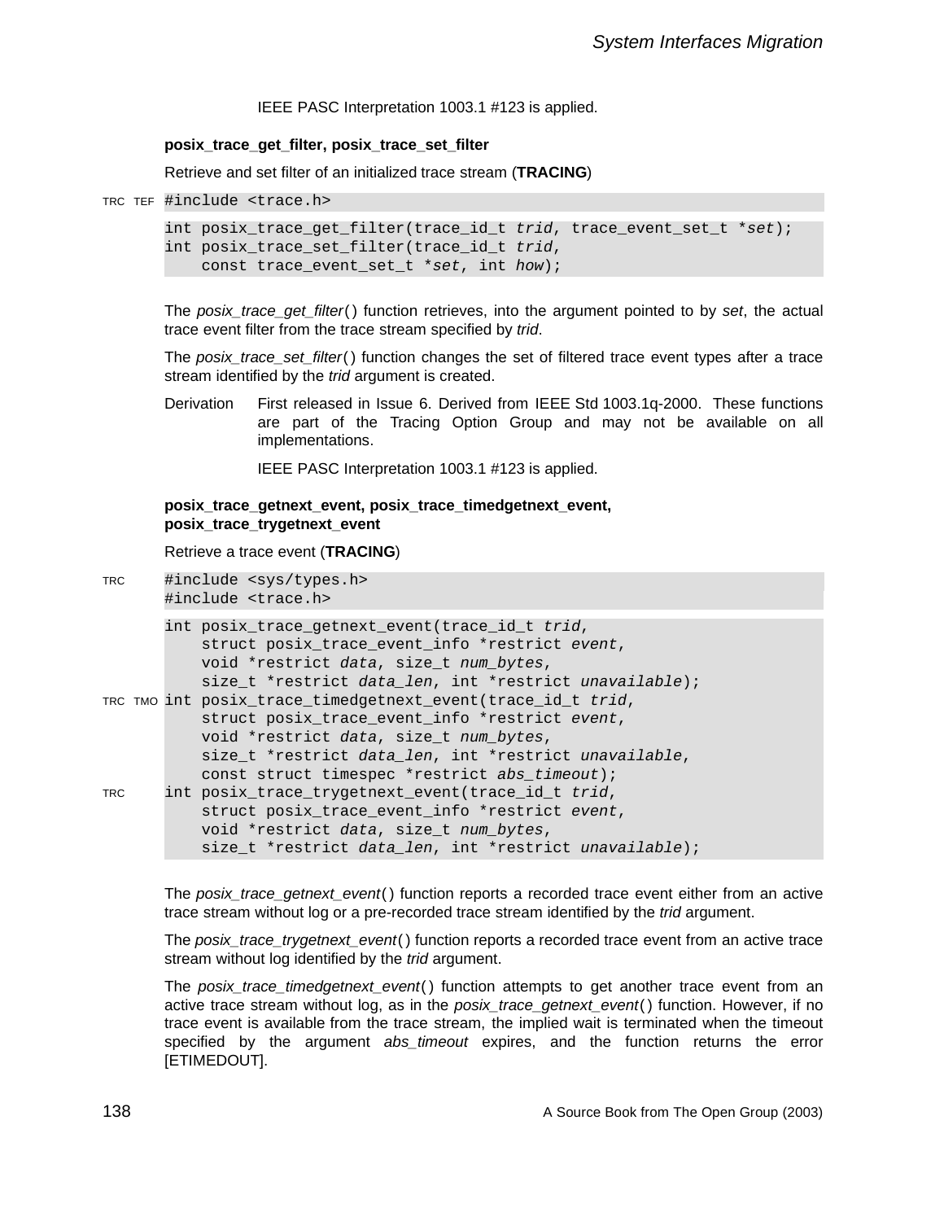IEEE PASC Interpretation 1003.1 #123 is applied.

**posix_trace_get_filter, posix_trace_set_filter**

Retrieve and set filter of an initialized trace stream (**TRACING**)

TRC TEF

```
#include <trace.h>

int posix_trace_get_filter(trace_id_t trid, trace_event_set_t *set);
int posix_trace_set_filter(trace_id_t trid,
    const trace_event_set_t *set, int how);
```

The *posix_trace_get_filter*( ) function retrieves, into the argument pointed to by *set*, the actual trace event filter from the trace stream specified by *trid*.

The *posix_trace_set_filter*( ) function changes the set of filtered trace event types after a trace stream identified by the *trid* argument is created.

Derivation First released in Issue 6. Derived from IEEE Std 1003.1q-2000. These functions are part of the Tracing Option Group and may not be available on all implementations.

IEEE PASC Interpretation 1003.1 #123 is applied.

**posix_trace_getnext_event, posix_trace_timedgetnext_event, posix_trace_trygetnext_event**

Retrieve a trace event (**TRACING**)

TRC

```
#include <sys/types.h>
#include <trace.h>

int posix_trace_getnext_event(trace_id_t trid,
    struct posix_trace_event_info *restrict event,
    void *restrict data, size_t num_bytes,
    size_t *restrict data_len, int *restrict unavailable);
```

TRC TMO

```
int posix_trace_timedgetnext_event(trace_id_t trid,
    struct posix_trace_event_info *restrict event,
    void *restrict data, size_t num_bytes,
    size_t *restrict data_len, int *restrict unavailable,
    const struct timespec *restrict abs_timeout);
```

TRC

```
int posix_trace_trygetnext_event(trace_id_t trid,
    struct posix_trace_event_info *restrict event,
    void *restrict data, size_t num_bytes,
    size_t *restrict data_len, int *restrict unavailable);
```

The *posix_trace_getnext_event*( ) function reports a recorded trace event either from an active trace stream without log or a pre-recorded trace stream identified by the *trid* argument.

The *posix_trace_trygetnext_event*( ) function reports a recorded trace event from an active trace stream without log identified by the *trid* argument.

The *posix_trace_timedgetnext_event*( ) function attempts to get another trace event from an active trace stream without log, as in the *posix_trace_getnext_event*( ) function. However, if no trace event is available from the trace stream, the implied wait is terminated when the timeout specified by the argument *abs_timeout* expires, and the function returns the error [ETIMEDOUT].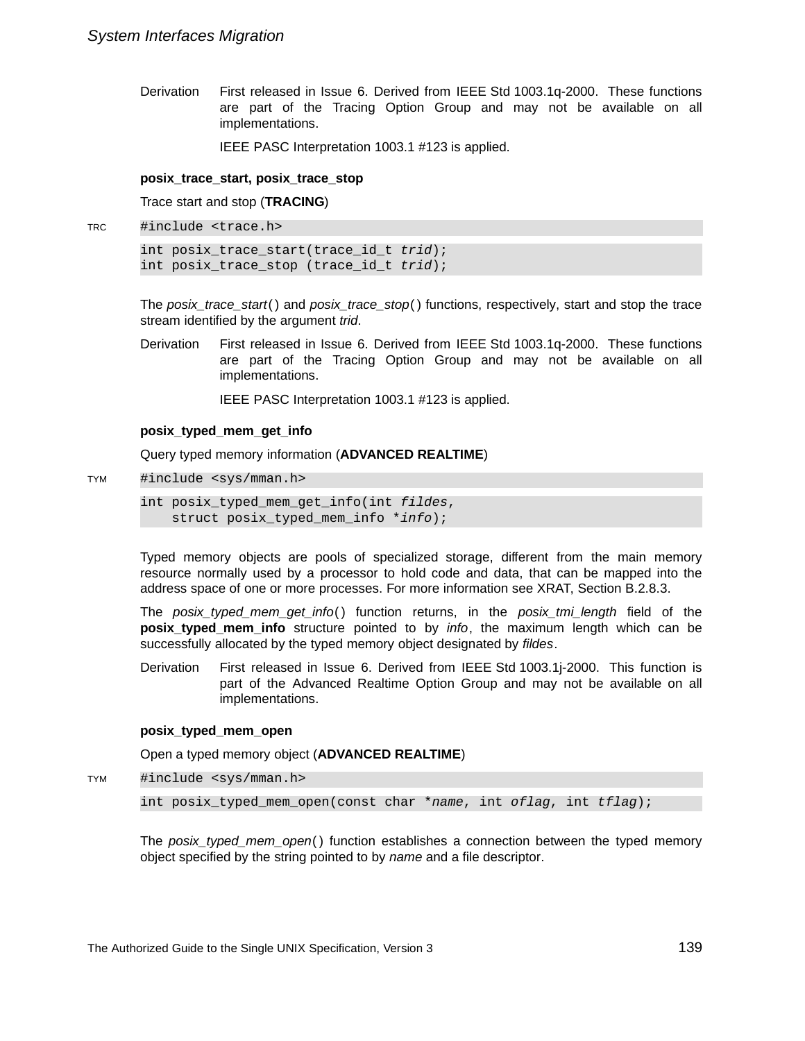Derivation First released in Issue 6. Derived from IEEE Std 1003.1q-2000. These functions are part of the Tracing Option Group and may not be available on all implementations.

IEEE PASC Interpretation 1003.1 #123 is applied.

**posix_trace_start, posix_trace_stop**

Trace start and stop (**TRACING**)

TRC
```
#include <trace.h>
```

```
int posix_trace_start(trace_id_t trid);
int posix_trace_stop (trace_id_t trid);
```

The *posix_trace_start*() and *posix_trace_stop*() functions, respectively, start and stop the trace stream identified by the argument *trid*.

Derivation First released in Issue 6. Derived from IEEE Std 1003.1q-2000. These functions are part of the Tracing Option Group and may not be available on all implementations.

IEEE PASC Interpretation 1003.1 #123 is applied.

**posix_typed_mem_get_info**

Query typed memory information (**ADVANCED REALTIME**)

TYM
```
#include <sys/mman.h>
```

```
int posix_typed_mem_get_info(int fildes,
    struct posix_typed_mem_info *info);
```

Typed memory objects are pools of specialized storage, different from the main memory resource normally used by a processor to hold code and data, that can be mapped into the address space of one or more processes. For more information see XRAT, Section B.2.8.3.

The *posix_typed_mem_get_info*() function returns, in the *posix_tmi_length* field of the **posix_typed_mem_info** structure pointed to by *info*, the maximum length which can be successfully allocated by the typed memory object designated by *fildes*.

Derivation First released in Issue 6. Derived from IEEE Std 1003.1j-2000. This function is part of the Advanced Realtime Option Group and may not be available on all implementations.

**posix_typed_mem_open**

Open a typed memory object (**ADVANCED REALTIME**)

TYM
```
#include <sys/mman.h>
```

```
int posix_typed_mem_open(const char *name, int oflag, int tflag);
```

The *posix_typed_mem_open*() function establishes a connection between the typed memory object specified by the string pointed to by *name* and a file descriptor.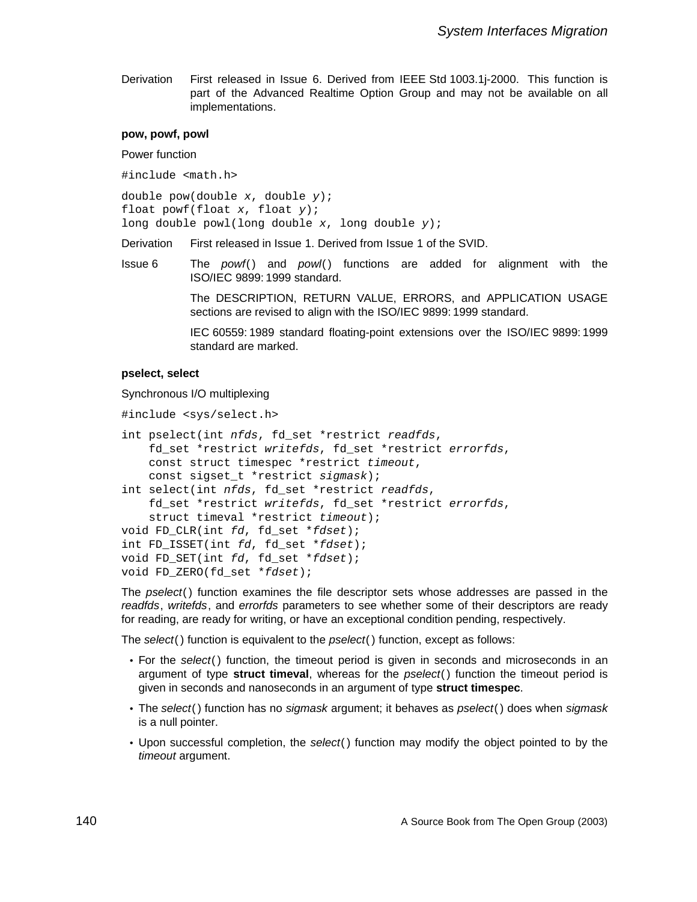Derivation First released in Issue 6. Derived from IEEE Std 1003.1j-2000. This function is part of the Advanced Realtime Option Group and may not be available on all implementations.

**pow, powf, powl**

Power function

```
#include <math.h>
```

```
double pow(double x, double y);
float powf(float x, float y);
long double powl(long double x, long double y);
```

Derivation First released in Issue 1. Derived from Issue 1 of the SVID.

Issue 6 The *powf*() and *powl*() functions are added for alignment with the ISO/IEC 9899: 1999 standard.

The DESCRIPTION, RETURN VALUE, ERRORS, and APPLICATION USAGE sections are revised to align with the ISO/IEC 9899: 1999 standard.

IEC 60559: 1989 standard floating-point extensions over the ISO/IEC 9899: 1999 standard are marked.

**pselect, select**

Synchronous I/O multiplexing

```
#include <sys/select.h>
```

```
int pselect(int nfds, fd_set *restrict readfds,
    fd_set *restrict writefds, fd_set *restrict errorfds,
    const struct timespec *restrict timeout,
    const sigset_t *restrict sigmask);
int select(int nfds, fd_set *restrict readfds,
    fd_set *restrict writefds, fd_set *restrict errorfds,
    struct timeval *restrict timeout);
void FD_CLR(int fd, fd_set *fdset);
int FD_ISSET(int fd, fd_set *fdset);
void FD_SET(int fd, fd_set *fdset);
void FD_ZERO(fd_set *fdset);
```

The *pselect*() function examines the file descriptor sets whose addresses are passed in the *readfds*, *writefds*, and *errorfds* parameters to see whether some of their descriptors are ready for reading, are ready for writing, or have an exceptional condition pending, respectively.

The *select*() function is equivalent to the *pselect*() function, except as follows:

- For the *select*() function, the timeout period is given in seconds and microseconds in an argument of type **struct timeval**, whereas for the *pselect*() function the timeout period is given in seconds and nanoseconds in an argument of type **struct timespec**.
- The *select*() function has no *sigmask* argument; it behaves as *pselect*() does when *sigmask* is a null pointer.
- Upon successful completion, the *select*() function may modify the object pointed to by the *timeout* argument.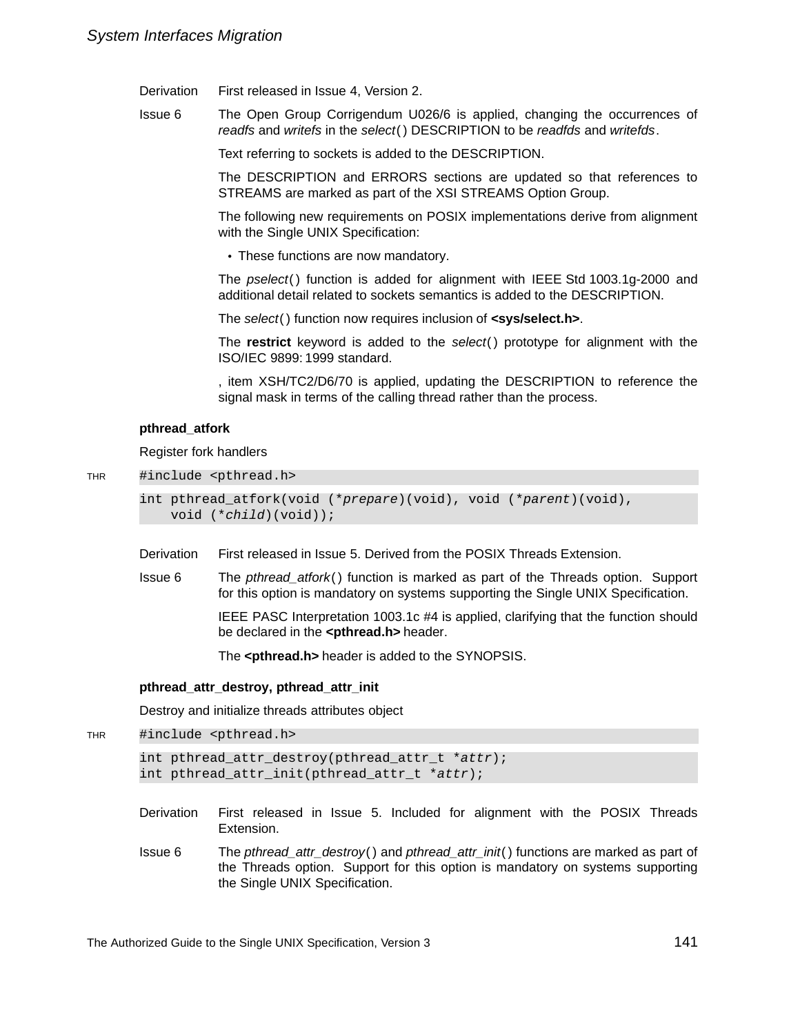Derivation First released in Issue 4, Version 2.

Issue 6 The Open Group Corrigendum U026/6 is applied, changing the occurrences of *readfs* and *writefs* in the *select*( ) DESCRIPTION to be *readfds* and *writefds*.

Text referring to sockets is added to the DESCRIPTION.

The DESCRIPTION and ERRORS sections are updated so that references to STREAMS are marked as part of the XSI STREAMS Option Group.

The following new requirements on POSIX implementations derive from alignment with the Single UNIX Specification:

- These functions are now mandatory.

The *pselect*( ) function is added for alignment with IEEE Std 1003.1g-2000 and additional detail related to sockets semantics is added to the DESCRIPTION.

The *select*( ) function now requires inclusion of **<sys/select.h>**.

The **restrict** keyword is added to the *select*( ) prototype for alignment with the ISO/IEC 9899: 1999 standard.

, item XSH/TC2/D6/70 is applied, updating the DESCRIPTION to reference the signal mask in terms of the calling thread rather than the process.

**pthread_atfork**

Register fork handlers

THR
```
#include <pthread.h>

int pthread_atfork(void (*prepare)(void), void (*parent)(void),
    void (*child)(void));
```

Derivation First released in Issue 5. Derived from the POSIX Threads Extension.

Issue 6 The *pthread_atfork*( ) function is marked as part of the Threads option. Support for this option is mandatory on systems supporting the Single UNIX Specification.

IEEE PASC Interpretation 1003.1c #4 is applied, clarifying that the function should be declared in the **<pthread.h>** header.

The **<pthread.h>** header is added to the SYNOPSIS.

**pthread_attr_destroy, pthread_attr_init**

Destroy and initialize threads attributes object

THR
```
#include <pthread.h>

int pthread_attr_destroy(pthread_attr_t *attr);
int pthread_attr_init(pthread_attr_t *attr);
```

Derivation First released in Issue 5. Included for alignment with the POSIX Threads Extension.

Issue 6 The *pthread_attr_destroy*( ) and *pthread_attr_init*( ) functions are marked as part of the Threads option. Support for this option is mandatory on systems supporting the Single UNIX Specification.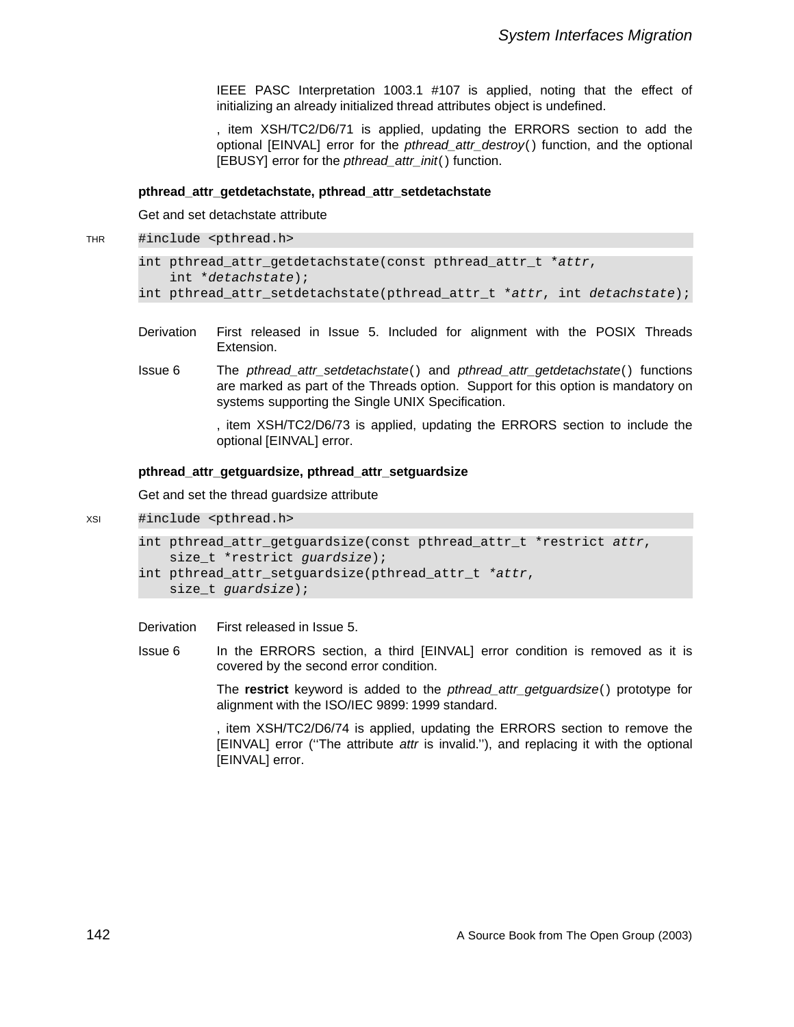IEEE PASC Interpretation 1003.1 #107 is applied, noting that the effect of initializing an already initialized thread attributes object is undefined.

, item XSH/TC2/D6/71 is applied, updating the ERRORS section to add the optional [EINVAL] error for the *pthread_attr_destroy*( ) function, and the optional [EBUSY] error for the *pthread_attr_init*( ) function.

**pthread_attr_getdetachstate, pthread_attr_setdetachstate**

Get and set detachstate attribute

THR
```
#include <pthread.h>
```

```
int pthread_attr_getdetachstate(const pthread_attr_t *attr,
    int *detachstate);
int pthread_attr_setdetachstate(pthread_attr_t *attr, int detachstate);
```

Derivation First released in Issue 5. Included for alignment with the POSIX Threads Extension.

Issue 6 The *pthread_attr_setdetachstate*( ) and *pthread_attr_getdetachstate*( ) functions are marked as part of the Threads option. Support for this option is mandatory on systems supporting the Single UNIX Specification.

, item XSH/TC2/D6/73 is applied, updating the ERRORS section to include the optional [EINVAL] error.

**pthread_attr_getguardsize, pthread_attr_setguardsize**

Get and set the thread guardsize attribute

XSI
```
#include <pthread.h>
```

```
int pthread_attr_getguardsize(const pthread_attr_t *restrict attr,
    size_t *restrict guardsize);
int pthread_attr_setguardsize(pthread_attr_t *attr,
    size_t guardsize);
```

Derivation First released in Issue 5.

Issue 6 In the ERRORS section, a third [EINVAL] error condition is removed as it is covered by the second error condition.

The **restrict** keyword is added to the *pthread_attr_getguardsize*( ) prototype for alignment with the ISO/IEC 9899: 1999 standard.

, item XSH/TC2/D6/74 is applied, updating the ERRORS section to remove the [EINVAL] error (''The attribute *attr* is invalid.''), and replacing it with the optional [EINVAL] error.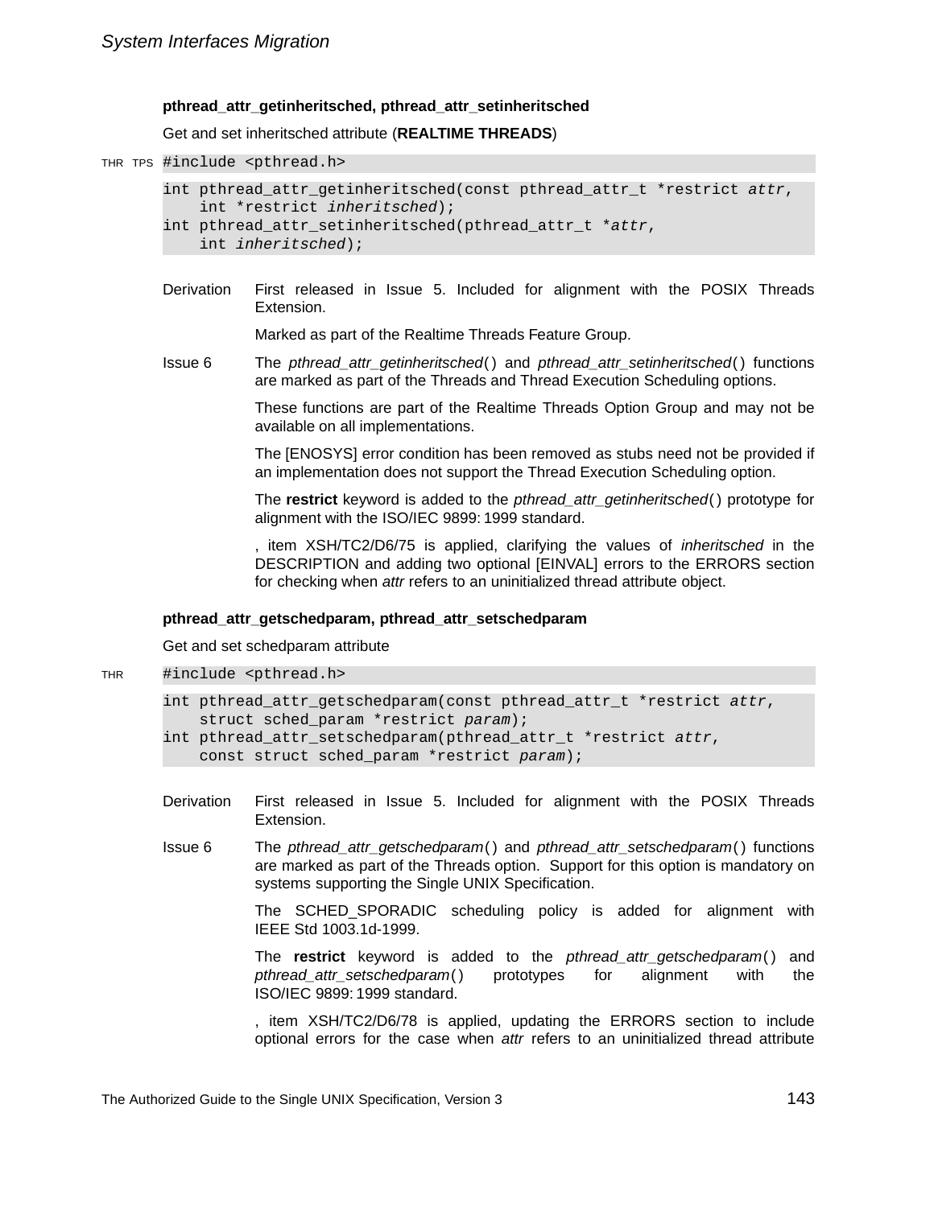### pthread_attr_getinheritsched, pthread_attr_setinheritsched

Get and set inheritsched attribute (**REALTIME THREADS**)

THR TPS
```
#include <pthread.h>

int pthread_attr_getinheritsched(const pthread_attr_t *restrict attr,
    int *restrict inheritsched);
int pthread_attr_setinheritsched(pthread_attr_t *attr,
    int inheritsched);
```

**Derivation** First released in Issue 5. Included for alignment with the POSIX Threads Extension.

Marked as part of the Realtime Threads Feature Group.

**Issue 6** The *pthread_attr_getinheritsched*() and *pthread_attr_setinheritsched*() functions are marked as part of the Threads and Thread Execution Scheduling options.

These functions are part of the Realtime Threads Option Group and may not be available on all implementations.

The [ENOSYS] error condition has been removed as stubs need not be provided if an implementation does not support the Thread Execution Scheduling option.

The **restrict** keyword is added to the *pthread_attr_getinheritsched*() prototype for alignment with the ISO/IEC 9899:1999 standard.

, item XSH/TC2/D6/75 is applied, clarifying the values of *inheritsched* in the DESCRIPTION and adding two optional [EINVAL] errors to the ERRORS section for checking when *attr* refers to an uninitialized thread attribute object.

### pthread_attr_getschedparam, pthread_attr_setschedparam

Get and set schedparam attribute

THR
```
#include <pthread.h>

int pthread_attr_getschedparam(const pthread_attr_t *restrict attr,
    struct sched_param *restrict param);
int pthread_attr_setschedparam(pthread_attr_t *restrict attr,
    const struct sched_param *restrict param);
```

**Derivation** First released in Issue 5. Included for alignment with the POSIX Threads Extension.

**Issue 6** The *pthread_attr_getschedparam*() and *pthread_attr_setschedparam*() functions are marked as part of the Threads option. Support for this option is mandatory on systems supporting the Single UNIX Specification.

The SCHED_SPORADIC scheduling policy is added for alignment with IEEE Std 1003.1d-1999.

The **restrict** keyword is added to the *pthread_attr_getschedparam*() and *pthread_attr_setschedparam*() prototypes for alignment with the ISO/IEC 9899:1999 standard.

, item XSH/TC2/D6/78 is applied, updating the ERRORS section to include optional errors for the case when *attr* refers to an uninitialized thread attribute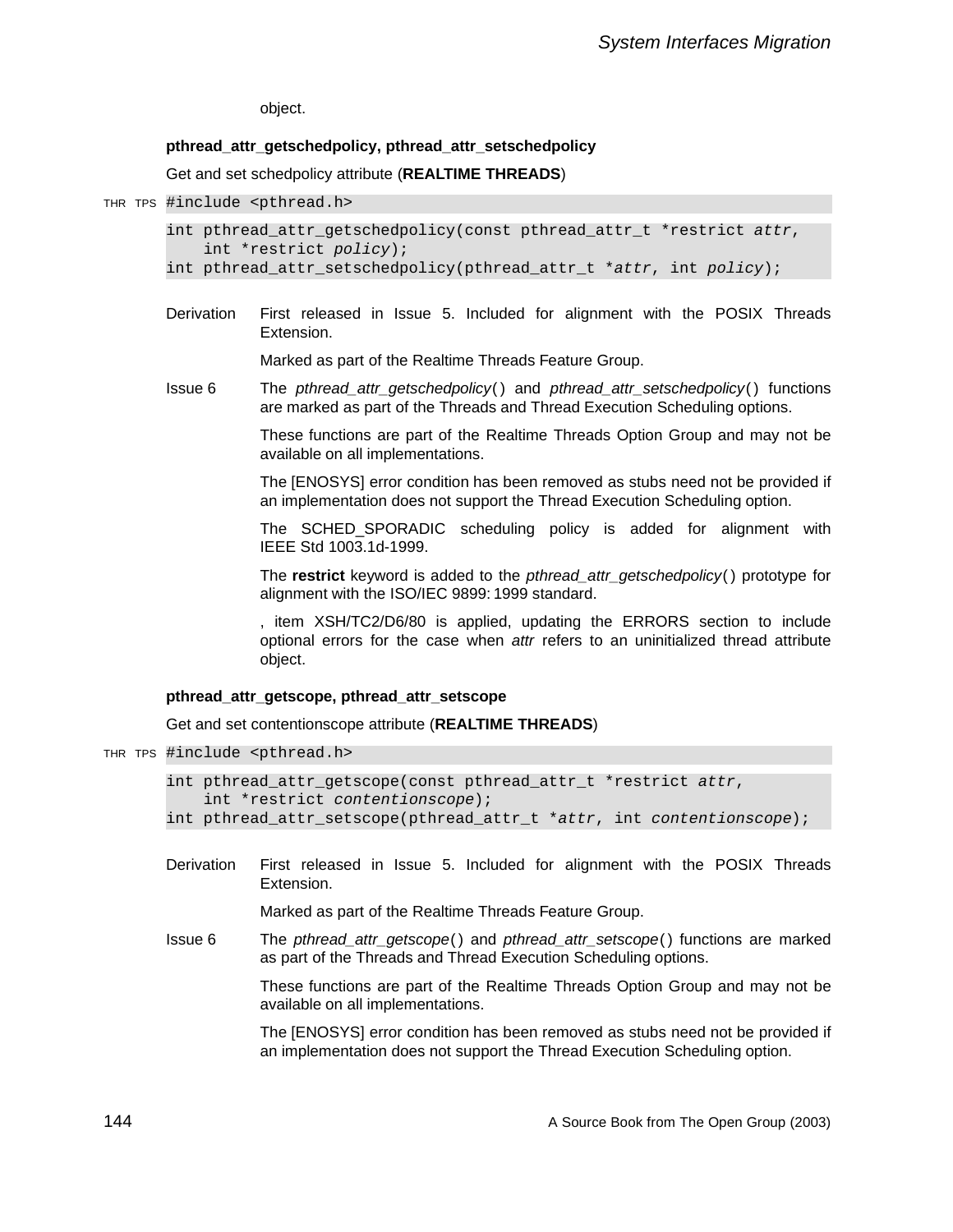object.

### pthread_attr_getschedpolicy, pthread_attr_setschedpolicy

Get and set schedpolicy attribute (**REALTIME THREADS**)

THR TPS
```
#include <pthread.h>
```

```
int pthread_attr_getschedpolicy(const pthread_attr_t *restrict attr,
    int *restrict policy);
int pthread_attr_setschedpolicy(pthread_attr_t *attr, int policy);
```

**Derivation** First released in Issue 5. Included for alignment with the POSIX Threads Extension.

Marked as part of the Realtime Threads Feature Group.

**Issue 6** The *pthread_attr_getschedpolicy*() and *pthread_attr_setschedpolicy*() functions are marked as part of the Threads and Thread Execution Scheduling options.

These functions are part of the Realtime Threads Option Group and may not be available on all implementations.

The [ENOSYS] error condition has been removed as stubs need not be provided if an implementation does not support the Thread Execution Scheduling option.

The SCHED_SPORADIC scheduling policy is added for alignment with IEEE Std 1003.1d-1999.

The **restrict** keyword is added to the *pthread_attr_getschedpolicy*() prototype for alignment with the ISO/IEC 9899: 1999 standard.

, item XSH/TC2/D6/80 is applied, updating the ERRORS section to include optional errors for the case when *attr* refers to an uninitialized thread attribute object.

### pthread_attr_getscope, pthread_attr_setscope

Get and set contentionscope attribute (**REALTIME THREADS**)

THR TPS
```
#include <pthread.h>
```

```
int pthread_attr_getscope(const pthread_attr_t *restrict attr,
    int *restrict contentionscope);
int pthread_attr_setscope(pthread_attr_t *attr, int contentionscope);
```

**Derivation** First released in Issue 5. Included for alignment with the POSIX Threads Extension.

Marked as part of the Realtime Threads Feature Group.

**Issue 6** The *pthread_attr_getscope*() and *pthread_attr_setscope*() functions are marked as part of the Threads and Thread Execution Scheduling options.

These functions are part of the Realtime Threads Option Group and may not be available on all implementations.

The [ENOSYS] error condition has been removed as stubs need not be provided if an implementation does not support the Thread Execution Scheduling option.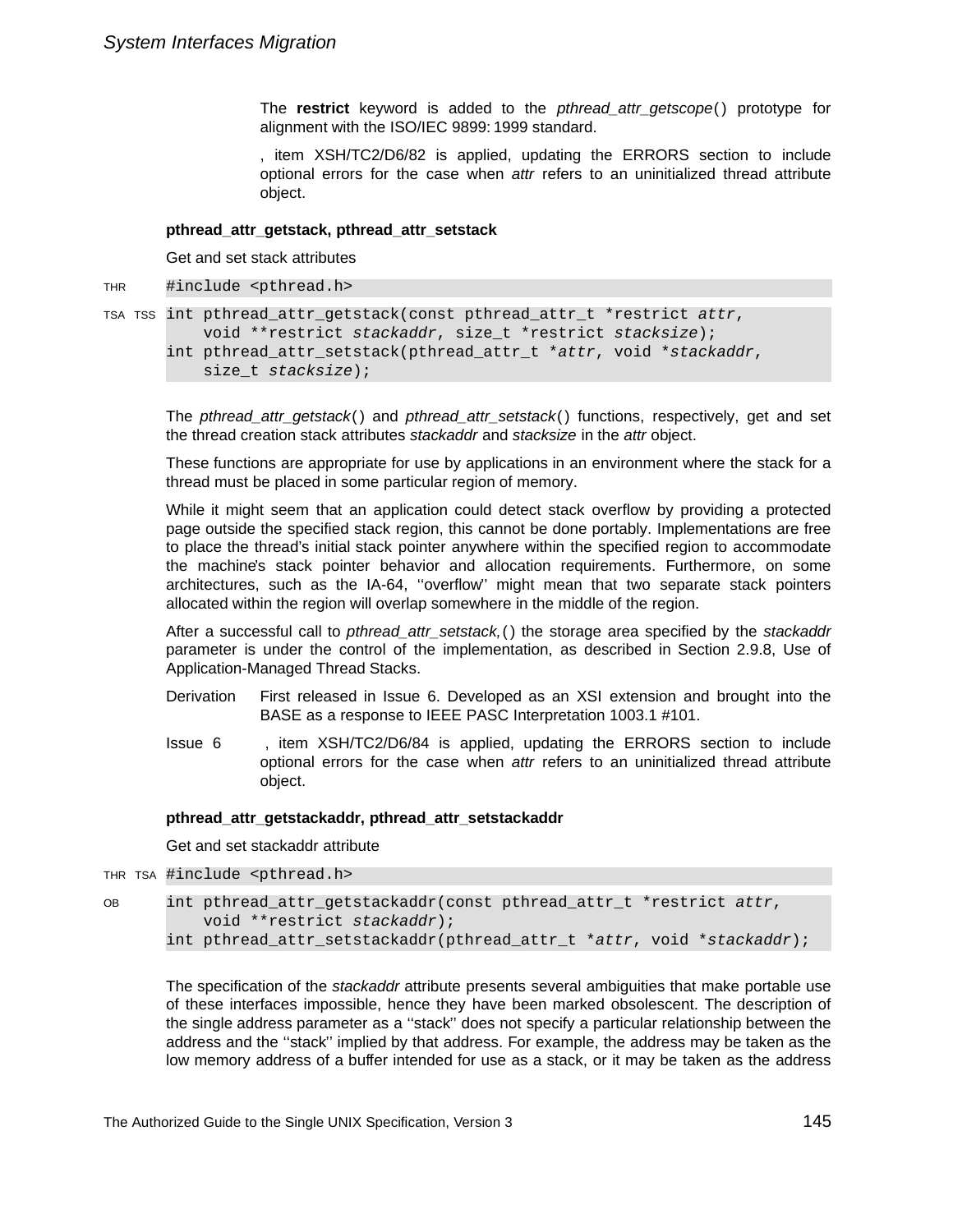The **restrict** keyword is added to the *pthread_attr_getscope*() prototype for alignment with the ISO/IEC 9899: 1999 standard.

, item XSH/TC2/D6/82 is applied, updating the ERRORS section to include optional errors for the case when *attr* refers to an uninitialized thread attribute object.

### pthread_attr_getstack, pthread_attr_setstack

Get and set stack attributes

THR

```
#include <pthread.h>
```

TSA TSS

```
int pthread_attr_getstack(const pthread_attr_t *restrict attr,
    void **restrict stackaddr, size_t *restrict stacksize);
int pthread_attr_setstack(pthread_attr_t *attr, void *stackaddr,
    size_t stacksize);
```

The *pthread_attr_getstack*() and *pthread_attr_setstack*() functions, respectively, get and set the thread creation stack attributes *stackaddr* and *stacksize* in the *attr* object.

These functions are appropriate for use by applications in an environment where the stack for a thread must be placed in some particular region of memory.

While it might seem that an application could detect stack overflow by providing a protected page outside the specified stack region, this cannot be done portably. Implementations are free to place the thread's initial stack pointer anywhere within the specified region to accommodate the machine's stack pointer behavior and allocation requirements. Furthermore, on some architectures, such as the IA-64, ''overflow'' might mean that two separate stack pointers allocated within the region will overlap somewhere in the middle of the region.

After a successful call to *pthread_attr_setstack,*() the storage area specified by the *stackaddr* parameter is under the control of the implementation, as described in Section 2.9.8, Use of Application-Managed Thread Stacks.

Derivation — First released in Issue 6. Developed as an XSI extension and brought into the BASE as a response to IEEE PASC Interpretation 1003.1 #101.

Issue 6 — , item XSH/TC2/D6/84 is applied, updating the ERRORS section to include optional errors for the case when *attr* refers to an uninitialized thread attribute object.

### pthread_attr_getstackaddr, pthread_attr_setstackaddr

Get and set stackaddr attribute

THR TSA

```
#include <pthread.h>
```

OB

```
int pthread_attr_getstackaddr(const pthread_attr_t *restrict attr,
    void **restrict stackaddr);
int pthread_attr_setstackaddr(pthread_attr_t *attr, void *stackaddr);
```

The specification of the *stackaddr* attribute presents several ambiguities that make portable use of these interfaces impossible, hence they have been marked obsolescent. The description of the single address parameter as a ''stack'' does not specify a particular relationship between the address and the ''stack'' implied by that address. For example, the address may be taken as the low memory address of a buffer intended for use as a stack, or it may be taken as the address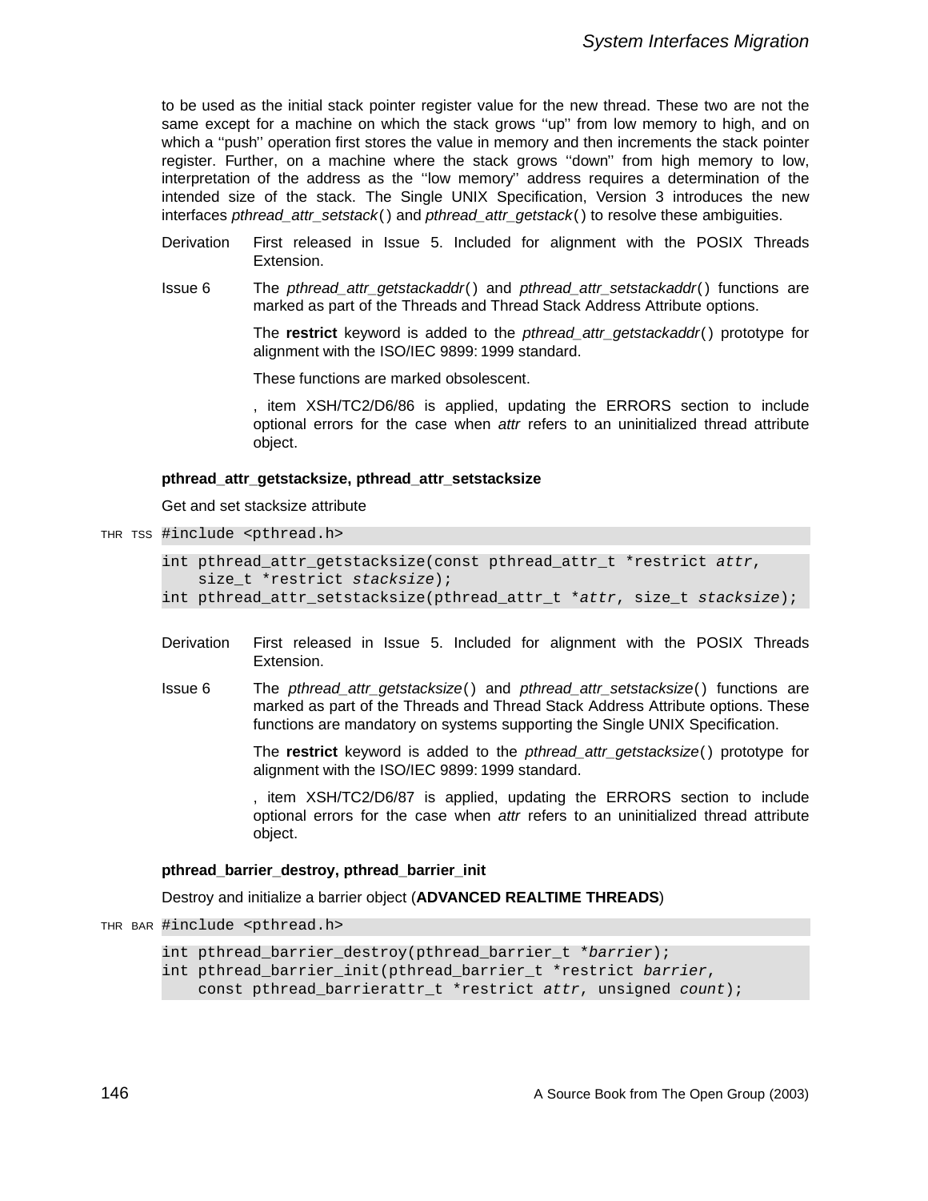to be used as the initial stack pointer register value for the new thread. These two are not the same except for a machine on which the stack grows ''up'' from low memory to high, and on which a ''push'' operation first stores the value in memory and then increments the stack pointer register. Further, on a machine where the stack grows ''down'' from high memory to low, interpretation of the address as the ''low memory'' address requires a determination of the intended size of the stack. The Single UNIX Specification, Version 3 introduces the new interfaces *pthread_attr_setstack*( ) and *pthread_attr_getstack*( ) to resolve these ambiguities.

Derivation — First released in Issue 5. Included for alignment with the POSIX Threads Extension.

Issue 6 — The *pthread_attr_getstackaddr*( ) and *pthread_attr_setstackaddr*( ) functions are marked as part of the Threads and Thread Stack Address Attribute options.

The **restrict** keyword is added to the *pthread_attr_getstackaddr*( ) prototype for alignment with the ISO/IEC 9899: 1999 standard.

These functions are marked obsolescent.

, item XSH/TC2/D6/86 is applied, updating the ERRORS section to include optional errors for the case when *attr* refers to an uninitialized thread attribute object.

**pthread_attr_getstacksize, pthread_attr_setstacksize**

Get and set stacksize attribute

THR TSS
```
#include <pthread.h>

int pthread_attr_getstacksize(const pthread_attr_t *restrict attr,
    size_t *restrict stacksize);
int pthread_attr_setstacksize(pthread_attr_t *attr, size_t stacksize);
```

Derivation — First released in Issue 5. Included for alignment with the POSIX Threads Extension.

Issue 6 — The *pthread_attr_getstacksize*( ) and *pthread_attr_setstacksize*( ) functions are marked as part of the Threads and Thread Stack Address Attribute options. These functions are mandatory on systems supporting the Single UNIX Specification.

The **restrict** keyword is added to the *pthread_attr_getstacksize*( ) prototype for alignment with the ISO/IEC 9899: 1999 standard.

, item XSH/TC2/D6/87 is applied, updating the ERRORS section to include optional errors for the case when *attr* refers to an uninitialized thread attribute object.

**pthread_barrier_destroy, pthread_barrier_init**

Destroy and initialize a barrier object (**ADVANCED REALTIME THREADS**)

THR BAR
```
#include <pthread.h>

int pthread_barrier_destroy(pthread_barrier_t *barrier);
int pthread_barrier_init(pthread_barrier_t *restrict barrier,
    const pthread_barrierattr_t *restrict attr, unsigned count);
```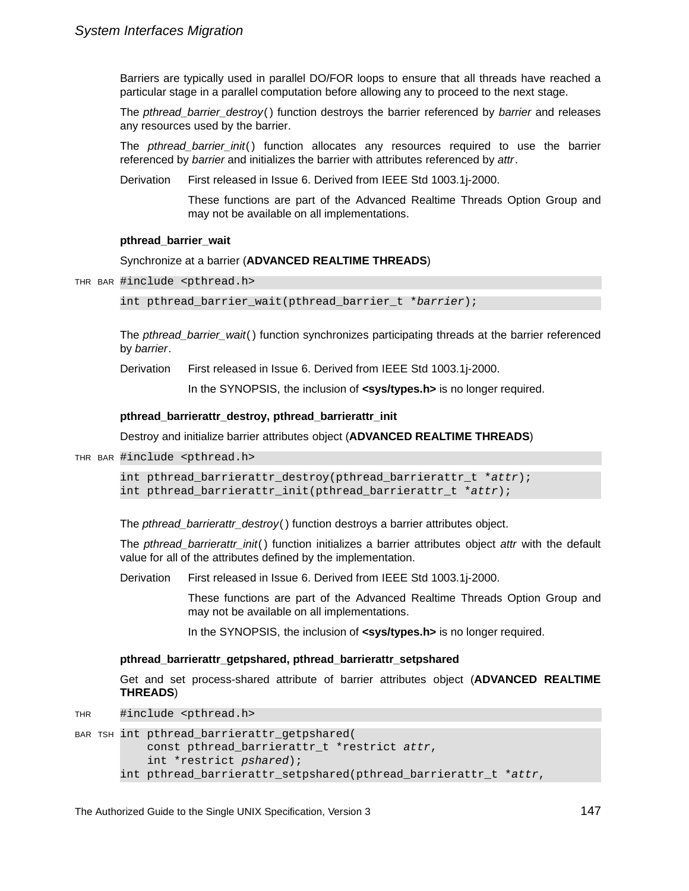Barriers are typically used in parallel DO/FOR loops to ensure that all threads have reached a particular stage in a parallel computation before allowing any to proceed to the next stage.

The *pthread_barrier_destroy*() function destroys the barrier referenced by *barrier* and releases any resources used by the barrier.

The *pthread_barrier_init*() function allocates any resources required to use the barrier referenced by *barrier* and initializes the barrier with attributes referenced by *attr*.

Derivation First released in Issue 6. Derived from IEEE Std 1003.1j-2000.

These functions are part of the Advanced Realtime Threads Option Group and may not be available on all implementations.

#### pthread_barrier_wait

Synchronize at a barrier (**ADVANCED REALTIME THREADS**)

THR BAR
```
#include <pthread.h>

int pthread_barrier_wait(pthread_barrier_t *barrier);
```

The *pthread_barrier_wait*() function synchronizes participating threads at the barrier referenced by *barrier*.

Derivation First released in Issue 6. Derived from IEEE Std 1003.1j-2000.

In the SYNOPSIS, the inclusion of **<sys/types.h>** is no longer required.

#### pthread_barrierattr_destroy, pthread_barrierattr_init

Destroy and initialize barrier attributes object (**ADVANCED REALTIME THREADS**)

THR BAR
```
#include <pthread.h>

int pthread_barrierattr_destroy(pthread_barrierattr_t *attr);
int pthread_barrierattr_init(pthread_barrierattr_t *attr);
```

The *pthread_barrierattr_destroy*() function destroys a barrier attributes object.

The *pthread_barrierattr_init*() function initializes a barrier attributes object *attr* with the default value for all of the attributes defined by the implementation.

Derivation First released in Issue 6. Derived from IEEE Std 1003.1j-2000.

These functions are part of the Advanced Realtime Threads Option Group and may not be available on all implementations.

In the SYNOPSIS, the inclusion of **<sys/types.h>** is no longer required.

#### pthread_barrierattr_getpshared, pthread_barrierattr_setpshared

Get and set process-shared attribute of barrier attributes object (**ADVANCED REALTIME THREADS**)

THR
```
#include <pthread.h>
```

BAR TSH
```
int pthread_barrierattr_getpshared(
    const pthread_barrierattr_t *restrict attr,
    int *restrict pshared);
int pthread_barrierattr_setpshared(pthread_barrierattr_t *attr,
```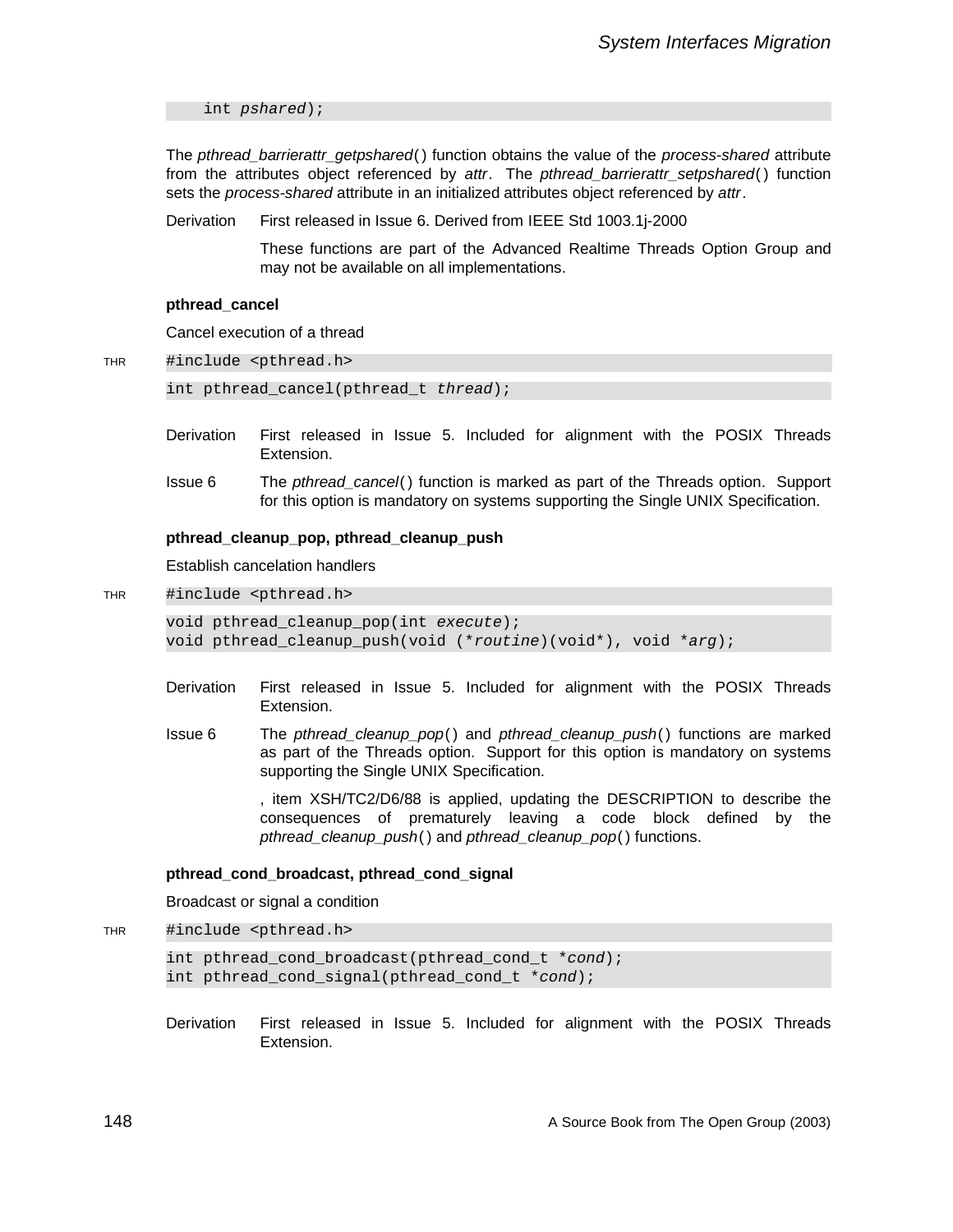```
    int pshared);
```

The *pthread_barrierattr_getpshared*() function obtains the value of the *process-shared* attribute from the attributes object referenced by *attr*. The *pthread_barrierattr_setpshared*() function sets the *process-shared* attribute in an initialized attributes object referenced by *attr*.

Derivation First released in Issue 6. Derived from IEEE Std 1003.1j-2000

These functions are part of the Advanced Realtime Threads Option Group and may not be available on all implementations.

**pthread_cancel**

Cancel execution of a thread

THR
```
#include <pthread.h>

int pthread_cancel(pthread_t thread);
```

Derivation First released in Issue 5. Included for alignment with the POSIX Threads Extension.

Issue 6 The *pthread_cancel*() function is marked as part of the Threads option. Support for this option is mandatory on systems supporting the Single UNIX Specification.

**pthread_cleanup_pop, pthread_cleanup_push**

Establish cancelation handlers

THR
```
#include <pthread.h>

void pthread_cleanup_pop(int execute);
void pthread_cleanup_push(void (*routine)(void*), void *arg);
```

Derivation First released in Issue 5. Included for alignment with the POSIX Threads Extension.

Issue 6 The *pthread_cleanup_pop*() and *pthread_cleanup_push*() functions are marked as part of the Threads option. Support for this option is mandatory on systems supporting the Single UNIX Specification.

, item XSH/TC2/D6/88 is applied, updating the DESCRIPTION to describe the consequences of prematurely leaving a code block defined by the *pthread_cleanup_push*() and *pthread_cleanup_pop*() functions.

**pthread_cond_broadcast, pthread_cond_signal**

Broadcast or signal a condition

THR
```
#include <pthread.h>

int pthread_cond_broadcast(pthread_cond_t *cond);
int pthread_cond_signal(pthread_cond_t *cond);
```

Derivation First released in Issue 5. Included for alignment with the POSIX Threads Extension.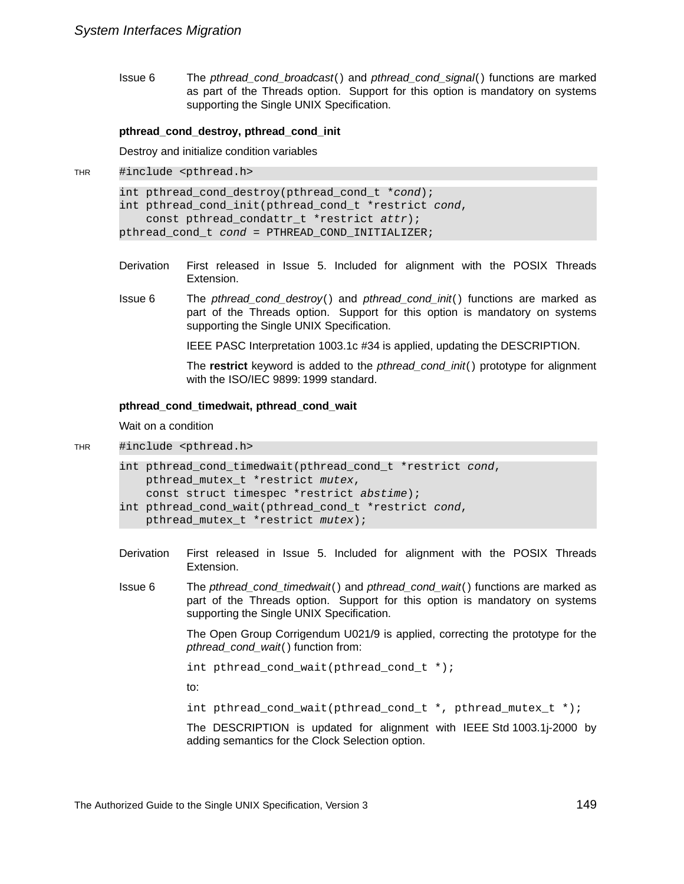Issue 6 The *pthread_cond_broadcast*() and *pthread_cond_signal*() functions are marked as part of the Threads option. Support for this option is mandatory on systems supporting the Single UNIX Specification.

**pthread_cond_destroy, pthread_cond_init**

Destroy and initialize condition variables

THR

```
#include <pthread.h>

int pthread_cond_destroy(pthread_cond_t *cond);
int pthread_cond_init(pthread_cond_t *restrict cond,
    const pthread_condattr_t *restrict attr);
pthread_cond_t cond = PTHREAD_COND_INITIALIZER;
```

Derivation First released in Issue 5. Included for alignment with the POSIX Threads Extension.

Issue 6 The *pthread_cond_destroy*() and *pthread_cond_init*() functions are marked as part of the Threads option. Support for this option is mandatory on systems supporting the Single UNIX Specification.

IEEE PASC Interpretation 1003.1c #34 is applied, updating the DESCRIPTION.

The **restrict** keyword is added to the *pthread_cond_init*() prototype for alignment with the ISO/IEC 9899: 1999 standard.

**pthread_cond_timedwait, pthread_cond_wait**

Wait on a condition

THR

```
#include <pthread.h>

int pthread_cond_timedwait(pthread_cond_t *restrict cond,
    pthread_mutex_t *restrict mutex,
    const struct timespec *restrict abstime);
int pthread_cond_wait(pthread_cond_t *restrict cond,
    pthread_mutex_t *restrict mutex);
```

Derivation First released in Issue 5. Included for alignment with the POSIX Threads Extension.

Issue 6 The *pthread_cond_timedwait*() and *pthread_cond_wait*() functions are marked as part of the Threads option. Support for this option is mandatory on systems supporting the Single UNIX Specification.

The Open Group Corrigendum U021/9 is applied, correcting the prototype for the *pthread_cond_wait*() function from:

```
int pthread_cond_wait(pthread_cond_t *);
```

to:

```
int pthread_cond_wait(pthread_cond_t *, pthread_mutex_t *);
```

The DESCRIPTION is updated for alignment with IEEE Std 1003.1j-2000 by adding semantics for the Clock Selection option.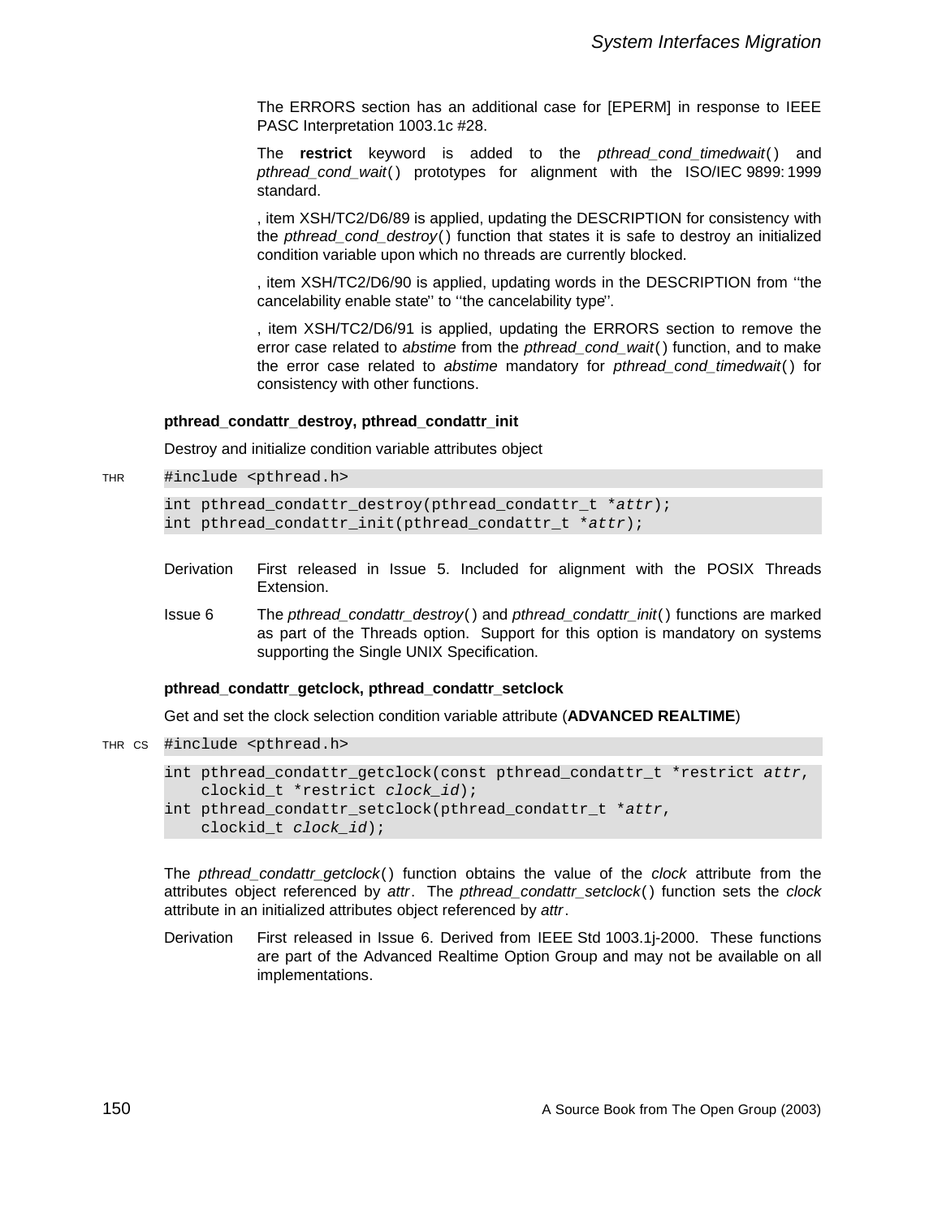The ERRORS section has an additional case for [EPERM] in response to IEEE PASC Interpretation 1003.1c #28.

The **restrict** keyword is added to the *pthread_cond_timedwait*( ) and *pthread_cond_wait*( ) prototypes for alignment with the ISO/IEC 9899: 1999 standard.

, item XSH/TC2/D6/89 is applied, updating the DESCRIPTION for consistency with the *pthread_cond_destroy*( ) function that states it is safe to destroy an initialized condition variable upon which no threads are currently blocked.

, item XSH/TC2/D6/90 is applied, updating words in the DESCRIPTION from ''the cancelability enable state'' to ''the cancelability type''.

, item XSH/TC2/D6/91 is applied, updating the ERRORS section to remove the error case related to *abstime* from the *pthread_cond_wait*( ) function, and to make the error case related to *abstime* mandatory for *pthread_cond_timedwait*( ) for consistency with other functions.

### pthread_condattr_destroy, pthread_condattr_init

Destroy and initialize condition variable attributes object

THR
```
#include <pthread.h>

int pthread_condattr_destroy(pthread_condattr_t *attr);
int pthread_condattr_init(pthread_condattr_t *attr);
```

Derivation — First released in Issue 5. Included for alignment with the POSIX Threads Extension.

Issue 6 — The *pthread_condattr_destroy*( ) and *pthread_condattr_init*( ) functions are marked as part of the Threads option. Support for this option is mandatory on systems supporting the Single UNIX Specification.

### pthread_condattr_getclock, pthread_condattr_setclock

Get and set the clock selection condition variable attribute (**ADVANCED REALTIME**)

THR CS
```
#include <pthread.h>

int pthread_condattr_getclock(const pthread_condattr_t *restrict attr,
    clockid_t *restrict clock_id);
int pthread_condattr_setclock(pthread_condattr_t *attr,
    clockid_t clock_id);
```

The *pthread_condattr_getclock*( ) function obtains the value of the *clock* attribute from the attributes object referenced by *attr*. The *pthread_condattr_setclock*( ) function sets the *clock* attribute in an initialized attributes object referenced by *attr*.

Derivation — First released in Issue 6. Derived from IEEE Std 1003.1j-2000. These functions are part of the Advanced Realtime Option Group and may not be available on all implementations.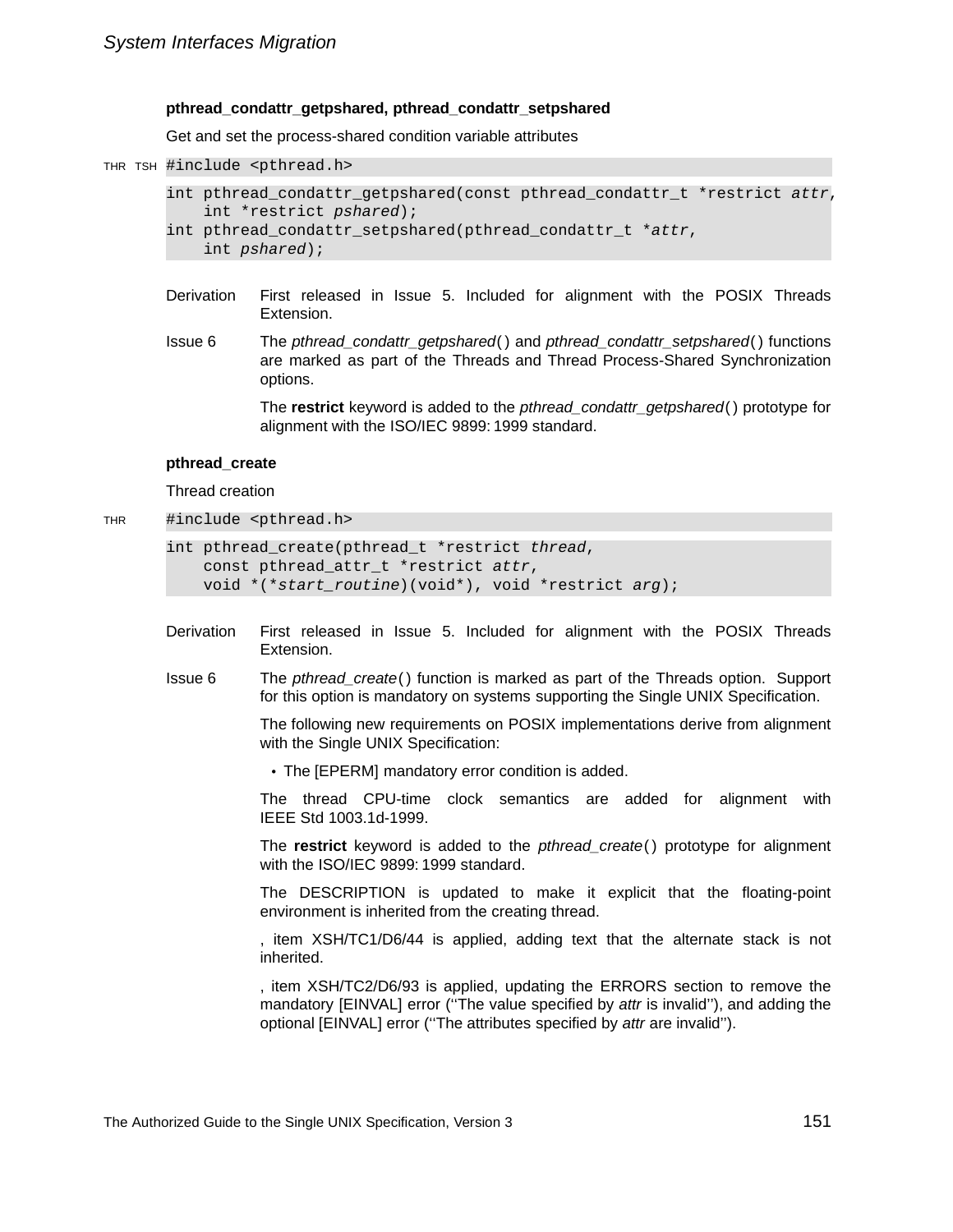### pthread_condattr_getpshared, pthread_condattr_setpshared

Get and set the process-shared condition variable attributes

THR TSH
```
#include <pthread.h>

int pthread_condattr_getpshared(const pthread_condattr_t *restrict attr,
    int *restrict pshared);
int pthread_condattr_setpshared(pthread_condattr_t *attr,
    int pshared);
```

**Derivation** First released in Issue 5. Included for alignment with the POSIX Threads Extension.

**Issue 6** The *pthread_condattr_getpshared*( ) and *pthread_condattr_setpshared*( ) functions are marked as part of the Threads and Thread Process-Shared Synchronization options.

The **restrict** keyword is added to the *pthread_condattr_getpshared*( ) prototype for alignment with the ISO/IEC 9899: 1999 standard.

### pthread_create

Thread creation

THR
```
#include <pthread.h>

int pthread_create(pthread_t *restrict thread,
    const pthread_attr_t *restrict attr,
    void *(*start_routine)(void*), void *restrict arg);
```

**Derivation** First released in Issue 5. Included for alignment with the POSIX Threads Extension.

**Issue 6** The *pthread_create*( ) function is marked as part of the Threads option. Support for this option is mandatory on systems supporting the Single UNIX Specification.

The following new requirements on POSIX implementations derive from alignment with the Single UNIX Specification:

- The [EPERM] mandatory error condition is added.

The thread CPU-time clock semantics are added for alignment with IEEE Std 1003.1d-1999.

The **restrict** keyword is added to the *pthread_create*( ) prototype for alignment with the ISO/IEC 9899: 1999 standard.

The DESCRIPTION is updated to make it explicit that the floating-point environment is inherited from the creating thread.

, item XSH/TC1/D6/44 is applied, adding text that the alternate stack is not inherited.

, item XSH/TC2/D6/93 is applied, updating the ERRORS section to remove the mandatory [EINVAL] error (''The value specified by *attr* is invalid''), and adding the optional [EINVAL] error (''The attributes specified by *attr* are invalid'').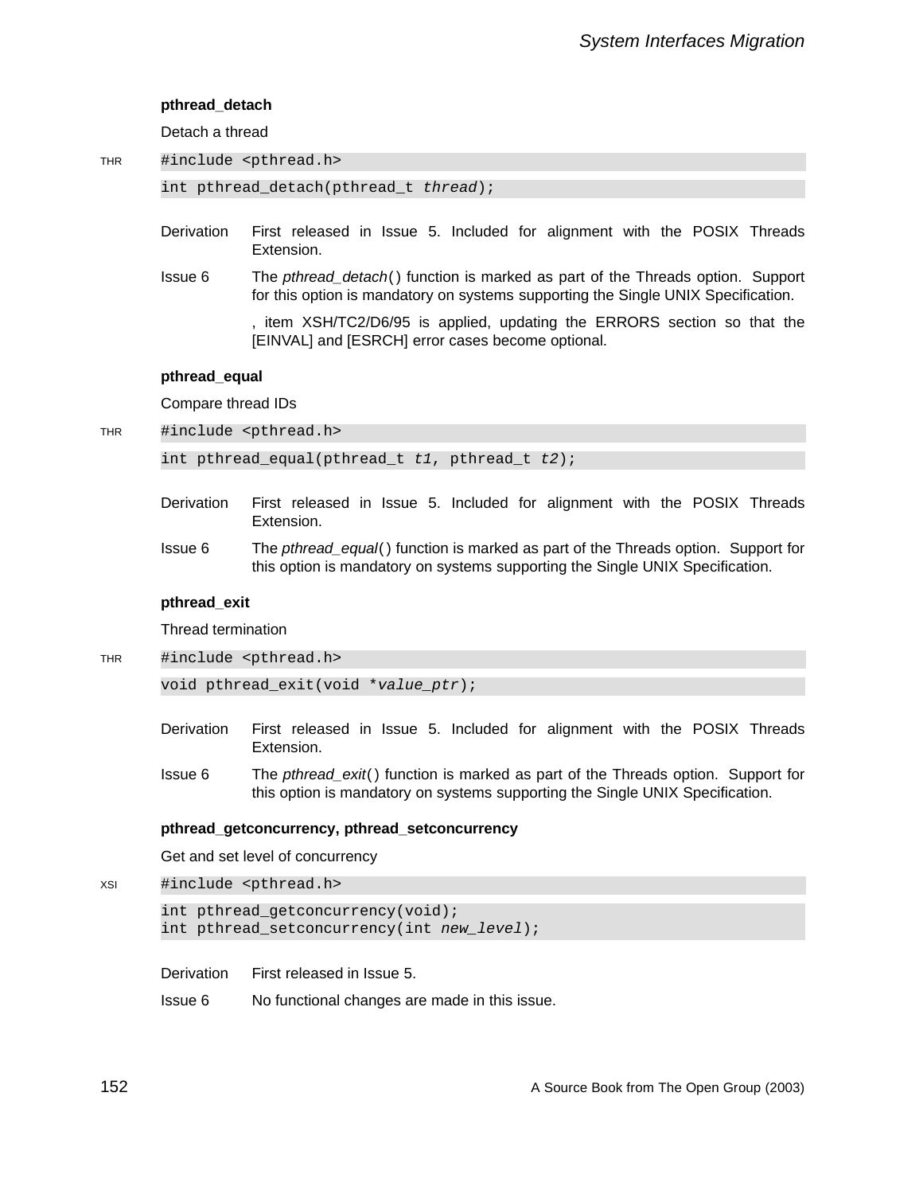### pthread_detach

Detach a thread

THR

```
#include <pthread.h>
int pthread_detach(pthread_t thread);
```

Derivation First released in Issue 5. Included for alignment with the POSIX Threads Extension.

Issue 6 The *pthread_detach*( ) function is marked as part of the Threads option. Support for this option is mandatory on systems supporting the Single UNIX Specification.

, item XSH/TC2/D6/95 is applied, updating the ERRORS section so that the [EINVAL] and [ESRCH] error cases become optional.

### pthread_equal

Compare thread IDs

THR

```
#include <pthread.h>
int pthread_equal(pthread_t t1, pthread_t t2);
```

Derivation First released in Issue 5. Included for alignment with the POSIX Threads Extension.

Issue 6 The *pthread_equal*( ) function is marked as part of the Threads option. Support for this option is mandatory on systems supporting the Single UNIX Specification.

### pthread_exit

Thread termination

THR

```
#include <pthread.h>
void pthread_exit(void *value_ptr);
```

Derivation First released in Issue 5. Included for alignment with the POSIX Threads Extension.

Issue 6 The *pthread_exit*( ) function is marked as part of the Threads option. Support for this option is mandatory on systems supporting the Single UNIX Specification.

### pthread_getconcurrency, pthread_setconcurrency

Get and set level of concurrency

XSI

```
#include <pthread.h>
int pthread_getconcurrency(void);
int pthread_setconcurrency(int new_level);
```

Derivation First released in Issue 5.

Issue 6 No functional changes are made in this issue.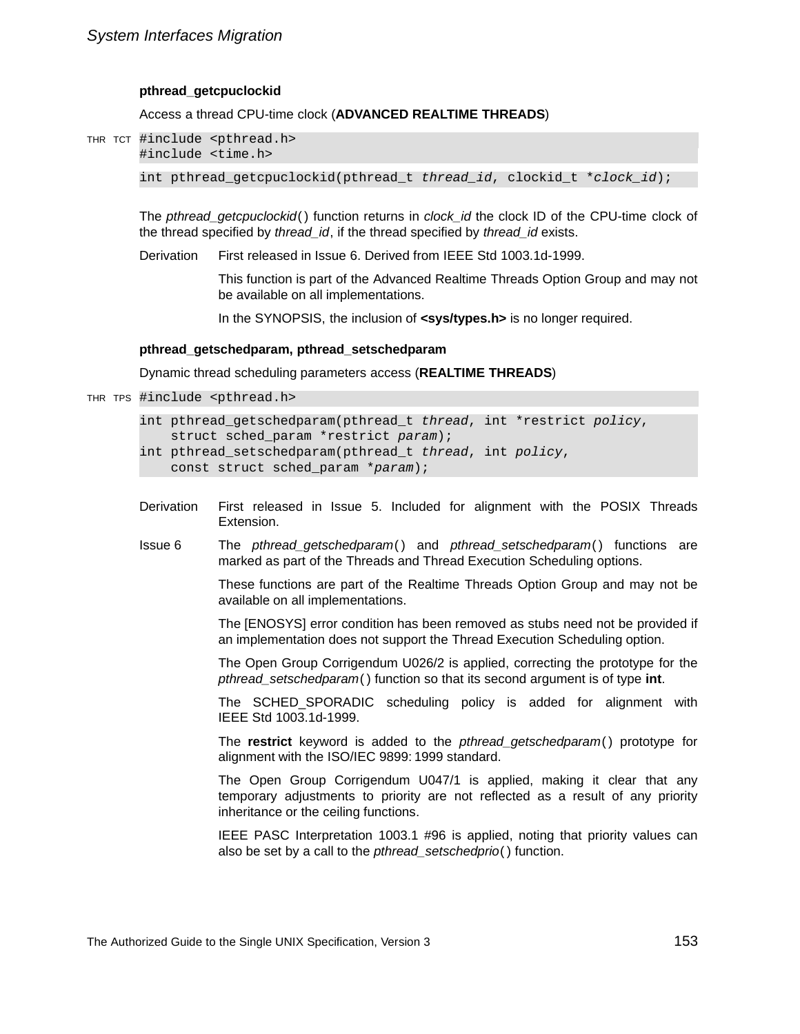### pthread_getcpuclockid

Access a thread CPU-time clock (**ADVANCED REALTIME THREADS**)

THR TCT

```
#include <pthread.h>
#include <time.h>

int pthread_getcpuclockid(pthread_t thread_id, clockid_t *clock_id);
```

The *pthread_getcpuclockid*() function returns in *clock_id* the clock ID of the CPU-time clock of the thread specified by *thread_id*, if the thread specified by *thread_id* exists.

**Derivation** First released in Issue 6. Derived from IEEE Std 1003.1d-1999.

This function is part of the Advanced Realtime Threads Option Group and may not be available on all implementations.

In the SYNOPSIS, the inclusion of **<sys/types.h>** is no longer required.

### pthread_getschedparam, pthread_setschedparam

Dynamic thread scheduling parameters access (**REALTIME THREADS**)

THR TPS

```
#include <pthread.h>

int pthread_getschedparam(pthread_t thread, int *restrict policy,
    struct sched_param *restrict param);
int pthread_setschedparam(pthread_t thread, int policy,
    const struct sched_param *param);
```

**Derivation** First released in Issue 5. Included for alignment with the POSIX Threads Extension.

**Issue 6** The *pthread_getschedparam*() and *pthread_setschedparam*() functions are marked as part of the Threads and Thread Execution Scheduling options.

These functions are part of the Realtime Threads Option Group and may not be available on all implementations.

The [ENOSYS] error condition has been removed as stubs need not be provided if an implementation does not support the Thread Execution Scheduling option.

The Open Group Corrigendum U026/2 is applied, correcting the prototype for the *pthread_setschedparam*() function so that its second argument is of type **int**.

The SCHED_SPORADIC scheduling policy is added for alignment with IEEE Std 1003.1d-1999.

The **restrict** keyword is added to the *pthread_getschedparam*() prototype for alignment with the ISO/IEC 9899: 1999 standard.

The Open Group Corrigendum U047/1 is applied, making it clear that any temporary adjustments to priority are not reflected as a result of any priority inheritance or the ceiling functions.

IEEE PASC Interpretation 1003.1 #96 is applied, noting that priority values can also be set by a call to the *pthread_setschedprio*() function.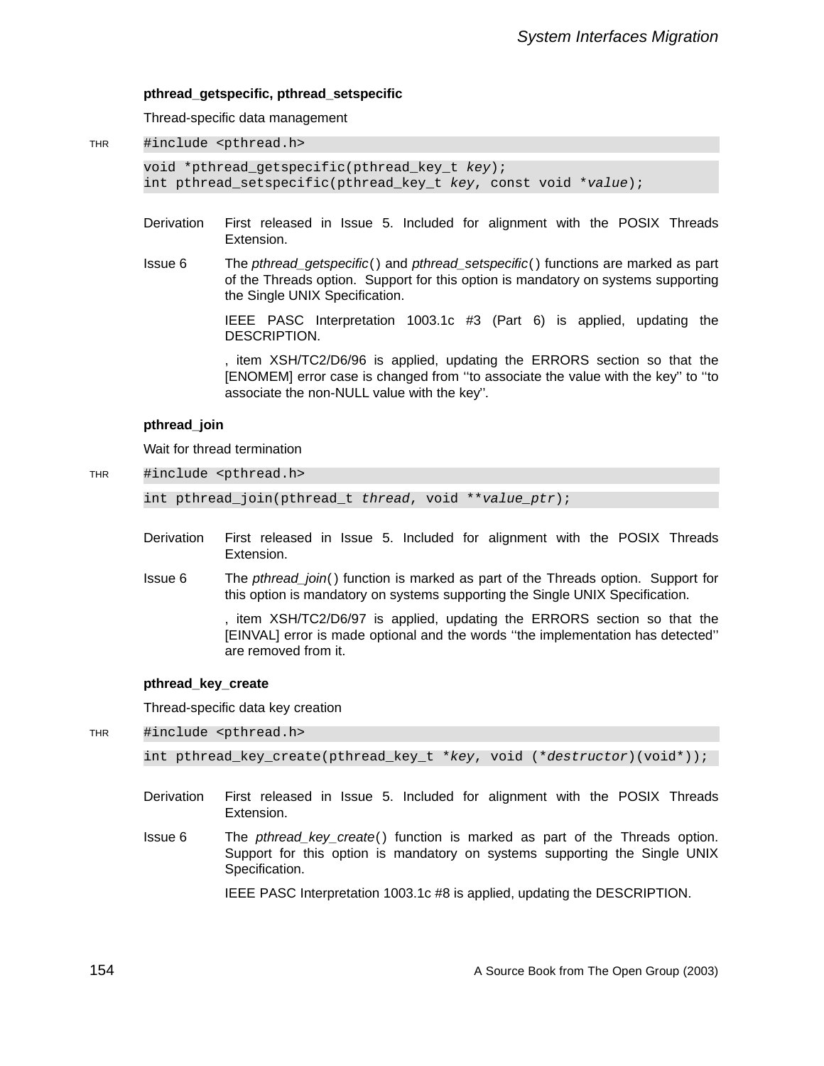### pthread_getspecific, pthread_setspecific

Thread-specific data management

THR
```
#include <pthread.h>

void *pthread_getspecific(pthread_key_t key);
int pthread_setspecific(pthread_key_t key, const void *value);
```

**Derivation** First released in Issue 5. Included for alignment with the POSIX Threads Extension.

**Issue 6** The *pthread_getspecific*( ) and *pthread_setspecific*( ) functions are marked as part of the Threads option. Support for this option is mandatory on systems supporting the Single UNIX Specification.

IEEE PASC Interpretation 1003.1c #3 (Part 6) is applied, updating the DESCRIPTION.

, item XSH/TC2/D6/96 is applied, updating the ERRORS section so that the [ENOMEM] error case is changed from ''to associate the value with the key'' to ''to associate the non-NULL value with the key''.

### pthread_join

Wait for thread termination

THR
```
#include <pthread.h>

int pthread_join(pthread_t thread, void **value_ptr);
```

**Derivation** First released in Issue 5. Included for alignment with the POSIX Threads Extension.

**Issue 6** The *pthread_join*( ) function is marked as part of the Threads option. Support for this option is mandatory on systems supporting the Single UNIX Specification.

, item XSH/TC2/D6/97 is applied, updating the ERRORS section so that the [EINVAL] error is made optional and the words ''the implementation has detected'' are removed from it.

### pthread_key_create

Thread-specific data key creation

THR
```
#include <pthread.h>

int pthread_key_create(pthread_key_t *key, void (*destructor)(void*));
```

**Derivation** First released in Issue 5. Included for alignment with the POSIX Threads Extension.

**Issue 6** The *pthread_key_create*( ) function is marked as part of the Threads option. Support for this option is mandatory on systems supporting the Single UNIX Specification.

IEEE PASC Interpretation 1003.1c #8 is applied, updating the DESCRIPTION.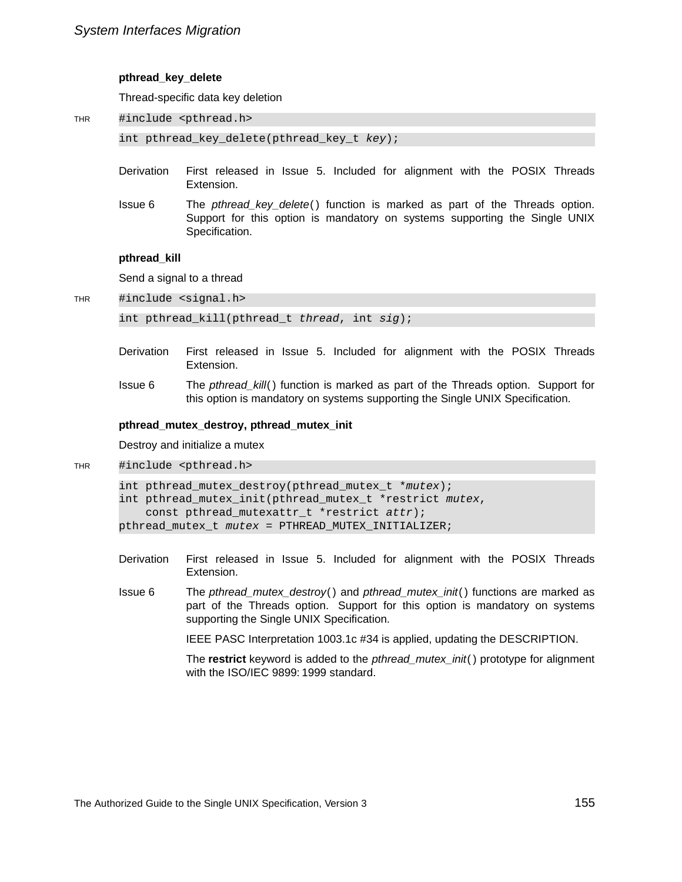### pthread_key_delete

Thread-specific data key deletion

THR
```
#include <pthread.h>
```

```
int pthread_key_delete(pthread_key_t key);
```

Derivation — First released in Issue 5. Included for alignment with the POSIX Threads Extension.

Issue 6 — The *pthread_key_delete*() function is marked as part of the Threads option. Support for this option is mandatory on systems supporting the Single UNIX Specification.

### pthread_kill

Send a signal to a thread

THR
```
#include <signal.h>
```

```
int pthread_kill(pthread_t thread, int sig);
```

Derivation — First released in Issue 5. Included for alignment with the POSIX Threads Extension.

Issue 6 — The *pthread_kill*() function is marked as part of the Threads option. Support for this option is mandatory on systems supporting the Single UNIX Specification.

### pthread_mutex_destroy, pthread_mutex_init

Destroy and initialize a mutex

THR
```
#include <pthread.h>
```

```
int pthread_mutex_destroy(pthread_mutex_t *mutex);
int pthread_mutex_init(pthread_mutex_t *restrict mutex,
    const pthread_mutexattr_t *restrict attr);
pthread_mutex_t mutex = PTHREAD_MUTEX_INITIALIZER;
```

Derivation — First released in Issue 5. Included for alignment with the POSIX Threads Extension.

Issue 6 — The *pthread_mutex_destroy*() and *pthread_mutex_init*() functions are marked as part of the Threads option. Support for this option is mandatory on systems supporting the Single UNIX Specification.

IEEE PASC Interpretation 1003.1c #34 is applied, updating the DESCRIPTION.

The **restrict** keyword is added to the *pthread_mutex_init*() prototype for alignment with the ISO/IEC 9899: 1999 standard.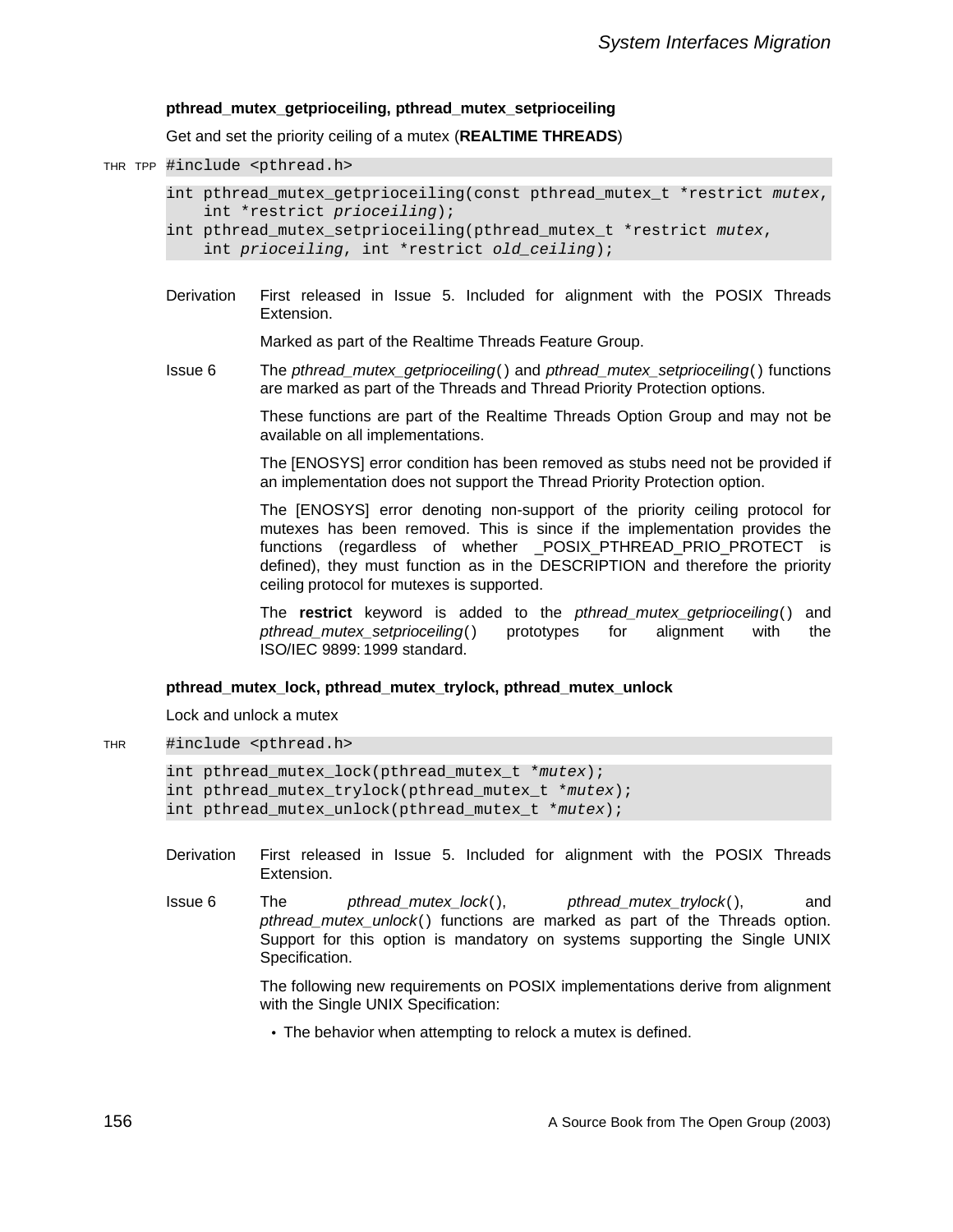### pthread_mutex_getprioceiling, pthread_mutex_setprioceiling

Get and set the priority ceiling of a mutex (**REALTIME THREADS**)

THR TPP
```
#include <pthread.h>

int pthread_mutex_getprioceiling(const pthread_mutex_t *restrict mutex,
    int *restrict prioceiling);
int pthread_mutex_setprioceiling(pthread_mutex_t *restrict mutex,
    int prioceiling, int *restrict old_ceiling);
```

Derivation First released in Issue 5. Included for alignment with the POSIX Threads Extension.

Marked as part of the Realtime Threads Feature Group.

Issue 6 The *pthread_mutex_getprioceiling*() and *pthread_mutex_setprioceiling*() functions are marked as part of the Threads and Thread Priority Protection options.

These functions are part of the Realtime Threads Option Group and may not be available on all implementations.

The [ENOSYS] error condition has been removed as stubs need not be provided if an implementation does not support the Thread Priority Protection option.

The [ENOSYS] error denoting non-support of the priority ceiling protocol for mutexes has been removed. This is since if the implementation provides the functions (regardless of whether _POSIX_PTHREAD_PRIO_PROTECT is defined), they must function as in the DESCRIPTION and therefore the priority ceiling protocol for mutexes is supported.

The **restrict** keyword is added to the *pthread_mutex_getprioceiling*() and *pthread_mutex_setprioceiling*() prototypes for alignment with the ISO/IEC 9899: 1999 standard.

### pthread_mutex_lock, pthread_mutex_trylock, pthread_mutex_unlock

Lock and unlock a mutex

THR
```
#include <pthread.h>

int pthread_mutex_lock(pthread_mutex_t *mutex);
int pthread_mutex_trylock(pthread_mutex_t *mutex);
int pthread_mutex_unlock(pthread_mutex_t *mutex);
```

Derivation First released in Issue 5. Included for alignment with the POSIX Threads Extension.

Issue 6 The *pthread_mutex_lock*(), *pthread_mutex_trylock*(), and *pthread_mutex_unlock*() functions are marked as part of the Threads option. Support for this option is mandatory on systems supporting the Single UNIX Specification.

The following new requirements on POSIX implementations derive from alignment with the Single UNIX Specification:

- The behavior when attempting to relock a mutex is defined.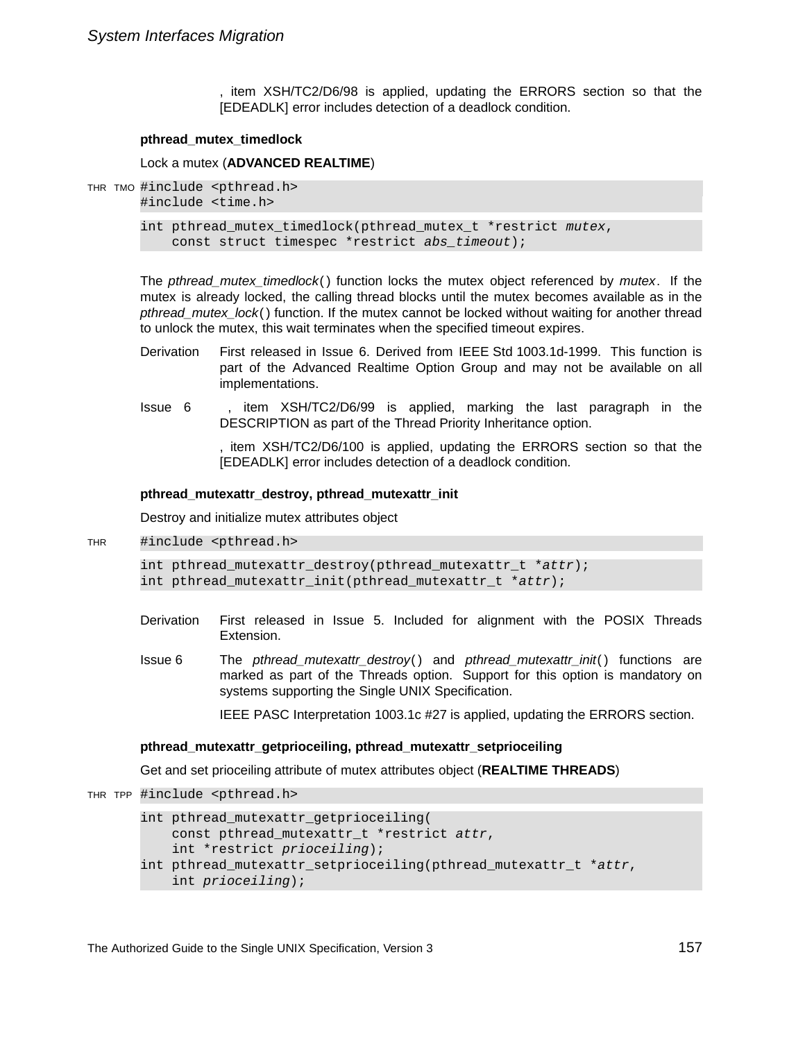, item XSH/TC2/D6/98 is applied, updating the ERRORS section so that the [EDEADLK] error includes detection of a deadlock condition.

**pthread_mutex_timedlock**

Lock a mutex (**ADVANCED REALTIME**)

THR TMO

```
#include <pthread.h>
#include <time.h>

int pthread_mutex_timedlock(pthread_mutex_t *restrict mutex,
    const struct timespec *restrict abs_timeout);
```

The *pthread_mutex_timedlock*() function locks the mutex object referenced by *mutex*. If the mutex is already locked, the calling thread blocks until the mutex becomes available as in the *pthread_mutex_lock*() function. If the mutex cannot be locked without waiting for another thread to unlock the mutex, this wait terminates when the specified timeout expires.

Derivation — First released in Issue 6. Derived from IEEE Std 1003.1d-1999. This function is part of the Advanced Realtime Option Group and may not be available on all implementations.

Issue 6 — , item XSH/TC2/D6/99 is applied, marking the last paragraph in the DESCRIPTION as part of the Thread Priority Inheritance option.

, item XSH/TC2/D6/100 is applied, updating the ERRORS section so that the [EDEADLK] error includes detection of a deadlock condition.

**pthread_mutexattr_destroy, pthread_mutexattr_init**

Destroy and initialize mutex attributes object

THR

```
#include <pthread.h>

int pthread_mutexattr_destroy(pthread_mutexattr_t *attr);
int pthread_mutexattr_init(pthread_mutexattr_t *attr);
```

Derivation — First released in Issue 5. Included for alignment with the POSIX Threads Extension.

Issue 6 — The *pthread_mutexattr_destroy*() and *pthread_mutexattr_init*() functions are marked as part of the Threads option. Support for this option is mandatory on systems supporting the Single UNIX Specification.

IEEE PASC Interpretation 1003.1c #27 is applied, updating the ERRORS section.

**pthread_mutexattr_getprioceiling, pthread_mutexattr_setprioceiling**

Get and set prioceiling attribute of mutex attributes object (**REALTIME THREADS**)

THR TPP

```
#include <pthread.h>

int pthread_mutexattr_getprioceiling(
    const pthread_mutexattr_t *restrict attr,
    int *restrict prioceiling);
int pthread_mutexattr_setprioceiling(pthread_mutexattr_t *attr,
    int prioceiling);
```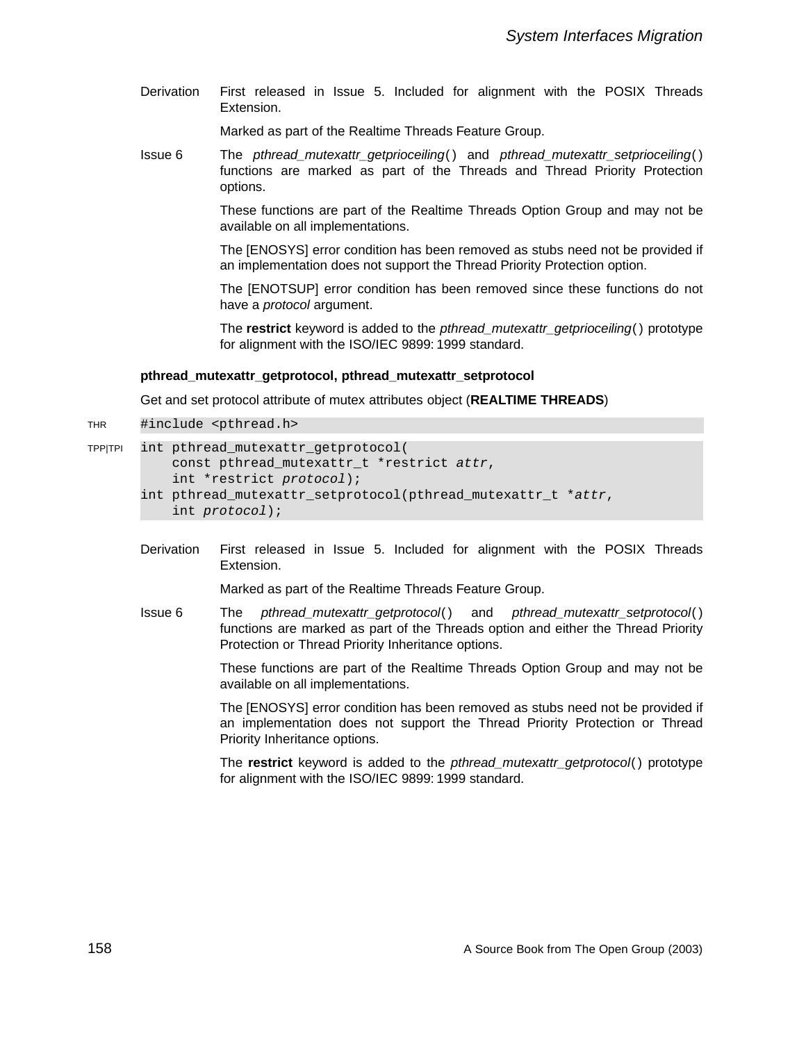Derivation First released in Issue 5. Included for alignment with the POSIX Threads Extension.

Marked as part of the Realtime Threads Feature Group.

Issue 6 The *pthread_mutexattr_getprioceiling*( ) and *pthread_mutexattr_setprioceiling*( ) functions are marked as part of the Threads and Thread Priority Protection options.

These functions are part of the Realtime Threads Option Group and may not be available on all implementations.

The [ENOSYS] error condition has been removed as stubs need not be provided if an implementation does not support the Thread Priority Protection option.

The [ENOTSUP] error condition has been removed since these functions do not have a *protocol* argument.

The **restrict** keyword is added to the *pthread_mutexattr_getprioceiling*( ) prototype for alignment with the ISO/IEC 9899: 1999 standard.

**pthread_mutexattr_getprotocol, pthread_mutexattr_setprotocol**

Get and set protocol attribute of mutex attributes object (**REALTIME THREADS**)

THR

```
#include <pthread.h>
```

TPP|TPI

```
int pthread_mutexattr_getprotocol(
    const pthread_mutexattr_t *restrict attr,
    int *restrict protocol);
int pthread_mutexattr_setprotocol(pthread_mutexattr_t *attr,
    int protocol);
```

Derivation First released in Issue 5. Included for alignment with the POSIX Threads Extension.

Marked as part of the Realtime Threads Feature Group.

Issue 6 The *pthread_mutexattr_getprotocol*( ) and *pthread_mutexattr_setprotocol*( ) functions are marked as part of the Threads option and either the Thread Priority Protection or Thread Priority Inheritance options.

These functions are part of the Realtime Threads Option Group and may not be available on all implementations.

The [ENOSYS] error condition has been removed as stubs need not be provided if an implementation does not support the Thread Priority Protection or Thread Priority Inheritance options.

The **restrict** keyword is added to the *pthread_mutexattr_getprotocol*( ) prototype for alignment with the ISO/IEC 9899: 1999 standard.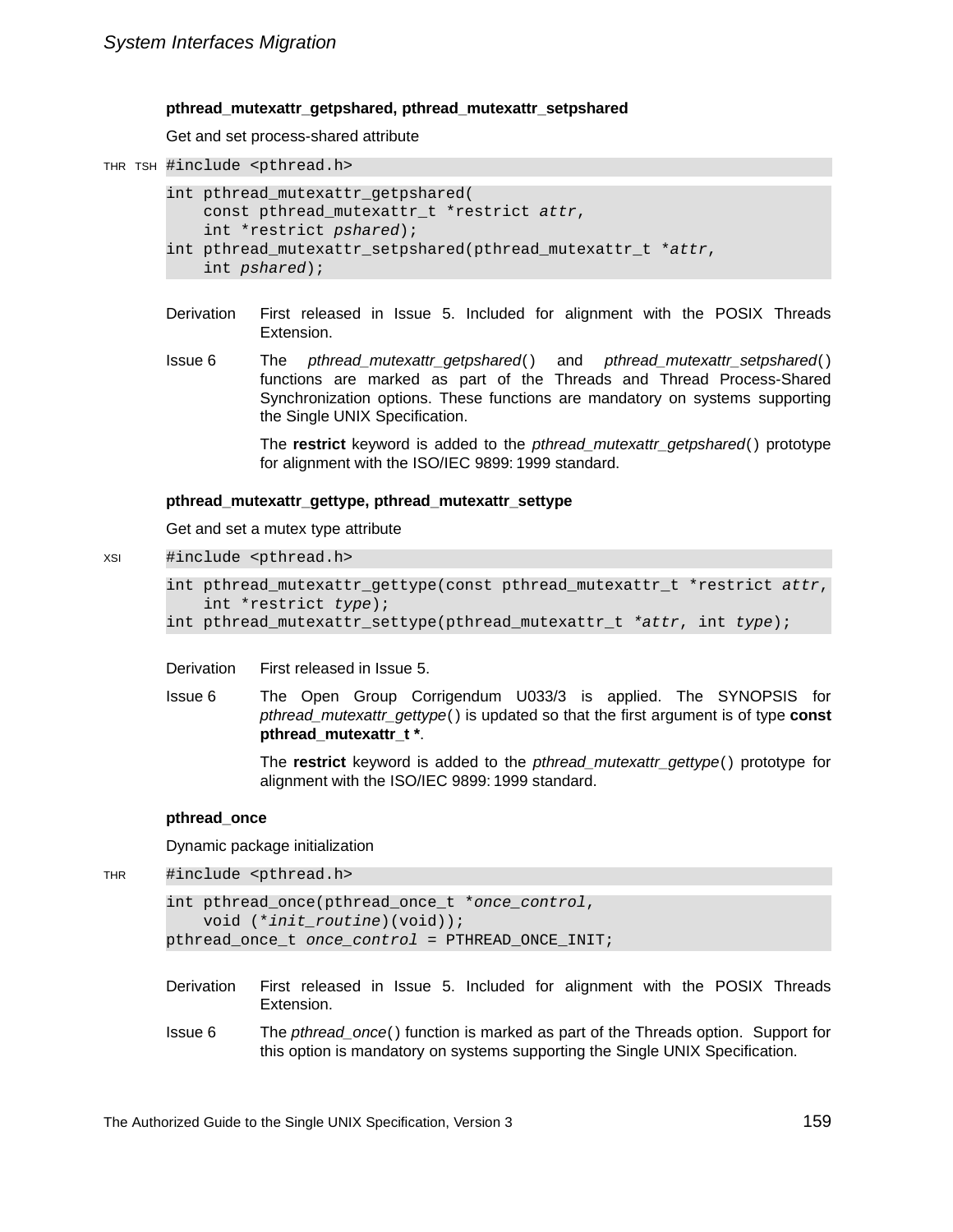### pthread_mutexattr_getpshared, pthread_mutexattr_setpshared

Get and set process-shared attribute

THR TSH
```
#include <pthread.h>
```

```
int pthread_mutexattr_getpshared(
    const pthread_mutexattr_t *restrict attr,
    int *restrict pshared);
int pthread_mutexattr_setpshared(pthread_mutexattr_t *attr,
    int pshared);
```

**Derivation** First released in Issue 5. Included for alignment with the POSIX Threads Extension.

**Issue 6** The *pthread_mutexattr_getpshared*() and *pthread_mutexattr_setpshared*() functions are marked as part of the Threads and Thread Process-Shared Synchronization options. These functions are mandatory on systems supporting the Single UNIX Specification.

The **restrict** keyword is added to the *pthread_mutexattr_getpshared*() prototype for alignment with the ISO/IEC 9899: 1999 standard.

### pthread_mutexattr_gettype, pthread_mutexattr_settype

Get and set a mutex type attribute

XSI
```
#include <pthread.h>
```

```
int pthread_mutexattr_gettype(const pthread_mutexattr_t *restrict attr,
    int *restrict type);
int pthread_mutexattr_settype(pthread_mutexattr_t *attr, int type);
```

**Derivation** First released in Issue 5.

**Issue 6** The Open Group Corrigendum U033/3 is applied. The SYNOPSIS for *pthread_mutexattr_gettype*() is updated so that the first argument is of type **const pthread_mutexattr_t ***.

The **restrict** keyword is added to the *pthread_mutexattr_gettype*() prototype for alignment with the ISO/IEC 9899: 1999 standard.

### pthread_once

Dynamic package initialization

THR
```
#include <pthread.h>
```

```
int pthread_once(pthread_once_t *once_control,
    void (*init_routine)(void));
pthread_once_t once_control = PTHREAD_ONCE_INIT;
```

**Derivation** First released in Issue 5. Included for alignment with the POSIX Threads Extension.

**Issue 6** The *pthread_once*() function is marked as part of the Threads option. Support for this option is mandatory on systems supporting the Single UNIX Specification.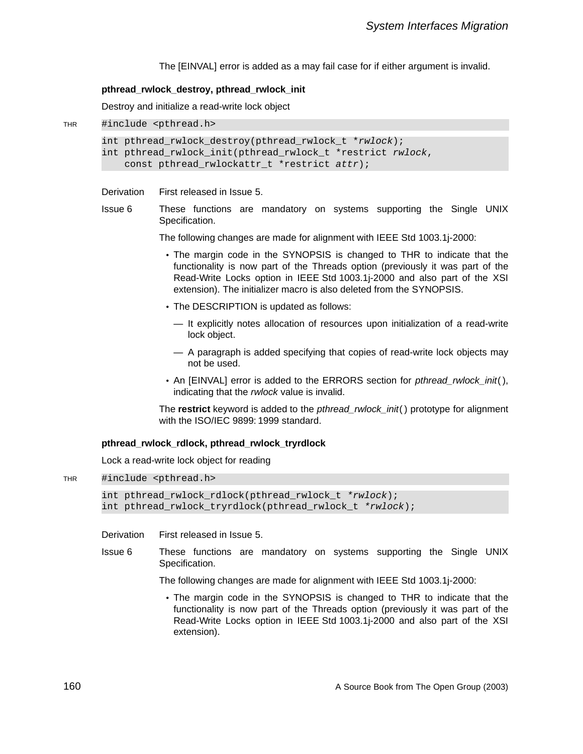The [EINVAL] error is added as a may fail case for if either argument is invalid.

### pthread_rwlock_destroy, pthread_rwlock_init

Destroy and initialize a read-write lock object

THR

```
#include <pthread.h>
```

```
int pthread_rwlock_destroy(pthread_rwlock_t *rwlock);
int pthread_rwlock_init(pthread_rwlock_t *restrict rwlock,
    const pthread_rwlockattr_t *restrict attr);
```

**Derivation** First released in Issue 5.

**Issue 6** These functions are mandatory on systems supporting the Single UNIX Specification.

The following changes are made for alignment with IEEE Std 1003.1j-2000:

- The margin code in the SYNOPSIS is changed to THR to indicate that the functionality is now part of the Threads option (previously it was part of the Read-Write Locks option in IEEE Std 1003.1j-2000 and also part of the XSI extension). The initializer macro is also deleted from the SYNOPSIS.
- The DESCRIPTION is updated as follows:
  - It explicitly notes allocation of resources upon initialization of a read-write lock object.
  - A paragraph is added specifying that copies of read-write lock objects may not be used.
- An [EINVAL] error is added to the ERRORS section for *pthread_rwlock_init*( ), indicating that the *rwlock* value is invalid.

The **restrict** keyword is added to the *pthread_rwlock_init*( ) prototype for alignment with the ISO/IEC 9899: 1999 standard.

### pthread_rwlock_rdlock, pthread_rwlock_tryrdlock

Lock a read-write lock object for reading

THR

```
#include <pthread.h>
```

```
int pthread_rwlock_rdlock(pthread_rwlock_t *rwlock);
int pthread_rwlock_tryrdlock(pthread_rwlock_t *rwlock);
```

**Derivation** First released in Issue 5.

**Issue 6** These functions are mandatory on systems supporting the Single UNIX Specification.

The following changes are made for alignment with IEEE Std 1003.1j-2000:

- The margin code in the SYNOPSIS is changed to THR to indicate that the functionality is now part of the Threads option (previously it was part of the Read-Write Locks option in IEEE Std 1003.1j-2000 and also part of the XSI extension).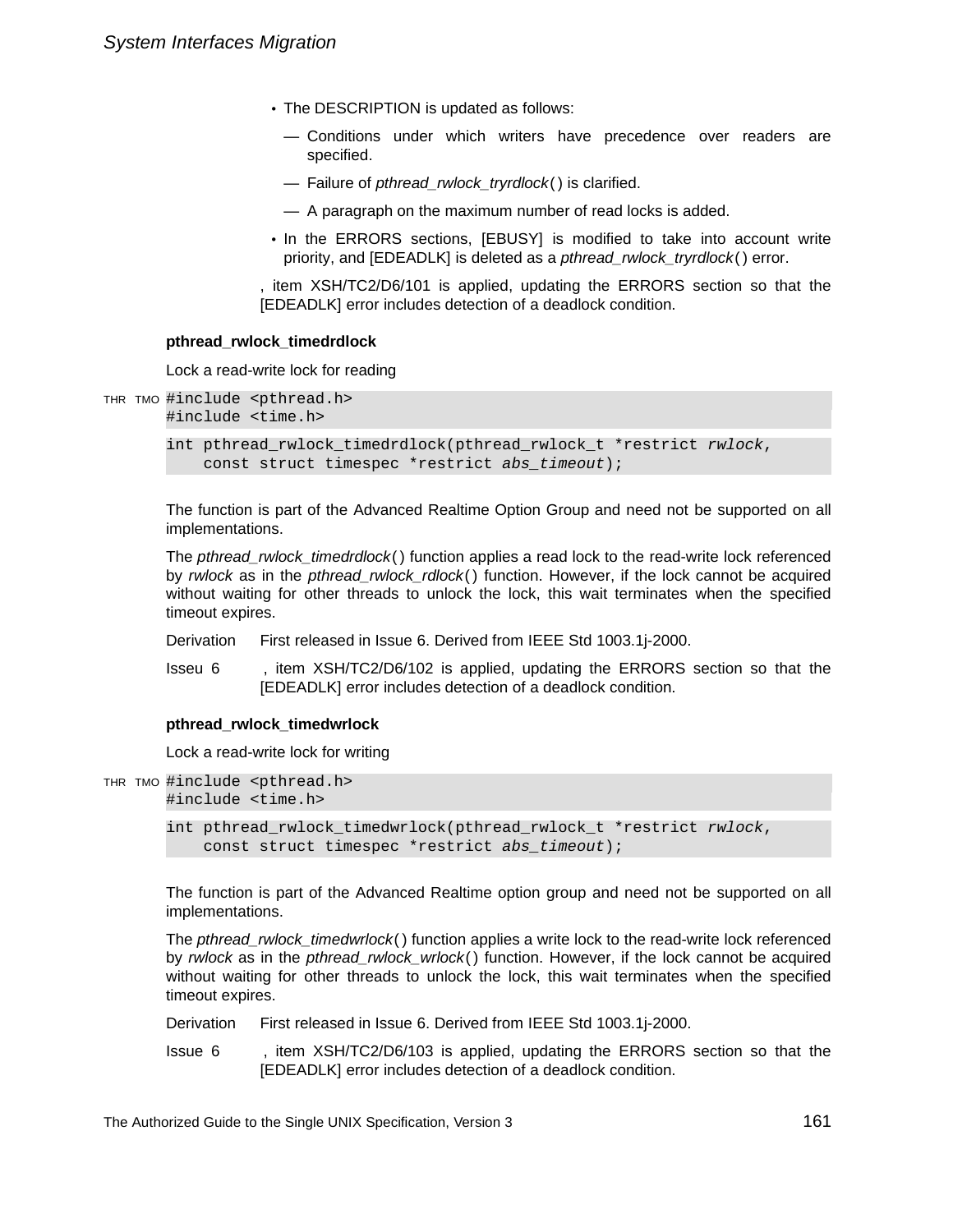- The DESCRIPTION is updated as follows:
  - — Conditions under which writers have precedence over readers are specified.
  - — Failure of *pthread_rwlock_tryrdlock*() is clarified.
  - — A paragraph on the maximum number of read locks is added.
- In the ERRORS sections, [EBUSY] is modified to take into account write priority, and [EDEADLK] is deleted as a *pthread_rwlock_tryrdlock*() error.

, item XSH/TC2/D6/101 is applied, updating the ERRORS section so that the [EDEADLK] error includes detection of a deadlock condition.

**pthread_rwlock_timedrdlock**

Lock a read-write lock for reading

THR TMO
```
#include <pthread.h>
#include <time.h>

int pthread_rwlock_timedrdlock(pthread_rwlock_t *restrict rwlock,
    const struct timespec *restrict abs_timeout);
```

The function is part of the Advanced Realtime Option Group and need not be supported on all implementations.

The *pthread_rwlock_timedrdlock*() function applies a read lock to the read-write lock referenced by *rwlock* as in the *pthread_rwlock_rdlock*() function. However, if the lock cannot be acquired without waiting for other threads to unlock the lock, this wait terminates when the specified timeout expires.

Derivation First released in Issue 6. Derived from IEEE Std 1003.1j-2000.

Isseu 6 , item XSH/TC2/D6/102 is applied, updating the ERRORS section so that the [EDEADLK] error includes detection of a deadlock condition.

**pthread_rwlock_timedwrlock**

Lock a read-write lock for writing

THR TMO
```
#include <pthread.h>
#include <time.h>

int pthread_rwlock_timedwrlock(pthread_rwlock_t *restrict rwlock,
    const struct timespec *restrict abs_timeout);
```

The function is part of the Advanced Realtime option group and need not be supported on all implementations.

The *pthread_rwlock_timedwrlock*() function applies a write lock to the read-write lock referenced by *rwlock* as in the *pthread_rwlock_wrlock*() function. However, if the lock cannot be acquired without waiting for other threads to unlock the lock, this wait terminates when the specified timeout expires.

Derivation First released in Issue 6. Derived from IEEE Std 1003.1j-2000.

Issue 6 , item XSH/TC2/D6/103 is applied, updating the ERRORS section so that the [EDEADLK] error includes detection of a deadlock condition.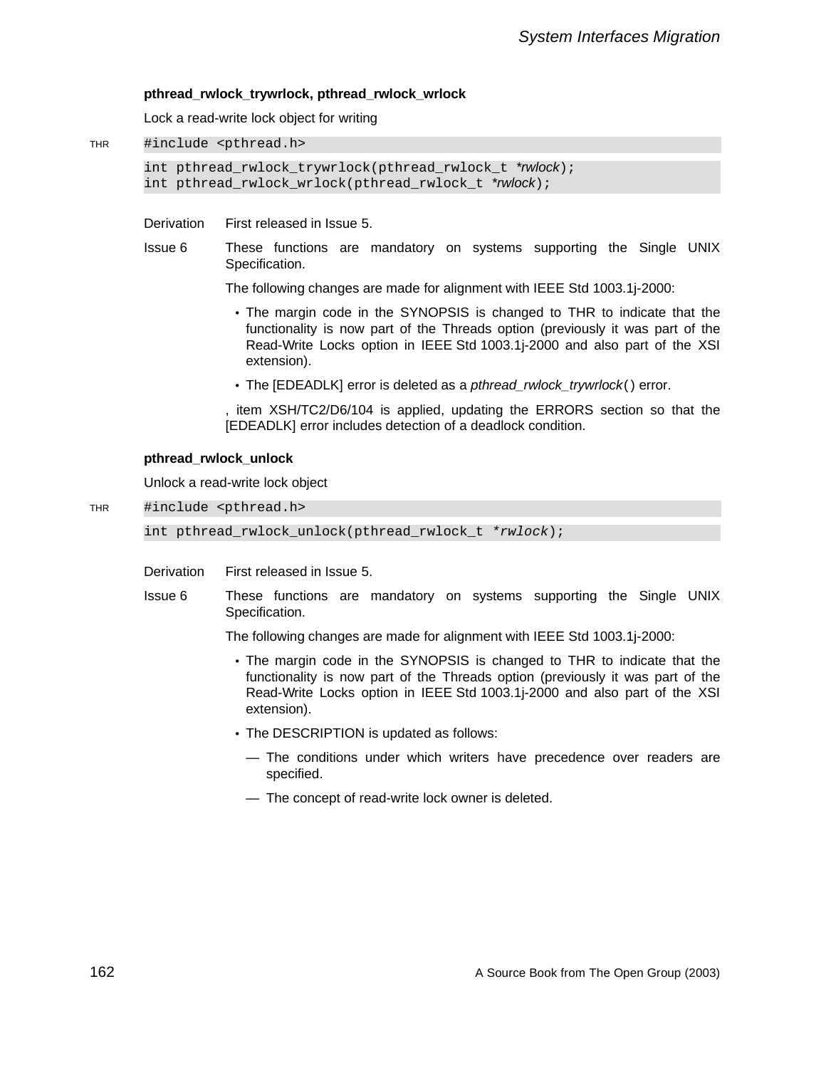### pthread_rwlock_trywrlock, pthread_rwlock_wrlock

Lock a read-write lock object for writing

THR

```
#include <pthread.h>

int pthread_rwlock_trywrlock(pthread_rwlock_t *rwlock);
int pthread_rwlock_wrlock(pthread_rwlock_t *rwlock);
```

**Derivation** First released in Issue 5.

**Issue 6** These functions are mandatory on systems supporting the Single UNIX Specification.

The following changes are made for alignment with IEEE Std 1003.1j-2000:

- The margin code in the SYNOPSIS is changed to THR to indicate that the functionality is now part of the Threads option (previously it was part of the Read-Write Locks option in IEEE Std 1003.1j-2000 and also part of the XSI extension).
- The [EDEADLK] error is deleted as a *pthread_rwlock_trywrlock*() error.

, item XSH/TC2/D6/104 is applied, updating the ERRORS section so that the [EDEADLK] error includes detection of a deadlock condition.

### pthread_rwlock_unlock

Unlock a read-write lock object

THR

```
#include <pthread.h>

int pthread_rwlock_unlock(pthread_rwlock_t *rwlock);
```

**Derivation** First released in Issue 5.

**Issue 6** These functions are mandatory on systems supporting the Single UNIX Specification.

The following changes are made for alignment with IEEE Std 1003.1j-2000:

- The margin code in the SYNOPSIS is changed to THR to indicate that the functionality is now part of the Threads option (previously it was part of the Read-Write Locks option in IEEE Std 1003.1j-2000 and also part of the XSI extension).
- The DESCRIPTION is updated as follows:
  - — The conditions under which writers have precedence over readers are specified.
  - — The concept of read-write lock owner is deleted.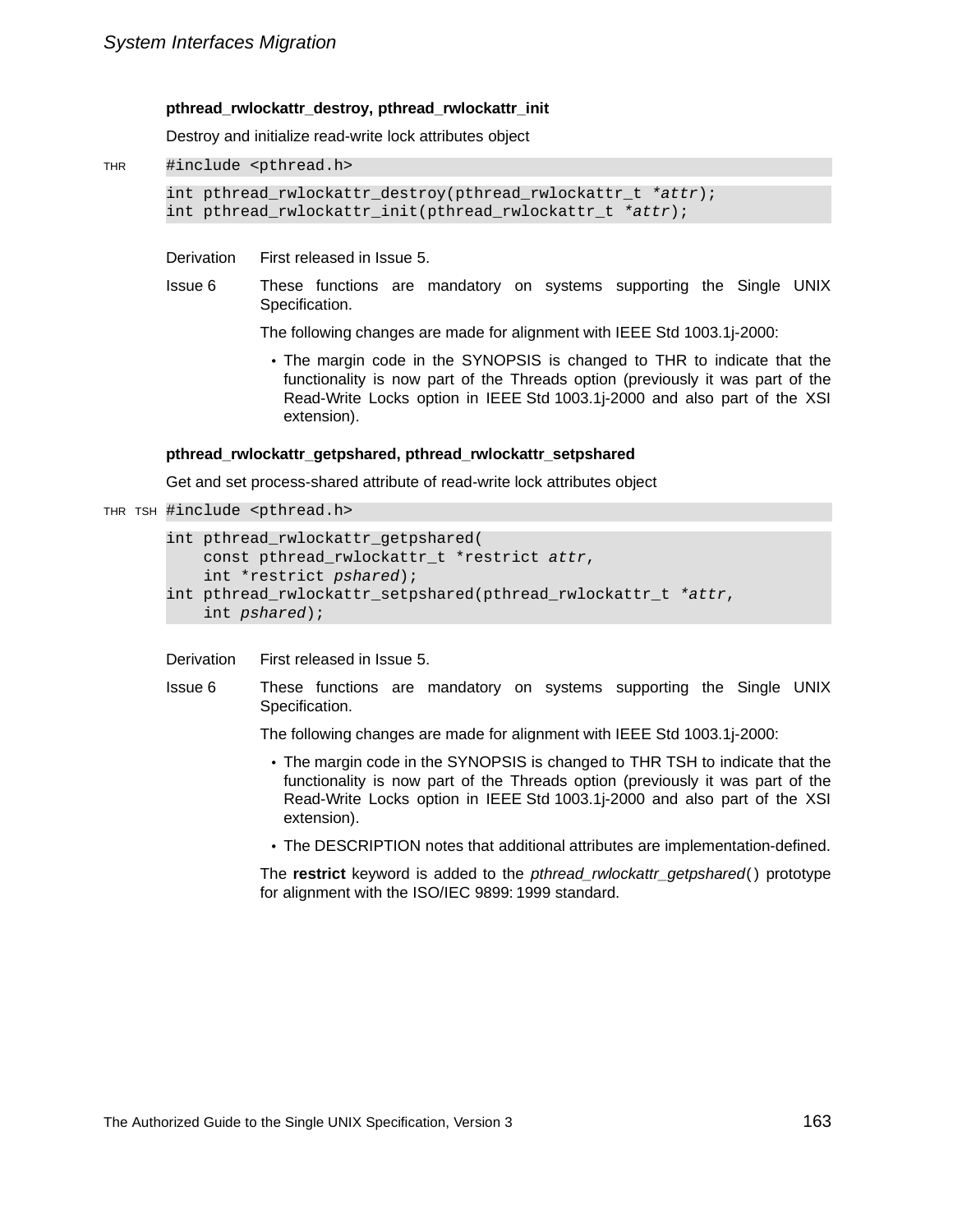### pthread_rwlockattr_destroy, pthread_rwlockattr_init

Destroy and initialize read-write lock attributes object

THR

```
#include <pthread.h>

int pthread_rwlockattr_destroy(pthread_rwlockattr_t *attr);
int pthread_rwlockattr_init(pthread_rwlockattr_t *attr);
```

**Derivation** First released in Issue 5.

**Issue 6** These functions are mandatory on systems supporting the Single UNIX Specification.

The following changes are made for alignment with IEEE Std 1003.1j-2000:

- The margin code in the SYNOPSIS is changed to THR to indicate that the functionality is now part of the Threads option (previously it was part of the Read-Write Locks option in IEEE Std 1003.1j-2000 and also part of the XSI extension).

### pthread_rwlockattr_getpshared, pthread_rwlockattr_setpshared

Get and set process-shared attribute of read-write lock attributes object

THR TSH

```
#include <pthread.h>

int pthread_rwlockattr_getpshared(
    const pthread_rwlockattr_t *restrict attr,
    int *restrict pshared);
int pthread_rwlockattr_setpshared(pthread_rwlockattr_t *attr,
    int pshared);
```

**Derivation** First released in Issue 5.

**Issue 6** These functions are mandatory on systems supporting the Single UNIX Specification.

The following changes are made for alignment with IEEE Std 1003.1j-2000:

- The margin code in the SYNOPSIS is changed to THR TSH to indicate that the functionality is now part of the Threads option (previously it was part of the Read-Write Locks option in IEEE Std 1003.1j-2000 and also part of the XSI extension).
- The DESCRIPTION notes that additional attributes are implementation-defined.

The **restrict** keyword is added to the *pthread_rwlockattr_getpshared*() prototype for alignment with the ISO/IEC 9899: 1999 standard.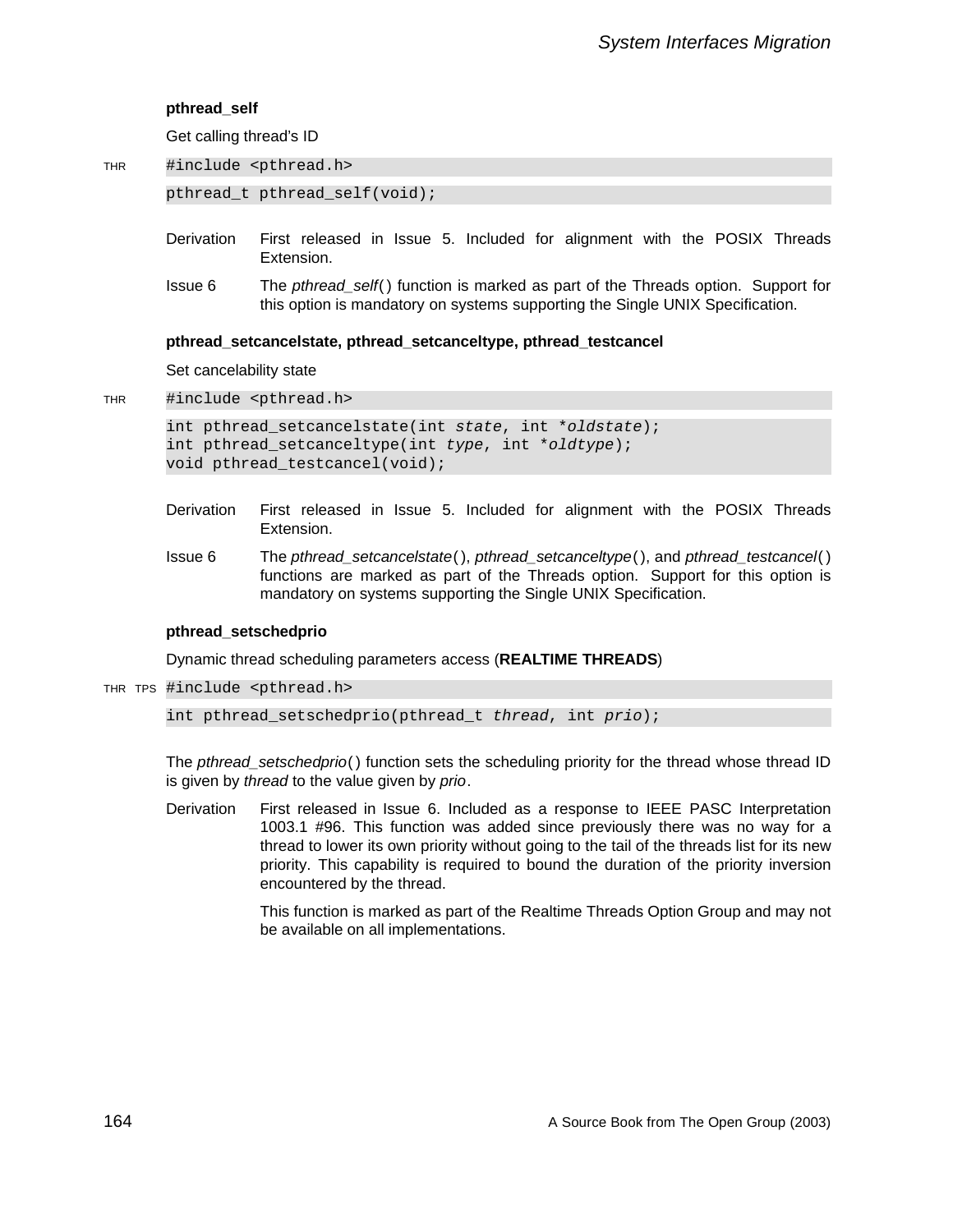### pthread_self

Get calling thread's ID

THR
```
#include <pthread.h>
```

```
pthread_t pthread_self(void);
```

Derivation — First released in Issue 5. Included for alignment with the POSIX Threads Extension.

Issue 6 — The *pthread_self*() function is marked as part of the Threads option. Support for this option is mandatory on systems supporting the Single UNIX Specification.

### pthread_setcancelstate, pthread_setcanceltype, pthread_testcancel

Set cancelability state

THR
```
#include <pthread.h>
```

```
int pthread_setcancelstate(int state, int *oldstate);
int pthread_setcanceltype(int type, int *oldtype);
void pthread_testcancel(void);
```

Derivation — First released in Issue 5. Included for alignment with the POSIX Threads Extension.

Issue 6 — The *pthread_setcancelstate*(), *pthread_setcanceltype*(), and *pthread_testcancel*() functions are marked as part of the Threads option. Support for this option is mandatory on systems supporting the Single UNIX Specification.

### pthread_setschedprio

Dynamic thread scheduling parameters access (**REALTIME THREADS**)

THR TPS
```
#include <pthread.h>
```

```
int pthread_setschedprio(pthread_t thread, int prio);
```

The *pthread_setschedprio*() function sets the scheduling priority for the thread whose thread ID is given by *thread* to the value given by *prio*.

Derivation — First released in Issue 6. Included as a response to IEEE PASC Interpretation 1003.1 #96. This function was added since previously there was no way for a thread to lower its own priority without going to the tail of the threads list for its new priority. This capability is required to bound the duration of the priority inversion encountered by the thread.

This function is marked as part of the Realtime Threads Option Group and may not be available on all implementations.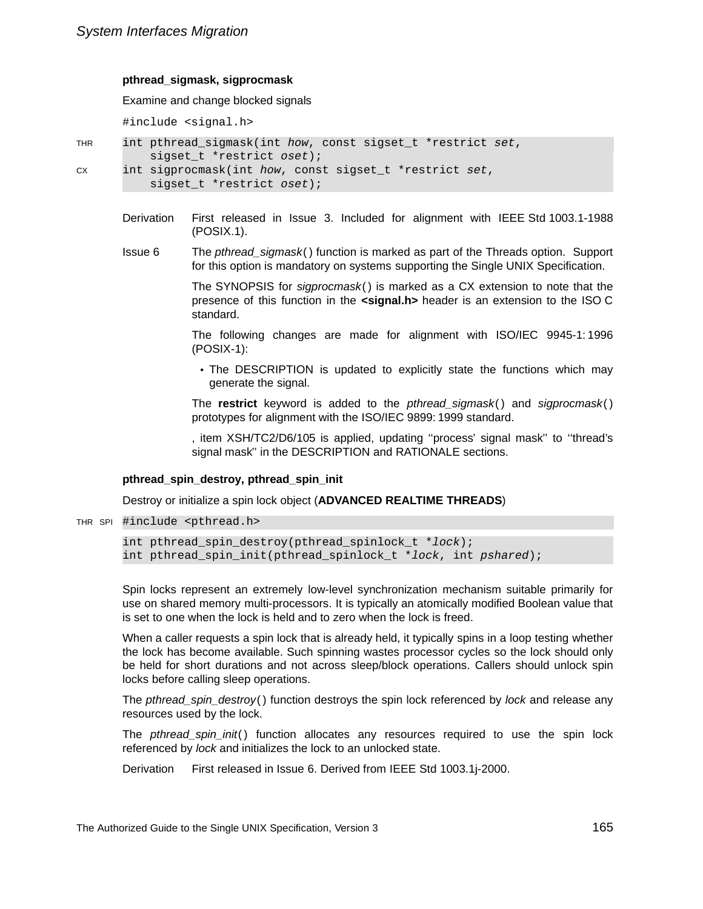**pthread_sigmask, sigprocmask**

Examine and change blocked signals

```
#include <signal.h>
```

THR
```
int pthread_sigmask(int how, const sigset_t *restrict set,
    sigset_t *restrict oset);
```
CX
```
int sigprocmask(int how, const sigset_t *restrict set,
    sigset_t *restrict oset);
```

Derivation — First released in Issue 3. Included for alignment with IEEE Std 1003.1-1988 (POSIX.1).

Issue 6 — The *pthread_sigmask*() function is marked as part of the Threads option. Support for this option is mandatory on systems supporting the Single UNIX Specification.

The SYNOPSIS for *sigprocmask*() is marked as a CX extension to note that the presence of this function in the **<signal.h>** header is an extension to the ISO C standard.

The following changes are made for alignment with ISO/IEC 9945-1:1996 (POSIX-1):

- The DESCRIPTION is updated to explicitly state the functions which may generate the signal.

The **restrict** keyword is added to the *pthread_sigmask*() and *sigprocmask*() prototypes for alignment with the ISO/IEC 9899:1999 standard.

, item XSH/TC2/D6/105 is applied, updating ''process' signal mask'' to ''thread's signal mask'' in the DESCRIPTION and RATIONALE sections.

**pthread_spin_destroy, pthread_spin_init**

Destroy or initialize a spin lock object (**ADVANCED REALTIME THREADS**)

THR SPI
```
#include <pthread.h>
```

```
int pthread_spin_destroy(pthread_spinlock_t *lock);
int pthread_spin_init(pthread_spinlock_t *lock, int pshared);
```

Spin locks represent an extremely low-level synchronization mechanism suitable primarily for use on shared memory multi-processors. It is typically an atomically modified Boolean value that is set to one when the lock is held and to zero when the lock is freed.

When a caller requests a spin lock that is already held, it typically spins in a loop testing whether the lock has become available. Such spinning wastes processor cycles so the lock should only be held for short durations and not across sleep/block operations. Callers should unlock spin locks before calling sleep operations.

The *pthread_spin_destroy*() function destroys the spin lock referenced by *lock* and release any resources used by the lock.

The *pthread_spin_init*() function allocates any resources required to use the spin lock referenced by *lock* and initializes the lock to an unlocked state.

Derivation — First released in Issue 6. Derived from IEEE Std 1003.1j-2000.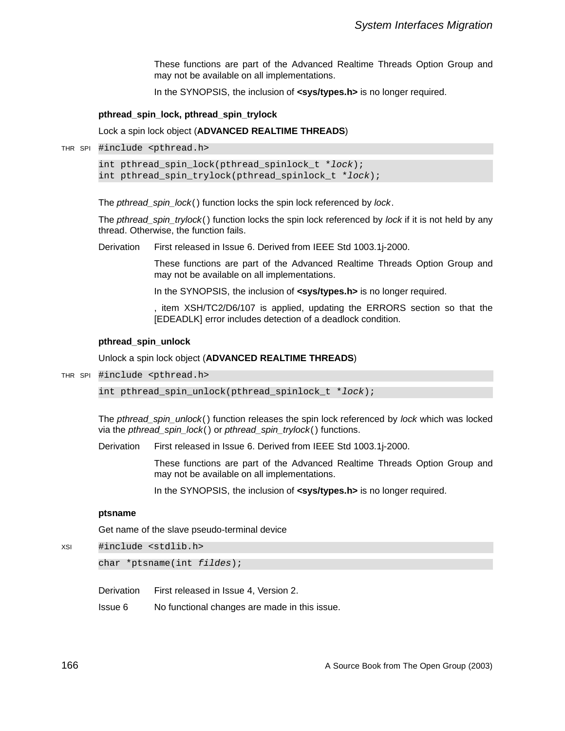These functions are part of the Advanced Realtime Threads Option Group and may not be available on all implementations.

In the SYNOPSIS, the inclusion of **<sys/types.h>** is no longer required.

**pthread_spin_lock, pthread_spin_trylock**

Lock a spin lock object (**ADVANCED REALTIME THREADS**)

THR SPI
```
#include <pthread.h>

int pthread_spin_lock(pthread_spinlock_t *lock);
int pthread_spin_trylock(pthread_spinlock_t *lock);
```

The *pthread_spin_lock*() function locks the spin lock referenced by *lock*.

The *pthread_spin_trylock*() function locks the spin lock referenced by *lock* if it is not held by any thread. Otherwise, the function fails.

Derivation First released in Issue 6. Derived from IEEE Std 1003.1j-2000.

These functions are part of the Advanced Realtime Threads Option Group and may not be available on all implementations.

In the SYNOPSIS, the inclusion of **<sys/types.h>** is no longer required.

, item XSH/TC2/D6/107 is applied, updating the ERRORS section so that the [EDEADLK] error includes detection of a deadlock condition.

**pthread_spin_unlock**

Unlock a spin lock object (**ADVANCED REALTIME THREADS**)

THR SPI
```
#include <pthread.h>

int pthread_spin_unlock(pthread_spinlock_t *lock);
```

The *pthread_spin_unlock*() function releases the spin lock referenced by *lock* which was locked via the *pthread_spin_lock*() or *pthread_spin_trylock*() functions.

Derivation First released in Issue 6. Derived from IEEE Std 1003.1j-2000.

These functions are part of the Advanced Realtime Threads Option Group and may not be available on all implementations.

In the SYNOPSIS, the inclusion of **<sys/types.h>** is no longer required.

**ptsname**

Get name of the slave pseudo-terminal device

XSI
```
#include <stdlib.h>

char *ptsname(int fildes);
```

Derivation First released in Issue 4, Version 2.

Issue 6 No functional changes are made in this issue.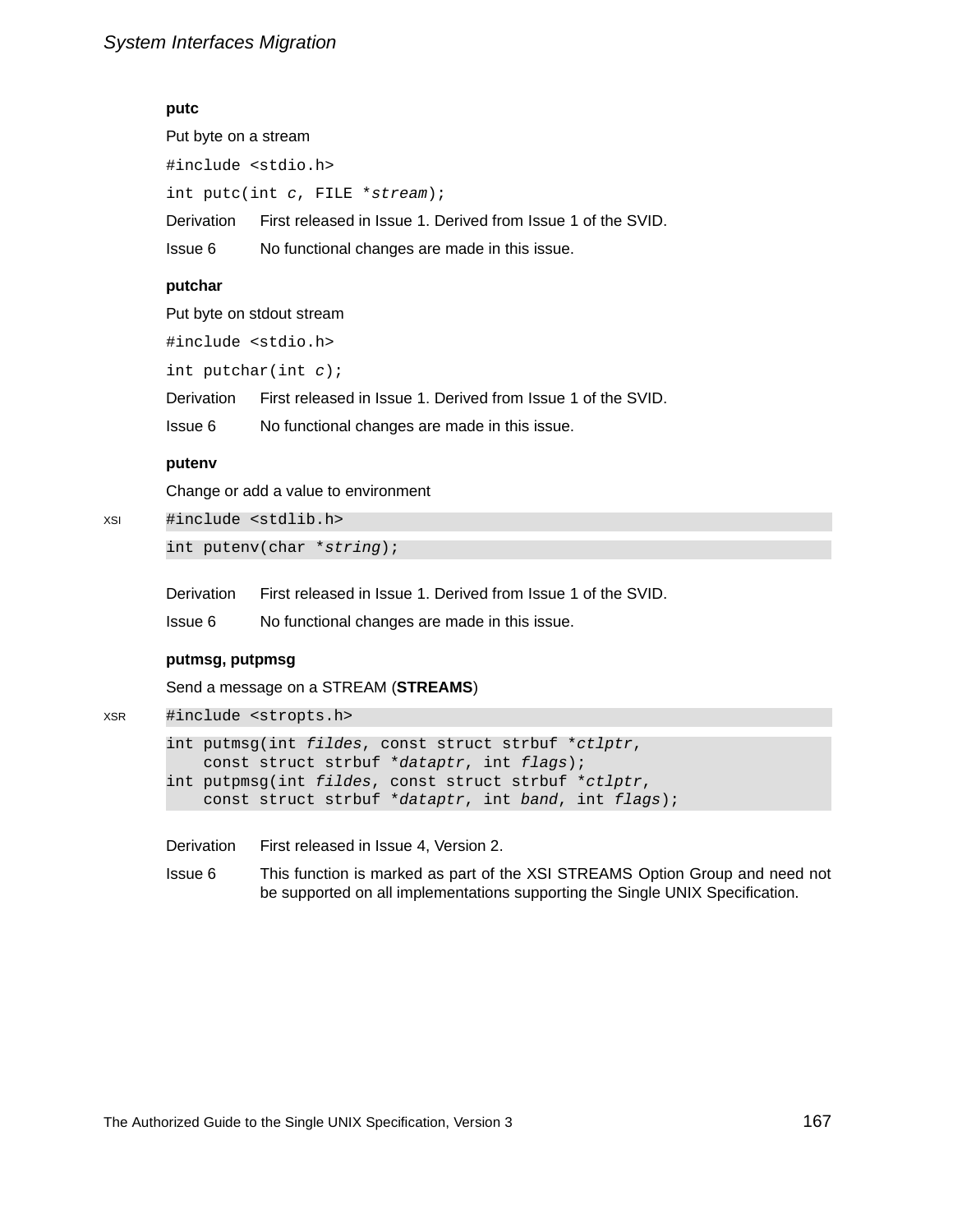**putc**

Put byte on a stream

```
#include <stdio.h>
```

```
int putc(int c, FILE *stream);
```

Derivation  First released in Issue 1. Derived from Issue 1 of the SVID.

Issue 6  No functional changes are made in this issue.

**putchar**

Put byte on stdout stream

```
#include <stdio.h>
```

```
int putchar(int c);
```

Derivation  First released in Issue 1. Derived from Issue 1 of the SVID.

Issue 6  No functional changes are made in this issue.

**putenv**

Change or add a value to environment

XSI

```
#include <stdlib.h>
```

```
int putenv(char *string);
```

Derivation  First released in Issue 1. Derived from Issue 1 of the SVID.

Issue 6  No functional changes are made in this issue.

**putmsg, putpmsg**

Send a message on a STREAM (**STREAMS**)

XSR

```
#include <stropts.h>
```

```
int putmsg(int fildes, const struct strbuf *ctlptr,
    const struct strbuf *dataptr, int flags);
int putpmsg(int fildes, const struct strbuf *ctlptr,
    const struct strbuf *dataptr, int band, int flags);
```

Derivation  First released in Issue 4, Version 2.

Issue 6  This function is marked as part of the XSI STREAMS Option Group and need not be supported on all implementations supporting the Single UNIX Specification.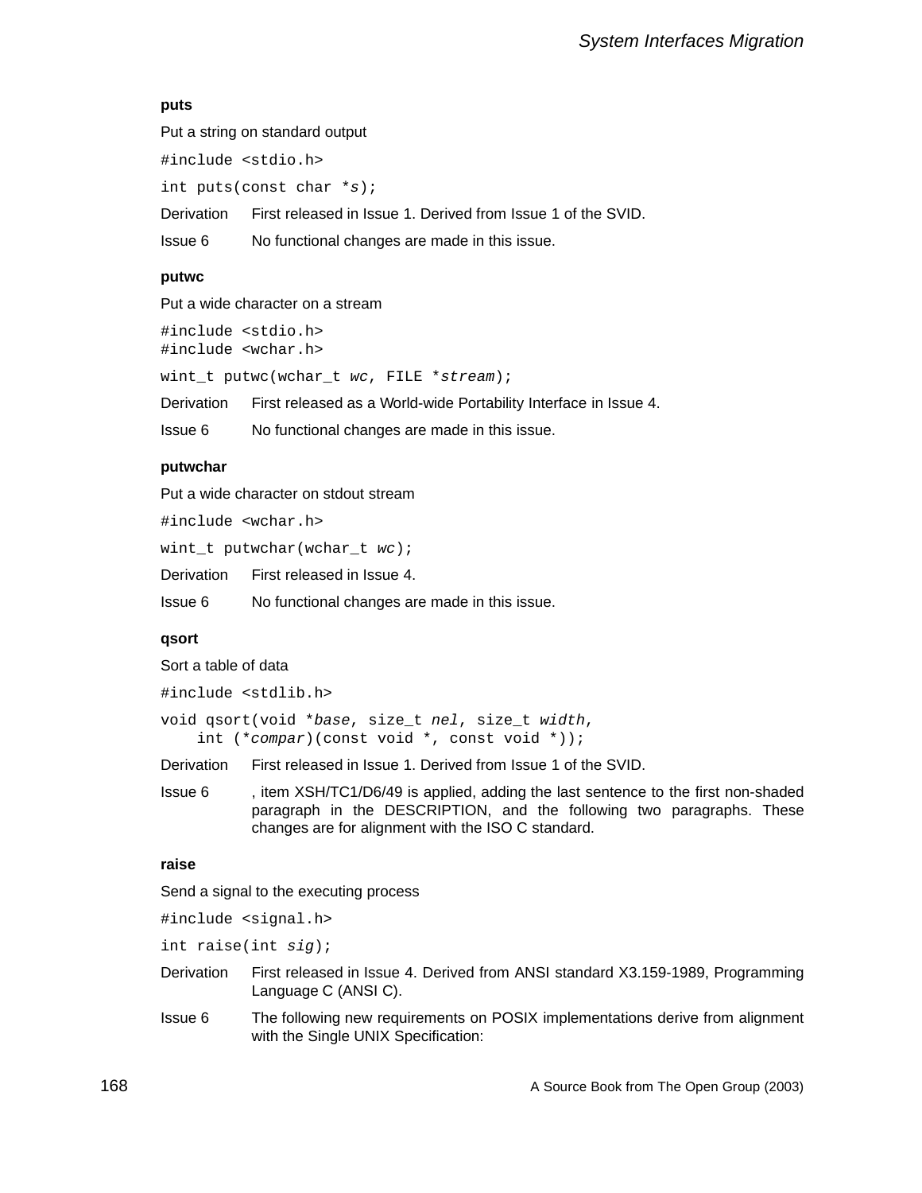### puts

Put a string on standard output

```
#include <stdio.h>
```

```
int puts(const char *s);
```

Derivation  First released in Issue 1. Derived from Issue 1 of the SVID.

Issue 6  No functional changes are made in this issue.

### putwc

Put a wide character on a stream

```
#include <stdio.h>
#include <wchar.h>
```

```
wint_t putwc(wchar_t wc, FILE *stream);
```

Derivation  First released as a World-wide Portability Interface in Issue 4.

Issue 6  No functional changes are made in this issue.

### putwchar

Put a wide character on stdout stream

```
#include <wchar.h>
```

```
wint_t putwchar(wchar_t wc);
```

Derivation  First released in Issue 4.

Issue 6  No functional changes are made in this issue.

### qsort

Sort a table of data

```
#include <stdlib.h>
```

```
void qsort(void *base, size_t nel, size_t width,
    int (*compar)(const void *, const void *));
```

Derivation  First released in Issue 1. Derived from Issue 1 of the SVID.

Issue 6  , item XSH/TC1/D6/49 is applied, adding the last sentence to the first non-shaded paragraph in the DESCRIPTION, and the following two paragraphs. These changes are for alignment with the ISO C standard.

### raise

Send a signal to the executing process

```
#include <signal.h>
```

```
int raise(int sig);
```

Derivation  First released in Issue 4. Derived from ANSI standard X3.159-1989, Programming Language C (ANSI C).

Issue 6  The following new requirements on POSIX implementations derive from alignment with the Single UNIX Specification: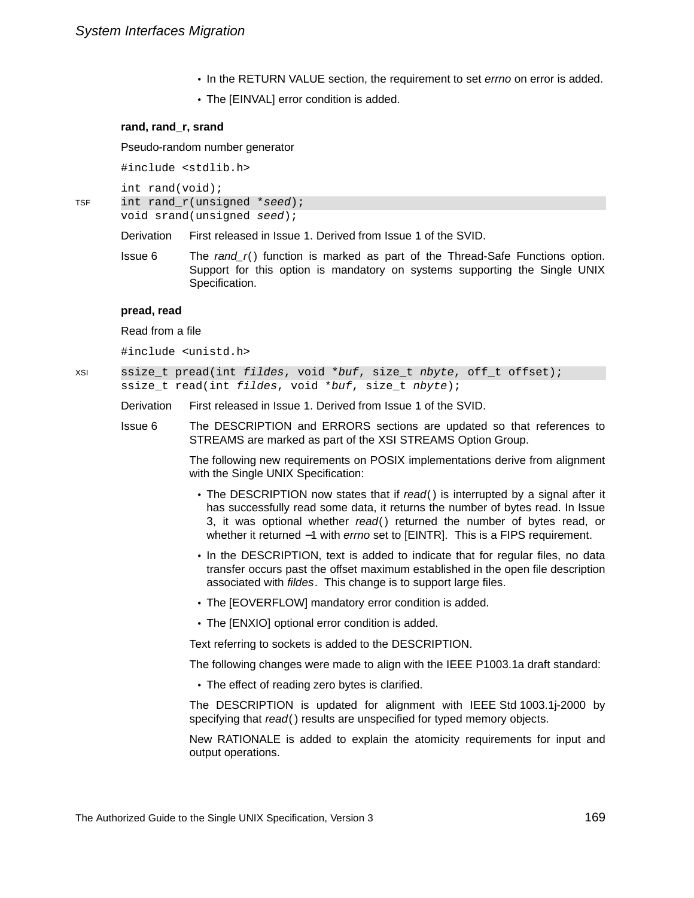- In the RETURN VALUE section, the requirement to set *errno* on error is added.
- The [EINVAL] error condition is added.

**rand, rand_r, srand**

Pseudo-random number generator

```
#include <stdlib.h>

int rand(void);
int rand_r(unsigned *seed);
void srand(unsigned seed);
```

TSF (rand_r)

Derivation — First released in Issue 1. Derived from Issue 1 of the SVID.

Issue 6 — The *rand_r*() function is marked as part of the Thread-Safe Functions option. Support for this option is mandatory on systems supporting the Single UNIX Specification.

**pread, read**

Read from a file

```
#include <unistd.h>

ssize_t pread(int fildes, void *buf, size_t nbyte, off_t offset);
ssize_t read(int fildes, void *buf, size_t nbyte);
```

XSI (pread)

Derivation — First released in Issue 1. Derived from Issue 1 of the SVID.

Issue 6 — The DESCRIPTION and ERRORS sections are updated so that references to STREAMS are marked as part of the XSI STREAMS Option Group.

The following new requirements on POSIX implementations derive from alignment with the Single UNIX Specification:

- The DESCRIPTION now states that if *read*() is interrupted by a signal after it has successfully read some data, it returns the number of bytes read. In Issue 3, it was optional whether *read*() returned the number of bytes read, or whether it returned −1 with *errno* set to [EINTR]. This is a FIPS requirement.
- In the DESCRIPTION, text is added to indicate that for regular files, no data transfer occurs past the offset maximum established in the open file description associated with *fildes*. This change is to support large files.
- The [EOVERFLOW] mandatory error condition is added.
- The [ENXIO] optional error condition is added.

Text referring to sockets is added to the DESCRIPTION.

The following changes were made to align with the IEEE P1003.1a draft standard:

- The effect of reading zero bytes is clarified.

The DESCRIPTION is updated for alignment with IEEE Std 1003.1j-2000 by specifying that *read*() results are unspecified for typed memory objects.

New RATIONALE is added to explain the atomicity requirements for input and output operations.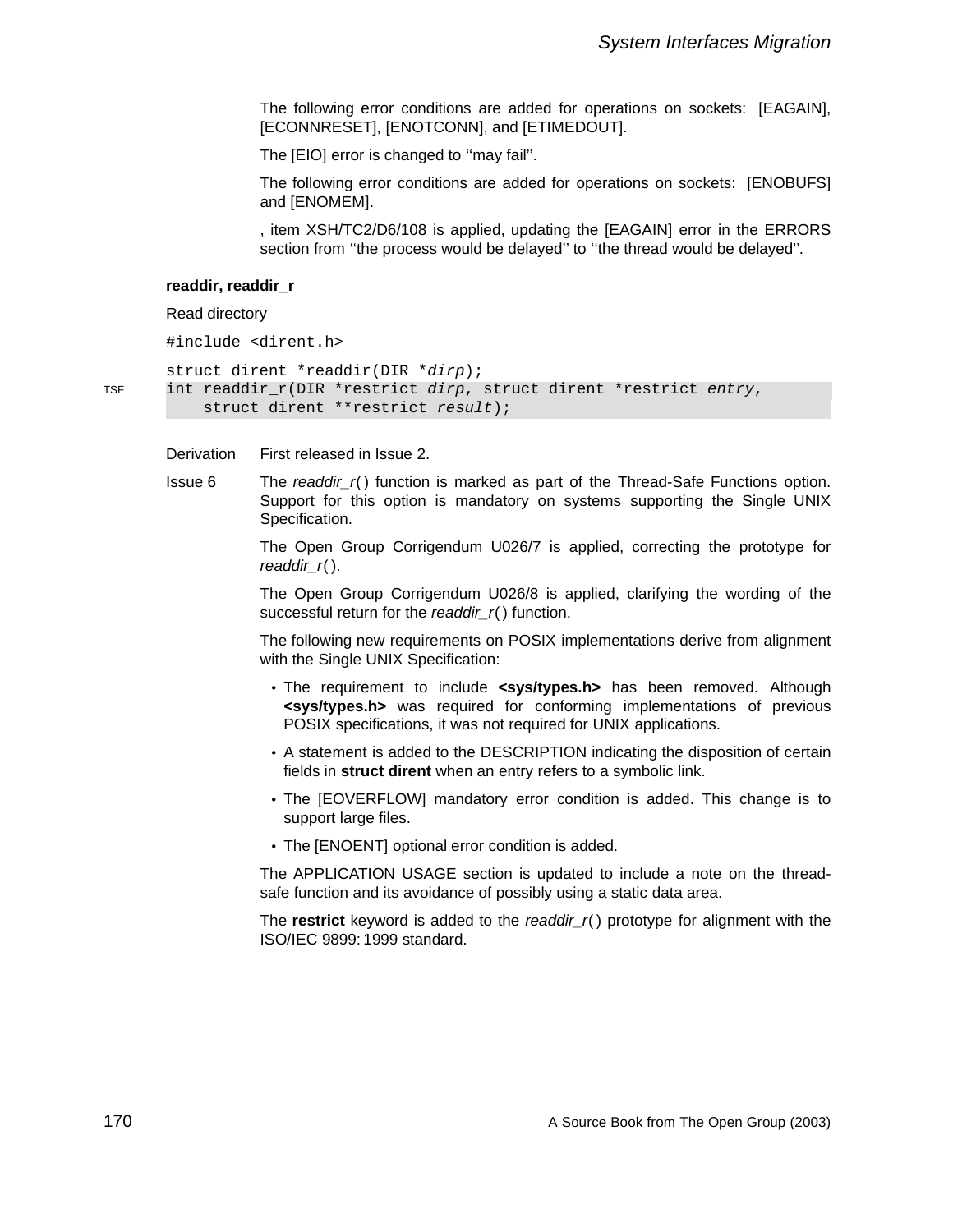The following error conditions are added for operations on sockets: [EAGAIN], [ECONNRESET], [ENOTCONN], and [ETIMEDOUT].

The [EIO] error is changed to ''may fail''.

The following error conditions are added for operations on sockets: [ENOBUFS] and [ENOMEM].

, item XSH/TC2/D6/108 is applied, updating the [EAGAIN] error in the ERRORS section from ''the process would be delayed'' to ''the thread would be delayed''.

**readdir, readdir_r**

Read directory

```
#include <dirent.h>

struct dirent *readdir(DIR *dirp);
int readdir_r(DIR *restrict dirp, struct dirent *restrict entry,
    struct dirent **restrict result);
```

TSF

Derivation First released in Issue 2.

Issue 6 The *readdir_r*( ) function is marked as part of the Thread-Safe Functions option. Support for this option is mandatory on systems supporting the Single UNIX Specification.

The Open Group Corrigendum U026/7 is applied, correcting the prototype for *readdir_r*( ).

The Open Group Corrigendum U026/8 is applied, clarifying the wording of the successful return for the *readdir_r*( ) function.

The following new requirements on POSIX implementations derive from alignment with the Single UNIX Specification:

- The requirement to include **<sys/types.h>** has been removed. Although **<sys/types.h>** was required for conforming implementations of previous POSIX specifications, it was not required for UNIX applications.
- A statement is added to the DESCRIPTION indicating the disposition of certain fields in **struct dirent** when an entry refers to a symbolic link.
- The [EOVERFLOW] mandatory error condition is added. This change is to support large files.
- The [ENOENT] optional error condition is added.

The APPLICATION USAGE section is updated to include a note on the thread-safe function and its avoidance of possibly using a static data area.

The **restrict** keyword is added to the *readdir_r*( ) prototype for alignment with the ISO/IEC 9899: 1999 standard.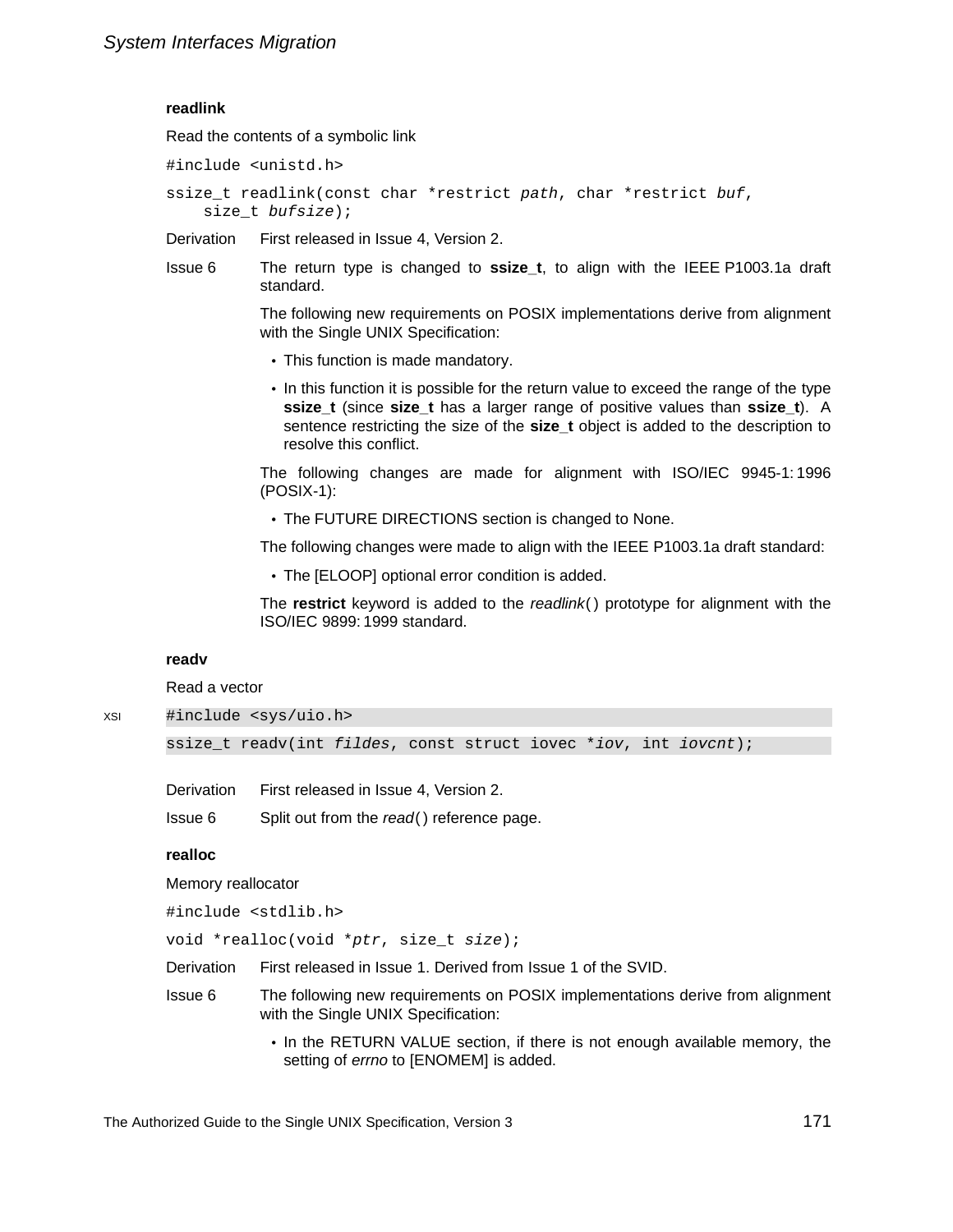**readlink**

Read the contents of a symbolic link

```
#include <unistd.h>
```

```
ssize_t readlink(const char *restrict path, char *restrict buf,
    size_t bufsize);
```

Derivation First released in Issue 4, Version 2.

Issue 6 The return type is changed to **ssize_t**, to align with the IEEE P1003.1a draft standard.

The following new requirements on POSIX implementations derive from alignment with the Single UNIX Specification:

- This function is made mandatory.
- In this function it is possible for the return value to exceed the range of the type **ssize_t** (since **size_t** has a larger range of positive values than **ssize_t**). A sentence restricting the size of the **size_t** object is added to the description to resolve this conflict.

The following changes are made for alignment with ISO/IEC 9945-1:1996 (POSIX-1):

- The FUTURE DIRECTIONS section is changed to None.

The following changes were made to align with the IEEE P1003.1a draft standard:

- The [ELOOP] optional error condition is added.

The **restrict** keyword is added to the *readlink*( ) prototype for alignment with the ISO/IEC 9899:1999 standard.

**readv**

Read a vector

XSI

```
#include <sys/uio.h>
```

```
ssize_t readv(int fildes, const struct iovec *iov, int iovcnt);
```

Derivation First released in Issue 4, Version 2.

Issue 6 Split out from the *read*( ) reference page.

**realloc**

Memory reallocator

```
#include <stdlib.h>
```

```
void *realloc(void *ptr, size_t size);
```

Derivation First released in Issue 1. Derived from Issue 1 of the SVID.

Issue 6 The following new requirements on POSIX implementations derive from alignment with the Single UNIX Specification:

- In the RETURN VALUE section, if there is not enough available memory, the setting of *errno* to [ENOMEM] is added.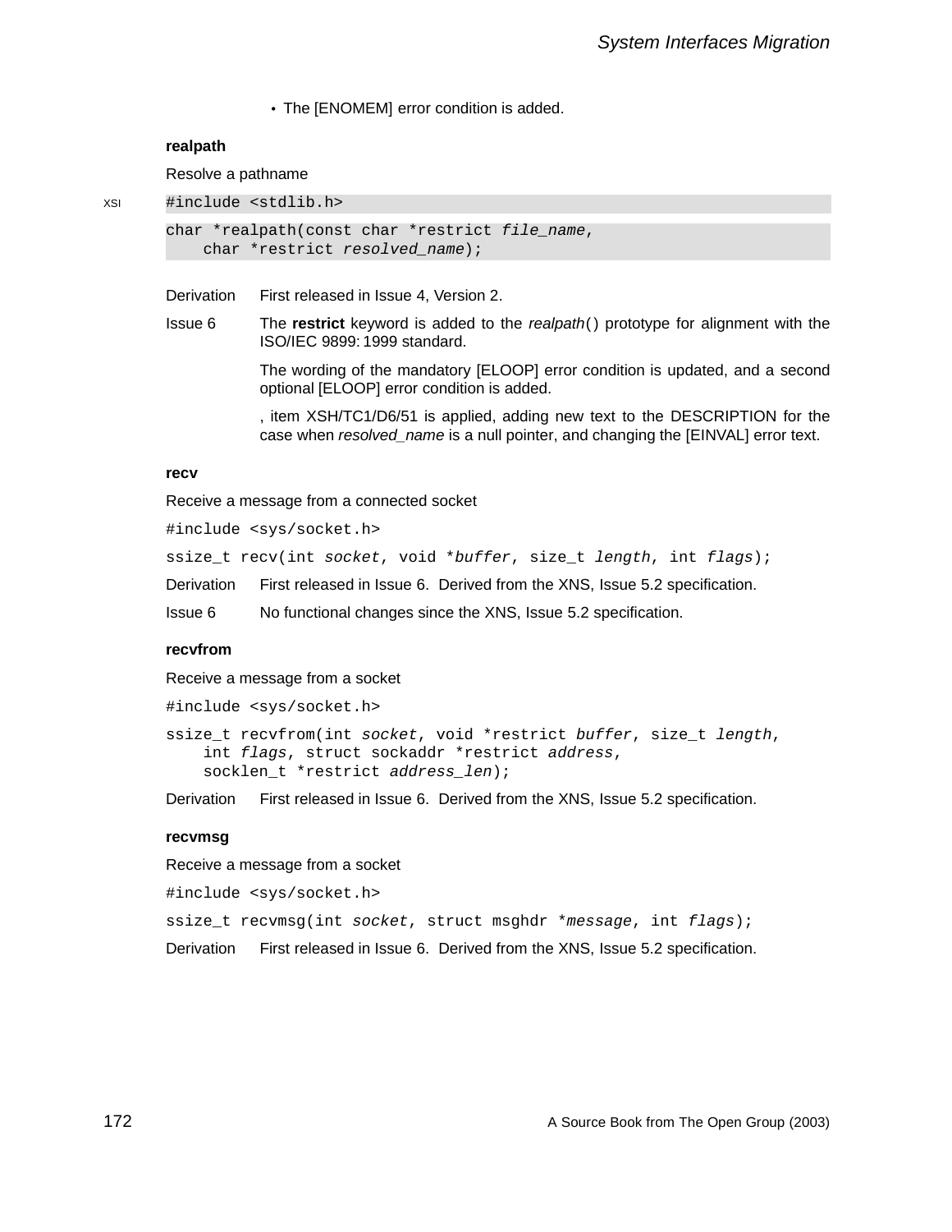- The [ENOMEM] error condition is added.

**realpath**

Resolve a pathname

XSI

```
#include <stdlib.h>
```

```
char *realpath(const char *restrict file_name,
    char *restrict resolved_name);
```

Derivation First released in Issue 4, Version 2.

Issue 6 The **restrict** keyword is added to the *realpath*( ) prototype for alignment with the ISO/IEC 9899: 1999 standard.

The wording of the mandatory [ELOOP] error condition is updated, and a second optional [ELOOP] error condition is added.

, item XSH/TC1/D6/51 is applied, adding new text to the DESCRIPTION for the case when *resolved_name* is a null pointer, and changing the [EINVAL] error text.

**recv**

Receive a message from a connected socket

```
#include <sys/socket.h>
```

```
ssize_t recv(int socket, void *buffer, size_t length, int flags);
```

Derivation First released in Issue 6. Derived from the XNS, Issue 5.2 specification.

Issue 6 No functional changes since the XNS, Issue 5.2 specification.

**recvfrom**

Receive a message from a socket

```
#include <sys/socket.h>
```

```
ssize_t recvfrom(int socket, void *restrict buffer, size_t length,
    int flags, struct sockaddr *restrict address,
    socklen_t *restrict address_len);
```

Derivation First released in Issue 6. Derived from the XNS, Issue 5.2 specification.

**recvmsg**

Receive a message from a socket

```
#include <sys/socket.h>
```

```
ssize_t recvmsg(int socket, struct msghdr *message, int flags);
```

Derivation First released in Issue 6. Derived from the XNS, Issue 5.2 specification.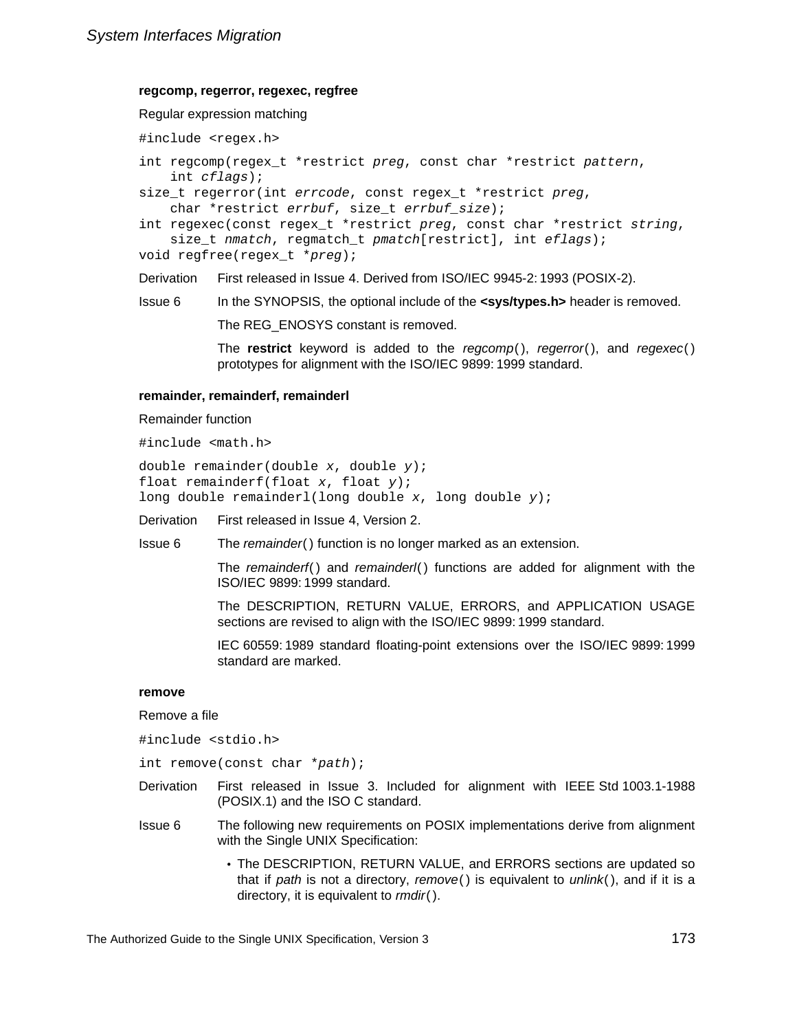**regcomp, regerror, regexec, regfree**

Regular expression matching

```
#include <regex.h>
```

```
int regcomp(regex_t *restrict preg, const char *restrict pattern,
    int cflags);
size_t regerror(int errcode, const regex_t *restrict preg,
    char *restrict errbuf, size_t errbuf_size);
int regexec(const regex_t *restrict preg, const char *restrict string,
    size_t nmatch, regmatch_t pmatch[restrict], int eflags);
void regfree(regex_t *preg);
```

Derivation First released in Issue 4. Derived from ISO/IEC 9945-2: 1993 (POSIX-2).

Issue 6 In the SYNOPSIS, the optional include of the **<sys/types.h>** header is removed.

The REG_ENOSYS constant is removed.

The **restrict** keyword is added to the *regcomp*( ), *regerror*( ), and *regexec*( ) prototypes for alignment with the ISO/IEC 9899: 1999 standard.

**remainder, remainderf, remainderl**

Remainder function

```
#include <math.h>
```

```
double remainder(double x, double y);
float remainderf(float x, float y);
long double remainderl(long double x, long double y);
```

Derivation First released in Issue 4, Version 2.

Issue 6 The *remainder*( ) function is no longer marked as an extension.

The *remainderf*( ) and *remainderl*( ) functions are added for alignment with the ISO/IEC 9899: 1999 standard.

The DESCRIPTION, RETURN VALUE, ERRORS, and APPLICATION USAGE sections are revised to align with the ISO/IEC 9899: 1999 standard.

IEC 60559: 1989 standard floating-point extensions over the ISO/IEC 9899: 1999 standard are marked.

**remove**

Remove a file

```
#include <stdio.h>
```

```
int remove(const char *path);
```

Derivation First released in Issue 3. Included for alignment with IEEE Std 1003.1-1988 (POSIX.1) and the ISO C standard.

Issue 6 The following new requirements on POSIX implementations derive from alignment with the Single UNIX Specification:

- The DESCRIPTION, RETURN VALUE, and ERRORS sections are updated so that if *path* is not a directory, *remove*( ) is equivalent to *unlink*( ), and if it is a directory, it is equivalent to *rmdir*( ).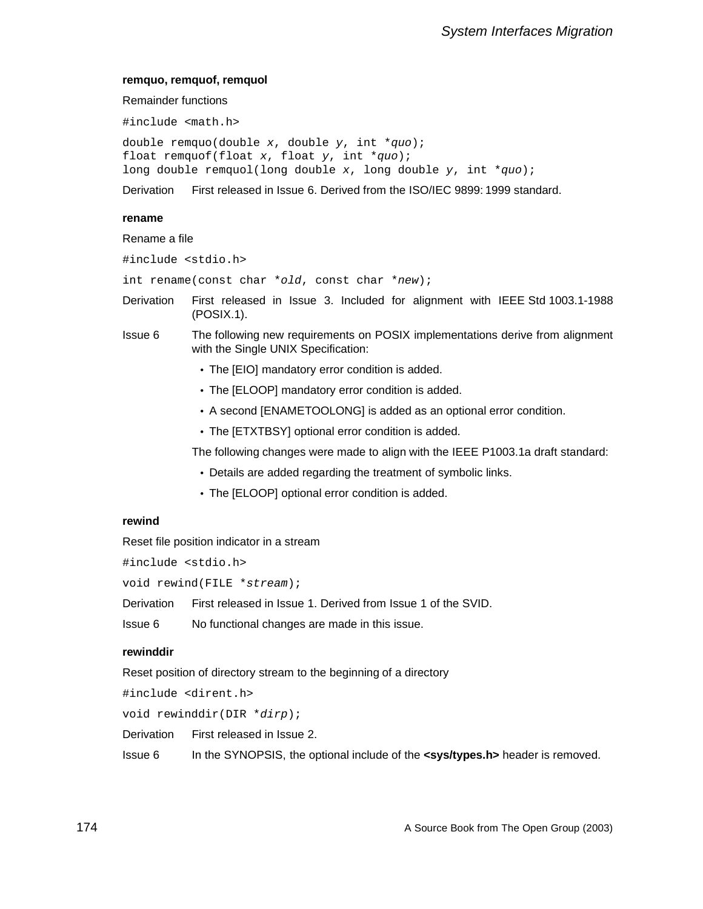**remquo, remquof, remquol**

Remainder functions

```
#include <math.h>
```

```
double remquo(double x, double y, int *quo);
float remquof(float x, float y, int *quo);
long double remquol(long double x, long double y, int *quo);
```

Derivation First released in Issue 6. Derived from the ISO/IEC 9899: 1999 standard.

**rename**

Rename a file

```
#include <stdio.h>
```

```
int rename(const char *old, const char *new);
```

Derivation First released in Issue 3. Included for alignment with IEEE Std 1003.1-1988 (POSIX.1).

Issue 6 The following new requirements on POSIX implementations derive from alignment with the Single UNIX Specification:

- The [EIO] mandatory error condition is added.
- The [ELOOP] mandatory error condition is added.
- A second [ENAMETOOLONG] is added as an optional error condition.
- The [ETXTBSY] optional error condition is added.

The following changes were made to align with the IEEE P1003.1a draft standard:

- Details are added regarding the treatment of symbolic links.
- The [ELOOP] optional error condition is added.

**rewind**

Reset file position indicator in a stream

```
#include <stdio.h>
```

```
void rewind(FILE *stream);
```

Derivation First released in Issue 1. Derived from Issue 1 of the SVID.

Issue 6 No functional changes are made in this issue.

**rewinddir**

Reset position of directory stream to the beginning of a directory

```
#include <dirent.h>
```

```
void rewinddir(DIR *dirp);
```

Derivation First released in Issue 2.

Issue 6 In the SYNOPSIS, the optional include of the **<sys/types.h>** header is removed.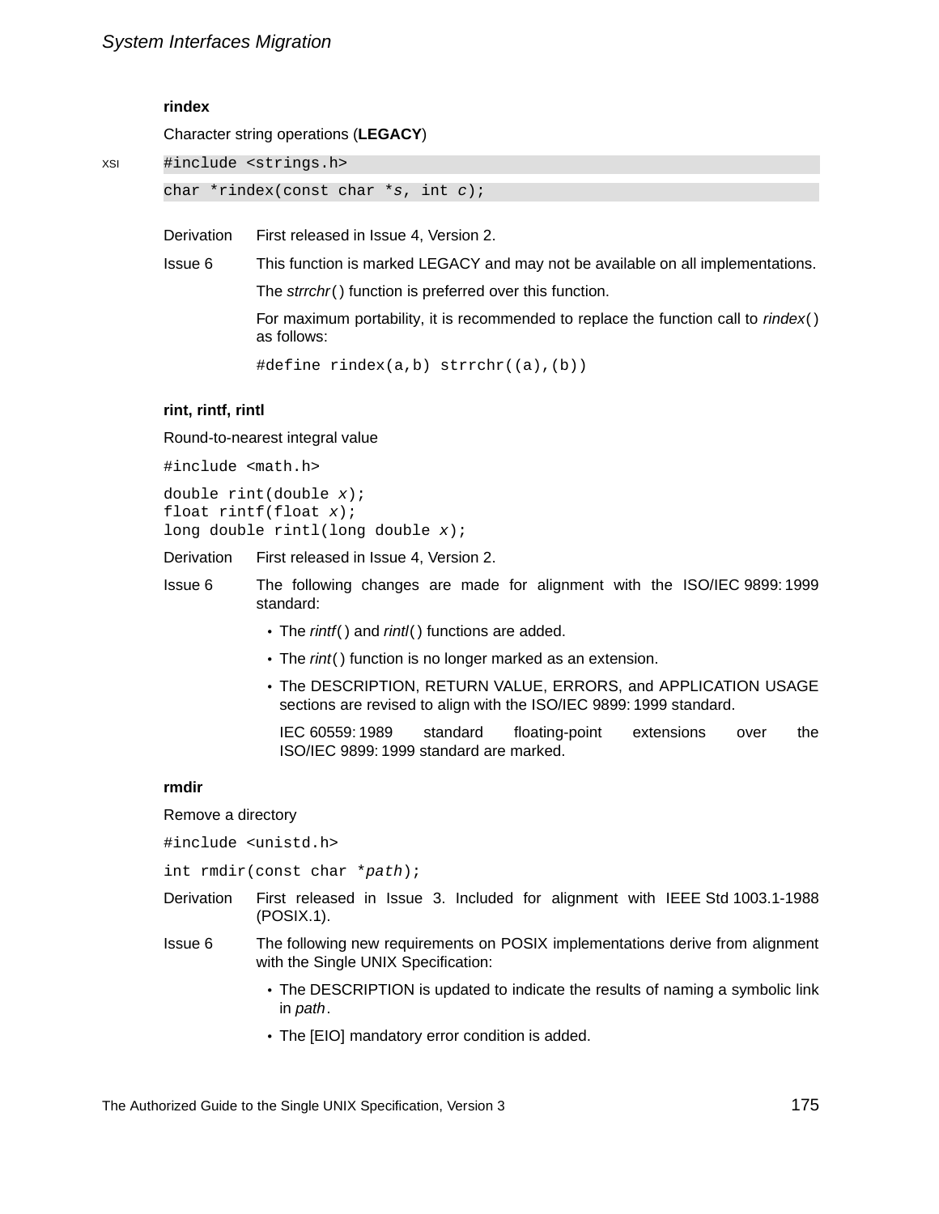### rindex

Character string operations (**LEGACY**)

XSI

```
#include <strings.h>

char *rindex(const char *s, int c);
```

**Derivation** First released in Issue 4, Version 2.

**Issue 6** This function is marked LEGACY and may not be available on all implementations.

The *strrchr*( ) function is preferred over this function.

For maximum portability, it is recommended to replace the function call to *rindex*( ) as follows:

```
#define rindex(a,b) strrchr((a),(b))
```

### rint, rintf, rintl

Round-to-nearest integral value

```
#include <math.h>

double rint(double x);
float rintf(float x);
long double rintl(long double x);
```

**Derivation** First released in Issue 4, Version 2.

**Issue 6** The following changes are made for alignment with the ISO/IEC 9899:1999 standard:

- The *rintf*( ) and *rintl*( ) functions are added.
- The *rint*( ) function is no longer marked as an extension.
- The DESCRIPTION, RETURN VALUE, ERRORS, and APPLICATION USAGE sections are revised to align with the ISO/IEC 9899:1999 standard.

  IEC 60559:1989 standard floating-point extensions over the ISO/IEC 9899:1999 standard are marked.

### rmdir

Remove a directory

```
#include <unistd.h>

int rmdir(const char *path);
```

**Derivation** First released in Issue 3. Included for alignment with IEEE Std 1003.1-1988 (POSIX.1).

**Issue 6** The following new requirements on POSIX implementations derive from alignment with the Single UNIX Specification:

- The DESCRIPTION is updated to indicate the results of naming a symbolic link in *path*.
- The [EIO] mandatory error condition is added.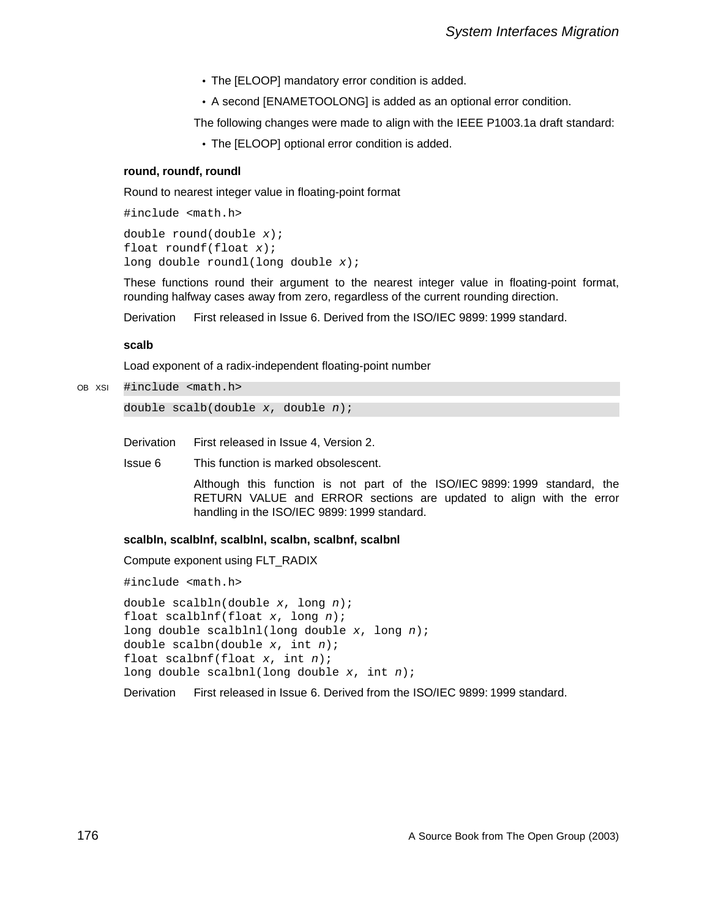- The [ELOOP] mandatory error condition is added.
- A second [ENAMETOOLONG] is added as an optional error condition.

The following changes were made to align with the IEEE P1003.1a draft standard:

- The [ELOOP] optional error condition is added.

**round, roundf, roundl**

Round to nearest integer value in floating-point format

```
#include <math.h>
```

```
double round(double x);
float roundf(float x);
long double roundl(long double x);
```

These functions round their argument to the nearest integer value in floating-point format, rounding halfway cases away from zero, regardless of the current rounding direction.

Derivation First released in Issue 6. Derived from the ISO/IEC 9899: 1999 standard.

**scalb**

Load exponent of a radix-independent floating-point number

OB XSI
```
#include <math.h>
```

```
double scalb(double x, double n);
```

Derivation First released in Issue 4, Version 2.

Issue 6 This function is marked obsolescent.

Although this function is not part of the ISO/IEC 9899: 1999 standard, the RETURN VALUE and ERROR sections are updated to align with the error handling in the ISO/IEC 9899: 1999 standard.

**scalbln, scalblnf, scalblnl, scalbn, scalbnf, scalbnl**

Compute exponent using FLT_RADIX

```
#include <math.h>
```

```
double scalbln(double x, long n);
float scalblnf(float x, long n);
long double scalblnl(long double x, long n);
double scalbn(double x, int n);
float scalbnf(float x, int n);
long double scalbnl(long double x, int n);
```

Derivation First released in Issue 6. Derived from the ISO/IEC 9899: 1999 standard.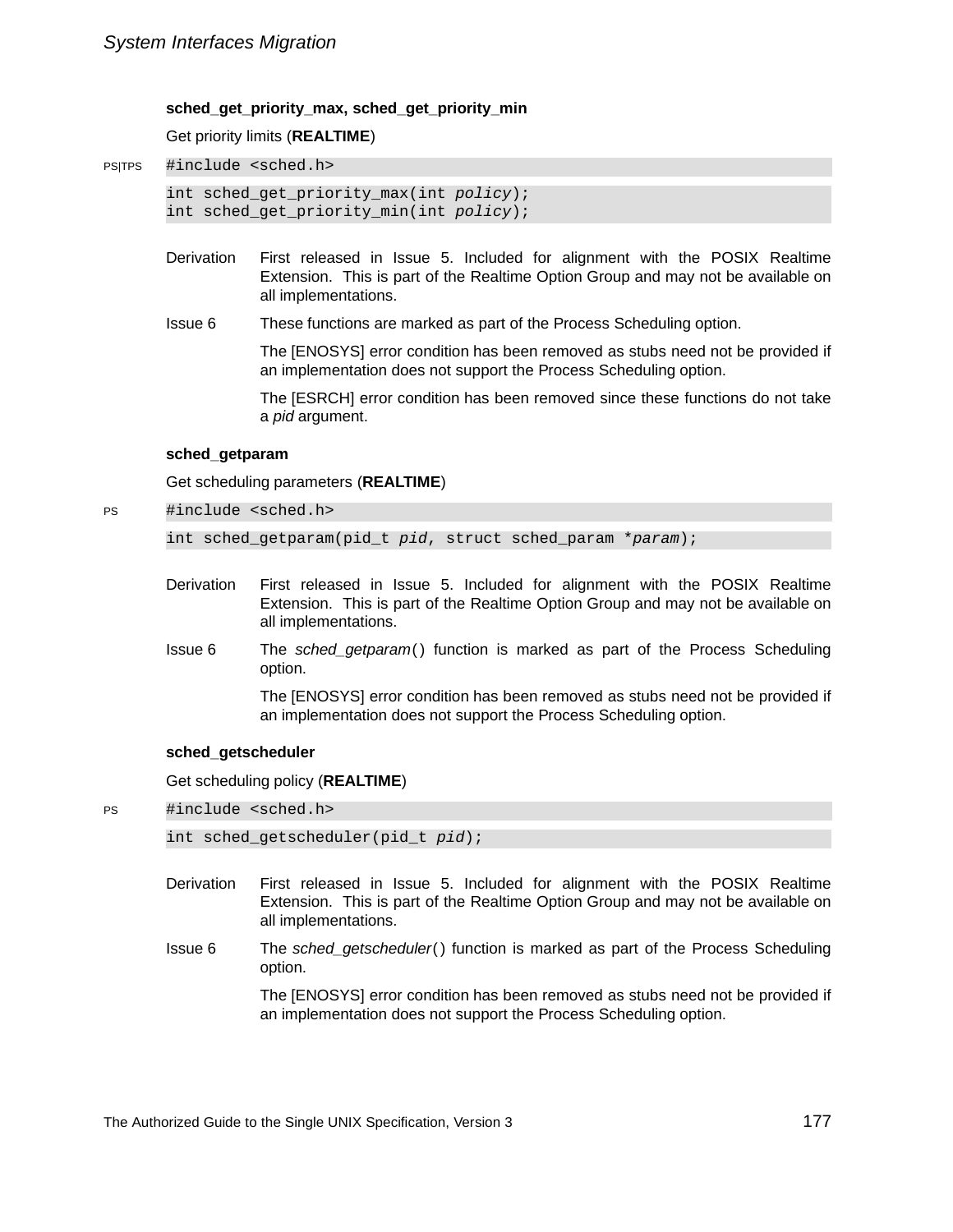### sched_get_priority_max, sched_get_priority_min

Get priority limits (**REALTIME**)

PS|TPS

```
#include <sched.h>

int sched_get_priority_max(int policy);
int sched_get_priority_min(int policy);
```

Derivation — First released in Issue 5. Included for alignment with the POSIX Realtime Extension. This is part of the Realtime Option Group and may not be available on all implementations.

Issue 6 — These functions are marked as part of the Process Scheduling option.

The [ENOSYS] error condition has been removed as stubs need not be provided if an implementation does not support the Process Scheduling option.

The [ESRCH] error condition has been removed since these functions do not take a *pid* argument.

### sched_getparam

Get scheduling parameters (**REALTIME**)

PS

```
#include <sched.h>

int sched_getparam(pid_t pid, struct sched_param *param);
```

Derivation — First released in Issue 5. Included for alignment with the POSIX Realtime Extension. This is part of the Realtime Option Group and may not be available on all implementations.

Issue 6 — The *sched_getparam*() function is marked as part of the Process Scheduling option.

The [ENOSYS] error condition has been removed as stubs need not be provided if an implementation does not support the Process Scheduling option.

### sched_getscheduler

Get scheduling policy (**REALTIME**)

PS

```
#include <sched.h>

int sched_getscheduler(pid_t pid);
```

Derivation — First released in Issue 5. Included for alignment with the POSIX Realtime Extension. This is part of the Realtime Option Group and may not be available on all implementations.

Issue 6 — The *sched_getscheduler*() function is marked as part of the Process Scheduling option.

The [ENOSYS] error condition has been removed as stubs need not be provided if an implementation does not support the Process Scheduling option.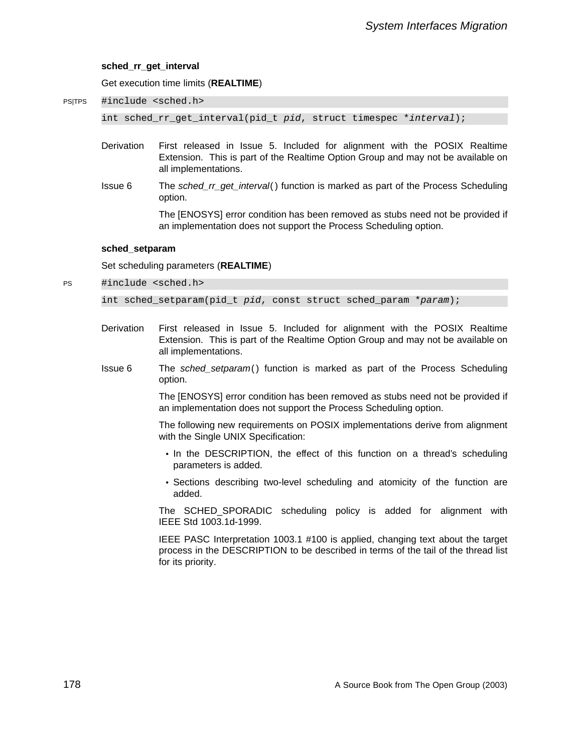### sched_rr_get_interval

Get execution time limits (**REALTIME**)

PS|TPS
```
#include <sched.h>
int sched_rr_get_interval(pid_t pid, struct timespec *interval);
```

Derivation — First released in Issue 5. Included for alignment with the POSIX Realtime Extension. This is part of the Realtime Option Group and may not be available on all implementations.

Issue 6 — The *sched_rr_get_interval*() function is marked as part of the Process Scheduling option.

The [ENOSYS] error condition has been removed as stubs need not be provided if an implementation does not support the Process Scheduling option.

### sched_setparam

Set scheduling parameters (**REALTIME**)

PS
```
#include <sched.h>
int sched_setparam(pid_t pid, const struct sched_param *param);
```

Derivation — First released in Issue 5. Included for alignment with the POSIX Realtime Extension. This is part of the Realtime Option Group and may not be available on all implementations.

Issue 6 — The *sched_setparam*() function is marked as part of the Process Scheduling option.

The [ENOSYS] error condition has been removed as stubs need not be provided if an implementation does not support the Process Scheduling option.

The following new requirements on POSIX implementations derive from alignment with the Single UNIX Specification:

- In the DESCRIPTION, the effect of this function on a thread's scheduling parameters is added.
- Sections describing two-level scheduling and atomicity of the function are added.

The SCHED_SPORADIC scheduling policy is added for alignment with IEEE Std 1003.1d-1999.

IEEE PASC Interpretation 1003.1 #100 is applied, changing text about the target process in the DESCRIPTION to be described in terms of the tail of the thread list for its priority.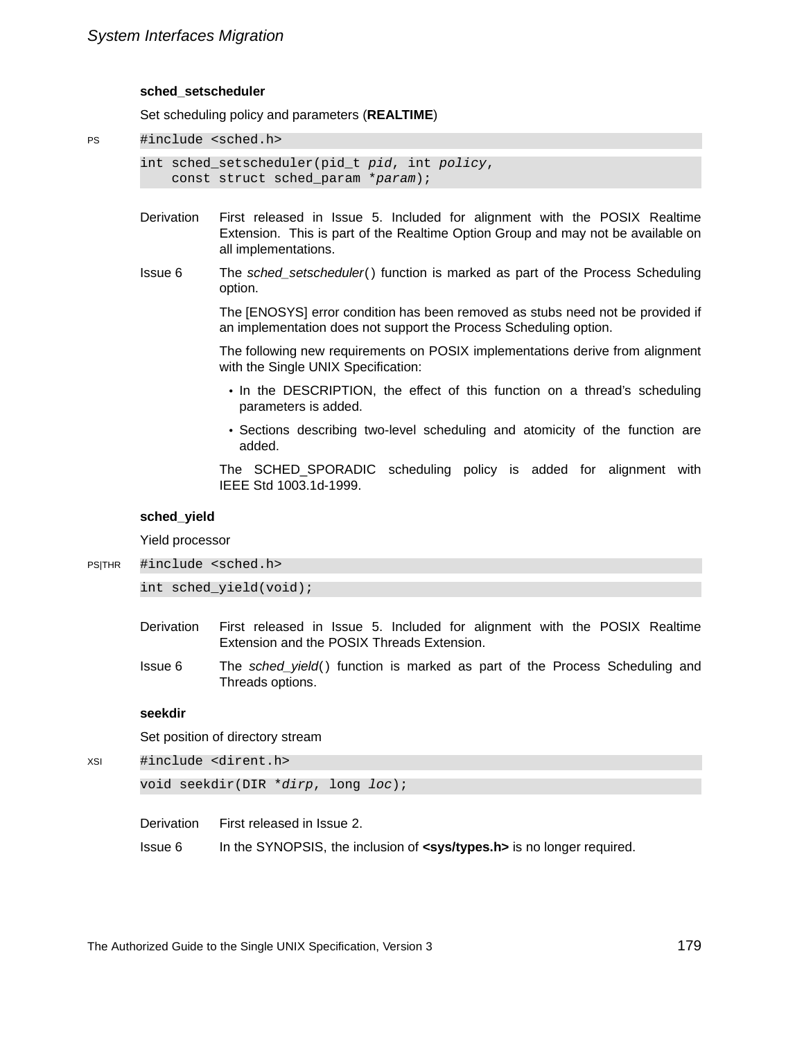### sched_setscheduler

Set scheduling policy and parameters (**REALTIME**)

PS

```
#include <sched.h>

int sched_setscheduler(pid_t pid, int policy,
    const struct sched_param *param);
```

Derivation — First released in Issue 5. Included for alignment with the POSIX Realtime Extension. This is part of the Realtime Option Group and may not be available on all implementations.

Issue 6 — The *sched_setscheduler*() function is marked as part of the Process Scheduling option.

The [ENOSYS] error condition has been removed as stubs need not be provided if an implementation does not support the Process Scheduling option.

The following new requirements on POSIX implementations derive from alignment with the Single UNIX Specification:

- In the DESCRIPTION, the effect of this function on a thread's scheduling parameters is added.
- Sections describing two-level scheduling and atomicity of the function are added.

The SCHED_SPORADIC scheduling policy is added for alignment with IEEE Std 1003.1d-1999.

### sched_yield

Yield processor

PS|THR

```
#include <sched.h>

int sched_yield(void);
```

Derivation — First released in Issue 5. Included for alignment with the POSIX Realtime Extension and the POSIX Threads Extension.

Issue 6 — The *sched_yield*() function is marked as part of the Process Scheduling and Threads options.

### seekdir

Set position of directory stream

XSI

```
#include <dirent.h>

void seekdir(DIR *dirp, long loc);
```

Derivation — First released in Issue 2.

Issue 6 — In the SYNOPSIS, the inclusion of **<sys/types.h>** is no longer required.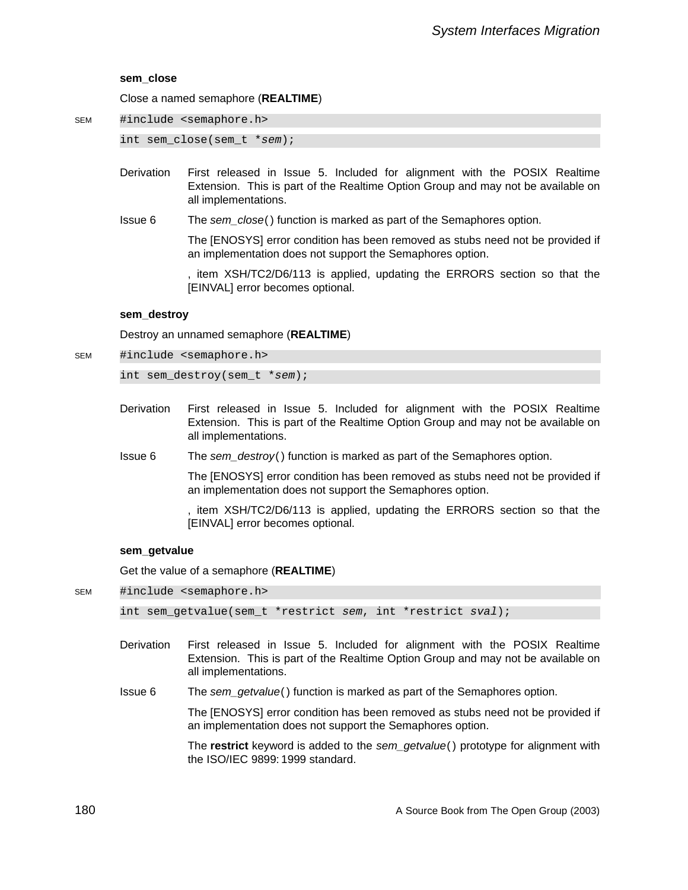### sem_close

Close a named semaphore (**REALTIME**)

SEM

```
#include <semaphore.h>
int sem_close(sem_t *sem);
```

Derivation — First released in Issue 5. Included for alignment with the POSIX Realtime Extension. This is part of the Realtime Option Group and may not be available on all implementations.

Issue 6 — The *sem_close*( ) function is marked as part of the Semaphores option.

The [ENOSYS] error condition has been removed as stubs need not be provided if an implementation does not support the Semaphores option.

, item XSH/TC2/D6/113 is applied, updating the ERRORS section so that the [EINVAL] error becomes optional.

### sem_destroy

Destroy an unnamed semaphore (**REALTIME**)

SEM

```
#include <semaphore.h>
int sem_destroy(sem_t *sem);
```

Derivation — First released in Issue 5. Included for alignment with the POSIX Realtime Extension. This is part of the Realtime Option Group and may not be available on all implementations.

Issue 6 — The *sem_destroy*( ) function is marked as part of the Semaphores option.

The [ENOSYS] error condition has been removed as stubs need not be provided if an implementation does not support the Semaphores option.

, item XSH/TC2/D6/113 is applied, updating the ERRORS section so that the [EINVAL] error becomes optional.

### sem_getvalue

Get the value of a semaphore (**REALTIME**)

SEM

```
#include <semaphore.h>
int sem_getvalue(sem_t *restrict sem, int *restrict sval);
```

Derivation — First released in Issue 5. Included for alignment with the POSIX Realtime Extension. This is part of the Realtime Option Group and may not be available on all implementations.

Issue 6 — The *sem_getvalue*( ) function is marked as part of the Semaphores option.

The [ENOSYS] error condition has been removed as stubs need not be provided if an implementation does not support the Semaphores option.

The **restrict** keyword is added to the *sem_getvalue*( ) prototype for alignment with the ISO/IEC 9899: 1999 standard.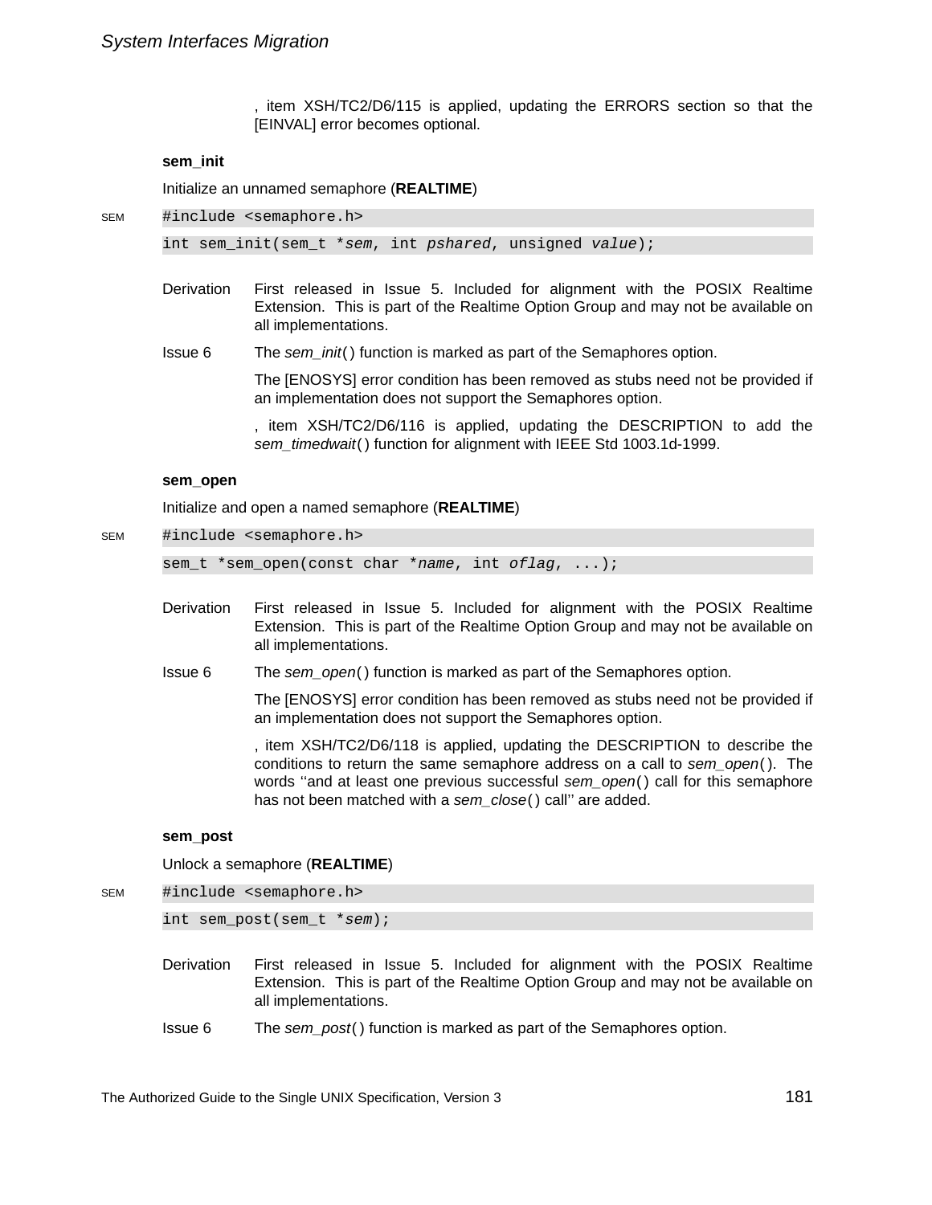, item XSH/TC2/D6/115 is applied, updating the ERRORS section so that the [EINVAL] error becomes optional.

**sem_init**

Initialize an unnamed semaphore (**REALTIME**)

SEM

```
#include <semaphore.h>
int sem_init(sem_t *sem, int pshared, unsigned value);
```

Derivation — First released in Issue 5. Included for alignment with the POSIX Realtime Extension. This is part of the Realtime Option Group and may not be available on all implementations.

Issue 6 — The *sem_init*() function is marked as part of the Semaphores option.

The [ENOSYS] error condition has been removed as stubs need not be provided if an implementation does not support the Semaphores option.

, item XSH/TC2/D6/116 is applied, updating the DESCRIPTION to add the *sem_timedwait*() function for alignment with IEEE Std 1003.1d-1999.

**sem_open**

Initialize and open a named semaphore (**REALTIME**)

SEM

```
#include <semaphore.h>
sem_t *sem_open(const char *name, int oflag, ...);
```

Derivation — First released in Issue 5. Included for alignment with the POSIX Realtime Extension. This is part of the Realtime Option Group and may not be available on all implementations.

Issue 6 — The *sem_open*() function is marked as part of the Semaphores option.

The [ENOSYS] error condition has been removed as stubs need not be provided if an implementation does not support the Semaphores option.

, item XSH/TC2/D6/118 is applied, updating the DESCRIPTION to describe the conditions to return the same semaphore address on a call to *sem_open*(). The words ''and at least one previous successful *sem_open*() call for this semaphore has not been matched with a *sem_close*() call'' are added.

**sem_post**

Unlock a semaphore (**REALTIME**)

SEM

```
#include <semaphore.h>
int sem_post(sem_t *sem);
```

Derivation — First released in Issue 5. Included for alignment with the POSIX Realtime Extension. This is part of the Realtime Option Group and may not be available on all implementations.

Issue 6 — The *sem_post*() function is marked as part of the Semaphores option.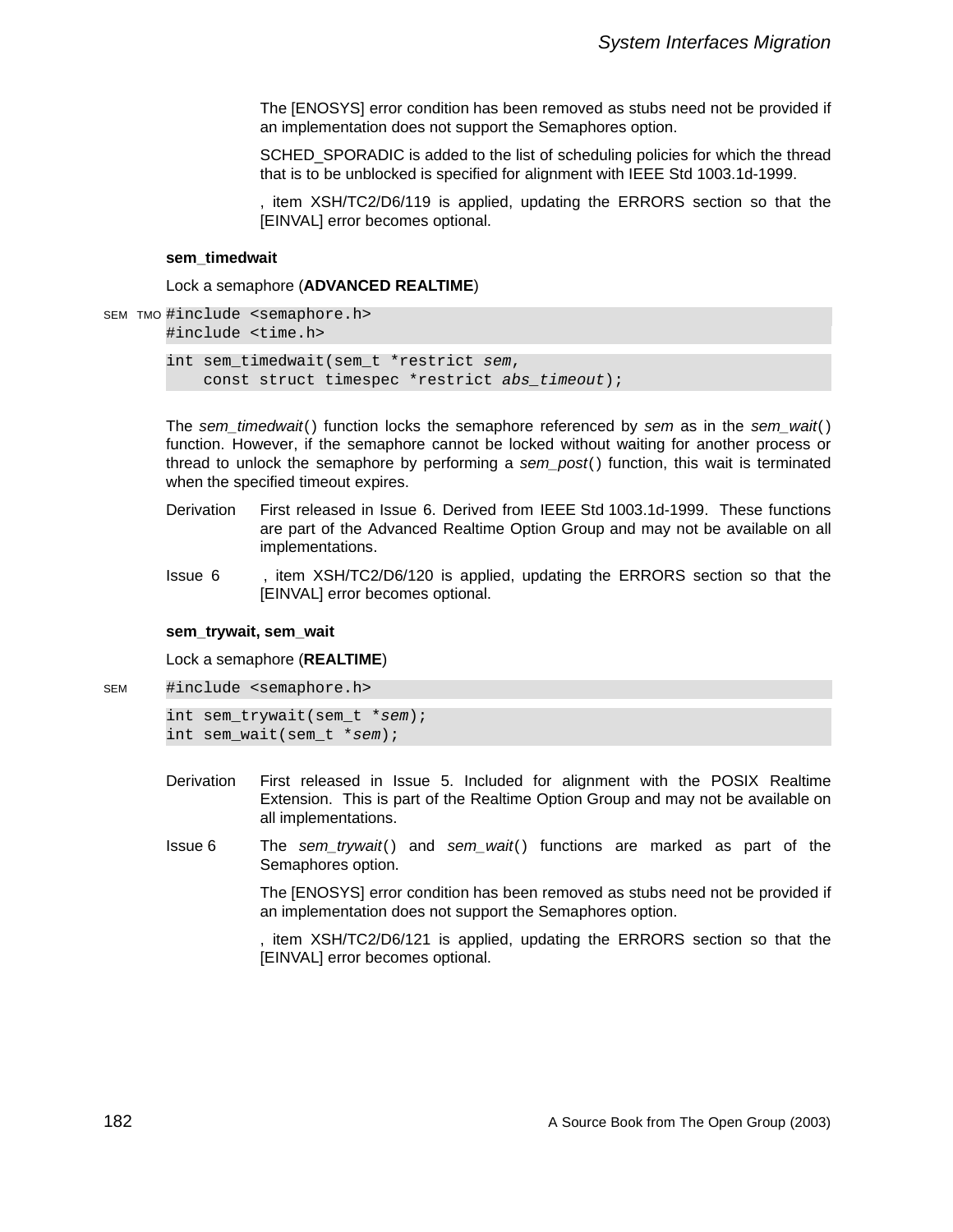The [ENOSYS] error condition has been removed as stubs need not be provided if an implementation does not support the Semaphores option.

SCHED_SPORADIC is added to the list of scheduling policies for which the thread that is to be unblocked is specified for alignment with IEEE Std 1003.1d-1999.

, item XSH/TC2/D6/119 is applied, updating the ERRORS section so that the [EINVAL] error becomes optional.

**sem_timedwait**

Lock a semaphore (**ADVANCED REALTIME**)

SEM TMO
```
#include <semaphore.h>
#include <time.h>

int sem_timedwait(sem_t *restrict sem,
    const struct timespec *restrict abs_timeout);
```

The *sem_timedwait*( ) function locks the semaphore referenced by *sem* as in the *sem_wait*( ) function. However, if the semaphore cannot be locked without waiting for another process or thread to unlock the semaphore by performing a *sem_post*( ) function, this wait is terminated when the specified timeout expires.

Derivation — First released in Issue 6. Derived from IEEE Std 1003.1d-1999. These functions are part of the Advanced Realtime Option Group and may not be available on all implementations.

Issue 6 — , item XSH/TC2/D6/120 is applied, updating the ERRORS section so that the [EINVAL] error becomes optional.

**sem_trywait, sem_wait**

Lock a semaphore (**REALTIME**)

SEM
```
#include <semaphore.h>

int sem_trywait(sem_t *sem);
int sem_wait(sem_t *sem);
```

Derivation — First released in Issue 5. Included for alignment with the POSIX Realtime Extension. This is part of the Realtime Option Group and may not be available on all implementations.

Issue 6 — The *sem_trywait*( ) and *sem_wait*( ) functions are marked as part of the Semaphores option.

The [ENOSYS] error condition has been removed as stubs need not be provided if an implementation does not support the Semaphores option.

, item XSH/TC2/D6/121 is applied, updating the ERRORS section so that the [EINVAL] error becomes optional.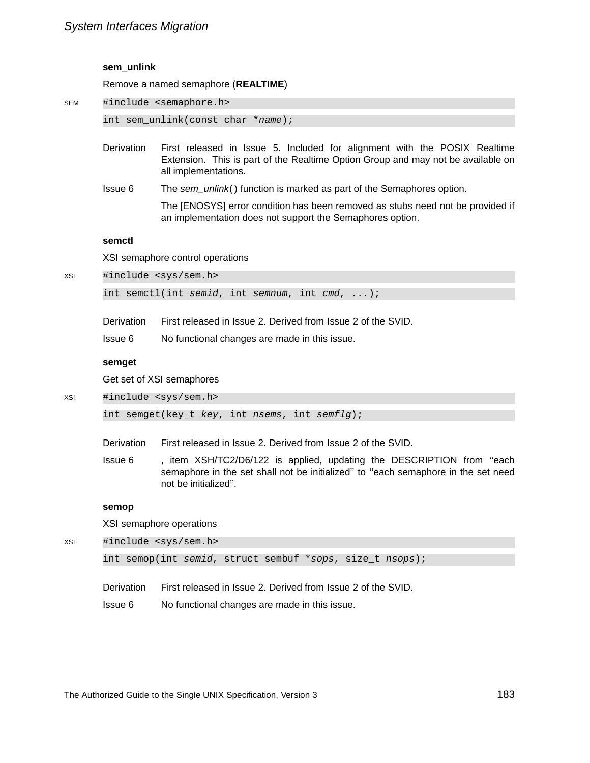**sem_unlink**

Remove a named semaphore (**REALTIME**)

SEM

```
#include <semaphore.h>
int sem_unlink(const char *name);
```

Derivation First released in Issue 5. Included for alignment with the POSIX Realtime Extension. This is part of the Realtime Option Group and may not be available on all implementations.

Issue 6 The *sem_unlink*() function is marked as part of the Semaphores option.

The [ENOSYS] error condition has been removed as stubs need not be provided if an implementation does not support the Semaphores option.

**semctl**

XSI semaphore control operations

XSI

```
#include <sys/sem.h>
int semctl(int semid, int semnum, int cmd, ...);
```

Derivation First released in Issue 2. Derived from Issue 2 of the SVID.

Issue 6 No functional changes are made in this issue.

**semget**

Get set of XSI semaphores

XSI

```
#include <sys/sem.h>
int semget(key_t key, int nsems, int semflg);
```

Derivation First released in Issue 2. Derived from Issue 2 of the SVID.

Issue 6 , item XSH/TC2/D6/122 is applied, updating the DESCRIPTION from ''each semaphore in the set shall not be initialized'' to ''each semaphore in the set need not be initialized''.

**semop**

XSI semaphore operations

XSI

```
#include <sys/sem.h>
int semop(int semid, struct sembuf *sops, size_t nsops);
```

Derivation First released in Issue 2. Derived from Issue 2 of the SVID.

Issue 6 No functional changes are made in this issue.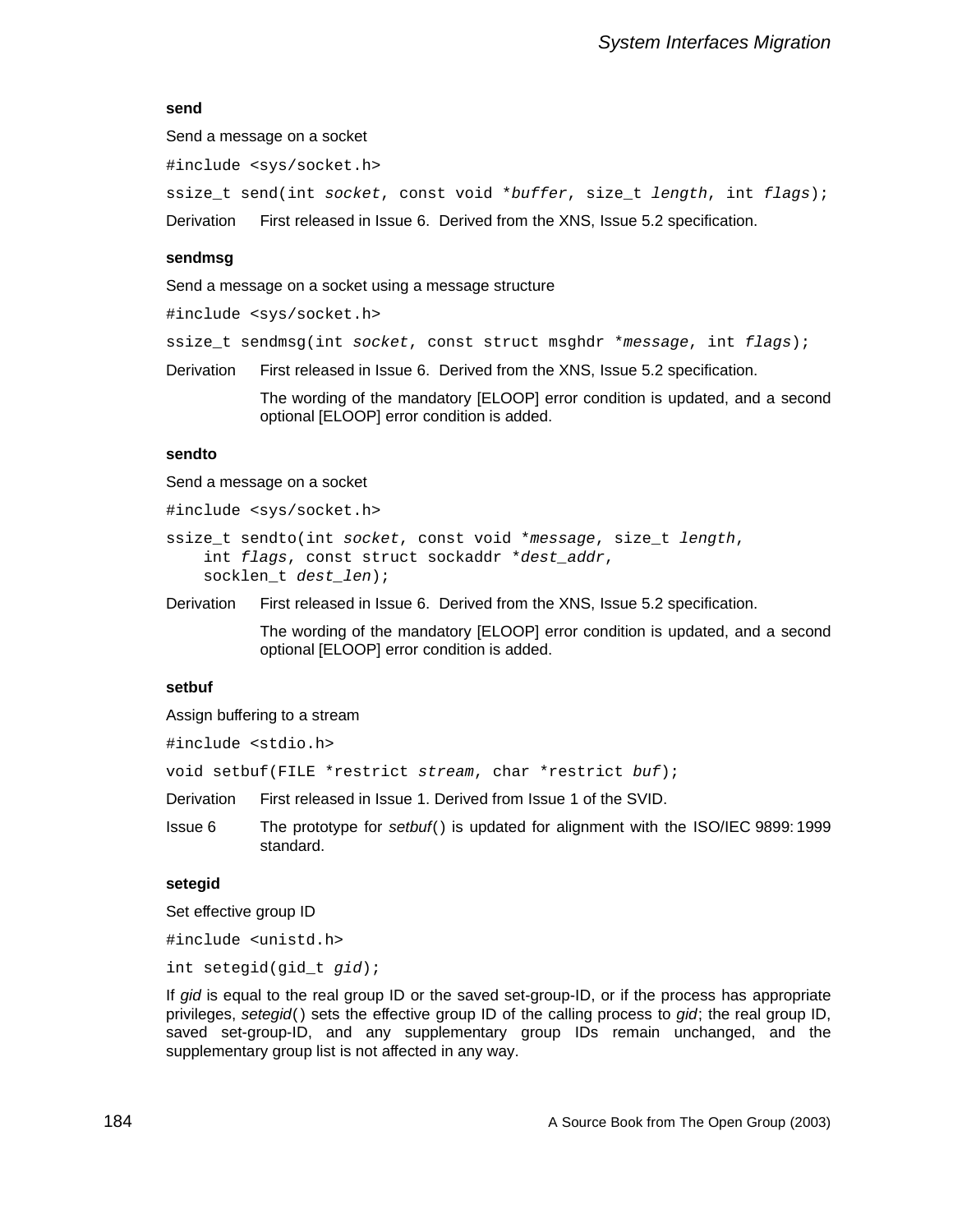### send

Send a message on a socket

```
#include <sys/socket.h>
```

```
ssize_t send(int socket, const void *buffer, size_t length, int flags);
```

Derivation First released in Issue 6. Derived from the XNS, Issue 5.2 specification.

### sendmsg

Send a message on a socket using a message structure

```
#include <sys/socket.h>
```

```
ssize_t sendmsg(int socket, const struct msghdr *message, int flags);
```

Derivation First released in Issue 6. Derived from the XNS, Issue 5.2 specification.

The wording of the mandatory [ELOOP] error condition is updated, and a second optional [ELOOP] error condition is added.

### sendto

Send a message on a socket

```
#include <sys/socket.h>
```

```
ssize_t sendto(int socket, const void *message, size_t length,
    int flags, const struct sockaddr *dest_addr,
    socklen_t dest_len);
```

Derivation First released in Issue 6. Derived from the XNS, Issue 5.2 specification.

The wording of the mandatory [ELOOP] error condition is updated, and a second optional [ELOOP] error condition is added.

### setbuf

Assign buffering to a stream

```
#include <stdio.h>
```

```
void setbuf(FILE *restrict stream, char *restrict buf);
```

Derivation First released in Issue 1. Derived from Issue 1 of the SVID.

Issue 6 The prototype for *setbuf*() is updated for alignment with the ISO/IEC 9899:1999 standard.

### setegid

Set effective group ID

```
#include <unistd.h>
```

```
int setegid(gid_t gid);
```

If *gid* is equal to the real group ID or the saved set-group-ID, or if the process has appropriate privileges, *setegid*() sets the effective group ID of the calling process to *gid*; the real group ID, saved set-group-ID, and any supplementary group IDs remain unchanged, and the supplementary group list is not affected in any way.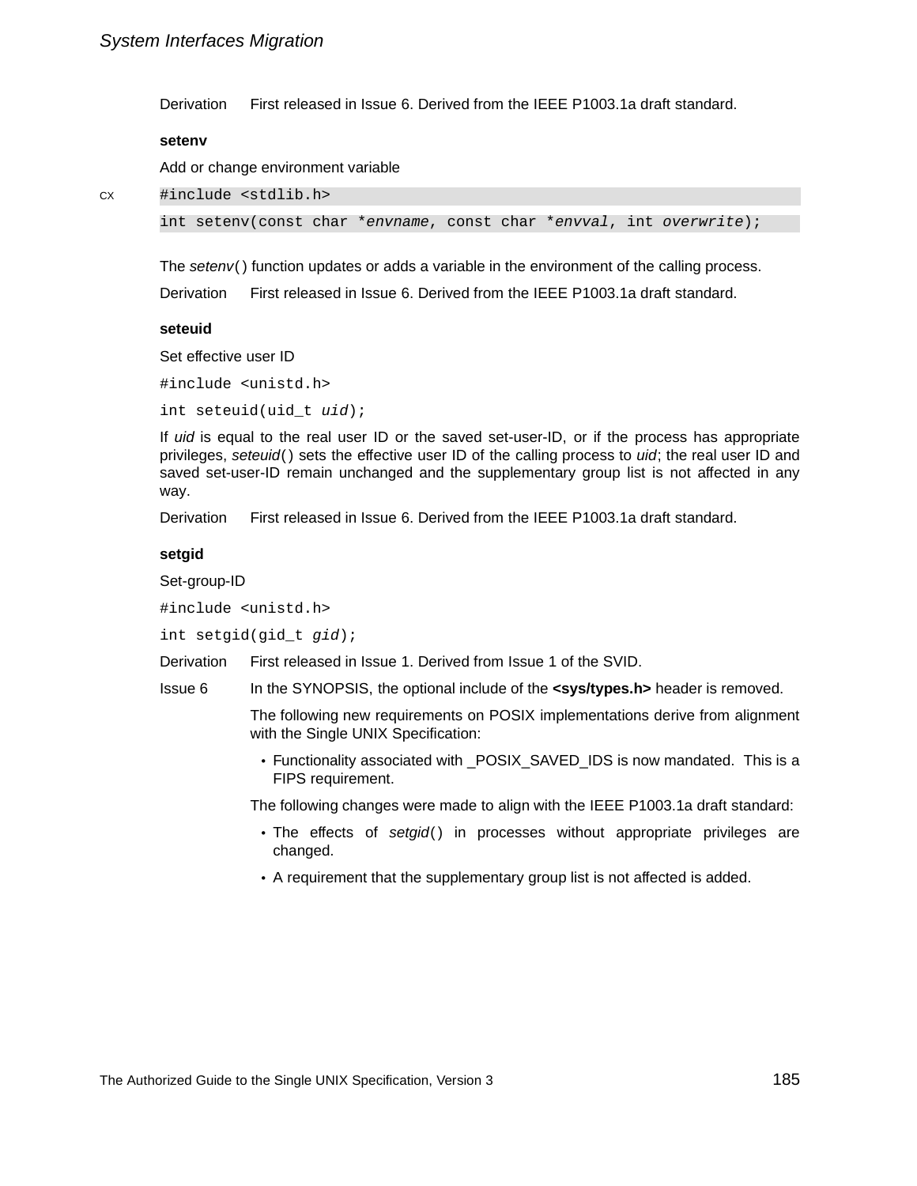Derivation First released in Issue 6. Derived from the IEEE P1003.1a draft standard.

**setenv**

Add or change environment variable

CX
```
#include <stdlib.h>

int setenv(const char *envname, const char *envval, int overwrite);
```

The *setenv*() function updates or adds a variable in the environment of the calling process.

Derivation First released in Issue 6. Derived from the IEEE P1003.1a draft standard.

**seteuid**

Set effective user ID

```
#include <unistd.h>

int seteuid(uid_t uid);
```

If *uid* is equal to the real user ID or the saved set-user-ID, or if the process has appropriate privileges, *seteuid*() sets the effective user ID of the calling process to *uid*; the real user ID and saved set-user-ID remain unchanged and the supplementary group list is not affected in any way.

Derivation First released in Issue 6. Derived from the IEEE P1003.1a draft standard.

**setgid**

Set-group-ID

```
#include <unistd.h>

int setgid(gid_t gid);
```

Derivation First released in Issue 1. Derived from Issue 1 of the SVID.

Issue 6 In the SYNOPSIS, the optional include of the **<sys/types.h>** header is removed.

The following new requirements on POSIX implementations derive from alignment with the Single UNIX Specification:

- Functionality associated with _POSIX_SAVED_IDS is now mandated. This is a FIPS requirement.

The following changes were made to align with the IEEE P1003.1a draft standard:

- The effects of *setgid*() in processes without appropriate privileges are changed.
- A requirement that the supplementary group list is not affected is added.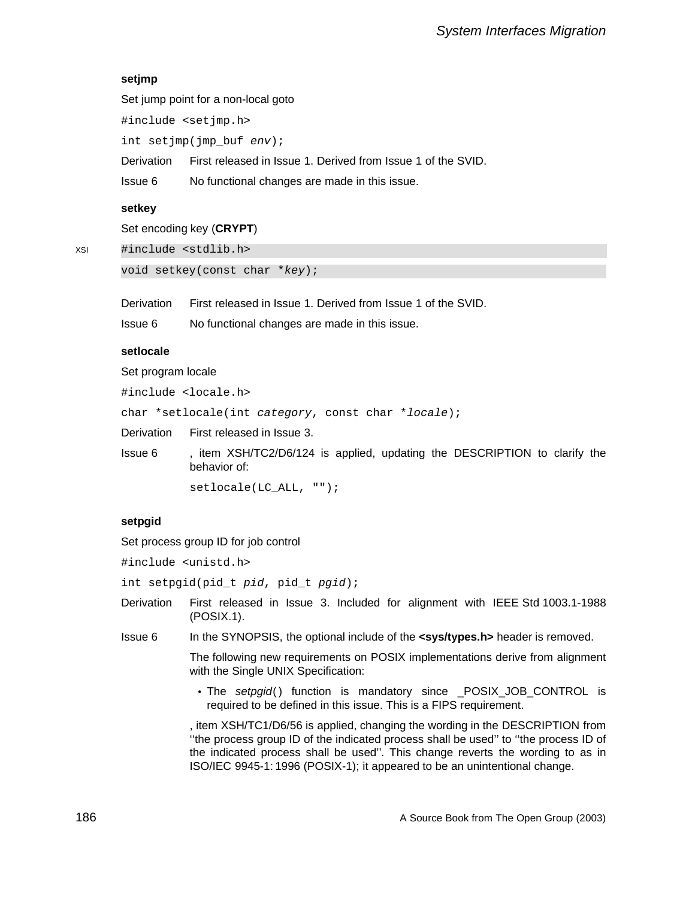### setjmp

Set jump point for a non-local goto

```
#include <setjmp.h>
int setjmp(jmp_buf env);
```

Derivation First released in Issue 1. Derived from Issue 1 of the SVID.

Issue 6 No functional changes are made in this issue.

### setkey

Set encoding key (**CRYPT**)

XSI

```
#include <stdlib.h>
void setkey(const char *key);
```

Derivation First released in Issue 1. Derived from Issue 1 of the SVID.

Issue 6 No functional changes are made in this issue.

### setlocale

Set program locale

```
#include <locale.h>
char *setlocale(int category, const char *locale);
```

Derivation First released in Issue 3.

Issue 6 , item XSH/TC2/D6/124 is applied, updating the DESCRIPTION to clarify the behavior of:

```
setlocale(LC_ALL, "");
```

### setpgid

Set process group ID for job control

```
#include <unistd.h>
int setpgid(pid_t pid, pid_t pgid);
```

Derivation First released in Issue 3. Included for alignment with IEEE Std 1003.1-1988 (POSIX.1).

Issue 6 In the SYNOPSIS, the optional include of the **<sys/types.h>** header is removed.

The following new requirements on POSIX implementations derive from alignment with the Single UNIX Specification:

- The *setpgid*( ) function is mandatory since _POSIX_JOB_CONTROL is required to be defined in this issue. This is a FIPS requirement.

, item XSH/TC1/D6/56 is applied, changing the wording in the DESCRIPTION from ''the process group ID of the indicated process shall be used'' to ''the process ID of the indicated process shall be used''. This change reverts the wording to as in ISO/IEC 9945-1: 1996 (POSIX-1); it appeared to be an unintentional change.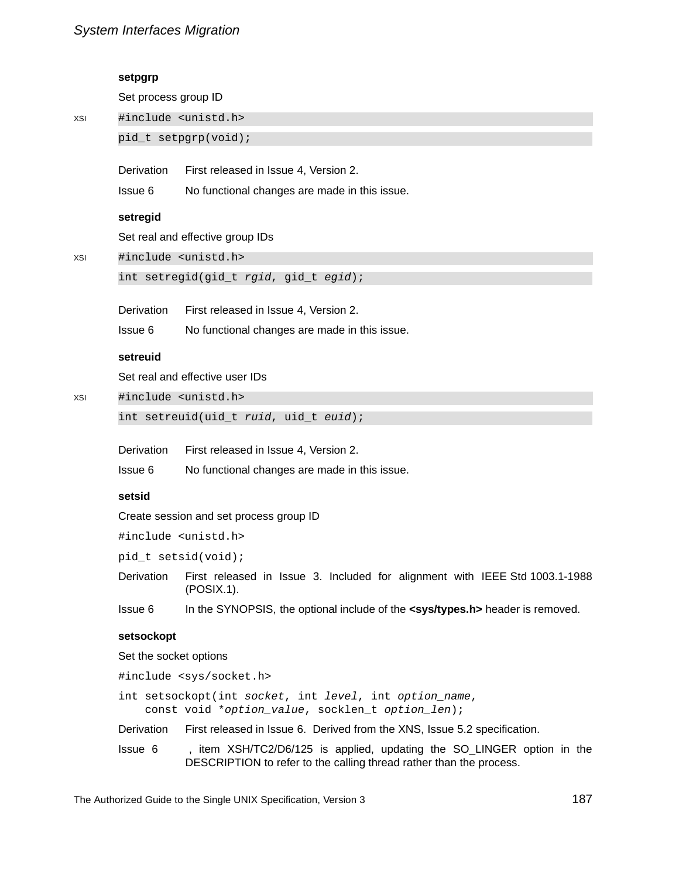### setpgrp

Set process group ID

XSI
```
#include <unistd.h>
pid_t setpgrp(void);
```

Derivation First released in Issue 4, Version 2.

Issue 6 No functional changes are made in this issue.

### setregid

Set real and effective group IDs

XSI
```
#include <unistd.h>
int setregid(gid_t rgid, gid_t egid);
```

Derivation First released in Issue 4, Version 2.

Issue 6 No functional changes are made in this issue.

### setreuid

Set real and effective user IDs

XSI
```
#include <unistd.h>
int setreuid(uid_t ruid, uid_t euid);
```

Derivation First released in Issue 4, Version 2.

Issue 6 No functional changes are made in this issue.

### setsid

Create session and set process group ID

```
#include <unistd.h>
pid_t setsid(void);
```

Derivation First released in Issue 3. Included for alignment with IEEE Std 1003.1-1988 (POSIX.1).

Issue 6 In the SYNOPSIS, the optional include of the **<sys/types.h>** header is removed.

### setsockopt

Set the socket options

```
#include <sys/socket.h>
int setsockopt(int socket, int level, int option_name,
    const void *option_value, socklen_t option_len);
```

Derivation First released in Issue 6. Derived from the XNS, Issue 5.2 specification.

Issue 6 , item XSH/TC2/D6/125 is applied, updating the SO_LINGER option in the DESCRIPTION to refer to the calling thread rather than the process.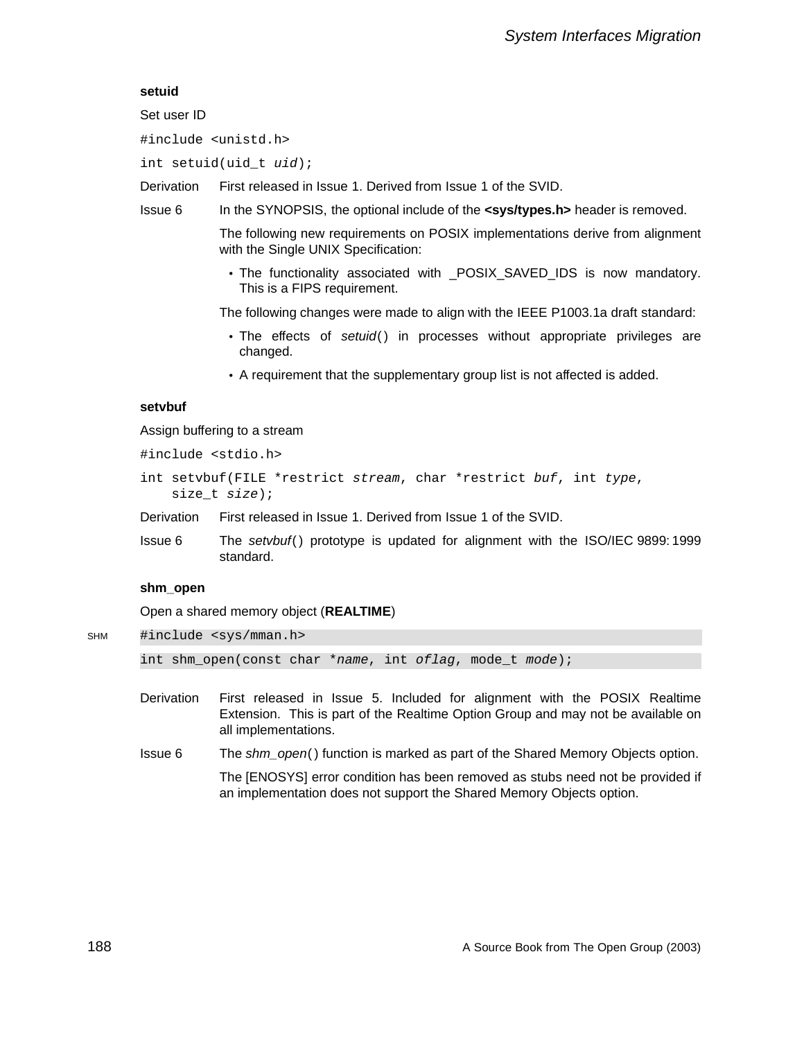### setuid

Set user ID

```
#include <unistd.h>

int setuid(uid_t uid);
```

Derivation First released in Issue 1. Derived from Issue 1 of the SVID.

Issue 6 In the SYNOPSIS, the optional include of the **<sys/types.h>** header is removed.

The following new requirements on POSIX implementations derive from alignment with the Single UNIX Specification:

- The functionality associated with _POSIX_SAVED_IDS is now mandatory. This is a FIPS requirement.

The following changes were made to align with the IEEE P1003.1a draft standard:

- The effects of *setuid*() in processes without appropriate privileges are changed.
- A requirement that the supplementary group list is not affected is added.

### setvbuf

Assign buffering to a stream

```
#include <stdio.h>

int setvbuf(FILE *restrict stream, char *restrict buf, int type,
    size_t size);
```

Derivation First released in Issue 1. Derived from Issue 1 of the SVID.

Issue 6 The *setvbuf*() prototype is updated for alignment with the ISO/IEC 9899:1999 standard.

### shm_open

Open a shared memory object (**REALTIME**)

SHM

```
#include <sys/mman.h>

int shm_open(const char *name, int oflag, mode_t mode);
```

Derivation First released in Issue 5. Included for alignment with the POSIX Realtime Extension. This is part of the Realtime Option Group and may not be available on all implementations.

Issue 6 The *shm_open*() function is marked as part of the Shared Memory Objects option.

The [ENOSYS] error condition has been removed as stubs need not be provided if an implementation does not support the Shared Memory Objects option.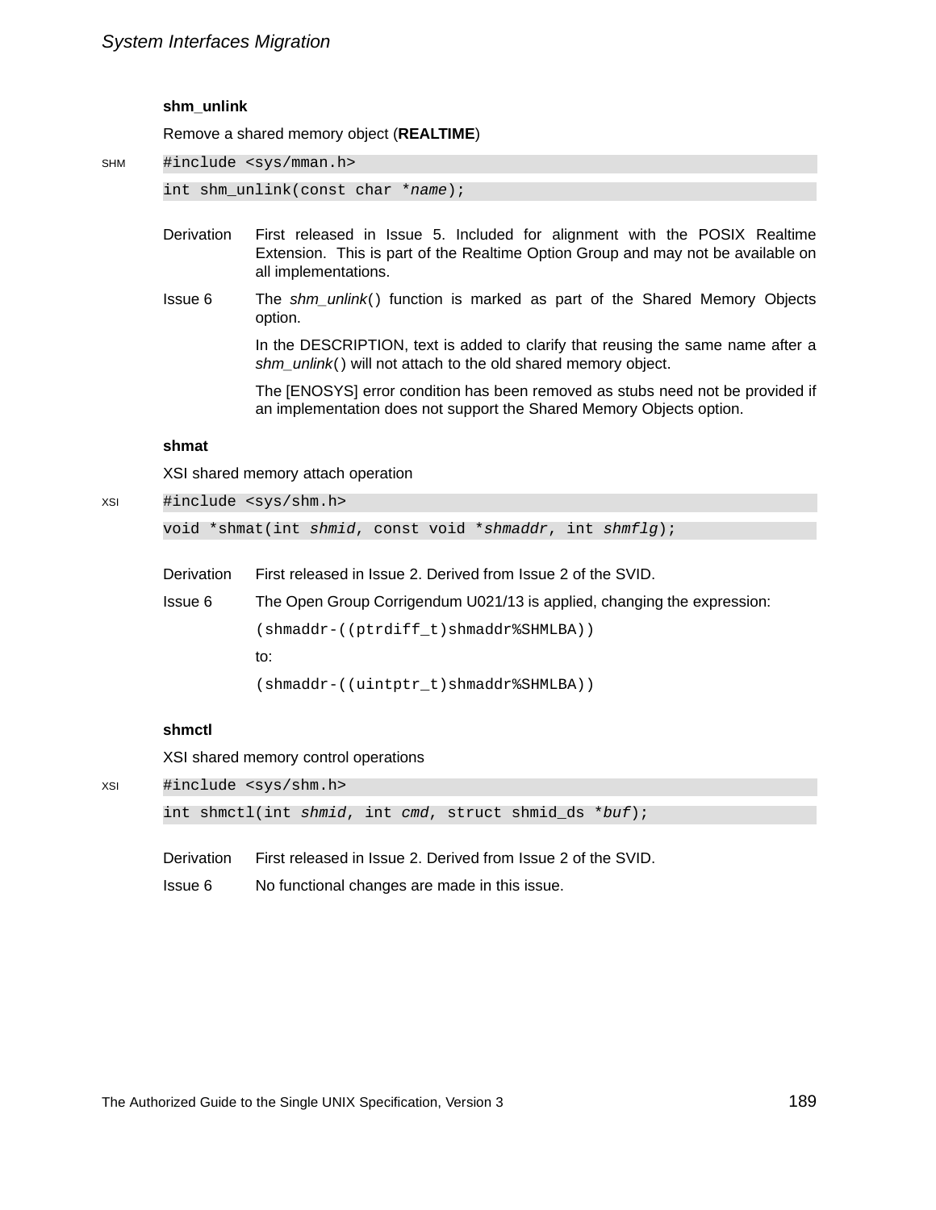### shm_unlink

Remove a shared memory object (**REALTIME**)

SHM

```
#include <sys/mman.h>
int shm_unlink(const char *name);
```

Derivation — First released in Issue 5. Included for alignment with the POSIX Realtime Extension. This is part of the Realtime Option Group and may not be available on all implementations.

Issue 6 — The *shm_unlink*() function is marked as part of the Shared Memory Objects option.

In the DESCRIPTION, text is added to clarify that reusing the same name after a *shm_unlink*() will not attach to the old shared memory object.

The [ENOSYS] error condition has been removed as stubs need not be provided if an implementation does not support the Shared Memory Objects option.

### shmat

XSI shared memory attach operation

XSI

```
#include <sys/shm.h>
void *shmat(int shmid, const void *shmaddr, int shmflg);
```

Derivation — First released in Issue 2. Derived from Issue 2 of the SVID.

Issue 6 — The Open Group Corrigendum U021/13 is applied, changing the expression:

```
(shmaddr-((ptrdiff_t)shmaddr%SHMLBA))
```

to:

```
(shmaddr-((uintptr_t)shmaddr%SHMLBA))
```

### shmctl

XSI shared memory control operations

XSI

```
#include <sys/shm.h>
int shmctl(int shmid, int cmd, struct shmid_ds *buf);
```

Derivation — First released in Issue 2. Derived from Issue 2 of the SVID.

Issue 6 — No functional changes are made in this issue.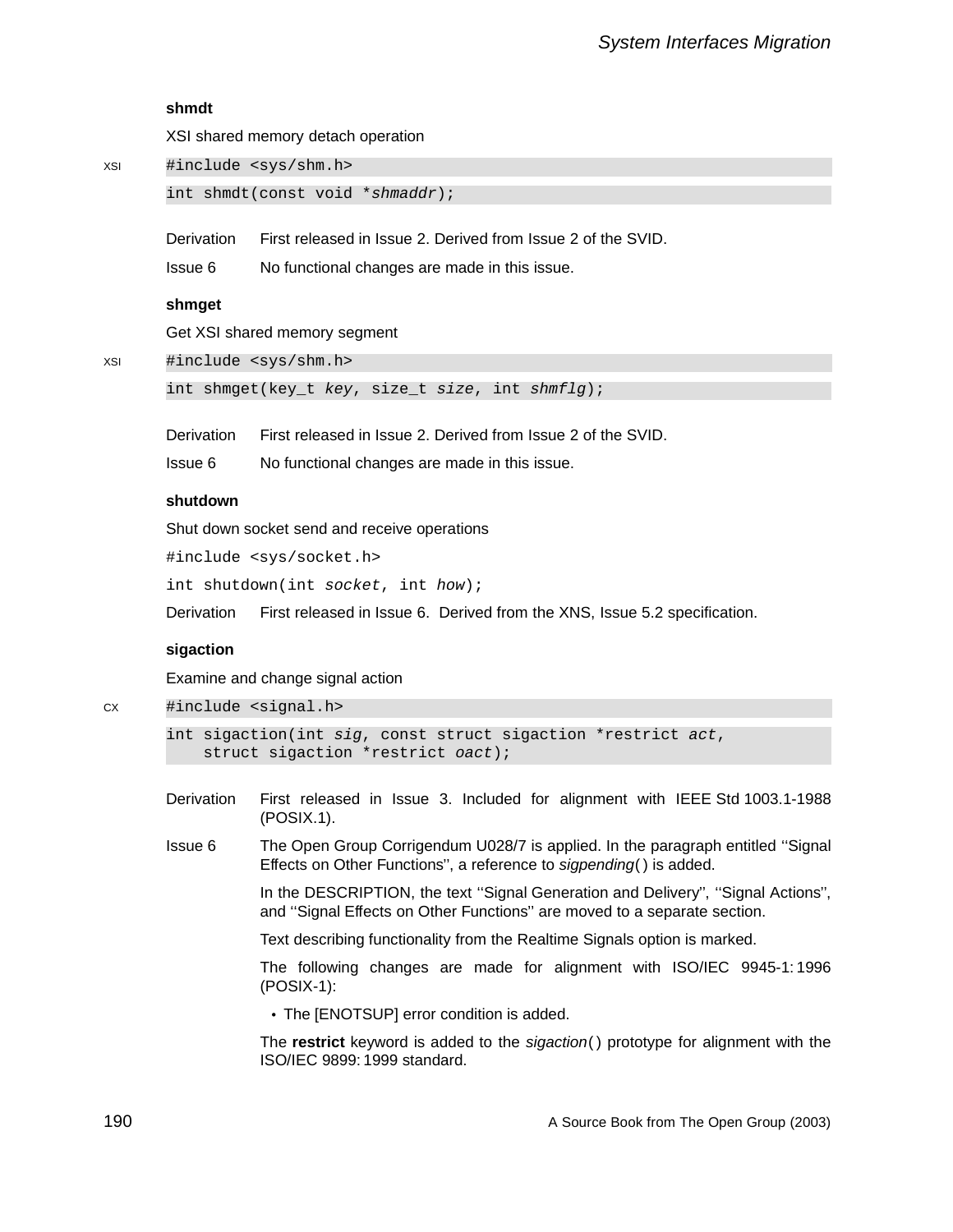### shmdt

XSI shared memory detach operation

XSI

```
#include <sys/shm.h>
int shmdt(const void *shmaddr);
```

Derivation First released in Issue 2. Derived from Issue 2 of the SVID.

Issue 6 No functional changes are made in this issue.

### shmget

Get XSI shared memory segment

XSI

```
#include <sys/shm.h>
int shmget(key_t key, size_t size, int shmflg);
```

Derivation First released in Issue 2. Derived from Issue 2 of the SVID.

Issue 6 No functional changes are made in this issue.

### shutdown

Shut down socket send and receive operations

```
#include <sys/socket.h>
int shutdown(int socket, int how);
```

Derivation First released in Issue 6. Derived from the XNS, Issue 5.2 specification.

### sigaction

Examine and change signal action

CX

```
#include <signal.h>
int sigaction(int sig, const struct sigaction *restrict act,
    struct sigaction *restrict oact);
```

Derivation First released in Issue 3. Included for alignment with IEEE Std 1003.1-1988 (POSIX.1).

Issue 6 The Open Group Corrigendum U028/7 is applied. In the paragraph entitled ''Signal Effects on Other Functions'', a reference to *sigpending*( ) is added.

In the DESCRIPTION, the text ''Signal Generation and Delivery'', ''Signal Actions'', and ''Signal Effects on Other Functions'' are moved to a separate section.

Text describing functionality from the Realtime Signals option is marked.

The following changes are made for alignment with ISO/IEC 9945-1:1996 (POSIX-1):

- The [ENOTSUP] error condition is added.

The **restrict** keyword is added to the *sigaction*( ) prototype for alignment with the ISO/IEC 9899:1999 standard.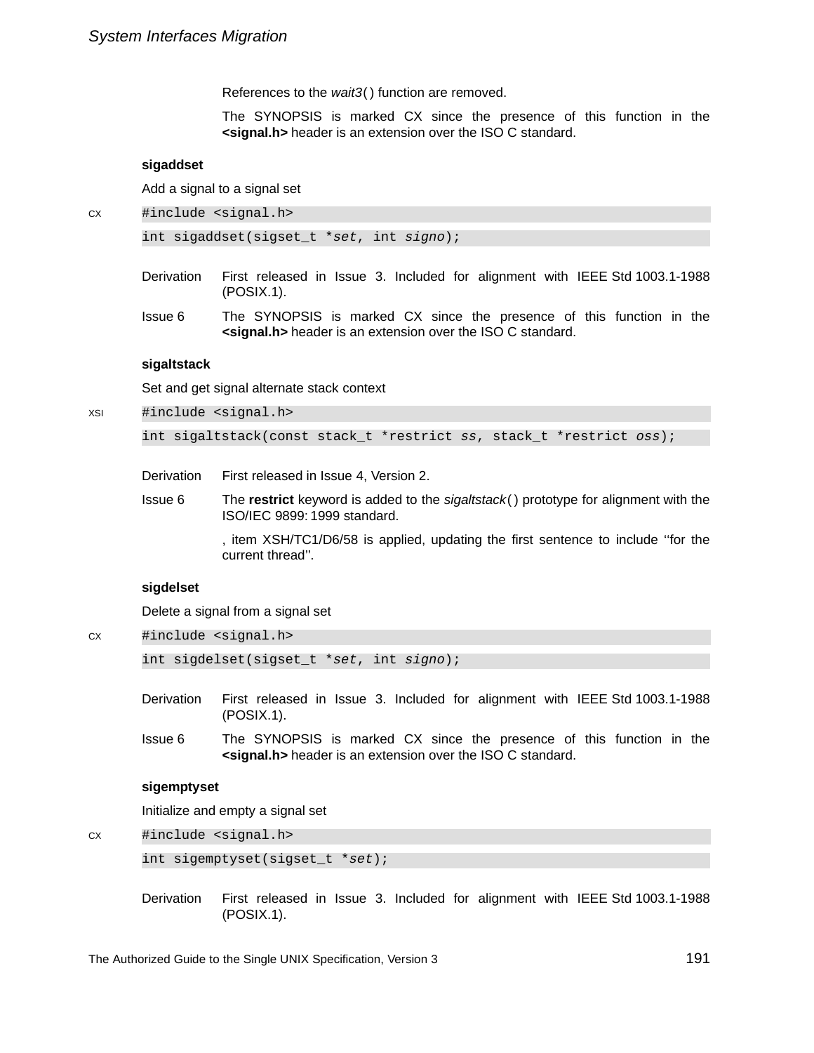References to the *wait3*( ) function are removed.

The SYNOPSIS is marked CX since the presence of this function in the **<signal.h>** header is an extension over the ISO C standard.

### sigaddset

Add a signal to a signal set

CX
```
#include <signal.h>
int sigaddset(sigset_t *set, int signo);
```

Derivation — First released in Issue 3. Included for alignment with IEEE Std 1003.1-1988 (POSIX.1).

Issue 6 — The SYNOPSIS is marked CX since the presence of this function in the **<signal.h>** header is an extension over the ISO C standard.

### sigaltstack

Set and get signal alternate stack context

XSI
```
#include <signal.h>
int sigaltstack(const stack_t *restrict ss, stack_t *restrict oss);
```

Derivation — First released in Issue 4, Version 2.

Issue 6 — The **restrict** keyword is added to the *sigaltstack*( ) prototype for alignment with the ISO/IEC 9899: 1999 standard.

, item XSH/TC1/D6/58 is applied, updating the first sentence to include ''for the current thread''.

### sigdelset

Delete a signal from a signal set

CX
```
#include <signal.h>
int sigdelset(sigset_t *set, int signo);
```

Derivation — First released in Issue 3. Included for alignment with IEEE Std 1003.1-1988 (POSIX.1).

Issue 6 — The SYNOPSIS is marked CX since the presence of this function in the **<signal.h>** header is an extension over the ISO C standard.

### sigemptyset

Initialize and empty a signal set

CX
```
#include <signal.h>
int sigemptyset(sigset_t *set);
```

Derivation — First released in Issue 3. Included for alignment with IEEE Std 1003.1-1988 (POSIX.1).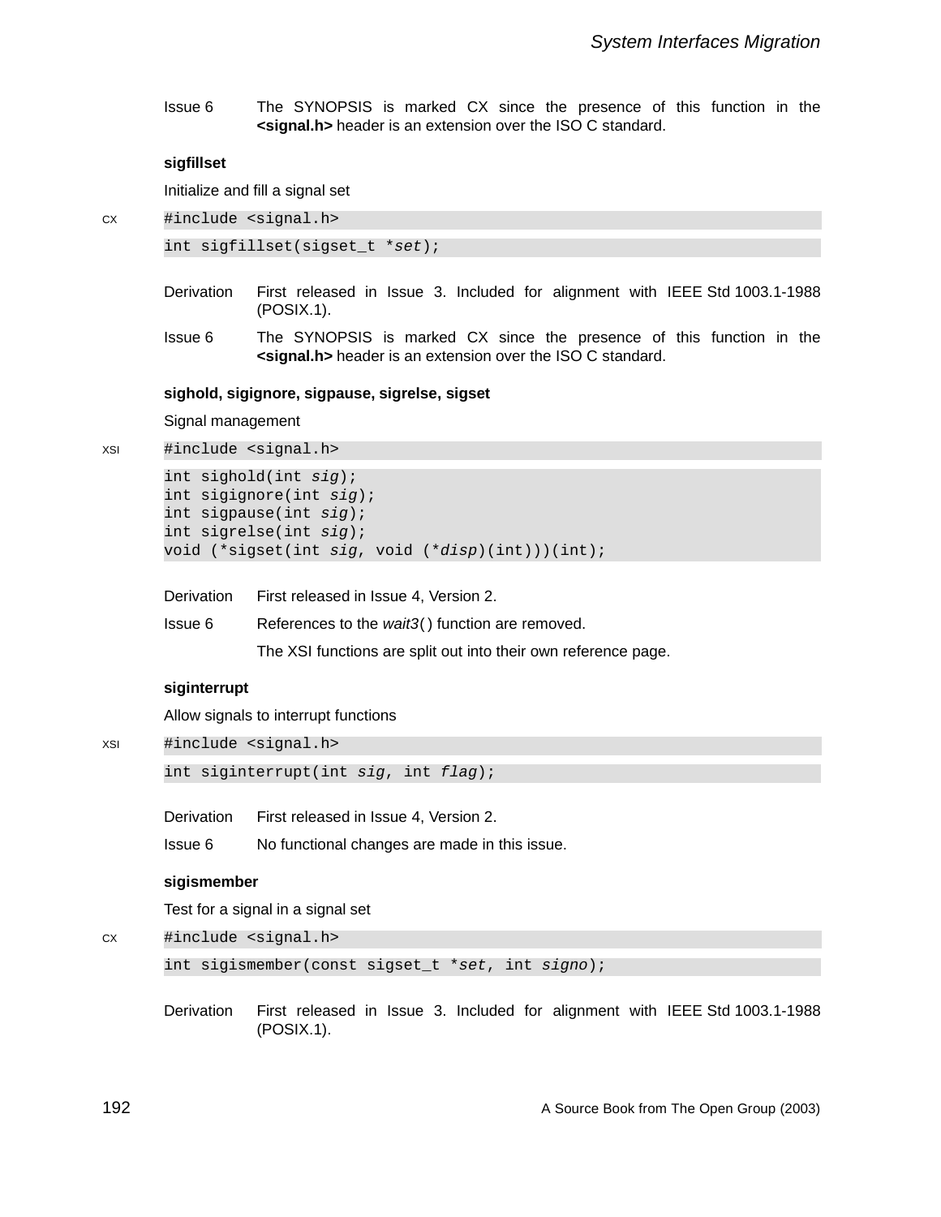Issue 6 The SYNOPSIS is marked CX since the presence of this function in the **<signal.h>** header is an extension over the ISO C standard.

### sigfillset

Initialize and fill a signal set

CX
```
#include <signal.h>
```

```
int sigfillset(sigset_t *set);
```

Derivation First released in Issue 3. Included for alignment with IEEE Std 1003.1-1988 (POSIX.1).

Issue 6 The SYNOPSIS is marked CX since the presence of this function in the **<signal.h>** header is an extension over the ISO C standard.

### sighold, sigignore, sigpause, sigrelse, sigset

Signal management

XSI
```
#include <signal.h>
```

```
int sighold(int sig);
int sigignore(int sig);
int sigpause(int sig);
int sigrelse(int sig);
void (*sigset(int sig, void (*disp)(int)))(int);
```

Derivation First released in Issue 4, Version 2.

Issue 6 References to the *wait3*( ) function are removed.

The XSI functions are split out into their own reference page.

### siginterrupt

Allow signals to interrupt functions

XSI
```
#include <signal.h>
```

```
int siginterrupt(int sig, int flag);
```

Derivation First released in Issue 4, Version 2.

Issue 6 No functional changes are made in this issue.

### sigismember

Test for a signal in a signal set

CX
```
#include <signal.h>
```

```
int sigismember(const sigset_t *set, int signo);
```

Derivation First released in Issue 3. Included for alignment with IEEE Std 1003.1-1988 (POSIX.1).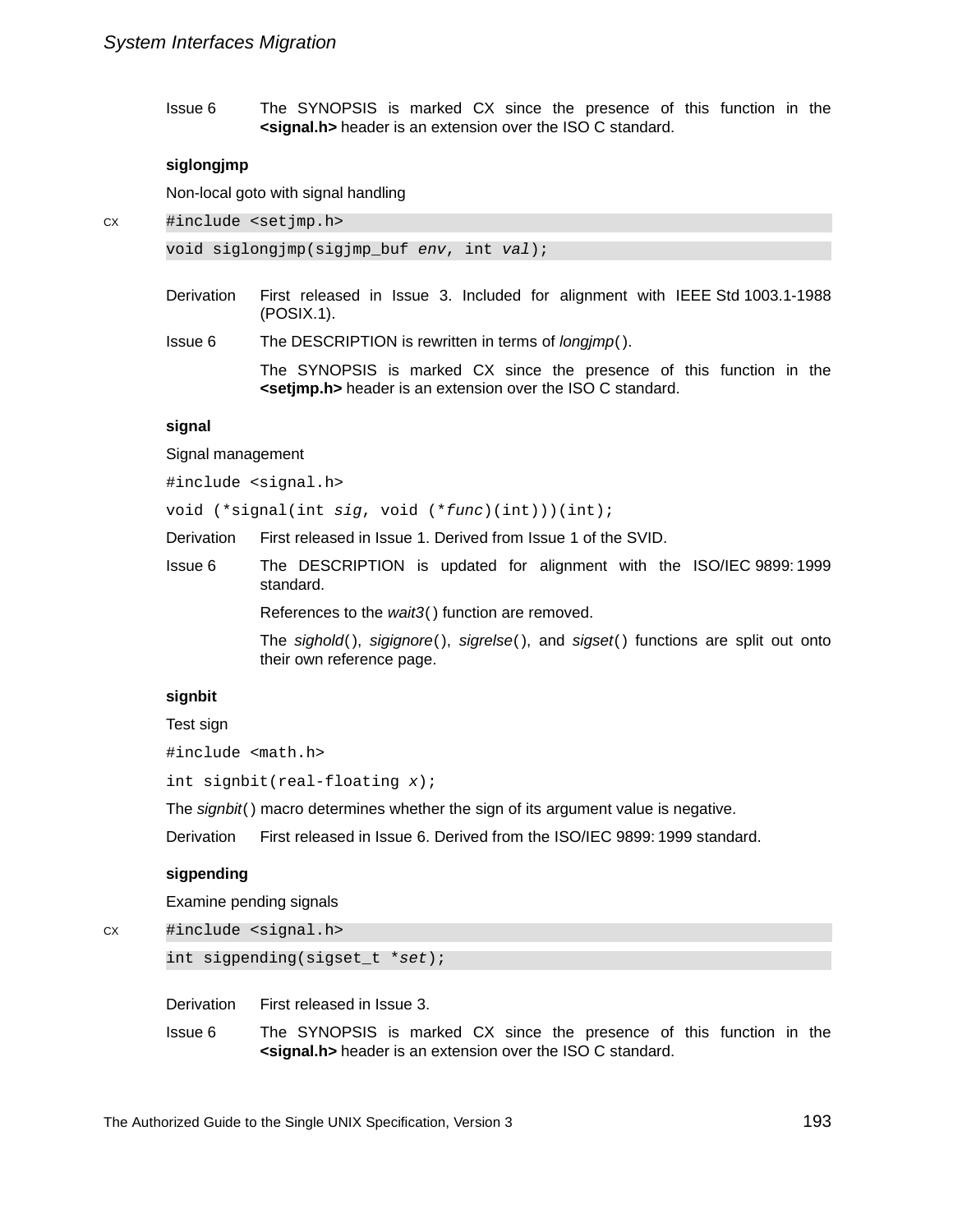Issue 6 The SYNOPSIS is marked CX since the presence of this function in the **<signal.h>** header is an extension over the ISO C standard.

**siglongjmp**

Non-local goto with signal handling

CX
```
#include <setjmp.h>
void siglongjmp(sigjmp_buf env, int val);
```

Derivation First released in Issue 3. Included for alignment with IEEE Std 1003.1-1988 (POSIX.1).

Issue 6 The DESCRIPTION is rewritten in terms of *longjmp*( ).

The SYNOPSIS is marked CX since the presence of this function in the **<setjmp.h>** header is an extension over the ISO C standard.

**signal**

Signal management

```
#include <signal.h>
void (*signal(int sig, void (*func)(int)))(int);
```

Derivation First released in Issue 1. Derived from Issue 1 of the SVID.

Issue 6 The DESCRIPTION is updated for alignment with the ISO/IEC 9899: 1999 standard.

References to the *wait3*( ) function are removed.

The *sighold*( ), *sigignore*( ), *sigrelse*( ), and *sigset*( ) functions are split out onto their own reference page.

**signbit**

Test sign

```
#include <math.h>
int signbit(real-floating x);
```

The *signbit*( ) macro determines whether the sign of its argument value is negative.

Derivation First released in Issue 6. Derived from the ISO/IEC 9899: 1999 standard.

**sigpending**

Examine pending signals

CX
```
#include <signal.h>
int sigpending(sigset_t *set);
```

Derivation First released in Issue 3.

Issue 6 The SYNOPSIS is marked CX since the presence of this function in the **<signal.h>** header is an extension over the ISO C standard.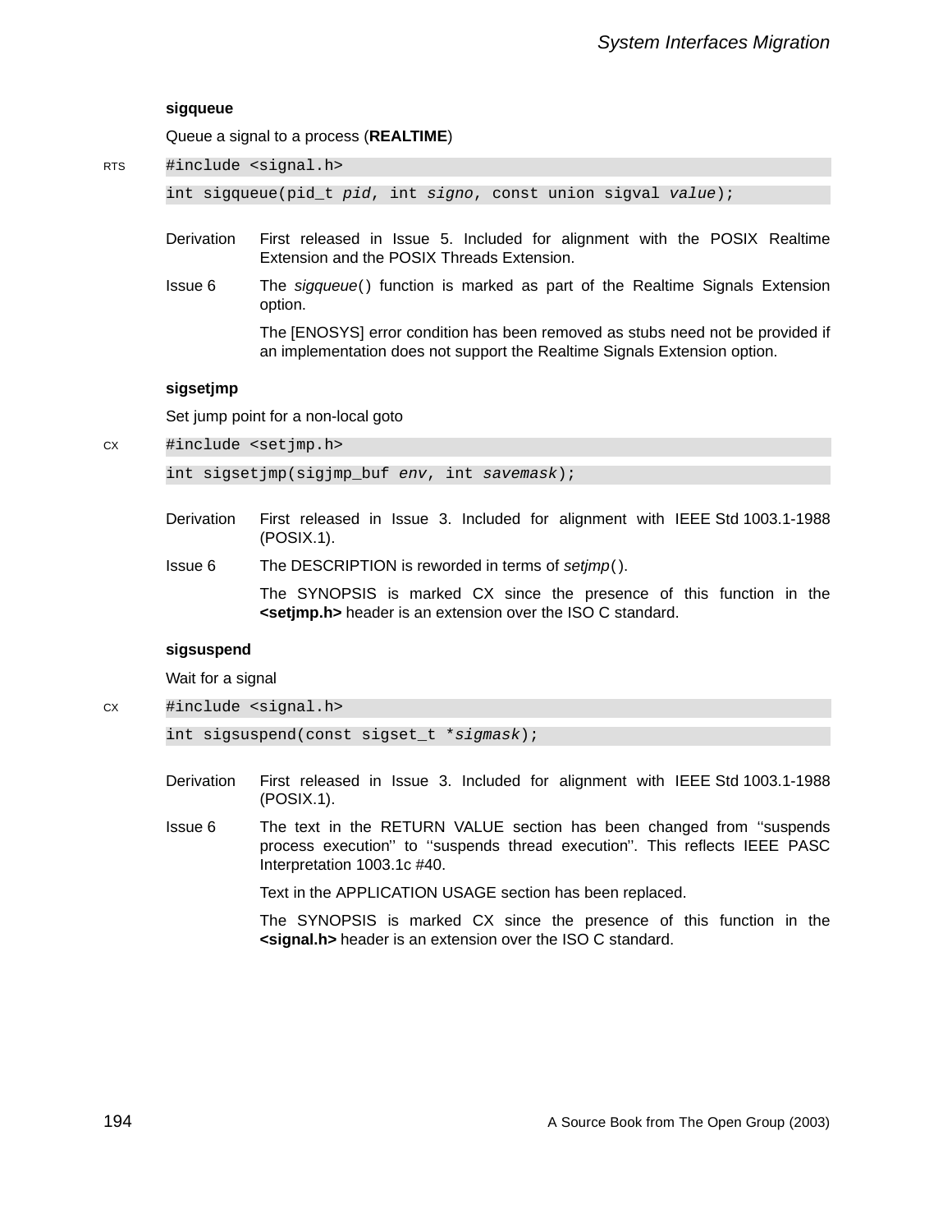### sigqueue

Queue a signal to a process (**REALTIME**)

RTS

```
#include <signal.h>
int sigqueue(pid_t pid, int signo, const union sigval value);
```

Derivation — First released in Issue 5. Included for alignment with the POSIX Realtime Extension and the POSIX Threads Extension.

Issue 6 — The *sigqueue*() function is marked as part of the Realtime Signals Extension option.

The [ENOSYS] error condition has been removed as stubs need not be provided if an implementation does not support the Realtime Signals Extension option.

### sigsetjmp

Set jump point for a non-local goto

CX

```
#include <setjmp.h>
int sigsetjmp(sigjmp_buf env, int savemask);
```

Derivation — First released in Issue 3. Included for alignment with IEEE Std 1003.1-1988 (POSIX.1).

Issue 6 — The DESCRIPTION is reworded in terms of *setjmp*().

The SYNOPSIS is marked CX since the presence of this function in the **<setjmp.h>** header is an extension over the ISO C standard.

### sigsuspend

Wait for a signal

CX

```
#include <signal.h>
int sigsuspend(const sigset_t *sigmask);
```

Derivation — First released in Issue 3. Included for alignment with IEEE Std 1003.1-1988 (POSIX.1).

Issue 6 — The text in the RETURN VALUE section has been changed from ''suspends process execution'' to ''suspends thread execution''. This reflects IEEE PASC Interpretation 1003.1c #40.

Text in the APPLICATION USAGE section has been replaced.

The SYNOPSIS is marked CX since the presence of this function in the **<signal.h>** header is an extension over the ISO C standard.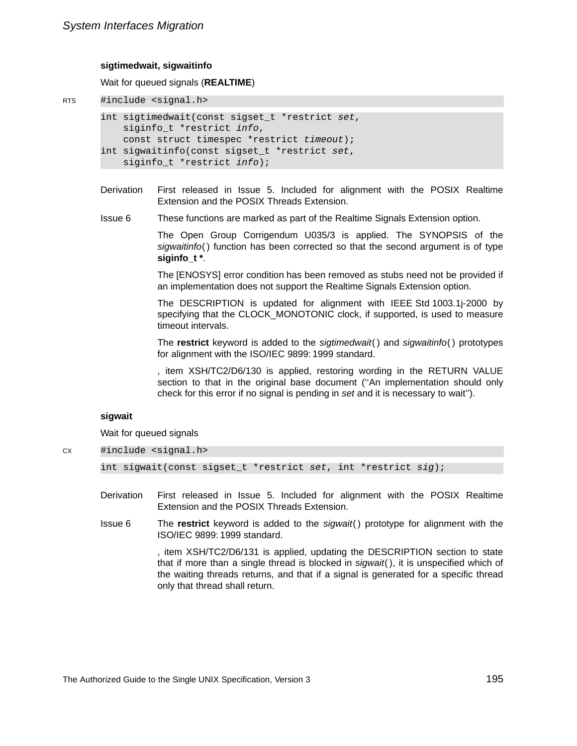### sigtimedwait, sigwaitinfo

Wait for queued signals (**REALTIME**)

RTS

```
#include <signal.h>
```

```
int sigtimedwait(const sigset_t *restrict set,
    siginfo_t *restrict info,
    const struct timespec *restrict timeout);
int sigwaitinfo(const sigset_t *restrict set,
    siginfo_t *restrict info);
```

**Derivation** First released in Issue 5. Included for alignment with the POSIX Realtime Extension and the POSIX Threads Extension.

**Issue 6** These functions are marked as part of the Realtime Signals Extension option.

The Open Group Corrigendum U035/3 is applied. The SYNOPSIS of the *sigwaitinfo*( ) function has been corrected so that the second argument is of type **siginfo_t ***.

The [ENOSYS] error condition has been removed as stubs need not be provided if an implementation does not support the Realtime Signals Extension option.

The DESCRIPTION is updated for alignment with IEEE Std 1003.1j-2000 by specifying that the CLOCK_MONOTONIC clock, if supported, is used to measure timeout intervals.

The **restrict** keyword is added to the *sigtimedwait*( ) and *sigwaitinfo*( ) prototypes for alignment with the ISO/IEC 9899: 1999 standard.

, item XSH/TC2/D6/130 is applied, restoring wording in the RETURN VALUE section to that in the original base document (''An implementation should only check for this error if no signal is pending in *set* and it is necessary to wait'').

### sigwait

Wait for queued signals

CX

```
#include <signal.h>
```

```
int sigwait(const sigset_t *restrict set, int *restrict sig);
```

**Derivation** First released in Issue 5. Included for alignment with the POSIX Realtime Extension and the POSIX Threads Extension.

**Issue 6** The **restrict** keyword is added to the *sigwait*( ) prototype for alignment with the ISO/IEC 9899: 1999 standard.

, item XSH/TC2/D6/131 is applied, updating the DESCRIPTION section to state that if more than a single thread is blocked in *sigwait*( ), it is unspecified which of the waiting threads returns, and that if a signal is generated for a specific thread only that thread shall return.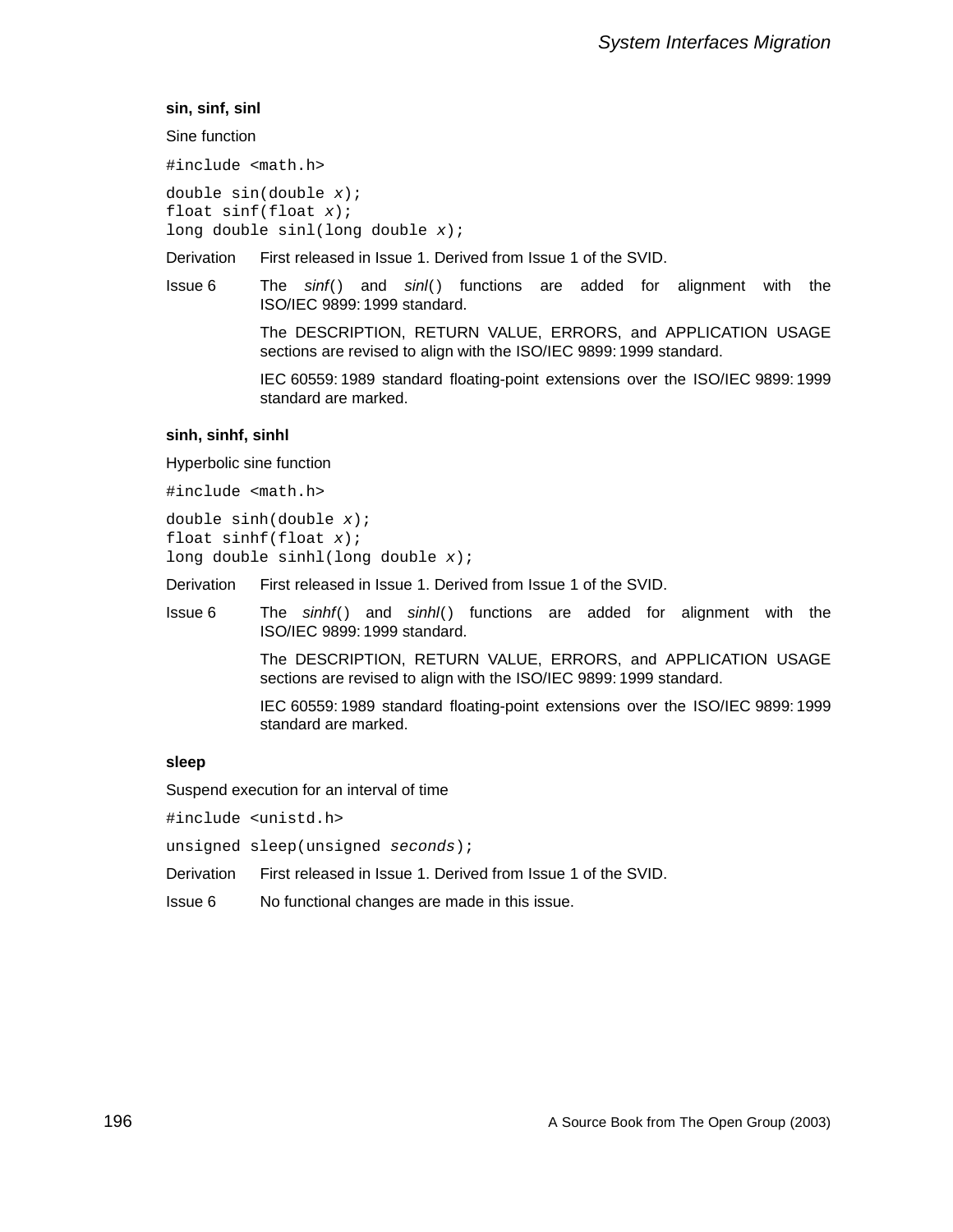**sin, sinf, sinl**

Sine function

```
#include <math.h>
```

```
double sin(double x);
float sinf(float x);
long double sinl(long double x);
```

Derivation First released in Issue 1. Derived from Issue 1 of the SVID.

Issue 6 The *sinf*() and *sinl*() functions are added for alignment with the ISO/IEC 9899: 1999 standard.

The DESCRIPTION, RETURN VALUE, ERRORS, and APPLICATION USAGE sections are revised to align with the ISO/IEC 9899: 1999 standard.

IEC 60559: 1989 standard floating-point extensions over the ISO/IEC 9899: 1999 standard are marked.

**sinh, sinhf, sinhl**

Hyperbolic sine function

```
#include <math.h>
```

```
double sinh(double x);
float sinhf(float x);
long double sinhl(long double x);
```

Derivation First released in Issue 1. Derived from Issue 1 of the SVID.

Issue 6 The *sinhf*() and *sinhl*() functions are added for alignment with the ISO/IEC 9899: 1999 standard.

The DESCRIPTION, RETURN VALUE, ERRORS, and APPLICATION USAGE sections are revised to align with the ISO/IEC 9899: 1999 standard.

IEC 60559: 1989 standard floating-point extensions over the ISO/IEC 9899: 1999 standard are marked.

**sleep**

Suspend execution for an interval of time

```
#include <unistd.h>
```

```
unsigned sleep(unsigned seconds);
```

Derivation First released in Issue 1. Derived from Issue 1 of the SVID.

Issue 6 No functional changes are made in this issue.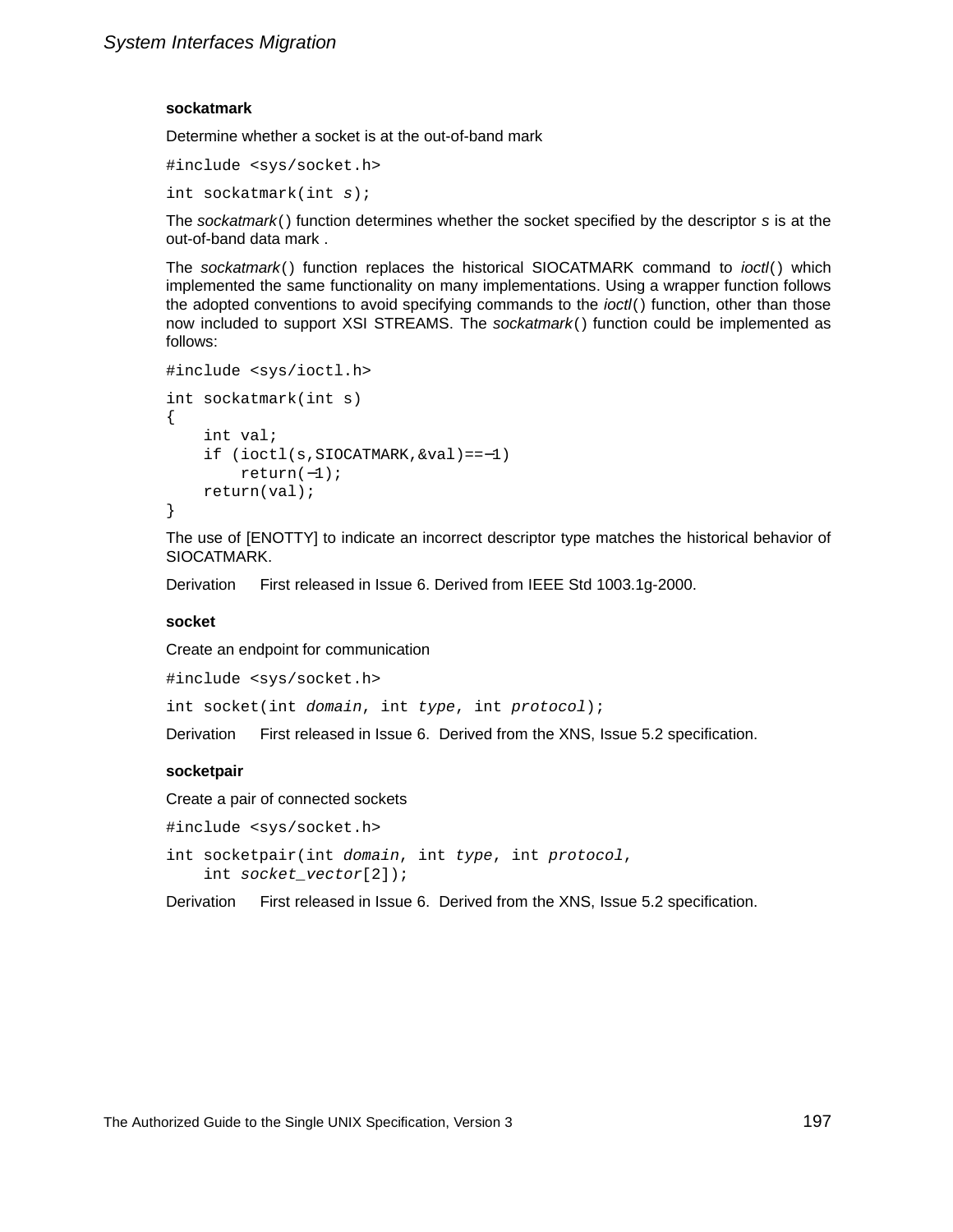### sockatmark

Determine whether a socket is at the out-of-band mark

```
#include <sys/socket.h>
```

```
int sockatmark(int s);
```

The *sockatmark*() function determines whether the socket specified by the descriptor *s* is at the out-of-band data mark .

The *sockatmark*() function replaces the historical SIOCATMARK command to *ioctl*() which implemented the same functionality on many implementations. Using a wrapper function follows the adopted conventions to avoid specifying commands to the *ioctl*() function, other than those now included to support XSI STREAMS. The *sockatmark*() function could be implemented as follows:

```
#include <sys/ioctl.h>
```

```
int sockatmark(int s)
{
    int val;
    if (ioctl(s,SIOCATMARK,&val)==−1)
        return(−1);
    return(val);
}
```

The use of [ENOTTY] to indicate an incorrect descriptor type matches the historical behavior of SIOCATMARK.

Derivation First released in Issue 6. Derived from IEEE Std 1003.1g-2000.

### socket

Create an endpoint for communication

```
#include <sys/socket.h>
```

```
int socket(int domain, int type, int protocol);
```

Derivation First released in Issue 6. Derived from the XNS, Issue 5.2 specification.

### socketpair

Create a pair of connected sockets

```
#include <sys/socket.h>
```

```
int socketpair(int domain, int type, int protocol,
    int socket_vector[2]);
```

Derivation First released in Issue 6. Derived from the XNS, Issue 5.2 specification.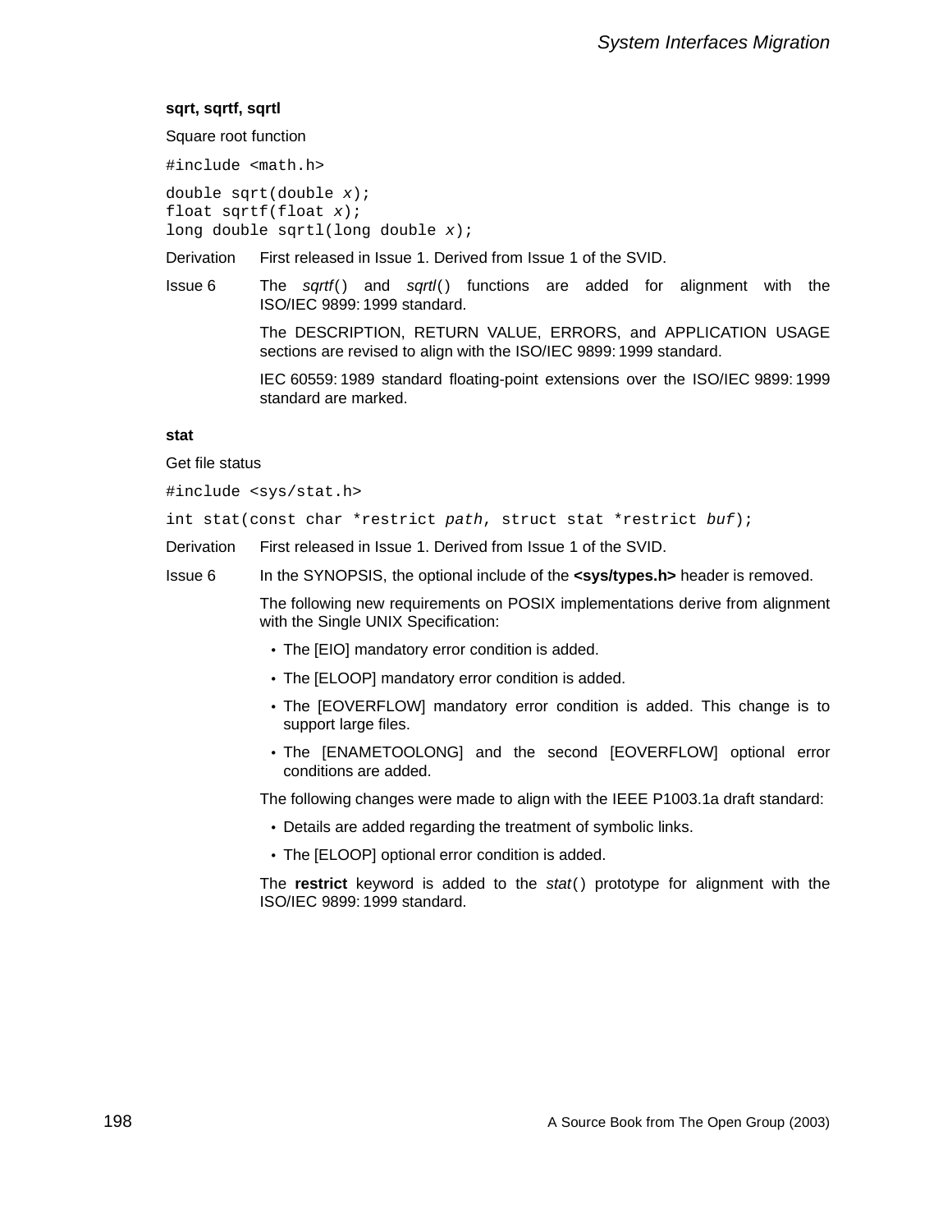### sqrt, sqrtf, sqrtl

Square root function

```
#include <math.h>
```

```
double sqrt(double x);
float sqrtf(float x);
long double sqrtl(long double x);
```

**Derivation** First released in Issue 1. Derived from Issue 1 of the SVID.

**Issue 6** The *sqrtf*() and *sqrtl*() functions are added for alignment with the ISO/IEC 9899:1999 standard.

The DESCRIPTION, RETURN VALUE, ERRORS, and APPLICATION USAGE sections are revised to align with the ISO/IEC 9899:1999 standard.

IEC 60559:1989 standard floating-point extensions over the ISO/IEC 9899:1999 standard are marked.

### stat

Get file status

```
#include <sys/stat.h>
```

```
int stat(const char *restrict path, struct stat *restrict buf);
```

**Derivation** First released in Issue 1. Derived from Issue 1 of the SVID.

**Issue 6** In the SYNOPSIS, the optional include of the **<sys/types.h>** header is removed.

The following new requirements on POSIX implementations derive from alignment with the Single UNIX Specification:

- The [EIO] mandatory error condition is added.
- The [ELOOP] mandatory error condition is added.
- The [EOVERFLOW] mandatory error condition is added. This change is to support large files.
- The [ENAMETOOLONG] and the second [EOVERFLOW] optional error conditions are added.

The following changes were made to align with the IEEE P1003.1a draft standard:

- Details are added regarding the treatment of symbolic links.
- The [ELOOP] optional error condition is added.

The **restrict** keyword is added to the *stat*() prototype for alignment with the ISO/IEC 9899:1999 standard.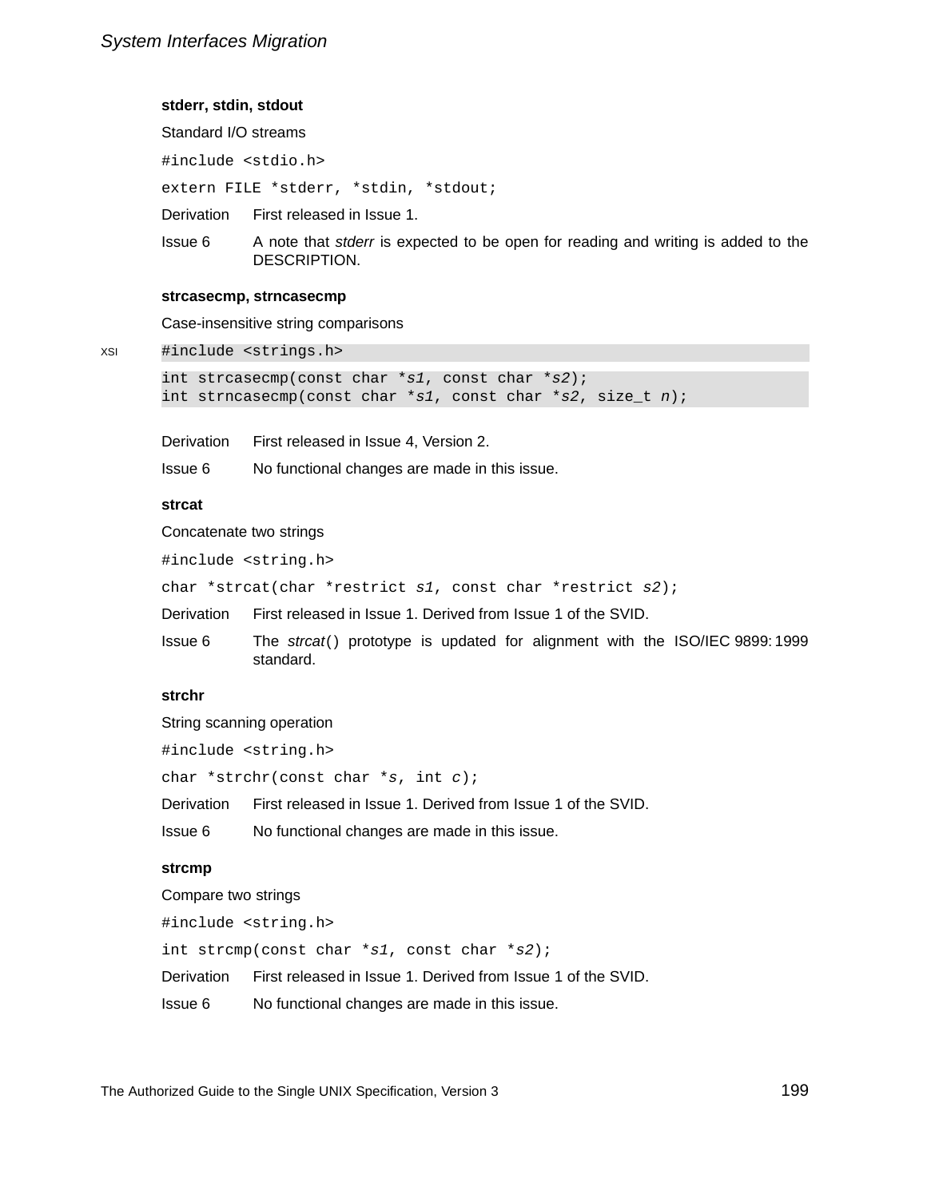### stderr, stdin, stdout

Standard I/O streams

```
#include <stdio.h>
```

```
extern FILE *stderr, *stdin, *stdout;
```

Derivation First released in Issue 1.

Issue 6 A note that *stderr* is expected to be open for reading and writing is added to the DESCRIPTION.

### strcasecmp, strncasecmp

Case-insensitive string comparisons

XSI

```
#include <strings.h>
```

```
int strcasecmp(const char *s1, const char *s2);
int strncasecmp(const char *s1, const char *s2, size_t n);
```

Derivation First released in Issue 4, Version 2.

Issue 6 No functional changes are made in this issue.

### strcat

Concatenate two strings

```
#include <string.h>
```

```
char *strcat(char *restrict s1, const char *restrict s2);
```

Derivation First released in Issue 1. Derived from Issue 1 of the SVID.

Issue 6 The *strcat*() prototype is updated for alignment with the ISO/IEC 9899:1999 standard.

### strchr

String scanning operation

```
#include <string.h>
```

```
char *strchr(const char *s, int c);
```

Derivation First released in Issue 1. Derived from Issue 1 of the SVID.

Issue 6 No functional changes are made in this issue.

### strcmp

Compare two strings

```
#include <string.h>
```

```
int strcmp(const char *s1, const char *s2);
```

Derivation First released in Issue 1. Derived from Issue 1 of the SVID.

Issue 6 No functional changes are made in this issue.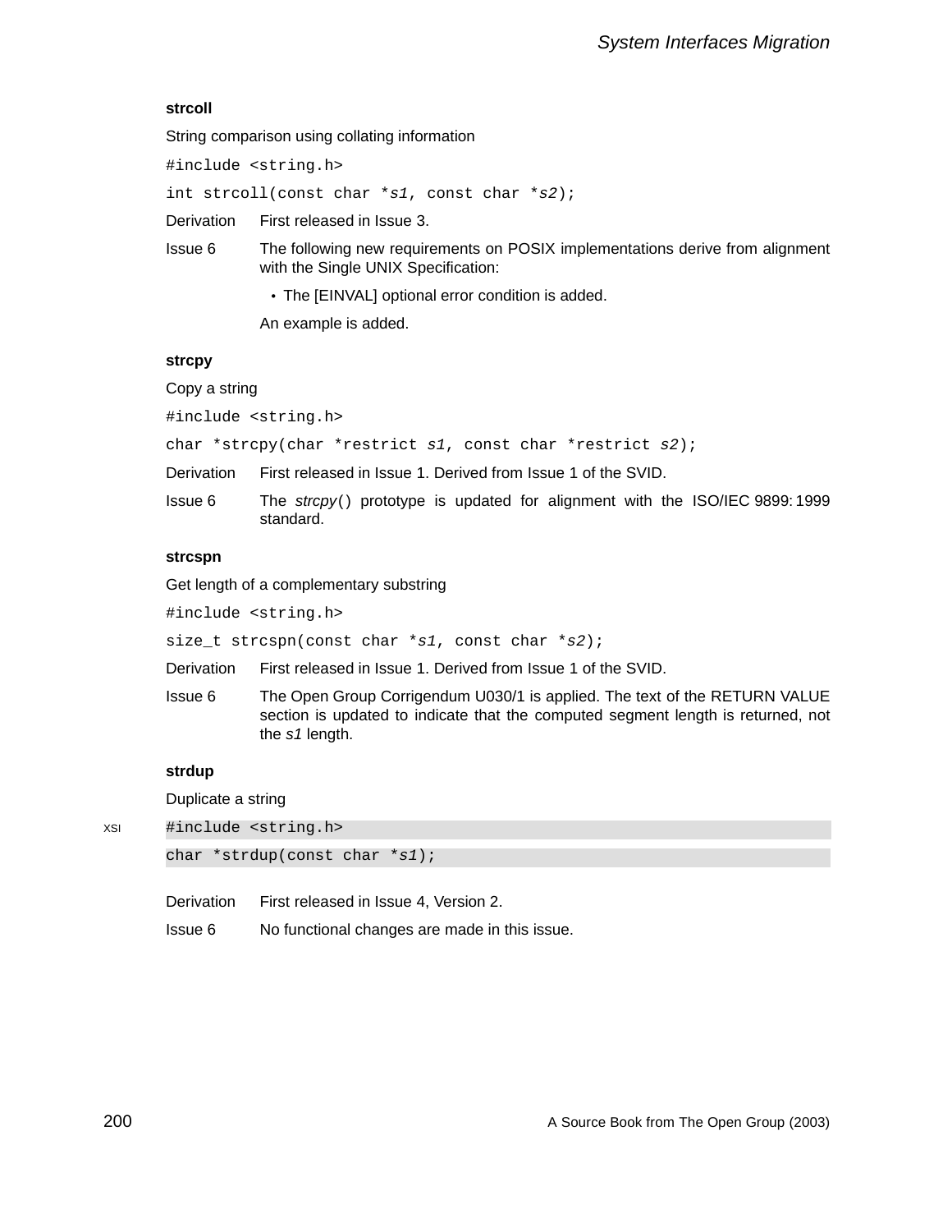### strcoll

String comparison using collating information

```
#include <string.h>
int strcoll(const char *s1, const char *s2);
```

Derivation First released in Issue 3.

Issue 6 The following new requirements on POSIX implementations derive from alignment with the Single UNIX Specification:

- The [EINVAL] optional error condition is added.

An example is added.

### strcpy

Copy a string

```
#include <string.h>
char *strcpy(char *restrict s1, const char *restrict s2);
```

Derivation First released in Issue 1. Derived from Issue 1 of the SVID.

Issue 6 The *strcpy*() prototype is updated for alignment with the ISO/IEC 9899:1999 standard.

### strcspn

Get length of a complementary substring

```
#include <string.h>
size_t strcspn(const char *s1, const char *s2);
```

Derivation First released in Issue 1. Derived from Issue 1 of the SVID.

Issue 6 The Open Group Corrigendum U030/1 is applied. The text of the RETURN VALUE section is updated to indicate that the computed segment length is returned, not the *s1* length.

### strdup

Duplicate a string

XSI

```
#include <string.h>
char *strdup(const char *s1);
```

Derivation First released in Issue 4, Version 2.

Issue 6 No functional changes are made in this issue.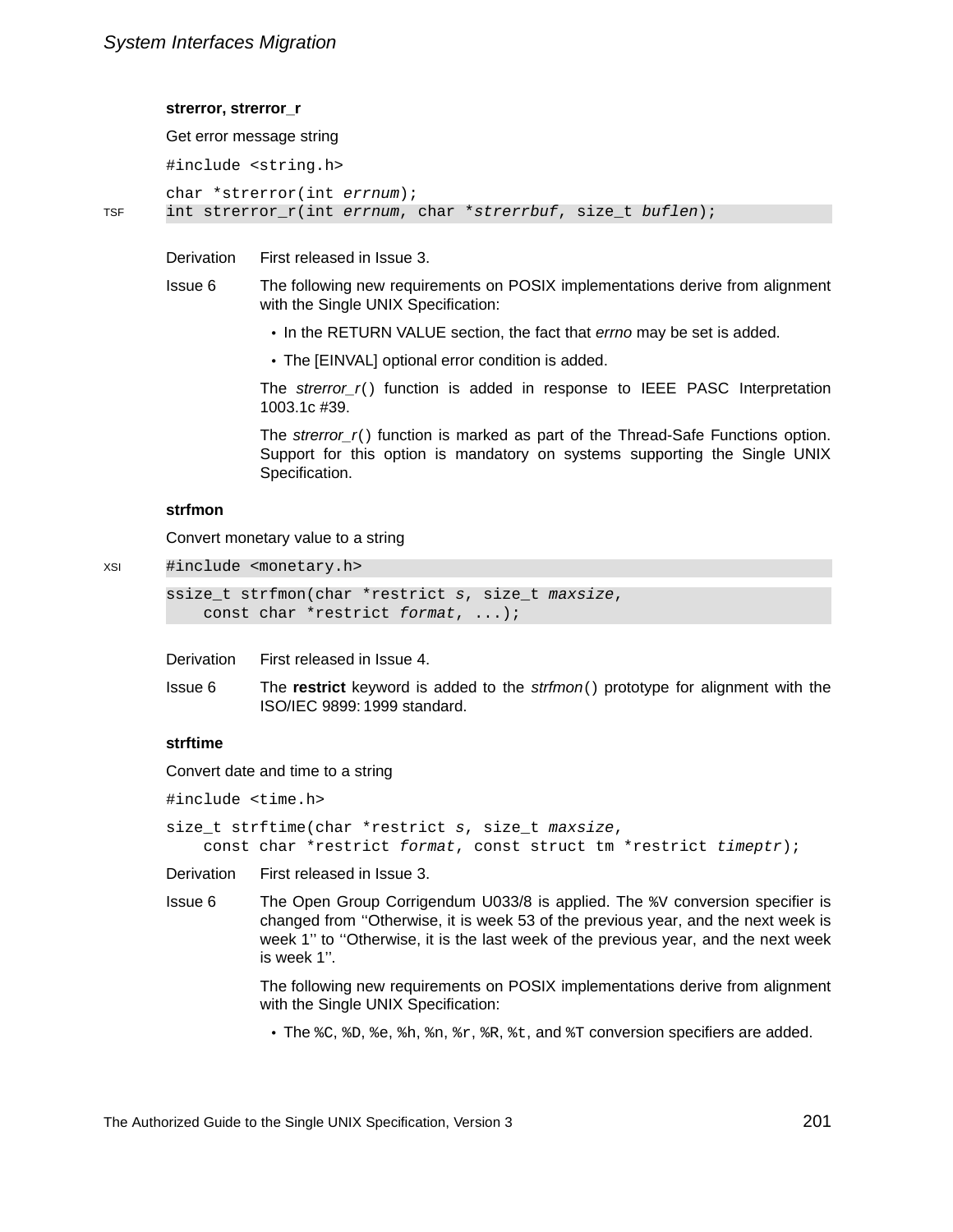**strerror, strerror_r**

Get error message string

```
#include <string.h>

char *strerror(int errnum);
TSF int strerror_r(int errnum, char *strerrbuf, size_t buflen);
```

Derivation First released in Issue 3.

Issue 6 The following new requirements on POSIX implementations derive from alignment with the Single UNIX Specification:

- In the RETURN VALUE section, the fact that *errno* may be set is added.
- The [EINVAL] optional error condition is added.

The *strerror_r*() function is added in response to IEEE PASC Interpretation 1003.1c #39.

The *strerror_r*() function is marked as part of the Thread-Safe Functions option. Support for this option is mandatory on systems supporting the Single UNIX Specification.

**strfmon**

Convert monetary value to a string

```
XSI #include <monetary.h>

ssize_t strfmon(char *restrict s, size_t maxsize,
    const char *restrict format, ...);
```

Derivation First released in Issue 4.

Issue 6 The **restrict** keyword is added to the *strfmon*() prototype for alignment with the ISO/IEC 9899: 1999 standard.

**strftime**

Convert date and time to a string

```
#include <time.h>

size_t strftime(char *restrict s, size_t maxsize,
    const char *restrict format, const struct tm *restrict timeptr);
```

Derivation First released in Issue 3.

Issue 6 The Open Group Corrigendum U033/8 is applied. The `%V` conversion specifier is changed from ''Otherwise, it is week 53 of the previous year, and the next week is week 1'' to ''Otherwise, it is the last week of the previous year, and the next week is week 1''.

The following new requirements on POSIX implementations derive from alignment with the Single UNIX Specification:

- The `%C`, `%D`, `%e`, `%h`, `%n`, `%r`, `%R`, `%t`, and `%T` conversion specifiers are added.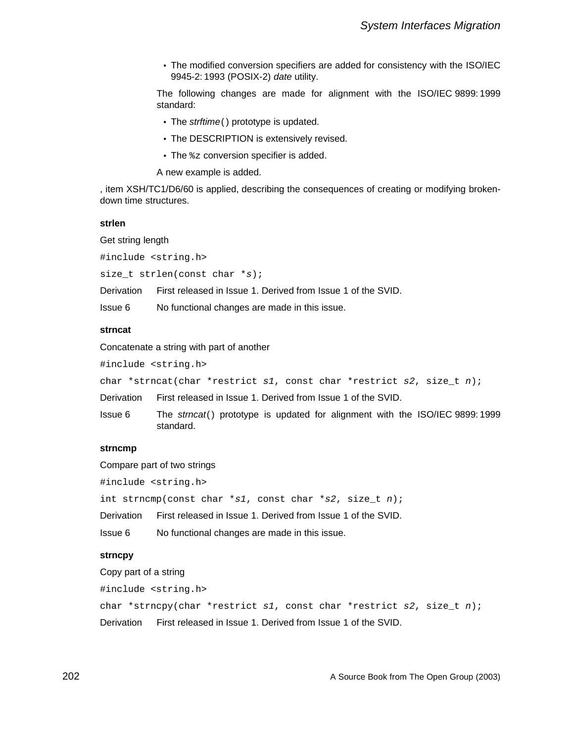- The modified conversion specifiers are added for consistency with the ISO/IEC 9945-2: 1993 (POSIX-2) *date* utility.

The following changes are made for alignment with the ISO/IEC 9899: 1999 standard:

- The *strftime*() prototype is updated.
- The DESCRIPTION is extensively revised.
- The `%z` conversion specifier is added.

A new example is added.

, item XSH/TC1/D6/60 is applied, describing the consequences of creating or modifying broken-down time structures.

**strlen**

Get string length

```
#include <string.h>
```

```
size_t strlen(const char *s);
```

Derivation First released in Issue 1. Derived from Issue 1 of the SVID.

Issue 6 No functional changes are made in this issue.

**strncat**

Concatenate a string with part of another

```
#include <string.h>
```

```
char *strncat(char *restrict s1, const char *restrict s2, size_t n);
```

Derivation First released in Issue 1. Derived from Issue 1 of the SVID.

Issue 6 The *strncat*() prototype is updated for alignment with the ISO/IEC 9899: 1999 standard.

**strncmp**

Compare part of two strings

```
#include <string.h>
```

```
int strncmp(const char *s1, const char *s2, size_t n);
```

Derivation First released in Issue 1. Derived from Issue 1 of the SVID.

Issue 6 No functional changes are made in this issue.

**strncpy**

Copy part of a string

```
#include <string.h>
```

```
char *strncpy(char *restrict s1, const char *restrict s2, size_t n);
```

Derivation First released in Issue 1. Derived from Issue 1 of the SVID.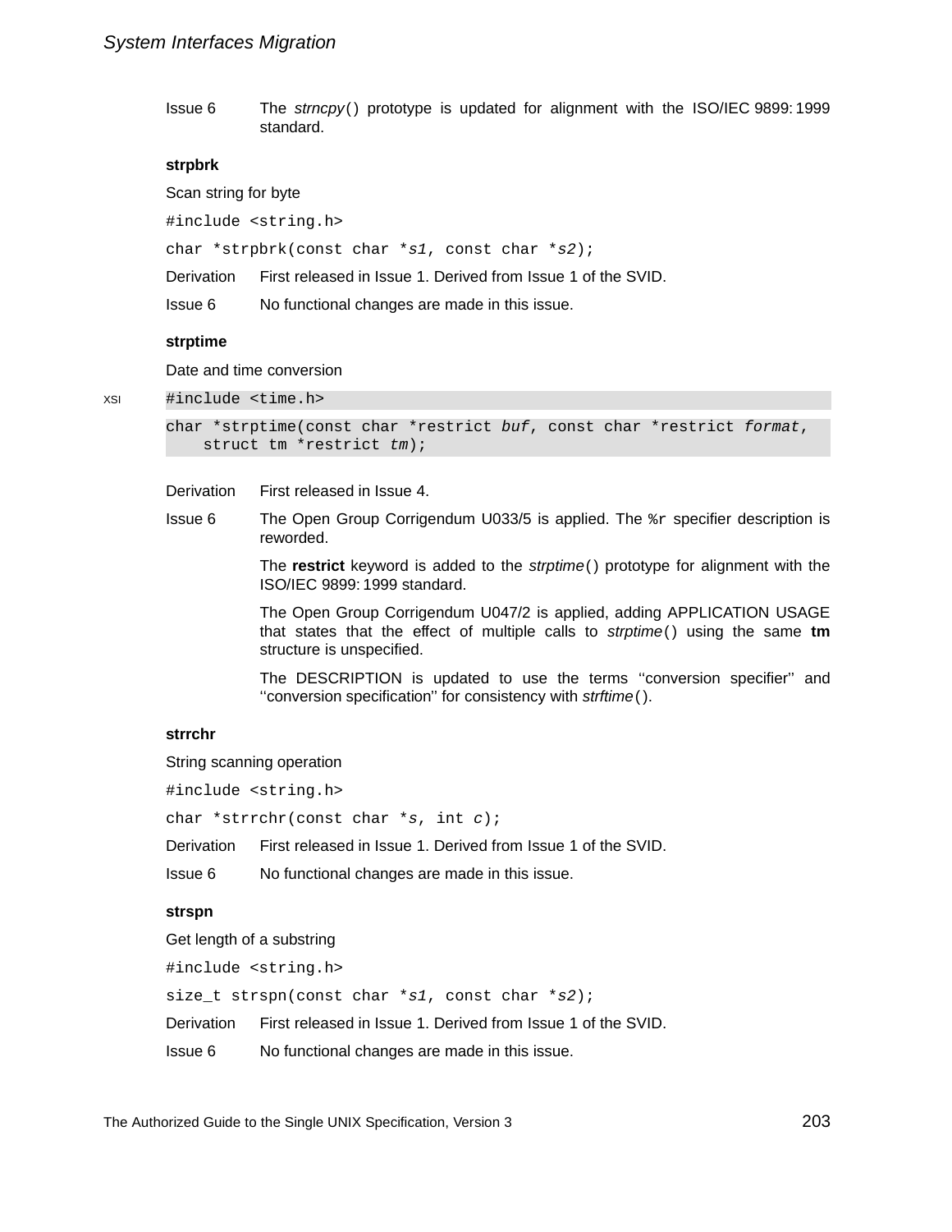Issue 6 The *strncpy*() prototype is updated for alignment with the ISO/IEC 9899: 1999 standard.

### strpbrk

Scan string for byte

```
#include <string.h>
```

```
char *strpbrk(const char *s1, const char *s2);
```

Derivation First released in Issue 1. Derived from Issue 1 of the SVID.

Issue 6 No functional changes are made in this issue.

### strptime

Date and time conversion

XSI

```
#include <time.h>
```

```
char *strptime(const char *restrict buf, const char *restrict format,
    struct tm *restrict tm);
```

Derivation First released in Issue 4.

Issue 6 The Open Group Corrigendum U033/5 is applied. The `%r` specifier description is reworded.

The **restrict** keyword is added to the *strptime*() prototype for alignment with the ISO/IEC 9899: 1999 standard.

The Open Group Corrigendum U047/2 is applied, adding APPLICATION USAGE that states that the effect of multiple calls to *strptime*() using the same **tm** structure is unspecified.

The DESCRIPTION is updated to use the terms ''conversion specifier'' and ''conversion specification'' for consistency with *strftime*().

### strrchr

String scanning operation

```
#include <string.h>
```

```
char *strrchr(const char *s, int c);
```

Derivation First released in Issue 1. Derived from Issue 1 of the SVID.

Issue 6 No functional changes are made in this issue.

### strspn

Get length of a substring

```
#include <string.h>
```

```
size_t strspn(const char *s1, const char *s2);
```

Derivation First released in Issue 1. Derived from Issue 1 of the SVID.

Issue 6 No functional changes are made in this issue.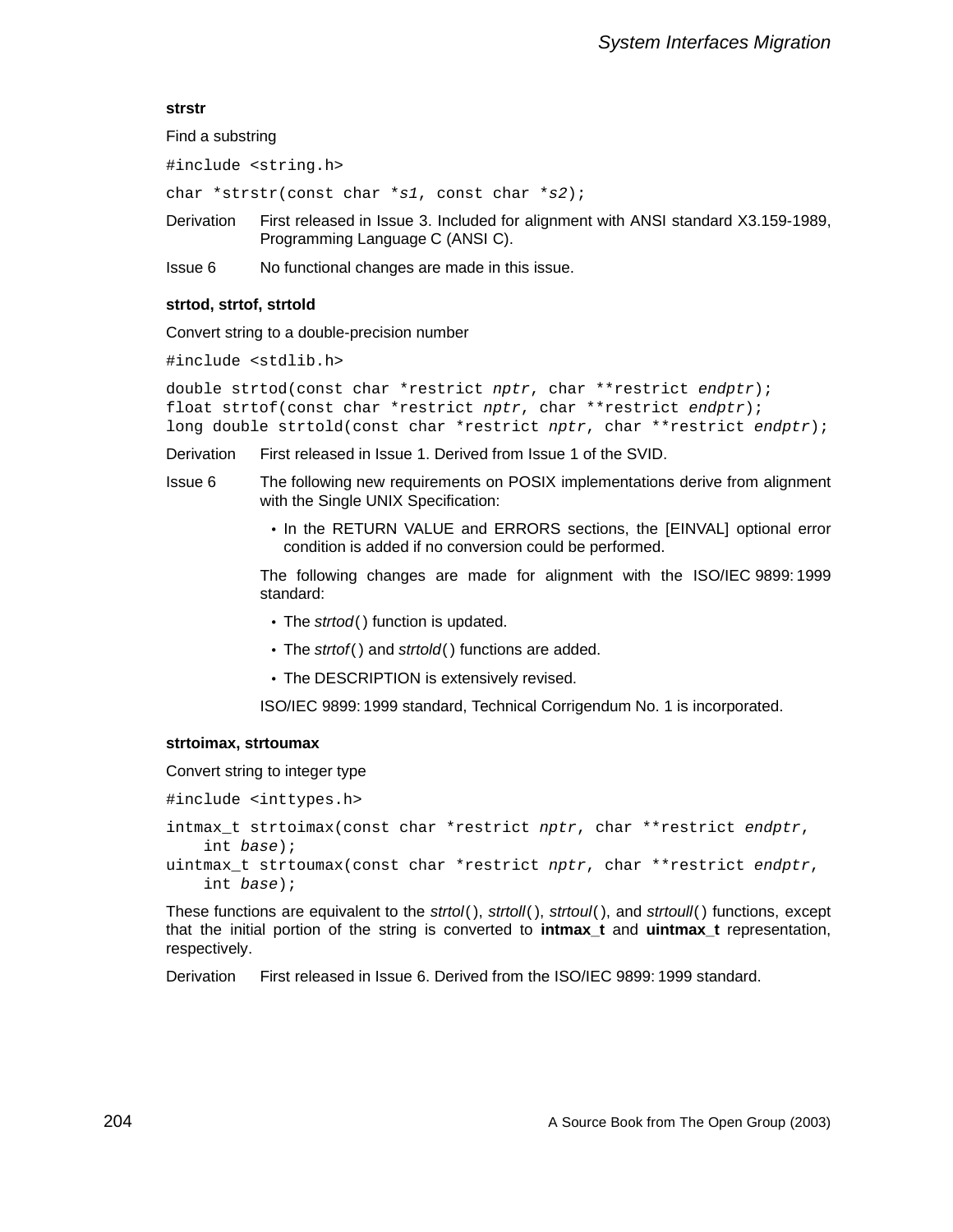### strstr

Find a substring

```
#include <string.h>
```

```
char *strstr(const char *s1, const char *s2);
```

Derivation First released in Issue 3. Included for alignment with ANSI standard X3.159-1989, Programming Language C (ANSI C).

Issue 6 No functional changes are made in this issue.

### strtod, strtof, strtold

Convert string to a double-precision number

```
#include <stdlib.h>
```

```
double strtod(const char *restrict nptr, char **restrict endptr);
float strtof(const char *restrict nptr, char **restrict endptr);
long double strtold(const char *restrict nptr, char **restrict endptr);
```

Derivation First released in Issue 1. Derived from Issue 1 of the SVID.

Issue 6 The following new requirements on POSIX implementations derive from alignment with the Single UNIX Specification:

- In the RETURN VALUE and ERRORS sections, the [EINVAL] optional error condition is added if no conversion could be performed.

The following changes are made for alignment with the ISO/IEC 9899: 1999 standard:

- The *strtod*( ) function is updated.
- The *strtof*( ) and *strtold*( ) functions are added.
- The DESCRIPTION is extensively revised.

ISO/IEC 9899: 1999 standard, Technical Corrigendum No. 1 is incorporated.

### strtoimax, strtoumax

Convert string to integer type

```
#include <inttypes.h>
```

```
intmax_t strtoimax(const char *restrict nptr, char **restrict endptr,
    int base);
uintmax_t strtoumax(const char *restrict nptr, char **restrict endptr,
    int base);
```

These functions are equivalent to the *strtol*( ), *strtoll*( ), *strtoul*( ), and *strtoull*( ) functions, except that the initial portion of the string is converted to **intmax_t** and **uintmax_t** representation, respectively.

Derivation First released in Issue 6. Derived from the ISO/IEC 9899: 1999 standard.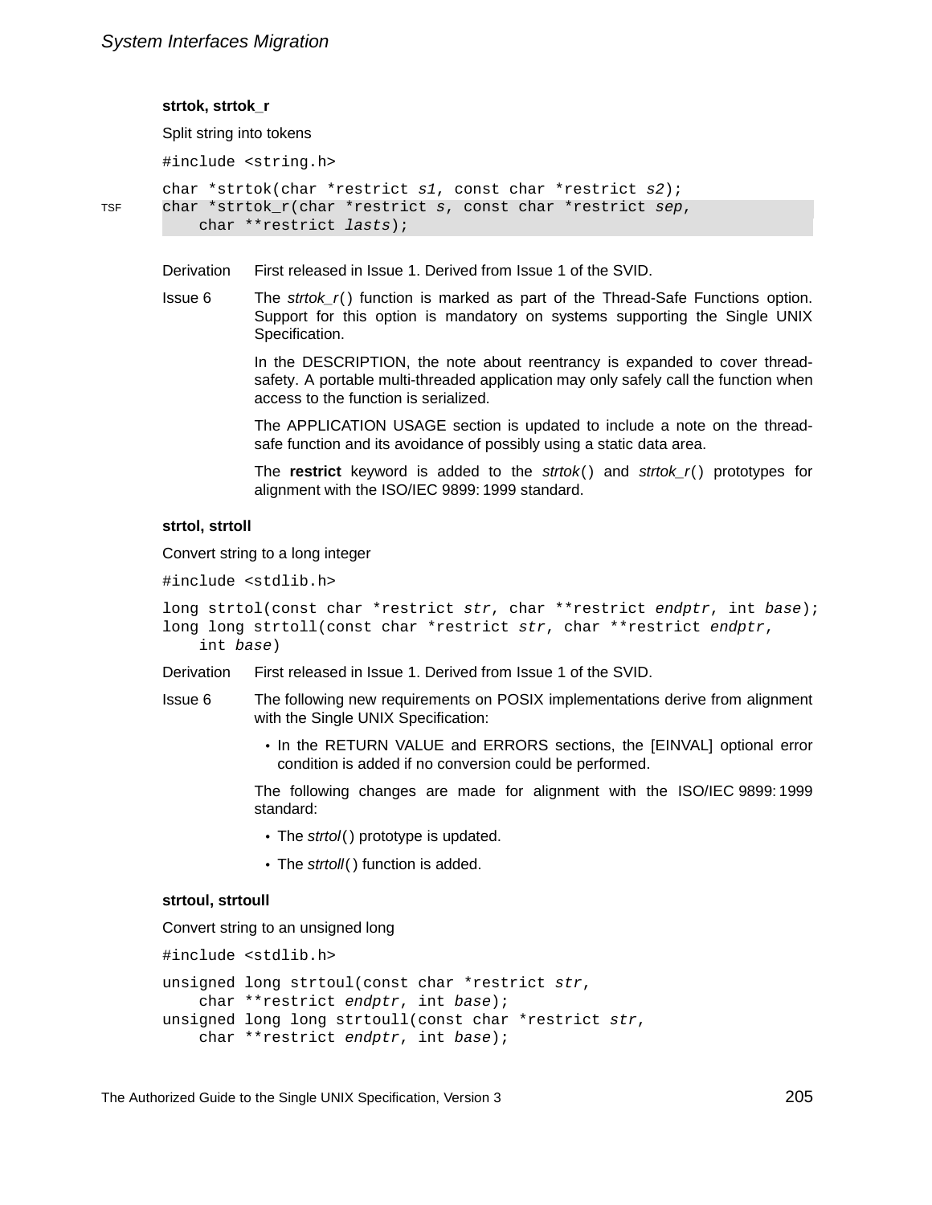### strtok, strtok_r

Split string into tokens

```
#include <string.h>

char *strtok(char *restrict s1, const char *restrict s2);
char *strtok_r(char *restrict s, const char *restrict sep,
    char **restrict lasts);
```

TSF

**Derivation** First released in Issue 1. Derived from Issue 1 of the SVID.

**Issue 6** The *strtok_r*() function is marked as part of the Thread-Safe Functions option. Support for this option is mandatory on systems supporting the Single UNIX Specification.

In the DESCRIPTION, the note about reentrancy is expanded to cover thread-safety. A portable multi-threaded application may only safely call the function when access to the function is serialized.

The APPLICATION USAGE section is updated to include a note on the thread-safe function and its avoidance of possibly using a static data area.

The **restrict** keyword is added to the *strtok*() and *strtok_r*() prototypes for alignment with the ISO/IEC 9899:1999 standard.

### strtol, strtoll

Convert string to a long integer

```
#include <stdlib.h>

long strtol(const char *restrict str, char **restrict endptr, int base);
long long strtoll(const char *restrict str, char **restrict endptr,
    int base)
```

**Derivation** First released in Issue 1. Derived from Issue 1 of the SVID.

**Issue 6** The following new requirements on POSIX implementations derive from alignment with the Single UNIX Specification:

- In the RETURN VALUE and ERRORS sections, the [EINVAL] optional error condition is added if no conversion could be performed.

The following changes are made for alignment with the ISO/IEC 9899:1999 standard:

- The *strtol*() prototype is updated.
- The *strtoll*() function is added.

### strtoul, strtoull

Convert string to an unsigned long

```
#include <stdlib.h>

unsigned long strtoul(const char *restrict str,
    char **restrict endptr, int base);
unsigned long long strtoull(const char *restrict str,
    char **restrict endptr, int base);
```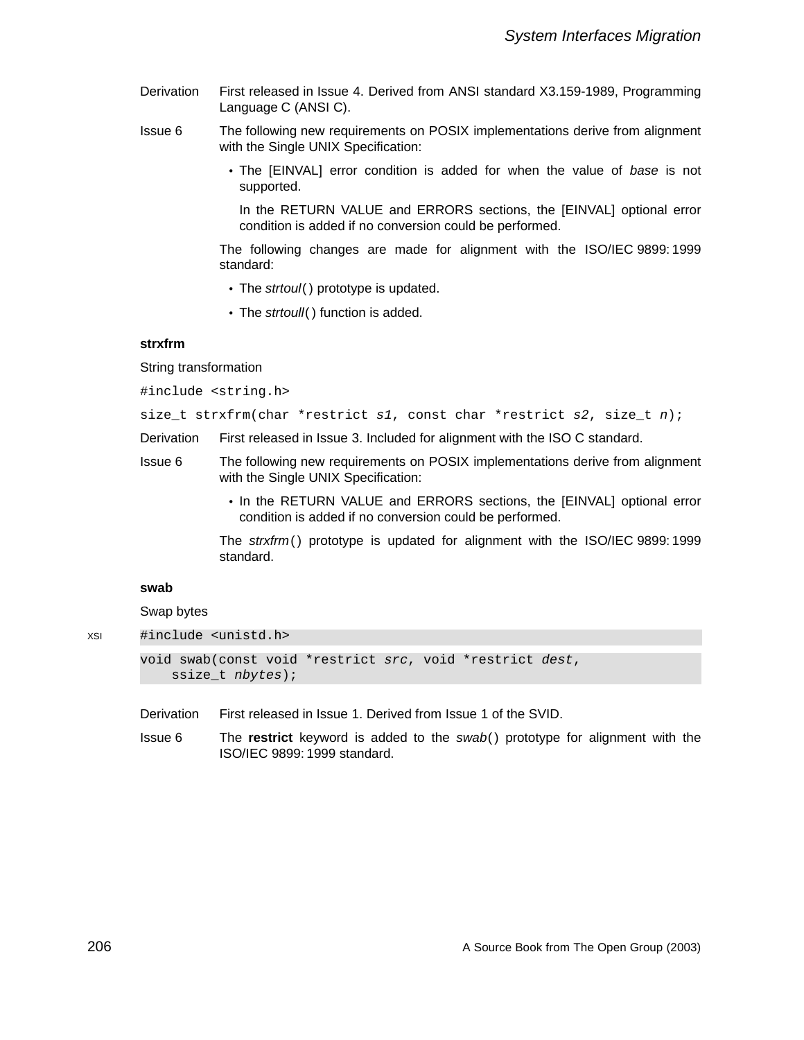Derivation First released in Issue 4. Derived from ANSI standard X3.159-1989, Programming Language C (ANSI C).

Issue 6 The following new requirements on POSIX implementations derive from alignment with the Single UNIX Specification:

- The [EINVAL] error condition is added for when the value of *base* is not supported.

  In the RETURN VALUE and ERRORS sections, the [EINVAL] optional error condition is added if no conversion could be performed.

The following changes are made for alignment with the ISO/IEC 9899: 1999 standard:

- The *strtoul*( ) prototype is updated.
- The *strtoull*( ) function is added.

**strxfrm**

String transformation

```
#include <string.h>
```

```
size_t strxfrm(char *restrict s1, const char *restrict s2, size_t n);
```

Derivation First released in Issue 3. Included for alignment with the ISO C standard.

Issue 6 The following new requirements on POSIX implementations derive from alignment with the Single UNIX Specification:

- In the RETURN VALUE and ERRORS sections, the [EINVAL] optional error condition is added if no conversion could be performed.

The *strxfrm*( ) prototype is updated for alignment with the ISO/IEC 9899: 1999 standard.

**swab**

Swap bytes

XSI

```
#include <unistd.h>
```

```
void swab(const void *restrict src, void *restrict dest,
    ssize_t nbytes);
```

Derivation First released in Issue 1. Derived from Issue 1 of the SVID.

Issue 6 The **restrict** keyword is added to the *swab*( ) prototype for alignment with the ISO/IEC 9899: 1999 standard.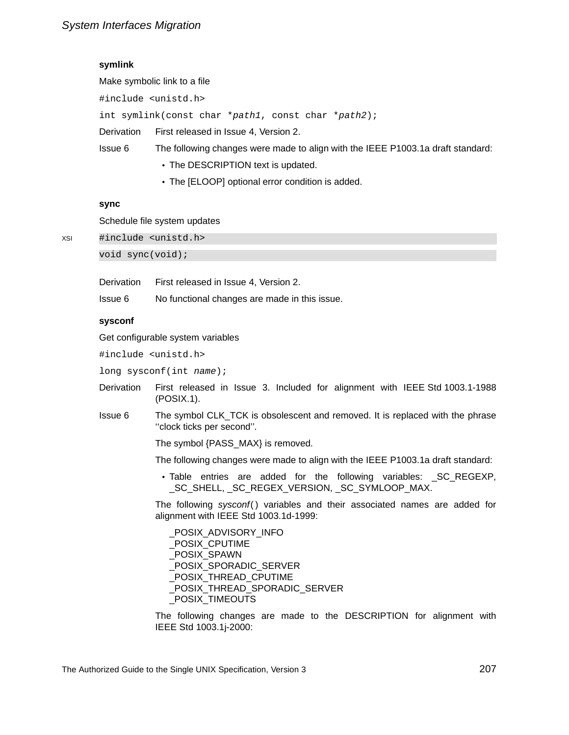### symlink

Make symbolic link to a file

```
#include <unistd.h>

int symlink(const char *path1, const char *path2);
```

Derivation First released in Issue 4, Version 2.

Issue 6 The following changes were made to align with the IEEE P1003.1a draft standard:

- The DESCRIPTION text is updated.
- The [ELOOP] optional error condition is added.

### sync

Schedule file system updates

XSI

```
#include <unistd.h>

void sync(void);
```

Derivation First released in Issue 4, Version 2.

Issue 6 No functional changes are made in this issue.

### sysconf

Get configurable system variables

```
#include <unistd.h>

long sysconf(int name);
```

Derivation First released in Issue 3. Included for alignment with IEEE Std 1003.1-1988 (POSIX.1).

Issue 6 The symbol CLK_TCK is obsolescent and removed. It is replaced with the phrase ''clock ticks per second''.

The symbol {PASS_MAX} is removed.

The following changes were made to align with the IEEE P1003.1a draft standard:

- Table entries are added for the following variables: _SC_REGEXP, _SC_SHELL, _SC_REGEX_VERSION, _SC_SYMLOOP_MAX.

The following *sysconf*() variables and their associated names are added for alignment with IEEE Std 1003.1d-1999:

_POSIX_ADVISORY_INFO
_POSIX_CPUTIME
_POSIX_SPAWN
_POSIX_SPORADIC_SERVER
_POSIX_THREAD_CPUTIME
_POSIX_THREAD_SPORADIC_SERVER
_POSIX_TIMEOUTS

The following changes are made to the DESCRIPTION for alignment with IEEE Std 1003.1j-2000: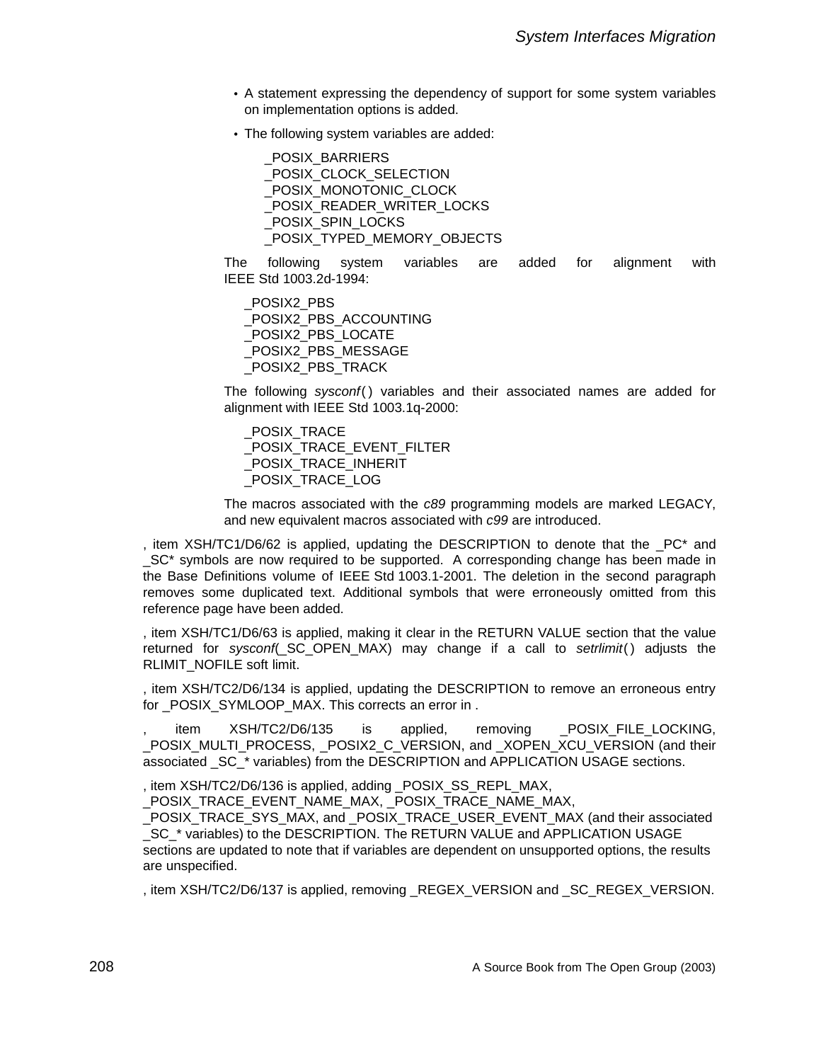- A statement expressing the dependency of support for some system variables on implementation options is added.
- The following system variables are added:

  _POSIX_BARRIERS
  _POSIX_CLOCK_SELECTION
  _POSIX_MONOTONIC_CLOCK
  _POSIX_READER_WRITER_LOCKS
  _POSIX_SPIN_LOCKS
  _POSIX_TYPED_MEMORY_OBJECTS

The following system variables are added for alignment with IEEE Std 1003.2d-1994:

_POSIX2_PBS
_POSIX2_PBS_ACCOUNTING
_POSIX2_PBS_LOCATE
_POSIX2_PBS_MESSAGE
_POSIX2_PBS_TRACK

The following *sysconf*( ) variables and their associated names are added for alignment with IEEE Std 1003.1q-2000:

_POSIX_TRACE
_POSIX_TRACE_EVENT_FILTER
_POSIX_TRACE_INHERIT
_POSIX_TRACE_LOG

The macros associated with the *c89* programming models are marked LEGACY, and new equivalent macros associated with *c99* are introduced.

, item XSH/TC1/D6/62 is applied, updating the DESCRIPTION to denote that the _PC* and _SC* symbols are now required to be supported. A corresponding change has been made in the Base Definitions volume of IEEE Std 1003.1-2001. The deletion in the second paragraph removes some duplicated text. Additional symbols that were erroneously omitted from this reference page have been added.

, item XSH/TC1/D6/63 is applied, making it clear in the RETURN VALUE section that the value returned for *sysconf*(_SC_OPEN_MAX) may change if a call to *setrlimit*( ) adjusts the RLIMIT_NOFILE soft limit.

, item XSH/TC2/D6/134 is applied, updating the DESCRIPTION to remove an erroneous entry for _POSIX_SYMLOOP_MAX. This corrects an error in .

, item XSH/TC2/D6/135 is applied, removing _POSIX_FILE_LOCKING, _POSIX_MULTI_PROCESS, _POSIX2_C_VERSION, and _XOPEN_XCU_VERSION (and their associated _SC_* variables) from the DESCRIPTION and APPLICATION USAGE sections.

, item XSH/TC2/D6/136 is applied, adding _POSIX_SS_REPL_MAX, _POSIX_TRACE_EVENT_NAME_MAX, _POSIX_TRACE_NAME_MAX, _POSIX_TRACE_SYS_MAX, and _POSIX_TRACE_USER_EVENT_MAX (and their associated _SC_* variables) to the DESCRIPTION. The RETURN VALUE and APPLICATION USAGE sections are updated to note that if variables are dependent on unsupported options, the results are unspecified.

, item XSH/TC2/D6/137 is applied, removing _REGEX_VERSION and _SC_REGEX_VERSION.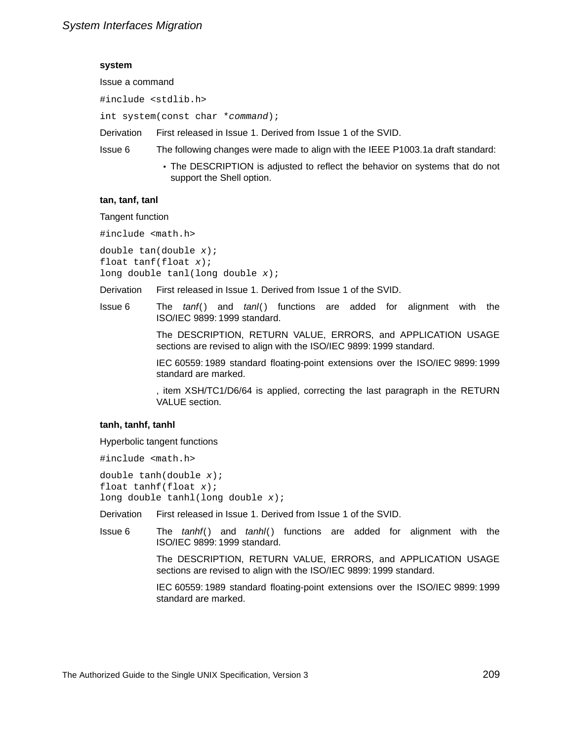**system**

Issue a command

```
#include <stdlib.h>
```

```
int system(const char *command);
```

Derivation First released in Issue 1. Derived from Issue 1 of the SVID.

Issue 6 The following changes were made to align with the IEEE P1003.1a draft standard:

- The DESCRIPTION is adjusted to reflect the behavior on systems that do not support the Shell option.

**tan, tanf, tanl**

Tangent function

```
#include <math.h>
```

```
double tan(double x);
float tanf(float x);
long double tanl(long double x);
```

Derivation First released in Issue 1. Derived from Issue 1 of the SVID.

Issue 6 The *tanf*() and *tanl*() functions are added for alignment with the ISO/IEC 9899: 1999 standard.

The DESCRIPTION, RETURN VALUE, ERRORS, and APPLICATION USAGE sections are revised to align with the ISO/IEC 9899: 1999 standard.

IEC 60559: 1989 standard floating-point extensions over the ISO/IEC 9899: 1999 standard are marked.

, item XSH/TC1/D6/64 is applied, correcting the last paragraph in the RETURN VALUE section.

**tanh, tanhf, tanhl**

Hyperbolic tangent functions

```
#include <math.h>
```

```
double tanh(double x);
float tanhf(float x);
long double tanhl(long double x);
```

Derivation First released in Issue 1. Derived from Issue 1 of the SVID.

Issue 6 The *tanhf*() and *tanhl*() functions are added for alignment with the ISO/IEC 9899: 1999 standard.

The DESCRIPTION, RETURN VALUE, ERRORS, and APPLICATION USAGE sections are revised to align with the ISO/IEC 9899: 1999 standard.

IEC 60559: 1989 standard floating-point extensions over the ISO/IEC 9899: 1999 standard are marked.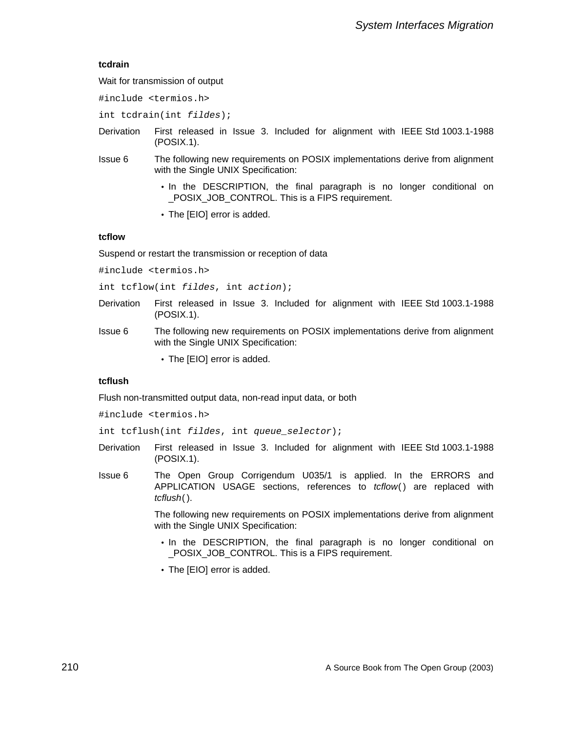### tcdrain

Wait for transmission of output

```
#include <termios.h>
```

```
int tcdrain(int fildes);
```

**Derivation** First released in Issue 3. Included for alignment with IEEE Std 1003.1-1988 (POSIX.1).

**Issue 6** The following new requirements on POSIX implementations derive from alignment with the Single UNIX Specification:

- In the DESCRIPTION, the final paragraph is no longer conditional on _POSIX_JOB_CONTROL. This is a FIPS requirement.
- The [EIO] error is added.

### tcflow

Suspend or restart the transmission or reception of data

```
#include <termios.h>
```

```
int tcflow(int fildes, int action);
```

**Derivation** First released in Issue 3. Included for alignment with IEEE Std 1003.1-1988 (POSIX.1).

**Issue 6** The following new requirements on POSIX implementations derive from alignment with the Single UNIX Specification:

- The [EIO] error is added.

### tcflush

Flush non-transmitted output data, non-read input data, or both

```
#include <termios.h>
```

```
int tcflush(int fildes, int queue_selector);
```

**Derivation** First released in Issue 3. Included for alignment with IEEE Std 1003.1-1988 (POSIX.1).

**Issue 6** The Open Group Corrigendum U035/1 is applied. In the ERRORS and APPLICATION USAGE sections, references to *tcflow*() are replaced with *tcflush*().

The following new requirements on POSIX implementations derive from alignment with the Single UNIX Specification:

- In the DESCRIPTION, the final paragraph is no longer conditional on _POSIX_JOB_CONTROL. This is a FIPS requirement.
- The [EIO] error is added.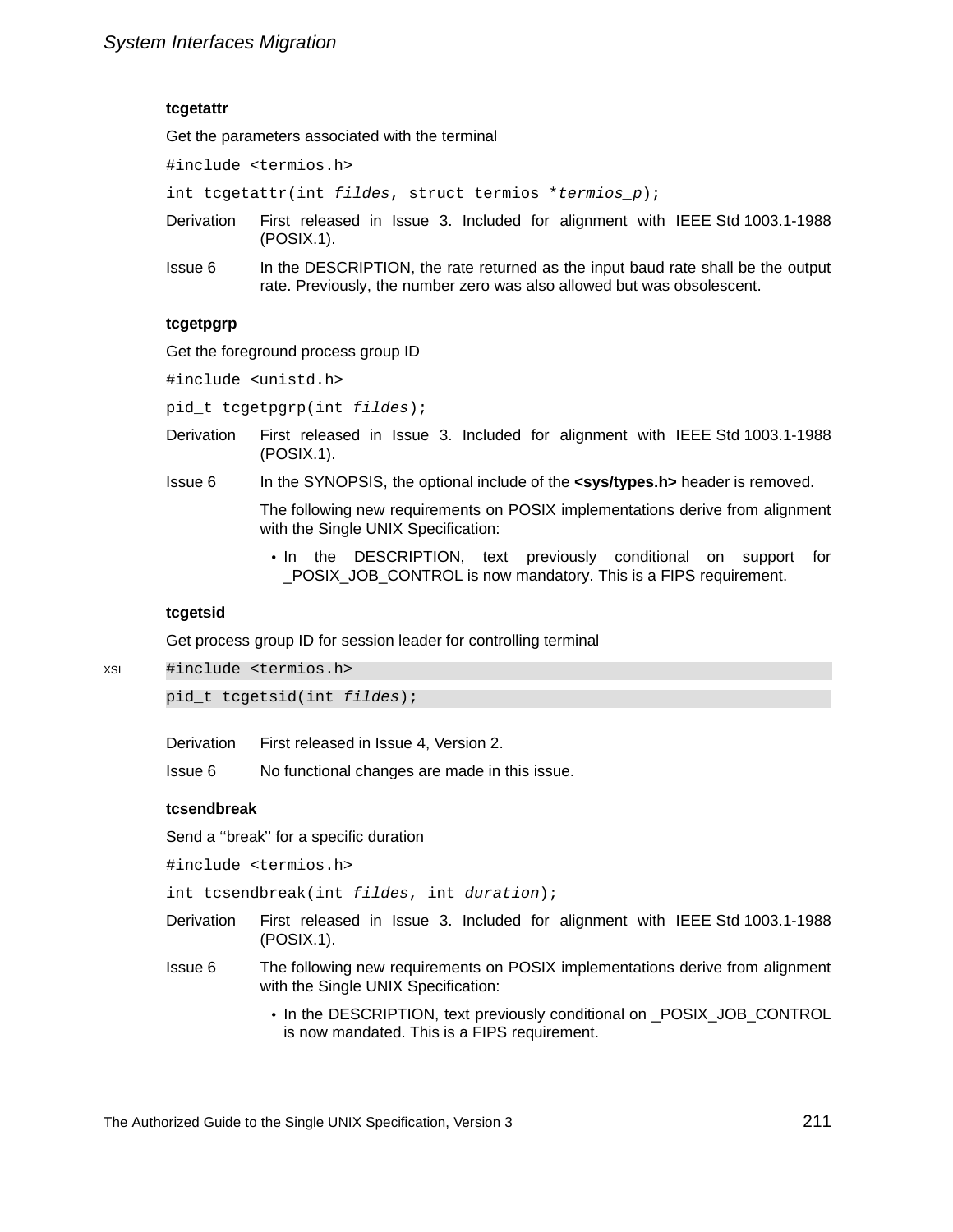### tcgetattr

Get the parameters associated with the terminal

```
#include <termios.h>

int tcgetattr(int fildes, struct termios *termios_p);
```

Derivation First released in Issue 3. Included for alignment with IEEE Std 1003.1-1988 (POSIX.1).

Issue 6 In the DESCRIPTION, the rate returned as the input baud rate shall be the output rate. Previously, the number zero was also allowed but was obsolescent.

### tcgetpgrp

Get the foreground process group ID

```
#include <unistd.h>

pid_t tcgetpgrp(int fildes);
```

Derivation First released in Issue 3. Included for alignment with IEEE Std 1003.1-1988 (POSIX.1).

Issue 6 In the SYNOPSIS, the optional include of the **<sys/types.h>** header is removed.

The following new requirements on POSIX implementations derive from alignment with the Single UNIX Specification:

- In the DESCRIPTION, text previously conditional on support for _POSIX_JOB_CONTROL is now mandatory. This is a FIPS requirement.

### tcgetsid

Get process group ID for session leader for controlling terminal

XSI
```
#include <termios.h>

pid_t tcgetsid(int fildes);
```

Derivation First released in Issue 4, Version 2.

Issue 6 No functional changes are made in this issue.

### tcsendbreak

Send a ''break'' for a specific duration

```
#include <termios.h>

int tcsendbreak(int fildes, int duration);
```

Derivation First released in Issue 3. Included for alignment with IEEE Std 1003.1-1988 (POSIX.1).

Issue 6 The following new requirements on POSIX implementations derive from alignment with the Single UNIX Specification:

- In the DESCRIPTION, text previously conditional on _POSIX_JOB_CONTROL is now mandated. This is a FIPS requirement.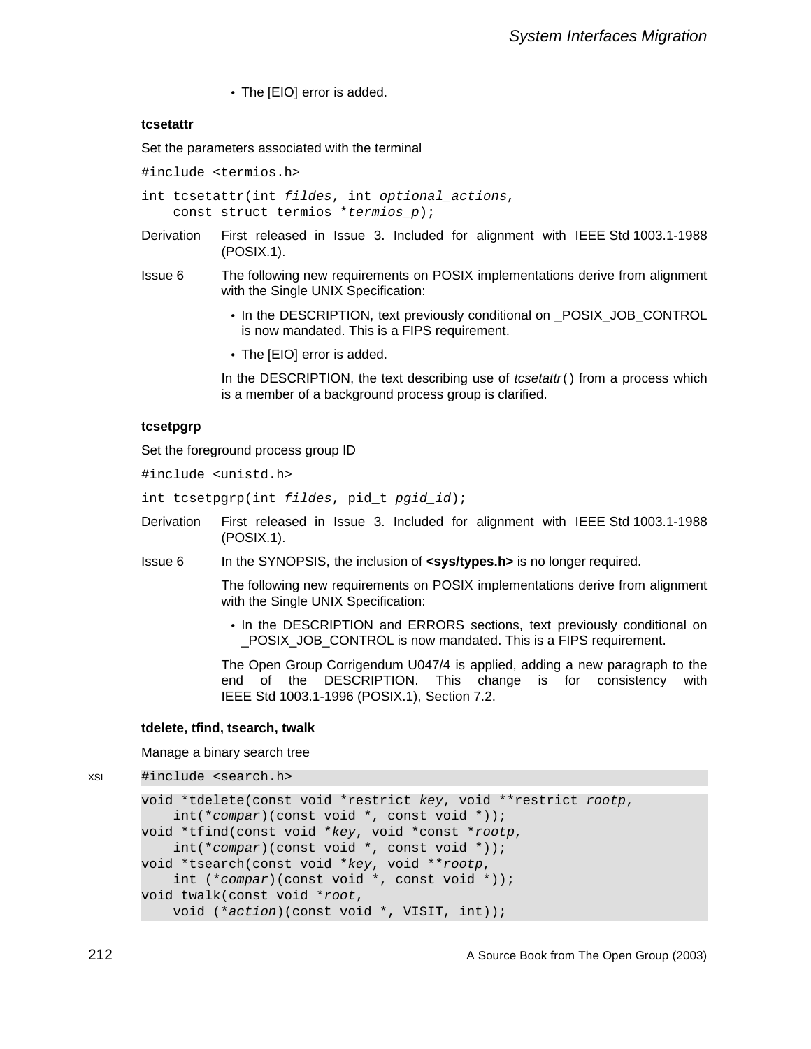- The [EIO] error is added.

### tcsetattr

Set the parameters associated with the terminal

```
#include <termios.h>
```

```
int tcsetattr(int fildes, int optional_actions,
    const struct termios *termios_p);
```

Derivation First released in Issue 3. Included for alignment with IEEE Std 1003.1-1988 (POSIX.1).

Issue 6 The following new requirements on POSIX implementations derive from alignment with the Single UNIX Specification:

- In the DESCRIPTION, text previously conditional on _POSIX_JOB_CONTROL is now mandated. This is a FIPS requirement.
- The [EIO] error is added.

In the DESCRIPTION, the text describing use of *tcsetattr*( ) from a process which is a member of a background process group is clarified.

### tcsetpgrp

Set the foreground process group ID

```
#include <unistd.h>
```

```
int tcsetpgrp(int fildes, pid_t pgid_id);
```

Derivation First released in Issue 3. Included for alignment with IEEE Std 1003.1-1988 (POSIX.1).

Issue 6 In the SYNOPSIS, the inclusion of **<sys/types.h>** is no longer required.

The following new requirements on POSIX implementations derive from alignment with the Single UNIX Specification:

- In the DESCRIPTION and ERRORS sections, text previously conditional on _POSIX_JOB_CONTROL is now mandated. This is a FIPS requirement.

The Open Group Corrigendum U047/4 is applied, adding a new paragraph to the end of the DESCRIPTION. This change is for consistency with IEEE Std 1003.1-1996 (POSIX.1), Section 7.2.

### tdelete, tfind, tsearch, twalk

Manage a binary search tree

XSI

```
#include <search.h>
```

```
void *tdelete(const void *restrict key, void **restrict rootp,
    int(*compar)(const void *, const void *));
void *tfind(const void *key, void *const *rootp,
    int(*compar)(const void *, const void *));
void *tsearch(const void *key, void **rootp,
    int (*compar)(const void *, const void *));
void twalk(const void *root,
    void (*action)(const void *, VISIT, int));
```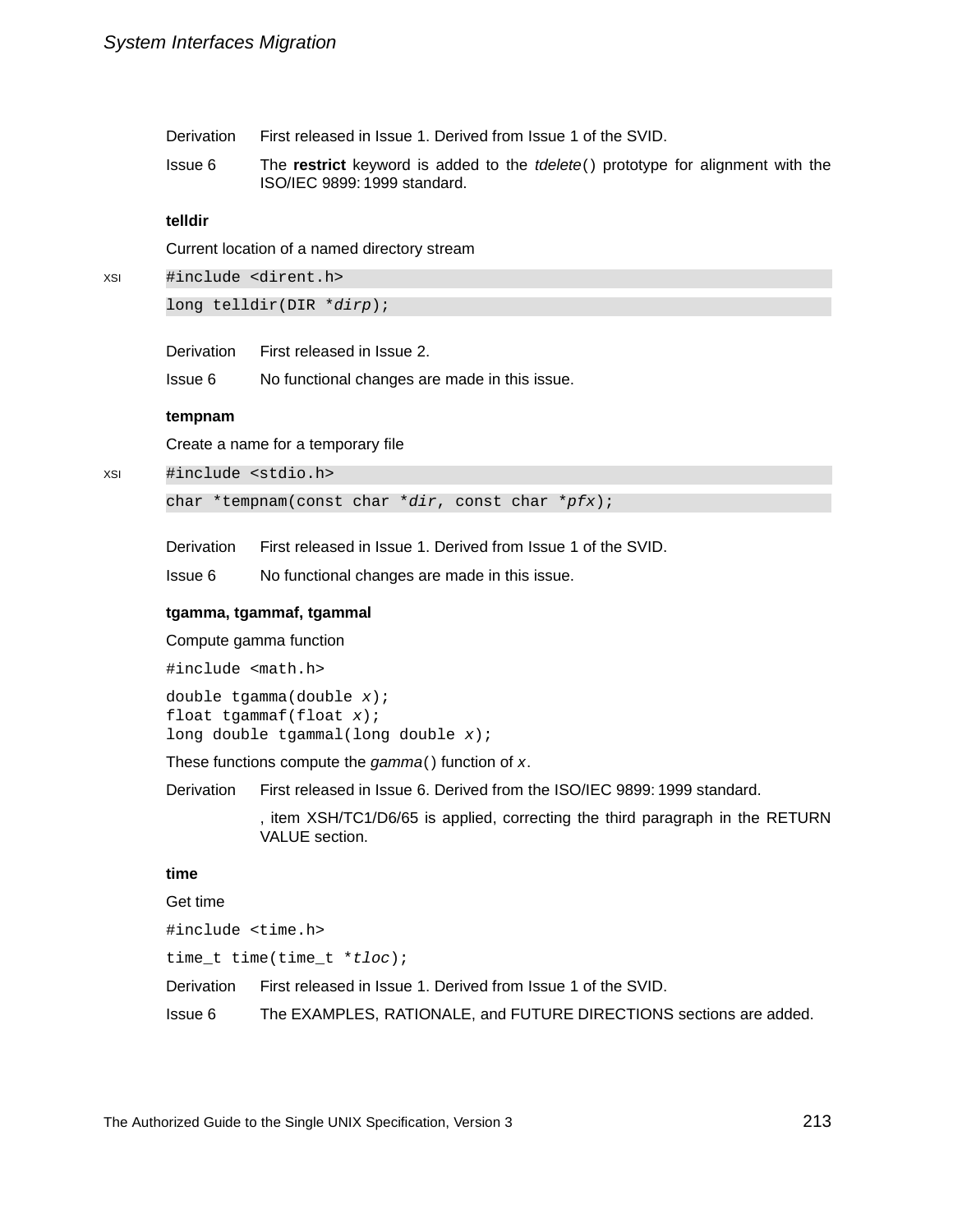| | |
|---|---|
| Derivation | First released in Issue 1. Derived from Issue 1 of the SVID. |
| Issue 6 | The **restrict** keyword is added to the *tdelete*() prototype for alignment with the ISO/IEC 9899:1999 standard. |

**telldir**

Current location of a named directory stream

XSI
```
#include <dirent.h>

long telldir(DIR *dirp);
```

| | |
|---|---|
| Derivation | First released in Issue 2. |
| Issue 6 | No functional changes are made in this issue. |

**tempnam**

Create a name for a temporary file

XSI
```
#include <stdio.h>

char *tempnam(const char *dir, const char *pfx);
```

| | |
|---|---|
| Derivation | First released in Issue 1. Derived from Issue 1 of the SVID. |
| Issue 6 | No functional changes are made in this issue. |

**tgamma, tgammaf, tgammal**

Compute gamma function

```
#include <math.h>

double tgamma(double x);
float tgammaf(float x);
long double tgammal(long double x);
```

These functions compute the *gamma*() function of *x*.

| | |
|---|---|
| Derivation | First released in Issue 6. Derived from the ISO/IEC 9899:1999 standard. |
| | , item XSH/TC1/D6/65 is applied, correcting the third paragraph in the RETURN VALUE section. |

**time**

Get time

```
#include <time.h>

time_t time(time_t *tloc);
```

| | |
|---|---|
| Derivation | First released in Issue 1. Derived from Issue 1 of the SVID. |
| Issue 6 | The EXAMPLES, RATIONALE, and FUTURE DIRECTIONS sections are added. |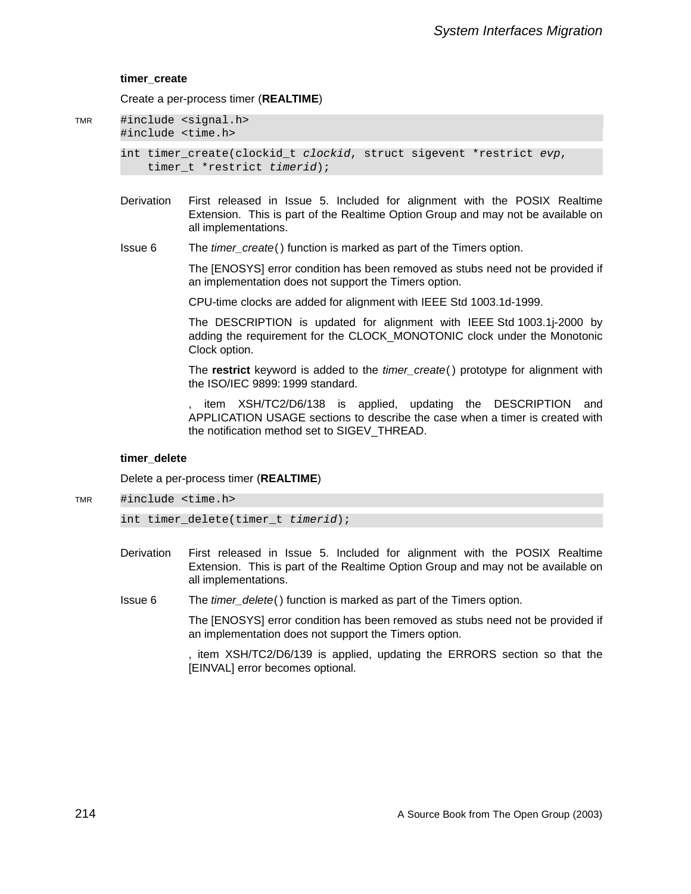### timer_create

Create a per-process timer (**REALTIME**)

TMR

```
#include <signal.h>
#include <time.h>

int timer_create(clockid_t clockid, struct sigevent *restrict evp,
    timer_t *restrict timerid);
```

Derivation First released in Issue 5. Included for alignment with the POSIX Realtime Extension. This is part of the Realtime Option Group and may not be available on all implementations.

Issue 6 The *timer_create*( ) function is marked as part of the Timers option.

The [ENOSYS] error condition has been removed as stubs need not be provided if an implementation does not support the Timers option.

CPU-time clocks are added for alignment with IEEE Std 1003.1d-1999.

The DESCRIPTION is updated for alignment with IEEE Std 1003.1j-2000 by adding the requirement for the CLOCK_MONOTONIC clock under the Monotonic Clock option.

The **restrict** keyword is added to the *timer_create*( ) prototype for alignment with the ISO/IEC 9899: 1999 standard.

, item XSH/TC2/D6/138 is applied, updating the DESCRIPTION and APPLICATION USAGE sections to describe the case when a timer is created with the notification method set to SIGEV_THREAD.

### timer_delete

Delete a per-process timer (**REALTIME**)

TMR

```
#include <time.h>

int timer_delete(timer_t timerid);
```

Derivation First released in Issue 5. Included for alignment with the POSIX Realtime Extension. This is part of the Realtime Option Group and may not be available on all implementations.

Issue 6 The *timer_delete*( ) function is marked as part of the Timers option.

The [ENOSYS] error condition has been removed as stubs need not be provided if an implementation does not support the Timers option.

, item XSH/TC2/D6/139 is applied, updating the ERRORS section so that the [EINVAL] error becomes optional.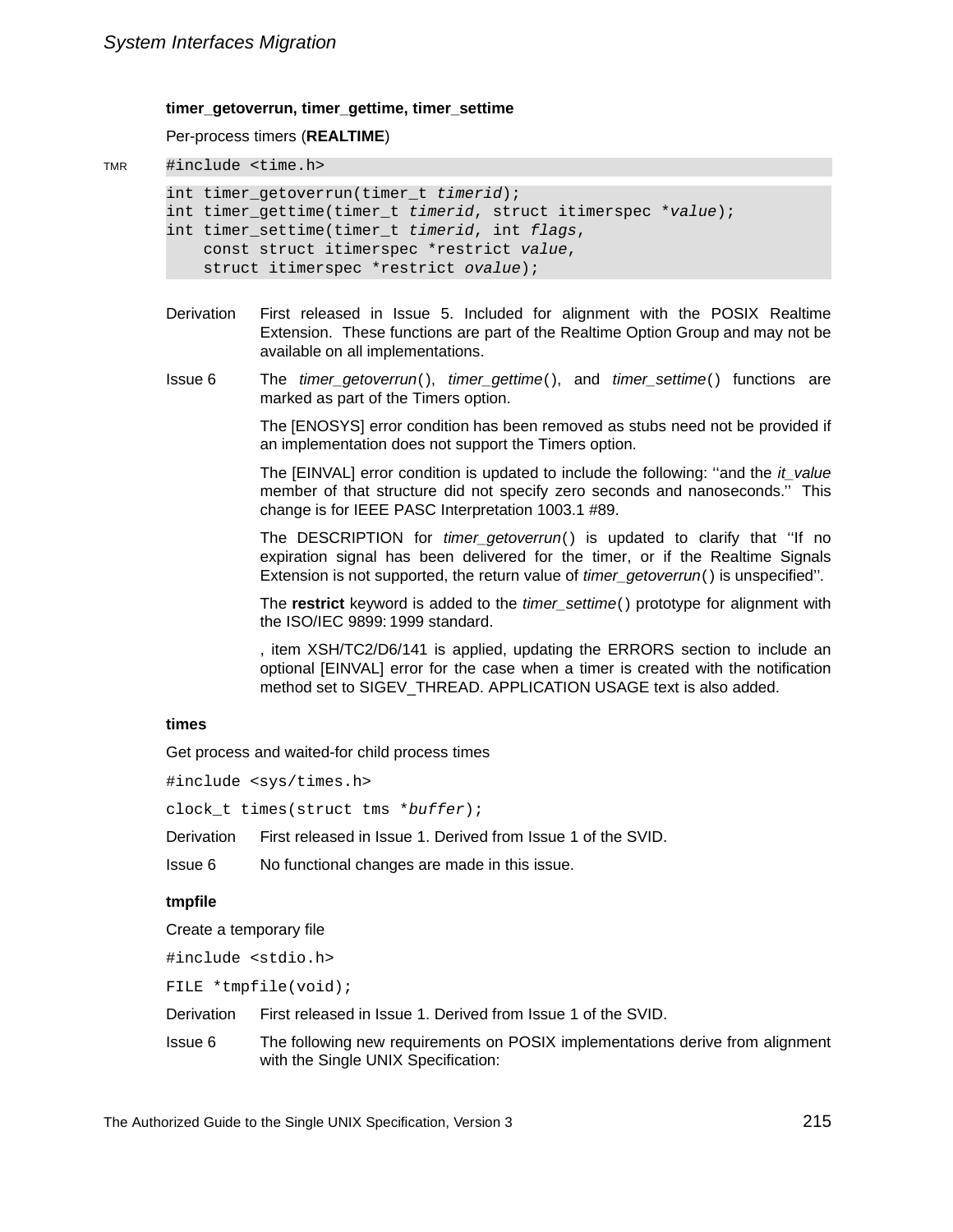### timer_getoverrun, timer_gettime, timer_settime

Per-process timers (**REALTIME**)

TMR

```
#include <time.h>
```

```
int timer_getoverrun(timer_t timerid);
int timer_gettime(timer_t timerid, struct itimerspec *value);
int timer_settime(timer_t timerid, int flags,
    const struct itimerspec *restrict value,
    struct itimerspec *restrict ovalue);
```

Derivation — First released in Issue 5. Included for alignment with the POSIX Realtime Extension. These functions are part of the Realtime Option Group and may not be available on all implementations.

Issue 6 — The *timer_getoverrun*(), *timer_gettime*(), and *timer_settime*() functions are marked as part of the Timers option.

The [ENOSYS] error condition has been removed as stubs need not be provided if an implementation does not support the Timers option.

The [EINVAL] error condition is updated to include the following: ''and the *it_value* member of that structure did not specify zero seconds and nanoseconds.'' This change is for IEEE PASC Interpretation 1003.1 #89.

The DESCRIPTION for *timer_getoverrun*() is updated to clarify that ''If no expiration signal has been delivered for the timer, or if the Realtime Signals Extension is not supported, the return value of *timer_getoverrun*() is unspecified''.

The **restrict** keyword is added to the *timer_settime*() prototype for alignment with the ISO/IEC 9899: 1999 standard.

, item XSH/TC2/D6/141 is applied, updating the ERRORS section to include an optional [EINVAL] error for the case when a timer is created with the notification method set to SIGEV_THREAD. APPLICATION USAGE text is also added.

### times

Get process and waited-for child process times

```
#include <sys/times.h>
```

```
clock_t times(struct tms *buffer);
```

Derivation — First released in Issue 1. Derived from Issue 1 of the SVID.

Issue 6 — No functional changes are made in this issue.

### tmpfile

Create a temporary file

```
#include <stdio.h>
```

```
FILE *tmpfile(void);
```

Derivation — First released in Issue 1. Derived from Issue 1 of the SVID.

Issue 6 — The following new requirements on POSIX implementations derive from alignment with the Single UNIX Specification: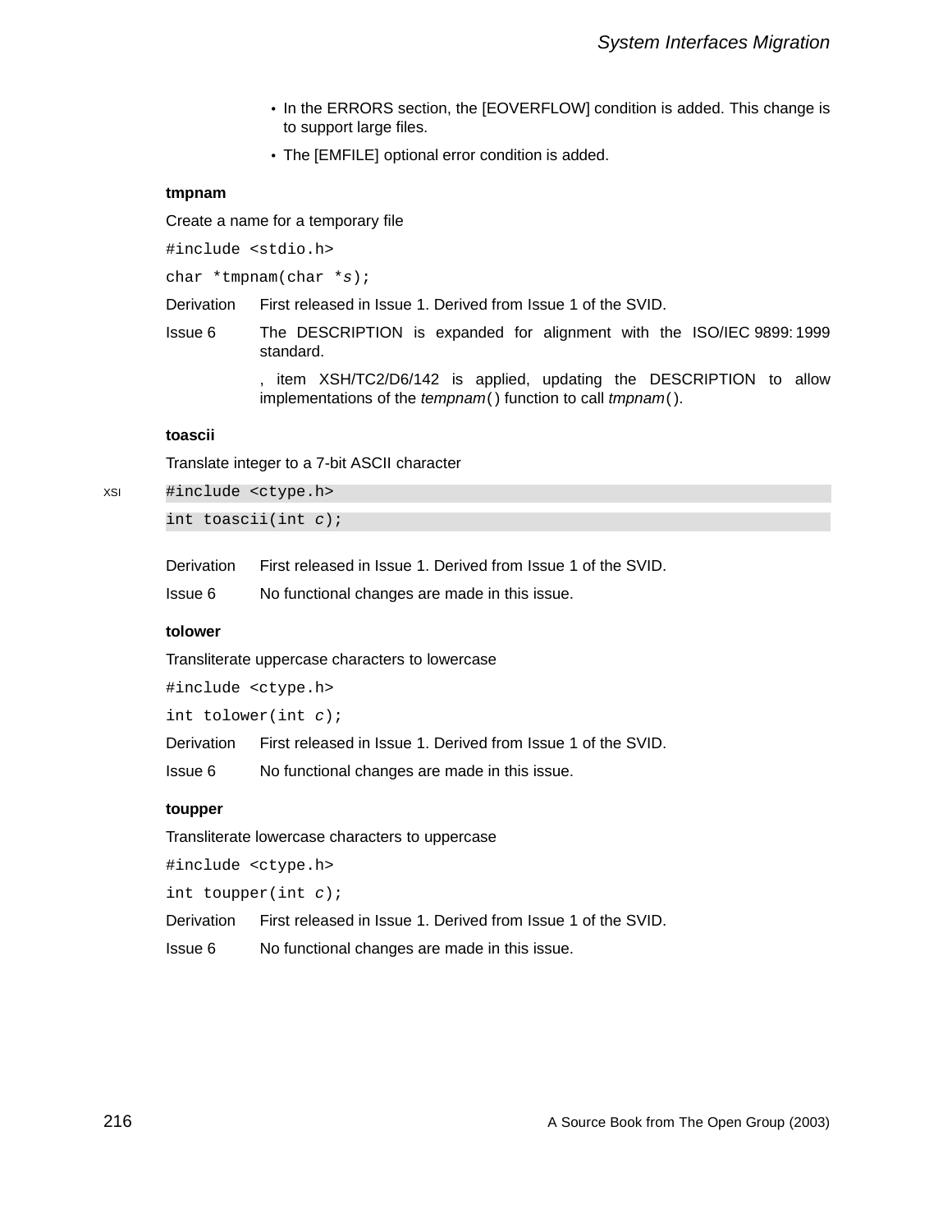- In the ERRORS section, the [EOVERFLOW] condition is added. This change is to support large files.
- The [EMFILE] optional error condition is added.

**tmpnam**

Create a name for a temporary file

```
#include <stdio.h>
```

```
char *tmpnam(char *s);
```

Derivation First released in Issue 1. Derived from Issue 1 of the SVID.

Issue 6 The DESCRIPTION is expanded for alignment with the ISO/IEC 9899: 1999 standard.

, item XSH/TC2/D6/142 is applied, updating the DESCRIPTION to allow implementations of the *tempnam*( ) function to call *tmpnam*( ).

**toascii**

Translate integer to a 7-bit ASCII character

XSI

```
#include <ctype.h>
```

```
int toascii(int c);
```

Derivation First released in Issue 1. Derived from Issue 1 of the SVID.

Issue 6 No functional changes are made in this issue.

**tolower**

Transliterate uppercase characters to lowercase

```
#include <ctype.h>
```

```
int tolower(int c);
```

Derivation First released in Issue 1. Derived from Issue 1 of the SVID.

Issue 6 No functional changes are made in this issue.

**toupper**

Transliterate lowercase characters to uppercase

```
#include <ctype.h>
```

```
int toupper(int c);
```

Derivation First released in Issue 1. Derived from Issue 1 of the SVID.

Issue 6 No functional changes are made in this issue.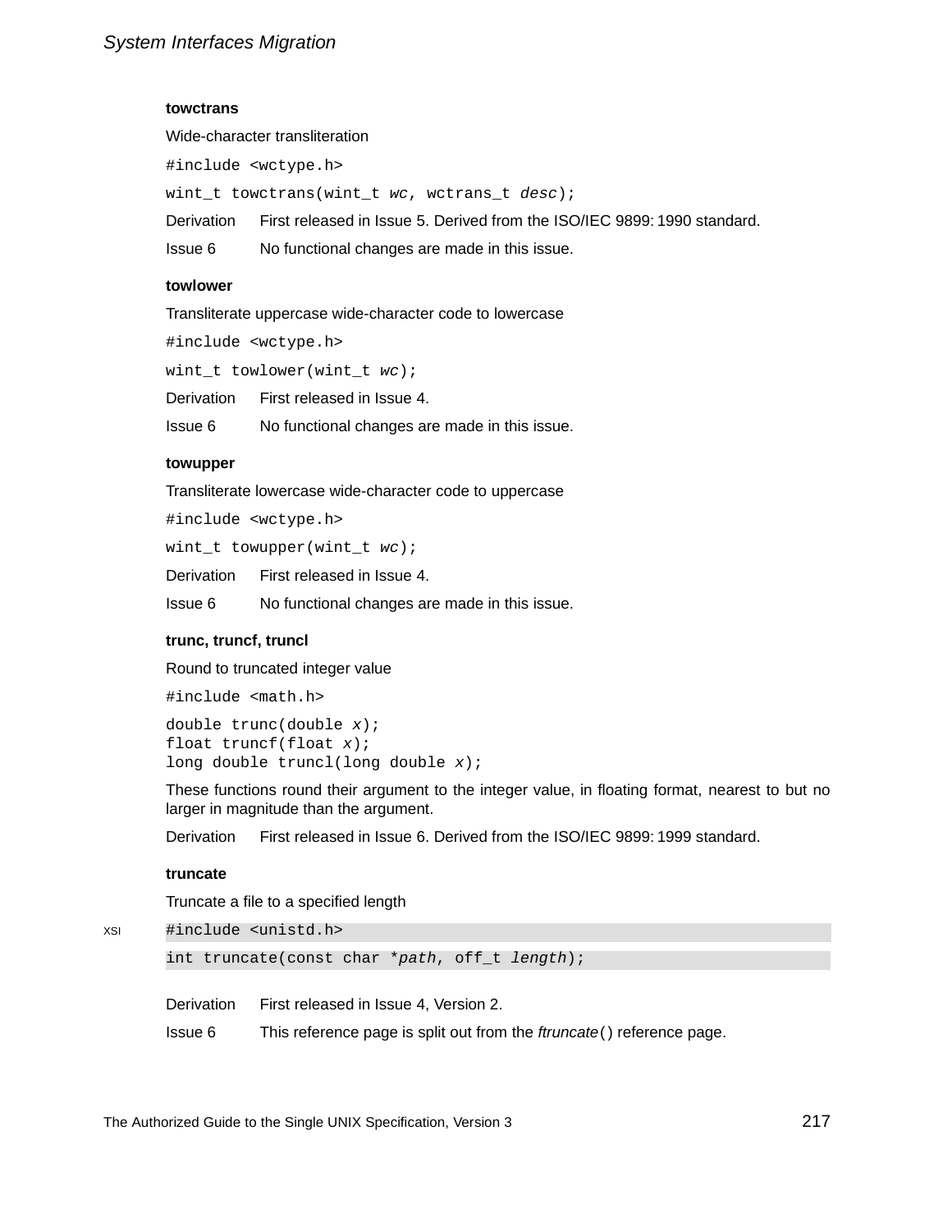**towctrans**

Wide-character transliteration

```
#include <wctype.h>
```

```
wint_t towctrans(wint_t wc, wctrans_t desc);
```

Derivation First released in Issue 5. Derived from the ISO/IEC 9899: 1990 standard.

Issue 6 No functional changes are made in this issue.

**towlower**

Transliterate uppercase wide-character code to lowercase

```
#include <wctype.h>
```

```
wint_t towlower(wint_t wc);
```

Derivation First released in Issue 4.

Issue 6 No functional changes are made in this issue.

**towupper**

Transliterate lowercase wide-character code to uppercase

```
#include <wctype.h>
```

```
wint_t towupper(wint_t wc);
```

Derivation First released in Issue 4.

Issue 6 No functional changes are made in this issue.

**trunc, truncf, truncl**

Round to truncated integer value

```
#include <math.h>
```

```
double trunc(double x);
float truncf(float x);
long double truncl(long double x);
```

These functions round their argument to the integer value, in floating format, nearest to but no larger in magnitude than the argument.

Derivation First released in Issue 6. Derived from the ISO/IEC 9899: 1999 standard.

**truncate**

Truncate a file to a specified length

XSI

```
#include <unistd.h>
```

```
int truncate(const char *path, off_t length);
```

Derivation First released in Issue 4, Version 2.

Issue 6 This reference page is split out from the *ftruncate*() reference page.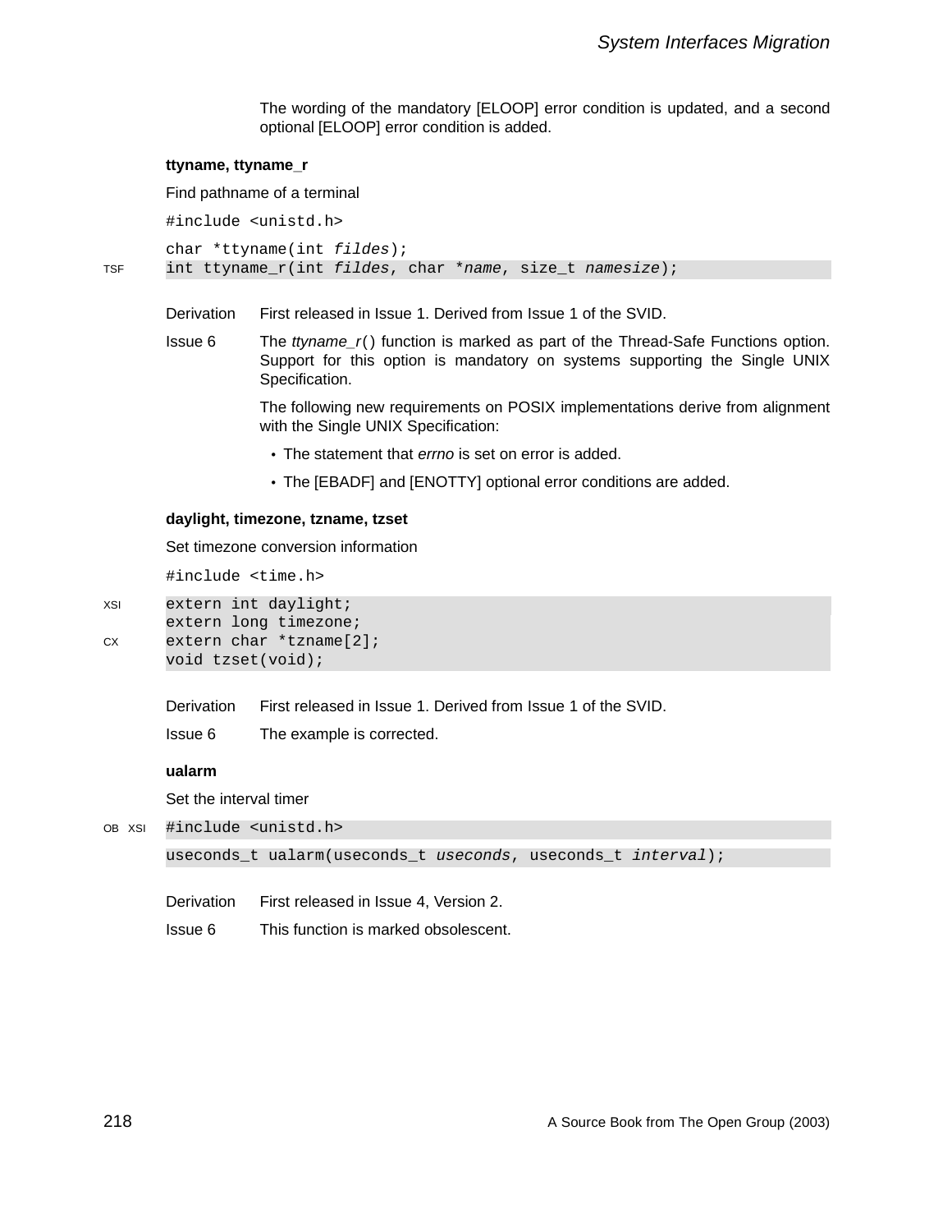The wording of the mandatory [ELOOP] error condition is updated, and a second optional [ELOOP] error condition is added.

**ttyname, ttyname_r**

Find pathname of a terminal

```
#include <unistd.h>

char *ttyname(int fildes);
int ttyname_r(int fildes, char *name, size_t namesize);
```

TSF

Derivation: First released in Issue 1. Derived from Issue 1 of the SVID.

Issue 6: The *ttyname_r*() function is marked as part of the Thread-Safe Functions option. Support for this option is mandatory on systems supporting the Single UNIX Specification.

The following new requirements on POSIX implementations derive from alignment with the Single UNIX Specification:

- The statement that *errno* is set on error is added.
- The [EBADF] and [ENOTTY] optional error conditions are added.

**daylight, timezone, tzname, tzset**

Set timezone conversion information

```
#include <time.h>

extern int daylight;
extern long timezone;
extern char *tzname[2];
void tzset(void);
```

XSI, CX

Derivation: First released in Issue 1. Derived from Issue 1 of the SVID.

Issue 6: The example is corrected.

**ualarm**

Set the interval timer

```
#include <unistd.h>

useconds_t ualarm(useconds_t useconds, useconds_t interval);
```

OB XSI

Derivation: First released in Issue 4, Version 2.

Issue 6: This function is marked obsolescent.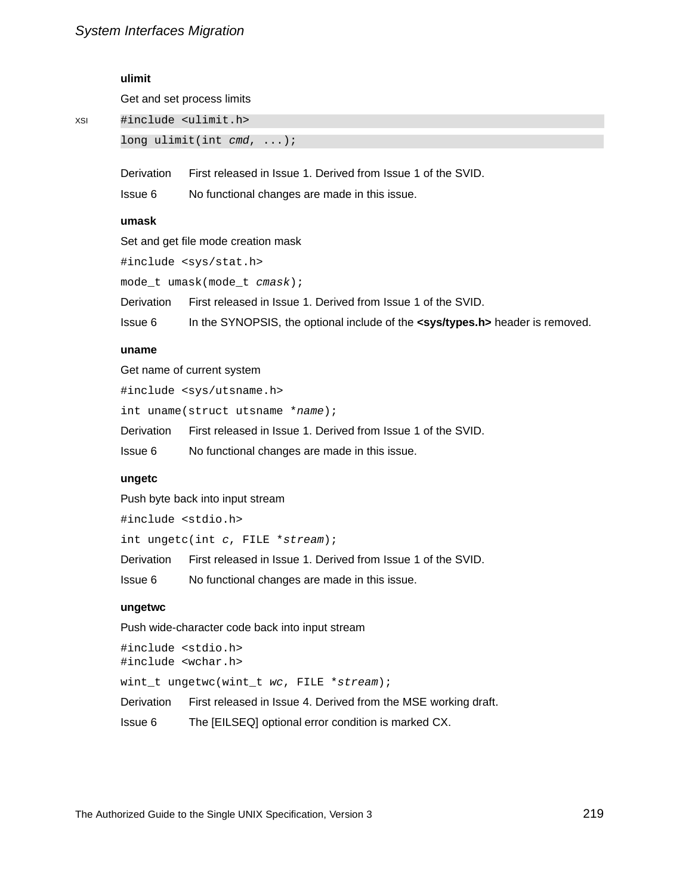### ulimit

Get and set process limits

XSI

```
#include <ulimit.h>
long ulimit(int cmd, ...);
```

| | |
|---|---|
| Derivation | First released in Issue 1. Derived from Issue 1 of the SVID. |
| Issue 6 | No functional changes are made in this issue. |

### umask

Set and get file mode creation mask

```
#include <sys/stat.h>
mode_t umask(mode_t cmask);
```

| | |
|---|---|
| Derivation | First released in Issue 1. Derived from Issue 1 of the SVID. |
| Issue 6 | In the SYNOPSIS, the optional include of the **<sys/types.h>** header is removed. |

### uname

Get name of current system

```
#include <sys/utsname.h>
int uname(struct utsname *name);
```

| | |
|---|---|
| Derivation | First released in Issue 1. Derived from Issue 1 of the SVID. |
| Issue 6 | No functional changes are made in this issue. |

### ungetc

Push byte back into input stream

```
#include <stdio.h>
int ungetc(int c, FILE *stream);
```

| | |
|---|---|
| Derivation | First released in Issue 1. Derived from Issue 1 of the SVID. |
| Issue 6 | No functional changes are made in this issue. |

### ungetwc

Push wide-character code back into input stream

```
#include <stdio.h>
#include <wchar.h>
wint_t ungetwc(wint_t wc, FILE *stream);
```

| | |
|---|---|
| Derivation | First released in Issue 4. Derived from the MSE working draft. |
| Issue 6 | The [EILSEQ] optional error condition is marked CX. |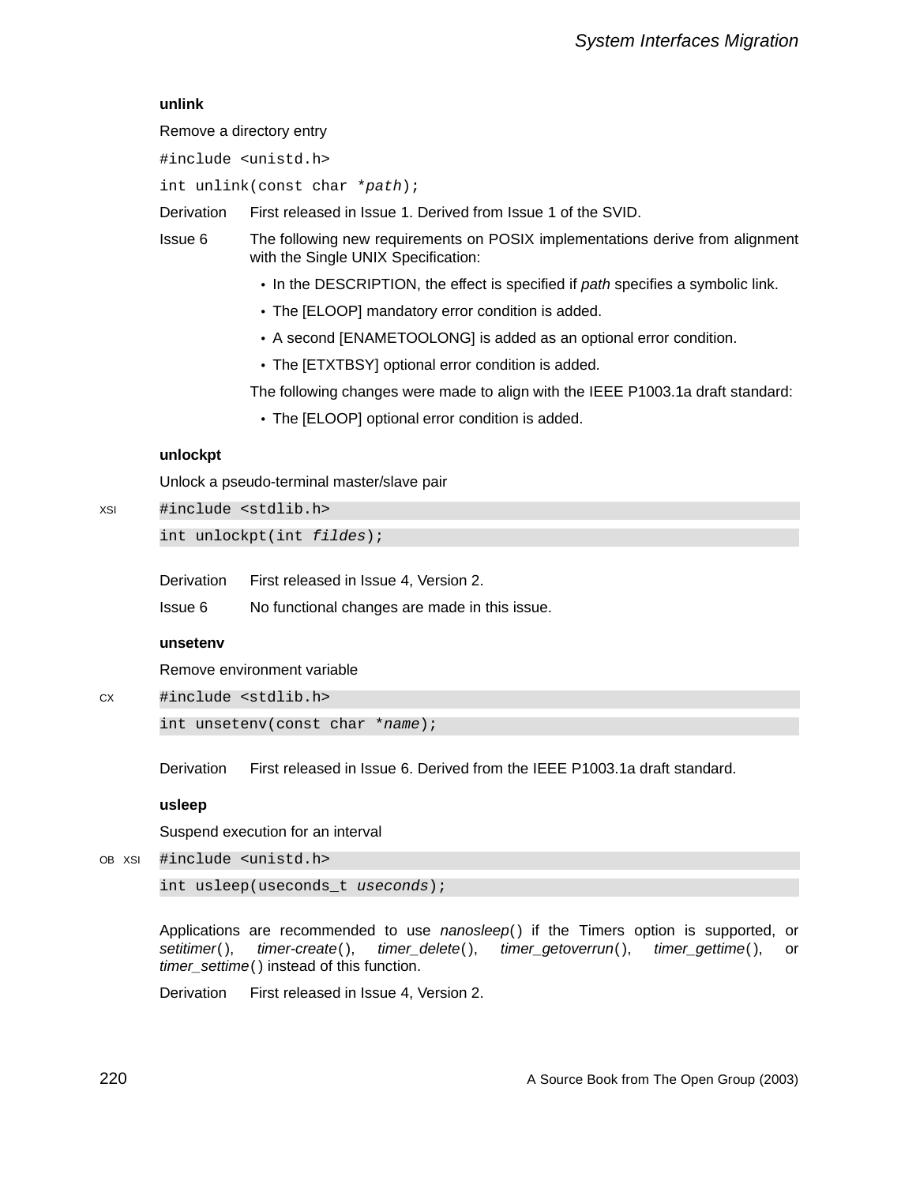### unlink

Remove a directory entry

```
#include <unistd.h>
int unlink(const char *path);
```

Derivation First released in Issue 1. Derived from Issue 1 of the SVID.

Issue 6 The following new requirements on POSIX implementations derive from alignment with the Single UNIX Specification:

- In the DESCRIPTION, the effect is specified if *path* specifies a symbolic link.
- The [ELOOP] mandatory error condition is added.
- A second [ENAMETOOLONG] is added as an optional error condition.
- The [ETXTBSY] optional error condition is added.

The following changes were made to align with the IEEE P1003.1a draft standard:

- The [ELOOP] optional error condition is added.

### unlockpt

Unlock a pseudo-terminal master/slave pair

XSI
```
#include <stdlib.h>
int unlockpt(int fildes);
```

Derivation First released in Issue 4, Version 2.

Issue 6 No functional changes are made in this issue.

### unsetenv

Remove environment variable

CX
```
#include <stdlib.h>
int unsetenv(const char *name);
```

Derivation First released in Issue 6. Derived from the IEEE P1003.1a draft standard.

### usleep

Suspend execution for an interval

OB XSI
```
#include <unistd.h>
int usleep(useconds_t useconds);
```

Applications are recommended to use *nanosleep*( ) if the Timers option is supported, or *setitimer*( ), *timer-create*( ), *timer_delete*( ), *timer_getoverrun*( ), *timer_gettime*( ), or *timer_settime*( ) instead of this function.

Derivation First released in Issue 4, Version 2.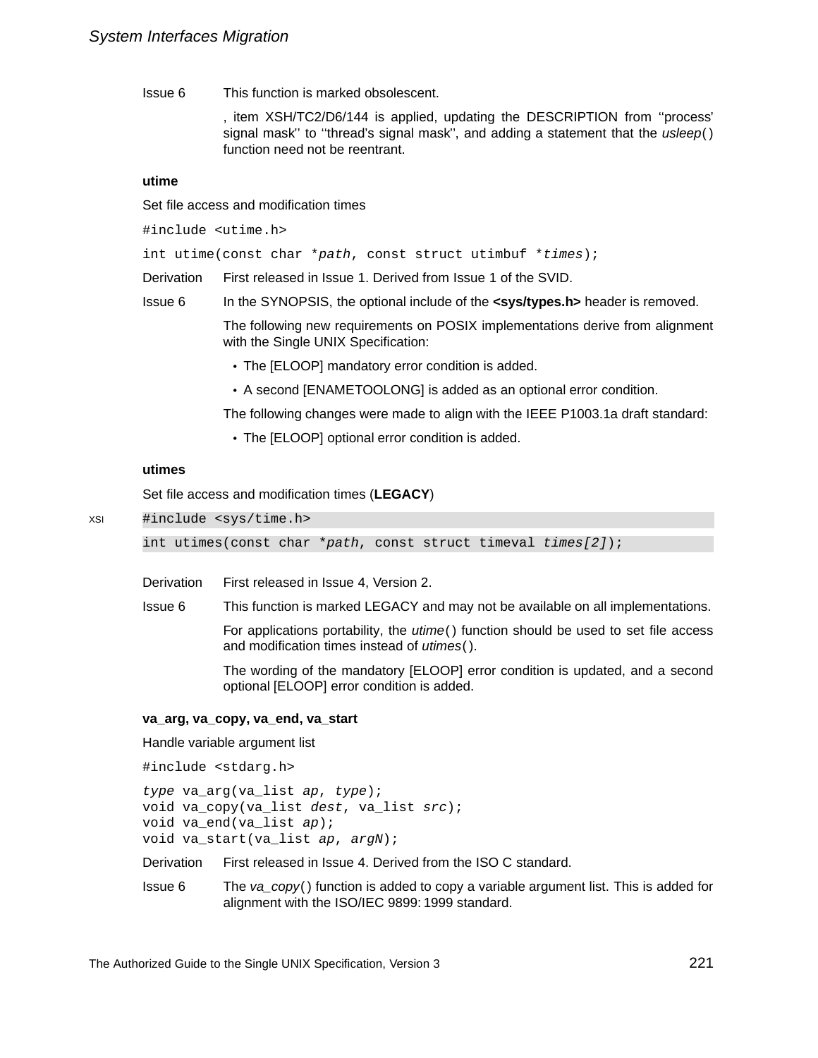Issue 6 This function is marked obsolescent.

, item XSH/TC2/D6/144 is applied, updating the DESCRIPTION from ''process' signal mask'' to ''thread's signal mask'', and adding a statement that the *usleep*( ) function need not be reentrant.

### utime

Set file access and modification times

```
#include <utime.h>
```

```
int utime(const char *path, const struct utimbuf *times);
```

Derivation First released in Issue 1. Derived from Issue 1 of the SVID.

Issue 6 In the SYNOPSIS, the optional include of the **<sys/types.h>** header is removed.

The following new requirements on POSIX implementations derive from alignment with the Single UNIX Specification:

- The [ELOOP] mandatory error condition is added.
- A second [ENAMETOOLONG] is added as an optional error condition.

The following changes were made to align with the IEEE P1003.1a draft standard:

- The [ELOOP] optional error condition is added.

### utimes

Set file access and modification times (**LEGACY**)

XSI

```
#include <sys/time.h>

int utimes(const char *path, const struct timeval times[2]);
```

Derivation First released in Issue 4, Version 2.

Issue 6 This function is marked LEGACY and may not be available on all implementations.

For applications portability, the *utime*( ) function should be used to set file access and modification times instead of *utimes*( ).

The wording of the mandatory [ELOOP] error condition is updated, and a second optional [ELOOP] error condition is added.

### va_arg, va_copy, va_end, va_start

Handle variable argument list

```
#include <stdarg.h>
```

```
type va_arg(va_list ap, type);
void va_copy(va_list dest, va_list src);
void va_end(va_list ap);
void va_start(va_list ap, argN);
```

Derivation First released in Issue 4. Derived from the ISO C standard.

Issue 6 The *va_copy*( ) function is added to copy a variable argument list. This is added for alignment with the ISO/IEC 9899: 1999 standard.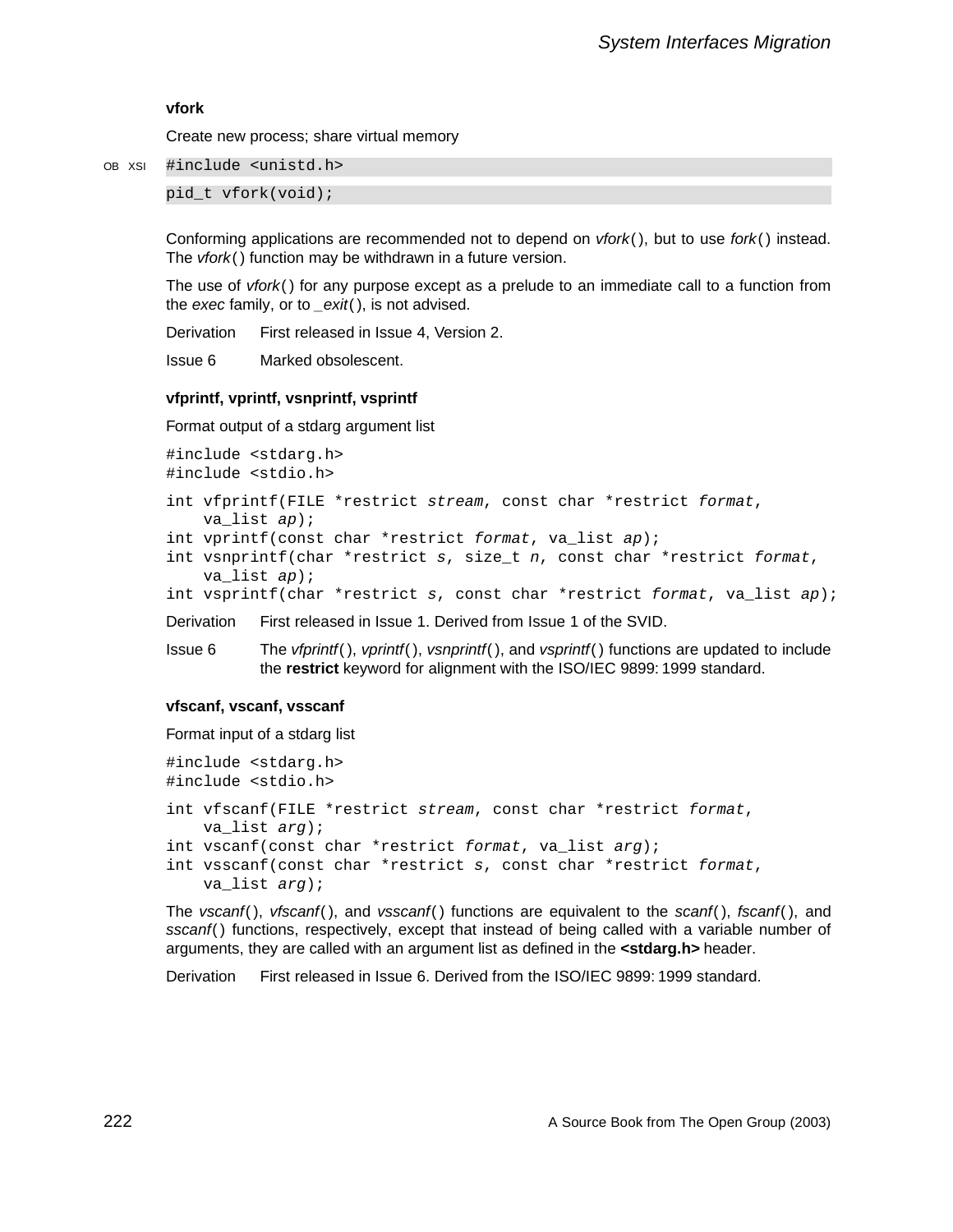### vfork

Create new process; share virtual memory

OB XSI

```
#include <unistd.h>
```

```
pid_t vfork(void);
```

Conforming applications are recommended not to depend on *vfork*( ), but to use *fork*( ) instead. The *vfork*( ) function may be withdrawn in a future version.

The use of *vfork*( ) for any purpose except as a prelude to an immediate call to a function from the *exec* family, or to *_exit*( ), is not advised.

Derivation First released in Issue 4, Version 2.

Issue 6 Marked obsolescent.

### vfprintf, vprintf, vsnprintf, vsprintf

Format output of a stdarg argument list

```
#include <stdarg.h>
#include <stdio.h>
```

```
int vfprintf(FILE *restrict stream, const char *restrict format,
    va_list ap);
int vprintf(const char *restrict format, va_list ap);
int vsnprintf(char *restrict s, size_t n, const char *restrict format,
    va_list ap);
int vsprintf(char *restrict s, const char *restrict format, va_list ap);
```

Derivation First released in Issue 1. Derived from Issue 1 of the SVID.

Issue 6 The *vfprintf*( ), *vprintf*( ), *vsnprintf*( ), and *vsprintf*( ) functions are updated to include the **restrict** keyword for alignment with the ISO/IEC 9899: 1999 standard.

### vfscanf, vscanf, vsscanf

Format input of a stdarg list

```
#include <stdarg.h>
#include <stdio.h>
```

```
int vfscanf(FILE *restrict stream, const char *restrict format,
    va_list arg);
int vscanf(const char *restrict format, va_list arg);
int vsscanf(const char *restrict s, const char *restrict format,
    va_list arg);
```

The *vscanf*( ), *vfscanf*( ), and *vsscanf*( ) functions are equivalent to the *scanf*( ), *fscanf*( ), and *sscanf*( ) functions, respectively, except that instead of being called with a variable number of arguments, they are called with an argument list as defined in the **<stdarg.h>** header.

Derivation First released in Issue 6. Derived from the ISO/IEC 9899: 1999 standard.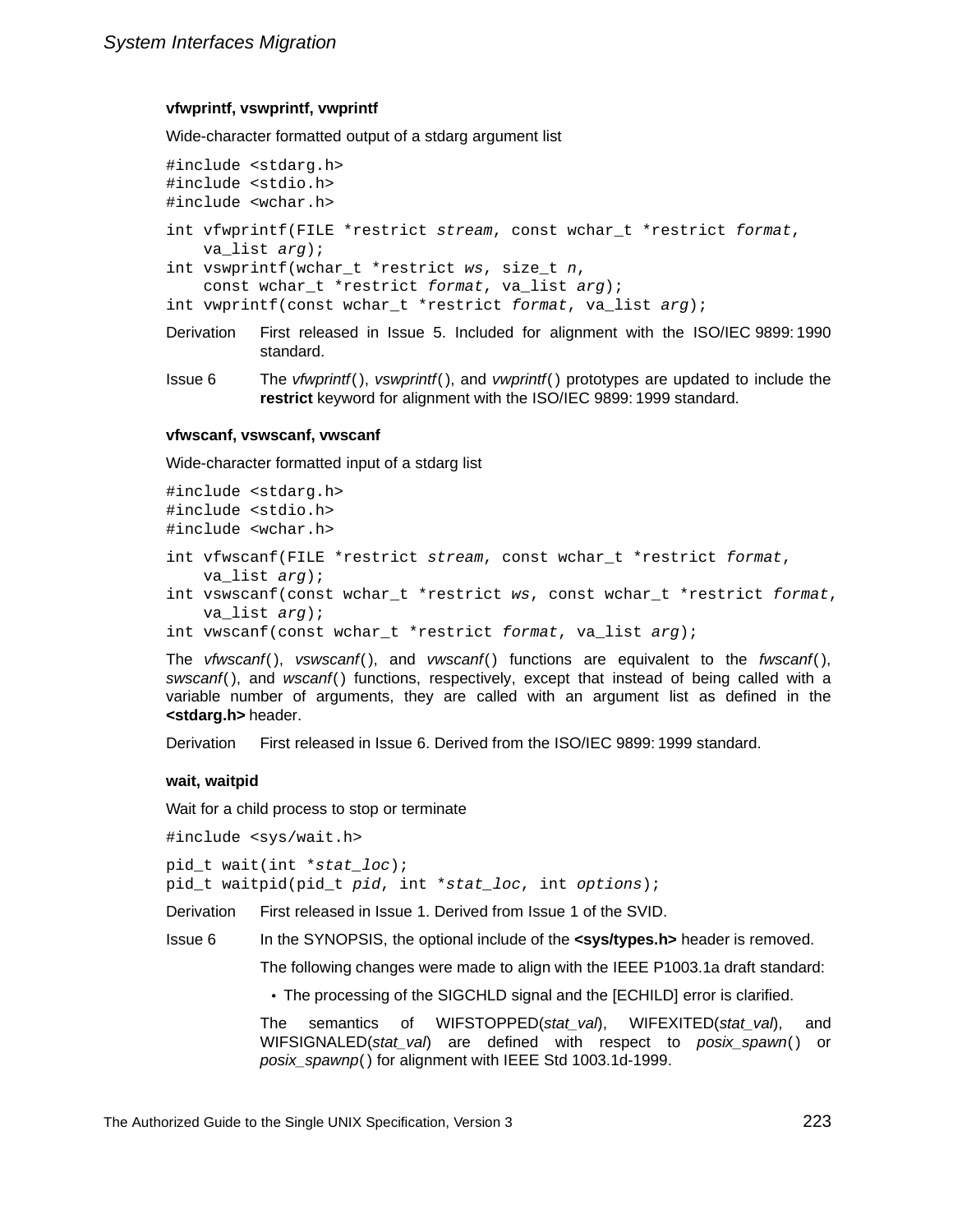### vfwprintf, vswprintf, vwprintf

Wide-character formatted output of a stdarg argument list

```
#include <stdarg.h>
#include <stdio.h>
#include <wchar.h>
```

```
int vfwprintf(FILE *restrict stream, const wchar_t *restrict format,
    va_list arg);
int vswprintf(wchar_t *restrict ws, size_t n,
    const wchar_t *restrict format, va_list arg);
int vwprintf(const wchar_t *restrict format, va_list arg);
```

Derivation — First released in Issue 5. Included for alignment with the ISO/IEC 9899: 1990 standard.

Issue 6 — The *vfwprintf*(), *vswprintf*(), and *vwprintf*() prototypes are updated to include the **restrict** keyword for alignment with the ISO/IEC 9899: 1999 standard.

### vfwscanf, vswscanf, vwscanf

Wide-character formatted input of a stdarg list

```
#include <stdarg.h>
#include <stdio.h>
#include <wchar.h>
```

```
int vfwscanf(FILE *restrict stream, const wchar_t *restrict format,
    va_list arg);
int vswscanf(const wchar_t *restrict ws, const wchar_t *restrict format,
    va_list arg);
int vwscanf(const wchar_t *restrict format, va_list arg);
```

The *vfwscanf*(), *vswscanf*(), and *vwscanf*() functions are equivalent to the *fwscanf*(), *swscanf*(), and *wscanf*() functions, respectively, except that instead of being called with a variable number of arguments, they are called with an argument list as defined in the **<stdarg.h>** header.

Derivation — First released in Issue 6. Derived from the ISO/IEC 9899: 1999 standard.

### wait, waitpid

Wait for a child process to stop or terminate

```
#include <sys/wait.h>
```

```
pid_t wait(int *stat_loc);
pid_t waitpid(pid_t pid, int *stat_loc, int options);
```

Derivation — First released in Issue 1. Derived from Issue 1 of the SVID.

Issue 6 — In the SYNOPSIS, the optional include of the **<sys/types.h>** header is removed.

The following changes were made to align with the IEEE P1003.1a draft standard:

- The processing of the SIGCHLD signal and the [ECHILD] error is clarified.

The semantics of WIFSTOPPED(*stat_val*), WIFEXITED(*stat_val*), and WIFSIGNALED(*stat_val*) are defined with respect to *posix_spawn*() or *posix_spawnp*() for alignment with IEEE Std 1003.1d-1999.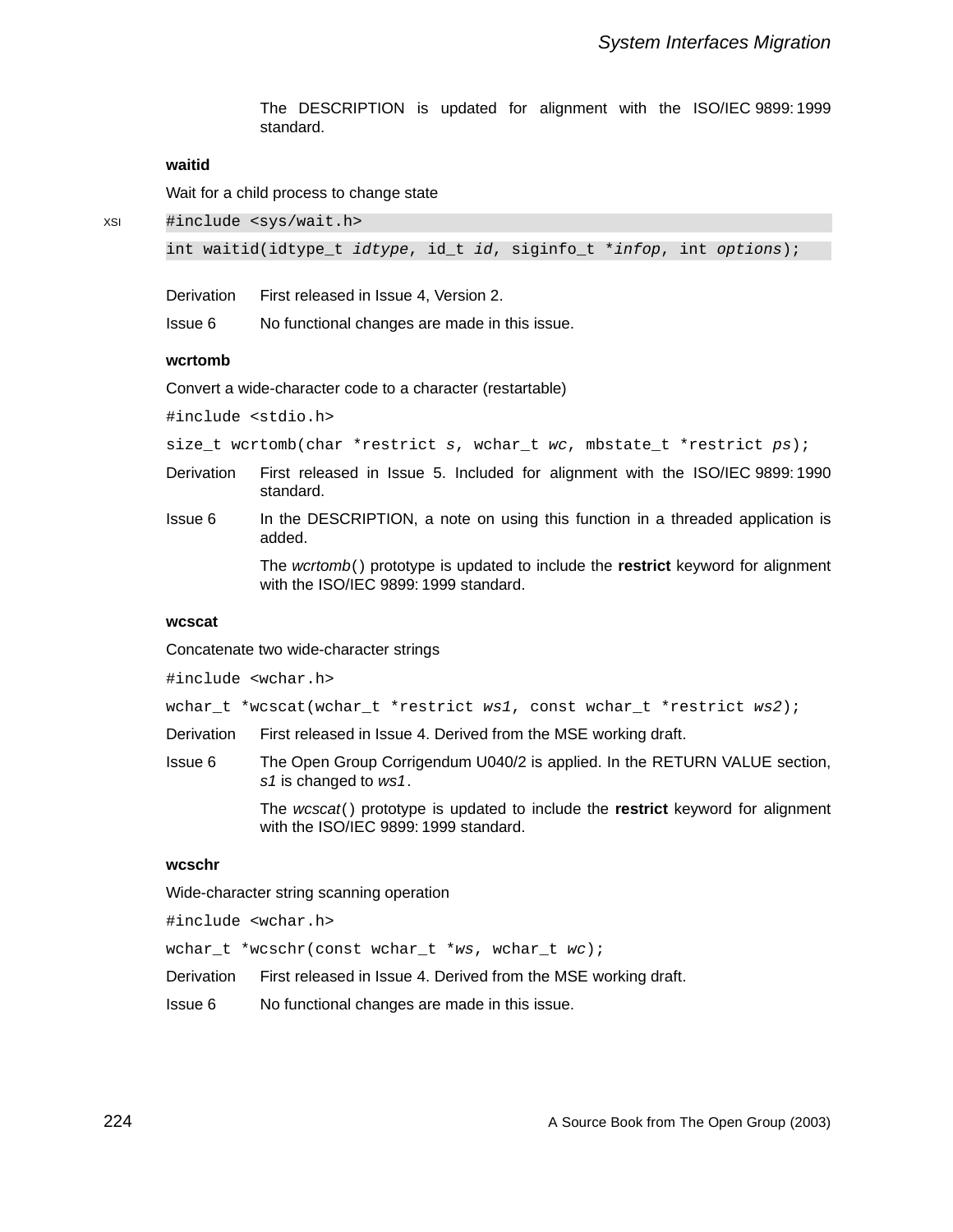The DESCRIPTION is updated for alignment with the ISO/IEC 9899:1999 standard.

**waitid**

Wait for a child process to change state

XSI
```
#include <sys/wait.h>
int waitid(idtype_t idtype, id_t id, siginfo_t *infop, int options);
```

Derivation First released in Issue 4, Version 2.

Issue 6 No functional changes are made in this issue.

**wcrtomb**

Convert a wide-character code to a character (restartable)

```
#include <stdio.h>
size_t wcrtomb(char *restrict s, wchar_t wc, mbstate_t *restrict ps);
```

Derivation First released in Issue 5. Included for alignment with the ISO/IEC 9899:1990 standard.

Issue 6 In the DESCRIPTION, a note on using this function in a threaded application is added.

The *wcrtomb*() prototype is updated to include the **restrict** keyword for alignment with the ISO/IEC 9899:1999 standard.

**wcscat**

Concatenate two wide-character strings

```
#include <wchar.h>
wchar_t *wcscat(wchar_t *restrict ws1, const wchar_t *restrict ws2);
```

Derivation First released in Issue 4. Derived from the MSE working draft.

Issue 6 The Open Group Corrigendum U040/2 is applied. In the RETURN VALUE section, *s1* is changed to *ws1*.

The *wcscat*() prototype is updated to include the **restrict** keyword for alignment with the ISO/IEC 9899:1999 standard.

**wcschr**

Wide-character string scanning operation

```
#include <wchar.h>
wchar_t *wcschr(const wchar_t *ws, wchar_t wc);
```

Derivation First released in Issue 4. Derived from the MSE working draft.

Issue 6 No functional changes are made in this issue.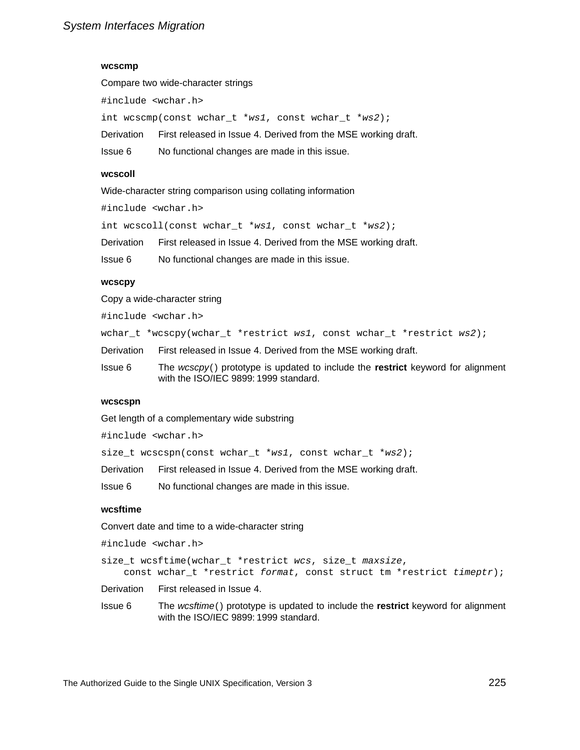**wcscmp**

Compare two wide-character strings

```
#include <wchar.h>
int wcscmp(const wchar_t *ws1, const wchar_t *ws2);
```

Derivation First released in Issue 4. Derived from the MSE working draft.

Issue 6 No functional changes are made in this issue.

**wcscoll**

Wide-character string comparison using collating information

```
#include <wchar.h>
int wcscoll(const wchar_t *ws1, const wchar_t *ws2);
```

Derivation First released in Issue 4. Derived from the MSE working draft.

Issue 6 No functional changes are made in this issue.

**wcscpy**

Copy a wide-character string

```
#include <wchar.h>
wchar_t *wcscpy(wchar_t *restrict ws1, const wchar_t *restrict ws2);
```

Derivation First released in Issue 4. Derived from the MSE working draft.

Issue 6 The *wcscpy*() prototype is updated to include the **restrict** keyword for alignment with the ISO/IEC 9899: 1999 standard.

**wcscspn**

Get length of a complementary wide substring

```
#include <wchar.h>
size_t wcscspn(const wchar_t *ws1, const wchar_t *ws2);
```

Derivation First released in Issue 4. Derived from the MSE working draft.

Issue 6 No functional changes are made in this issue.

**wcsftime**

Convert date and time to a wide-character string

```
#include <wchar.h>
size_t wcsftime(wchar_t *restrict wcs, size_t maxsize,
    const wchar_t *restrict format, const struct tm *restrict timeptr);
```

Derivation First released in Issue 4.

Issue 6 The *wcsftime*() prototype is updated to include the **restrict** keyword for alignment with the ISO/IEC 9899: 1999 standard.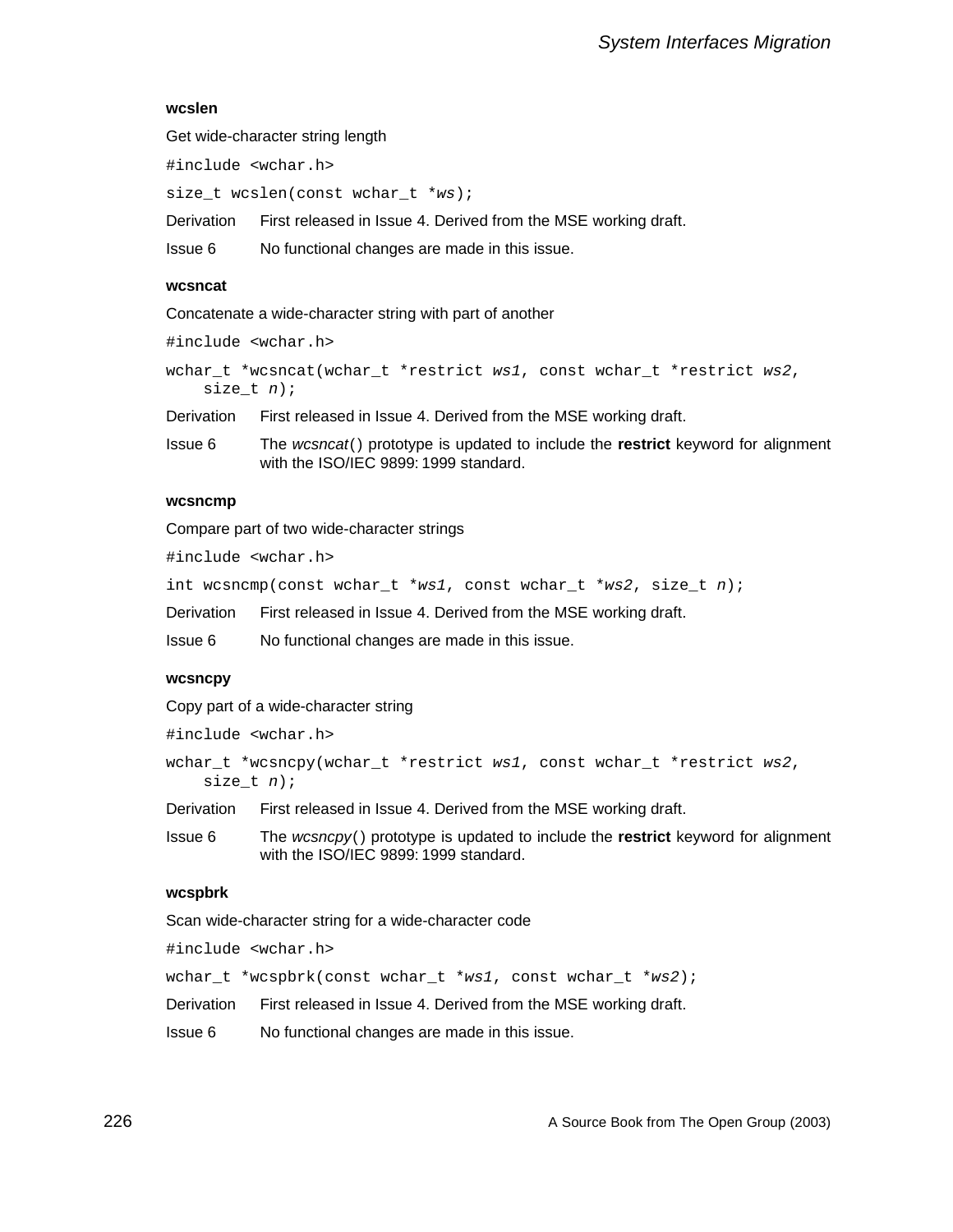### wcslen

Get wide-character string length

```
#include <wchar.h>
```

```
size_t wcslen(const wchar_t *ws);
```

Derivation First released in Issue 4. Derived from the MSE working draft.

Issue 6 No functional changes are made in this issue.

### wcsncat

Concatenate a wide-character string with part of another

```
#include <wchar.h>
```

```
wchar_t *wcsncat(wchar_t *restrict ws1, const wchar_t *restrict ws2,
    size_t n);
```

Derivation First released in Issue 4. Derived from the MSE working draft.

Issue 6 The *wcsncat*() prototype is updated to include the **restrict** keyword for alignment with the ISO/IEC 9899: 1999 standard.

### wcsncmp

Compare part of two wide-character strings

```
#include <wchar.h>
```

```
int wcsncmp(const wchar_t *ws1, const wchar_t *ws2, size_t n);
```

Derivation First released in Issue 4. Derived from the MSE working draft.

Issue 6 No functional changes are made in this issue.

### wcsncpy

Copy part of a wide-character string

```
#include <wchar.h>
```

```
wchar_t *wcsncpy(wchar_t *restrict ws1, const wchar_t *restrict ws2,
    size_t n);
```

Derivation First released in Issue 4. Derived from the MSE working draft.

Issue 6 The *wcsncpy*() prototype is updated to include the **restrict** keyword for alignment with the ISO/IEC 9899: 1999 standard.

### wcspbrk

Scan wide-character string for a wide-character code

```
#include <wchar.h>
```

```
wchar_t *wcspbrk(const wchar_t *ws1, const wchar_t *ws2);
```

Derivation First released in Issue 4. Derived from the MSE working draft.

Issue 6 No functional changes are made in this issue.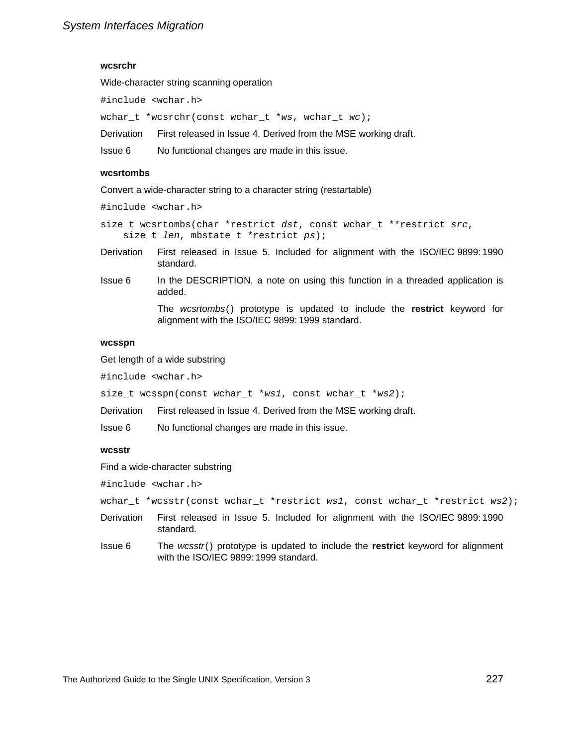### wcsrchr

Wide-character string scanning operation

```
#include <wchar.h>
```

```
wchar_t *wcsrchr(const wchar_t *ws, wchar_t wc);
```

Derivation First released in Issue 4. Derived from the MSE working draft.

Issue 6 No functional changes are made in this issue.

### wcsrtombs

Convert a wide-character string to a character string (restartable)

```
#include <wchar.h>
```

```
size_t wcsrtombs(char *restrict dst, const wchar_t **restrict src,
    size_t len, mbstate_t *restrict ps);
```

Derivation First released in Issue 5. Included for alignment with the ISO/IEC 9899:1990 standard.

Issue 6 In the DESCRIPTION, a note on using this function in a threaded application is added.

The *wcsrtombs*() prototype is updated to include the **restrict** keyword for alignment with the ISO/IEC 9899:1999 standard.

### wcsspn

Get length of a wide substring

```
#include <wchar.h>
```

```
size_t wcsspn(const wchar_t *ws1, const wchar_t *ws2);
```

Derivation First released in Issue 4. Derived from the MSE working draft.

Issue 6 No functional changes are made in this issue.

### wcsstr

Find a wide-character substring

```
#include <wchar.h>
```

```
wchar_t *wcsstr(const wchar_t *restrict ws1, const wchar_t *restrict ws2);
```

Derivation First released in Issue 5. Included for alignment with the ISO/IEC 9899:1990 standard.

Issue 6 The *wcsstr*() prototype is updated to include the **restrict** keyword for alignment with the ISO/IEC 9899:1999 standard.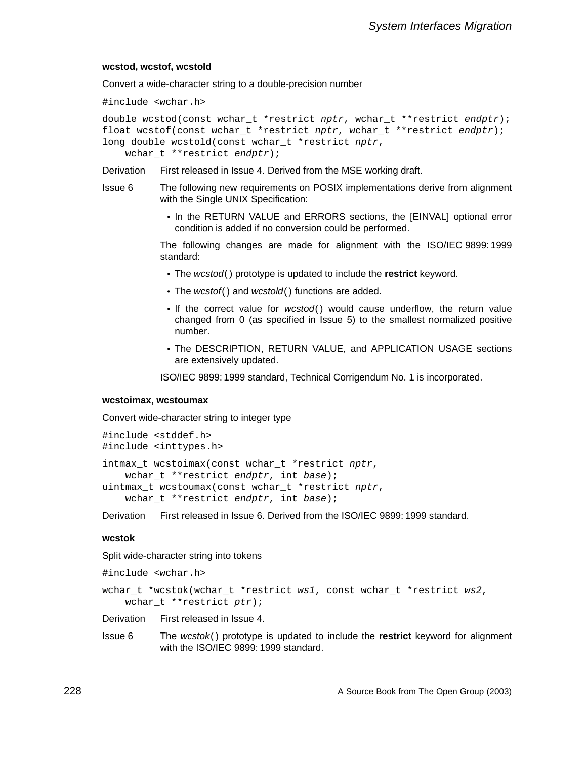### wcstod, wcstof, wcstold

Convert a wide-character string to a double-precision number

```
#include <wchar.h>
```

```
double wcstod(const wchar_t *restrict nptr, wchar_t **restrict endptr);
float wcstof(const wchar_t *restrict nptr, wchar_t **restrict endptr);
long double wcstold(const wchar_t *restrict nptr,
    wchar_t **restrict endptr);
```

Derivation First released in Issue 4. Derived from the MSE working draft.

Issue 6 The following new requirements on POSIX implementations derive from alignment with the Single UNIX Specification:

- In the RETURN VALUE and ERRORS sections, the [EINVAL] optional error condition is added if no conversion could be performed.

The following changes are made for alignment with the ISO/IEC 9899:1999 standard:

- The *wcstod*() prototype is updated to include the **restrict** keyword.
- The *wcstof*() and *wcstold*() functions are added.
- If the correct value for *wcstod*() would cause underflow, the return value changed from 0 (as specified in Issue 5) to the smallest normalized positive number.
- The DESCRIPTION, RETURN VALUE, and APPLICATION USAGE sections are extensively updated.

ISO/IEC 9899:1999 standard, Technical Corrigendum No. 1 is incorporated.

### wcstoimax, wcstoumax

Convert wide-character string to integer type

```
#include <stddef.h>
#include <inttypes.h>
```

```
intmax_t wcstoimax(const wchar_t *restrict nptr,
    wchar_t **restrict endptr, int base);
uintmax_t wcstoumax(const wchar_t *restrict nptr,
    wchar_t **restrict endptr, int base);
```

Derivation First released in Issue 6. Derived from the ISO/IEC 9899:1999 standard.

### wcstok

Split wide-character string into tokens

```
#include <wchar.h>
```

```
wchar_t *wcstok(wchar_t *restrict ws1, const wchar_t *restrict ws2,
    wchar_t **restrict ptr);
```

Derivation First released in Issue 4.

Issue 6 The *wcstok*() prototype is updated to include the **restrict** keyword for alignment with the ISO/IEC 9899:1999 standard.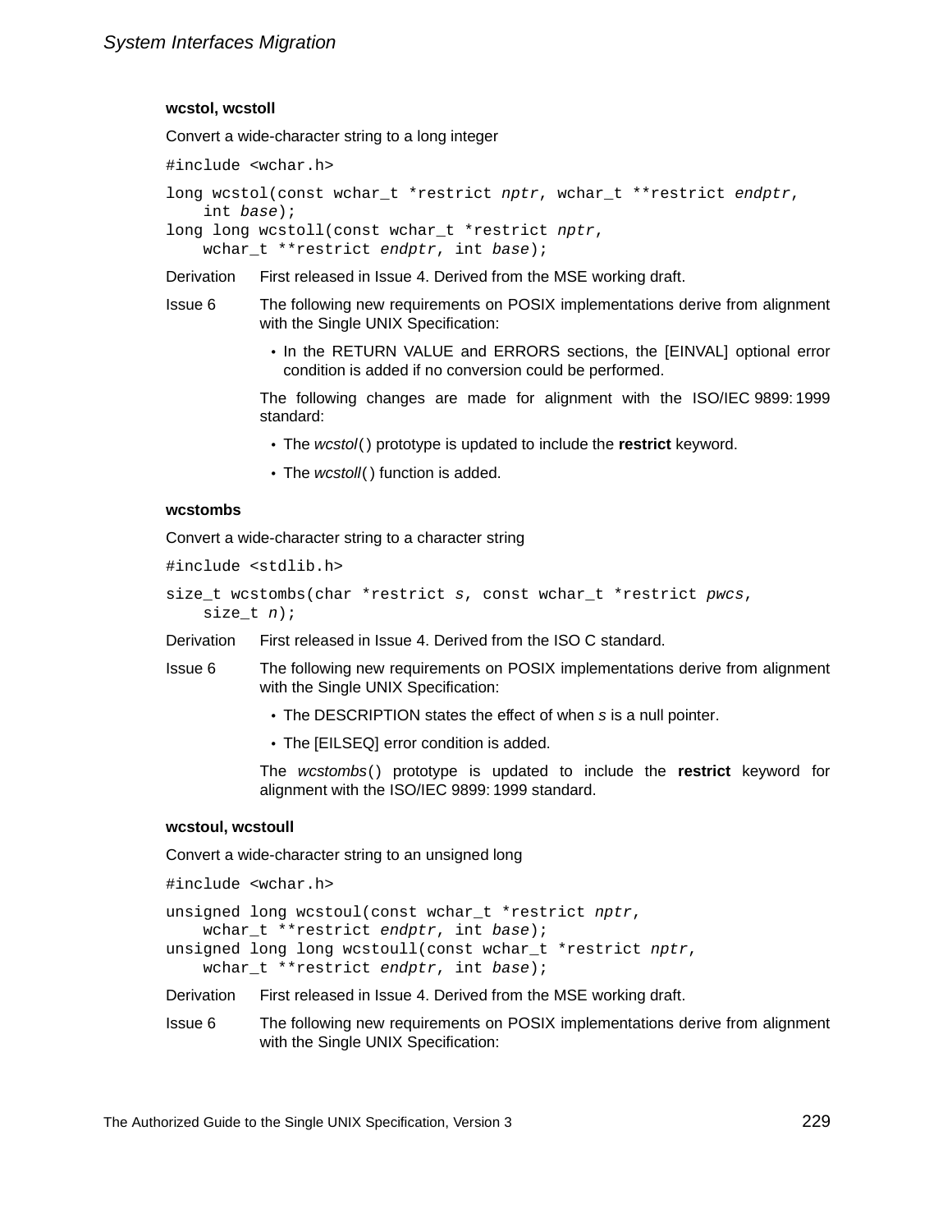### wcstol, wcstoll

Convert a wide-character string to a long integer

```
#include <wchar.h>
```

```
long wcstol(const wchar_t *restrict nptr, wchar_t **restrict endptr,
    int base);
long long wcstoll(const wchar_t *restrict nptr,
    wchar_t **restrict endptr, int base);
```

**Derivation** First released in Issue 4. Derived from the MSE working draft.

**Issue 6** The following new requirements on POSIX implementations derive from alignment with the Single UNIX Specification:

- In the RETURN VALUE and ERRORS sections, the [EINVAL] optional error condition is added if no conversion could be performed.

The following changes are made for alignment with the ISO/IEC 9899: 1999 standard:

- The *wcstol*() prototype is updated to include the **restrict** keyword.
- The *wcstoll*() function is added.

### wcstombs

Convert a wide-character string to a character string

```
#include <stdlib.h>
```

```
size_t wcstombs(char *restrict s, const wchar_t *restrict pwcs,
    size_t n);
```

**Derivation** First released in Issue 4. Derived from the ISO C standard.

**Issue 6** The following new requirements on POSIX implementations derive from alignment with the Single UNIX Specification:

- The DESCRIPTION states the effect of when *s* is a null pointer.
- The [EILSEQ] error condition is added.

The *wcstombs*() prototype is updated to include the **restrict** keyword for alignment with the ISO/IEC 9899: 1999 standard.

### wcstoul, wcstoull

Convert a wide-character string to an unsigned long

```
#include <wchar.h>
```

```
unsigned long wcstoul(const wchar_t *restrict nptr,
    wchar_t **restrict endptr, int base);
unsigned long long wcstoull(const wchar_t *restrict nptr,
    wchar_t **restrict endptr, int base);
```

**Derivation** First released in Issue 4. Derived from the MSE working draft.

**Issue 6** The following new requirements on POSIX implementations derive from alignment with the Single UNIX Specification: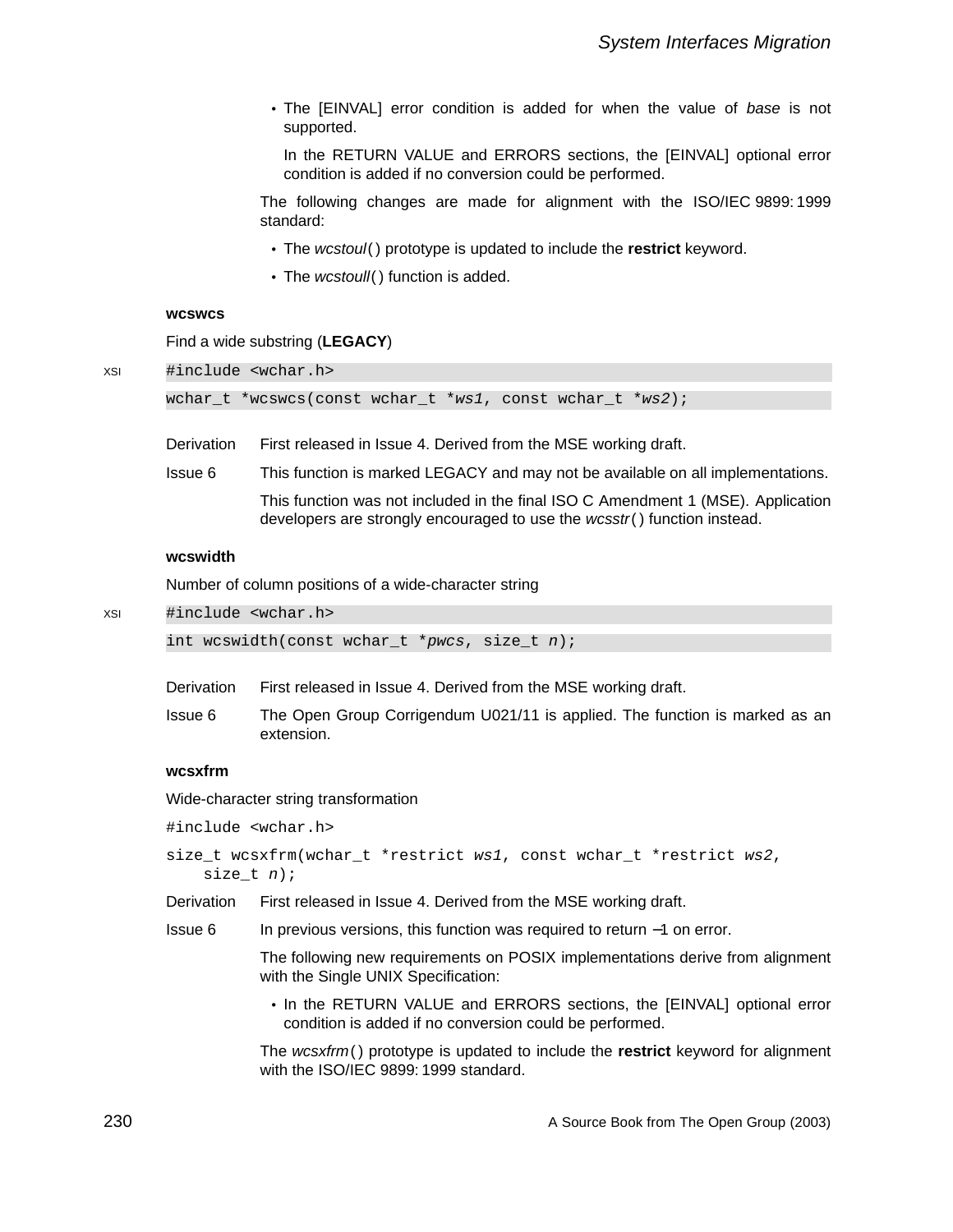- The [EINVAL] error condition is added for when the value of *base* is not supported.

  In the RETURN VALUE and ERRORS sections, the [EINVAL] optional error condition is added if no conversion could be performed.

The following changes are made for alignment with the ISO/IEC 9899:1999 standard:

- The *wcstoul*( ) prototype is updated to include the **restrict** keyword.
- The *wcstoull*( ) function is added.

### wcswcs

Find a wide substring (**LEGACY**)

XSI

```
#include <wchar.h>
wchar_t *wcswcs(const wchar_t *ws1, const wchar_t *ws2);
```

Derivation: First released in Issue 4. Derived from the MSE working draft.

Issue 6: This function is marked LEGACY and may not be available on all implementations.

This function was not included in the final ISO C Amendment 1 (MSE). Application developers are strongly encouraged to use the *wcsstr*( ) function instead.

### wcswidth

Number of column positions of a wide-character string

XSI

```
#include <wchar.h>
int wcswidth(const wchar_t *pwcs, size_t n);
```

Derivation: First released in Issue 4. Derived from the MSE working draft.

Issue 6: The Open Group Corrigendum U021/11 is applied. The function is marked as an extension.

### wcsxfrm

Wide-character string transformation

```
#include <wchar.h>
size_t wcsxfrm(wchar_t *restrict ws1, const wchar_t *restrict ws2,
    size_t n);
```

Derivation: First released in Issue 4. Derived from the MSE working draft.

Issue 6: In previous versions, this function was required to return −1 on error.

The following new requirements on POSIX implementations derive from alignment with the Single UNIX Specification:

- In the RETURN VALUE and ERRORS sections, the [EINVAL] optional error condition is added if no conversion could be performed.

The *wcsxfrm*( ) prototype is updated to include the **restrict** keyword for alignment with the ISO/IEC 9899:1999 standard.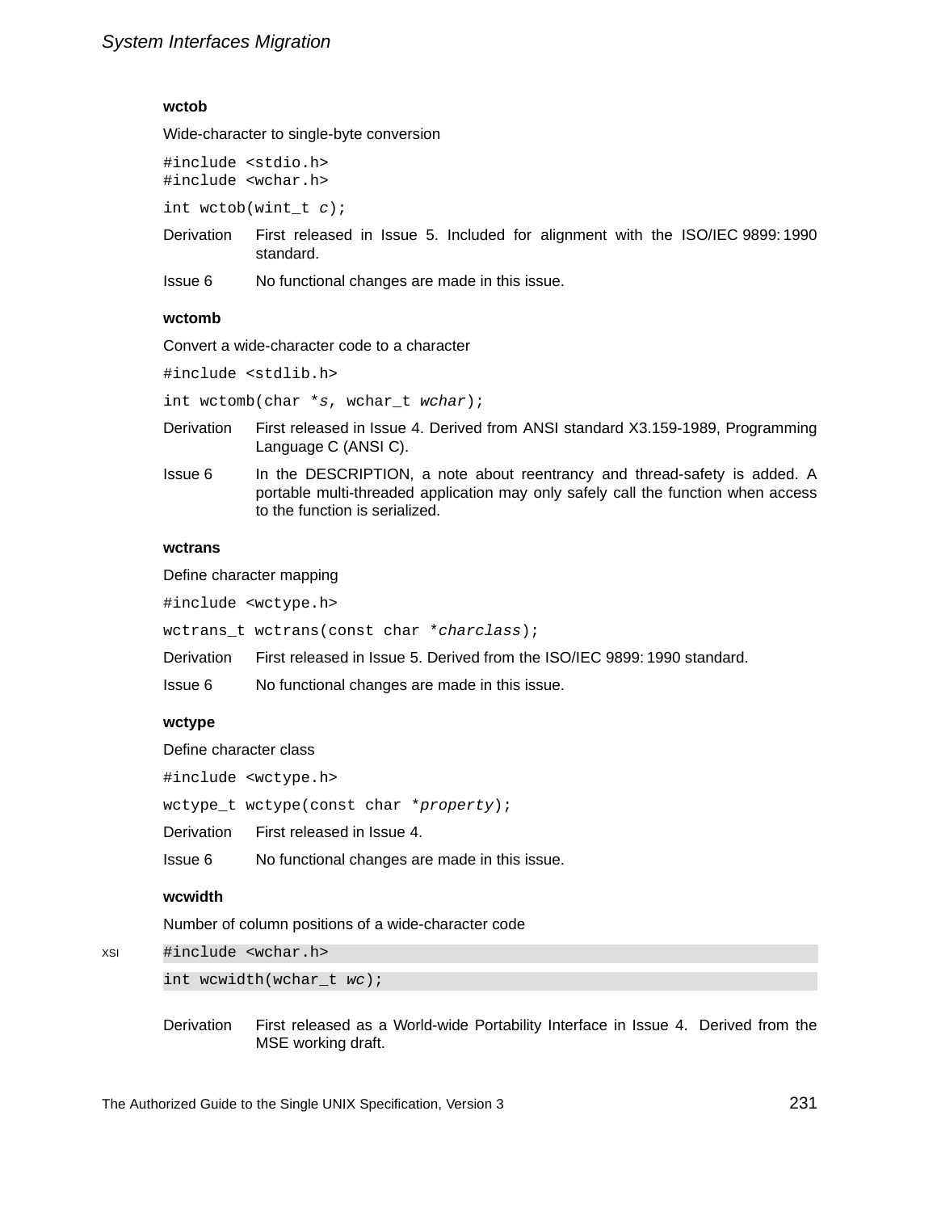### wctob

Wide-character to single-byte conversion

```
#include <stdio.h>
#include <wchar.h>
```

```
int wctob(wint_t c);
```

Derivation First released in Issue 5. Included for alignment with the ISO/IEC 9899:1990 standard.

Issue 6 No functional changes are made in this issue.

### wctomb

Convert a wide-character code to a character

```
#include <stdlib.h>
```

```
int wctomb(char *s, wchar_t wchar);
```

Derivation First released in Issue 4. Derived from ANSI standard X3.159-1989, Programming Language C (ANSI C).

Issue 6 In the DESCRIPTION, a note about reentrancy and thread-safety is added. A portable multi-threaded application may only safely call the function when access to the function is serialized.

### wctrans

Define character mapping

```
#include <wctype.h>
```

```
wctrans_t wctrans(const char *charclass);
```

Derivation First released in Issue 5. Derived from the ISO/IEC 9899:1990 standard.

Issue 6 No functional changes are made in this issue.

### wctype

Define character class

```
#include <wctype.h>
```

```
wctype_t wctype(const char *property);
```

Derivation First released in Issue 4.

Issue 6 No functional changes are made in this issue.

### wcwidth

Number of column positions of a wide-character code

XSI

```
#include <wchar.h>
```

```
int wcwidth(wchar_t wc);
```

Derivation First released as a World-wide Portability Interface in Issue 4. Derived from the MSE working draft.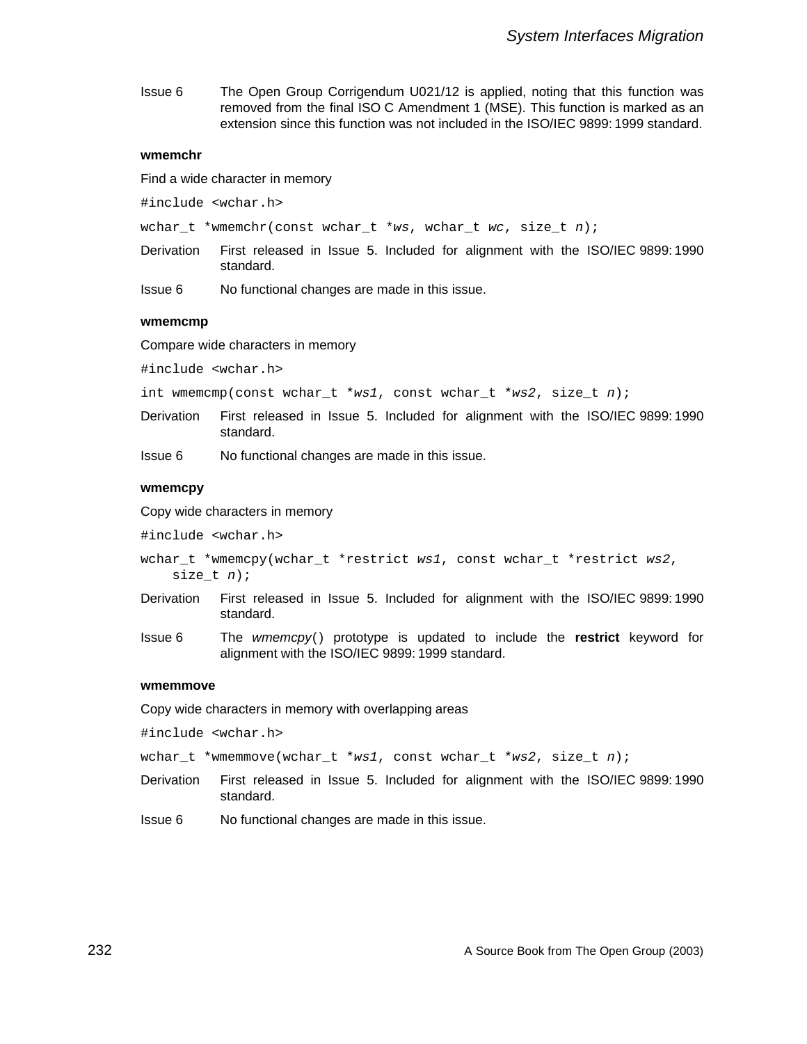Issue 6 The Open Group Corrigendum U021/12 is applied, noting that this function was removed from the final ISO C Amendment 1 (MSE). This function is marked as an extension since this function was not included in the ISO/IEC 9899: 1999 standard.

**wmemchr**

Find a wide character in memory

```
#include <wchar.h>
```

```
wchar_t *wmemchr(const wchar_t *ws, wchar_t wc, size_t n);
```

Derivation First released in Issue 5. Included for alignment with the ISO/IEC 9899: 1990 standard.

Issue 6 No functional changes are made in this issue.

**wmemcmp**

Compare wide characters in memory

```
#include <wchar.h>
```

```
int wmemcmp(const wchar_t *ws1, const wchar_t *ws2, size_t n);
```

Derivation First released in Issue 5. Included for alignment with the ISO/IEC 9899: 1990 standard.

Issue 6 No functional changes are made in this issue.

**wmemcpy**

Copy wide characters in memory

```
#include <wchar.h>
```

```
wchar_t *wmemcpy(wchar_t *restrict ws1, const wchar_t *restrict ws2,
    size_t n);
```

Derivation First released in Issue 5. Included for alignment with the ISO/IEC 9899: 1990 standard.

Issue 6 The *wmemcpy*() prototype is updated to include the **restrict** keyword for alignment with the ISO/IEC 9899: 1999 standard.

**wmemmove**

Copy wide characters in memory with overlapping areas

```
#include <wchar.h>
```

```
wchar_t *wmemmove(wchar_t *ws1, const wchar_t *ws2, size_t n);
```

Derivation First released in Issue 5. Included for alignment with the ISO/IEC 9899: 1990 standard.

Issue 6 No functional changes are made in this issue.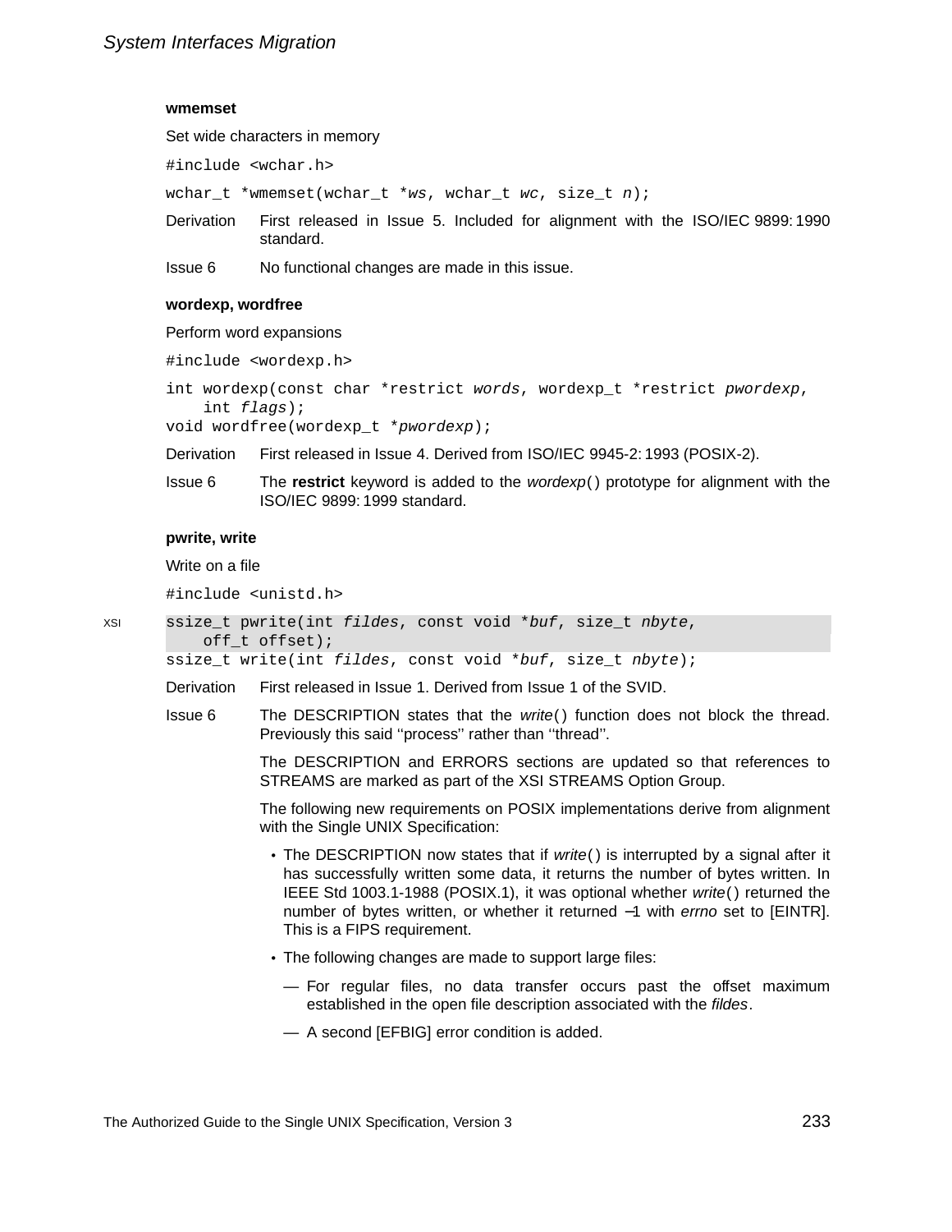### wmemset

Set wide characters in memory

```
#include <wchar.h>
```

```
wchar_t *wmemset(wchar_t *ws, wchar_t wc, size_t n);
```

Derivation First released in Issue 5. Included for alignment with the ISO/IEC 9899: 1990 standard.

Issue 6 No functional changes are made in this issue.

### wordexp, wordfree

Perform word expansions

```
#include <wordexp.h>
```

```
int wordexp(const char *restrict words, wordexp_t *restrict pwordexp,
    int flags);
void wordfree(wordexp_t *pwordexp);
```

Derivation First released in Issue 4. Derived from ISO/IEC 9945-2: 1993 (POSIX-2).

Issue 6 The **restrict** keyword is added to the *wordexp*() prototype for alignment with the ISO/IEC 9899: 1999 standard.

### pwrite, write

Write on a file

```
#include <unistd.h>
```

XSI

```
ssize_t pwrite(int fildes, const void *buf, size_t nbyte,
    off_t offset);
ssize_t write(int fildes, const void *buf, size_t nbyte);
```

Derivation First released in Issue 1. Derived from Issue 1 of the SVID.

Issue 6 The DESCRIPTION states that the *write*() function does not block the thread. Previously this said ‘‘process’’ rather than ‘‘thread’’.

The DESCRIPTION and ERRORS sections are updated so that references to STREAMS are marked as part of the XSI STREAMS Option Group.

The following new requirements on POSIX implementations derive from alignment with the Single UNIX Specification:

- The DESCRIPTION now states that if *write*() is interrupted by a signal after it has successfully written some data, it returns the number of bytes written. In IEEE Std 1003.1-1988 (POSIX.1), it was optional whether *write*() returned the number of bytes written, or whether it returned −1 with *errno* set to [EINTR]. This is a FIPS requirement.
- The following changes are made to support large files:
  - For regular files, no data transfer occurs past the offset maximum established in the open file description associated with the *fildes*.
  - A second [EFBIG] error condition is added.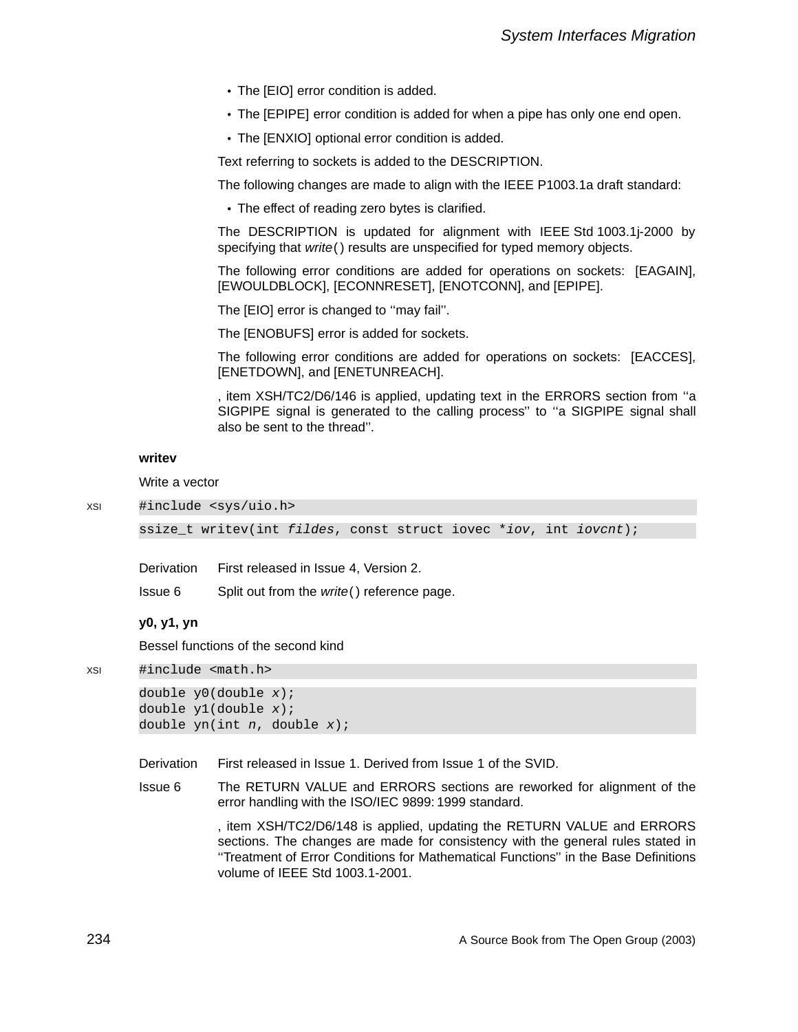- The [EIO] error condition is added.
- The [EPIPE] error condition is added for when a pipe has only one end open.
- The [ENXIO] optional error condition is added.

Text referring to sockets is added to the DESCRIPTION.

The following changes are made to align with the IEEE P1003.1a draft standard:

- The effect of reading zero bytes is clarified.

The DESCRIPTION is updated for alignment with IEEE Std 1003.1j-2000 by specifying that *write*( ) results are unspecified for typed memory objects.

The following error conditions are added for operations on sockets: [EAGAIN], [EWOULDBLOCK], [ECONNRESET], [ENOTCONN], and [EPIPE].

The [EIO] error is changed to ''may fail''.

The [ENOBUFS] error is added for sockets.

The following error conditions are added for operations on sockets: [EACCES], [ENETDOWN], and [ENETUNREACH].

, item XSH/TC2/D6/146 is applied, updating text in the ERRORS section from ''a SIGPIPE signal is generated to the calling process'' to ''a SIGPIPE signal shall also be sent to the thread''.

### writev

Write a vector

XSI
```
#include <sys/uio.h>

ssize_t writev(int fildes, const struct iovec *iov, int iovcnt);
```

Derivation First released in Issue 4, Version 2.

Issue 6 Split out from the *write*( ) reference page.

### y0, y1, yn

Bessel functions of the second kind

XSI
```
#include <math.h>

double y0(double x);
double y1(double x);
double yn(int n, double x);
```

Derivation First released in Issue 1. Derived from Issue 1 of the SVID.

Issue 6 The RETURN VALUE and ERRORS sections are reworked for alignment of the error handling with the ISO/IEC 9899: 1999 standard.

, item XSH/TC2/D6/148 is applied, updating the RETURN VALUE and ERRORS sections. The changes are made for consistency with the general rules stated in ''Treatment of Error Conditions for Mathematical Functions'' in the Base Definitions volume of IEEE Std 1003.1-2001.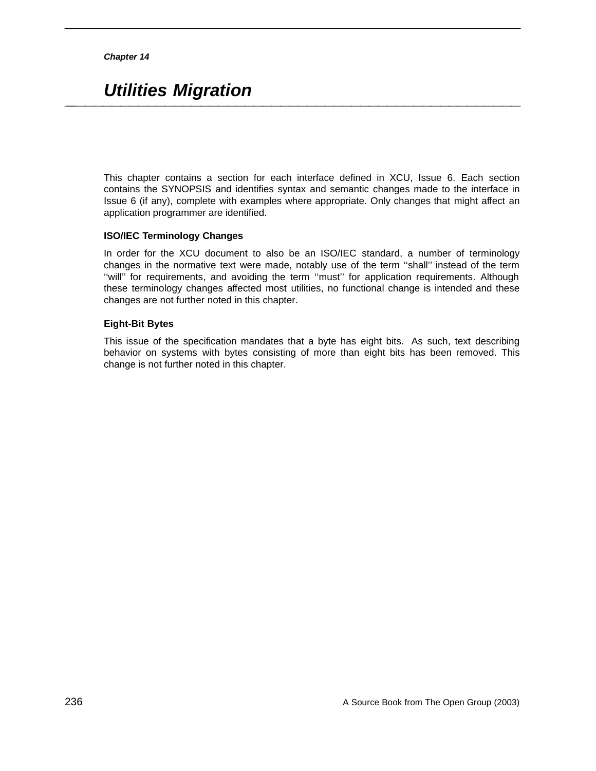*Chapter 14*

# *Utilities Migration*

This chapter contains a section for each interface defined in XCU, Issue 6. Each section contains the SYNOPSIS and identifies syntax and semantic changes made to the interface in Issue 6 (if any), complete with examples where appropriate. Only changes that might affect an application programmer are identified.

### ISO/IEC Terminology Changes

In order for the XCU document to also be an ISO/IEC standard, a number of terminology changes in the normative text were made, notably use of the term ''shall'' instead of the term ''will'' for requirements, and avoiding the term ''must'' for application requirements. Although these terminology changes affected most utilities, no functional change is intended and these changes are not further noted in this chapter.

### Eight-Bit Bytes

This issue of the specification mandates that a byte has eight bits. As such, text describing behavior on systems with bytes consisting of more than eight bits has been removed. This change is not further noted in this chapter.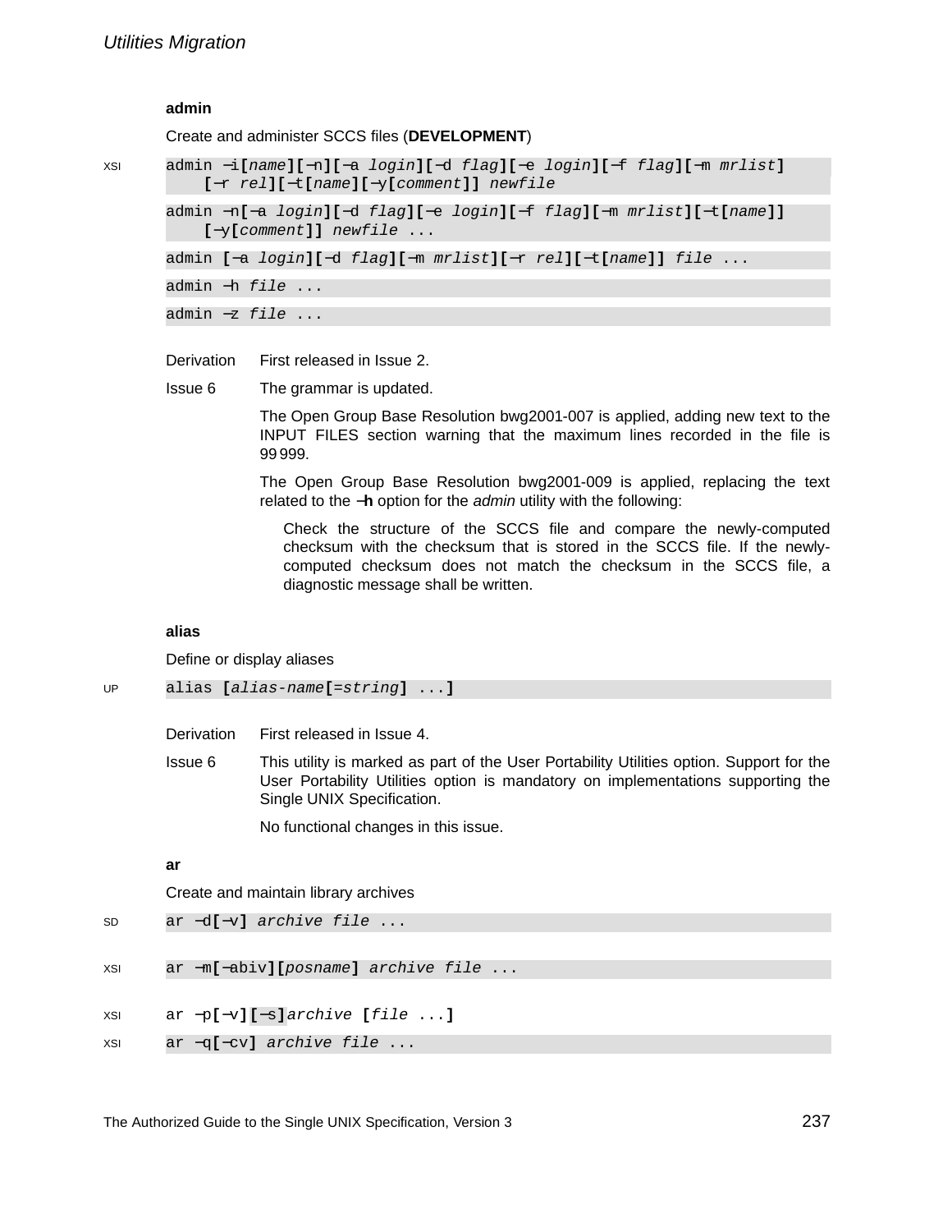### admin

Create and administer SCCS files (**DEVELOPMENT**)

XSI

```
admin −i[name][−n][−a login][−d flag][−e login][−f flag][−m mrlist]
    [−r rel][−t[name][−y[comment]] newfile
```

```
admin −n[−a login][−d flag][−e login][−f flag][−m mrlist][−t[name]]
    [−y[comment]] newfile ...
```

```
admin [−a login][−d flag][−m mrlist][−r rel][−t[name]] file ...
```

```
admin −h file ...
```

```
admin −z file ...
```

Derivation First released in Issue 2.

Issue 6 The grammar is updated.

The Open Group Base Resolution bwg2001-007 is applied, adding new text to the INPUT FILES section warning that the maximum lines recorded in the file is 99 999.

The Open Group Base Resolution bwg2001-009 is applied, replacing the text related to the **−h** option for the *admin* utility with the following:

> Check the structure of the SCCS file and compare the newly-computed checksum with the checksum that is stored in the SCCS file. If the newly-computed checksum does not match the checksum in the SCCS file, a diagnostic message shall be written.

### alias

Define or display aliases

UP

```
alias [alias-name[=string] ...]
```

Derivation First released in Issue 4.

Issue 6 This utility is marked as part of the User Portability Utilities option. Support for the User Portability Utilities option is mandatory on implementations supporting the Single UNIX Specification.

No functional changes in this issue.

### ar

Create and maintain library archives

SD

```
ar −d[−v] archive file ...
```

XSI

```
ar −m[−abiv][posname] archive file ...
```

XSI

```
ar −p[−v][−s]archive [file ...]
```

XSI

```
ar −q[−cv] archive file ...
```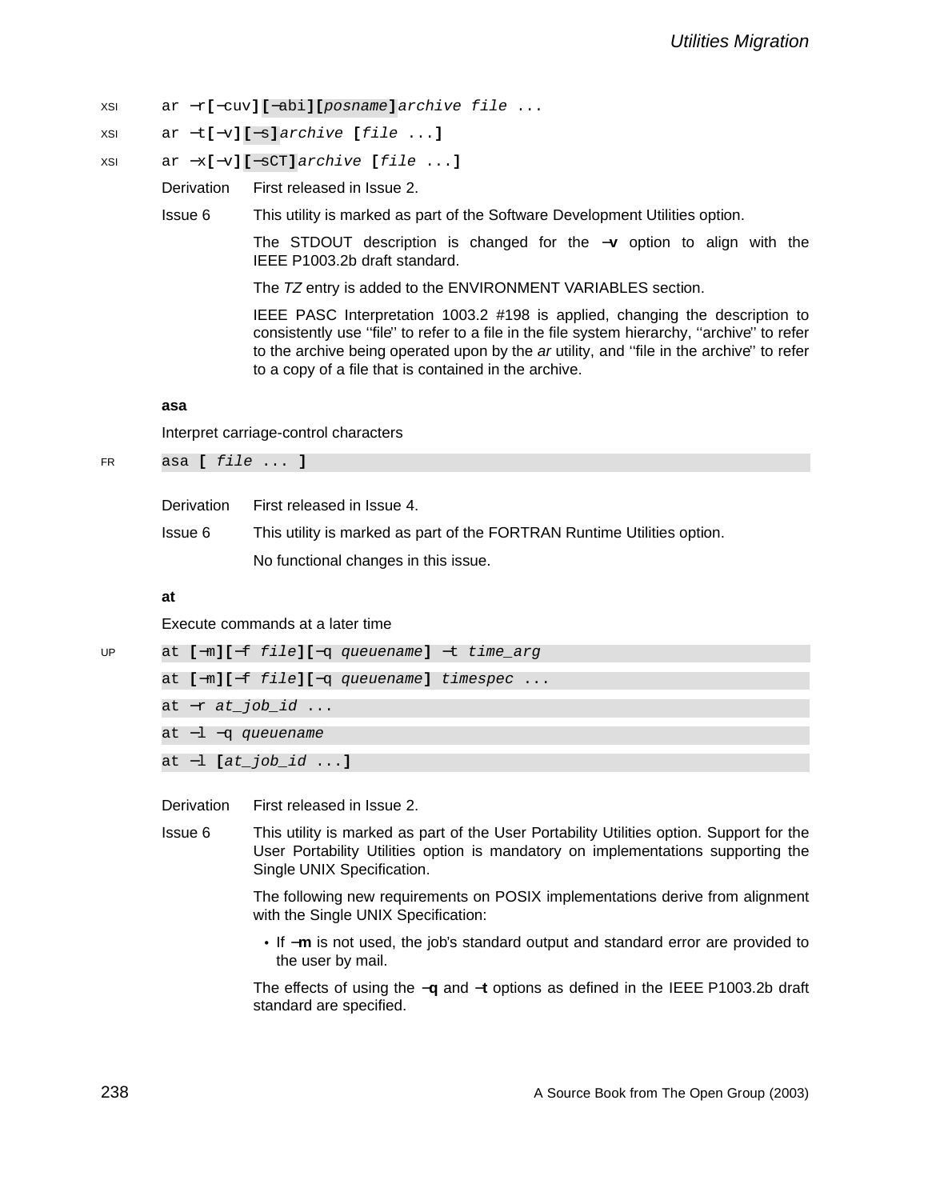XSI `ar −r[−cuv][−abi][posname]archive file ...`

XSI `ar −t[−v][−s]archive [file ...]`

XSI `ar −x[−v][−sCT]archive [file ...]`

Derivation First released in Issue 2.

Issue 6 This utility is marked as part of the Software Development Utilities option.

The STDOUT description is changed for the **−v** option to align with the IEEE P1003.2b draft standard.

The *TZ* entry is added to the ENVIRONMENT VARIABLES section.

IEEE PASC Interpretation 1003.2 #198 is applied, changing the description to consistently use ''file'' to refer to a file in the file system hierarchy, ''archive'' to refer to the archive being operated upon by the *ar* utility, and ''file in the archive'' to refer to a copy of a file that is contained in the archive.

**asa**

Interpret carriage-control characters

FR `asa [ file ... ]`

Derivation First released in Issue 4.

Issue 6 This utility is marked as part of the FORTRAN Runtime Utilities option.

No functional changes in this issue.

**at**

Execute commands at a later time

UP
```
at [−m][−f file][−q queuename] −t time_arg
at [−m][−f file][−q queuename] timespec ...
at −r at_job_id ...
at −l −q queuename
at −l [at_job_id ...]
```

Derivation First released in Issue 2.

Issue 6 This utility is marked as part of the User Portability Utilities option. Support for the User Portability Utilities option is mandatory on implementations supporting the Single UNIX Specification.

The following new requirements on POSIX implementations derive from alignment with the Single UNIX Specification:

- If **−m** is not used, the job's standard output and standard error are provided to the user by mail.

The effects of using the **−q** and **−t** options as defined in the IEEE P1003.2b draft standard are specified.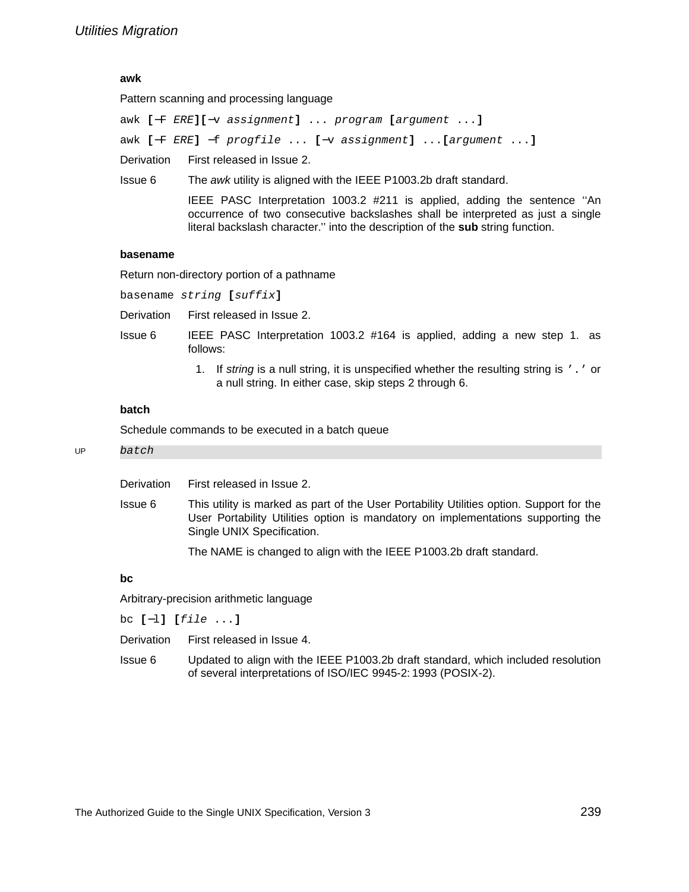### awk

Pattern scanning and processing language

`awk [−F ERE][−v assignment] ... program [argument ...]`

`awk [−F ERE] −f progfile ... [−v assignment] ...[argument ...]`

Derivation First released in Issue 2.

Issue 6 The *awk* utility is aligned with the IEEE P1003.2b draft standard.

IEEE PASC Interpretation 1003.2 #211 is applied, adding the sentence ''An occurrence of two consecutive backslashes shall be interpreted as just a single literal backslash character.'' into the description of the **sub** string function.

### basename

Return non-directory portion of a pathname

`basename string [suffix]`

Derivation First released in Issue 2.

Issue 6 IEEE PASC Interpretation 1003.2 #164 is applied, adding a new step 1. as follows:

1. If *string* is a null string, it is unspecified whether the resulting string is `'.'` or a null string. In either case, skip steps 2 through 6.

### batch

Schedule commands to be executed in a batch queue

UP `batch`

Derivation First released in Issue 2.

Issue 6 This utility is marked as part of the User Portability Utilities option. Support for the User Portability Utilities option is mandatory on implementations supporting the Single UNIX Specification.

The NAME is changed to align with the IEEE P1003.2b draft standard.

### bc

Arbitrary-precision arithmetic language

`bc [−l] [file ...]`

Derivation First released in Issue 4.

Issue 6 Updated to align with the IEEE P1003.2b draft standard, which included resolution of several interpretations of ISO/IEC 9945-2: 1993 (POSIX-2).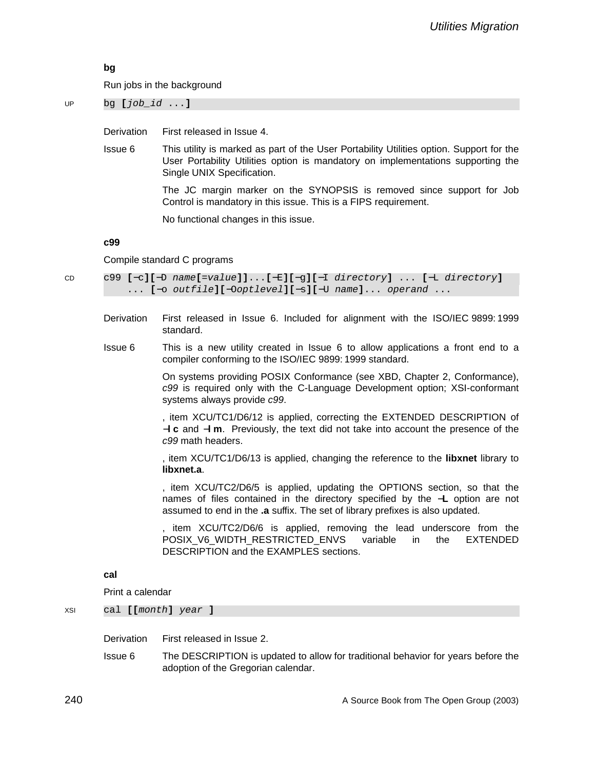### bg

Run jobs in the background

UP

```
bg [job_id ...]
```

Derivation First released in Issue 4.

Issue 6 This utility is marked as part of the User Portability Utilities option. Support for the User Portability Utilities option is mandatory on implementations supporting the Single UNIX Specification.

The JC margin marker on the SYNOPSIS is removed since support for Job Control is mandatory in this issue. This is a FIPS requirement.

No functional changes in this issue.

### c99

Compile standard C programs

CD

```
c99 [−c][−D name[=value]]...[−E][−g][−I directory] ... [−L directory]
    ... [−o outfile][−Ooptlevel][−s][−U name]... operand ...
```

Derivation First released in Issue 6. Included for alignment with the ISO/IEC 9899: 1999 standard.

Issue 6 This is a new utility created in Issue 6 to allow applications a front end to a compiler conforming to the ISO/IEC 9899: 1999 standard.

On systems providing POSIX Conformance (see XBD, Chapter 2, Conformance), *c99* is required only with the C-Language Development option; XSI-conformant systems always provide *c99*.

, item XCU/TC1/D6/12 is applied, correcting the EXTENDED DESCRIPTION of **−l c** and **−l m**. Previously, the text did not take into account the presence of the *c99* math headers.

, item XCU/TC1/D6/13 is applied, changing the reference to the **libxnet** library to **libxnet.a**.

, item XCU/TC2/D6/5 is applied, updating the OPTIONS section, so that the names of files contained in the directory specified by the **−L** option are not assumed to end in the **.a** suffix. The set of library prefixes is also updated.

, item XCU/TC2/D6/6 is applied, removing the lead underscore from the POSIX_V6_WIDTH_RESTRICTED_ENVS variable in the EXTENDED DESCRIPTION and the EXAMPLES sections.

### cal

Print a calendar

XSI

```
cal [[month] year ]
```

Derivation First released in Issue 2.

Issue 6 The DESCRIPTION is updated to allow for traditional behavior for years before the adoption of the Gregorian calendar.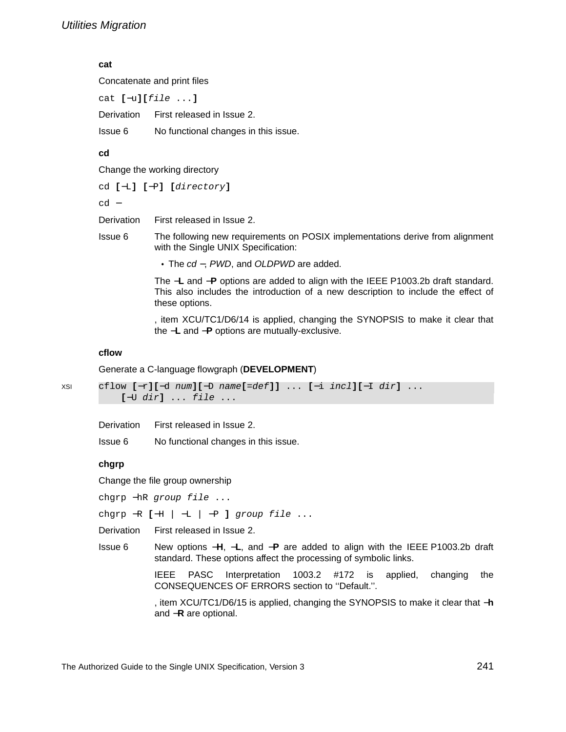### cat

Concatenate and print files

```
cat [−u][file ...]
```

Derivation First released in Issue 2.

Issue 6 No functional changes in this issue.

### cd

Change the working directory

```
cd [−L] [−P] [directory]
cd −
```

Derivation First released in Issue 2.

Issue 6 The following new requirements on POSIX implementations derive from alignment with the Single UNIX Specification:

- The *cd* −, *PWD*, and *OLDPWD* are added.

The **−L** and **−P** options are added to align with the IEEE P1003.2b draft standard. This also includes the introduction of a new description to include the effect of these options.

, item XCU/TC1/D6/14 is applied, changing the SYNOPSIS to make it clear that the **−L** and **−P** options are mutually-exclusive.

### cflow

Generate a C-language flowgraph (**DEVELOPMENT**)

XSI

```
cflow [−r][−d num][−D name[=def]] ... [−i incl][−I dir] ...
    [−U dir] ... file ...
```

Derivation First released in Issue 2.

Issue 6 No functional changes in this issue.

### chgrp

Change the file group ownership

```
chgrp −hR group file ...
chgrp −R [−H | −L | −P ] group file ...
```

Derivation First released in Issue 2.

Issue 6 New options **−H**, **−L**, and **−P** are added to align with the IEEE P1003.2b draft standard. These options affect the processing of symbolic links.

IEEE PASC Interpretation 1003.2 #172 is applied, changing the CONSEQUENCES OF ERRORS section to ''Default.''.

, item XCU/TC1/D6/15 is applied, changing the SYNOPSIS to make it clear that **−h** and **−R** are optional.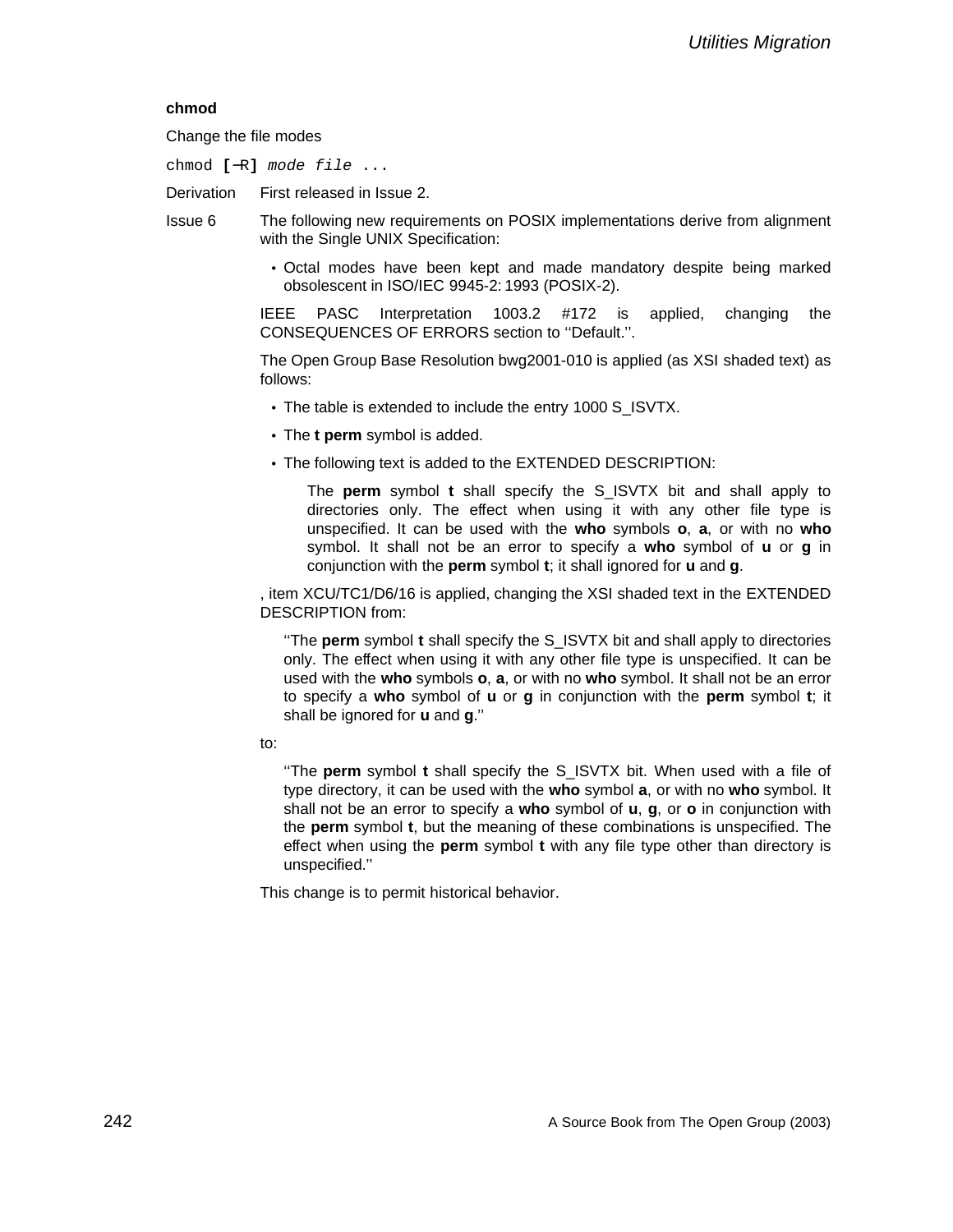**chmod**

Change the file modes

chmod **[**−R**]** *mode file* ...

Derivation First released in Issue 2.

Issue 6 The following new requirements on POSIX implementations derive from alignment with the Single UNIX Specification:

- Octal modes have been kept and made mandatory despite being marked obsolescent in ISO/IEC 9945-2: 1993 (POSIX-2).

IEEE PASC Interpretation 1003.2 #172 is applied, changing the CONSEQUENCES OF ERRORS section to ''Default.''.

The Open Group Base Resolution bwg2001-010 is applied (as XSI shaded text) as follows:

- The table is extended to include the entry 1000 S_ISVTX.
- The **t perm** symbol is added.
- The following text is added to the EXTENDED DESCRIPTION:

  The **perm** symbol **t** shall specify the S_ISVTX bit and shall apply to directories only. The effect when using it with any other file type is unspecified. It can be used with the **who** symbols **o**, **a**, or with no **who** symbol. It shall not be an error to specify a **who** symbol of **u** or **g** in conjunction with the **perm** symbol **t**; it shall ignored for **u** and **g**.

, item XCU/TC1/D6/16 is applied, changing the XSI shaded text in the EXTENDED DESCRIPTION from:

> ''The **perm** symbol **t** shall specify the S_ISVTX bit and shall apply to directories only. The effect when using it with any other file type is unspecified. It can be used with the **who** symbols **o**, **a**, or with no **who** symbol. It shall not be an error to specify a **who** symbol of **u** or **g** in conjunction with the **perm** symbol **t**; it shall be ignored for **u** and **g**.''

to:

> ''The **perm** symbol **t** shall specify the S_ISVTX bit. When used with a file of type directory, it can be used with the **who** symbol **a**, or with no **who** symbol. It shall not be an error to specify a **who** symbol of **u**, **g**, or **o** in conjunction with the **perm** symbol **t**, but the meaning of these combinations is unspecified. The effect when using the **perm** symbol **t** with any file type other than directory is unspecified.''

This change is to permit historical behavior.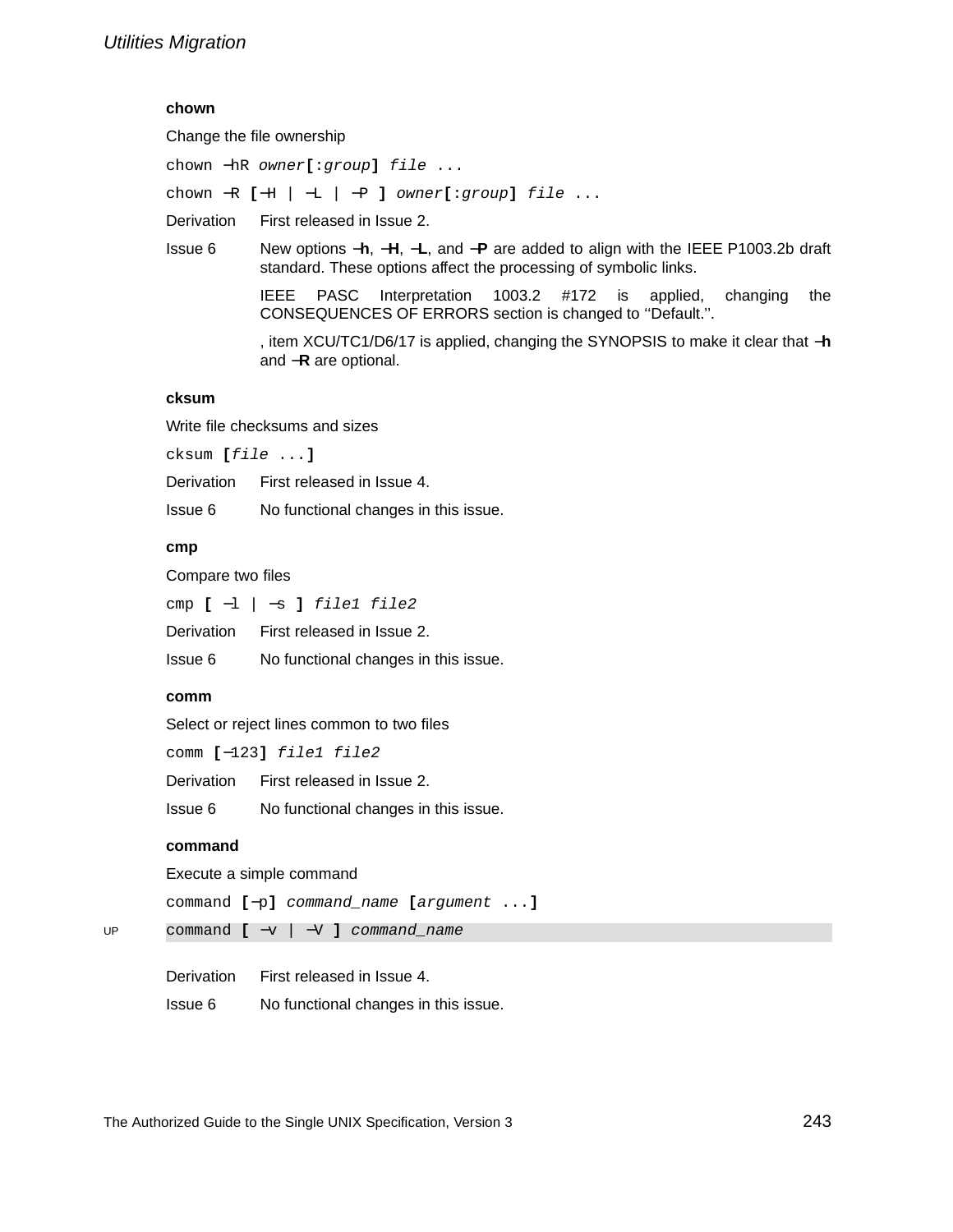**chown**

Change the file ownership

`chown −hR owner[:group] file ...`

`chown −R [−H | −L | −P ] owner[:group] file ...`

Derivation First released in Issue 2.

Issue 6 New options **−h**, **−H**, **−L**, and **−P** are added to align with the IEEE P1003.2b draft standard. These options affect the processing of symbolic links.

IEEE PASC Interpretation 1003.2 #172 is applied, changing the CONSEQUENCES OF ERRORS section is changed to ''Default.''.

, item XCU/TC1/D6/17 is applied, changing the SYNOPSIS to make it clear that **−h** and **−R** are optional.

**cksum**

Write file checksums and sizes

`cksum [file ...]`

Derivation First released in Issue 4.

Issue 6 No functional changes in this issue.

**cmp**

Compare two files

`cmp [ −l | −s ] file1 file2`

Derivation First released in Issue 2.

Issue 6 No functional changes in this issue.

**comm**

Select or reject lines common to two files

`comm [−123] file1 file2`

Derivation First released in Issue 2.

Issue 6 No functional changes in this issue.

**command**

Execute a simple command

`command [−p] command_name [argument ...]`

UP `command [ −v | −V ] command_name`

Derivation First released in Issue 4.

Issue 6 No functional changes in this issue.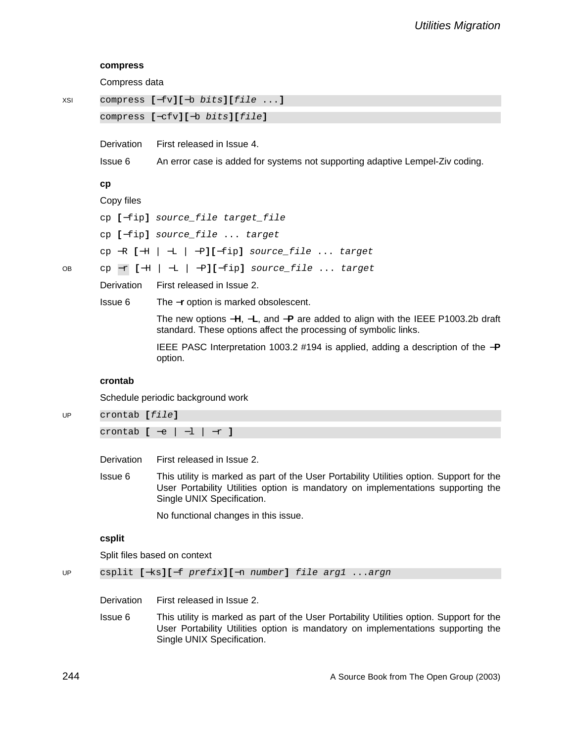### compress

Compress data

XSI
```
compress [−fv][−b bits][file ...]
compress [−cfv][−b bits][file]
```

Derivation  First released in Issue 4.

Issue 6  An error case is added for systems not supporting adaptive Lempel-Ziv coding.

### cp

Copy files

```
cp [−fip] source_file target_file
cp [−fip] source_file ... target
cp −R [−H | −L | −P][−fip] source_file ... target
cp −r [−H | −L | −P][−fip] source_file ... target
```
(OB: the −r form is obsolescent)

Derivation  First released in Issue 2.

Issue 6  The **−r** option is marked obsolescent.

The new options **−H**, **−L**, and **−P** are added to align with the IEEE P1003.2b draft standard. These options affect the processing of symbolic links.

IEEE PASC Interpretation 1003.2 #194 is applied, adding a description of the **−P** option.

### crontab

Schedule periodic background work

UP
```
crontab [file]
crontab [ −e | −l | −r ]
```

Derivation  First released in Issue 2.

Issue 6  This utility is marked as part of the User Portability Utilities option. Support for the User Portability Utilities option is mandatory on implementations supporting the Single UNIX Specification.

No functional changes in this issue.

### csplit

Split files based on context

UP
```
csplit [−ks][−f prefix][−n number] file arg1 ...argn
```

Derivation  First released in Issue 2.

Issue 6  This utility is marked as part of the User Portability Utilities option. Support for the User Portability Utilities option is mandatory on implementations supporting the Single UNIX Specification.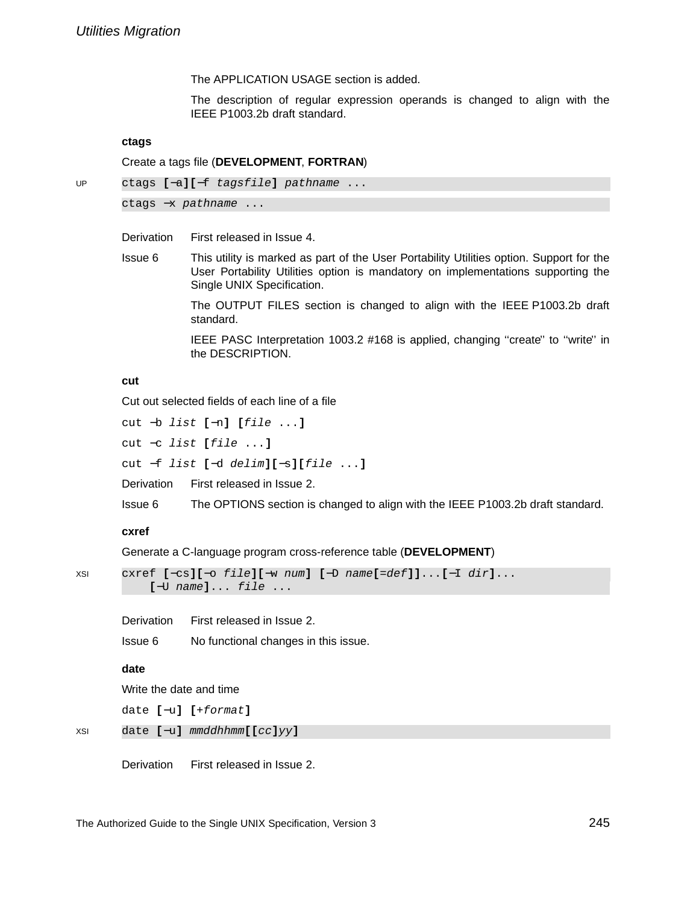The APPLICATION USAGE section is added.

The description of regular expression operands is changed to align with the IEEE P1003.2b draft standard.

### ctags

Create a tags file (**DEVELOPMENT**, **FORTRAN**)

UP
```
ctags [−a][−f tagsfile] pathname ...
ctags −x pathname ...
```

Derivation First released in Issue 4.

Issue 6 This utility is marked as part of the User Portability Utilities option. Support for the User Portability Utilities option is mandatory on implementations supporting the Single UNIX Specification.

The OUTPUT FILES section is changed to align with the IEEE P1003.2b draft standard.

IEEE PASC Interpretation 1003.2 #168 is applied, changing ''create'' to ''write'' in the DESCRIPTION.

### cut

Cut out selected fields of each line of a file

```
cut −b list [−n] [file ...]
cut −c list [file ...]
cut −f list [−d delim][−s][file ...]
```

Derivation First released in Issue 2.

Issue 6 The OPTIONS section is changed to align with the IEEE P1003.2b draft standard.

### cxref

Generate a C-language program cross-reference table (**DEVELOPMENT**)

XSI
```
cxref [−cs][−o file][−w num] [−D name[=def]]...[−I dir]...
    [−U name]... file ...
```

Derivation First released in Issue 2.

Issue 6 No functional changes in this issue.

### date

Write the date and time

```
date [−u] [+format]
```

XSI
```
date [−u] mmddhhmm[[cc]yy]
```

Derivation First released in Issue 2.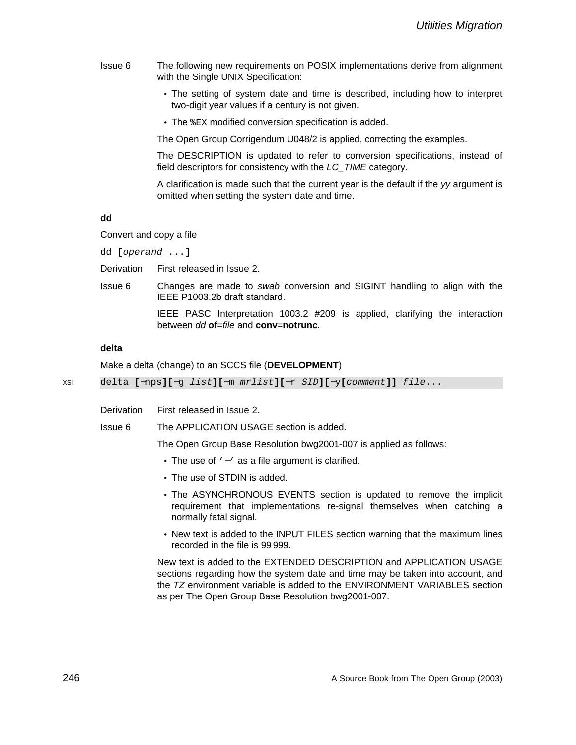Issue 6 — The following new requirements on POSIX implementations derive from alignment with the Single UNIX Specification:

- The setting of system date and time is described, including how to interpret two-digit year values if a century is not given.
- The `%EX` modified conversion specification is added.

The Open Group Corrigendum U048/2 is applied, correcting the examples.

The DESCRIPTION is updated to refer to conversion specifications, instead of field descriptors for consistency with the *LC_TIME* category.

A clarification is made such that the current year is the default if the *yy* argument is omitted when setting the system date and time.

**dd**

Convert and copy a file

`dd [operand ...]`

Derivation — First released in Issue 2.

Issue 6 — Changes are made to *swab* conversion and SIGINT handling to align with the IEEE P1003.2b draft standard.

IEEE PASC Interpretation 1003.2 #209 is applied, clarifying the interaction between *dd* **of**=*file* and **conv**=**notrunc**.

**delta**

Make a delta (change) to an SCCS file (**DEVELOPMENT**)

XSI `delta [−nps][−g list][−m mrlist][−r SID][−y[comment]] file...`

Derivation — First released in Issue 2.

Issue 6 — The APPLICATION USAGE section is added.

The Open Group Base Resolution bwg2001-007 is applied as follows:

- The use of `'−'` as a file argument is clarified.
- The use of STDIN is added.
- The ASYNCHRONOUS EVENTS section is updated to remove the implicit requirement that implementations re-signal themselves when catching a normally fatal signal.
- New text is added to the INPUT FILES section warning that the maximum lines recorded in the file is 99 999.

New text is added to the EXTENDED DESCRIPTION and APPLICATION USAGE sections regarding how the system date and time may be taken into account, and the *TZ* environment variable is added to the ENVIRONMENT VARIABLES section as per The Open Group Base Resolution bwg2001-007.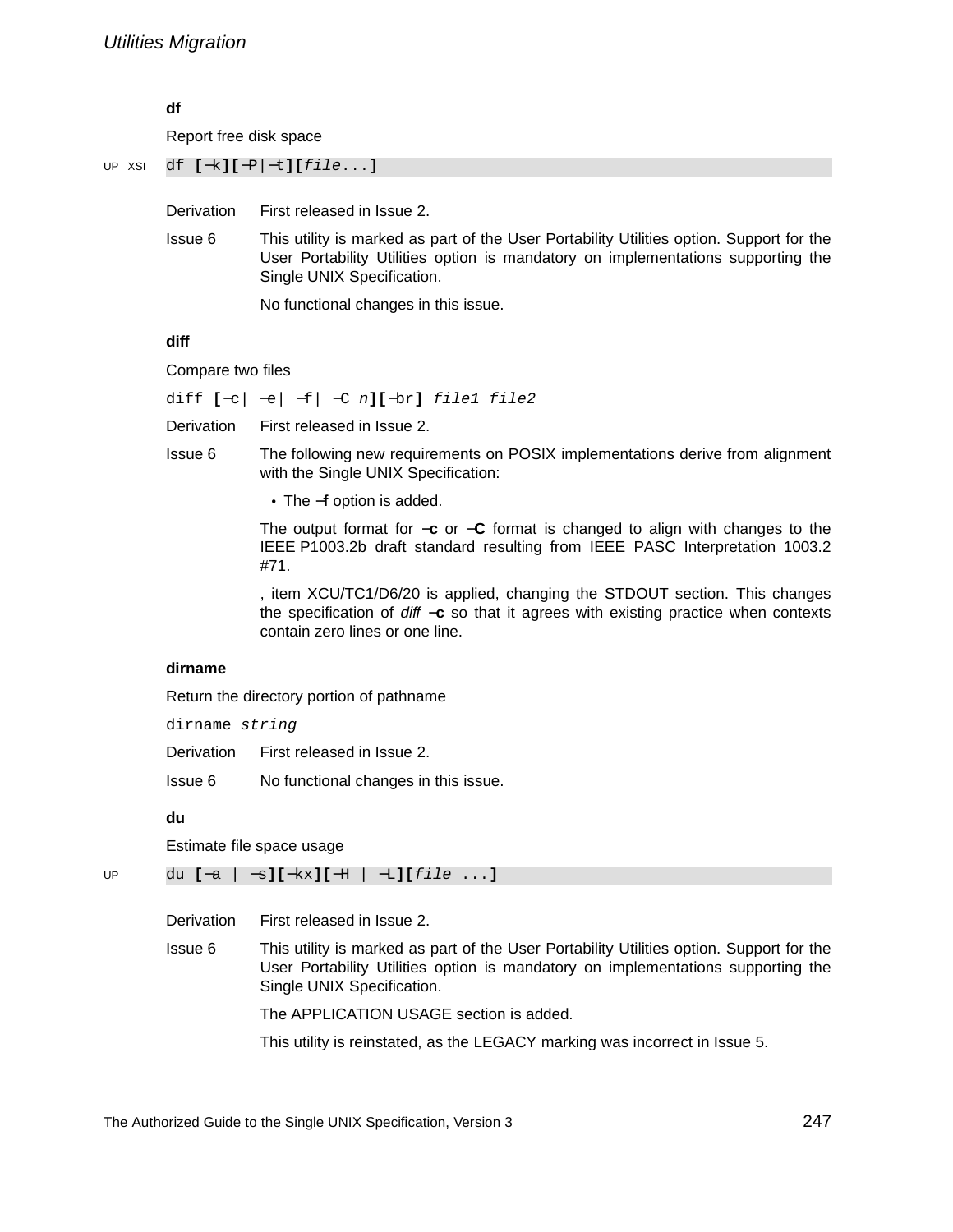### df

Report free disk space

UP XSI `df [−k][−P|−t][file...]`

Derivation First released in Issue 2.

Issue 6 This utility is marked as part of the User Portability Utilities option. Support for the User Portability Utilities option is mandatory on implementations supporting the Single UNIX Specification.

No functional changes in this issue.

### diff

Compare two files

`diff [−c| −e| −f| −C n][−br] file1 file2`

Derivation First released in Issue 2.

Issue 6 The following new requirements on POSIX implementations derive from alignment with the Single UNIX Specification:

- The **−f** option is added.

The output format for **−c** or **−C** format is changed to align with changes to the IEEE P1003.2b draft standard resulting from IEEE PASC Interpretation 1003.2 #71.

, item XCU/TC1/D6/20 is applied, changing the STDOUT section. This changes the specification of *diff* **−c** so that it agrees with existing practice when contexts contain zero lines or one line.

### dirname

Return the directory portion of pathname

`dirname string`

Derivation First released in Issue 2.

Issue 6 No functional changes in this issue.

### du

Estimate file space usage

UP `du [−a | −s][−kx][−H | −L][file ...]`

Derivation First released in Issue 2.

Issue 6 This utility is marked as part of the User Portability Utilities option. Support for the User Portability Utilities option is mandatory on implementations supporting the Single UNIX Specification.

The APPLICATION USAGE section is added.

This utility is reinstated, as the LEGACY marking was incorrect in Issue 5.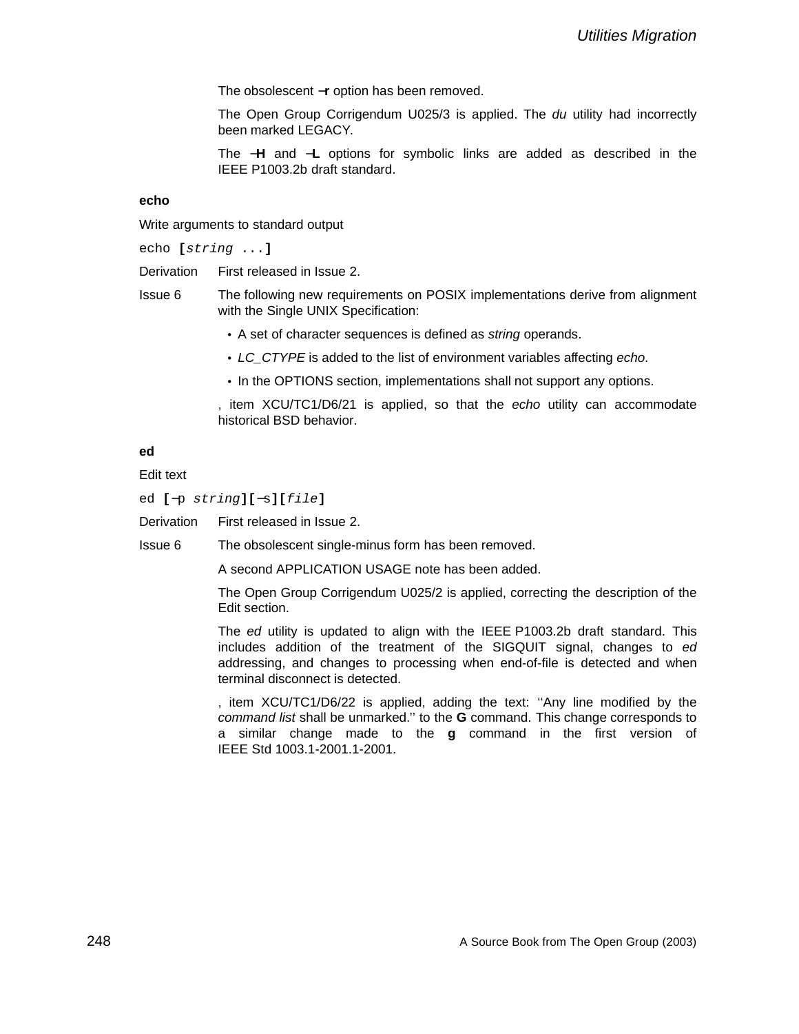The obsolescent **−r** option has been removed.

The Open Group Corrigendum U025/3 is applied. The *du* utility had incorrectly been marked LEGACY.

The **−H** and **−L** options for symbolic links are added as described in the IEEE P1003.2b draft standard.

### echo

Write arguments to standard output

`echo [string ...]`

Derivation First released in Issue 2.

Issue 6 The following new requirements on POSIX implementations derive from alignment with the Single UNIX Specification:

- A set of character sequences is defined as *string* operands.
- *LC_CTYPE* is added to the list of environment variables affecting *echo*.
- In the OPTIONS section, implementations shall not support any options.

, item XCU/TC1/D6/21 is applied, so that the *echo* utility can accommodate historical BSD behavior.

### ed

Edit text

`ed [−p string][−s][file]`

Derivation First released in Issue 2.

Issue 6 The obsolescent single-minus form has been removed.

A second APPLICATION USAGE note has been added.

The Open Group Corrigendum U025/2 is applied, correcting the description of the Edit section.

The *ed* utility is updated to align with the IEEE P1003.2b draft standard. This includes addition of the treatment of the SIGQUIT signal, changes to *ed* addressing, and changes to processing when end-of-file is detected and when terminal disconnect is detected.

, item XCU/TC1/D6/22 is applied, adding the text: ''Any line modified by the *command list* shall be unmarked.'' to the **G** command. This change corresponds to a similar change made to the **g** command in the first version of IEEE Std 1003.1-2001.1-2001.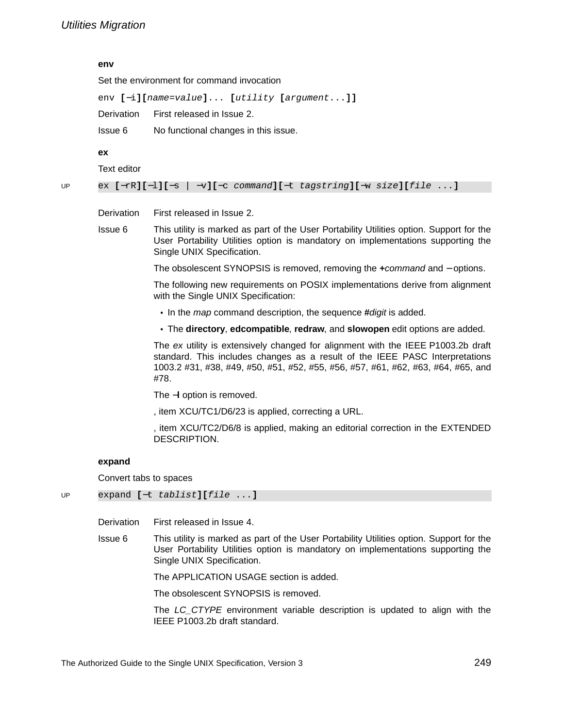### env

Set the environment for command invocation

```
env [−i][name=value]... [utility [argument...]]
```

Derivation First released in Issue 2.

Issue 6 No functional changes in this issue.

### ex

Text editor

UP
```
ex [−rR][−l][−s | −v][−c command][−t tagstring][−w size][file ...]
```

Derivation First released in Issue 2.

Issue 6 This utility is marked as part of the User Portability Utilities option. Support for the User Portability Utilities option is mandatory on implementations supporting the Single UNIX Specification.

The obsolescent SYNOPSIS is removed, removing the **+***command* and **−** options.

The following new requirements on POSIX implementations derive from alignment with the Single UNIX Specification:

- In the *map* command description, the sequence **#***digit* is added.
- The **directory**, **edcompatible**, **redraw**, and **slowopen** edit options are added.

The *ex* utility is extensively changed for alignment with the IEEE P1003.2b draft standard. This includes changes as a result of the IEEE PASC Interpretations 1003.2 #31, #38, #49, #50, #51, #52, #55, #56, #57, #61, #62, #63, #64, #65, and #78.

The **−l** option is removed.

, item XCU/TC1/D6/23 is applied, correcting a URL.

, item XCU/TC2/D6/8 is applied, making an editorial correction in the EXTENDED DESCRIPTION.

### expand

Convert tabs to spaces

UP
```
expand [−t tablist][file ...]
```

Derivation First released in Issue 4.

Issue 6 This utility is marked as part of the User Portability Utilities option. Support for the User Portability Utilities option is mandatory on implementations supporting the Single UNIX Specification.

The APPLICATION USAGE section is added.

The obsolescent SYNOPSIS is removed.

The *LC_CTYPE* environment variable description is updated to align with the IEEE P1003.2b draft standard.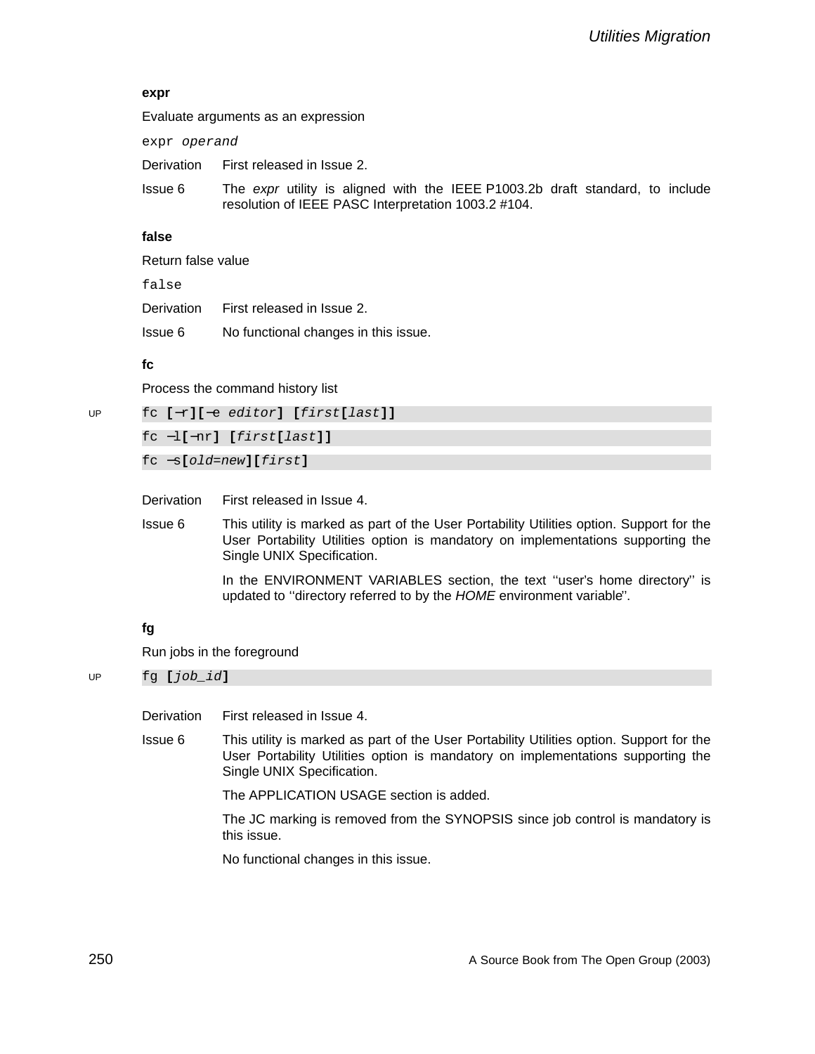### expr

Evaluate arguments as an expression

```
expr operand
```

Derivation First released in Issue 2.

Issue 6 The *expr* utility is aligned with the IEEE P1003.2b draft standard, to include resolution of IEEE PASC Interpretation 1003.2 #104.

### false

Return false value

```
false
```

Derivation First released in Issue 2.

Issue 6 No functional changes in this issue.

### fc

Process the command history list

UP

```
fc [−r][−e editor] [first[last]]
fc −l[−nr] [first[last]]
fc −s[old=new][first]
```

Derivation First released in Issue 4.

Issue 6 This utility is marked as part of the User Portability Utilities option. Support for the User Portability Utilities option is mandatory on implementations supporting the Single UNIX Specification.

In the ENVIRONMENT VARIABLES section, the text ''user's home directory'' is updated to ''directory referred to by the *HOME* environment variable''.

### fg

Run jobs in the foreground

UP

```
fg [job_id]
```

Derivation First released in Issue 4.

Issue 6 This utility is marked as part of the User Portability Utilities option. Support for the User Portability Utilities option is mandatory on implementations supporting the Single UNIX Specification.

The APPLICATION USAGE section is added.

The JC marking is removed from the SYNOPSIS since job control is mandatory is this issue.

No functional changes in this issue.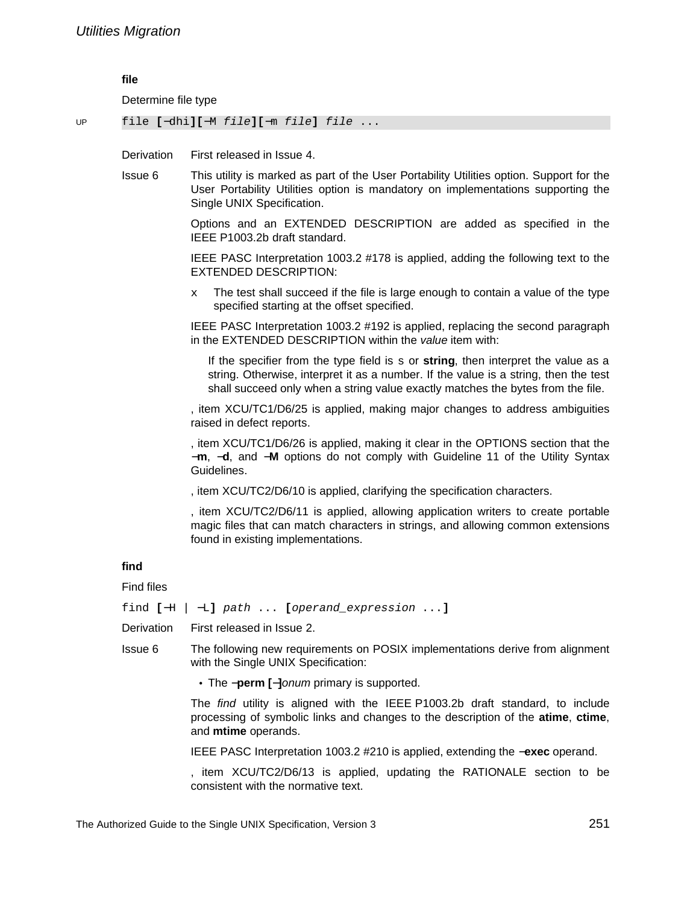**file**

Determine file type

UP `file [−dhi][−M file][−m file] file ...`

Derivation — First released in Issue 4.

Issue 6 — This utility is marked as part of the User Portability Utilities option. Support for the User Portability Utilities option is mandatory on implementations supporting the Single UNIX Specification.

Options and an EXTENDED DESCRIPTION are added as specified in the IEEE P1003.2b draft standard.

IEEE PASC Interpretation 1003.2 #178 is applied, adding the following text to the EXTENDED DESCRIPTION:

x The test shall succeed if the file is large enough to contain a value of the type specified starting at the offset specified.

IEEE PASC Interpretation 1003.2 #192 is applied, replacing the second paragraph in the EXTENDED DESCRIPTION within the *value* item with:

> If the specifier from the type field is s or **string**, then interpret the value as a string. Otherwise, interpret it as a number. If the value is a string, then the test shall succeed only when a string value exactly matches the bytes from the file.

, item XCU/TC1/D6/25 is applied, making major changes to address ambiguities raised in defect reports.

, item XCU/TC1/D6/26 is applied, making it clear in the OPTIONS section that the **−m**, **−d**, and **−M** options do not comply with Guideline 11 of the Utility Syntax Guidelines.

, item XCU/TC2/D6/10 is applied, clarifying the specification characters.

, item XCU/TC2/D6/11 is applied, allowing application writers to create portable magic files that can match characters in strings, and allowing common extensions found in existing implementations.

**find**

Find files

`find [−H | −L] path ... [operand_expression ...]`

Derivation — First released in Issue 2.

Issue 6 — The following new requirements on POSIX implementations derive from alignment with the Single UNIX Specification:

- The **−perm [−]***onum* primary is supported.

The *find* utility is aligned with the IEEE P1003.2b draft standard, to include processing of symbolic links and changes to the description of the **atime**, **ctime**, and **mtime** operands.

IEEE PASC Interpretation 1003.2 #210 is applied, extending the **−exec** operand.

, item XCU/TC2/D6/13 is applied, updating the RATIONALE section to be consistent with the normative text.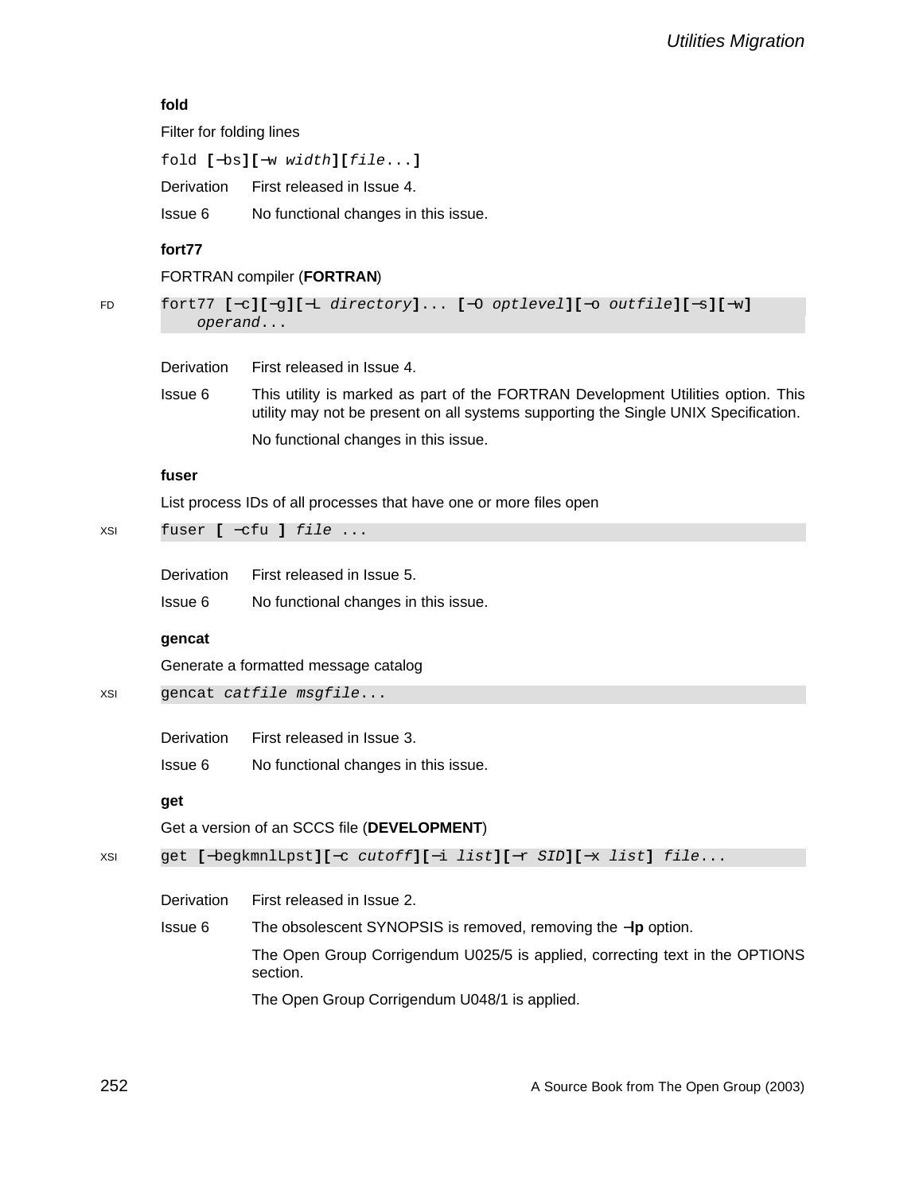**fold**

Filter for folding lines

```
fold [−bs][−w width][file...]
```

Derivation First released in Issue 4.

Issue 6 No functional changes in this issue.

**fort77**

FORTRAN compiler (**FORTRAN**)

FD
```
fort77 [−c][−g][−L directory]... [−O optlevel][−o outfile][−s][−w]
    operand...
```

Derivation First released in Issue 4.

Issue 6 This utility is marked as part of the FORTRAN Development Utilities option. This utility may not be present on all systems supporting the Single UNIX Specification.

No functional changes in this issue.

**fuser**

List process IDs of all processes that have one or more files open

XSI
```
fuser [ −cfu ] file ...
```

Derivation First released in Issue 5.

Issue 6 No functional changes in this issue.

**gencat**

Generate a formatted message catalog

XSI
```
gencat catfile msgfile...
```

Derivation First released in Issue 3.

Issue 6 No functional changes in this issue.

**get**

Get a version of an SCCS file (**DEVELOPMENT**)

XSI
```
get [−begkmnlLpst][−c cutoff][−i list][−r SID][−x list] file...
```

Derivation First released in Issue 2.

Issue 6 The obsolescent SYNOPSIS is removed, removing the **−lp** option.

The Open Group Corrigendum U025/5 is applied, correcting text in the OPTIONS section.

The Open Group Corrigendum U048/1 is applied.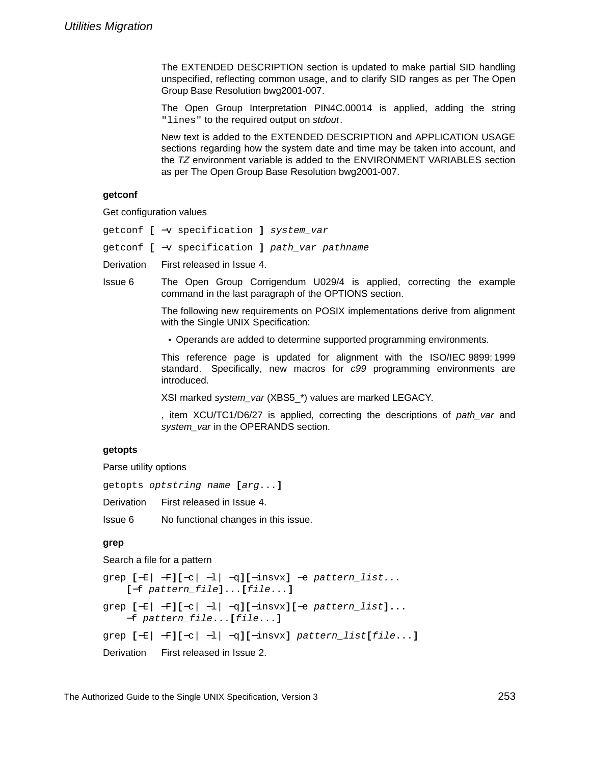The EXTENDED DESCRIPTION section is updated to make partial SID handling unspecified, reflecting common usage, and to clarify SID ranges as per The Open Group Base Resolution bwg2001-007.

The Open Group Interpretation PIN4C.00014 is applied, adding the string `"lines"` to the required output on *stdout*.

New text is added to the EXTENDED DESCRIPTION and APPLICATION USAGE sections regarding how the system date and time may be taken into account, and the *TZ* environment variable is added to the ENVIRONMENT VARIABLES section as per The Open Group Base Resolution bwg2001-007.

**getconf**

Get configuration values

```
getconf [ −v specification ] system_var
```

```
getconf [ −v specification ] path_var pathname
```

Derivation First released in Issue 4.

Issue 6 The Open Group Corrigendum U029/4 is applied, correcting the example command in the last paragraph of the OPTIONS section.

The following new requirements on POSIX implementations derive from alignment with the Single UNIX Specification:

- Operands are added to determine supported programming environments.

This reference page is updated for alignment with the ISO/IEC 9899:1999 standard. Specifically, new macros for *c99* programming environments are introduced.

XSI marked *system_var* (XBS5_*) values are marked LEGACY.

, item XCU/TC1/D6/27 is applied, correcting the descriptions of *path_var* and *system_var* in the OPERANDS section.

**getopts**

Parse utility options

```
getopts optstring name [arg...]
```

Derivation First released in Issue 4.

Issue 6 No functional changes in this issue.

**grep**

Search a file for a pattern

```
grep [−E| −F][−c| −l| −q][−insvx] −e pattern_list...
    [−f pattern_file]...[file...]
```

```
grep [−E| −F][−c| −l| −q][−insvx][−e pattern_list]...
    −f pattern_file...[file...]
```

```
grep [−E| −F][−c| −l| −q][−insvx] pattern_list[file...]
```

Derivation First released in Issue 2.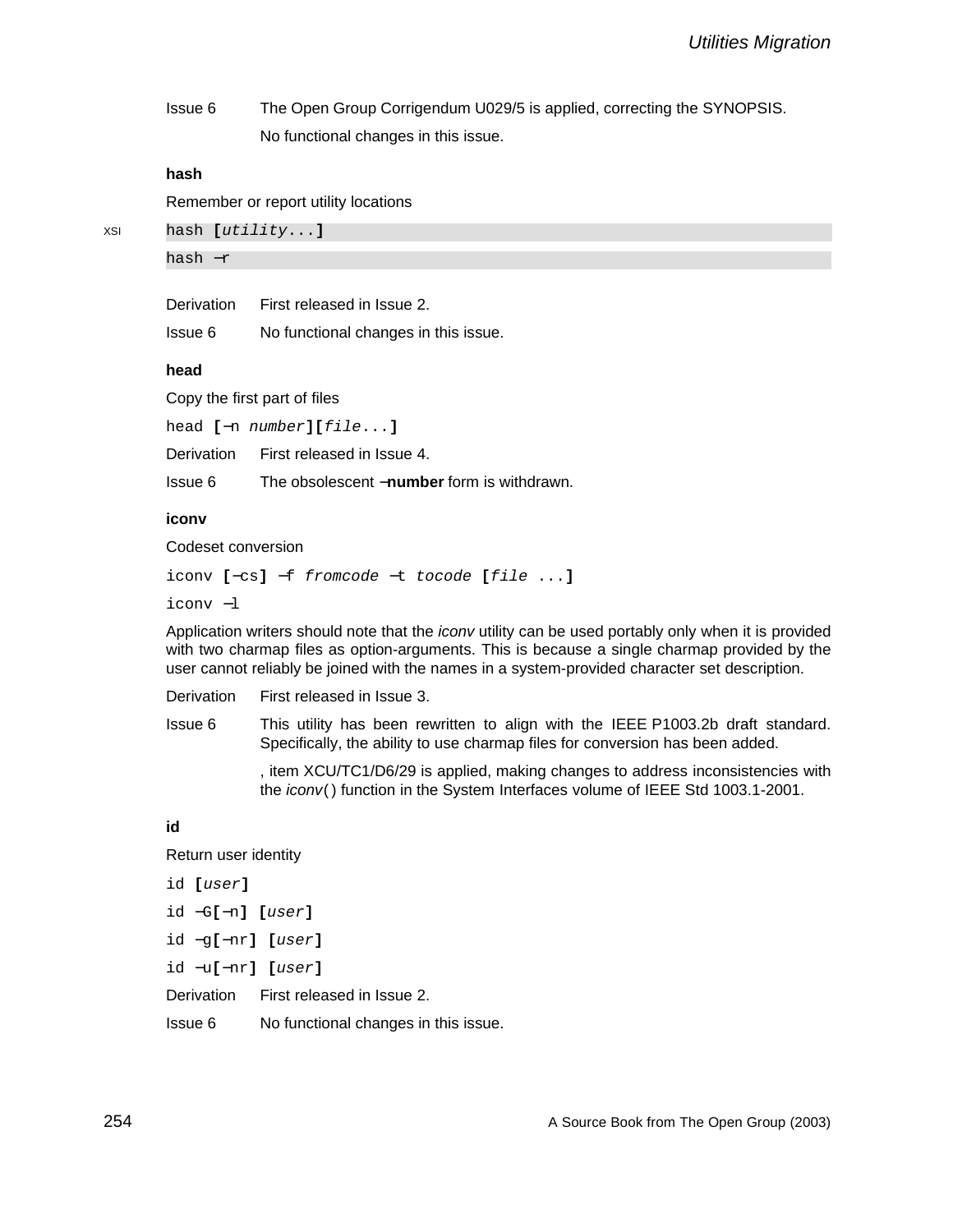| | |
|---|---|
| Issue 6 | The Open Group Corrigendum U029/5 is applied, correcting the SYNOPSIS. |
| | No functional changes in this issue. |

**hash**

Remember or report utility locations

XSI
```
hash [utility...]
hash −r
```

| | |
|---|---|
| Derivation | First released in Issue 2. |
| Issue 6 | No functional changes in this issue. |

**head**

Copy the first part of files

```
head [−n number][file...]
```

| | |
|---|---|
| Derivation | First released in Issue 4. |
| Issue 6 | The obsolescent **−number** form is withdrawn. |

**iconv**

Codeset conversion

```
iconv [−cs] −f fromcode −t tocode [file ...]
iconv −l
```

Application writers should note that the *iconv* utility can be used portably only when it is provided with two charmap files as option-arguments. This is because a single charmap provided by the user cannot reliably be joined with the names in a system-provided character set description.

| | |
|---|---|
| Derivation | First released in Issue 3. |
| Issue 6 | This utility has been rewritten to align with the IEEE P1003.2b draft standard. Specifically, the ability to use charmap files for conversion has been added. |
| | , item XCU/TC1/D6/29 is applied, making changes to address inconsistencies with the *iconv*( ) function in the System Interfaces volume of IEEE Std 1003.1-2001. |

**id**

Return user identity

```
id [user]
id −G[−n] [user]
id −g[−nr] [user]
id −u[−nr] [user]
```

| | |
|---|---|
| Derivation | First released in Issue 2. |
| Issue 6 | No functional changes in this issue. |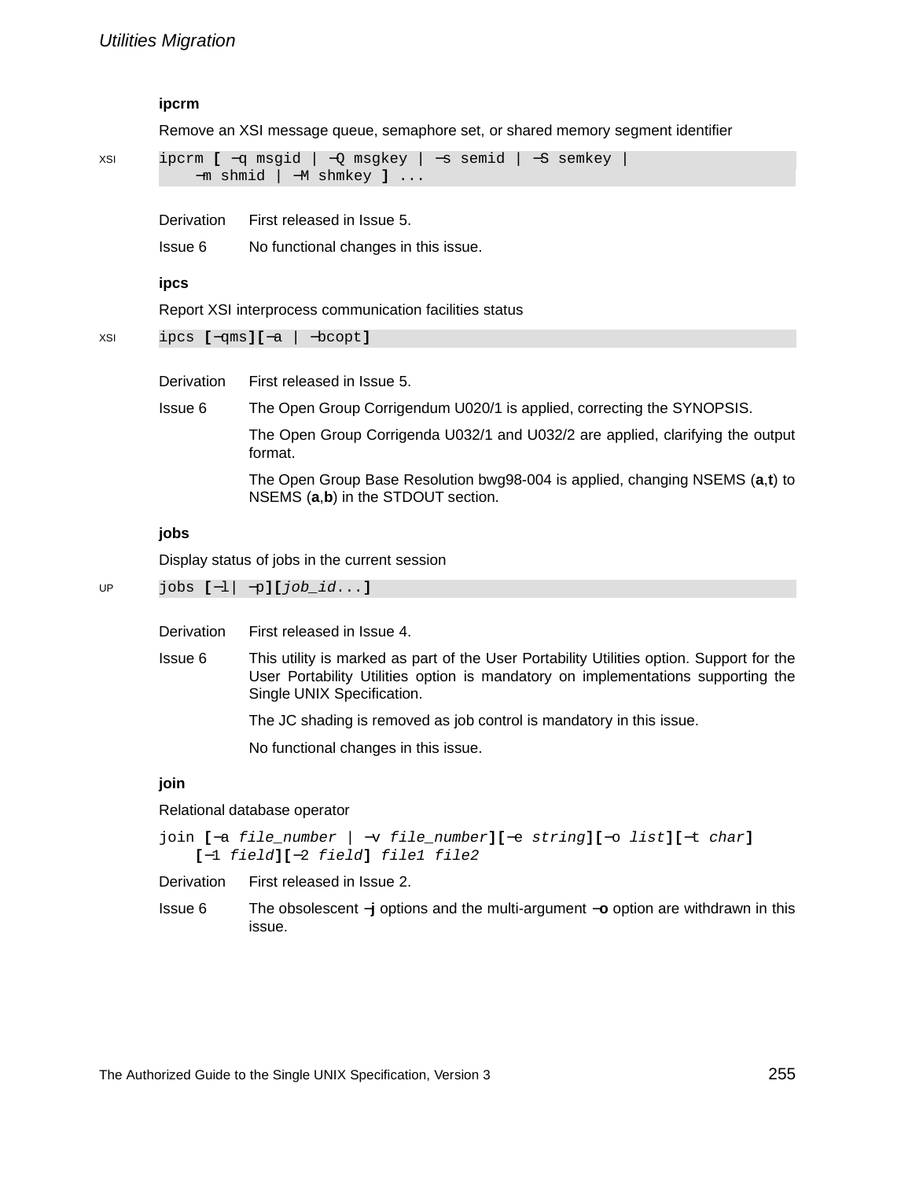### ipcrm

Remove an XSI message queue, semaphore set, or shared memory segment identifier

XSI
```
ipcrm [ −q msgid | −Q msgkey | −s semid | −S semkey |
    −m shmid | −M shmkey ] ...
```

| | |
|---|---|
| Derivation | First released in Issue 5. |
| Issue 6 | No functional changes in this issue. |

### ipcs

Report XSI interprocess communication facilities status

XSI
```
ipcs [−qms][−a | −bcopt]
```

| | |
|---|---|
| Derivation | First released in Issue 5. |
| Issue 6 | The Open Group Corrigendum U020/1 is applied, correcting the SYNOPSIS. |
| | The Open Group Corrigenda U032/1 and U032/2 are applied, clarifying the output format. |
| | The Open Group Base Resolution bwg98-004 is applied, changing NSEMS (**a**,**t**) to NSEMS (**a**,**b**) in the STDOUT section. |

### jobs

Display status of jobs in the current session

UP
```
jobs [−l| −p][job_id...]
```

| | |
|---|---|
| Derivation | First released in Issue 4. |
| Issue 6 | This utility is marked as part of the User Portability Utilities option. Support for the User Portability Utilities option is mandatory on implementations supporting the Single UNIX Specification. |
| | The JC shading is removed as job control is mandatory in this issue. |
| | No functional changes in this issue. |

### join

Relational database operator

```
join [−a file_number | −v file_number][−e string][−o list][−t char]
    [−1 field][−2 field] file1 file2
```

| | |
|---|---|
| Derivation | First released in Issue 2. |
| Issue 6 | The obsolescent **−j** options and the multi-argument **−o** option are withdrawn in this issue. |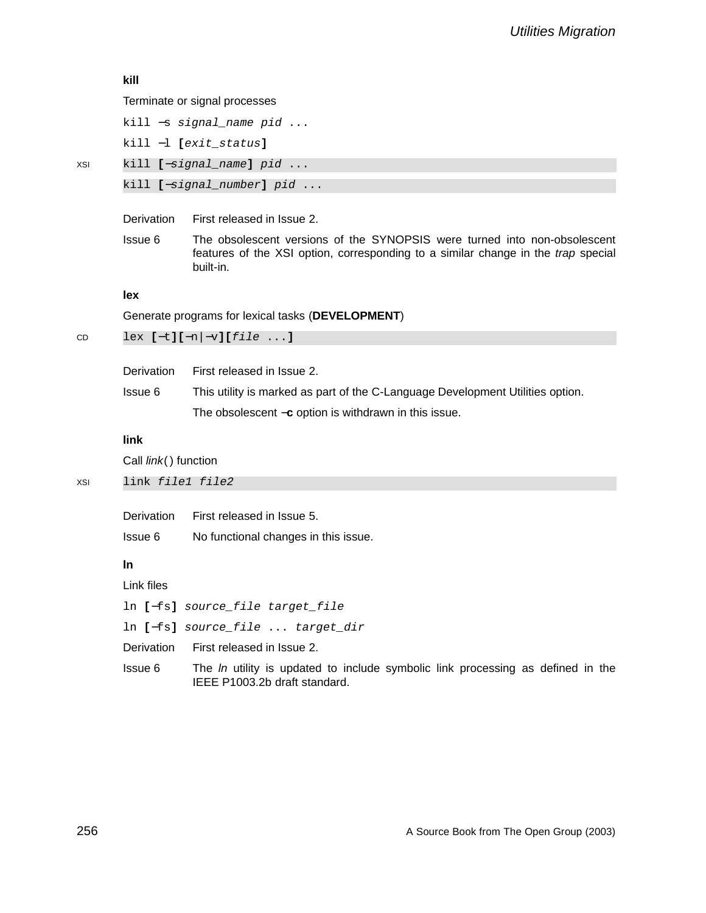**kill**

Terminate or signal processes

```
kill −s signal_name pid ...
kill −l [exit_status]
```

XSI
```
kill [−signal_name] pid ...
kill [−signal_number] pid ...
```

Derivation First released in Issue 2.

Issue 6 The obsolescent versions of the SYNOPSIS were turned into non-obsolescent features of the XSI option, corresponding to a similar change in the *trap* special built-in.

**lex**

Generate programs for lexical tasks (**DEVELOPMENT**)

CD
```
lex [−t][−n|−v][file ...]
```

Derivation First released in Issue 2.

Issue 6 This utility is marked as part of the C-Language Development Utilities option.

The obsolescent **−c** option is withdrawn in this issue.

**link**

Call *link*( ) function

XSI
```
link file1 file2
```

Derivation First released in Issue 5.

Issue 6 No functional changes in this issue.

**ln**

Link files

```
ln [−fs] source_file target_file
ln [−fs] source_file ... target_dir
```

Derivation First released in Issue 2.

Issue 6 The *ln* utility is updated to include symbolic link processing as defined in the IEEE P1003.2b draft standard.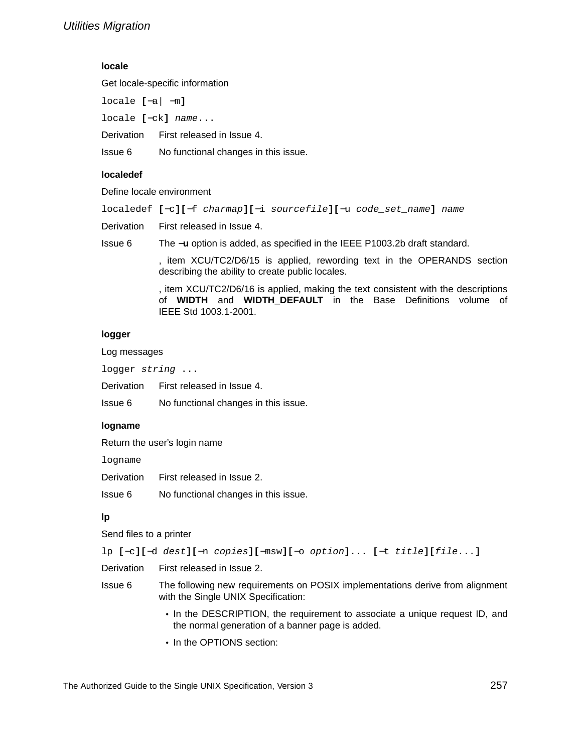### locale

Get locale-specific information

`locale [−a| −m]`

`locale [−ck] name...`

Derivation First released in Issue 4.

Issue 6 No functional changes in this issue.

### localedef

Define locale environment

`localedef [−c][−f charmap][−i sourcefile][−u code_set_name] name`

Derivation First released in Issue 4.

Issue 6 The **−u** option is added, as specified in the IEEE P1003.2b draft standard.

, item XCU/TC2/D6/15 is applied, rewording text in the OPERANDS section describing the ability to create public locales.

, item XCU/TC2/D6/16 is applied, making the text consistent with the descriptions of **WIDTH** and **WIDTH_DEFAULT** in the Base Definitions volume of IEEE Std 1003.1-2001.

### logger

Log messages

`logger string ...`

Derivation First released in Issue 4.

Issue 6 No functional changes in this issue.

### logname

Return the user's login name

`logname`

Derivation First released in Issue 2.

Issue 6 No functional changes in this issue.

### lp

Send files to a printer

`lp [−c][−d dest][−n copies][−msw][−o option]... [−t title][file...]`

Derivation First released in Issue 2.

Issue 6 The following new requirements on POSIX implementations derive from alignment with the Single UNIX Specification:

- In the DESCRIPTION, the requirement to associate a unique request ID, and the normal generation of a banner page is added.
- In the OPTIONS section: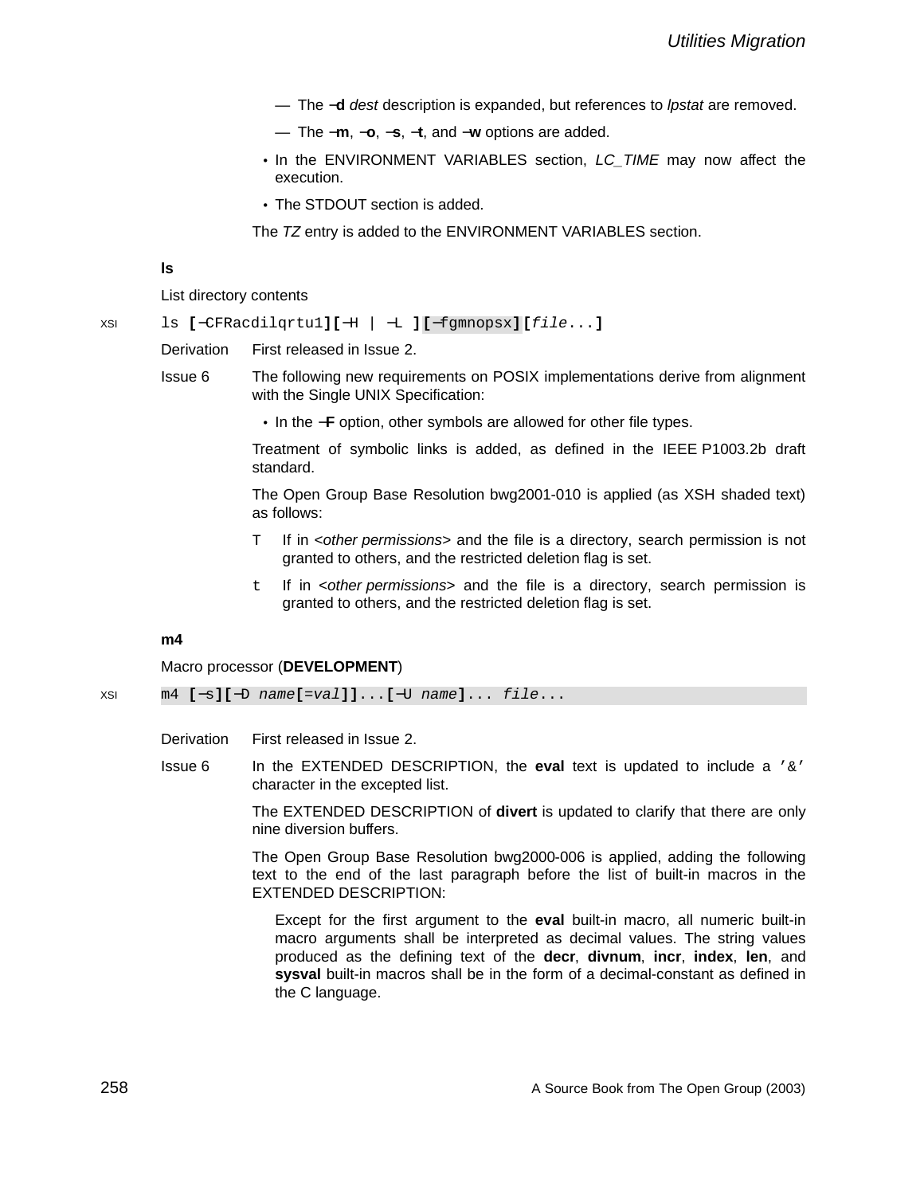— The **−d** *dest* description is expanded, but references to *lpstat* are removed.

— The **−m**, **−o**, **−s**, **−t**, and **−w** options are added.

- In the ENVIRONMENT VARIABLES section, *LC_TIME* may now affect the execution.
- The STDOUT section is added.

The *TZ* entry is added to the ENVIRONMENT VARIABLES section.

**ls**

List directory contents

XSI `ls [−CFRacdilqrtu1][−H | −L ][−fgmnopsx][file...]`

Derivation — First released in Issue 2.

Issue 6 — The following new requirements on POSIX implementations derive from alignment with the Single UNIX Specification:

- In the **−F** option, other symbols are allowed for other file types.

Treatment of symbolic links is added, as defined in the IEEE P1003.2b draft standard.

The Open Group Base Resolution bwg2001-010 is applied (as XSH shaded text) as follows:

`T` If in <*other permissions*> and the file is a directory, search permission is not granted to others, and the restricted deletion flag is set.

`t` If in <*other permissions*> and the file is a directory, search permission is granted to others, and the restricted deletion flag is set.

**m4**

Macro processor (**DEVELOPMENT**)

XSI `m4 [−s][−D name[=val]]...[−U name]... file...`

Derivation — First released in Issue 2.

Issue 6 — In the EXTENDED DESCRIPTION, the **eval** text is updated to include a `'&'` character in the excepted list.

The EXTENDED DESCRIPTION of **divert** is updated to clarify that there are only nine diversion buffers.

The Open Group Base Resolution bwg2000-006 is applied, adding the following text to the end of the last paragraph before the list of built-in macros in the EXTENDED DESCRIPTION:

> Except for the first argument to the **eval** built-in macro, all numeric built-in macro arguments shall be interpreted as decimal values. The string values produced as the defining text of the **decr**, **divnum**, **incr**, **index**, **len**, and **sysval** built-in macros shall be in the form of a decimal-constant as defined in the C language.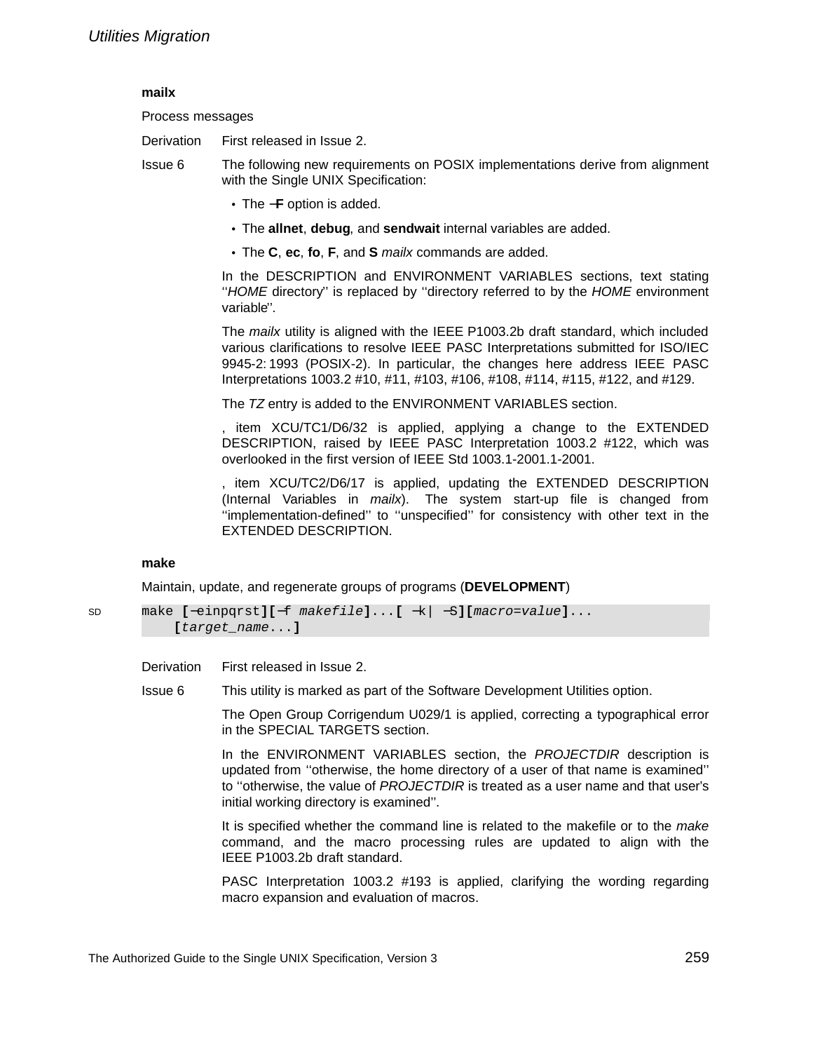**mailx**

Process messages

Derivation First released in Issue 2.

Issue 6 The following new requirements on POSIX implementations derive from alignment with the Single UNIX Specification:

- The −**F** option is added.
- The **allnet**, **debug**, and **sendwait** internal variables are added.
- The **C**, **ec**, **fo**, **F**, and **S** *mailx* commands are added.

In the DESCRIPTION and ENVIRONMENT VARIABLES sections, text stating ''*HOME* directory'' is replaced by ''directory referred to by the *HOME* environment variable''.

The *mailx* utility is aligned with the IEEE P1003.2b draft standard, which included various clarifications to resolve IEEE PASC Interpretations submitted for ISO/IEC 9945-2: 1993 (POSIX-2). In particular, the changes here address IEEE PASC Interpretations 1003.2 #10, #11, #103, #106, #108, #114, #115, #122, and #129.

The *TZ* entry is added to the ENVIRONMENT VARIABLES section.

, item XCU/TC1/D6/32 is applied, applying a change to the EXTENDED DESCRIPTION, raised by IEEE PASC Interpretation 1003.2 #122, which was overlooked in the first version of IEEE Std 1003.1-2001.1-2001.

, item XCU/TC2/D6/17 is applied, updating the EXTENDED DESCRIPTION (Internal Variables in *mailx*). The system start-up file is changed from ''implementation-defined'' to ''unspecified'' for consistency with other text in the EXTENDED DESCRIPTION.

**make**

Maintain, update, and regenerate groups of programs (**DEVELOPMENT**)

SD
```
make [−einpqrst][−f makefile]...[ −k| −S][macro=value]...
    [target_name...]
```

Derivation First released in Issue 2.

Issue 6 This utility is marked as part of the Software Development Utilities option.

The Open Group Corrigendum U029/1 is applied, correcting a typographical error in the SPECIAL TARGETS section.

In the ENVIRONMENT VARIABLES section, the *PROJECTDIR* description is updated from ''otherwise, the home directory of a user of that name is examined'' to ''otherwise, the value of *PROJECTDIR* is treated as a user name and that user's initial working directory is examined''.

It is specified whether the command line is related to the makefile or to the *make* command, and the macro processing rules are updated to align with the IEEE P1003.2b draft standard.

PASC Interpretation 1003.2 #193 is applied, clarifying the wording regarding macro expansion and evaluation of macros.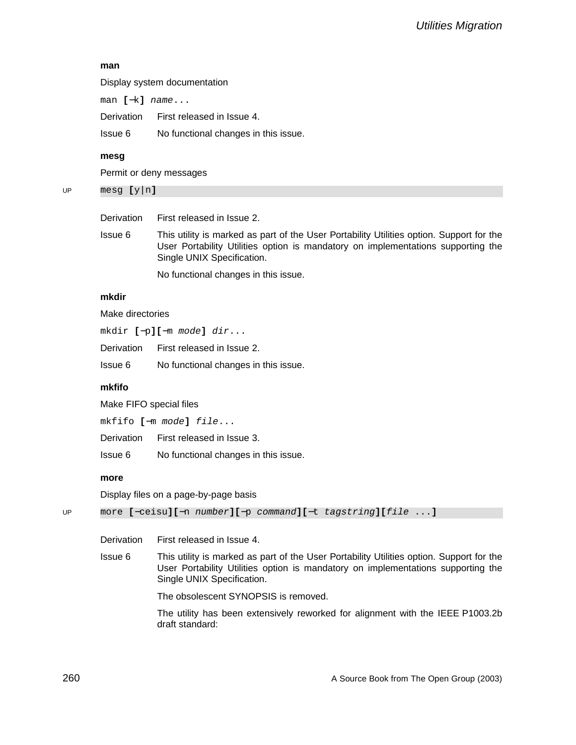### man

Display system documentation

```
man [−k] name...
```

Derivation First released in Issue 4.

Issue 6 No functional changes in this issue.

### mesg

Permit or deny messages

UP
```
mesg [y|n]
```

Derivation First released in Issue 2.

Issue 6 This utility is marked as part of the User Portability Utilities option. Support for the User Portability Utilities option is mandatory on implementations supporting the Single UNIX Specification.

No functional changes in this issue.

### mkdir

Make directories

```
mkdir [−p][−m mode] dir...
```

Derivation First released in Issue 2.

Issue 6 No functional changes in this issue.

### mkfifo

Make FIFO special files

```
mkfifo [−m mode] file...
```

Derivation First released in Issue 3.

Issue 6 No functional changes in this issue.

### more

Display files on a page-by-page basis

UP
```
more [−ceisu][−n number][−p command][−t tagstring][file ...]
```

Derivation First released in Issue 4.

Issue 6 This utility is marked as part of the User Portability Utilities option. Support for the User Portability Utilities option is mandatory on implementations supporting the Single UNIX Specification.

The obsolescent SYNOPSIS is removed.

The utility has been extensively reworked for alignment with the IEEE P1003.2b draft standard: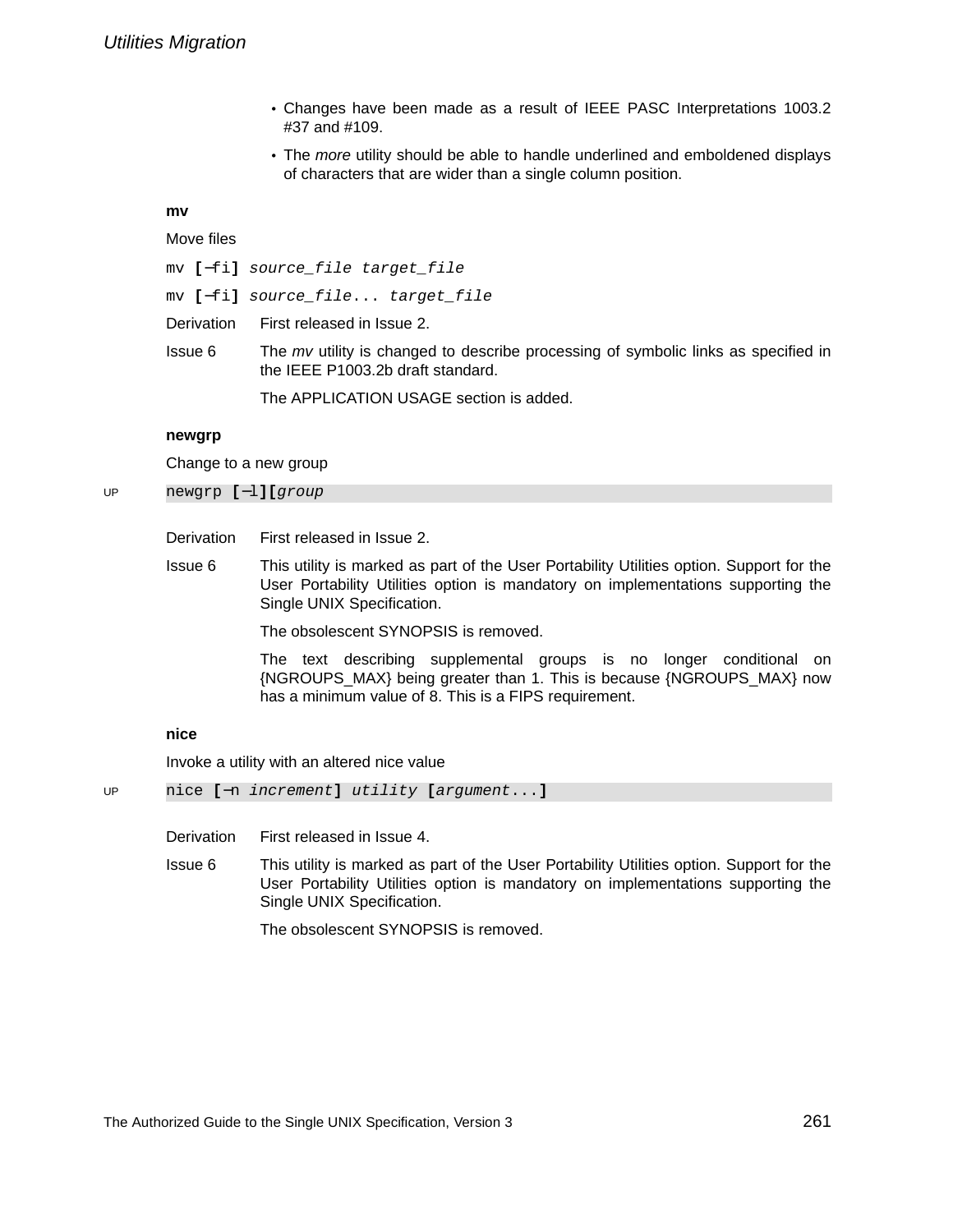- Changes have been made as a result of IEEE PASC Interpretations 1003.2 #37 and #109.
- The *more* utility should be able to handle underlined and emboldened displays of characters that are wider than a single column position.

**mv**

Move files

```
mv [−fi] source_file target_file
mv [−fi] source_file... target_file
```

Derivation First released in Issue 2.

Issue 6 The *mv* utility is changed to describe processing of symbolic links as specified in the IEEE P1003.2b draft standard.

The APPLICATION USAGE section is added.

**newgrp**

Change to a new group

UP
```
newgrp [−l][group
```

Derivation First released in Issue 2.

Issue 6 This utility is marked as part of the User Portability Utilities option. Support for the User Portability Utilities option is mandatory on implementations supporting the Single UNIX Specification.

The obsolescent SYNOPSIS is removed.

The text describing supplemental groups is no longer conditional on {NGROUPS_MAX} being greater than 1. This is because {NGROUPS_MAX} now has a minimum value of 8. This is a FIPS requirement.

**nice**

Invoke a utility with an altered nice value

UP
```
nice [−n increment] utility [argument...]
```

Derivation First released in Issue 4.

Issue 6 This utility is marked as part of the User Portability Utilities option. Support for the User Portability Utilities option is mandatory on implementations supporting the Single UNIX Specification.

The obsolescent SYNOPSIS is removed.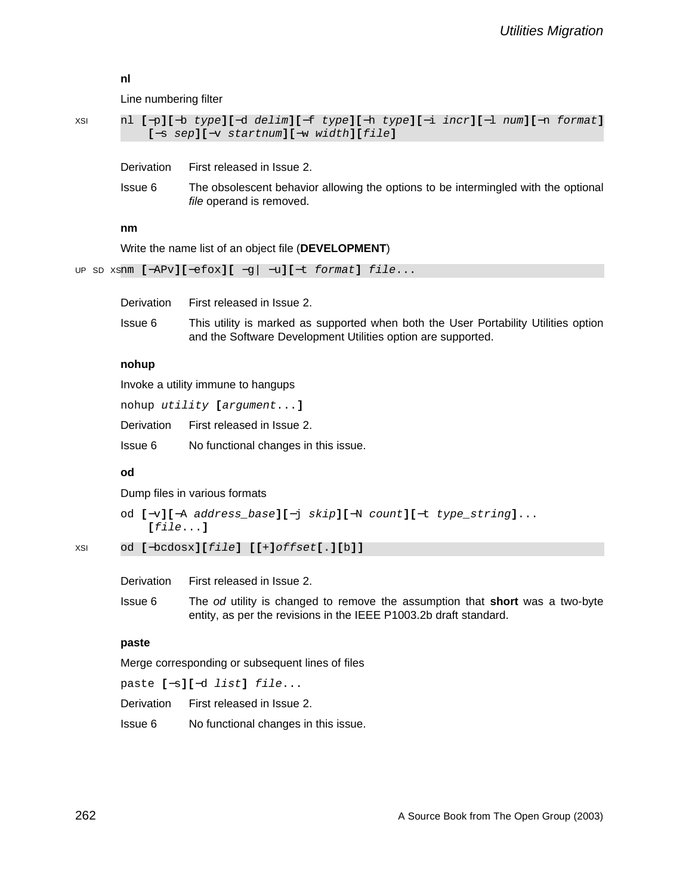### nl

Line numbering filter

XSI
```
nl [−p][−b type][−d delim][−f type][−h type][−i incr][−l num][−n format]
    [−s sep][−v startnum][−w width][file]
```

| | |
|---|---|
| Derivation | First released in Issue 2. |
| Issue 6 | The obsolescent behavior allowing the options to be intermingled with the optional *file* operand is removed. |

### nm

Write the name list of an object file (**DEVELOPMENT**)

UP SD XSI
```
nm [−APv][−efox][ −g| −u][−t format] file...
```

| | |
|---|---|
| Derivation | First released in Issue 2. |
| Issue 6 | This utility is marked as supported when both the User Portability Utilities option and the Software Development Utilities option are supported. |

### nohup

Invoke a utility immune to hangups

```
nohup utility [argument...]
```

| | |
|---|---|
| Derivation | First released in Issue 2. |
| Issue 6 | No functional changes in this issue. |

### od

Dump files in various formats

```
od [−v][−A address_base][−j skip][−N count][−t type_string]...
    [file...]
```

XSI
```
od [−bcdosx][file] [[+]offset[.][b]]
```

| | |
|---|---|
| Derivation | First released in Issue 2. |
| Issue 6 | The *od* utility is changed to remove the assumption that **short** was a two-byte entity, as per the revisions in the IEEE P1003.2b draft standard. |

### paste

Merge corresponding or subsequent lines of files

```
paste [−s][−d list] file...
```

| | |
|---|---|
| Derivation | First released in Issue 2. |
| Issue 6 | No functional changes in this issue. |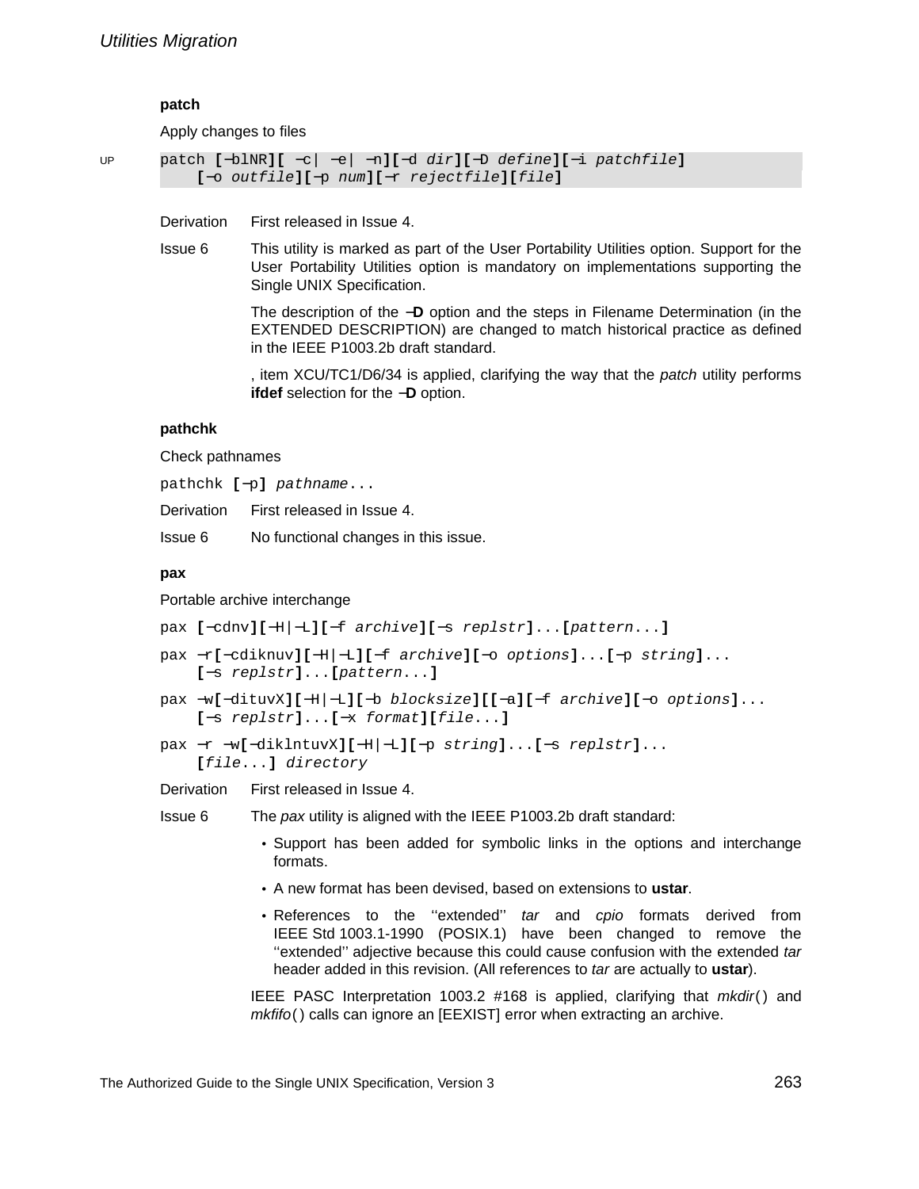### patch

Apply changes to files

UP `patch [−blNR][ −c| −e| −n][−d dir][−D define][−i patchfile]`
`[−o outfile][−p num][−r rejectfile][file]`

Derivation First released in Issue 4.

Issue 6 This utility is marked as part of the User Portability Utilities option. Support for the User Portability Utilities option is mandatory on implementations supporting the Single UNIX Specification.

The description of the **−D** option and the steps in Filename Determination (in the EXTENDED DESCRIPTION) are changed to match historical practice as defined in the IEEE P1003.2b draft standard.

, item XCU/TC1/D6/34 is applied, clarifying the way that the *patch* utility performs **ifdef** selection for the **−D** option.

### pathchk

Check pathnames

`pathchk [−p] pathname...`

Derivation First released in Issue 4.

Issue 6 No functional changes in this issue.

### pax

Portable archive interchange

`pax [−cdnv][−H|−L][−f archive][−s replstr]...[pattern...]`

`pax −r[−cdiknuv][−H|−L][−f archive][−o options]...[−p string]...`
`[−s replstr]...[pattern...]`

`pax −w[−dituvX][−H|−L][−b blocksize][[−a][−f archive][−o options]...`
`[−s replstr]...[−x format][file...]`

`pax −r −w[−diklntuvX][−H|−L][−p string]...[−s replstr]...`
`[file...] directory`

Derivation First released in Issue 4.

Issue 6 The *pax* utility is aligned with the IEEE P1003.2b draft standard:

- Support has been added for symbolic links in the options and interchange formats.
- A new format has been devised, based on extensions to **ustar**.
- References to the ''extended'' *tar* and *cpio* formats derived from IEEE Std 1003.1-1990 (POSIX.1) have been changed to remove the ''extended'' adjective because this could cause confusion with the extended *tar* header added in this revision. (All references to *tar* are actually to **ustar**).

IEEE PASC Interpretation 1003.2 #168 is applied, clarifying that *mkdir*( ) and *mkfifo*( ) calls can ignore an [EEXIST] error when extracting an archive.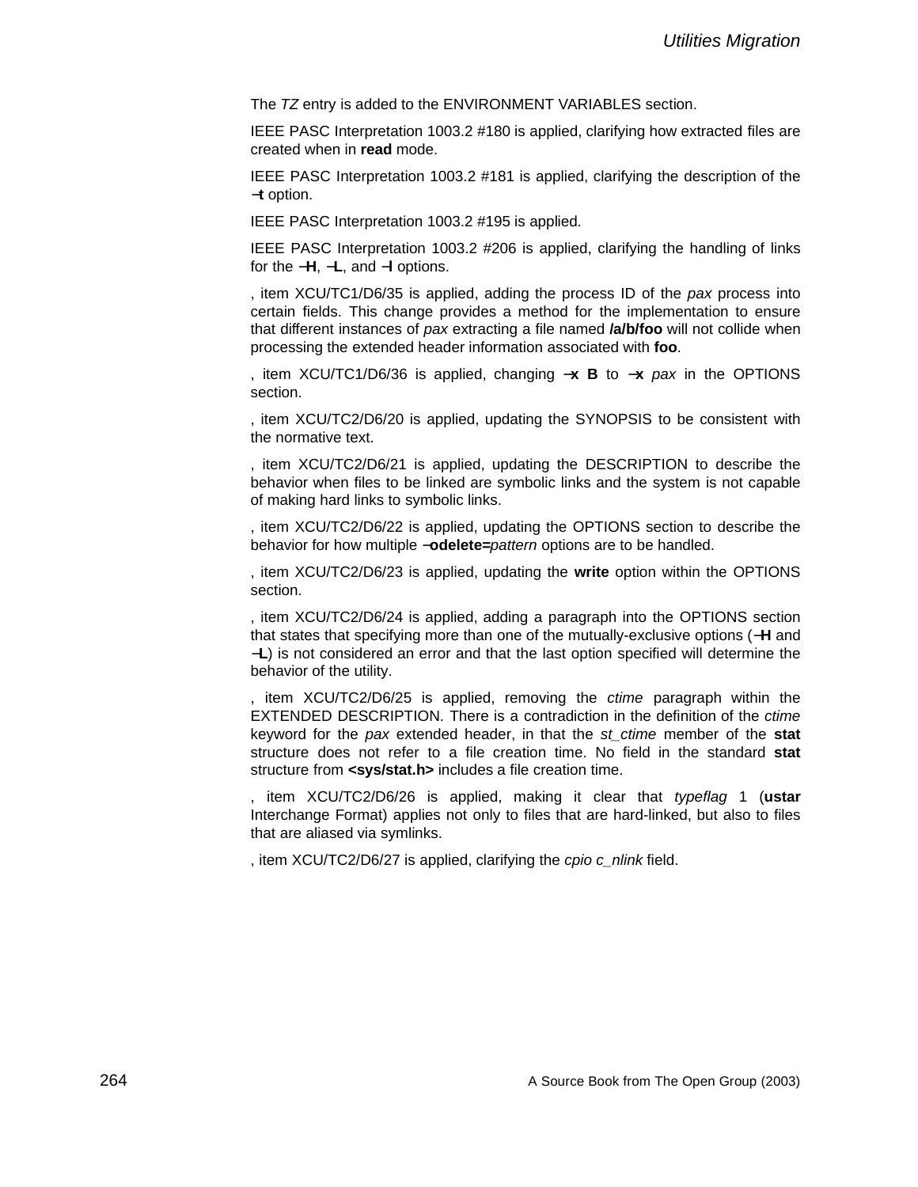The *TZ* entry is added to the ENVIRONMENT VARIABLES section.

IEEE PASC Interpretation 1003.2 #180 is applied, clarifying how extracted files are created when in **read** mode.

IEEE PASC Interpretation 1003.2 #181 is applied, clarifying the description of the **−t** option.

IEEE PASC Interpretation 1003.2 #195 is applied.

IEEE PASC Interpretation 1003.2 #206 is applied, clarifying the handling of links for the **−H**, **−L**, and **−l** options.

, item XCU/TC1/D6/35 is applied, adding the process ID of the *pax* process into certain fields. This change provides a method for the implementation to ensure that different instances of *pax* extracting a file named **/a/b/foo** will not collide when processing the extended header information associated with **foo**.

, item XCU/TC1/D6/36 is applied, changing **−x B** to **−x** *pax* in the OPTIONS section.

, item XCU/TC2/D6/20 is applied, updating the SYNOPSIS to be consistent with the normative text.

, item XCU/TC2/D6/21 is applied, updating the DESCRIPTION to describe the behavior when files to be linked are symbolic links and the system is not capable of making hard links to symbolic links.

, item XCU/TC2/D6/22 is applied, updating the OPTIONS section to describe the behavior for how multiple **−odelete=***pattern* options are to be handled.

, item XCU/TC2/D6/23 is applied, updating the **write** option within the OPTIONS section.

, item XCU/TC2/D6/24 is applied, adding a paragraph into the OPTIONS section that states that specifying more than one of the mutually-exclusive options (**−H** and **−L**) is not considered an error and that the last option specified will determine the behavior of the utility.

, item XCU/TC2/D6/25 is applied, removing the *ctime* paragraph within the EXTENDED DESCRIPTION. There is a contradiction in the definition of the *ctime* keyword for the *pax* extended header, in that the *st_ctime* member of the **stat** structure does not refer to a file creation time. No field in the standard **stat** structure from **<sys/stat.h>** includes a file creation time.

, item XCU/TC2/D6/26 is applied, making it clear that *typeflag* 1 (**ustar** Interchange Format) applies not only to files that are hard-linked, but also to files that are aliased via symlinks.

, item XCU/TC2/D6/27 is applied, clarifying the *cpio c_nlink* field.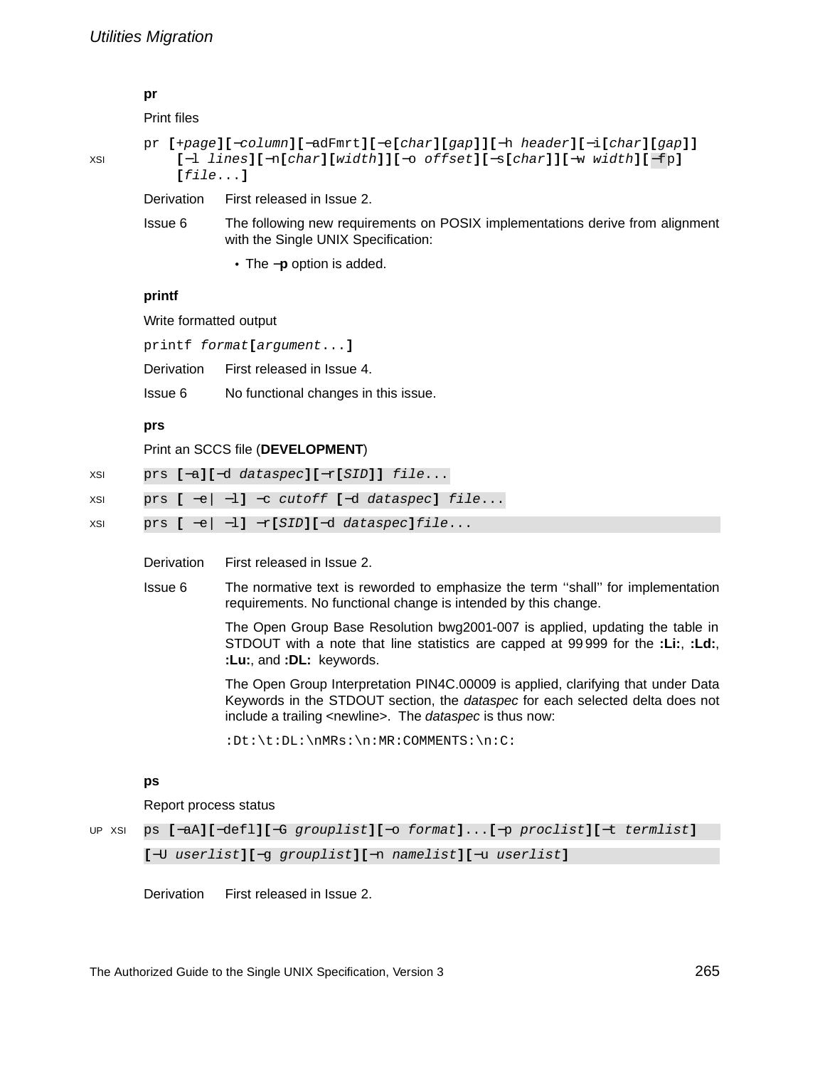### pr

Print files

```
pr [+page][−column][−adFmrt][−e[char][gap]][−h header][−i[char][gap]]
    [−l lines][−n[char][width]][−o offset][−s[char]][−w width][−fp]
    [file...]
```

XSI

Derivation First released in Issue 2.

Issue 6 The following new requirements on POSIX implementations derive from alignment with the Single UNIX Specification:

- The **−p** option is added.

### printf

Write formatted output

```
printf format[argument...]
```

Derivation First released in Issue 4.

Issue 6 No functional changes in this issue.

### prs

Print an SCCS file (**DEVELOPMENT**)

```
prs [−a][−d dataspec][−r[SID]] file...
prs [ −e| −l] −c cutoff [−d dataspec] file...
prs [ −e| −l] −r[SID][−d dataspec]file...
```

XSI

Derivation First released in Issue 2.

Issue 6 The normative text is reworded to emphasize the term ''shall'' for implementation requirements. No functional change is intended by this change.

The Open Group Base Resolution bwg2001-007 is applied, updating the table in STDOUT with a note that line statistics are capped at 99 999 for the **:Li:**, **:Ld:**, **:Lu:**, and **:DL:** keywords.

The Open Group Interpretation PIN4C.00009 is applied, clarifying that under Data Keywords in the STDOUT section, the *dataspec* for each selected delta does not include a trailing <newline>. The *dataspec* is thus now:

```
:Dt:\t:DL:\nMRs:\n:MR:COMMENTS:\n:C:
```

### ps

Report process status

```
ps [−aA][−defl][−G grouplist][−o format]...[−p proclist][−t termlist]
[−U userlist][−g grouplist][−n namelist][−u userlist]
```

UP XSI

Derivation First released in Issue 2.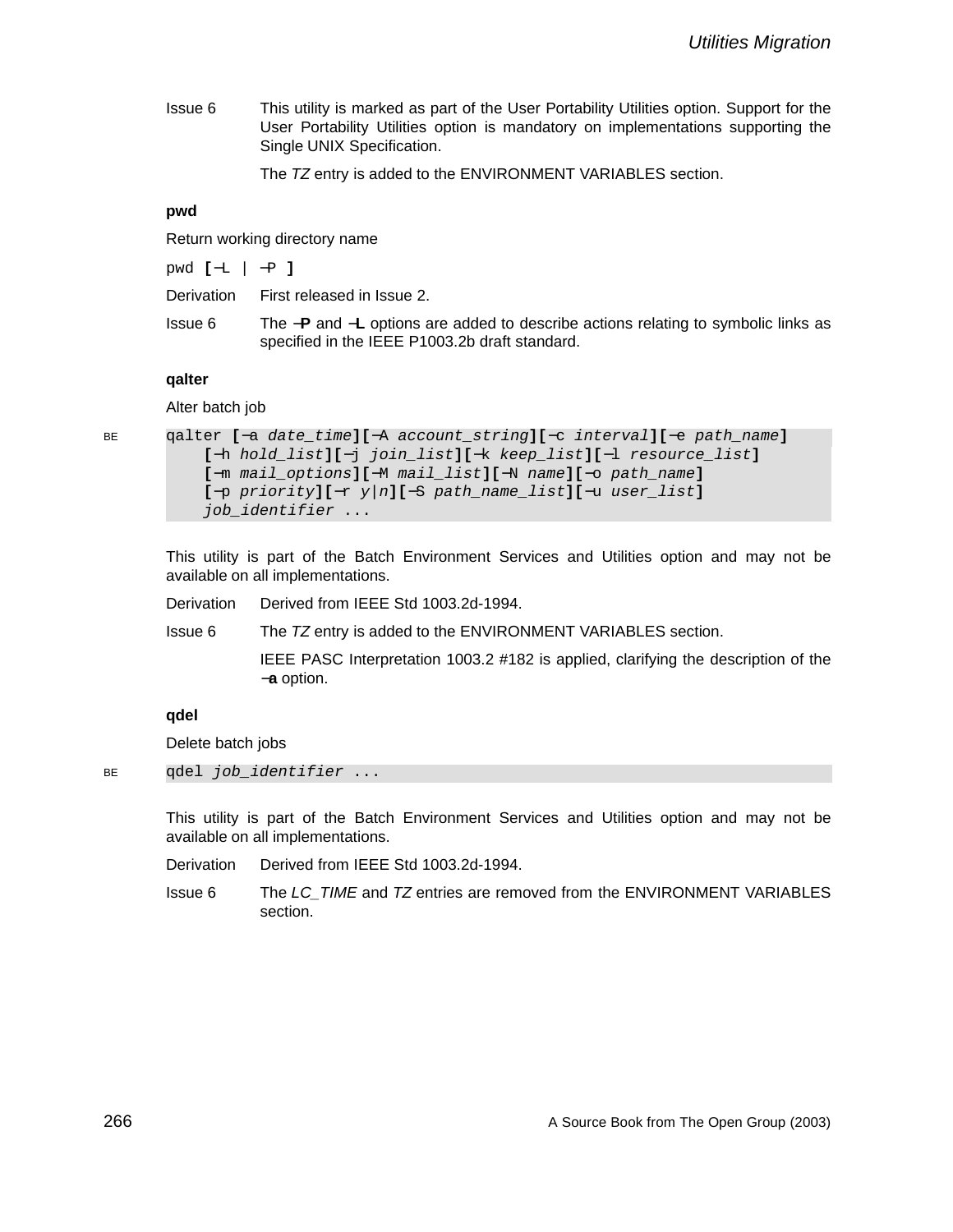Issue 6 This utility is marked as part of the User Portability Utilities option. Support for the User Portability Utilities option is mandatory on implementations supporting the Single UNIX Specification.

The *TZ* entry is added to the ENVIRONMENT VARIABLES section.

**pwd**

Return working directory name

```
pwd [−L | −P ]
```

Derivation First released in Issue 2.

Issue 6 The **−P** and **−L** options are added to describe actions relating to symbolic links as specified in the IEEE P1003.2b draft standard.

**qalter**

Alter batch job

BE
```
qalter [−a date_time][−A account_string][−c interval][−e path_name]
    [−h hold_list][−j join_list][−k keep_list][−l resource_list]
    [−m mail_options][−M mail_list][−N name][−o path_name]
    [−p priority][−r y|n][−S path_name_list][−u user_list]
    job_identifier ...
```

This utility is part of the Batch Environment Services and Utilities option and may not be available on all implementations.

Derivation Derived from IEEE Std 1003.2d-1994.

Issue 6 The *TZ* entry is added to the ENVIRONMENT VARIABLES section.

IEEE PASC Interpretation 1003.2 #182 is applied, clarifying the description of the **−a** option.

**qdel**

Delete batch jobs

BE
```
qdel job_identifier ...
```

This utility is part of the Batch Environment Services and Utilities option and may not be available on all implementations.

Derivation Derived from IEEE Std 1003.2d-1994.

Issue 6 The *LC_TIME* and *TZ* entries are removed from the ENVIRONMENT VARIABLES section.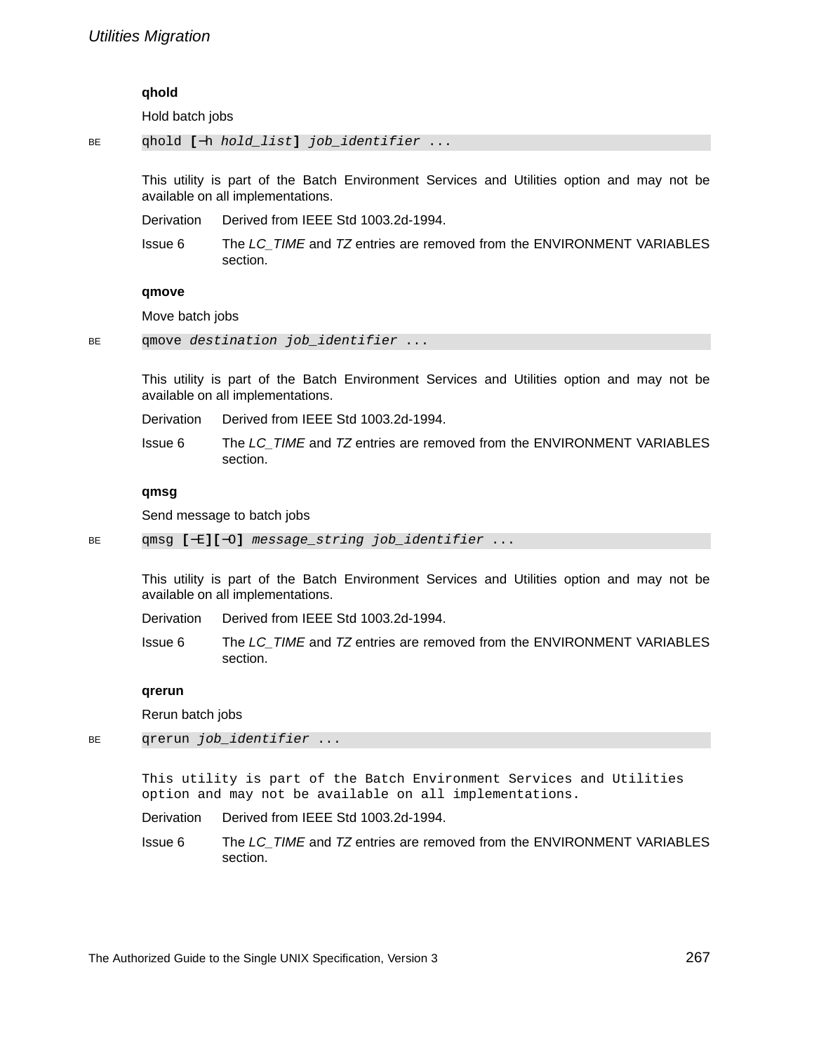### qhold

Hold batch jobs

BE `qhold [−h hold_list] job_identifier ...`

This utility is part of the Batch Environment Services and Utilities option and may not be available on all implementations.

Derivation Derived from IEEE Std 1003.2d-1994.

Issue 6 The *LC_TIME* and *TZ* entries are removed from the ENVIRONMENT VARIABLES section.

### qmove

Move batch jobs

BE `qmove destination job_identifier ...`

This utility is part of the Batch Environment Services and Utilities option and may not be available on all implementations.

Derivation Derived from IEEE Std 1003.2d-1994.

Issue 6 The *LC_TIME* and *TZ* entries are removed from the ENVIRONMENT VARIABLES section.

### qmsg

Send message to batch jobs

BE `qmsg [−E][−O] message_string job_identifier ...`

This utility is part of the Batch Environment Services and Utilities option and may not be available on all implementations.

Derivation Derived from IEEE Std 1003.2d-1994.

Issue 6 The *LC_TIME* and *TZ* entries are removed from the ENVIRONMENT VARIABLES section.

### qrerun

Rerun batch jobs

BE `qrerun job_identifier ...`

This utility is part of the Batch Environment Services and Utilities option and may not be available on all implementations.

Derivation Derived from IEEE Std 1003.2d-1994.

Issue 6 The *LC_TIME* and *TZ* entries are removed from the ENVIRONMENT VARIABLES section.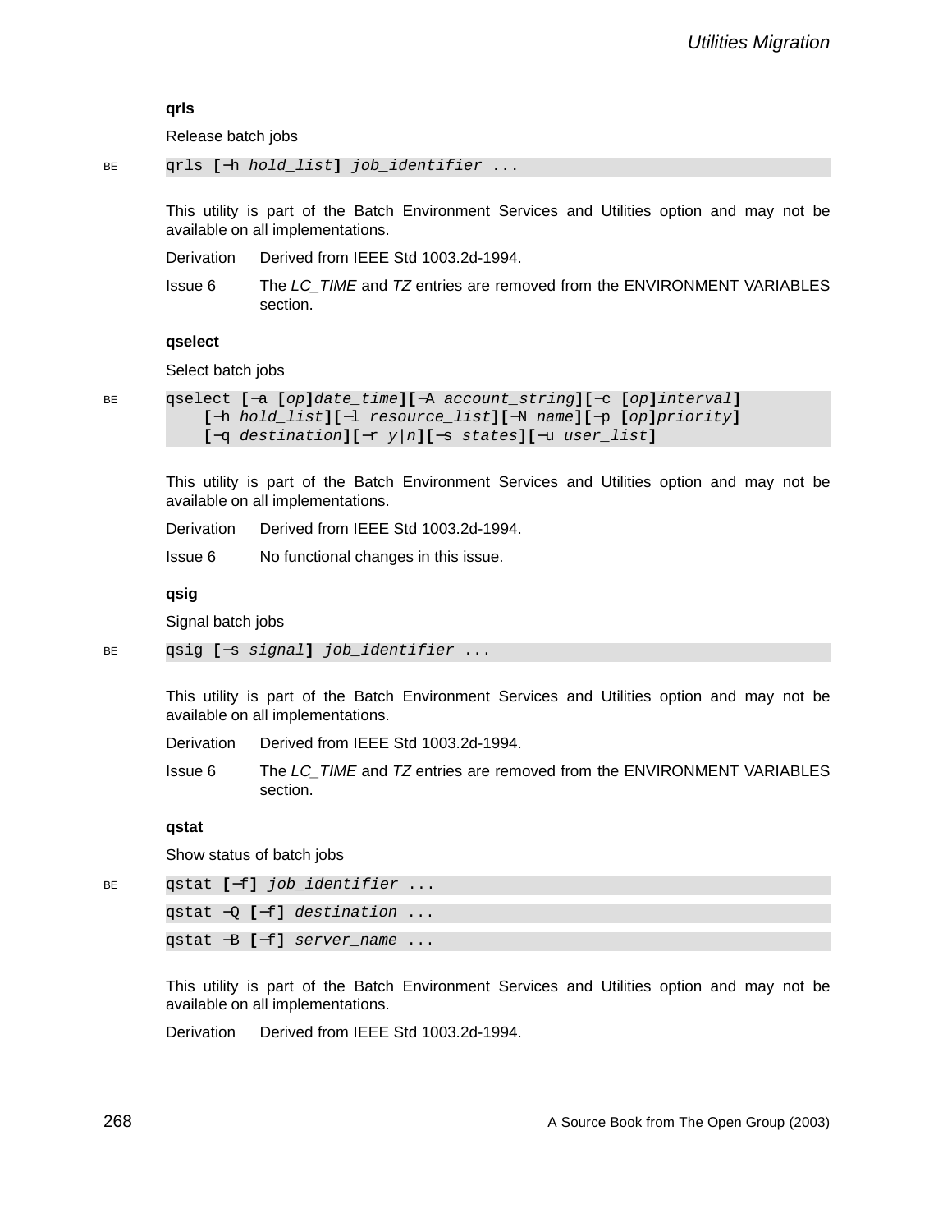### qrls

Release batch jobs

BE

```
qrls [−h hold_list] job_identifier ...
```

This utility is part of the Batch Environment Services and Utilities option and may not be available on all implementations.

Derivation Derived from IEEE Std 1003.2d-1994.

Issue 6 The *LC_TIME* and *TZ* entries are removed from the ENVIRONMENT VARIABLES section.

### qselect

Select batch jobs

BE

```
qselect [−a [op]date_time][−A account_string][−c [op]interval]
    [−h hold_list][−l resource_list][−N name][−p [op]priority]
    [−q destination][−r y|n][−s states][−u user_list]
```

This utility is part of the Batch Environment Services and Utilities option and may not be available on all implementations.

Derivation Derived from IEEE Std 1003.2d-1994.

Issue 6 No functional changes in this issue.

### qsig

Signal batch jobs

BE

```
qsig [−s signal] job_identifier ...
```

This utility is part of the Batch Environment Services and Utilities option and may not be available on all implementations.

Derivation Derived from IEEE Std 1003.2d-1994.

Issue 6 The *LC_TIME* and *TZ* entries are removed from the ENVIRONMENT VARIABLES section.

### qstat

Show status of batch jobs

BE

```
qstat [−f] job_identifier ...
qstat −Q [−f] destination ...
qstat −B [−f] server_name ...
```

This utility is part of the Batch Environment Services and Utilities option and may not be available on all implementations.

Derivation Derived from IEEE Std 1003.2d-1994.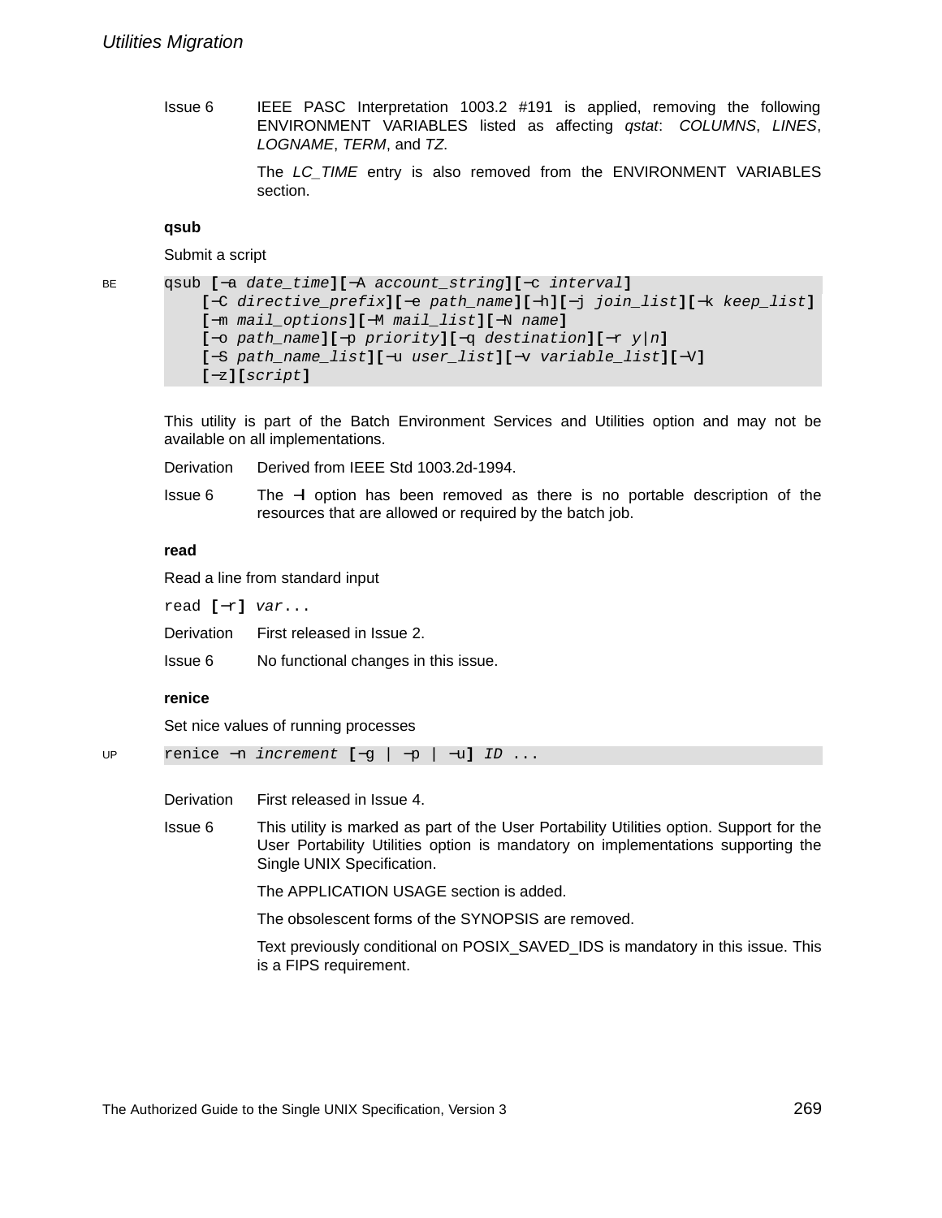Issue 6 IEEE PASC Interpretation 1003.2 #191 is applied, removing the following ENVIRONMENT VARIABLES listed as affecting *qstat*: *COLUMNS*, *LINES*, *LOGNAME*, *TERM*, and *TZ*.

The *LC_TIME* entry is also removed from the ENVIRONMENT VARIABLES section.

### qsub

Submit a script

BE

```
qsub [−a date_time][−A account_string][−c interval]
    [−C directive_prefix][−e path_name][−h][−j join_list][−k keep_list]
    [−m mail_options][−M mail_list][−N name]
    [−o path_name][−p priority][−q destination][−r y|n]
    [−S path_name_list][−u user_list][−v variable_list][−V]
    [−z][script]
```

This utility is part of the Batch Environment Services and Utilities option and may not be available on all implementations.

Derivation Derived from IEEE Std 1003.2d-1994.

Issue 6 The **−l** option has been removed as there is no portable description of the resources that are allowed or required by the batch job.

### read

Read a line from standard input

```
read [−r] var...
```

Derivation First released in Issue 2.

Issue 6 No functional changes in this issue.

### renice

Set nice values of running processes

UP

```
renice −n increment [−g | −p | −u] ID ...
```

Derivation First released in Issue 4.

Issue 6 This utility is marked as part of the User Portability Utilities option. Support for the User Portability Utilities option is mandatory on implementations supporting the Single UNIX Specification.

The APPLICATION USAGE section is added.

The obsolescent forms of the SYNOPSIS are removed.

Text previously conditional on POSIX_SAVED_IDS is mandatory in this issue. This is a FIPS requirement.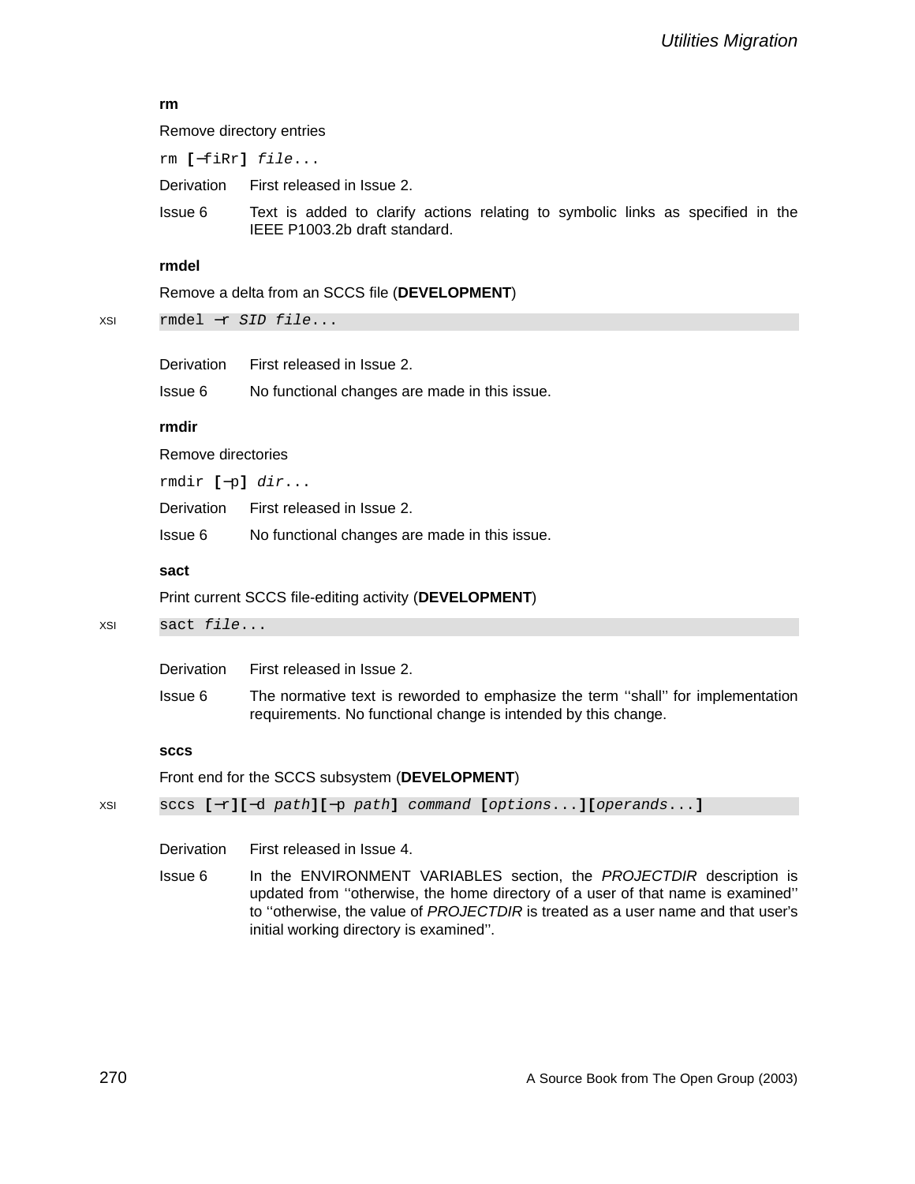**rm**

Remove directory entries

`rm [−fiRr] file...`

Derivation First released in Issue 2.

Issue 6 Text is added to clarify actions relating to symbolic links as specified in the IEEE P1003.2b draft standard.

**rmdel**

Remove a delta from an SCCS file (**DEVELOPMENT**)

XSI `rmdel −r SID file...`

Derivation First released in Issue 2.

Issue 6 No functional changes are made in this issue.

**rmdir**

Remove directories

`rmdir [−p] dir...`

Derivation First released in Issue 2.

Issue 6 No functional changes are made in this issue.

**sact**

Print current SCCS file-editing activity (**DEVELOPMENT**)

XSI `sact file...`

Derivation First released in Issue 2.

Issue 6 The normative text is reworded to emphasize the term ''shall'' for implementation requirements. No functional change is intended by this change.

**sccs**

Front end for the SCCS subsystem (**DEVELOPMENT**)

XSI `sccs [−r][−d path][−p path] command [options...][operands...]`

Derivation First released in Issue 4.

Issue 6 In the ENVIRONMENT VARIABLES section, the *PROJECTDIR* description is updated from ''otherwise, the home directory of a user of that name is examined'' to ''otherwise, the value of *PROJECTDIR* is treated as a user name and that user's initial working directory is examined''.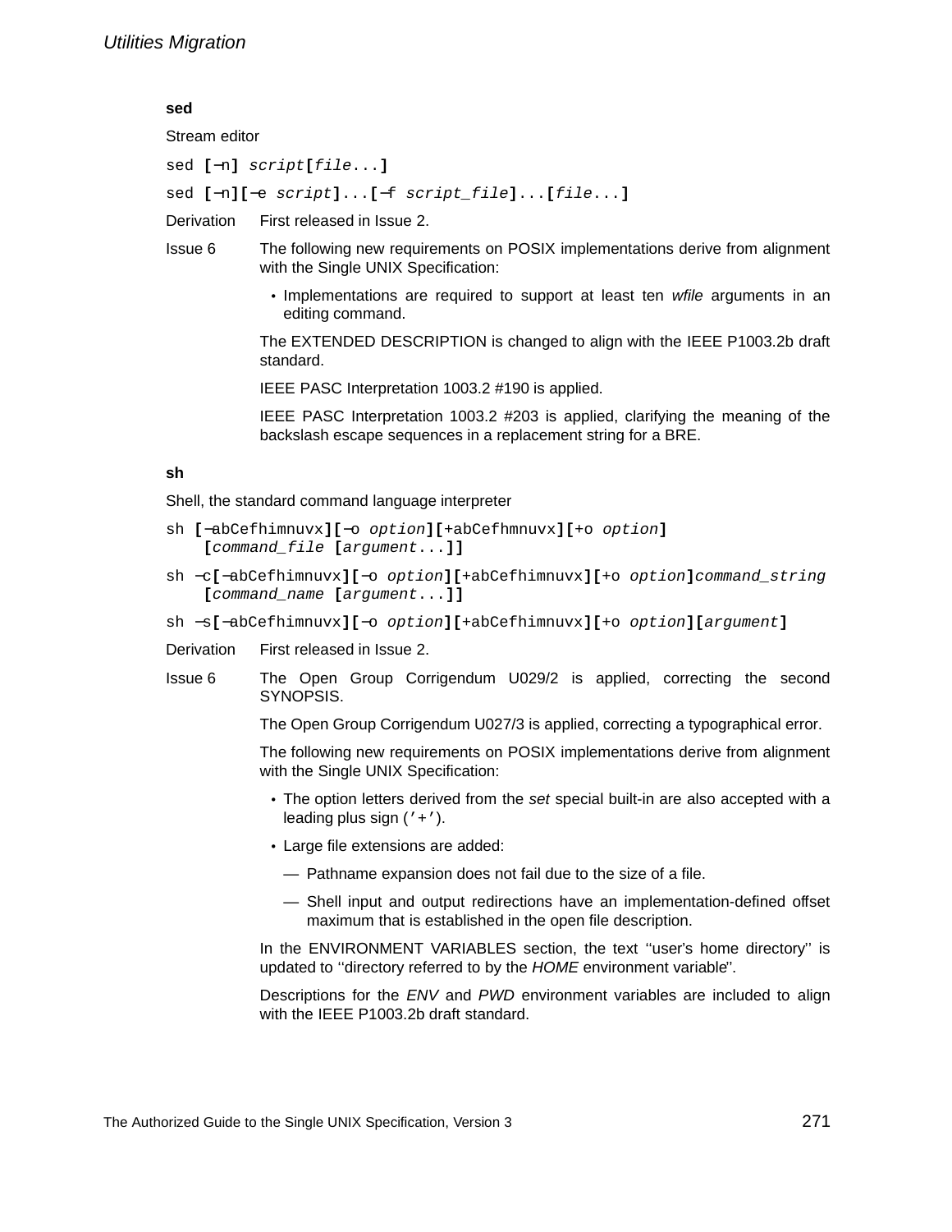### sed

Stream editor

```
sed [−n] script[file...]
sed [−n][−e script]...[−f script_file]...[file...]
```

Derivation First released in Issue 2.

Issue 6 The following new requirements on POSIX implementations derive from alignment with the Single UNIX Specification:

- Implementations are required to support at least ten *wfile* arguments in an editing command.

The EXTENDED DESCRIPTION is changed to align with the IEEE P1003.2b draft standard.

IEEE PASC Interpretation 1003.2 #190 is applied.

IEEE PASC Interpretation 1003.2 #203 is applied, clarifying the meaning of the backslash escape sequences in a replacement string for a BRE.

### sh

Shell, the standard command language interpreter

```
sh [−abCefhimnuvx][−o option][+abCefhmnuvx][+o option]
    [command_file [argument...]]
sh −c[−abCefhimnuvx][−o option][+abCefhimnuvx][+o option]command_string
    [command_name [argument...]]
sh −s[−abCefhimnuvx][−o option][+abCefhimnuvx][+o option][argument]
```

Derivation First released in Issue 2.

Issue 6 The Open Group Corrigendum U029/2 is applied, correcting the second SYNOPSIS.

The Open Group Corrigendum U027/3 is applied, correcting a typographical error.

The following new requirements on POSIX implementations derive from alignment with the Single UNIX Specification:

- The option letters derived from the *set* special built-in are also accepted with a leading plus sign (`'+'`).
- Large file extensions are added:
  - — Pathname expansion does not fail due to the size of a file.
  - — Shell input and output redirections have an implementation-defined offset maximum that is established in the open file description.

In the ENVIRONMENT VARIABLES section, the text ''user's home directory'' is updated to ''directory referred to by the *HOME* environment variable''.

Descriptions for the *ENV* and *PWD* environment variables are included to align with the IEEE P1003.2b draft standard.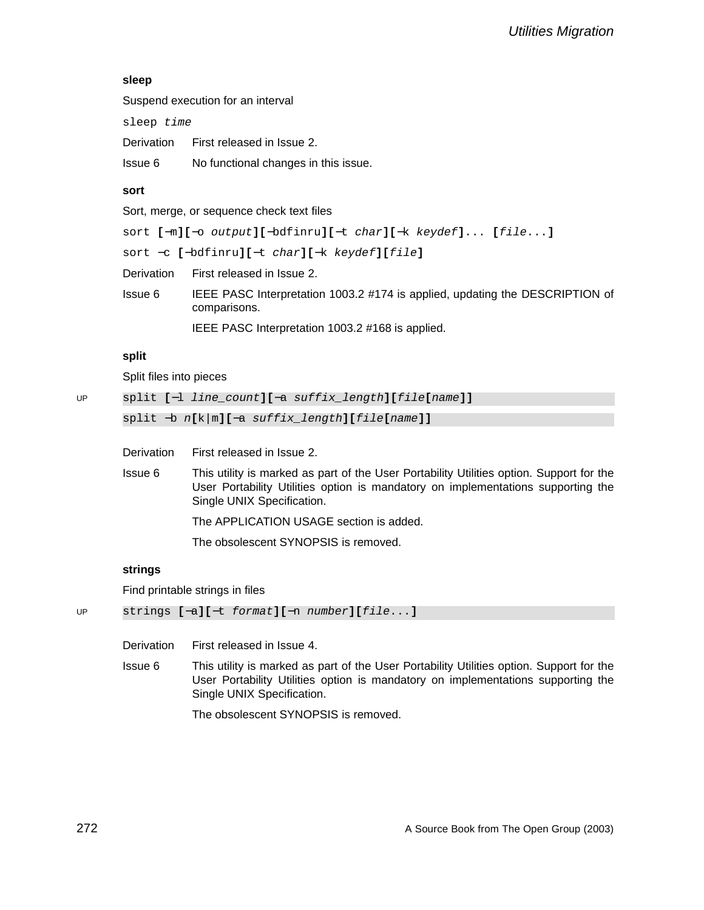### sleep

Suspend execution for an interval

```
sleep time
```

Derivation First released in Issue 2.

Issue 6 No functional changes in this issue.

### sort

Sort, merge, or sequence check text files

```
sort [−m][−o output][−bdfinru][−t char][−k keydef]... [file...]
sort −c [−bdfinru][−t char][−k keydef][file]
```

Derivation First released in Issue 2.

Issue 6 IEEE PASC Interpretation 1003.2 #174 is applied, updating the DESCRIPTION of comparisons.

IEEE PASC Interpretation 1003.2 #168 is applied.

### split

Split files into pieces

UP

```
split [−l line_count][−a suffix_length][file[name]]
split −b n[k|m][−a suffix_length][file[name]]
```

Derivation First released in Issue 2.

Issue 6 This utility is marked as part of the User Portability Utilities option. Support for the User Portability Utilities option is mandatory on implementations supporting the Single UNIX Specification.

The APPLICATION USAGE section is added.

The obsolescent SYNOPSIS is removed.

### strings

Find printable strings in files

UP

```
strings [−a][−t format][−n number][file...]
```

Derivation First released in Issue 4.

Issue 6 This utility is marked as part of the User Portability Utilities option. Support for the User Portability Utilities option is mandatory on implementations supporting the Single UNIX Specification.

The obsolescent SYNOPSIS is removed.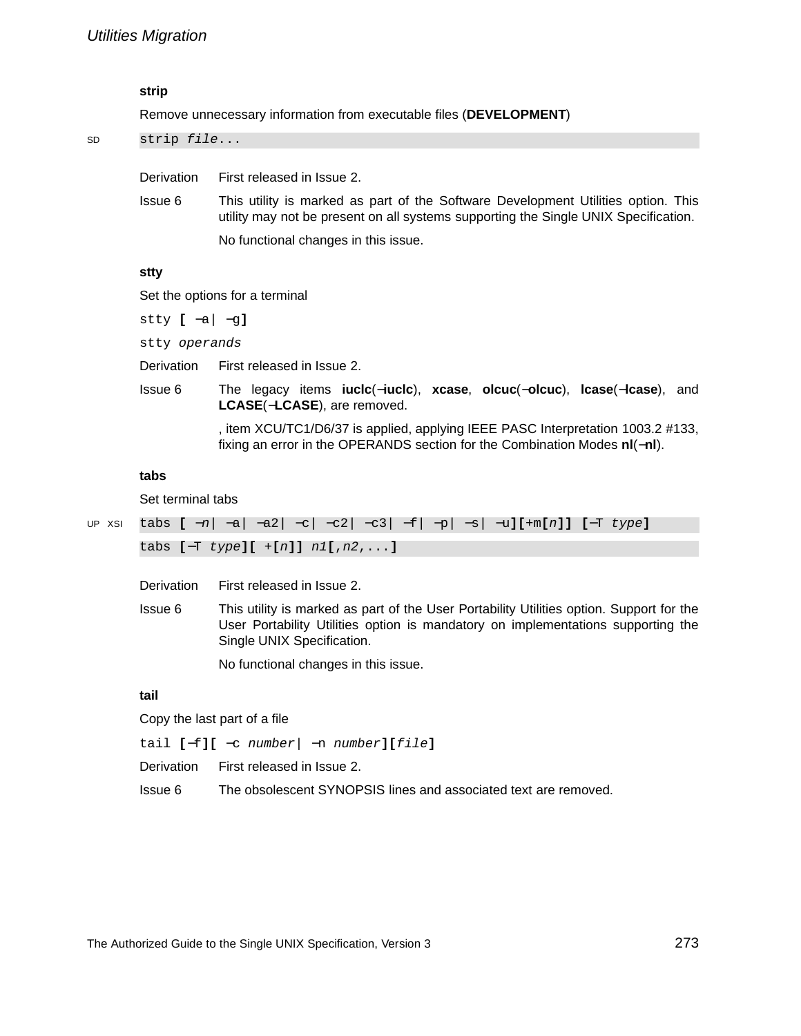### strip

Remove unnecessary information from executable files (**DEVELOPMENT**)

SD
```
strip file...
```

Derivation — First released in Issue 2.

Issue 6 — This utility is marked as part of the Software Development Utilities option. This utility may not be present on all systems supporting the Single UNIX Specification.

No functional changes in this issue.

### stty

Set the options for a terminal

```
stty [ −a| −g]
stty operands
```

Derivation — First released in Issue 2.

Issue 6 — The legacy items **iuclc**(**−iuclc**), **xcase**, **olcuc**(**−olcuc**), **lcase**(**−lcase**), and **LCASE**(**−LCASE**), are removed.

, item XCU/TC1/D6/37 is applied, applying IEEE PASC Interpretation 1003.2 #133, fixing an error in the OPERANDS section for the Combination Modes **nl**(**−nl**).

### tabs

Set terminal tabs

UP XSI
```
tabs [ −n| −a| −a2| −c| −c2| −c3| −f| −p| −s| −u][+m[n]] [−T type]
tabs [−T type][ +[n]] n1[,n2,...]
```

Derivation — First released in Issue 2.

Issue 6 — This utility is marked as part of the User Portability Utilities option. Support for the User Portability Utilities option is mandatory on implementations supporting the Single UNIX Specification.

No functional changes in this issue.

### tail

Copy the last part of a file

```
tail [−f][ −c number| −n number][file]
```

Derivation — First released in Issue 2.

Issue 6 — The obsolescent SYNOPSIS lines and associated text are removed.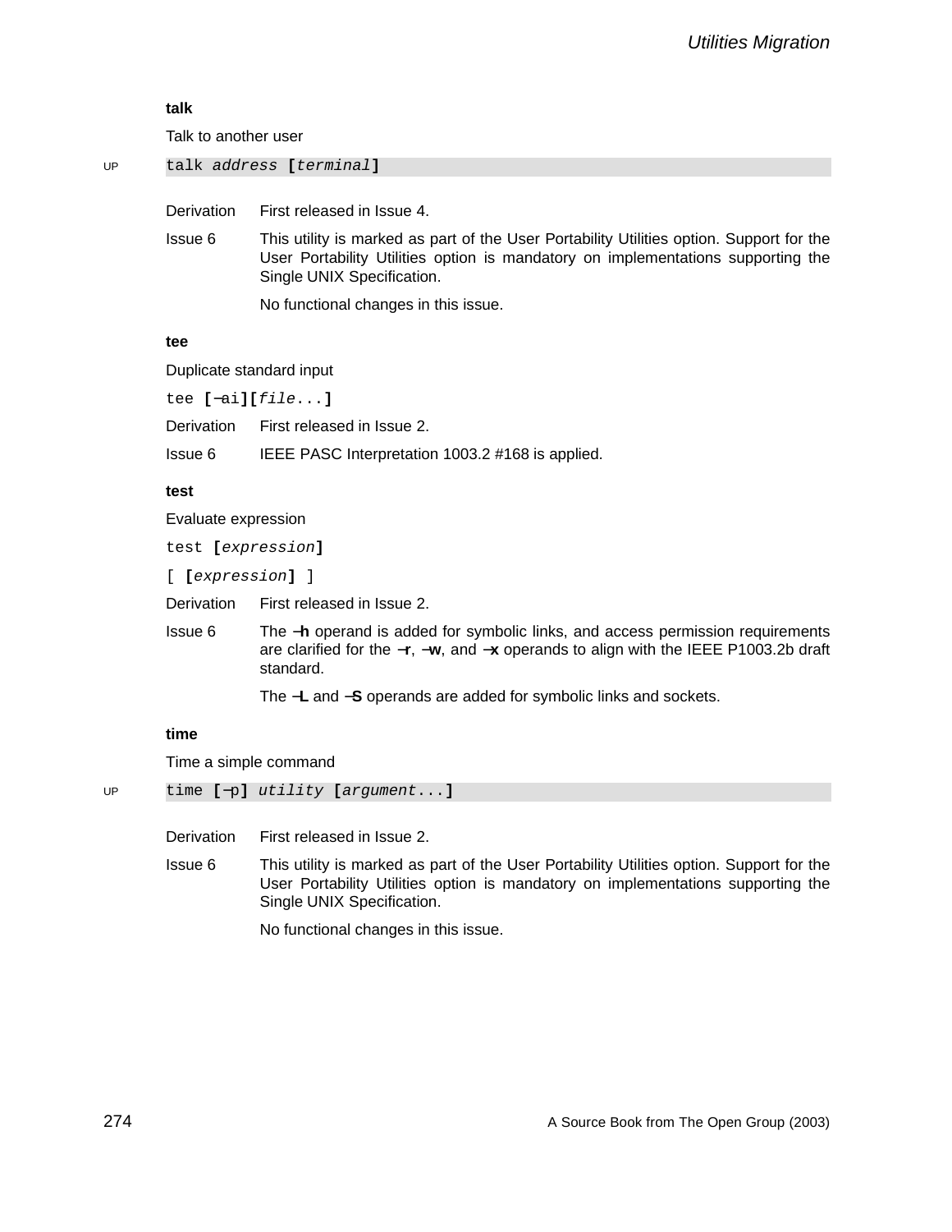### talk

Talk to another user

UP `talk address [terminal]`

Derivation First released in Issue 4.

Issue 6 This utility is marked as part of the User Portability Utilities option. Support for the User Portability Utilities option is mandatory on implementations supporting the Single UNIX Specification.

No functional changes in this issue.

### tee

Duplicate standard input

`tee [−ai][file...]`

Derivation First released in Issue 2.

Issue 6 IEEE PASC Interpretation 1003.2 #168 is applied.

### test

Evaluate expression

`test [expression]`

`[ [expression] ]`

Derivation First released in Issue 2.

Issue 6 The **−h** operand is added for symbolic links, and access permission requirements are clarified for the **−r**, **−w**, and **−x** operands to align with the IEEE P1003.2b draft standard.

The **−L** and **−S** operands are added for symbolic links and sockets.

### time

Time a simple command

UP `time [−p] utility [argument...]`

Derivation First released in Issue 2.

Issue 6 This utility is marked as part of the User Portability Utilities option. Support for the User Portability Utilities option is mandatory on implementations supporting the Single UNIX Specification.

No functional changes in this issue.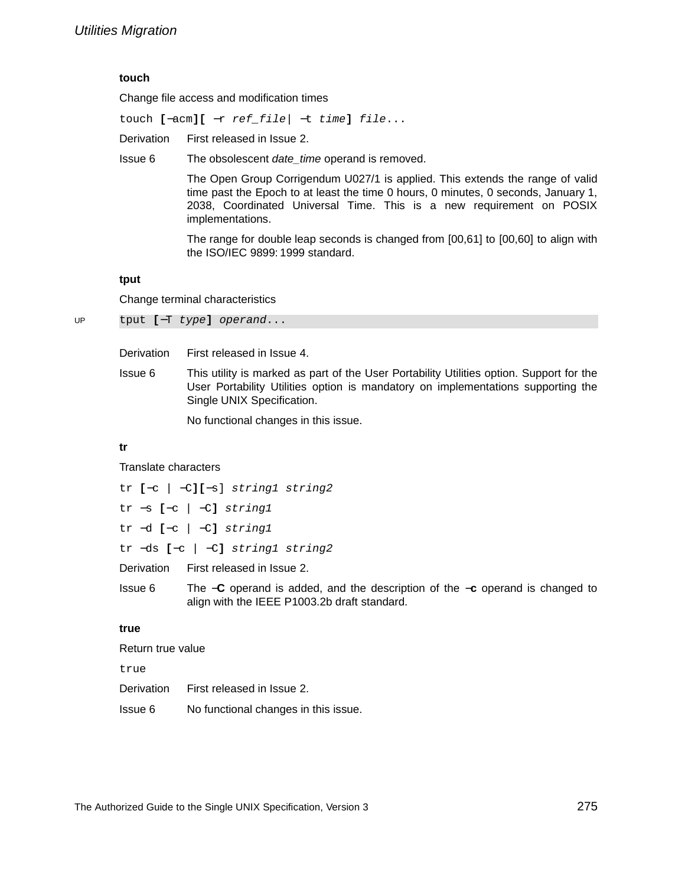### touch

Change file access and modification times

`touch [−acm][ −r ref_file| −t time] file...`

Derivation First released in Issue 2.

Issue 6 The obsolescent *date_time* operand is removed.

The Open Group Corrigendum U027/1 is applied. This extends the range of valid time past the Epoch to at least the time 0 hours, 0 minutes, 0 seconds, January 1, 2038, Coordinated Universal Time. This is a new requirement on POSIX implementations.

The range for double leap seconds is changed from [00,61] to [00,60] to align with the ISO/IEC 9899: 1999 standard.

### tput

Change terminal characteristics

UP `tput [−T type] operand...`

Derivation First released in Issue 4.

Issue 6 This utility is marked as part of the User Portability Utilities option. Support for the User Portability Utilities option is mandatory on implementations supporting the Single UNIX Specification.

No functional changes in this issue.

### tr

Translate characters

`tr [−c | −C][−s] string1 string2`

`tr −s [−c | −C] string1`

`tr −d [−c | −C] string1`

`tr −ds [−c | −C] string1 string2`

Derivation First released in Issue 2.

Issue 6 The **−C** operand is added, and the description of the **−c** operand is changed to align with the IEEE P1003.2b draft standard.

### true

Return true value

`true`

Derivation First released in Issue 2.

Issue 6 No functional changes in this issue.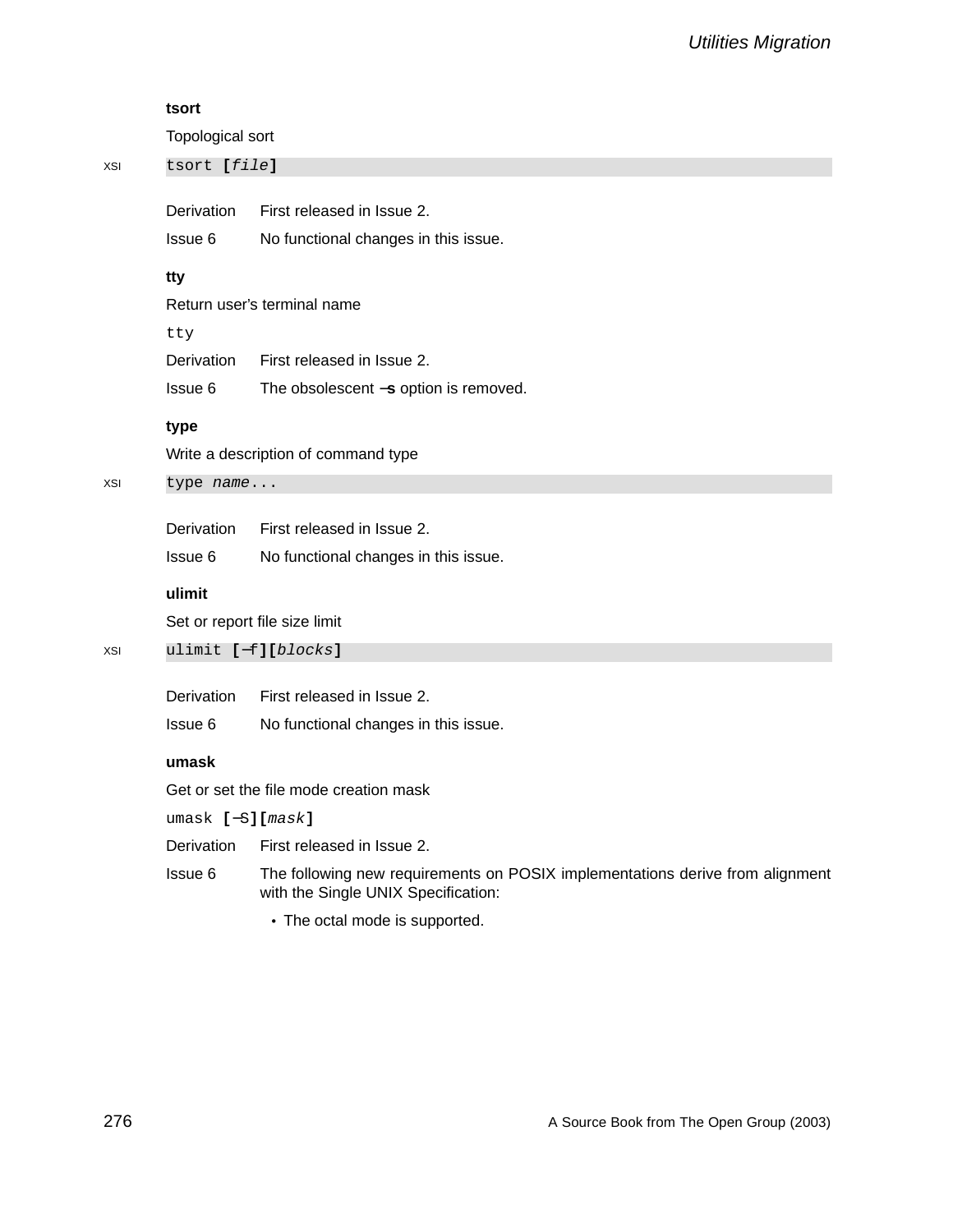### tsort

Topological sort

XSI
```
tsort [file]
```

Derivation First released in Issue 2.

Issue 6 No functional changes in this issue.

### tty

Return user's terminal name

```
tty
```

Derivation First released in Issue 2.

Issue 6 The obsolescent **−s** option is removed.

### type

Write a description of command type

XSI
```
type name...
```

Derivation First released in Issue 2.

Issue 6 No functional changes in this issue.

### ulimit

Set or report file size limit

XSI
```
ulimit [−f][blocks]
```

Derivation First released in Issue 2.

Issue 6 No functional changes in this issue.

### umask

Get or set the file mode creation mask

```
umask [−S][mask]
```

Derivation First released in Issue 2.

Issue 6 The following new requirements on POSIX implementations derive from alignment with the Single UNIX Specification:

- The octal mode is supported.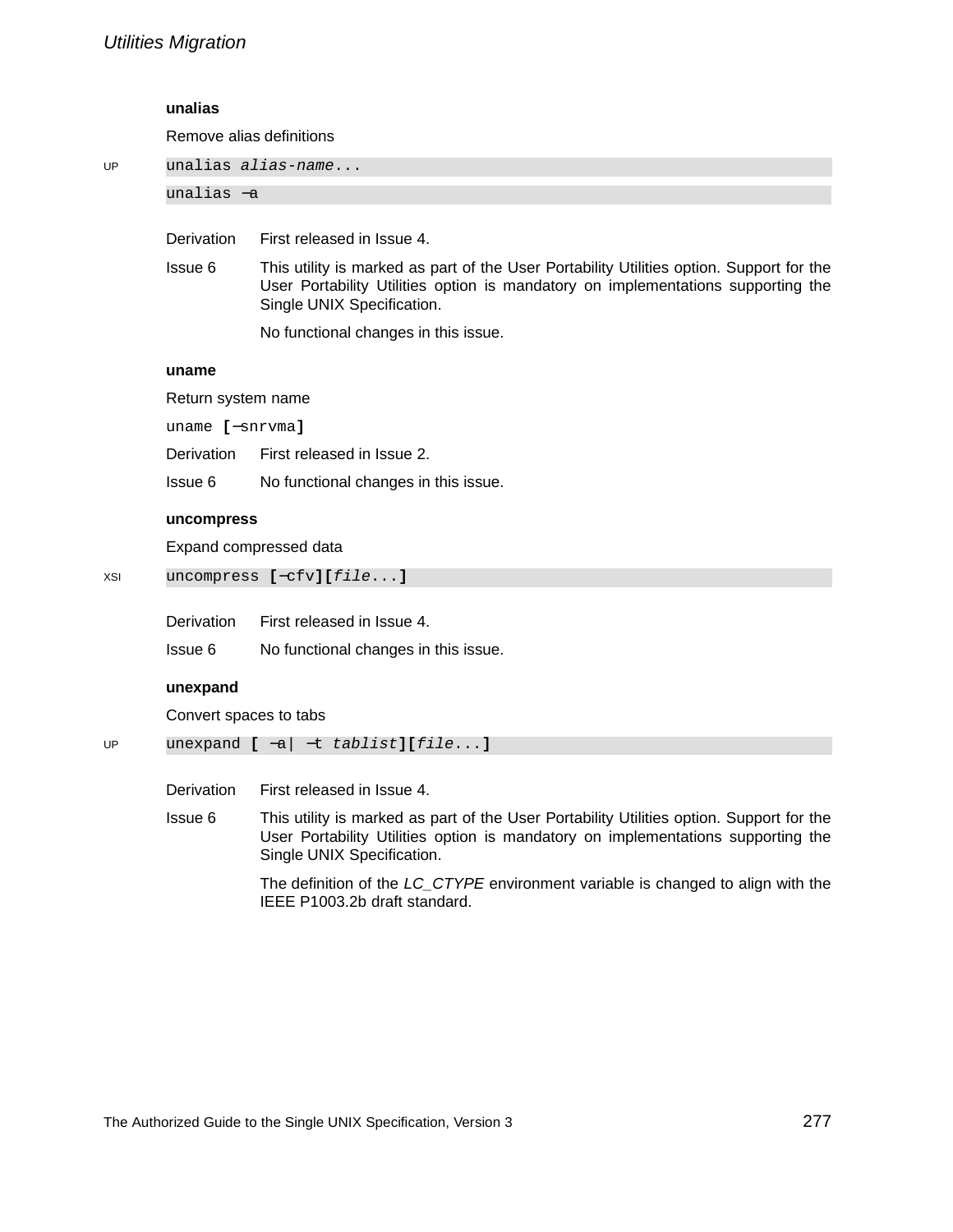### unalias

Remove alias definitions

UP
```
unalias alias-name...
unalias −a
```

| | |
|---|---|
| Derivation | First released in Issue 4. |
| Issue 6 | This utility is marked as part of the User Portability Utilities option. Support for the User Portability Utilities option is mandatory on implementations supporting the Single UNIX Specification.<br><br>No functional changes in this issue. |

### uname

Return system name

```
uname [−snrvma]
```

| | |
|---|---|
| Derivation | First released in Issue 2. |
| Issue 6 | No functional changes in this issue. |

### uncompress

Expand compressed data

XSI
```
uncompress [−cfv][file...]
```

| | |
|---|---|
| Derivation | First released in Issue 4. |
| Issue 6 | No functional changes in this issue. |

### unexpand

Convert spaces to tabs

UP
```
unexpand [ −a| −t tablist][file...]
```

| | |
|---|---|
| Derivation | First released in Issue 4. |
| Issue 6 | This utility is marked as part of the User Portability Utilities option. Support for the User Portability Utilities option is mandatory on implementations supporting the Single UNIX Specification.<br><br>The definition of the *LC_CTYPE* environment variable is changed to align with the IEEE P1003.2b draft standard. |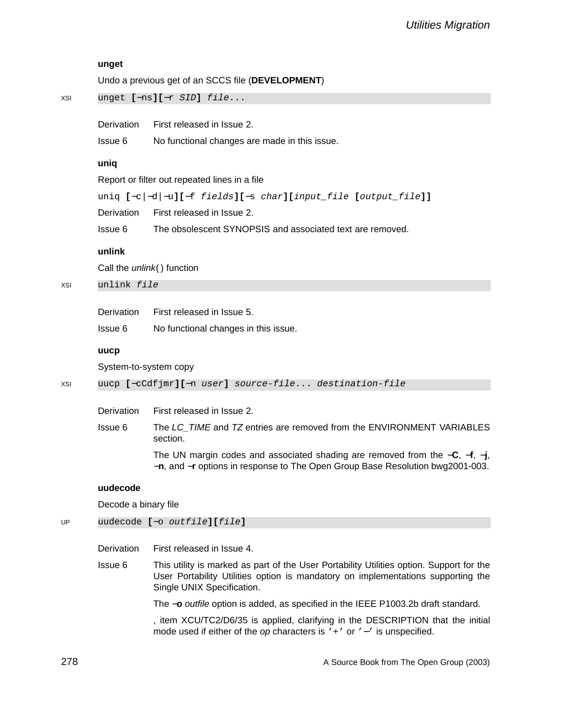### unget

Undo a previous get of an SCCS file (**DEVELOPMENT**)

XSI `unget [−ns][−r SID] file...`

Derivation First released in Issue 2.

Issue 6 No functional changes are made in this issue.

### uniq

Report or filter out repeated lines in a file

`uniq [−c|−d|−u][−f fields][−s char][input_file [output_file]]`

Derivation First released in Issue 2.

Issue 6 The obsolescent SYNOPSIS and associated text are removed.

### unlink

Call the *unlink*( ) function

XSI `unlink file`

Derivation First released in Issue 5.

Issue 6 No functional changes in this issue.

### uucp

System-to-system copy

XSI `uucp [−cCdfjmr][−n user] source-file... destination-file`

Derivation First released in Issue 2.

Issue 6 The *LC_TIME* and *TZ* entries are removed from the ENVIRONMENT VARIABLES section.

The UN margin codes and associated shading are removed from the **−C**, **−f**, **−j**, **−n**, and **−r** options in response to The Open Group Base Resolution bwg2001-003.

### uudecode

Decode a binary file

UP `uudecode [−o outfile][file]`

Derivation First released in Issue 4.

Issue 6 This utility is marked as part of the User Portability Utilities option. Support for the User Portability Utilities option is mandatory on implementations supporting the Single UNIX Specification.

The **−o** *outfile* option is added, as specified in the IEEE P1003.2b draft standard.

, item XCU/TC2/D6/35 is applied, clarifying in the DESCRIPTION that the initial mode used if either of the *op* characters is `'+'` or `'−'` is unspecified.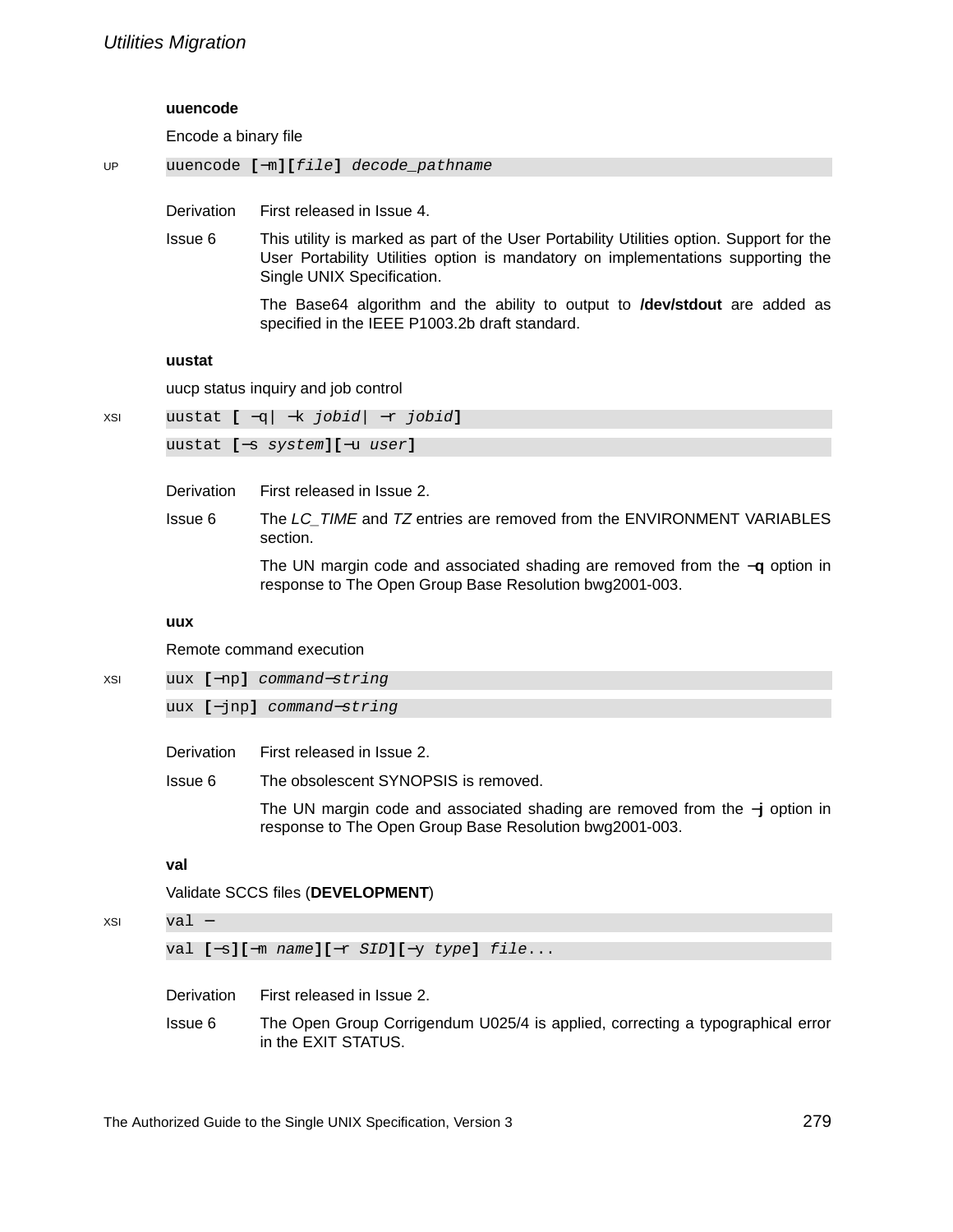### uuencode

Encode a binary file

UP
```
uuencode [−m][file] decode_pathname
```

Derivation — First released in Issue 4.

Issue 6 — This utility is marked as part of the User Portability Utilities option. Support for the User Portability Utilities option is mandatory on implementations supporting the Single UNIX Specification.

The Base64 algorithm and the ability to output to **/dev/stdout** are added as specified in the IEEE P1003.2b draft standard.

### uustat

uucp status inquiry and job control

XSI
```
uustat [ −q| −k jobid| −r jobid]
uustat [−s system][−u user]
```

Derivation — First released in Issue 2.

Issue 6 — The *LC_TIME* and *TZ* entries are removed from the ENVIRONMENT VARIABLES section.

The UN margin code and associated shading are removed from the **−q** option in response to The Open Group Base Resolution bwg2001-003.

### uux

Remote command execution

XSI
```
uux [−np] command−string
uux [−jnp] command−string
```

Derivation — First released in Issue 2.

Issue 6 — The obsolescent SYNOPSIS is removed.

The UN margin code and associated shading are removed from the **−j** option in response to The Open Group Base Resolution bwg2001-003.

### val

Validate SCCS files (**DEVELOPMENT**)

XSI
```
val −
val [−s][−m name][−r SID][−y type] file...
```

Derivation — First released in Issue 2.

Issue 6 — The Open Group Corrigendum U025/4 is applied, correcting a typographical error in the EXIT STATUS.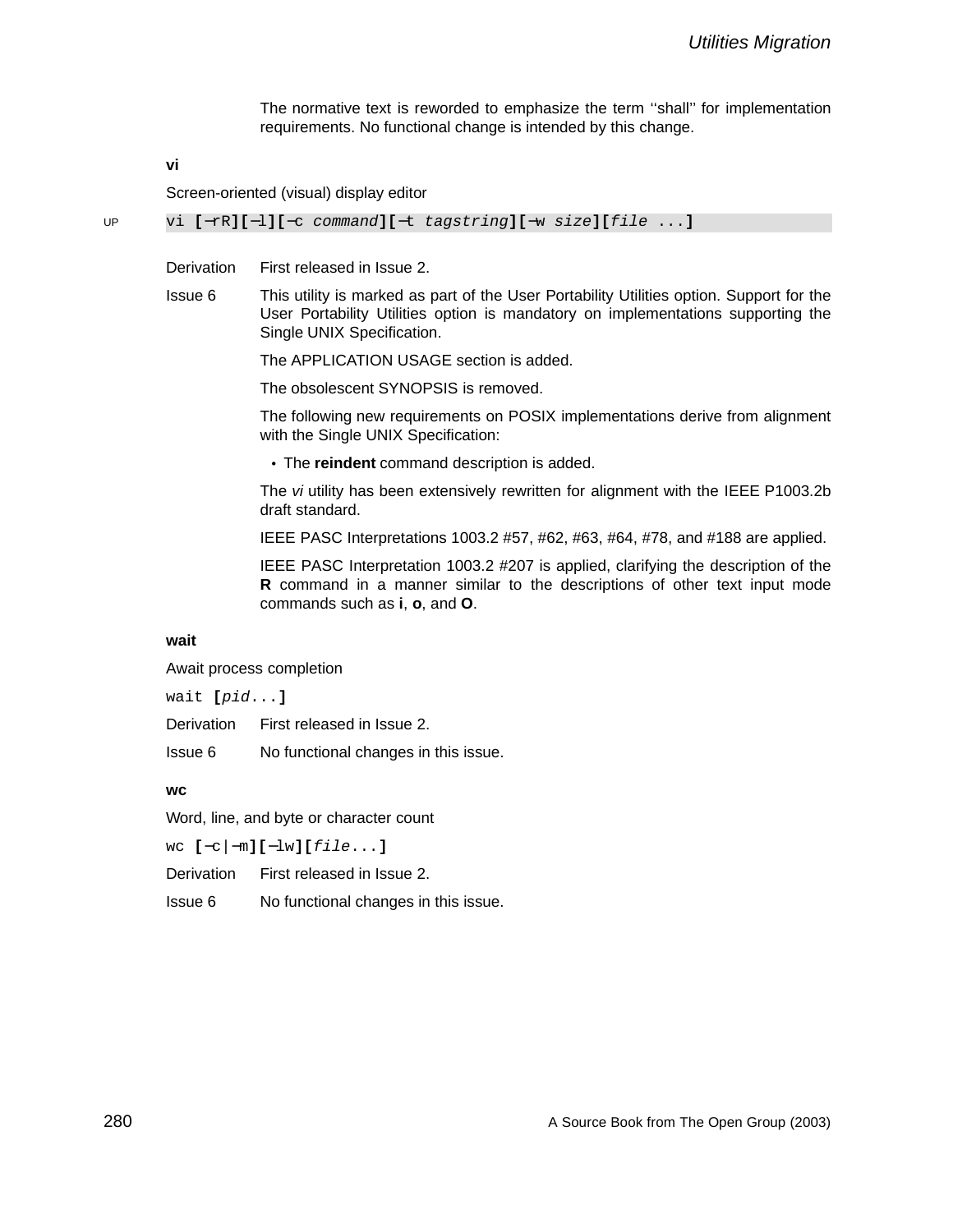The normative text is reworded to emphasize the term ''shall'' for implementation requirements. No functional change is intended by this change.

**vi**

Screen-oriented (visual) display editor

UP `vi [−rR][−l][−c command][−t tagstring][−w size][file ...]`

Derivation First released in Issue 2.

Issue 6 This utility is marked as part of the User Portability Utilities option. Support for the User Portability Utilities option is mandatory on implementations supporting the Single UNIX Specification.

The APPLICATION USAGE section is added.

The obsolescent SYNOPSIS is removed.

The following new requirements on POSIX implementations derive from alignment with the Single UNIX Specification:

- The **reindent** command description is added.

The *vi* utility has been extensively rewritten for alignment with the IEEE P1003.2b draft standard.

IEEE PASC Interpretations 1003.2 #57, #62, #63, #64, #78, and #188 are applied.

IEEE PASC Interpretation 1003.2 #207 is applied, clarifying the description of the **R** command in a manner similar to the descriptions of other text input mode commands such as **i**, **o**, and **O**.

**wait**

Await process completion

`wait [pid...]`

Derivation First released in Issue 2.

Issue 6 No functional changes in this issue.

**wc**

Word, line, and byte or character count

`wc [−c|−m][−lw][file...]`

Derivation First released in Issue 2.

Issue 6 No functional changes in this issue.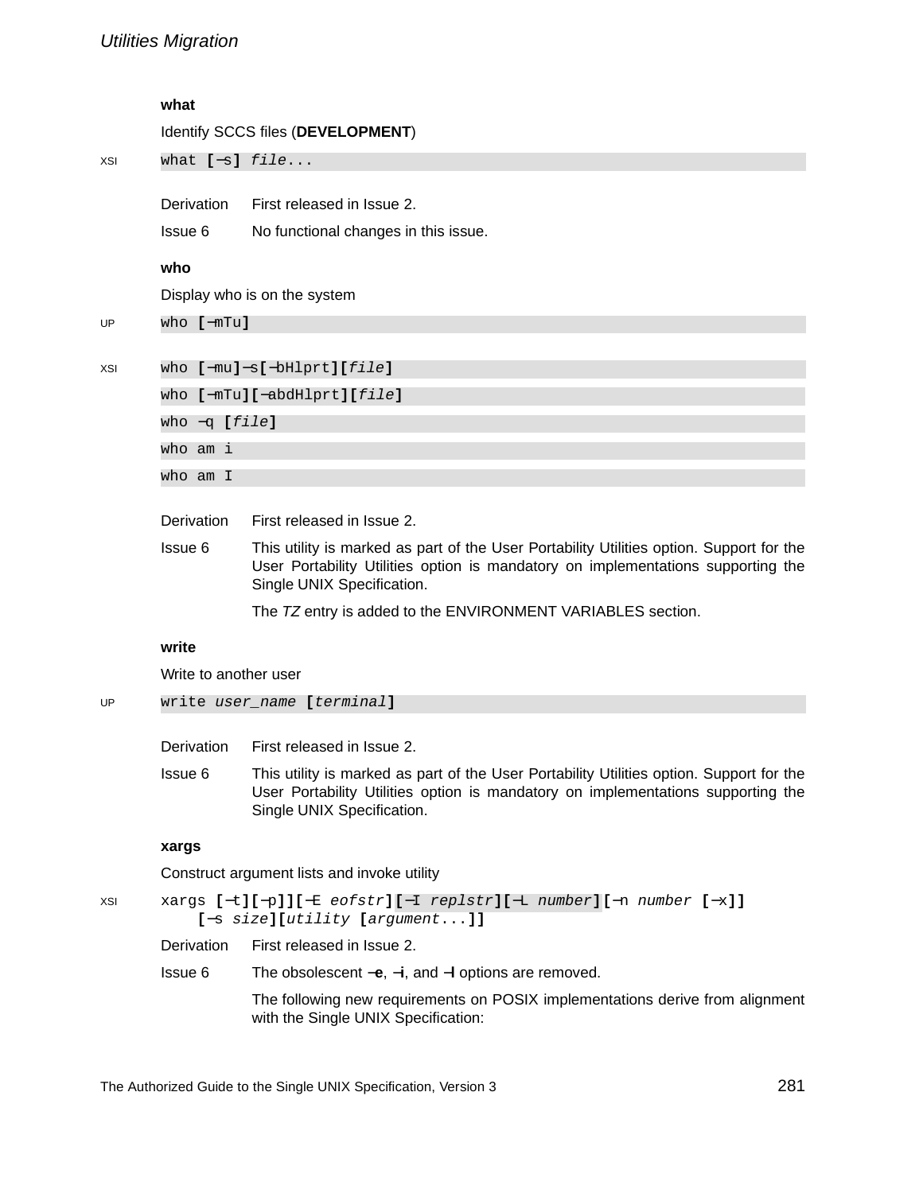### what

Identify SCCS files (**DEVELOPMENT**)

XSI
```
what [−s] file...
```

| | |
|---|---|
| Derivation | First released in Issue 2. |
| Issue 6 | No functional changes in this issue. |

### who

Display who is on the system

UP
```
who [−mTu]
```

XSI
```
who [−mu]−s[−bHlprt][file]
who [−mTu][−abdHlprt][file]
who −q [file]
who am i
who am I
```

| | |
|---|---|
| Derivation | First released in Issue 2. |
| Issue 6 | This utility is marked as part of the User Portability Utilities option. Support for the User Portability Utilities option is mandatory on implementations supporting the Single UNIX Specification.<br><br>The *TZ* entry is added to the ENVIRONMENT VARIABLES section. |

### write

Write to another user

UP
```
write user_name [terminal]
```

| | |
|---|---|
| Derivation | First released in Issue 2. |
| Issue 6 | This utility is marked as part of the User Portability Utilities option. Support for the User Portability Utilities option is mandatory on implementations supporting the Single UNIX Specification. |

### xargs

Construct argument lists and invoke utility

XSI
```
xargs [−t][−p]][−E eofstr][−I replstr][−L number][−n number [−x]]
    [−s size][utility [argument...]]
```

| | |
|---|---|
| Derivation | First released in Issue 2. |
| Issue 6 | The obsolescent **−e**, **−i**, and **−l** options are removed.<br><br>The following new requirements on POSIX implementations derive from alignment with the Single UNIX Specification: |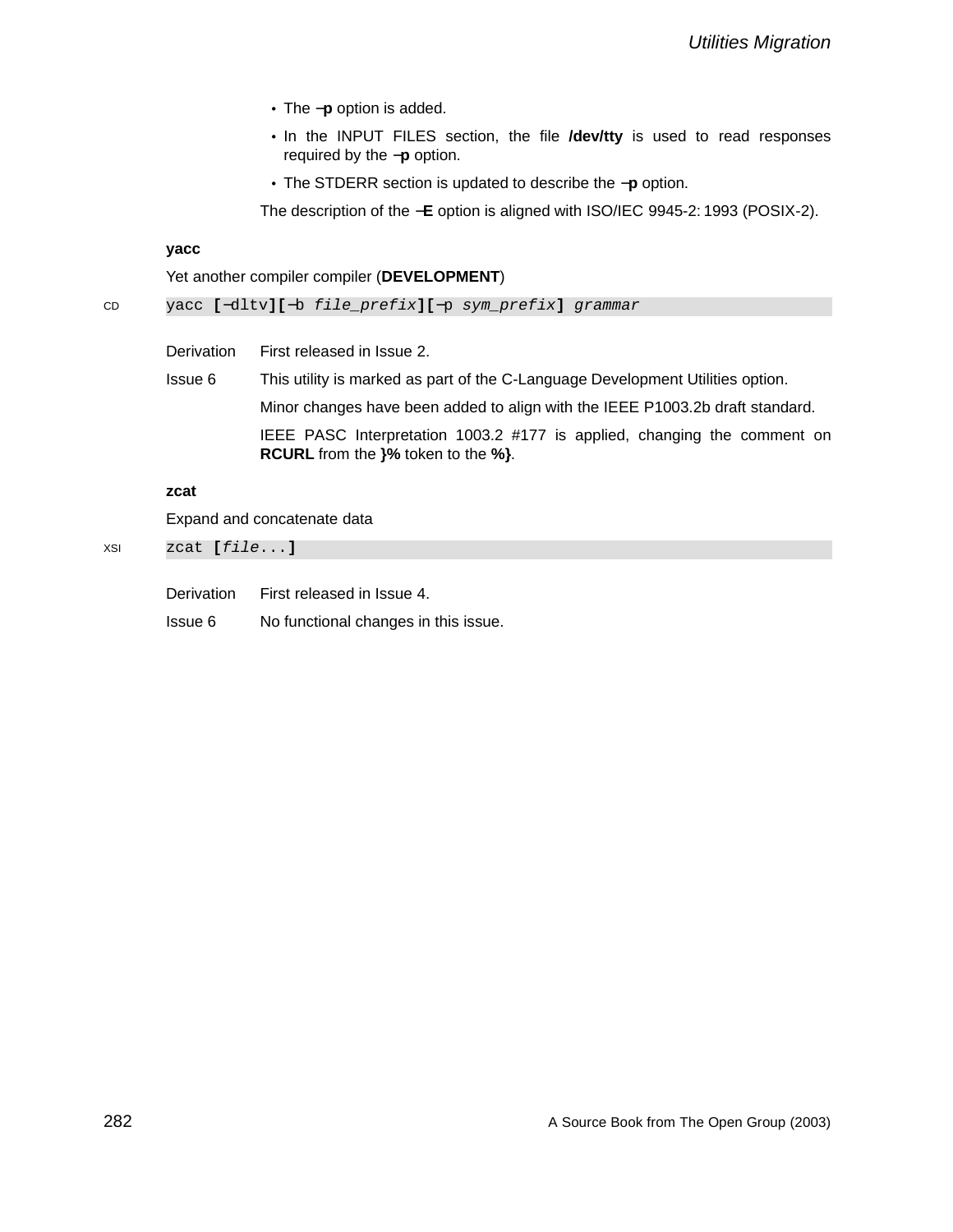- The −**p** option is added.
- In the INPUT FILES section, the file **/dev/tty** is used to read responses required by the −**p** option.
- The STDERR section is updated to describe the −**p** option.

The description of the −**E** option is aligned with ISO/IEC 9945-2: 1993 (POSIX-2).

**yacc**

Yet another compiler compiler (**DEVELOPMENT**)

CD
```
yacc [−dltv][−b file_prefix][−p sym_prefix] grammar
```

Derivation First released in Issue 2.

Issue 6 This utility is marked as part of the C-Language Development Utilities option.

Minor changes have been added to align with the IEEE P1003.2b draft standard.

IEEE PASC Interpretation 1003.2 #177 is applied, changing the comment on **RCURL** from the **}%** token to the **%}**.

**zcat**

Expand and concatenate data

XSI
```
zcat [file...]
```

Derivation First released in Issue 4.

Issue 6 No functional changes in this issue.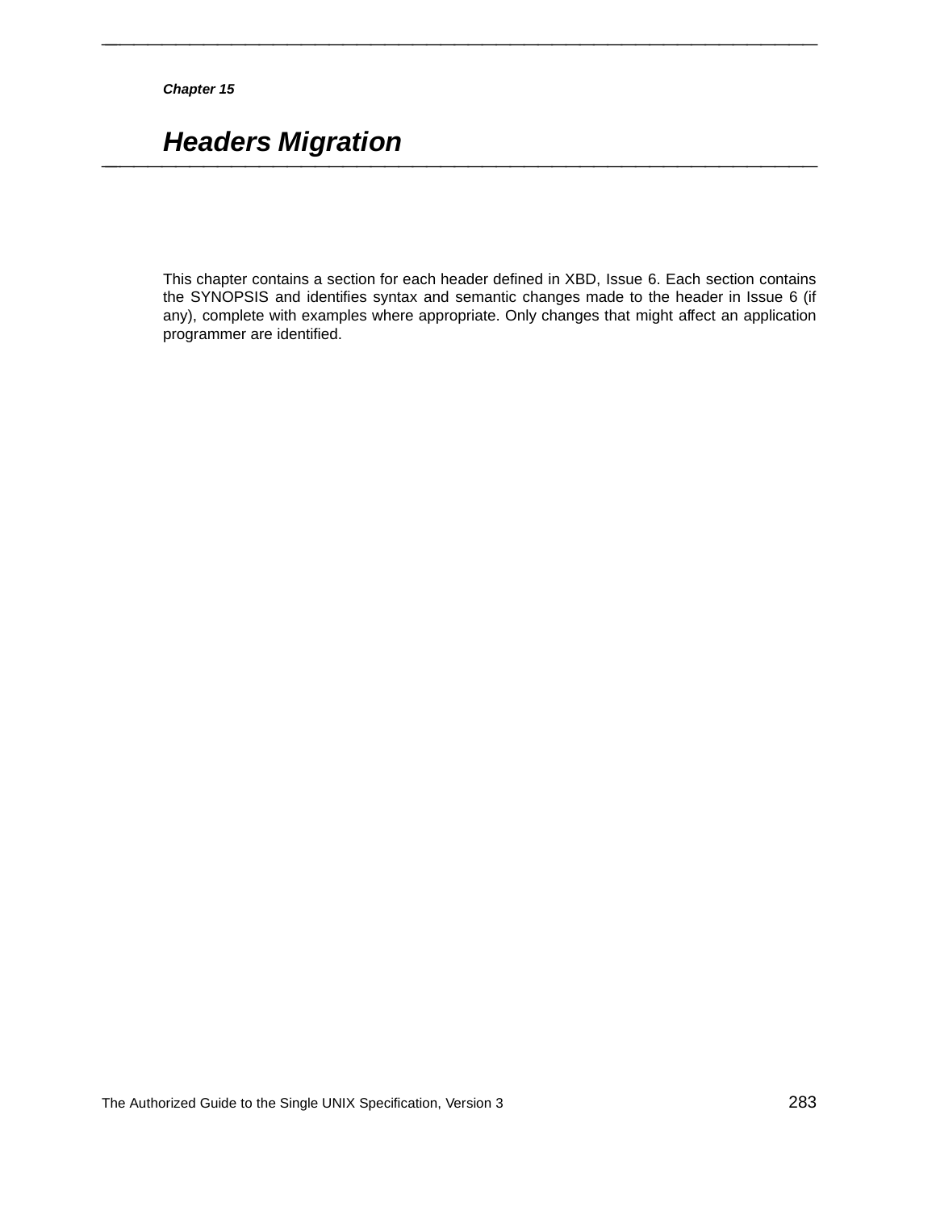*Chapter 15*

# Headers Migration

This chapter contains a section for each header defined in XBD, Issue 6. Each section contains the SYNOPSIS and identifies syntax and semantic changes made to the header in Issue 6 (if any), complete with examples where appropriate. Only changes that might affect an application programmer are identified.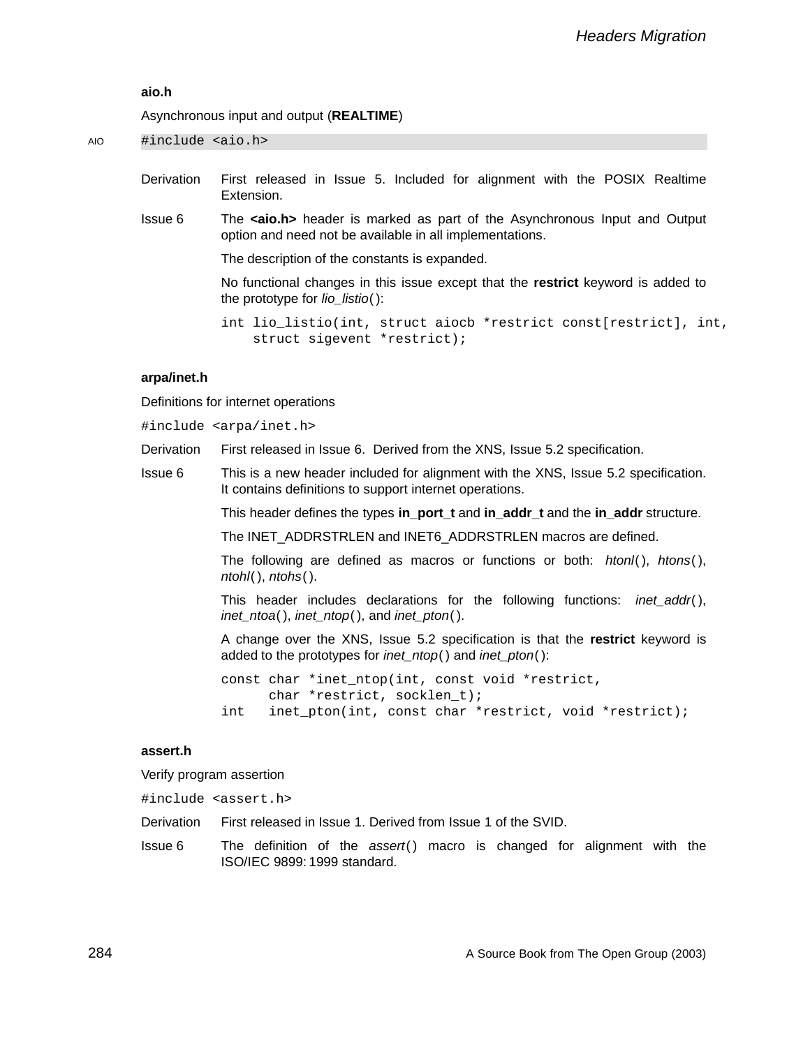### aio.h

Asynchronous input and output (**REALTIME**)

AIO

```
#include <aio.h>
```

Derivation First released in Issue 5. Included for alignment with the POSIX Realtime Extension.

Issue 6 The **<aio.h>** header is marked as part of the Asynchronous Input and Output option and need not be available in all implementations.

The description of the constants is expanded.

No functional changes in this issue except that the **restrict** keyword is added to the prototype for *lio_listio*( ):

```
int lio_listio(int, struct aiocb *restrict const[restrict], int,
    struct sigevent *restrict);
```

### arpa/inet.h

Definitions for internet operations

```
#include <arpa/inet.h>
```

Derivation First released in Issue 6. Derived from the XNS, Issue 5.2 specification.

Issue 6 This is a new header included for alignment with the XNS, Issue 5.2 specification. It contains definitions to support internet operations.

This header defines the types **in_port_t** and **in_addr_t** and the **in_addr** structure.

The INET_ADDRSTRLEN and INET6_ADDRSTRLEN macros are defined.

The following are defined as macros or functions or both: *htonl*( ), *htons*( ), *ntohl*( ), *ntohs*( ).

This header includes declarations for the following functions: *inet_addr*( ), *inet_ntoa*( ), *inet_ntop*( ), and *inet_pton*( ).

A change over the XNS, Issue 5.2 specification is that the **restrict** keyword is added to the prototypes for *inet_ntop*( ) and *inet_pton*( ):

```
const char *inet_ntop(int, const void *restrict,
      char *restrict, socklen_t);
int   inet_pton(int, const char *restrict, void *restrict);
```

### assert.h

Verify program assertion

```
#include <assert.h>
```

Derivation First released in Issue 1. Derived from Issue 1 of the SVID.

Issue 6 The definition of the *assert*( ) macro is changed for alignment with the ISO/IEC 9899:1999 standard.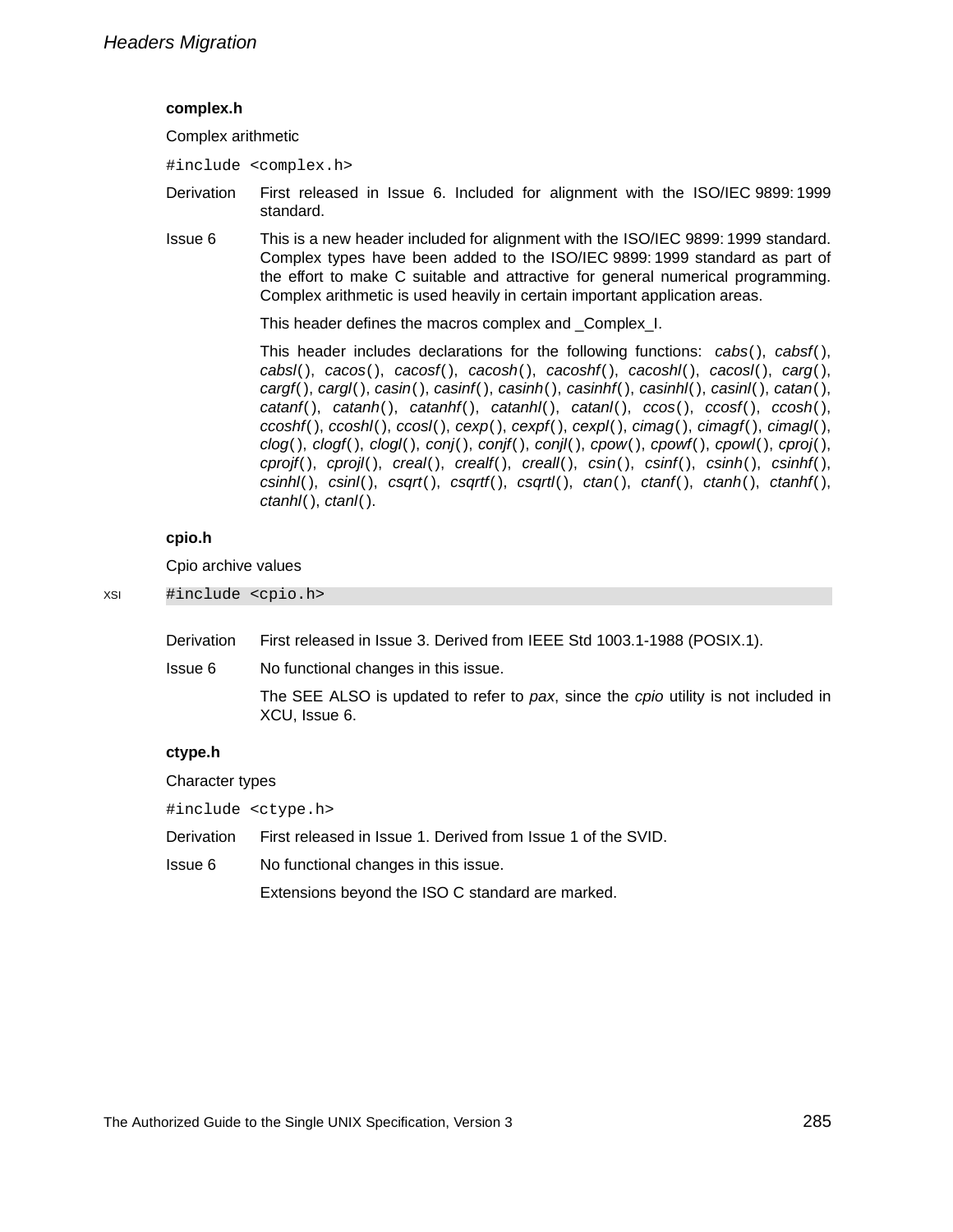### complex.h

Complex arithmetic

```
#include <complex.h>
```

**Derivation** First released in Issue 6. Included for alignment with the ISO/IEC 9899:1999 standard.

**Issue 6** This is a new header included for alignment with the ISO/IEC 9899:1999 standard. Complex types have been added to the ISO/IEC 9899:1999 standard as part of the effort to make C suitable and attractive for general numerical programming. Complex arithmetic is used heavily in certain important application areas.

This header defines the macros complex and _Complex_I.

This header includes declarations for the following functions: *cabs*( ), *cabsf*( ), *cabsl*( ), *cacos*( ), *cacosf*( ), *cacosh*( ), *cacoshf*( ), *cacoshl*( ), *cacosl*( ), *carg*( ), *cargf*( ), *cargl*( ), *casin*( ), *casinf*( ), *casinh*( ), *casinhf*( ), *casinhl*( ), *casinl*( ), *catan*( ), *catanf*( ), *catanh*( ), *catanhf*( ), *catanhl*( ), *catanl*( ), *ccos*( ), *ccosf*( ), *ccosh*( ), *ccoshf*( ), *ccoshl*( ), *ccosl*( ), *cexp*( ), *cexpf*( ), *cexpl*( ), *cimag*( ), *cimagf*( ), *cimagl*( ), *clog*( ), *clogf*( ), *clogl*( ), *conj*( ), *conjf*( ), *conjl*( ), *cpow*( ), *cpowf*( ), *cpowl*( ), *cproj*( ), *cprojf*( ), *cprojl*( ), *creal*( ), *crealf*( ), *creall*( ), *csin*( ), *csinf*( ), *csinh*( ), *csinhf*( ), *csinhl*( ), *csinl*( ), *csqrt*( ), *csqrtf*( ), *csqrtl*( ), *ctan*( ), *ctanf*( ), *ctanh*( ), *ctanhf*( ), *ctanhl*( ), *ctanl*( ).

### cpio.h

Cpio archive values

XSI
```
#include <cpio.h>
```

**Derivation** First released in Issue 3. Derived from IEEE Std 1003.1-1988 (POSIX.1).

**Issue 6** No functional changes in this issue.

The SEE ALSO is updated to refer to *pax*, since the *cpio* utility is not included in XCU, Issue 6.

### ctype.h

Character types

```
#include <ctype.h>
```

**Derivation** First released in Issue 1. Derived from Issue 1 of the SVID.

**Issue 6** No functional changes in this issue.

Extensions beyond the ISO C standard are marked.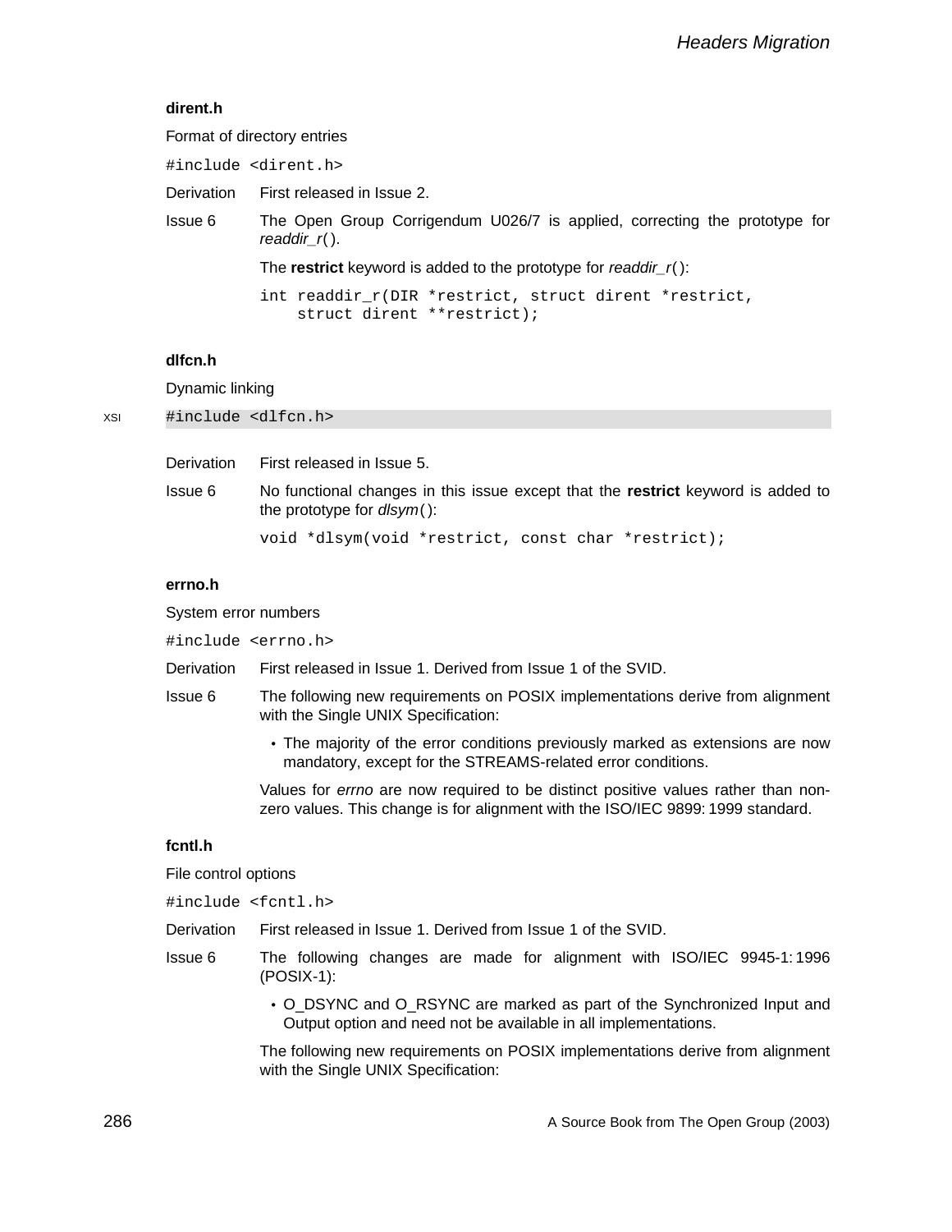### dirent.h

Format of directory entries

```
#include <dirent.h>
```

Derivation First released in Issue 2.

Issue 6 The Open Group Corrigendum U026/7 is applied, correcting the prototype for *readdir_r*( ).

The **restrict** keyword is added to the prototype for *readdir_r*( ):

```
int readdir_r(DIR *restrict, struct dirent *restrict,
    struct dirent **restrict);
```

### dlfcn.h

Dynamic linking

XSI

```
#include <dlfcn.h>
```

Derivation First released in Issue 5.

Issue 6 No functional changes in this issue except that the **restrict** keyword is added to the prototype for *dlsym*( ):

```
void *dlsym(void *restrict, const char *restrict);
```

### errno.h

System error numbers

```
#include <errno.h>
```

Derivation First released in Issue 1. Derived from Issue 1 of the SVID.

Issue 6 The following new requirements on POSIX implementations derive from alignment with the Single UNIX Specification:

- The majority of the error conditions previously marked as extensions are now mandatory, except for the STREAMS-related error conditions.

Values for *errno* are now required to be distinct positive values rather than non-zero values. This change is for alignment with the ISO/IEC 9899: 1999 standard.

### fcntl.h

File control options

```
#include <fcntl.h>
```

Derivation First released in Issue 1. Derived from Issue 1 of the SVID.

Issue 6 The following changes are made for alignment with ISO/IEC 9945-1: 1996 (POSIX-1):

- O_DSYNC and O_RSYNC are marked as part of the Synchronized Input and Output option and need not be available in all implementations.

The following new requirements on POSIX implementations derive from alignment with the Single UNIX Specification: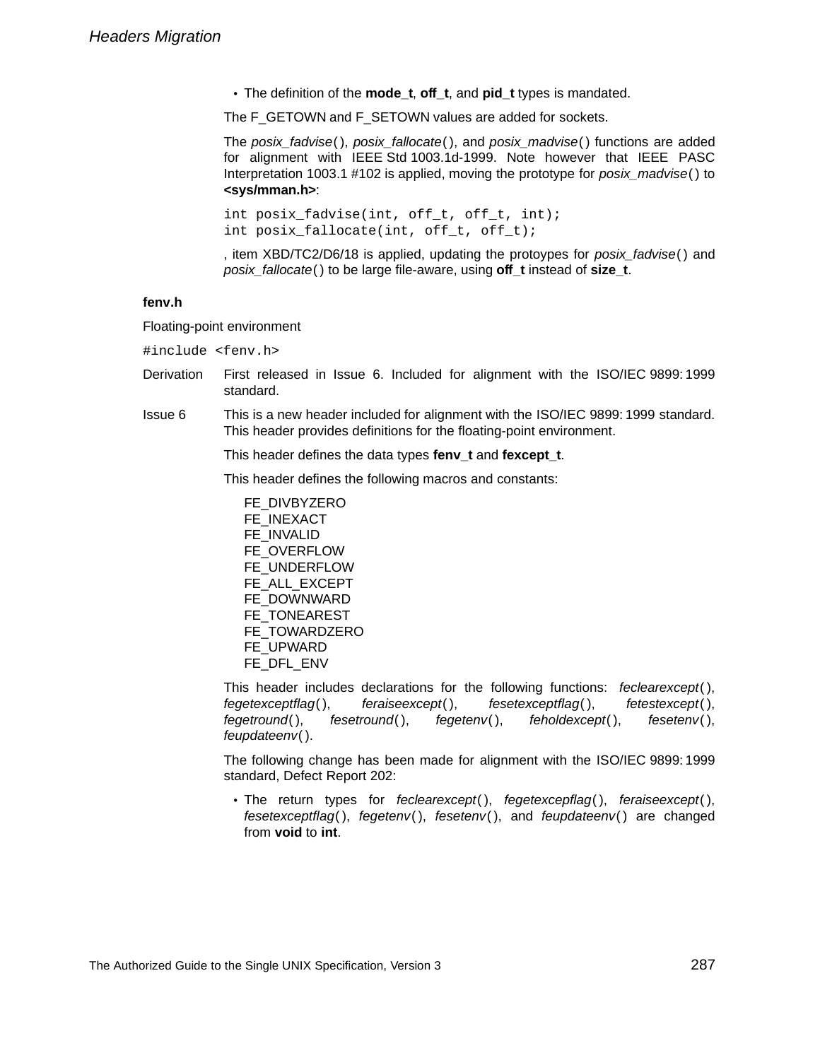- The definition of the **mode_t**, **off_t**, and **pid_t** types is mandated.

The F_GETOWN and F_SETOWN values are added for sockets.

The *posix_fadvise*( ), *posix_fallocate*( ), and *posix_madvise*( ) functions are added for alignment with IEEE Std 1003.1d-1999. Note however that IEEE PASC Interpretation 1003.1 #102 is applied, moving the prototype for *posix_madvise*( ) to **<sys/mman.h>**:

```
int posix_fadvise(int, off_t, off_t, int);
int posix_fallocate(int, off_t, off_t);
```

, item XBD/TC2/D6/18 is applied, updating the protoypes for *posix_fadvise*( ) and *posix_fallocate*( ) to be large file-aware, using **off_t** instead of **size_t**.

### fenv.h

Floating-point environment

```
#include <fenv.h>
```

**Derivation** First released in Issue 6. Included for alignment with the ISO/IEC 9899: 1999 standard.

**Issue 6** This is a new header included for alignment with the ISO/IEC 9899: 1999 standard. This header provides definitions for the floating-point environment.

This header defines the data types **fenv_t** and **fexcept_t**.

This header defines the following macros and constants:

FE_DIVBYZERO
FE_INEXACT
FE_INVALID
FE_OVERFLOW
FE_UNDERFLOW
FE_ALL_EXCEPT
FE_DOWNWARD
FE_TONEAREST
FE_TOWARDZERO
FE_UPWARD
FE_DFL_ENV

This header includes declarations for the following functions: *feclearexcept*( ), *fegetexceptflag*( ), *feraiseexcept*( ), *fesetexceptflag*( ), *fetestexcept*( ), *fegetround*( ), *fesetround*( ), *fegetenv*( ), *feholdexcept*( ), *fesetenv*( ), *feupdateenv*( ).

The following change has been made for alignment with the ISO/IEC 9899: 1999 standard, Defect Report 202:

- The return types for *feclearexcept*( ), *fegetexcepflag*( ), *feraiseexcept*( ), *fesetexceptflag*( ), *fegetenv*( ), *fesetenv*( ), and *feupdateenv*( ) are changed from **void** to **int**.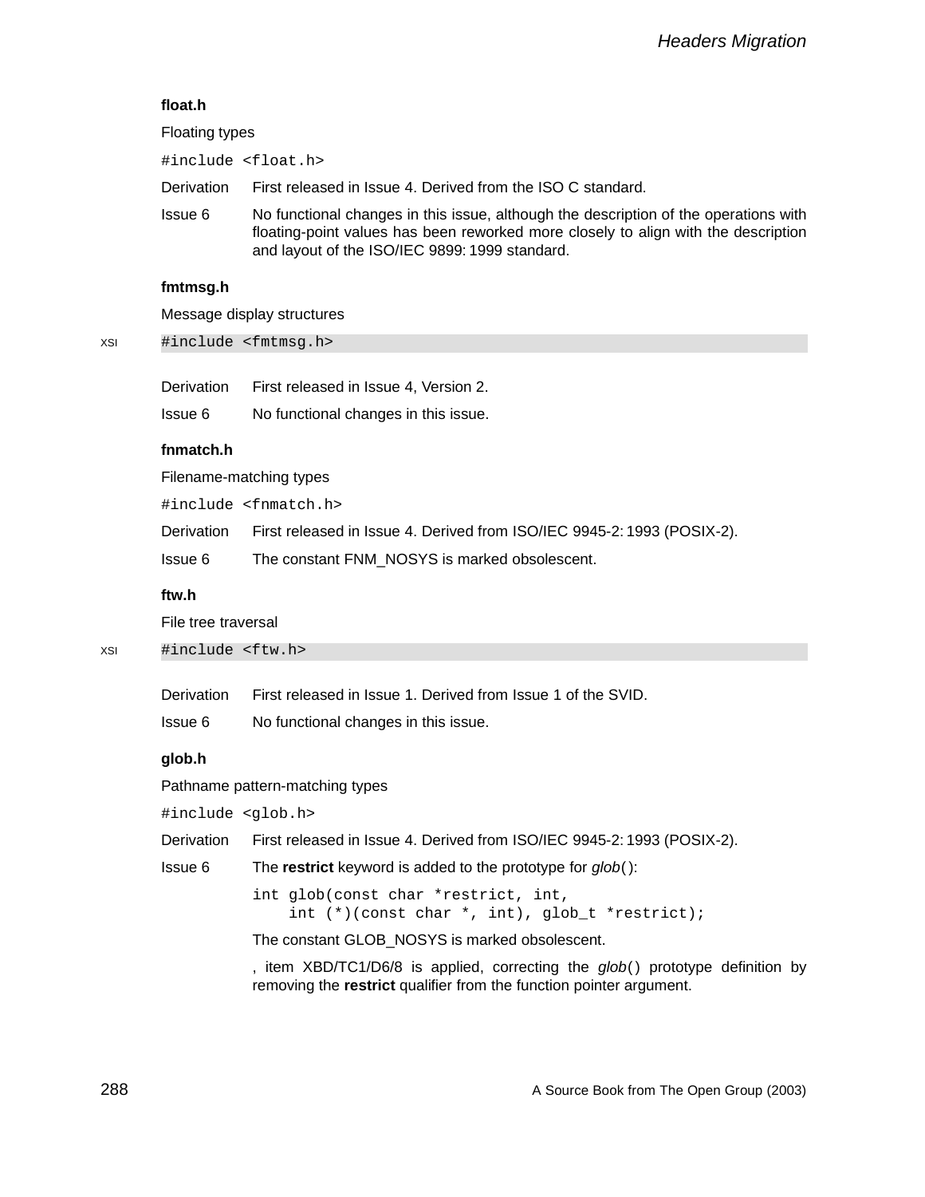### float.h

Floating types

```
#include <float.h>
```

Derivation First released in Issue 4. Derived from the ISO C standard.

Issue 6 No functional changes in this issue, although the description of the operations with floating-point values has been reworked more closely to align with the description and layout of the ISO/IEC 9899: 1999 standard.

### fmtmsg.h

Message display structures

XSI

```
#include <fmtmsg.h>
```

Derivation First released in Issue 4, Version 2.

Issue 6 No functional changes in this issue.

### fnmatch.h

Filename-matching types

```
#include <fnmatch.h>
```

Derivation First released in Issue 4. Derived from ISO/IEC 9945-2: 1993 (POSIX-2).

Issue 6 The constant FNM_NOSYS is marked obsolescent.

### ftw.h

File tree traversal

XSI

```
#include <ftw.h>
```

Derivation First released in Issue 1. Derived from Issue 1 of the SVID.

Issue 6 No functional changes in this issue.

### glob.h

Pathname pattern-matching types

```
#include <glob.h>
```

Derivation First released in Issue 4. Derived from ISO/IEC 9945-2: 1993 (POSIX-2).

Issue 6 The **restrict** keyword is added to the prototype for *glob*( ):

```
int glob(const char *restrict, int,
    int (*)(const char *, int), glob_t *restrict);
```

The constant GLOB_NOSYS is marked obsolescent.

, item XBD/TC1/D6/8 is applied, correcting the *glob*( ) prototype definition by removing the **restrict** qualifier from the function pointer argument.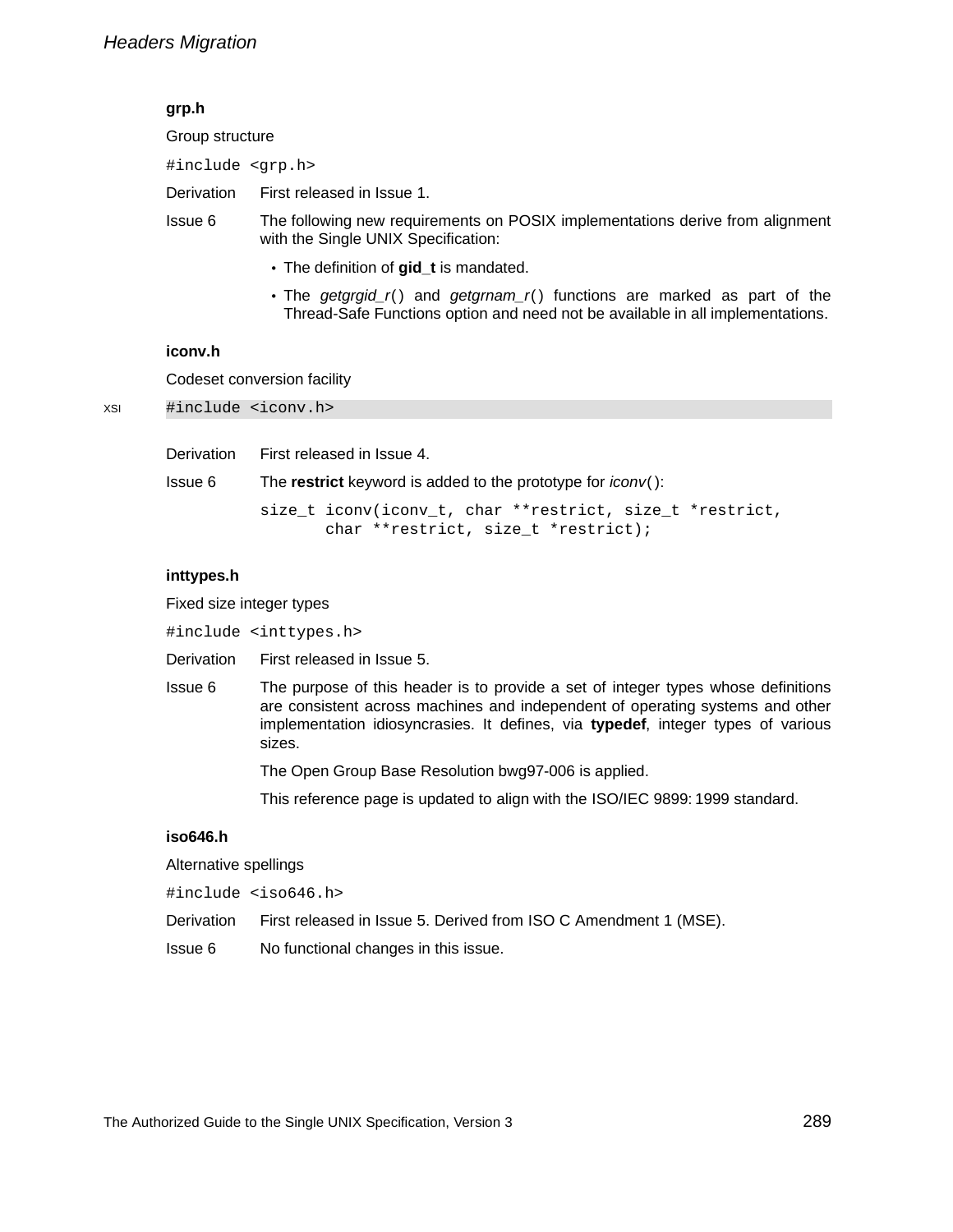### grp.h

Group structure

```
#include <grp.h>
```

Derivation First released in Issue 1.

Issue 6 The following new requirements on POSIX implementations derive from alignment with the Single UNIX Specification:

- The definition of **gid_t** is mandated.
- The *getgrgid_r*() and *getgrnam_r*() functions are marked as part of the Thread-Safe Functions option and need not be available in all implementations.

### iconv.h

Codeset conversion facility

XSI

```
#include <iconv.h>
```

Derivation First released in Issue 4.

Issue 6 The **restrict** keyword is added to the prototype for *iconv*():

```
size_t iconv(iconv_t, char **restrict, size_t *restrict,
       char **restrict, size_t *restrict);
```

### inttypes.h

Fixed size integer types

```
#include <inttypes.h>
```

Derivation First released in Issue 5.

Issue 6 The purpose of this header is to provide a set of integer types whose definitions are consistent across machines and independent of operating systems and other implementation idiosyncrasies. It defines, via **typedef**, integer types of various sizes.

The Open Group Base Resolution bwg97-006 is applied.

This reference page is updated to align with the ISO/IEC 9899: 1999 standard.

### iso646.h

Alternative spellings

```
#include <iso646.h>
```

Derivation First released in Issue 5. Derived from ISO C Amendment 1 (MSE).

Issue 6 No functional changes in this issue.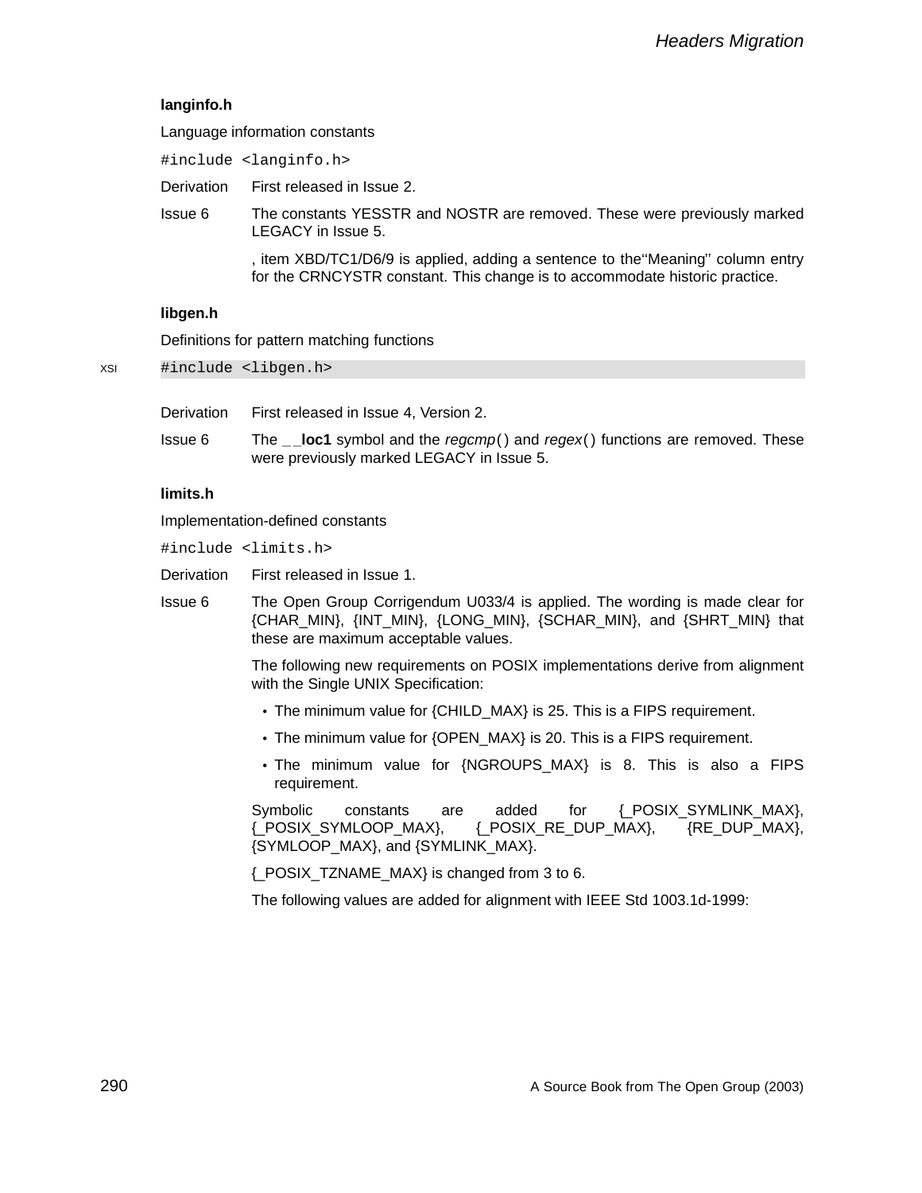### langinfo.h

Language information constants

```
#include <langinfo.h>
```

Derivation First released in Issue 2.

Issue 6 The constants YESSTR and NOSTR are removed. These were previously marked LEGACY in Issue 5.

, item XBD/TC1/D6/9 is applied, adding a sentence to the‘‘Meaning’’ column entry for the CRNCYSTR constant. This change is to accommodate historic practice.

### libgen.h

Definitions for pattern matching functions

XSI

```
#include <libgen.h>
```

Derivation First released in Issue 4, Version 2.

Issue 6 The **__loc1** symbol and the *regcmp*() and *regex*() functions are removed. These were previously marked LEGACY in Issue 5.

### limits.h

Implementation-defined constants

```
#include <limits.h>
```

Derivation First released in Issue 1.

Issue 6 The Open Group Corrigendum U033/4 is applied. The wording is made clear for {CHAR_MIN}, {INT_MIN}, {LONG_MIN}, {SCHAR_MIN}, and {SHRT_MIN} that these are maximum acceptable values.

The following new requirements on POSIX implementations derive from alignment with the Single UNIX Specification:

- The minimum value for {CHILD_MAX} is 25. This is a FIPS requirement.
- The minimum value for {OPEN_MAX} is 20. This is a FIPS requirement.
- The minimum value for {NGROUPS_MAX} is 8. This is also a FIPS requirement.

Symbolic constants are added for {_POSIX_SYMLINK_MAX}, {_POSIX_SYMLOOP_MAX}, {_POSIX_RE_DUP_MAX}, {RE_DUP_MAX}, {SYMLOOP_MAX}, and {SYMLINK_MAX}.

{_POSIX_TZNAME_MAX} is changed from 3 to 6.

The following values are added for alignment with IEEE Std 1003.1d-1999: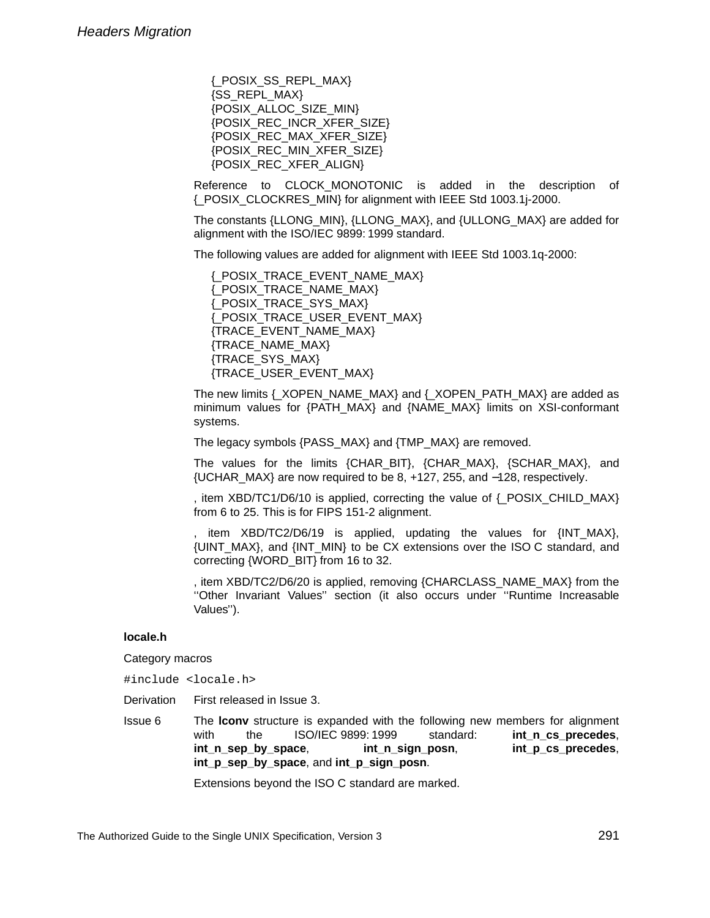{_POSIX_SS_REPL_MAX}
{SS_REPL_MAX}
{POSIX_ALLOC_SIZE_MIN}
{POSIX_REC_INCR_XFER_SIZE}
{POSIX_REC_MAX_XFER_SIZE}
{POSIX_REC_MIN_XFER_SIZE}
{POSIX_REC_XFER_ALIGN}

Reference to CLOCK_MONOTONIC is added in the description of {_POSIX_CLOCKRES_MIN} for alignment with IEEE Std 1003.1j-2000.

The constants {LLONG_MIN}, {LLONG_MAX}, and {ULLONG_MAX} are added for alignment with the ISO/IEC 9899: 1999 standard.

The following values are added for alignment with IEEE Std 1003.1q-2000:

{_POSIX_TRACE_EVENT_NAME_MAX}
{_POSIX_TRACE_NAME_MAX}
{_POSIX_TRACE_SYS_MAX}
{_POSIX_TRACE_USER_EVENT_MAX}
{TRACE_EVENT_NAME_MAX}
{TRACE_NAME_MAX}
{TRACE_SYS_MAX}
{TRACE_USER_EVENT_MAX}

The new limits {_XOPEN_NAME_MAX} and {_XOPEN_PATH_MAX} are added as minimum values for {PATH_MAX} and {NAME_MAX} limits on XSI-conformant systems.

The legacy symbols {PASS_MAX} and {TMP_MAX} are removed.

The values for the limits {CHAR_BIT}, {CHAR_MAX}, {SCHAR_MAX}, and {UCHAR_MAX} are now required to be 8, +127, 255, and −128, respectively.

, item XBD/TC1/D6/10 is applied, correcting the value of {_POSIX_CHILD_MAX} from 6 to 25. This is for FIPS 151-2 alignment.

, item XBD/TC2/D6/19 is applied, updating the values for {INT_MAX}, {UINT_MAX}, and {INT_MIN} to be CX extensions over the ISO C standard, and correcting {WORD_BIT} from 16 to 32.

, item XBD/TC2/D6/20 is applied, removing {CHARCLASS_NAME_MAX} from the ''Other Invariant Values'' section (it also occurs under ''Runtime Increasable Values'').

**locale.h**

Category macros

```
#include <locale.h>
```

Derivation First released in Issue 3.

Issue 6 The **lconv** structure is expanded with the following new members for alignment with the ISO/IEC 9899: 1999 standard: **int_n_cs_precedes**, **int_n_sep_by_space**, **int_n_sign_posn**, **int_p_cs_precedes**, **int_p_sep_by_space**, and **int_p_sign_posn**.

Extensions beyond the ISO C standard are marked.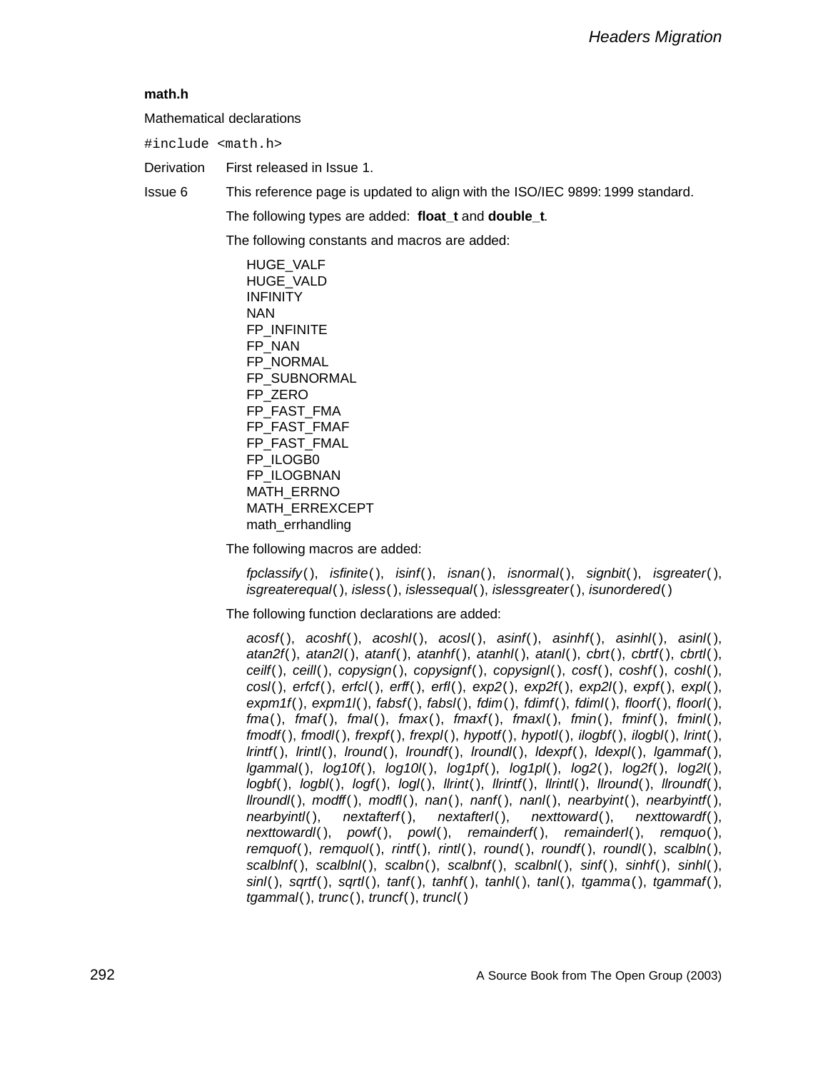**math.h**

Mathematical declarations

```
#include <math.h>
```

Derivation First released in Issue 1.

Issue 6 This reference page is updated to align with the ISO/IEC 9899: 1999 standard.

The following types are added: **float_t** and **double_t**.

The following constants and macros are added:

HUGE_VALF
HUGE_VALD
INFINITY
NAN
FP_INFINITE
FP_NAN
FP_NORMAL
FP_SUBNORMAL
FP_ZERO
FP_FAST_FMA
FP_FAST_FMAF
FP_FAST_FMAL
FP_ILOGB0
FP_ILOGBNAN
MATH_ERRNO
MATH_ERREXCEPT
math_errhandling

The following macros are added:

*fpclassify*( ), *isfinite*( ), *isinf*( ), *isnan*( ), *isnormal*( ), *signbit*( ), *isgreater*( ), *isgreaterequal*( ), *isless*( ), *islessequal*( ), *islessgreater*( ), *isunordered*( )

The following function declarations are added:

*acosf*( ), *acoshf*( ), *acoshl*( ), *acosl*( ), *asinf*( ), *asinhf*( ), *asinhl*( ), *asinl*( ), *atan2f*( ), *atan2l*( ), *atanf*( ), *atanhf*( ), *atanhl*( ), *atanl*( ), *cbrt*( ), *cbrtf*( ), *cbrtl*( ), *ceilf*( ), *ceill*( ), *copysign*( ), *copysignf*( ), *copysignl*( ), *cosf*( ), *coshf*( ), *coshl*( ), *cosl*( ), *erfcf*( ), *erfcl*( ), *erff*( ), *erfl*( ), *exp2*( ), *exp2f*( ), *exp2l*( ), *expf*( ), *expl*( ), *expm1f*( ), *expm1l*( ), *fabsf*( ), *fabsl*( ), *fdim*( ), *fdimf*( ), *fdiml*( ), *floorf*( ), *floorl*( ), *fma*( ), *fmaf*( ), *fmal*( ), *fmax*( ), *fmaxf*( ), *fmaxl*( ), *fmin*( ), *fminf*( ), *fminl*( ), *fmodf*( ), *fmodl*( ), *frexpf*( ), *frexpl*( ), *hypotf*( ), *hypotl*( ), *ilogbf*( ), *ilogbl*( ), *lrint*( ), *lrintf*( ), *lrintl*( ), *lround*( ), *lroundf*( ), *lroundl*( ), *ldexpf*( ), *ldexpl*( ), *lgammaf*( ), *lgammal*( ), *log10f*( ), *log10l*( ), *log1pf*( ), *log1pl*( ), *log2*( ), *log2f*( ), *log2l*( ), *logbf*( ), *logbl*( ), *logf*( ), *logl*( ), *llrint*( ), *llrintf*( ), *llrintl*( ), *llround*( ), *llroundf*( ), *llroundl*( ), *modff*( ), *modfl*( ), *nan*( ), *nanf*( ), *nanl*( ), *nearbyint*( ), *nearbyintf*( ), *nearbyintl*( ), *nextafterf*( ), *nextafterl*( ), *nexttoward*( ), *nexttowardf*( ), *nexttowardl*( ), *powf*( ), *powl*( ), *remainderf*( ), *remainderl*( ), *remquo*( ), *remquof*( ), *remquol*( ), *rintf*( ), *rintl*( ), *round*( ), *roundf*( ), *roundl*( ), *scalbln*( ), *scalblnf*( ), *scalblnl*( ), *scalbn*( ), *scalbnf*( ), *scalbnl*( ), *sinf*( ), *sinhf*( ), *sinhl*( ), *sinl*( ), *sqrtf*( ), *sqrtl*( ), *tanf*( ), *tanhf*( ), *tanhl*( ), *tanl*( ), *tgamma*( ), *tgammaf*( ), *tgammal*( ), *trunc*( ), *truncf*( ), *truncl*( )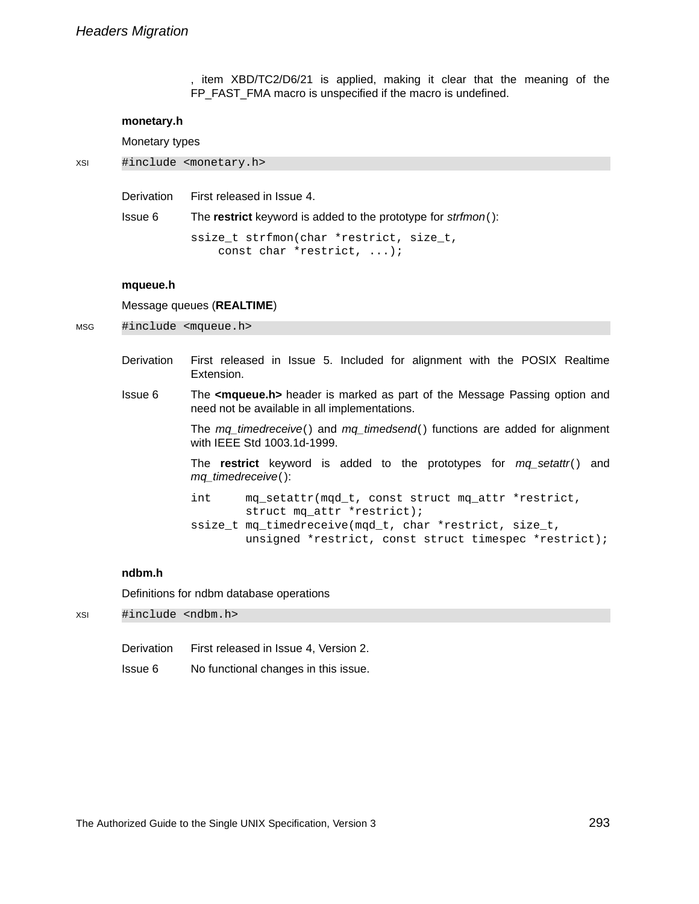, item XBD/TC2/D6/21 is applied, making it clear that the meaning of the FP_FAST_FMA macro is unspecified if the macro is undefined.

**monetary.h**

Monetary types

XSI
```
#include <monetary.h>
```

Derivation First released in Issue 4.

Issue 6 The **restrict** keyword is added to the prototype for *strfmon*( ):

```
ssize_t strfmon(char *restrict, size_t,
    const char *restrict, ...);
```

**mqueue.h**

Message queues (**REALTIME**)

MSG
```
#include <mqueue.h>
```

Derivation First released in Issue 5. Included for alignment with the POSIX Realtime Extension.

Issue 6 The **<mqueue.h>** header is marked as part of the Message Passing option and need not be available in all implementations.

The *mq_timedreceive*( ) and *mq_timedsend*( ) functions are added for alignment with IEEE Std 1003.1d-1999.

The **restrict** keyword is added to the prototypes for *mq_setattr*( ) and *mq_timedreceive*( ):

```
int     mq_setattr(mqd_t, const struct mq_attr *restrict,
        struct mq_attr *restrict);
ssize_t mq_timedreceive(mqd_t, char *restrict, size_t,
        unsigned *restrict, const struct timespec *restrict);
```

**ndbm.h**

Definitions for ndbm database operations

XSI
```
#include <ndbm.h>
```

Derivation First released in Issue 4, Version 2.

Issue 6 No functional changes in this issue.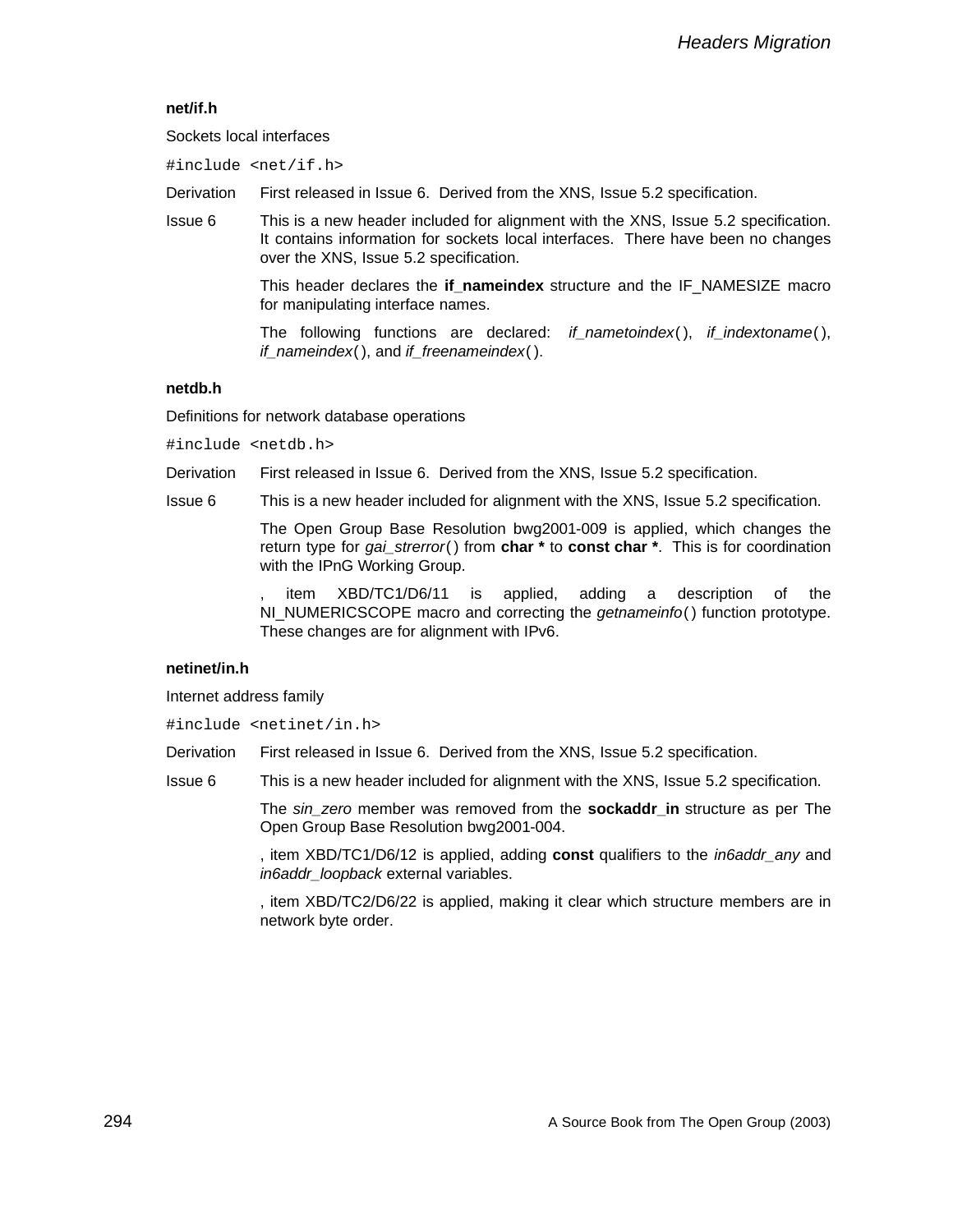### net/if.h

Sockets local interfaces

```
#include <net/if.h>
```

Derivation — First released in Issue 6. Derived from the XNS, Issue 5.2 specification.

Issue 6 — This is a new header included for alignment with the XNS, Issue 5.2 specification. It contains information for sockets local interfaces. There have been no changes over the XNS, Issue 5.2 specification.

This header declares the **if_nameindex** structure and the IF_NAMESIZE macro for manipulating interface names.

The following functions are declared: *if_nametoindex*(), *if_indextoname*(), *if_nameindex*(), and *if_freenameindex*().

### netdb.h

Definitions for network database operations

```
#include <netdb.h>
```

Derivation — First released in Issue 6. Derived from the XNS, Issue 5.2 specification.

Issue 6 — This is a new header included for alignment with the XNS, Issue 5.2 specification.

The Open Group Base Resolution bwg2001-009 is applied, which changes the return type for *gai_strerror*() from **char *** to **const char ***. This is for coordination with the IPnG Working Group.

, item XBD/TC1/D6/11 is applied, adding a description of the NI_NUMERICSCOPE macro and correcting the *getnameinfo*() function prototype. These changes are for alignment with IPv6.

### netinet/in.h

Internet address family

```
#include <netinet/in.h>
```

Derivation — First released in Issue 6. Derived from the XNS, Issue 5.2 specification.

Issue 6 — This is a new header included for alignment with the XNS, Issue 5.2 specification.

The *sin_zero* member was removed from the **sockaddr_in** structure as per The Open Group Base Resolution bwg2001-004.

, item XBD/TC1/D6/12 is applied, adding **const** qualifiers to the *in6addr_any* and *in6addr_loopback* external variables.

, item XBD/TC2/D6/22 is applied, making it clear which structure members are in network byte order.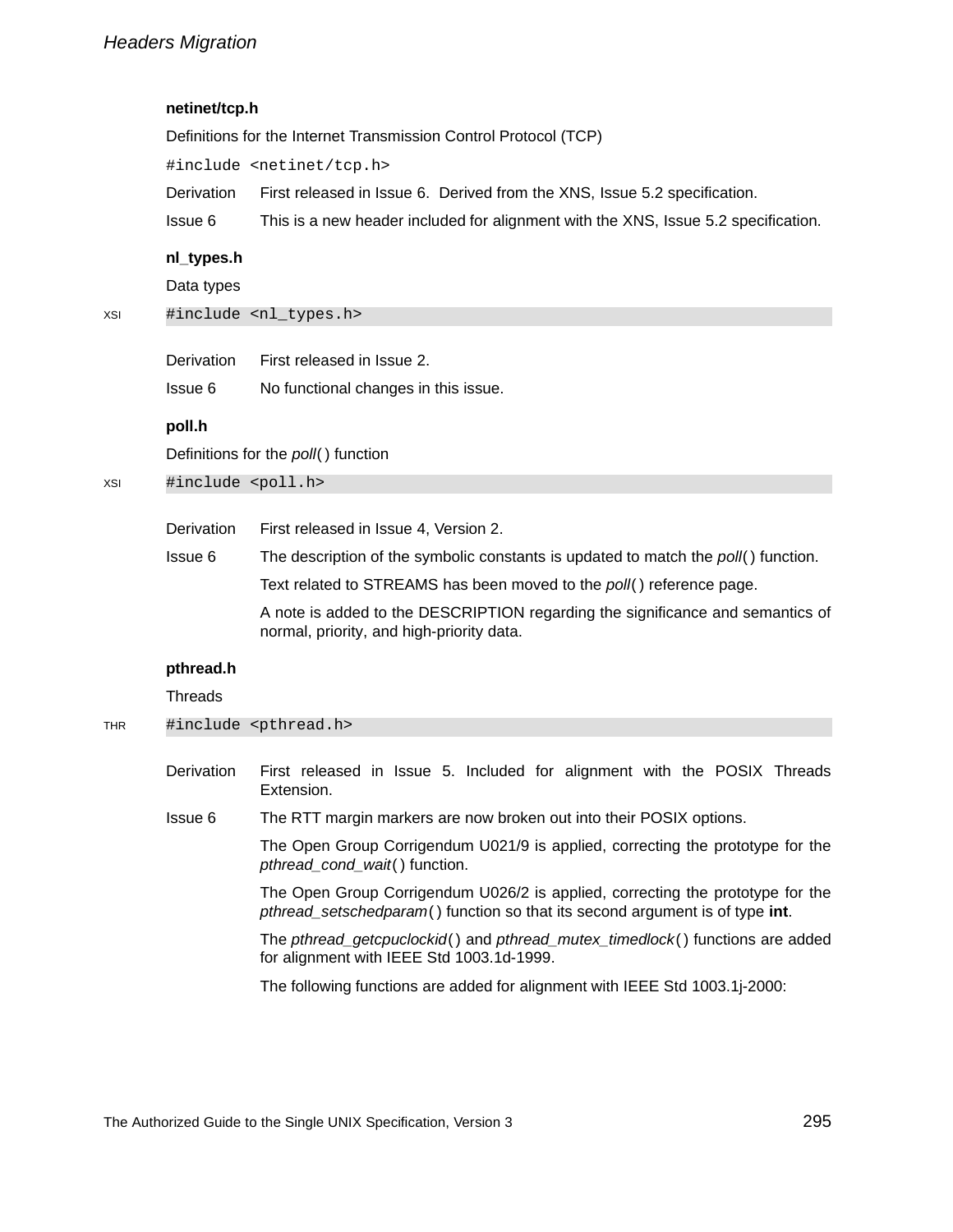### netinet/tcp.h

Definitions for the Internet Transmission Control Protocol (TCP)

```
#include <netinet/tcp.h>
```

Derivation First released in Issue 6. Derived from the XNS, Issue 5.2 specification.

Issue 6 This is a new header included for alignment with the XNS, Issue 5.2 specification.

### nl_types.h

Data types

XSI
```
#include <nl_types.h>
```

Derivation First released in Issue 2.

Issue 6 No functional changes in this issue.

### poll.h

Definitions for the *poll*( ) function

XSI
```
#include <poll.h>
```

Derivation First released in Issue 4, Version 2.

Issue 6 The description of the symbolic constants is updated to match the *poll*( ) function.

Text related to STREAMS has been moved to the *poll*( ) reference page.

A note is added to the DESCRIPTION regarding the significance and semantics of normal, priority, and high-priority data.

### pthread.h

Threads

THR
```
#include <pthread.h>
```

Derivation First released in Issue 5. Included for alignment with the POSIX Threads Extension.

Issue 6 The RTT margin markers are now broken out into their POSIX options.

The Open Group Corrigendum U021/9 is applied, correcting the prototype for the *pthread_cond_wait*( ) function.

The Open Group Corrigendum U026/2 is applied, correcting the prototype for the *pthread_setschedparam*( ) function so that its second argument is of type **int**.

The *pthread_getcpuclockid*( ) and *pthread_mutex_timedlock*( ) functions are added for alignment with IEEE Std 1003.1d-1999.

The following functions are added for alignment with IEEE Std 1003.1j-2000: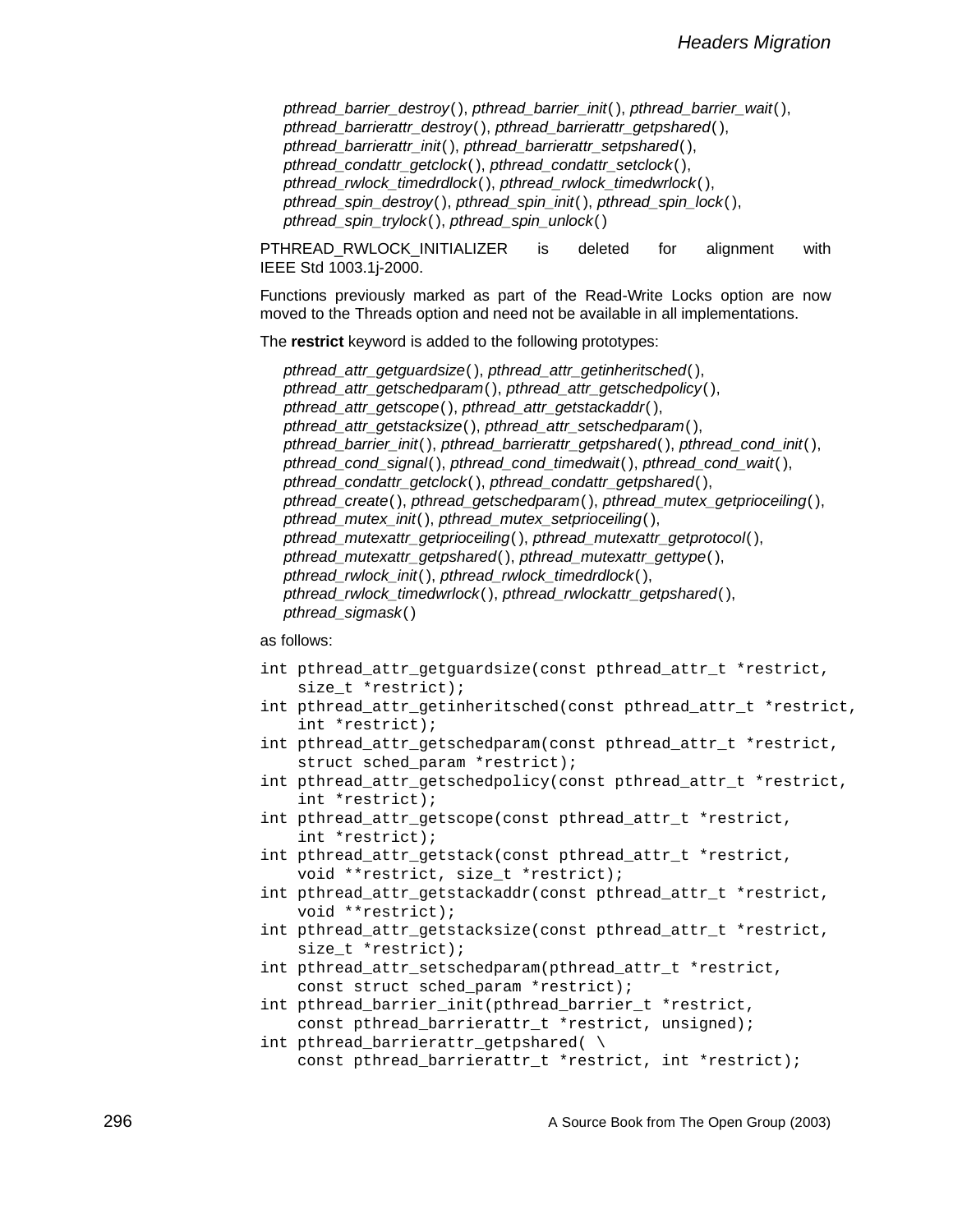*pthread_barrier_destroy*( ), *pthread_barrier_init*( ), *pthread_barrier_wait*( ), *pthread_barrierattr_destroy*( ), *pthread_barrierattr_getpshared*( ), *pthread_barrierattr_init*( ), *pthread_barrierattr_setpshared*( ), *pthread_condattr_getclock*( ), *pthread_condattr_setclock*( ), *pthread_rwlock_timedrdlock*( ), *pthread_rwlock_timedwrlock*( ), *pthread_spin_destroy*( ), *pthread_spin_init*( ), *pthread_spin_lock*( ), *pthread_spin_trylock*( ), *pthread_spin_unlock*( )

PTHREAD_RWLOCK_INITIALIZER is deleted for alignment with IEEE Std 1003.1j-2000.

Functions previously marked as part of the Read-Write Locks option are now moved to the Threads option and need not be available in all implementations.

The **restrict** keyword is added to the following prototypes:

*pthread_attr_getguardsize*( ), *pthread_attr_getinheritsched*( ), *pthread_attr_getschedparam*( ), *pthread_attr_getschedpolicy*( ), *pthread_attr_getscope*( ), *pthread_attr_getstackaddr*( ), *pthread_attr_getstacksize*( ), *pthread_attr_setschedparam*( ), *pthread_barrier_init*( ), *pthread_barrierattr_getpshared*( ), *pthread_cond_init*( ), *pthread_cond_signal*( ), *pthread_cond_timedwait*( ), *pthread_cond_wait*( ), *pthread_condattr_getclock*( ), *pthread_condattr_getpshared*( ), *pthread_create*( ), *pthread_getschedparam*( ), *pthread_mutex_getprioceiling*( ), *pthread_mutex_init*( ), *pthread_mutex_setprioceiling*( ), *pthread_mutexattr_getprioceiling*( ), *pthread_mutexattr_getprotocol*( ), *pthread_mutexattr_getpshared*( ), *pthread_mutexattr_gettype*( ), *pthread_rwlock_init*( ), *pthread_rwlock_timedrdlock*( ), *pthread_rwlock_timedwrlock*( ), *pthread_rwlockattr_getpshared*( ), *pthread_sigmask*( )

as follows:

```
int pthread_attr_getguardsize(const pthread_attr_t *restrict,
    size_t *restrict);
int pthread_attr_getinheritsched(const pthread_attr_t *restrict,
    int *restrict);
int pthread_attr_getschedparam(const pthread_attr_t *restrict,
    struct sched_param *restrict);
int pthread_attr_getschedpolicy(const pthread_attr_t *restrict,
    int *restrict);
int pthread_attr_getscope(const pthread_attr_t *restrict,
    int *restrict);
int pthread_attr_getstack(const pthread_attr_t *restrict,
    void **restrict, size_t *restrict);
int pthread_attr_getstackaddr(const pthread_attr_t *restrict,
    void **restrict);
int pthread_attr_getstacksize(const pthread_attr_t *restrict,
    size_t *restrict);
int pthread_attr_setschedparam(pthread_attr_t *restrict,
    const struct sched_param *restrict);
int pthread_barrier_init(pthread_barrier_t *restrict,
    const pthread_barrierattr_t *restrict, unsigned);
int pthread_barrierattr_getpshared( \
    const pthread_barrierattr_t *restrict, int *restrict);
```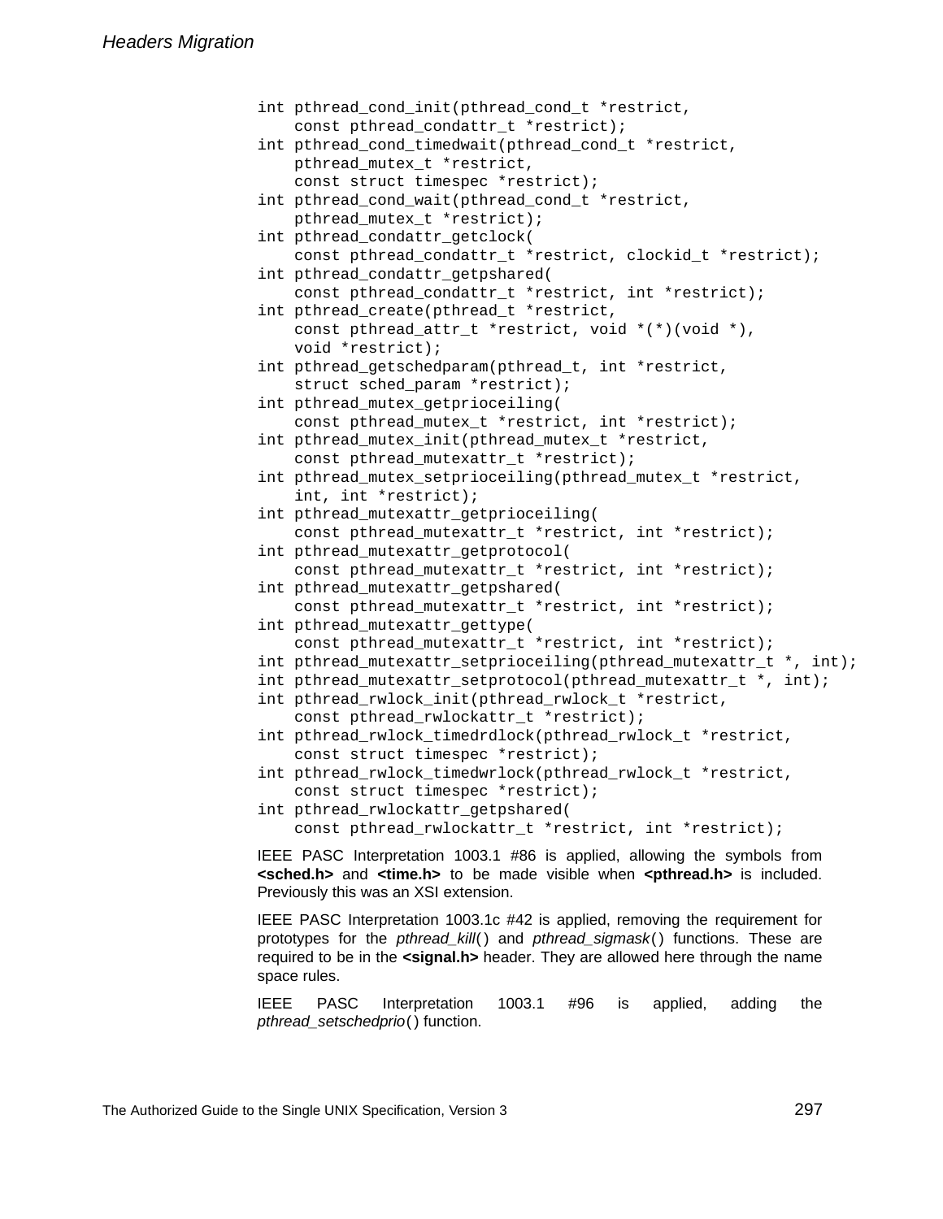```
int pthread_cond_init(pthread_cond_t *restrict,
    const pthread_condattr_t *restrict);
int pthread_cond_timedwait(pthread_cond_t *restrict,
    pthread_mutex_t *restrict,
    const struct timespec *restrict);
int pthread_cond_wait(pthread_cond_t *restrict,
    pthread_mutex_t *restrict);
int pthread_condattr_getclock(
    const pthread_condattr_t *restrict, clockid_t *restrict);
int pthread_condattr_getpshared(
    const pthread_condattr_t *restrict, int *restrict);
int pthread_create(pthread_t *restrict,
    const pthread_attr_t *restrict, void *(*)(void *),
    void *restrict);
int pthread_getschedparam(pthread_t, int *restrict,
    struct sched_param *restrict);
int pthread_mutex_getprioceiling(
    const pthread_mutex_t *restrict, int *restrict);
int pthread_mutex_init(pthread_mutex_t *restrict,
    const pthread_mutexattr_t *restrict);
int pthread_mutex_setprioceiling(pthread_mutex_t *restrict,
    int, int *restrict);
int pthread_mutexattr_getprioceiling(
    const pthread_mutexattr_t *restrict, int *restrict);
int pthread_mutexattr_getprotocol(
    const pthread_mutexattr_t *restrict, int *restrict);
int pthread_mutexattr_getpshared(
    const pthread_mutexattr_t *restrict, int *restrict);
int pthread_mutexattr_gettype(
    const pthread_mutexattr_t *restrict, int *restrict);
int pthread_mutexattr_setprioceiling(pthread_mutexattr_t *, int);
int pthread_mutexattr_setprotocol(pthread_mutexattr_t *, int);
int pthread_rwlock_init(pthread_rwlock_t *restrict,
    const pthread_rwlockattr_t *restrict);
int pthread_rwlock_timedrdlock(pthread_rwlock_t *restrict,
    const struct timespec *restrict);
int pthread_rwlock_timedwrlock(pthread_rwlock_t *restrict,
    const struct timespec *restrict);
int pthread_rwlockattr_getpshared(
    const pthread_rwlockattr_t *restrict, int *restrict);
```

IEEE PASC Interpretation 1003.1 #86 is applied, allowing the symbols from **<sched.h>** and **<time.h>** to be made visible when **<pthread.h>** is included. Previously this was an XSI extension.

IEEE PASC Interpretation 1003.1c #42 is applied, removing the requirement for prototypes for the *pthread_kill*() and *pthread_sigmask*() functions. These are required to be in the **<signal.h>** header. They are allowed here through the name space rules.

IEEE PASC Interpretation 1003.1 #96 is applied, adding the *pthread_setschedprio*() function.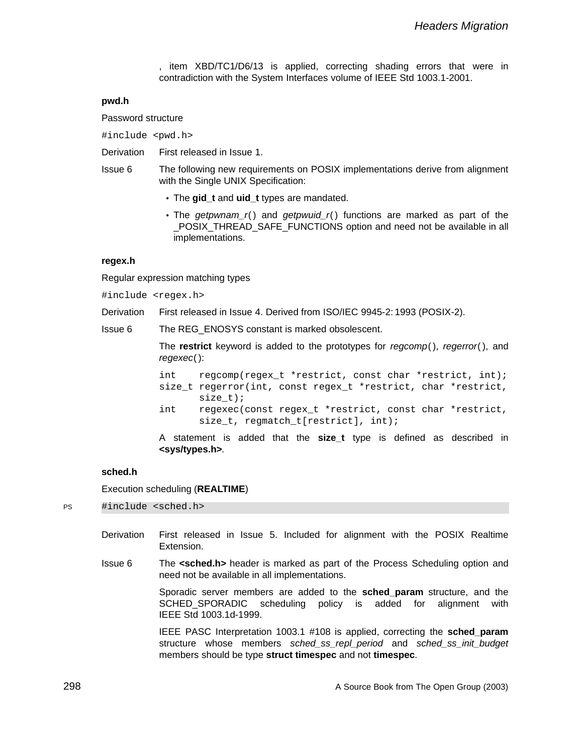, item XBD/TC1/D6/13 is applied, correcting shading errors that were in contradiction with the System Interfaces volume of IEEE Std 1003.1-2001.

### pwd.h

Password structure

```
#include <pwd.h>
```

Derivation First released in Issue 1.

Issue 6 The following new requirements on POSIX implementations derive from alignment with the Single UNIX Specification:

- The **gid_t** and **uid_t** types are mandated.
- The *getpwnam_r*() and *getpwuid_r*() functions are marked as part of the _POSIX_THREAD_SAFE_FUNCTIONS option and need not be available in all implementations.

### regex.h

Regular expression matching types

```
#include <regex.h>
```

Derivation First released in Issue 4. Derived from ISO/IEC 9945-2:1993 (POSIX-2).

Issue 6 The REG_ENOSYS constant is marked obsolescent.

The **restrict** keyword is added to the prototypes for *regcomp*(), *regerror*(), and *regexec*():

```
int    regcomp(regex_t *restrict, const char *restrict, int);
size_t regerror(int, const regex_t *restrict, char *restrict,
       size_t);
int    regexec(const regex_t *restrict, const char *restrict,
       size_t, regmatch_t[restrict], int);
```

A statement is added that the **size_t** type is defined as described in **<sys/types.h>**.

### sched.h

Execution scheduling (**REALTIME**)

PS
```
#include <sched.h>
```

Derivation First released in Issue 5. Included for alignment with the POSIX Realtime Extension.

Issue 6 The **<sched.h>** header is marked as part of the Process Scheduling option and need not be available in all implementations.

Sporadic server members are added to the **sched_param** structure, and the SCHED_SPORADIC scheduling policy is added for alignment with IEEE Std 1003.1d-1999.

IEEE PASC Interpretation 1003.1 #108 is applied, correcting the **sched_param** structure whose members *sched_ss_repl_period* and *sched_ss_init_budget* members should be type **struct timespec** and not **timespec**.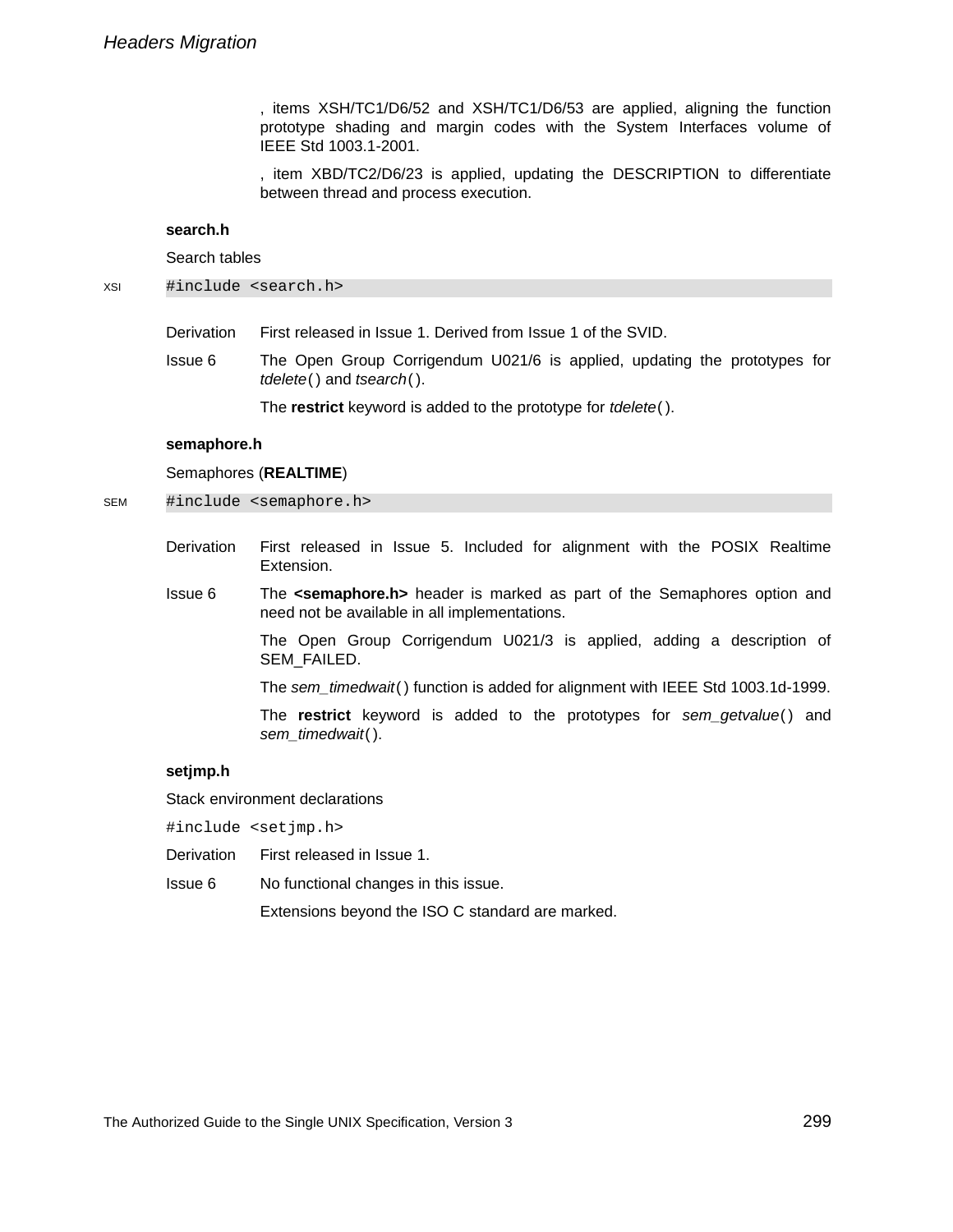, items XSH/TC1/D6/52 and XSH/TC1/D6/53 are applied, aligning the function prototype shading and margin codes with the System Interfaces volume of IEEE Std 1003.1-2001.

, item XBD/TC2/D6/23 is applied, updating the DESCRIPTION to differentiate between thread and process execution.

### search.h

Search tables

XSI
```
#include <search.h>
```

Derivation — First released in Issue 1. Derived from Issue 1 of the SVID.

Issue 6 — The Open Group Corrigendum U021/6 is applied, updating the prototypes for *tdelete*() and *tsearch*().

The **restrict** keyword is added to the prototype for *tdelete*().

### semaphore.h

Semaphores (**REALTIME**)

SEM
```
#include <semaphore.h>
```

Derivation — First released in Issue 5. Included for alignment with the POSIX Realtime Extension.

Issue 6 — The **<semaphore.h>** header is marked as part of the Semaphores option and need not be available in all implementations.

The Open Group Corrigendum U021/3 is applied, adding a description of SEM_FAILED.

The *sem_timedwait*() function is added for alignment with IEEE Std 1003.1d-1999.

The **restrict** keyword is added to the prototypes for *sem_getvalue*() and *sem_timedwait*().

### setjmp.h

Stack environment declarations

```
#include <setjmp.h>
```

Derivation — First released in Issue 1.

Issue 6 — No functional changes in this issue.

Extensions beyond the ISO C standard are marked.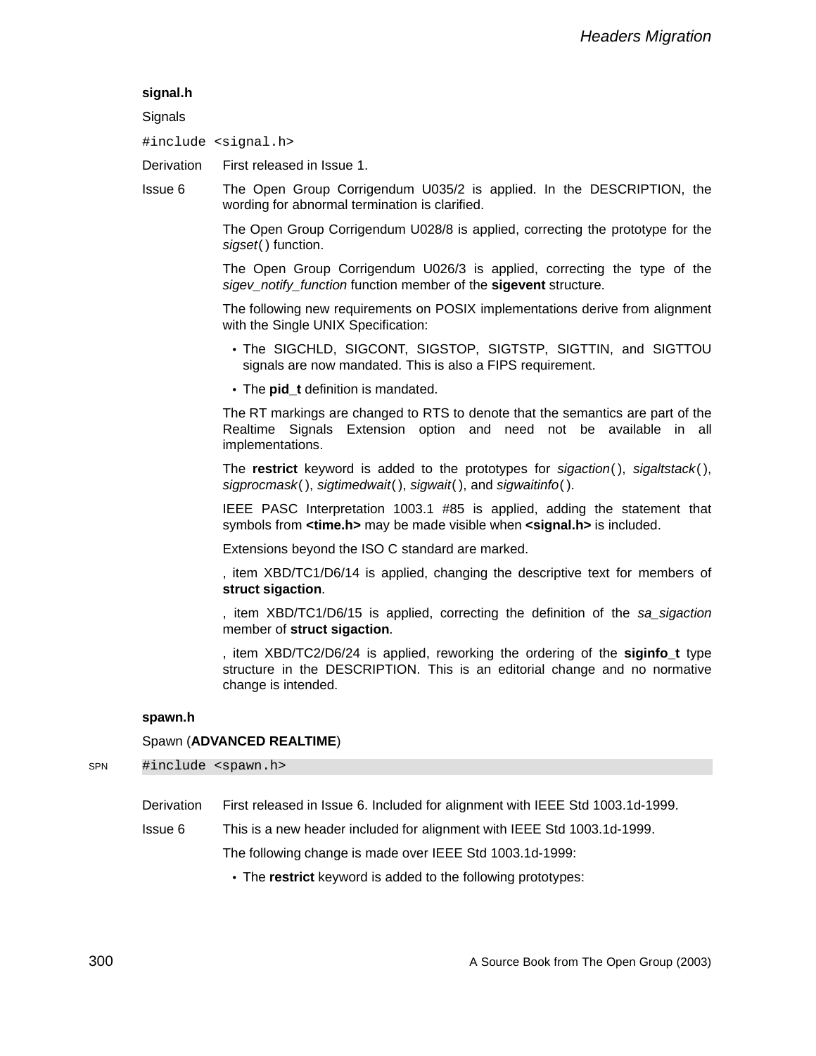**signal.h**

Signals

```
#include <signal.h>
```

Derivation First released in Issue 1.

Issue 6 The Open Group Corrigendum U035/2 is applied. In the DESCRIPTION, the wording for abnormal termination is clarified.

The Open Group Corrigendum U028/8 is applied, correcting the prototype for the *sigset*( ) function.

The Open Group Corrigendum U026/3 is applied, correcting the type of the *sigev_notify_function* function member of the **sigevent** structure.

The following new requirements on POSIX implementations derive from alignment with the Single UNIX Specification:

- The SIGCHLD, SIGCONT, SIGSTOP, SIGTSTP, SIGTTIN, and SIGTTOU signals are now mandated. This is also a FIPS requirement.
- The **pid_t** definition is mandated.

The RT markings are changed to RTS to denote that the semantics are part of the Realtime Signals Extension option and need not be available in all implementations.

The **restrict** keyword is added to the prototypes for *sigaction*( ), *sigaltstack*( ), *sigprocmask*( ), *sigtimedwait*( ), *sigwait*( ), and *sigwaitinfo*( ).

IEEE PASC Interpretation 1003.1 #85 is applied, adding the statement that symbols from **<time.h>** may be made visible when **<signal.h>** is included.

Extensions beyond the ISO C standard are marked.

, item XBD/TC1/D6/14 is applied, changing the descriptive text for members of **struct sigaction**.

, item XBD/TC1/D6/15 is applied, correcting the definition of the *sa_sigaction* member of **struct sigaction**.

, item XBD/TC2/D6/24 is applied, reworking the ordering of the **siginfo_t** type structure in the DESCRIPTION. This is an editorial change and no normative change is intended.

**spawn.h**

Spawn (**ADVANCED REALTIME**)

SPN
```
#include <spawn.h>
```

Derivation First released in Issue 6. Included for alignment with IEEE Std 1003.1d-1999.

Issue 6 This is a new header included for alignment with IEEE Std 1003.1d-1999.

The following change is made over IEEE Std 1003.1d-1999:

- The **restrict** keyword is added to the following prototypes: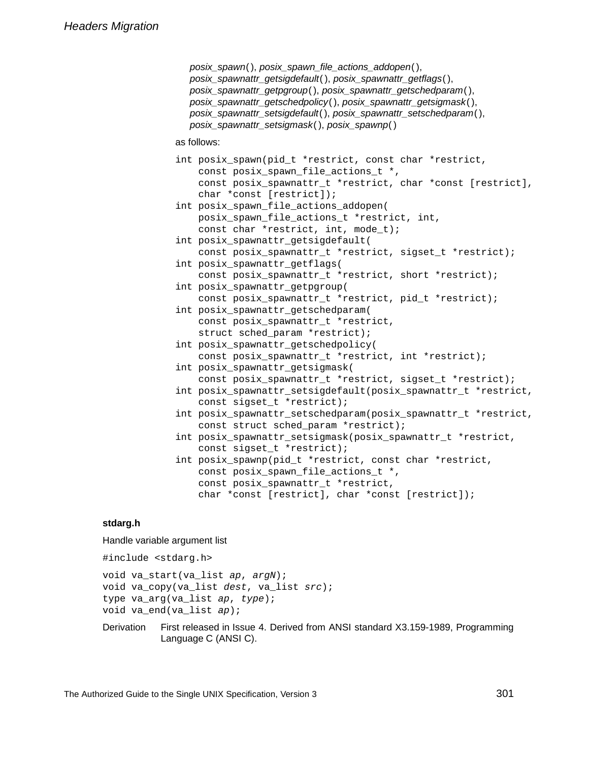*posix_spawn*( ), *posix_spawn_file_actions_addopen*( ),
*posix_spawnattr_getsigdefault*( ), *posix_spawnattr_getflags*( ),
*posix_spawnattr_getpgroup*( ), *posix_spawnattr_getschedparam*( ),
*posix_spawnattr_getschedpolicy*( ), *posix_spawnattr_getsigmask*( ),
*posix_spawnattr_setsigdefault*( ), *posix_spawnattr_setschedparam*( ),
*posix_spawnattr_setsigmask*( ), *posix_spawnp*( )

as follows:

```
int posix_spawn(pid_t *restrict, const char *restrict,
    const posix_spawn_file_actions_t *,
    const posix_spawnattr_t *restrict, char *const [restrict],
    char *const [restrict]);
int posix_spawn_file_actions_addopen(
    posix_spawn_file_actions_t *restrict, int,
    const char *restrict, int, mode_t);
int posix_spawnattr_getsigdefault(
    const posix_spawnattr_t *restrict, sigset_t *restrict);
int posix_spawnattr_getflags(
    const posix_spawnattr_t *restrict, short *restrict);
int posix_spawnattr_getpgroup(
    const posix_spawnattr_t *restrict, pid_t *restrict);
int posix_spawnattr_getschedparam(
    const posix_spawnattr_t *restrict,
    struct sched_param *restrict);
int posix_spawnattr_getschedpolicy(
    const posix_spawnattr_t *restrict, int *restrict);
int posix_spawnattr_getsigmask(
    const posix_spawnattr_t *restrict, sigset_t *restrict);
int posix_spawnattr_setsigdefault(posix_spawnattr_t *restrict,
    const sigset_t *restrict);
int posix_spawnattr_setschedparam(posix_spawnattr_t *restrict,
    const struct sched_param *restrict);
int posix_spawnattr_setsigmask(posix_spawnattr_t *restrict,
    const sigset_t *restrict);
int posix_spawnp(pid_t *restrict, const char *restrict,
    const posix_spawn_file_actions_t *,
    const posix_spawnattr_t *restrict,
    char *const [restrict], char *const [restrict]);
```

### stdarg.h

Handle variable argument list

```
#include <stdarg.h>
```

```
void va_start(va_list ap, argN);
void va_copy(va_list dest, va_list src);
type va_arg(va_list ap, type);
void va_end(va_list ap);
```

Derivation — First released in Issue 4. Derived from ANSI standard X3.159-1989, Programming Language C (ANSI C).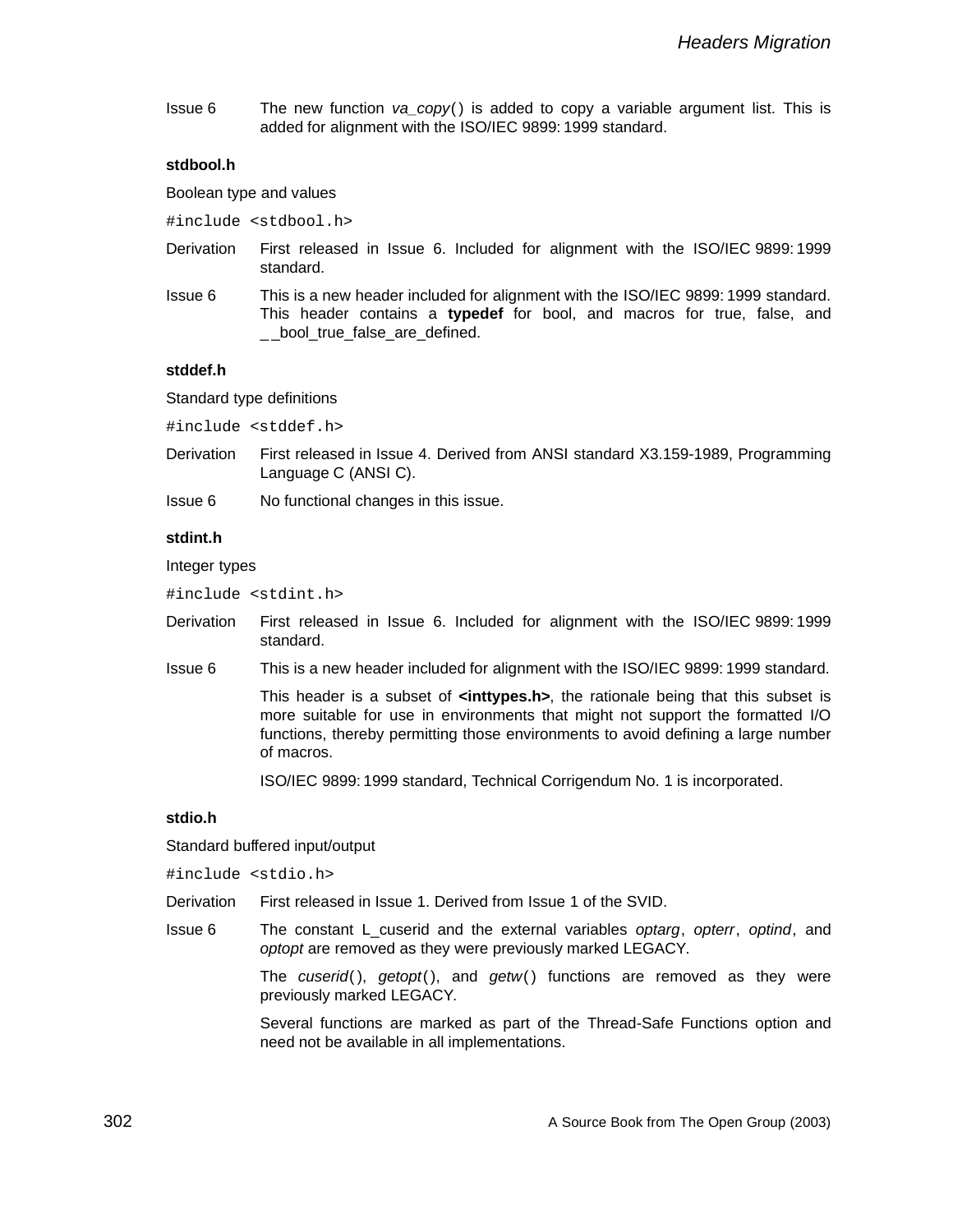Issue 6 The new function *va_copy*( ) is added to copy a variable argument list. This is added for alignment with the ISO/IEC 9899: 1999 standard.

### stdbool.h

Boolean type and values

```
#include <stdbool.h>
```

Derivation First released in Issue 6. Included for alignment with the ISO/IEC 9899: 1999 standard.

Issue 6 This is a new header included for alignment with the ISO/IEC 9899: 1999 standard. This header contains a **typedef** for bool, and macros for true, false, and _ _bool_true_false_are_defined.

### stddef.h

Standard type definitions

```
#include <stddef.h>
```

Derivation First released in Issue 4. Derived from ANSI standard X3.159-1989, Programming Language C (ANSI C).

Issue 6 No functional changes in this issue.

### stdint.h

Integer types

```
#include <stdint.h>
```

Derivation First released in Issue 6. Included for alignment with the ISO/IEC 9899: 1999 standard.

Issue 6 This is a new header included for alignment with the ISO/IEC 9899: 1999 standard.

This header is a subset of **<inttypes.h>**, the rationale being that this subset is more suitable for use in environments that might not support the formatted I/O functions, thereby permitting those environments to avoid defining a large number of macros.

ISO/IEC 9899: 1999 standard, Technical Corrigendum No. 1 is incorporated.

### stdio.h

Standard buffered input/output

```
#include <stdio.h>
```

Derivation First released in Issue 1. Derived from Issue 1 of the SVID.

Issue 6 The constant L_cuserid and the external variables *optarg*, *opterr*, *optind*, and *optopt* are removed as they were previously marked LEGACY.

The *cuserid*( ), *getopt*( ), and *getw*( ) functions are removed as they were previously marked LEGACY.

Several functions are marked as part of the Thread-Safe Functions option and need not be available in all implementations.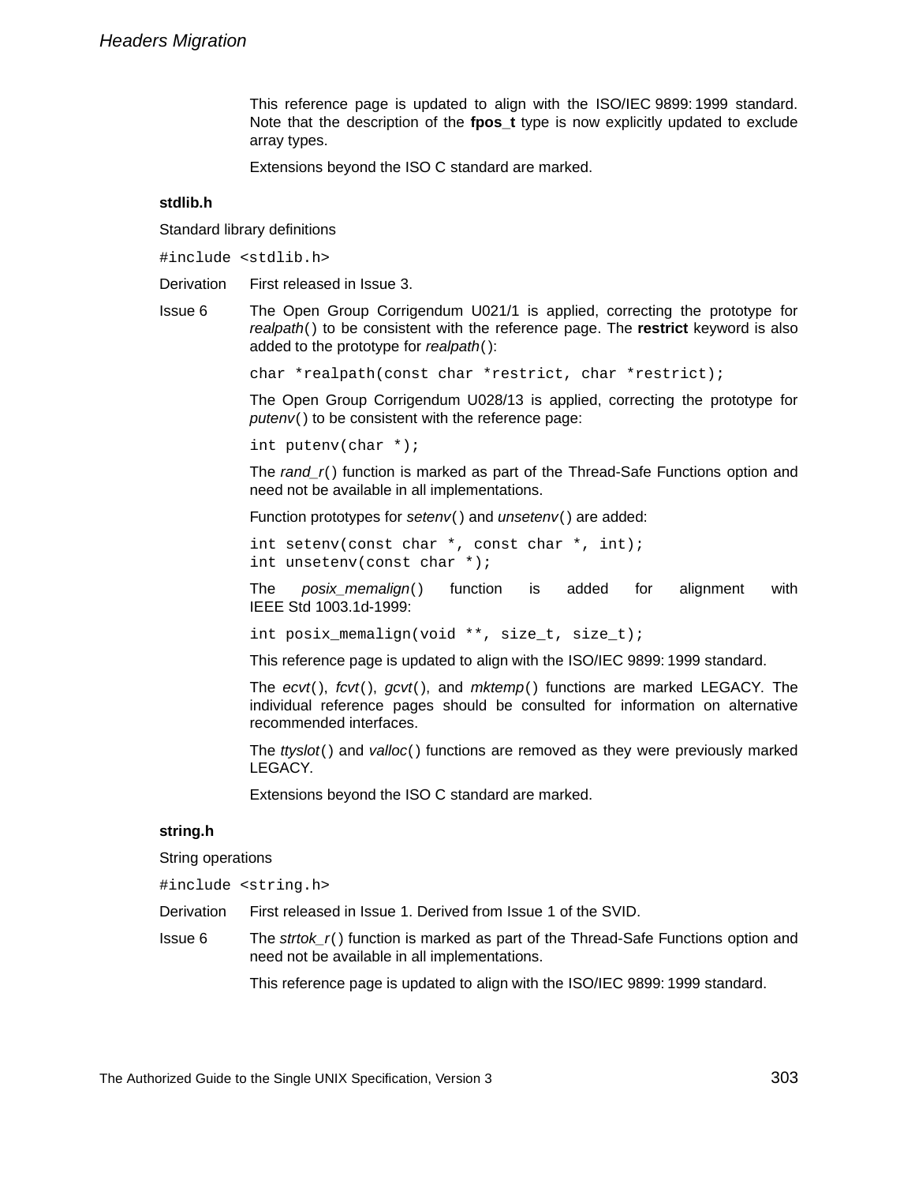This reference page is updated to align with the ISO/IEC 9899: 1999 standard. Note that the description of the **fpos_t** type is now explicitly updated to exclude array types.

Extensions beyond the ISO C standard are marked.

**stdlib.h**

Standard library definitions

```
#include <stdlib.h>
```

Derivation First released in Issue 3.

Issue 6 The Open Group Corrigendum U021/1 is applied, correcting the prototype for *realpath*( ) to be consistent with the reference page. The **restrict** keyword is also added to the prototype for *realpath*( ):

```
char *realpath(const char *restrict, char *restrict);
```

The Open Group Corrigendum U028/13 is applied, correcting the prototype for *putenv*( ) to be consistent with the reference page:

```
int putenv(char *);
```

The *rand_r*( ) function is marked as part of the Thread-Safe Functions option and need not be available in all implementations.

Function prototypes for *setenv*( ) and *unsetenv*( ) are added:

```
int setenv(const char *, const char *, int);
int unsetenv(const char *);
```

The *posix_memalign*( ) function is added for alignment with IEEE Std 1003.1d-1999:

```
int posix_memalign(void **, size_t, size_t);
```

This reference page is updated to align with the ISO/IEC 9899: 1999 standard.

The *ecvt*( ), *fcvt*( ), *gcvt*( ), and *mktemp*( ) functions are marked LEGACY. The individual reference pages should be consulted for information on alternative recommended interfaces.

The *ttyslot*( ) and *valloc*( ) functions are removed as they were previously marked LEGACY.

Extensions beyond the ISO C standard are marked.

**string.h**

String operations

```
#include <string.h>
```

Derivation First released in Issue 1. Derived from Issue 1 of the SVID.

Issue 6 The *strtok_r*( ) function is marked as part of the Thread-Safe Functions option and need not be available in all implementations.

This reference page is updated to align with the ISO/IEC 9899: 1999 standard.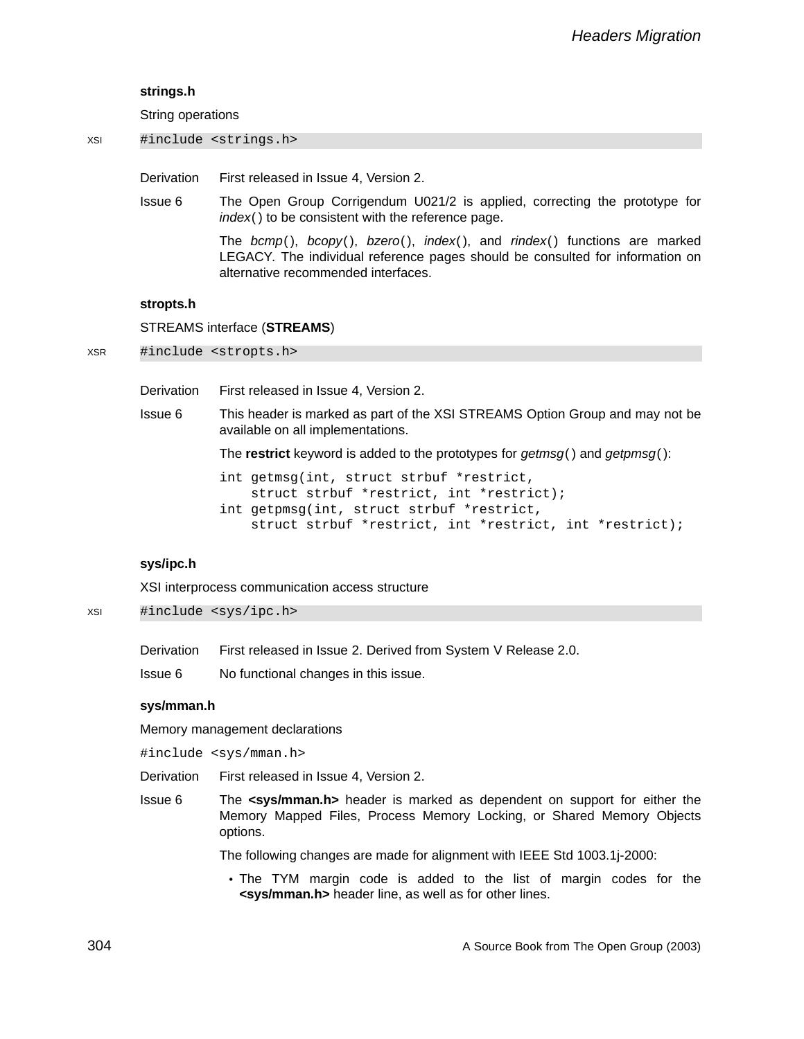### strings.h

String operations

XSI
```
#include <strings.h>
```

Derivation — First released in Issue 4, Version 2.

Issue 6 — The Open Group Corrigendum U021/2 is applied, correcting the prototype for *index*( ) to be consistent with the reference page.

The *bcmp*( ), *bcopy*( ), *bzero*( ), *index*( ), and *rindex*( ) functions are marked LEGACY. The individual reference pages should be consulted for information on alternative recommended interfaces.

### stropts.h

STREAMS interface (**STREAMS**)

XSR
```
#include <stropts.h>
```

Derivation — First released in Issue 4, Version 2.

Issue 6 — This header is marked as part of the XSI STREAMS Option Group and may not be available on all implementations.

The **restrict** keyword is added to the prototypes for *getmsg*( ) and *getpmsg*( ):

```
int getmsg(int, struct strbuf *restrict,
    struct strbuf *restrict, int *restrict);
int getpmsg(int, struct strbuf *restrict,
    struct strbuf *restrict, int *restrict, int *restrict);
```

### sys/ipc.h

XSI interprocess communication access structure

XSI
```
#include <sys/ipc.h>
```

Derivation — First released in Issue 2. Derived from System V Release 2.0.

Issue 6 — No functional changes in this issue.

### sys/mman.h

Memory management declarations

```
#include <sys/mman.h>
```

Derivation — First released in Issue 4, Version 2.

Issue 6 — The **<sys/mman.h>** header is marked as dependent on support for either the Memory Mapped Files, Process Memory Locking, or Shared Memory Objects options.

The following changes are made for alignment with IEEE Std 1003.1j-2000:

- The TYM margin code is added to the list of margin codes for the **<sys/mman.h>** header line, as well as for other lines.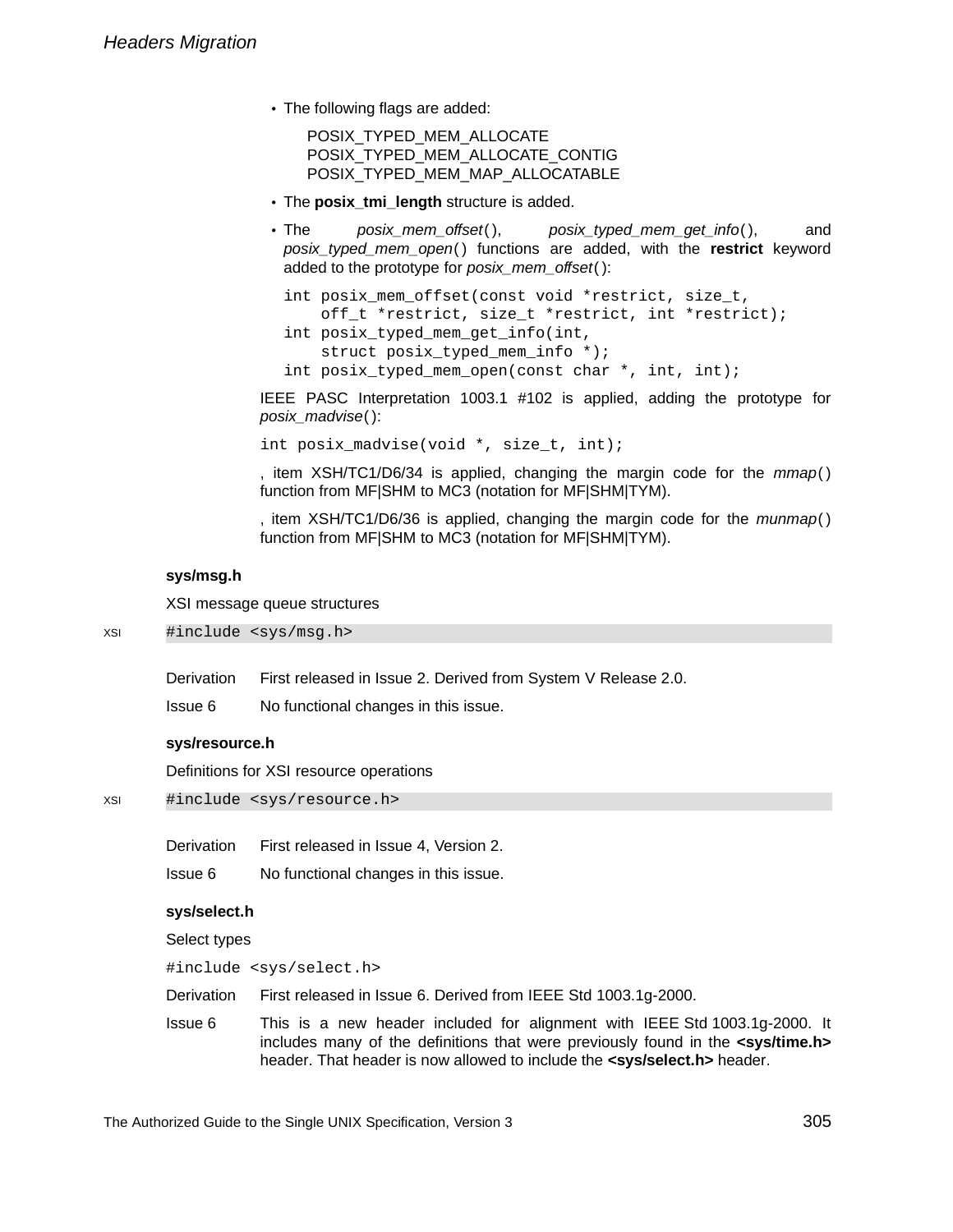- The following flags are added:

  POSIX_TYPED_MEM_ALLOCATE
  POSIX_TYPED_MEM_ALLOCATE_CONTIG
  POSIX_TYPED_MEM_MAP_ALLOCATABLE

- The **posix_tmi_length** structure is added.
- The *posix_mem_offset*(), *posix_typed_mem_get_info*(), and *posix_typed_mem_open*() functions are added, with the **restrict** keyword added to the prototype for *posix_mem_offset*():

```
int posix_mem_offset(const void *restrict, size_t,
    off_t *restrict, size_t *restrict, int *restrict);
int posix_typed_mem_get_info(int,
    struct posix_typed_mem_info *);
int posix_typed_mem_open(const char *, int, int);
```

IEEE PASC Interpretation 1003.1 #102 is applied, adding the prototype for *posix_madvise*():

```
int posix_madvise(void *, size_t, int);
```

, item XSH/TC1/D6/34 is applied, changing the margin code for the *mmap*() function from MF|SHM to MC3 (notation for MF|SHM|TYM).

, item XSH/TC1/D6/36 is applied, changing the margin code for the *munmap*() function from MF|SHM to MC3 (notation for MF|SHM|TYM).

### sys/msg.h

XSI message queue structures

XSI
```
#include <sys/msg.h>
```

Derivation — First released in Issue 2. Derived from System V Release 2.0.

Issue 6 — No functional changes in this issue.

### sys/resource.h

Definitions for XSI resource operations

XSI
```
#include <sys/resource.h>
```

Derivation — First released in Issue 4, Version 2.

Issue 6 — No functional changes in this issue.

### sys/select.h

Select types

```
#include <sys/select.h>
```

Derivation — First released in Issue 6. Derived from IEEE Std 1003.1g-2000.

Issue 6 — This is a new header included for alignment with IEEE Std 1003.1g-2000. It includes many of the definitions that were previously found in the **<sys/time.h>** header. That header is now allowed to include the **<sys/select.h>** header.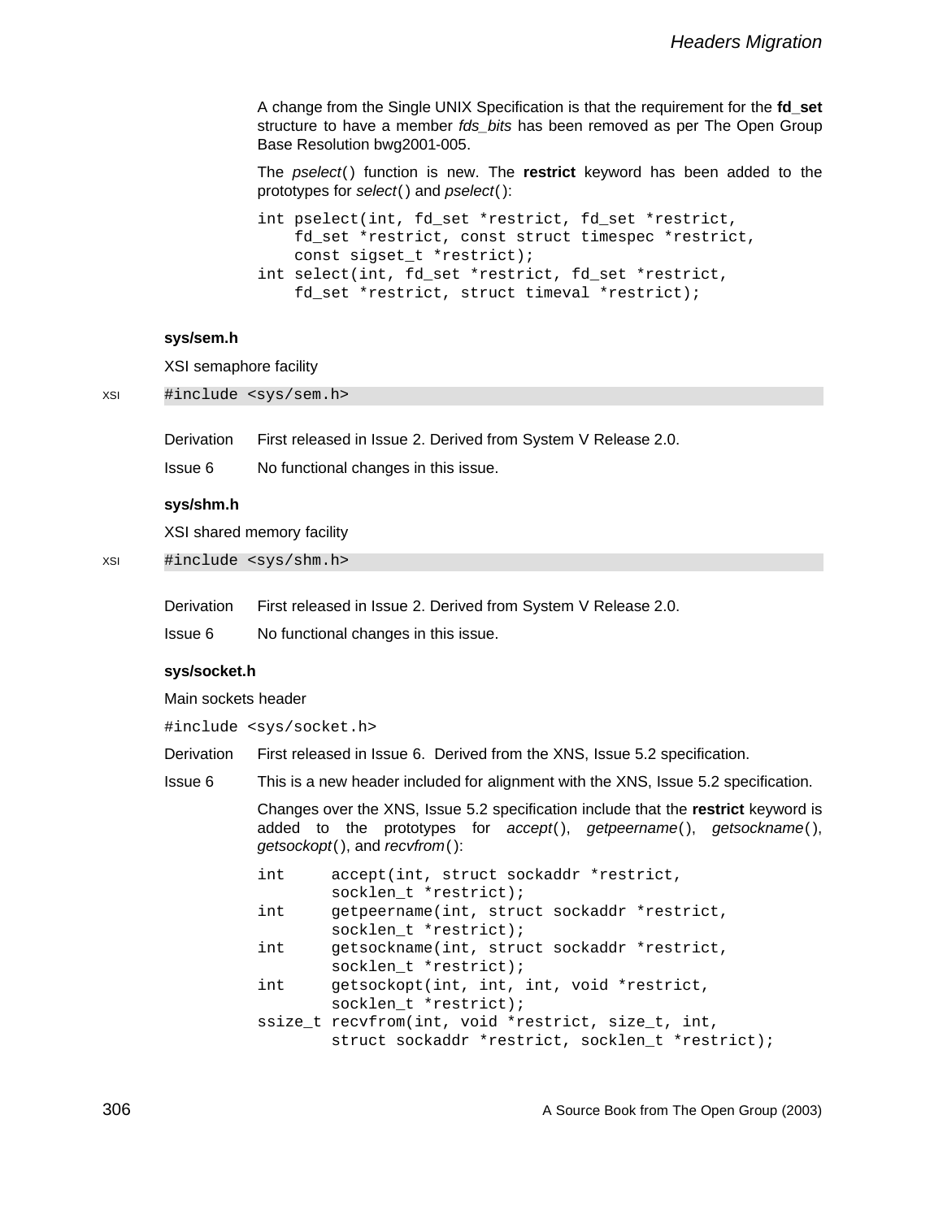A change from the Single UNIX Specification is that the requirement for the **fd_set** structure to have a member *fds_bits* has been removed as per The Open Group Base Resolution bwg2001-005.

The *pselect*( ) function is new. The **restrict** keyword has been added to the prototypes for *select*( ) and *pselect*( ):

```
int pselect(int, fd_set *restrict, fd_set *restrict,
    fd_set *restrict, const struct timespec *restrict,
    const sigset_t *restrict);
int select(int, fd_set *restrict, fd_set *restrict,
    fd_set *restrict, struct timeval *restrict);
```

### sys/sem.h

XSI semaphore facility

XSI
```
#include <sys/sem.h>
```

Derivation First released in Issue 2. Derived from System V Release 2.0.

Issue 6 No functional changes in this issue.

### sys/shm.h

XSI shared memory facility

XSI
```
#include <sys/shm.h>
```

Derivation First released in Issue 2. Derived from System V Release 2.0.

Issue 6 No functional changes in this issue.

### sys/socket.h

Main sockets header

```
#include <sys/socket.h>
```

Derivation First released in Issue 6. Derived from the XNS, Issue 5.2 specification.

Issue 6 This is a new header included for alignment with the XNS, Issue 5.2 specification.

Changes over the XNS, Issue 5.2 specification include that the **restrict** keyword is added to the prototypes for *accept*( ), *getpeername*( ), *getsockname*( ), *getsockopt*( ), and *recvfrom*( ):

```
int     accept(int, struct sockaddr *restrict,
        socklen_t *restrict);
int     getpeername(int, struct sockaddr *restrict,
        socklen_t *restrict);
int     getsockname(int, struct sockaddr *restrict,
        socklen_t *restrict);
int     getsockopt(int, int, int, void *restrict,
        socklen_t *restrict);
ssize_t recvfrom(int, void *restrict, size_t, int,
        struct sockaddr *restrict, socklen_t *restrict);
```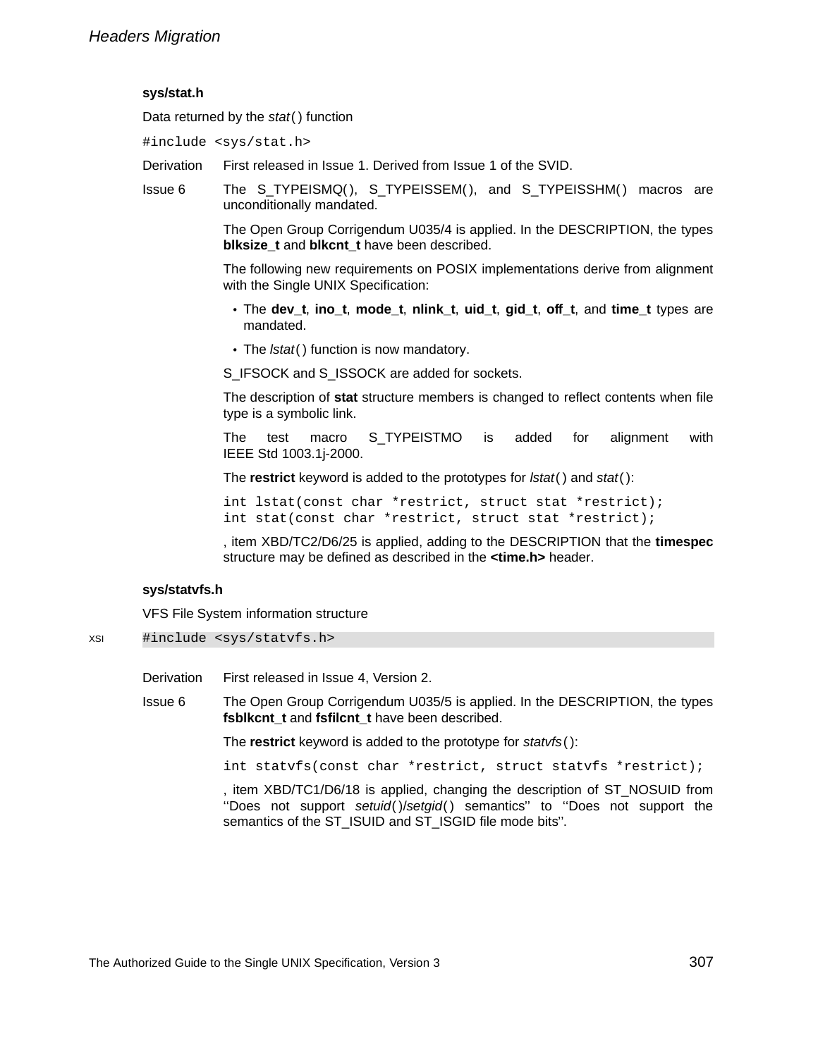### sys/stat.h

Data returned by the *stat*( ) function

```
#include <sys/stat.h>
```

**Derivation** First released in Issue 1. Derived from Issue 1 of the SVID.

**Issue 6** The S_TYPEISMQ( ), S_TYPEISSEM( ), and S_TYPEISSHM( ) macros are unconditionally mandated.

The Open Group Corrigendum U035/4 is applied. In the DESCRIPTION, the types **blksize_t** and **blkcnt_t** have been described.

The following new requirements on POSIX implementations derive from alignment with the Single UNIX Specification:

- The **dev_t**, **ino_t**, **mode_t**, **nlink_t**, **uid_t**, **gid_t**, **off_t**, and **time_t** types are mandated.
- The *lstat*( ) function is now mandatory.

S_IFSOCK and S_ISSOCK are added for sockets.

The description of **stat** structure members is changed to reflect contents when file type is a symbolic link.

The test macro S_TYPEISTMO is added for alignment with IEEE Std 1003.1j-2000.

The **restrict** keyword is added to the prototypes for *lstat*( ) and *stat*( ):

```
int lstat(const char *restrict, struct stat *restrict);
int stat(const char *restrict, struct stat *restrict);
```

, item XBD/TC2/D6/25 is applied, adding to the DESCRIPTION that the **timespec** structure may be defined as described in the **<time.h>** header.

### sys/statvfs.h

VFS File System information structure

XSI
```
#include <sys/statvfs.h>
```

**Derivation** First released in Issue 4, Version 2.

**Issue 6** The Open Group Corrigendum U035/5 is applied. In the DESCRIPTION, the types **fsblkcnt_t** and **fsfilcnt_t** have been described.

The **restrict** keyword is added to the prototype for *statvfs*( ):

```
int statvfs(const char *restrict, struct statvfs *restrict);
```

, item XBD/TC1/D6/18 is applied, changing the description of ST_NOSUID from ''Does not support *setuid*( )/*setgid*( ) semantics'' to ''Does not support the semantics of the ST_ISUID and ST_ISGID file mode bits''.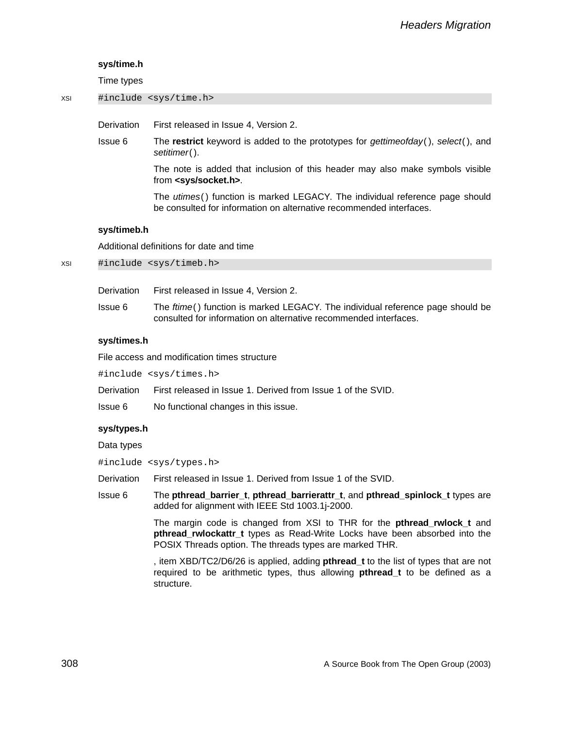### sys/time.h

Time types

XSI

```
#include <sys/time.h>
```

Derivation First released in Issue 4, Version 2.

Issue 6 The **restrict** keyword is added to the prototypes for *gettimeofday*( ), *select*( ), and *setitimer*( ).

The note is added that inclusion of this header may also make symbols visible from **<sys/socket.h>**.

The *utimes*( ) function is marked LEGACY. The individual reference page should be consulted for information on alternative recommended interfaces.

### sys/timeb.h

Additional definitions for date and time

XSI

```
#include <sys/timeb.h>
```

Derivation First released in Issue 4, Version 2.

Issue 6 The *ftime*( ) function is marked LEGACY. The individual reference page should be consulted for information on alternative recommended interfaces.

### sys/times.h

File access and modification times structure

```
#include <sys/times.h>
```

Derivation First released in Issue 1. Derived from Issue 1 of the SVID.

Issue 6 No functional changes in this issue.

### sys/types.h

Data types

```
#include <sys/types.h>
```

Derivation First released in Issue 1. Derived from Issue 1 of the SVID.

Issue 6 The **pthread_barrier_t**, **pthread_barrierattr_t**, and **pthread_spinlock_t** types are added for alignment with IEEE Std 1003.1j-2000.

The margin code is changed from XSI to THR for the **pthread_rwlock_t** and **pthread_rwlockattr_t** types as Read-Write Locks have been absorbed into the POSIX Threads option. The threads types are marked THR.

, item XBD/TC2/D6/26 is applied, adding **pthread_t** to the list of types that are not required to be arithmetic types, thus allowing **pthread_t** to be defined as a structure.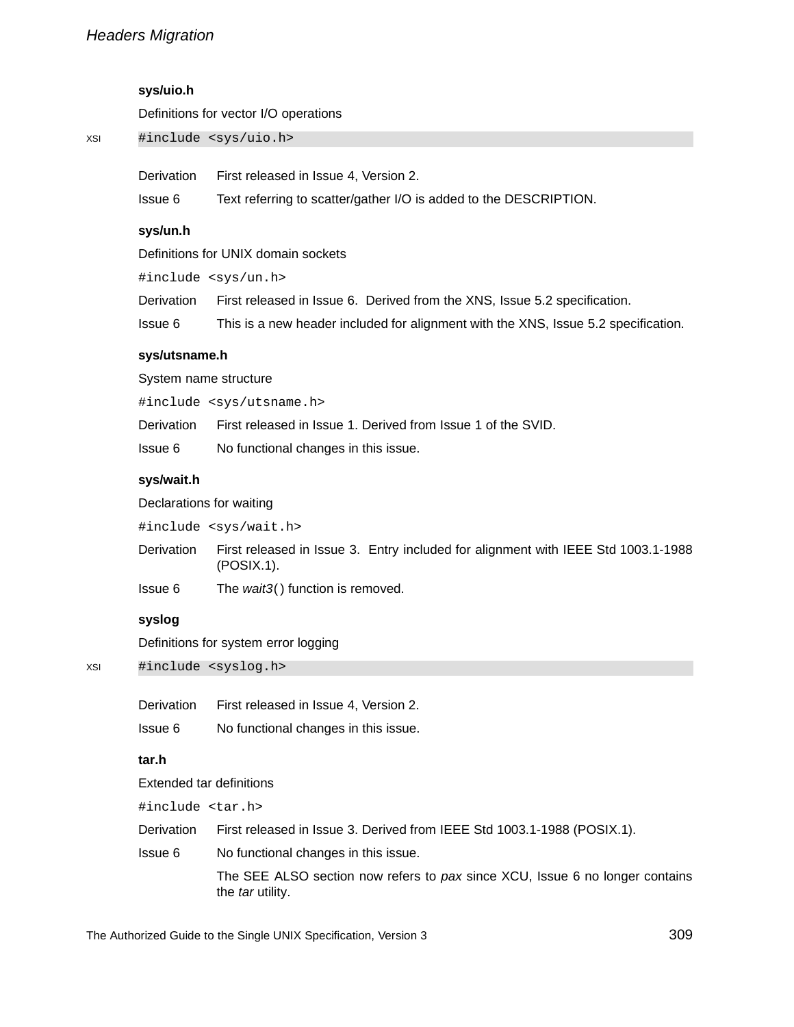**sys/uio.h**

Definitions for vector I/O operations

XSI

```
#include <sys/uio.h>
```

| | |
|---|---|
| Derivation | First released in Issue 4, Version 2. |
| Issue 6 | Text referring to scatter/gather I/O is added to the DESCRIPTION. |

**sys/un.h**

Definitions for UNIX domain sockets

```
#include <sys/un.h>
```

| | |
|---|---|
| Derivation | First released in Issue 6. Derived from the XNS, Issue 5.2 specification. |
| Issue 6 | This is a new header included for alignment with the XNS, Issue 5.2 specification. |

**sys/utsname.h**

System name structure

```
#include <sys/utsname.h>
```

| | |
|---|---|
| Derivation | First released in Issue 1. Derived from Issue 1 of the SVID. |
| Issue 6 | No functional changes in this issue. |

**sys/wait.h**

Declarations for waiting

```
#include <sys/wait.h>
```

| | |
|---|---|
| Derivation | First released in Issue 3. Entry included for alignment with IEEE Std 1003.1-1988 (POSIX.1). |
| Issue 6 | The *wait3*() function is removed. |

**syslog**

Definitions for system error logging

XSI

```
#include <syslog.h>
```

| | |
|---|---|
| Derivation | First released in Issue 4, Version 2. |
| Issue 6 | No functional changes in this issue. |

**tar.h**

Extended tar definitions

```
#include <tar.h>
```

| | |
|---|---|
| Derivation | First released in Issue 3. Derived from IEEE Std 1003.1-1988 (POSIX.1). |
| Issue 6 | No functional changes in this issue. |
| | The SEE ALSO section now refers to *pax* since XCU, Issue 6 no longer contains the *tar* utility. |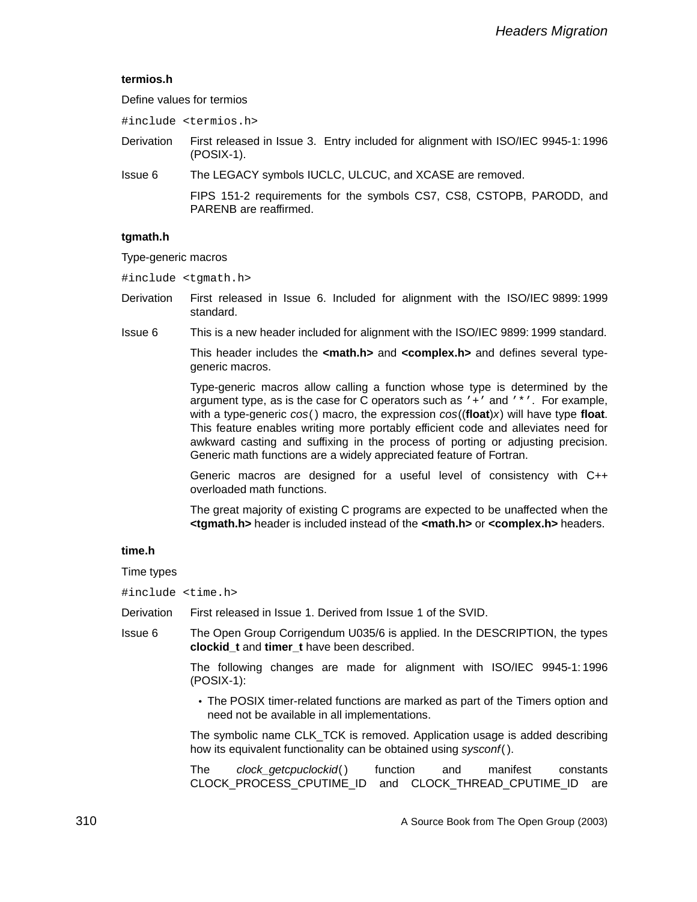### termios.h

Define values for termios

```
#include <termios.h>
```

Derivation — First released in Issue 3. Entry included for alignment with ISO/IEC 9945-1: 1996 (POSIX-1).

Issue 6 — The LEGACY symbols IUCLC, ULCUC, and XCASE are removed.

FIPS 151-2 requirements for the symbols CS7, CS8, CSTOPB, PARODD, and PARENB are reaffirmed.

### tgmath.h

Type-generic macros

```
#include <tgmath.h>
```

Derivation — First released in Issue 6. Included for alignment with the ISO/IEC 9899: 1999 standard.

Issue 6 — This is a new header included for alignment with the ISO/IEC 9899: 1999 standard.

This header includes the **<math.h>** and **<complex.h>** and defines several type-generic macros.

Type-generic macros allow calling a function whose type is determined by the argument type, as is the case for C operators such as '+' and '*'. For example, with a type-generic *cos*( ) macro, the expression *cos*((**float**)*x*) will have type **float**. This feature enables writing more portably efficient code and alleviates need for awkward casting and suffixing in the process of porting or adjusting precision. Generic math functions are a widely appreciated feature of Fortran.

Generic macros are designed for a useful level of consistency with C++ overloaded math functions.

The great majority of existing C programs are expected to be unaffected when the **<tgmath.h>** header is included instead of the **<math.h>** or **<complex.h>** headers.

### time.h

Time types

```
#include <time.h>
```

Derivation — First released in Issue 1. Derived from Issue 1 of the SVID.

Issue 6 — The Open Group Corrigendum U035/6 is applied. In the DESCRIPTION, the types **clockid_t** and **timer_t** have been described.

The following changes are made for alignment with ISO/IEC 9945-1: 1996 (POSIX-1):

- The POSIX timer-related functions are marked as part of the Timers option and need not be available in all implementations.

The symbolic name CLK_TCK is removed. Application usage is added describing how its equivalent functionality can be obtained using *sysconf*( ).

The *clock_getcpuclockid*( ) function and manifest constants CLOCK_PROCESS_CPUTIME_ID and CLOCK_THREAD_CPUTIME_ID are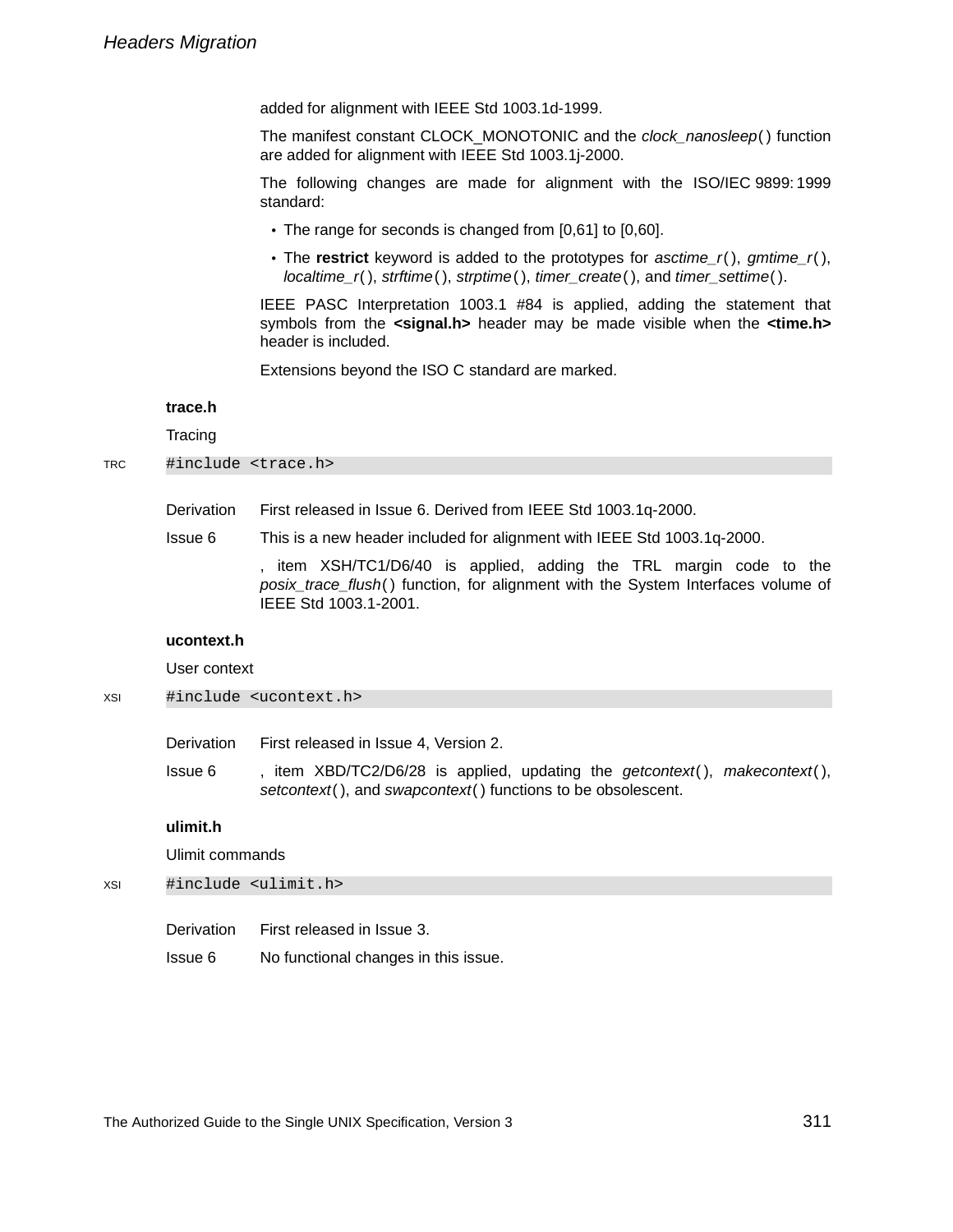added for alignment with IEEE Std 1003.1d-1999.

The manifest constant CLOCK_MONOTONIC and the *clock_nanosleep*( ) function are added for alignment with IEEE Std 1003.1j-2000.

The following changes are made for alignment with the ISO/IEC 9899:1999 standard:

- The range for seconds is changed from [0,61] to [0,60].
- The **restrict** keyword is added to the prototypes for *asctime_r*( ), *gmtime_r*( ), *localtime_r*( ), *strftime*( ), *strptime*( ), *timer_create*( ), and *timer_settime*( ).

IEEE PASC Interpretation 1003.1 #84 is applied, adding the statement that symbols from the **<signal.h>** header may be made visible when the **<time.h>** header is included.

Extensions beyond the ISO C standard are marked.

### trace.h

Tracing

TRC
```
#include <trace.h>
```

Derivation — First released in Issue 6. Derived from IEEE Std 1003.1q-2000.

Issue 6 — This is a new header included for alignment with IEEE Std 1003.1q-2000.

, item XSH/TC1/D6/40 is applied, adding the TRL margin code to the *posix_trace_flush*( ) function, for alignment with the System Interfaces volume of IEEE Std 1003.1-2001.

### ucontext.h

User context

XSI
```
#include <ucontext.h>
```

Derivation — First released in Issue 4, Version 2.

Issue 6 — , item XBD/TC2/D6/28 is applied, updating the *getcontext*( ), *makecontext*( ), *setcontext*( ), and *swapcontext*( ) functions to be obsolescent.

### ulimit.h

Ulimit commands

XSI
```
#include <ulimit.h>
```

Derivation — First released in Issue 3.

Issue 6 — No functional changes in this issue.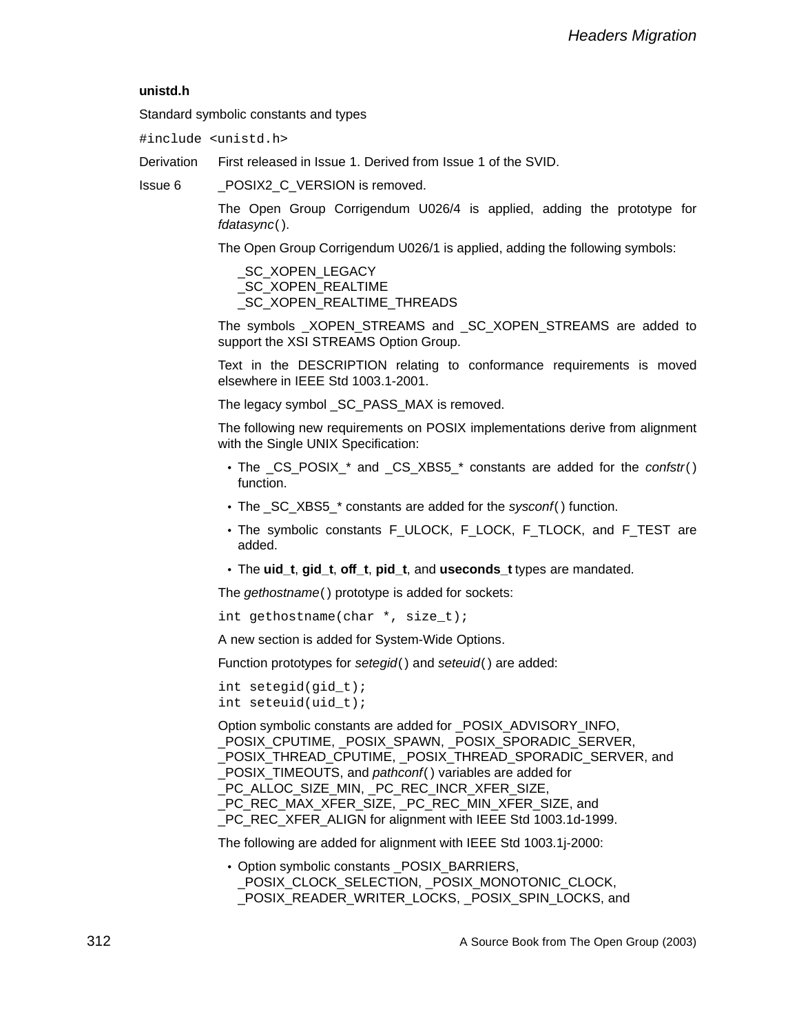**unistd.h**

Standard symbolic constants and types

```
#include <unistd.h>
```

Derivation First released in Issue 1. Derived from Issue 1 of the SVID.

Issue 6 _POSIX2_C_VERSION is removed.

The Open Group Corrigendum U026/4 is applied, adding the prototype for *fdatasync*( ).

The Open Group Corrigendum U026/1 is applied, adding the following symbols:

_SC_XOPEN_LEGACY
_SC_XOPEN_REALTIME
_SC_XOPEN_REALTIME_THREADS

The symbols _XOPEN_STREAMS and _SC_XOPEN_STREAMS are added to support the XSI STREAMS Option Group.

Text in the DESCRIPTION relating to conformance requirements is moved elsewhere in IEEE Std 1003.1-2001.

The legacy symbol _SC_PASS_MAX is removed.

The following new requirements on POSIX implementations derive from alignment with the Single UNIX Specification:

- The _CS_POSIX_* and _CS_XBS5_* constants are added for the *confstr*( ) function.
- The _SC_XBS5_* constants are added for the *sysconf*( ) function.
- The symbolic constants F_ULOCK, F_LOCK, F_TLOCK, and F_TEST are added.
- The **uid_t**, **gid_t**, **off_t**, **pid_t**, and **useconds_t** types are mandated.

The *gethostname*( ) prototype is added for sockets:

```
int gethostname(char *, size_t);
```

A new section is added for System-Wide Options.

Function prototypes for *setegid*( ) and *seteuid*( ) are added:

```
int setegid(gid_t);
int seteuid(uid_t);
```

Option symbolic constants are added for _POSIX_ADVISORY_INFO, _POSIX_CPUTIME, _POSIX_SPAWN, _POSIX_SPORADIC_SERVER, _POSIX_THREAD_CPUTIME, _POSIX_THREAD_SPORADIC_SERVER, and _POSIX_TIMEOUTS, and *pathconf*( ) variables are added for _PC_ALLOC_SIZE_MIN, _PC_REC_INCR_XFER_SIZE, _PC_REC_MAX_XFER_SIZE, _PC_REC_MIN_XFER_SIZE, and _PC_REC_XFER_ALIGN for alignment with IEEE Std 1003.1d-1999.

The following are added for alignment with IEEE Std 1003.1j-2000:

- Option symbolic constants _POSIX_BARRIERS, _POSIX_CLOCK_SELECTION, _POSIX_MONOTONIC_CLOCK, _POSIX_READER_WRITER_LOCKS, _POSIX_SPIN_LOCKS, and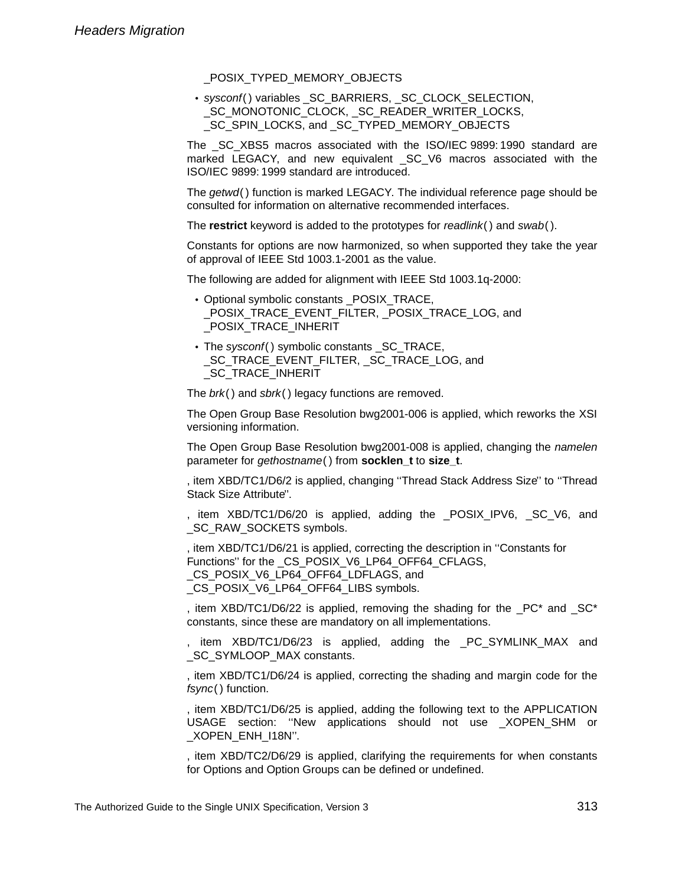_POSIX_TYPED_MEMORY_OBJECTS

- *sysconf*( ) variables _SC_BARRIERS, _SC_CLOCK_SELECTION, _SC_MONOTONIC_CLOCK, _SC_READER_WRITER_LOCKS, _SC_SPIN_LOCKS, and _SC_TYPED_MEMORY_OBJECTS

The _SC_XBS5 macros associated with the ISO/IEC 9899: 1990 standard are marked LEGACY, and new equivalent _SC_V6 macros associated with the ISO/IEC 9899: 1999 standard are introduced.

The *getwd*( ) function is marked LEGACY. The individual reference page should be consulted for information on alternative recommended interfaces.

The **restrict** keyword is added to the prototypes for *readlink*( ) and *swab*( ).

Constants for options are now harmonized, so when supported they take the year of approval of IEEE Std 1003.1-2001 as the value.

The following are added for alignment with IEEE Std 1003.1q-2000:

- Optional symbolic constants _POSIX_TRACE, _POSIX_TRACE_EVENT_FILTER, _POSIX_TRACE_LOG, and _POSIX_TRACE_INHERIT
- The *sysconf*( ) symbolic constants _SC_TRACE, _SC_TRACE_EVENT_FILTER, _SC_TRACE_LOG, and _SC_TRACE_INHERIT

The *brk*( ) and *sbrk*( ) legacy functions are removed.

The Open Group Base Resolution bwg2001-006 is applied, which reworks the XSI versioning information.

The Open Group Base Resolution bwg2001-008 is applied, changing the *namelen* parameter for *gethostname*( ) from **socklen_t** to **size_t**.

, item XBD/TC1/D6/2 is applied, changing ''Thread Stack Address Size'' to ''Thread Stack Size Attribute''.

, item XBD/TC1/D6/20 is applied, adding the _POSIX_IPV6, _SC_V6, and _SC_RAW_SOCKETS symbols.

, item XBD/TC1/D6/21 is applied, correcting the description in ''Constants for Functions'' for the _CS_POSIX_V6_LP64_OFF64_CFLAGS, _CS_POSIX_V6_LP64_OFF64_LDFLAGS, and _CS_POSIX_V6_LP64_OFF64_LIBS symbols.

, item XBD/TC1/D6/22 is applied, removing the shading for the _PC* and _SC* constants, since these are mandatory on all implementations.

, item XBD/TC1/D6/23 is applied, adding the _PC_SYMLINK_MAX and _SC_SYMLOOP_MAX constants.

, item XBD/TC1/D6/24 is applied, correcting the shading and margin code for the *fsync*( ) function.

, item XBD/TC1/D6/25 is applied, adding the following text to the APPLICATION USAGE section: ''New applications should not use _XOPEN_SHM or _XOPEN_ENH_I18N''.

, item XBD/TC2/D6/29 is applied, clarifying the requirements for when constants for Options and Option Groups can be defined or undefined.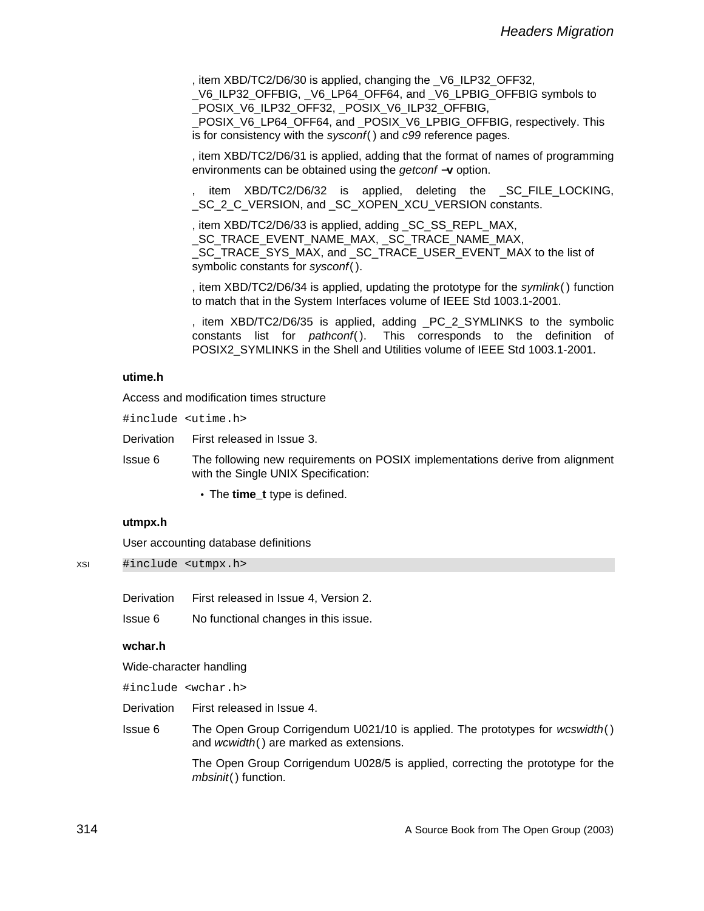, item XBD/TC2/D6/30 is applied, changing the _V6_ILP32_OFF32, _V6_ILP32_OFFBIG, _V6_LP64_OFF64, and _V6_LPBIG_OFFBIG symbols to _POSIX_V6_ILP32_OFF32, _POSIX_V6_ILP32_OFFBIG, _POSIX_V6_LP64_OFF64, and _POSIX_V6_LPBIG_OFFBIG, respectively. This is for consistency with the *sysconf*( ) and *c99* reference pages.

, item XBD/TC2/D6/31 is applied, adding that the format of names of programming environments can be obtained using the *getconf* **−v** option.

, item XBD/TC2/D6/32 is applied, deleting the _SC_FILE_LOCKING, _SC_2_C_VERSION, and _SC_XOPEN_XCU_VERSION constants.

, item XBD/TC2/D6/33 is applied, adding _SC_SS_REPL_MAX, _SC_TRACE_EVENT_NAME_MAX, _SC_TRACE_NAME_MAX, _SC_TRACE_SYS_MAX, and _SC_TRACE_USER_EVENT_MAX to the list of symbolic constants for *sysconf*( ).

, item XBD/TC2/D6/34 is applied, updating the prototype for the *symlink*( ) function to match that in the System Interfaces volume of IEEE Std 1003.1-2001.

, item XBD/TC2/D6/35 is applied, adding _PC_2_SYMLINKS to the symbolic constants list for *pathconf*( ). This corresponds to the definition of POSIX2_SYMLINKS in the Shell and Utilities volume of IEEE Std 1003.1-2001.

**utime.h**

Access and modification times structure

```
#include <utime.h>
```

Derivation — First released in Issue 3.

Issue 6 — The following new requirements on POSIX implementations derive from alignment with the Single UNIX Specification:

- The **time_t** type is defined.

**utmpx.h**

User accounting database definitions

XSI
```
#include <utmpx.h>
```

Derivation — First released in Issue 4, Version 2.

Issue 6 — No functional changes in this issue.

**wchar.h**

Wide-character handling

```
#include <wchar.h>
```

Derivation — First released in Issue 4.

Issue 6 — The Open Group Corrigendum U021/10 is applied. The prototypes for *wcswidth*( ) and *wcwidth*( ) are marked as extensions.

The Open Group Corrigendum U028/5 is applied, correcting the prototype for the *mbsinit*( ) function.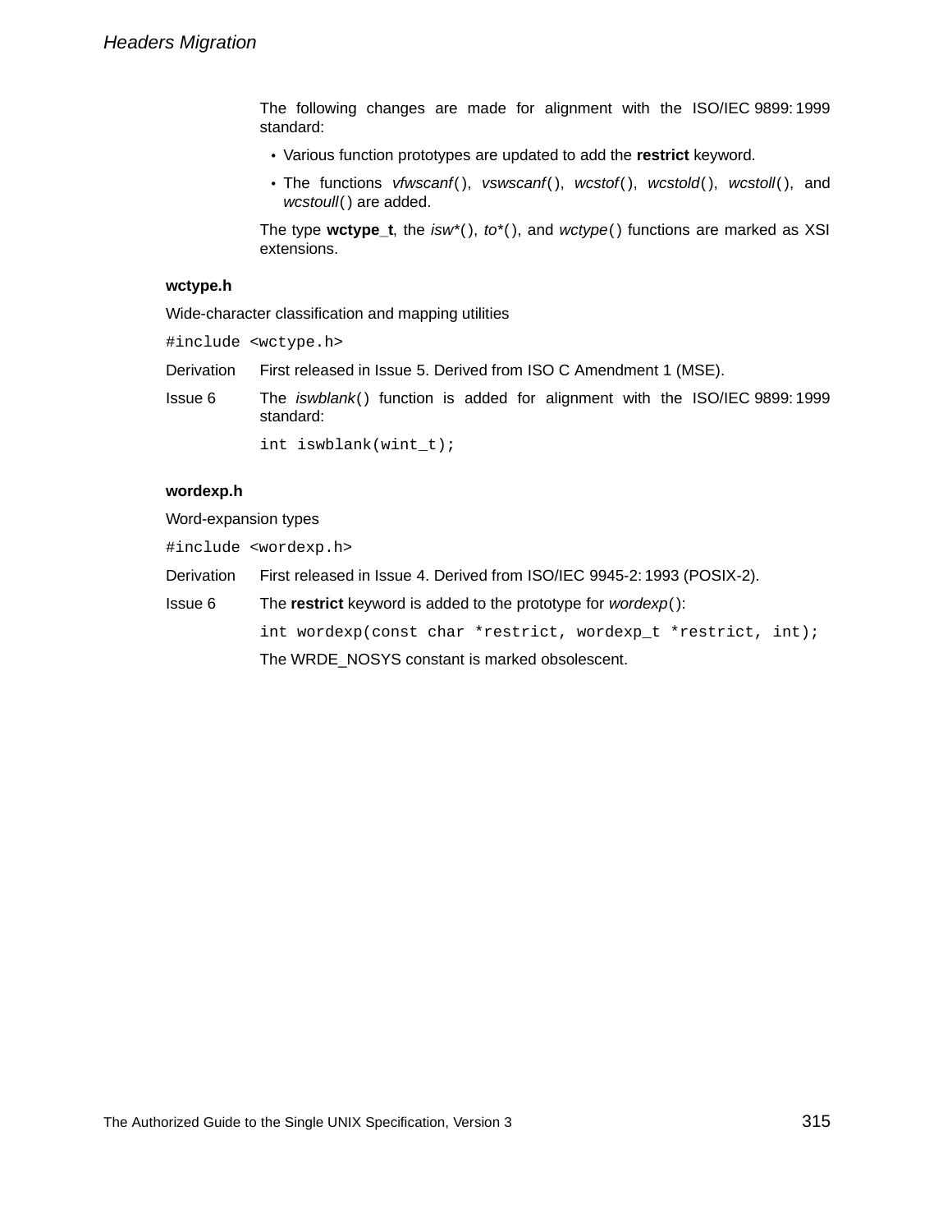The following changes are made for alignment with the ISO/IEC 9899: 1999 standard:

- Various function prototypes are updated to add the **restrict** keyword.
- The functions *vfwscanf*( ), *vswscanf*( ), *wcstof*( ), *wcstold*( ), *wcstoll*( ), and *wcstoull*( ) are added.

The type **wctype_t**, the *isw**( ), *to**( ), and *wctype*( ) functions are marked as XSI extensions.

### wctype.h

Wide-character classification and mapping utilities

```
#include <wctype.h>
```

Derivation First released in Issue 5. Derived from ISO C Amendment 1 (MSE).

Issue 6 The *iswblank*( ) function is added for alignment with the ISO/IEC 9899: 1999 standard:

```
int iswblank(wint_t);
```

### wordexp.h

Word-expansion types

```
#include <wordexp.h>
```

Derivation First released in Issue 4. Derived from ISO/IEC 9945-2: 1993 (POSIX-2).

Issue 6 The **restrict** keyword is added to the prototype for *wordexp*( ):

```
int wordexp(const char *restrict, wordexp_t *restrict, int);
```

The WRDE_NOSYS constant is marked obsolescent.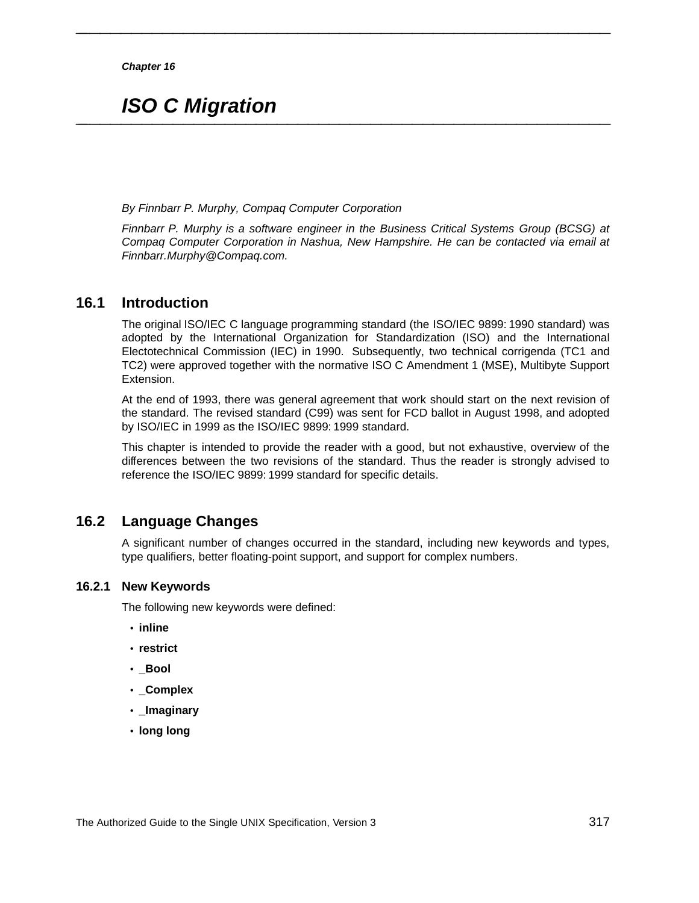*Chapter 16*

# *ISO C Migration*

*By Finnbarr P. Murphy, Compaq Computer Corporation*

*Finnbarr P. Murphy is a software engineer in the Business Critical Systems Group (BCSG) at Compaq Computer Corporation in Nashua, New Hampshire. He can be contacted via email at Finnbarr.Murphy@Compaq.com.*

## 16.1 Introduction

The original ISO/IEC C language programming standard (the ISO/IEC 9899: 1990 standard) was adopted by the International Organization for Standardization (ISO) and the International Electotechnical Commission (IEC) in 1990. Subsequently, two technical corrigenda (TC1 and TC2) were approved together with the normative ISO C Amendment 1 (MSE), Multibyte Support Extension.

At the end of 1993, there was general agreement that work should start on the next revision of the standard. The revised standard (C99) was sent for FCD ballot in August 1998, and adopted by ISO/IEC in 1999 as the ISO/IEC 9899: 1999 standard.

This chapter is intended to provide the reader with a good, but not exhaustive, overview of the differences between the two revisions of the standard. Thus the reader is strongly advised to reference the ISO/IEC 9899: 1999 standard for specific details.

## 16.2 Language Changes

A significant number of changes occurred in the standard, including new keywords and types, type qualifiers, better floating-point support, and support for complex numbers.

### 16.2.1 New Keywords

The following new keywords were defined:

- **inline**
- **restrict**
- **_Bool**
- **_Complex**
- **_Imaginary**
- **long long**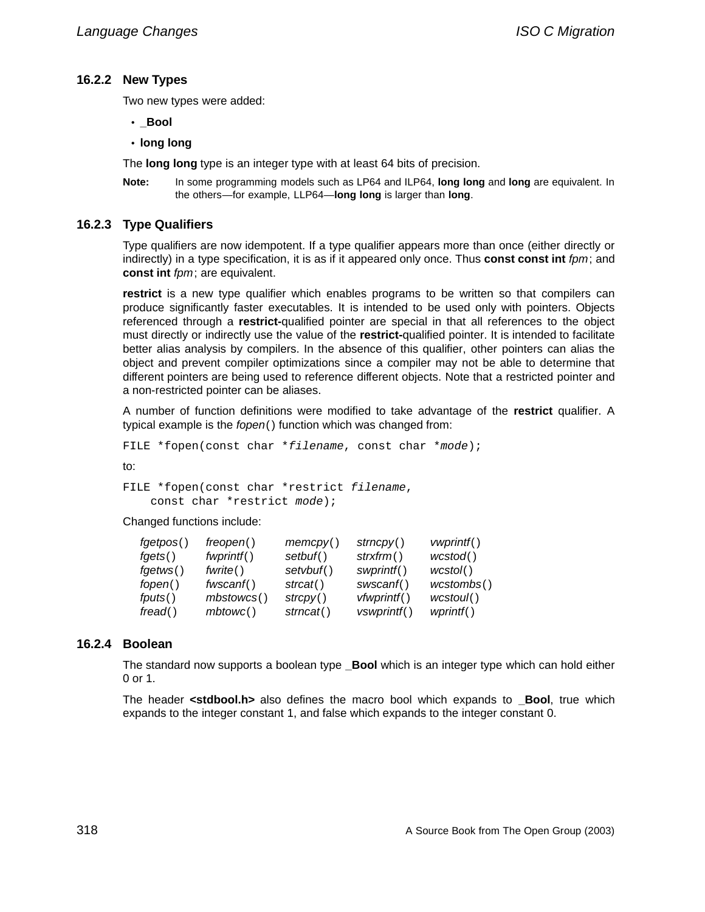### 16.2.2 New Types

Two new types were added:

- **_Bool**
- **long long**

The **long long** type is an integer type with at least 64 bits of precision.

**Note:** In some programming models such as LP64 and ILP64, **long long** and **long** are equivalent. In the others—for example, LLP64—**long long** is larger than **long**.

### 16.2.3 Type Qualifiers

Type qualifiers are now idempotent. If a type qualifier appears more than once (either directly or indirectly) in a type specification, it is as if it appeared only once. Thus **const const int** *fpm*; and **const int** *fpm*; are equivalent.

**restrict** is a new type qualifier which enables programs to be written so that compilers can produce significantly faster executables. It is intended to be used only with pointers. Objects referenced through a **restrict-**qualified pointer are special in that all references to the object must directly or indirectly use the value of the **restrict-**qualified pointer. It is intended to facilitate better alias analysis by compilers. In the absence of this qualifier, other pointers can alias the object and prevent compiler optimizations since a compiler may not be able to determine that different pointers are being used to reference different objects. Note that a restricted pointer and a non-restricted pointer can be aliases.

A number of function definitions were modified to take advantage of the **restrict** qualifier. A typical example is the *fopen*() function which was changed from:

```
FILE *fopen(const char *filename, const char *mode);
```

to:

```
FILE *fopen(const char *restrict filename,
    const char *restrict mode);
```

Changed functions include:

| | | | | |
|---|---|---|---|---|
| *fgetpos*() | *freopen*() | *memcpy*() | *strncpy*() | *vwprintf*() |
| *fgets*() | *fwprintf*() | *setbuf*() | *strxfrm*() | *wcstod*() |
| *fgetws*() | *fwrite*() | *setvbuf*() | *swprintf*() | *wcstol*() |
| *fopen*() | *fwscanf*() | *strcat*() | *swscanf*() | *wcstombs*() |
| *fputs*() | *mbstowcs*() | *strcpy*() | *vfwprintf*() | *wcstoul*() |
| *fread*() | *mbtowc*() | *strncat*() | *vswprintf*() | *wprintf*() |

### 16.2.4 Boolean

The standard now supports a boolean type **_Bool** which is an integer type which can hold either 0 or 1.

The header **<stdbool.h>** also defines the macro bool which expands to **_Bool**, true which expands to the integer constant 1, and false which expands to the integer constant 0.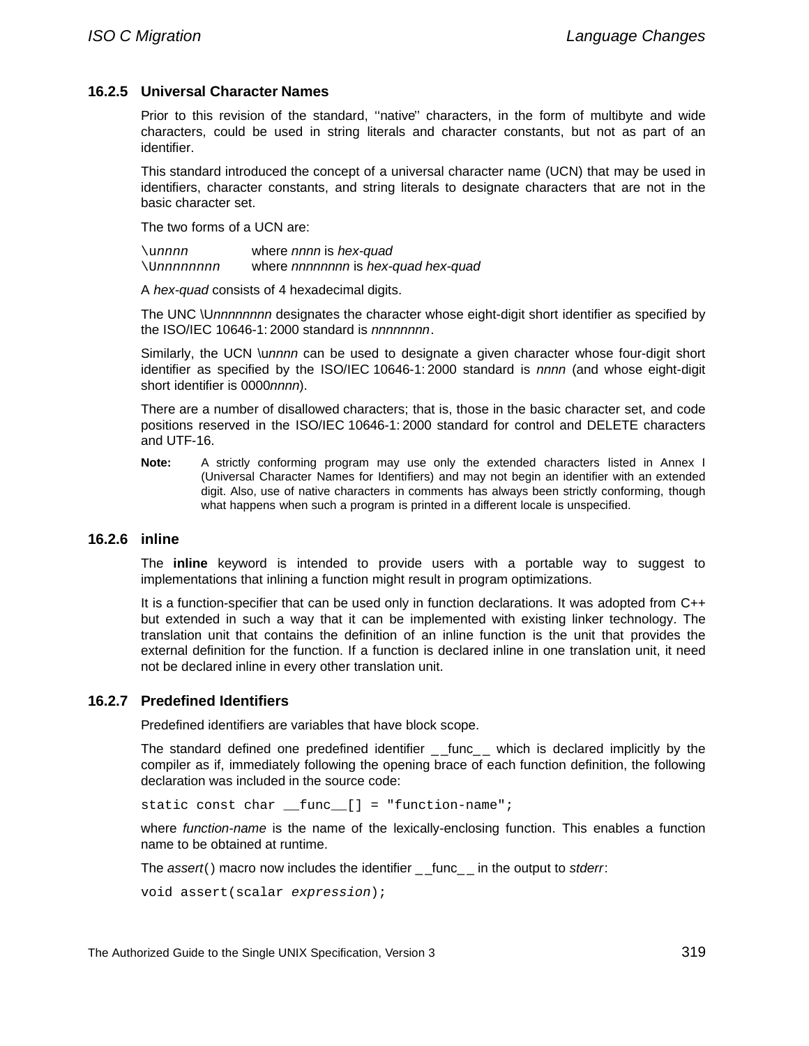### 16.2.5 Universal Character Names

Prior to this revision of the standard, ''native'' characters, in the form of multibyte and wide characters, could be used in string literals and character constants, but not as part of an identifier.

This standard introduced the concept of a universal character name (UCN) that may be used in identifiers, character constants, and string literals to designate characters that are not in the basic character set.

The two forms of a UCN are:

`\unnnn` where *nnnn* is *hex-quad*
`\Unnnnnnnn` where *nnnnnnnn* is *hex-quad hex-quad*

A *hex-quad* consists of 4 hexadecimal digits.

The UNC \U*nnnnnnnn* designates the character whose eight-digit short identifier as specified by the ISO/IEC 10646-1: 2000 standard is *nnnnnnnn*.

Similarly, the UCN \u*nnnn* can be used to designate a given character whose four-digit short identifier as specified by the ISO/IEC 10646-1: 2000 standard is *nnnn* (and whose eight-digit short identifier is 0000*nnnn*).

There are a number of disallowed characters; that is, those in the basic character set, and code positions reserved in the ISO/IEC 10646-1: 2000 standard for control and DELETE characters and UTF-16.

**Note:** A strictly conforming program may use only the extended characters listed in Annex I (Universal Character Names for Identifiers) and may not begin an identifier with an extended digit. Also, use of native characters in comments has always been strictly conforming, though what happens when such a program is printed in a different locale is unspecified.

### 16.2.6 inline

The **inline** keyword is intended to provide users with a portable way to suggest to implementations that inlining a function might result in program optimizations.

It is a function-specifier that can be used only in function declarations. It was adopted from C++ but extended in such a way that it can be implemented with existing linker technology. The translation unit that contains the definition of an inline function is the unit that provides the external definition for the function. If a function is declared inline in one translation unit, it need not be declared inline in every other translation unit.

### 16.2.7 Predefined Identifiers

Predefined identifiers are variables that have block scope.

The standard defined one predefined identifier __func__ which is declared implicitly by the compiler as if, immediately following the opening brace of each function definition, the following declaration was included in the source code:

```
static const char __func__[] = "function-name";
```

where *function-name* is the name of the lexically-enclosing function. This enables a function name to be obtained at runtime.

The *assert*() macro now includes the identifier __func__ in the output to *stderr*:

```
void assert(scalar expression);
```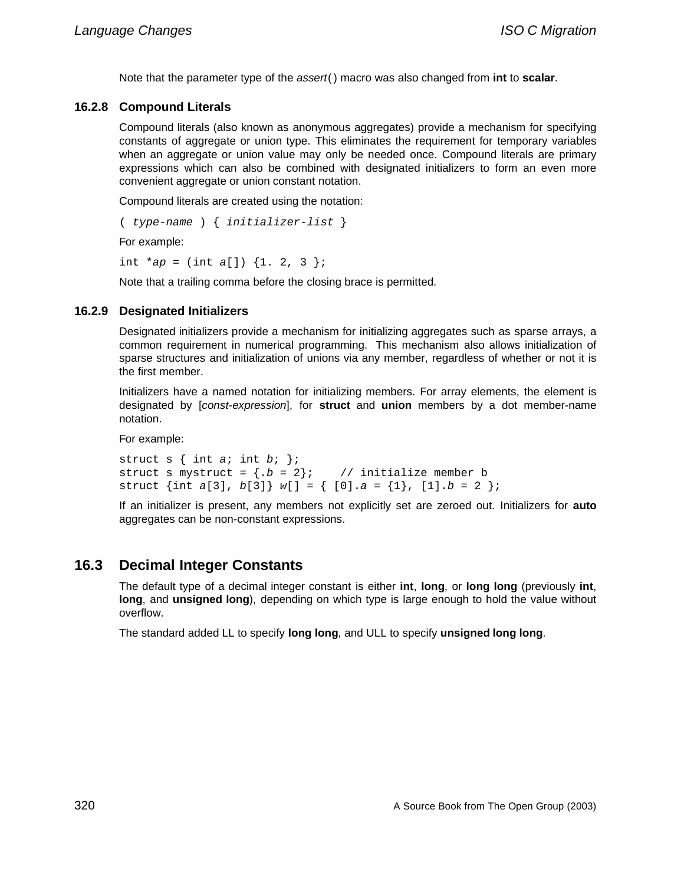Note that the parameter type of the *assert*() macro was also changed from **int** to **scalar**.

### 16.2.8 Compound Literals

Compound literals (also known as anonymous aggregates) provide a mechanism for specifying constants of aggregate or union type. This eliminates the requirement for temporary variables when an aggregate or union value may only be needed once. Compound literals are primary expressions which can also be combined with designated initializers to form an even more convenient aggregate or union constant notation.

Compound literals are created using the notation:

```
( type-name ) { initializer-list }
```

For example:

```
int *ap = (int a[]) {1. 2, 3 };
```

Note that a trailing comma before the closing brace is permitted.

### 16.2.9 Designated Initializers

Designated initializers provide a mechanism for initializing aggregates such as sparse arrays, a common requirement in numerical programming. This mechanism also allows initialization of sparse structures and initialization of unions via any member, regardless of whether or not it is the first member.

Initializers have a named notation for initializing members. For array elements, the element is designated by [*const-expression*], for **struct** and **union** members by a dot member-name notation.

For example:

```
struct s { int a; int b; };
struct s mystruct = {.b = 2};    // initialize member b
struct {int a[3], b[3]} w[] = { [0].a = {1}, [1].b = 2 };
```

If an initializer is present, any members not explicitly set are zeroed out. Initializers for **auto** aggregates can be non-constant expressions.

## 16.3 Decimal Integer Constants

The default type of a decimal integer constant is either **int**, **long**, or **long long** (previously **int**, **long**, and **unsigned long**), depending on which type is large enough to hold the value without overflow.

The standard added LL to specify **long long**, and ULL to specify **unsigned long long**.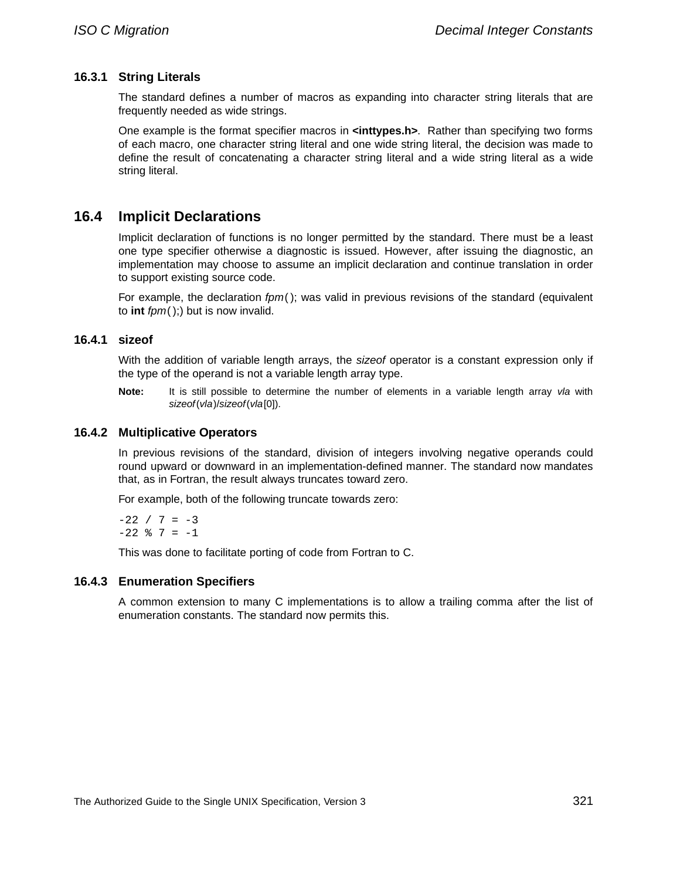### 16.3.1 String Literals

The standard defines a number of macros as expanding into character string literals that are frequently needed as wide strings.

One example is the format specifier macros in **<inttypes.h>**. Rather than specifying two forms of each macro, one character string literal and one wide string literal, the decision was made to define the result of concatenating a character string literal and a wide string literal as a wide string literal.

## 16.4 Implicit Declarations

Implicit declaration of functions is no longer permitted by the standard. There must be a least one type specifier otherwise a diagnostic is issued. However, after issuing the diagnostic, an implementation may choose to assume an implicit declaration and continue translation in order to support existing source code.

For example, the declaration *fpm*( ); was valid in previous revisions of the standard (equivalent to **int** *fpm*( );) but is now invalid.

### 16.4.1 sizeof

With the addition of variable length arrays, the *sizeof* operator is a constant expression only if the type of the operand is not a variable length array type.

**Note:** It is still possible to determine the number of elements in a variable length array *vla* with *sizeof*(*vla*)/*sizeof*(*vla*[0]).

### 16.4.2 Multiplicative Operators

In previous revisions of the standard, division of integers involving negative operands could round upward or downward in an implementation-defined manner. The standard now mandates that, as in Fortran, the result always truncates toward zero.

For example, both of the following truncate towards zero:

```
-22 / 7 = -3
-22 % 7 = -1
```

This was done to facilitate porting of code from Fortran to C.

### 16.4.3 Enumeration Specifiers

A common extension to many C implementations is to allow a trailing comma after the list of enumeration constants. The standard now permits this.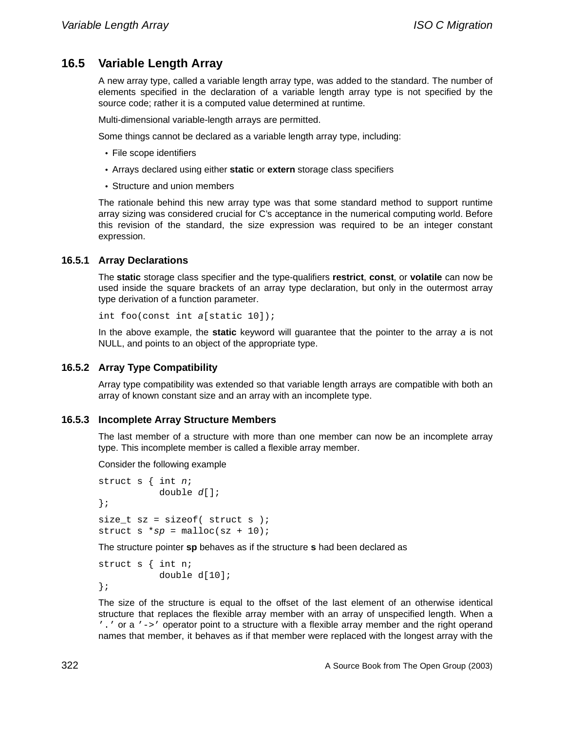## 16.5 Variable Length Array

A new array type, called a variable length array type, was added to the standard. The number of elements specified in the declaration of a variable length array type is not specified by the source code; rather it is a computed value determined at runtime.

Multi-dimensional variable-length arrays are permitted.

Some things cannot be declared as a variable length array type, including:

- File scope identifiers
- Arrays declared using either **static** or **extern** storage class specifiers
- Structure and union members

The rationale behind this new array type was that some standard method to support runtime array sizing was considered crucial for C's acceptance in the numerical computing world. Before this revision of the standard, the size expression was required to be an integer constant expression.

### 16.5.1 Array Declarations

The **static** storage class specifier and the type-qualifiers **restrict**, **const**, or **volatile** can now be used inside the square brackets of an array type declaration, but only in the outermost array type derivation of a function parameter.

```
int foo(const int a[static 10]);
```

In the above example, the **static** keyword will guarantee that the pointer to the array *a* is not NULL, and points to an object of the appropriate type.

### 16.5.2 Array Type Compatibility

Array type compatibility was extended so that variable length arrays are compatible with both an array of known constant size and an array with an incomplete type.

### 16.5.3 Incomplete Array Structure Members

The last member of a structure with more than one member can now be an incomplete array type. This incomplete member is called a flexible array member.

Consider the following example

```
struct s { int n;
           double d[];
};

size_t sz = sizeof( struct s );
struct s *sp = malloc(sz + 10);
```

The structure pointer **sp** behaves as if the structure **s** had been declared as

```
struct s { int n;
           double d[10];
};
```

The size of the structure is equal to the offset of the last element of an otherwise identical structure that replaces the flexible array member with an array of unspecified length. When a '.' or a '->' operator point to a structure with a flexible array member and the right operand names that member, it behaves as if that member were replaced with the longest array with the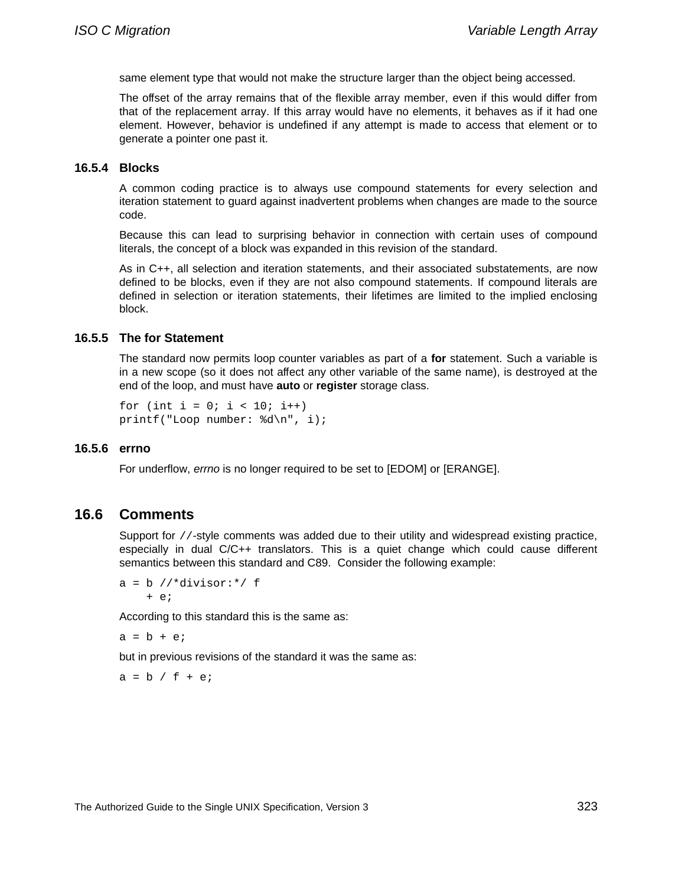same element type that would not make the structure larger than the object being accessed.

The offset of the array remains that of the flexible array member, even if this would differ from that of the replacement array. If this array would have no elements, it behaves as if it had one element. However, behavior is undefined if any attempt is made to access that element or to generate a pointer one past it.

### 16.5.4 Blocks

A common coding practice is to always use compound statements for every selection and iteration statement to guard against inadvertent problems when changes are made to the source code.

Because this can lead to surprising behavior in connection with certain uses of compound literals, the concept of a block was expanded in this revision of the standard.

As in C++, all selection and iteration statements, and their associated substatements, are now defined to be blocks, even if they are not also compound statements. If compound literals are defined in selection or iteration statements, their lifetimes are limited to the implied enclosing block.

### 16.5.5 The for Statement

The standard now permits loop counter variables as part of a **for** statement. Such a variable is in a new scope (so it does not affect any other variable of the same name), is destroyed at the end of the loop, and must have **auto** or **register** storage class.

```
for (int i = 0; i < 10; i++)
printf("Loop number: %d\n", i);
```

### 16.5.6 errno

For underflow, *errno* is no longer required to be set to [EDOM] or [ERANGE].

## 16.6 Comments

Support for `//`-style comments was added due to their utility and widespread existing practice, especially in dual C/C++ translators. This is a quiet change which could cause different semantics between this standard and C89. Consider the following example:

```
a = b //*divisor:*/ f
    + e;
```

According to this standard this is the same as:

```
a = b + e;
```

but in previous revisions of the standard it was the same as:

```
a = b / f + e;
```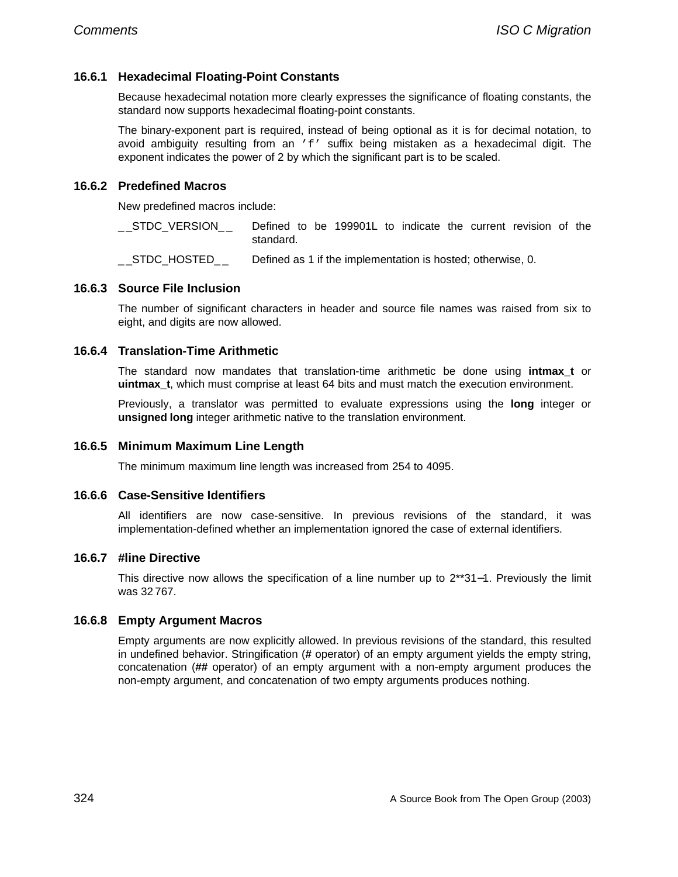### 16.6.1 Hexadecimal Floating-Point Constants

Because hexadecimal notation more clearly expresses the significance of floating constants, the standard now supports hexadecimal floating-point constants.

The binary-exponent part is required, instead of being optional as it is for decimal notation, to avoid ambiguity resulting from an 'f' suffix being mistaken as a hexadecimal digit. The exponent indicates the power of 2 by which the significant part is to be scaled.

### 16.6.2 Predefined Macros

New predefined macros include:

| | |
|---|---|
| __STDC_VERSION__ | Defined to be 199901L to indicate the current revision of the standard. |
| __STDC_HOSTED__ | Defined as 1 if the implementation is hosted; otherwise, 0. |

### 16.6.3 Source File Inclusion

The number of significant characters in header and source file names was raised from six to eight, and digits are now allowed.

### 16.6.4 Translation-Time Arithmetic

The standard now mandates that translation-time arithmetic be done using **intmax_t** or **uintmax_t**, which must comprise at least 64 bits and must match the execution environment.

Previously, a translator was permitted to evaluate expressions using the **long** integer or **unsigned long** integer arithmetic native to the translation environment.

### 16.6.5 Minimum Maximum Line Length

The minimum maximum line length was increased from 254 to 4095.

### 16.6.6 Case-Sensitive Identifiers

All identifiers are now case-sensitive. In previous revisions of the standard, it was implementation-defined whether an implementation ignored the case of external identifiers.

### 16.6.7 #line Directive

This directive now allows the specification of a line number up to 2**31−1. Previously the limit was 32 767.

### 16.6.8 Empty Argument Macros

Empty arguments are now explicitly allowed. In previous revisions of the standard, this resulted in undefined behavior. Stringification (**#** operator) of an empty argument yields the empty string, concatenation (**##** operator) of an empty argument with a non-empty argument produces the non-empty argument, and concatenation of two empty arguments produces nothing.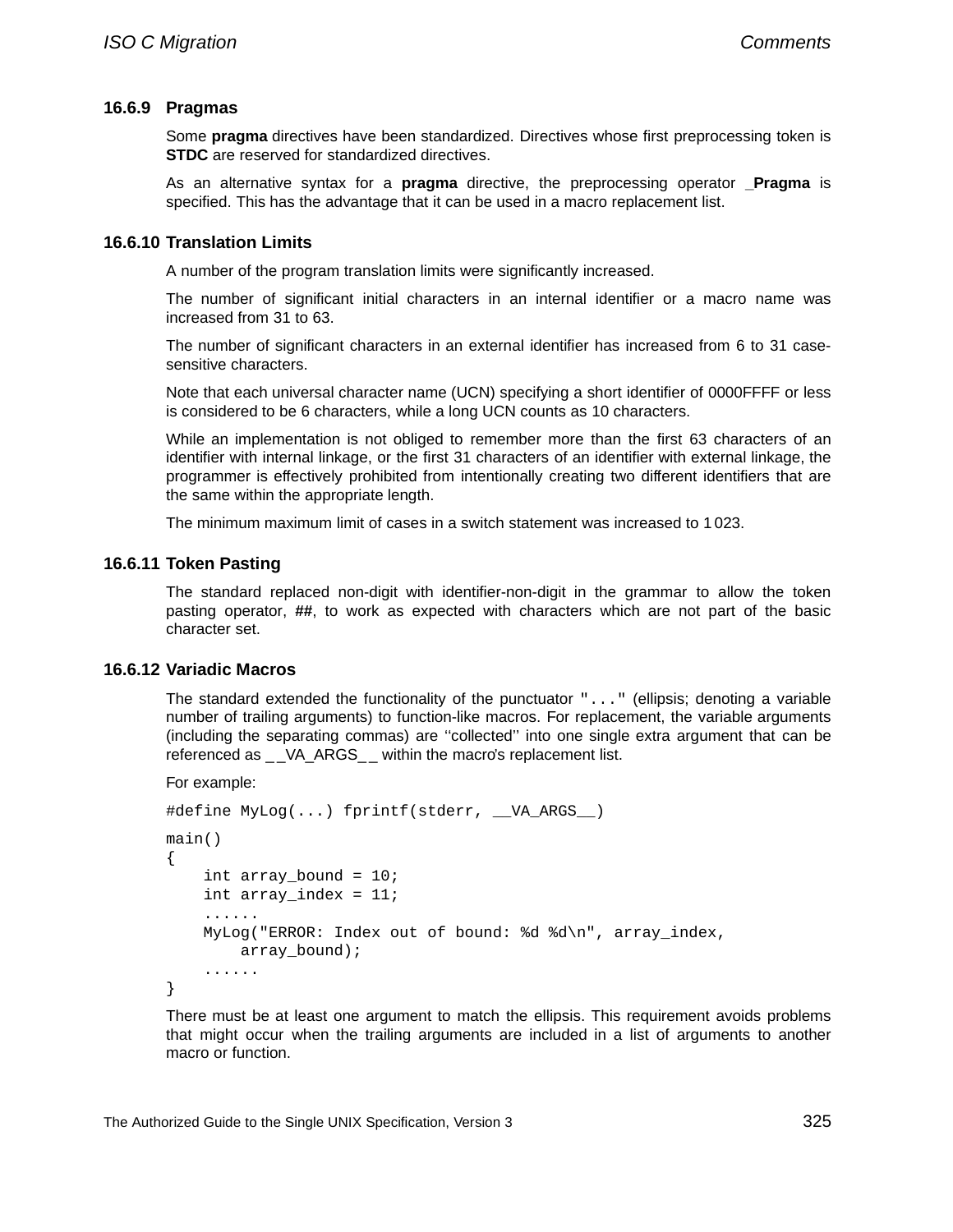### 16.6.9 Pragmas

Some **pragma** directives have been standardized. Directives whose first preprocessing token is **STDC** are reserved for standardized directives.

As an alternative syntax for a **pragma** directive, the preprocessing operator **_Pragma** is specified. This has the advantage that it can be used in a macro replacement list.

### 16.6.10 Translation Limits

A number of the program translation limits were significantly increased.

The number of significant initial characters in an internal identifier or a macro name was increased from 31 to 63.

The number of significant characters in an external identifier has increased from 6 to 31 case-sensitive characters.

Note that each universal character name (UCN) specifying a short identifier of 0000FFFF or less is considered to be 6 characters, while a long UCN counts as 10 characters.

While an implementation is not obliged to remember more than the first 63 characters of an identifier with internal linkage, or the first 31 characters of an identifier with external linkage, the programmer is effectively prohibited from intentionally creating two different identifiers that are the same within the appropriate length.

The minimum maximum limit of cases in a switch statement was increased to 1 023.

### 16.6.11 Token Pasting

The standard replaced non-digit with identifier-non-digit in the grammar to allow the token pasting operator, **##**, to work as expected with characters which are not part of the basic character set.

### 16.6.12 Variadic Macros

The standard extended the functionality of the punctuator `"..."` (ellipsis; denoting a variable number of trailing arguments) to function-like macros. For replacement, the variable arguments (including the separating commas) are ''collected'' into one single extra argument that can be referenced as __VA_ARGS__ within the macro's replacement list.

For example:

```
#define MyLog(...) fprintf(stderr, __VA_ARGS__)

main()
{
    int array_bound = 10;
    int array_index = 11;
    ......
    MyLog("ERROR: Index out of bound: %d %d\n", array_index,
        array_bound);
    ......
}
```

There must be at least one argument to match the ellipsis. This requirement avoids problems that might occur when the trailing arguments are included in a list of arguments to another macro or function.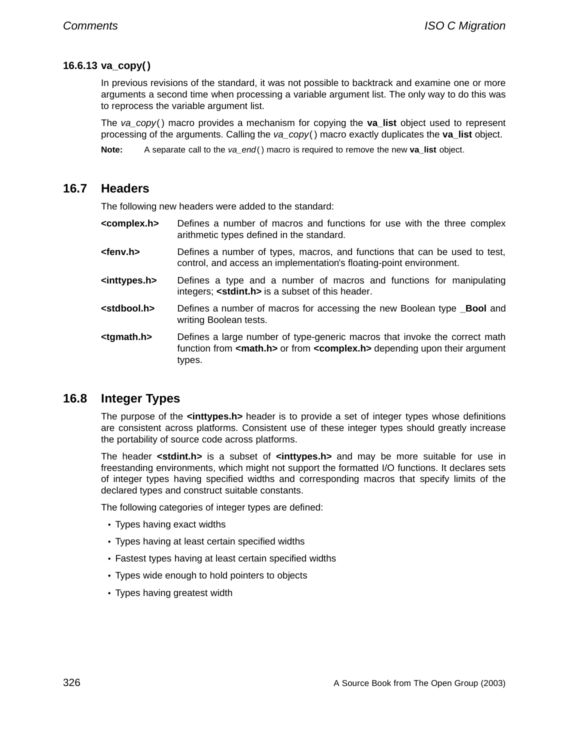### 16.6.13 va_copy( )

In previous revisions of the standard, it was not possible to backtrack and examine one or more arguments a second time when processing a variable argument list. The only way to do this was to reprocess the variable argument list.

The *va_copy*( ) macro provides a mechanism for copying the **va_list** object used to represent processing of the arguments. Calling the *va_copy*( ) macro exactly duplicates the **va_list** object.

**Note:** A separate call to the *va_end*( ) macro is required to remove the new **va_list** object.

## 16.7 Headers

The following new headers were added to the standard:

**<complex.h>** Defines a number of macros and functions for use with the three complex arithmetic types defined in the standard.

**<fenv.h>** Defines a number of types, macros, and functions that can be used to test, control, and access an implementation's floating-point environment.

**<inttypes.h>** Defines a type and a number of macros and functions for manipulating integers; **<stdint.h>** is a subset of this header.

**<stdbool.h>** Defines a number of macros for accessing the new Boolean type **_Bool** and writing Boolean tests.

**<tgmath.h>** Defines a large number of type-generic macros that invoke the correct math function from **<math.h>** or from **<complex.h>** depending upon their argument types.

## 16.8 Integer Types

The purpose of the **<inttypes.h>** header is to provide a set of integer types whose definitions are consistent across platforms. Consistent use of these integer types should greatly increase the portability of source code across platforms.

The header **<stdint.h>** is a subset of **<inttypes.h>** and may be more suitable for use in freestanding environments, which might not support the formatted I/O functions. It declares sets of integer types having specified widths and corresponding macros that specify limits of the declared types and construct suitable constants.

The following categories of integer types are defined:

- Types having exact widths
- Types having at least certain specified widths
- Fastest types having at least certain specified widths
- Types wide enough to hold pointers to objects
- Types having greatest width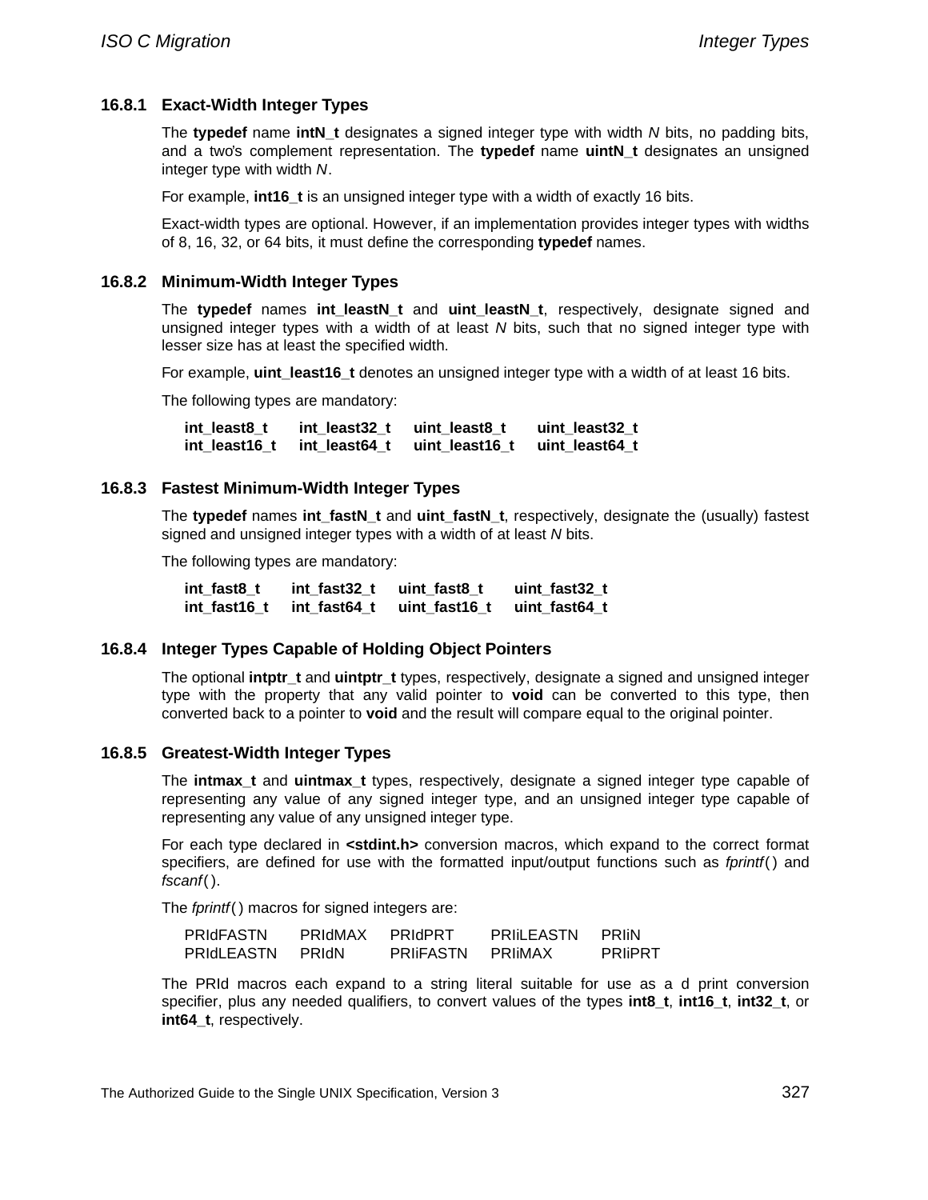### 16.8.1 Exact-Width Integer Types

The **typedef** name **intN_t** designates a signed integer type with width *N* bits, no padding bits, and a two's complement representation. The **typedef** name **uintN_t** designates an unsigned integer type with width *N*.

For example, **int16_t** is an unsigned integer type with a width of exactly 16 bits.

Exact-width types are optional. However, if an implementation provides integer types with widths of 8, 16, 32, or 64 bits, it must define the corresponding **typedef** names.

### 16.8.2 Minimum-Width Integer Types

The **typedef** names **int_leastN_t** and **uint_leastN_t**, respectively, designate signed and unsigned integer types with a width of at least *N* bits, such that no signed integer type with lesser size has at least the specified width.

For example, **uint_least16_t** denotes an unsigned integer type with a width of at least 16 bits.

The following types are mandatory:

| | | | |
|---|---|---|---|
| **int_least8_t** | **int_least32_t** | **uint_least8_t** | **uint_least32_t** |
| **int_least16_t** | **int_least64_t** | **uint_least16_t** | **uint_least64_t** |

### 16.8.3 Fastest Minimum-Width Integer Types

The **typedef** names **int_fastN_t** and **uint_fastN_t**, respectively, designate the (usually) fastest signed and unsigned integer types with a width of at least *N* bits.

The following types are mandatory:

| | | | |
|---|---|---|---|
| **int_fast8_t** | **int_fast32_t** | **uint_fast8_t** | **uint_fast32_t** |
| **int_fast16_t** | **int_fast64_t** | **uint_fast16_t** | **uint_fast64_t** |

### 16.8.4 Integer Types Capable of Holding Object Pointers

The optional **intptr_t** and **uintptr_t** types, respectively, designate a signed and unsigned integer type with the property that any valid pointer to **void** can be converted to this type, then converted back to a pointer to **void** and the result will compare equal to the original pointer.

### 16.8.5 Greatest-Width Integer Types

The **intmax_t** and **uintmax_t** types, respectively, designate a signed integer type capable of representing any value of any signed integer type, and an unsigned integer type capable of representing any value of any unsigned integer type.

For each type declared in **<stdint.h>** conversion macros, which expand to the correct format specifiers, are defined for use with the formatted input/output functions such as *fprintf*( ) and *fscanf*( ).

The *fprintf*( ) macros for signed integers are:

| | | | | |
|---|---|---|---|---|
| PRIdFASTN | PRIdMAX | PRIdPRT | PRIiLEASTN | PRIiN |
| PRIdLEASTN | PRIdN | PRIiFASTN | PRIiMAX | PRIiPRT |

The PRId macros each expand to a string literal suitable for use as a d print conversion specifier, plus any needed qualifiers, to convert values of the types **int8_t**, **int16_t**, **int32_t**, or **int64_t**, respectively.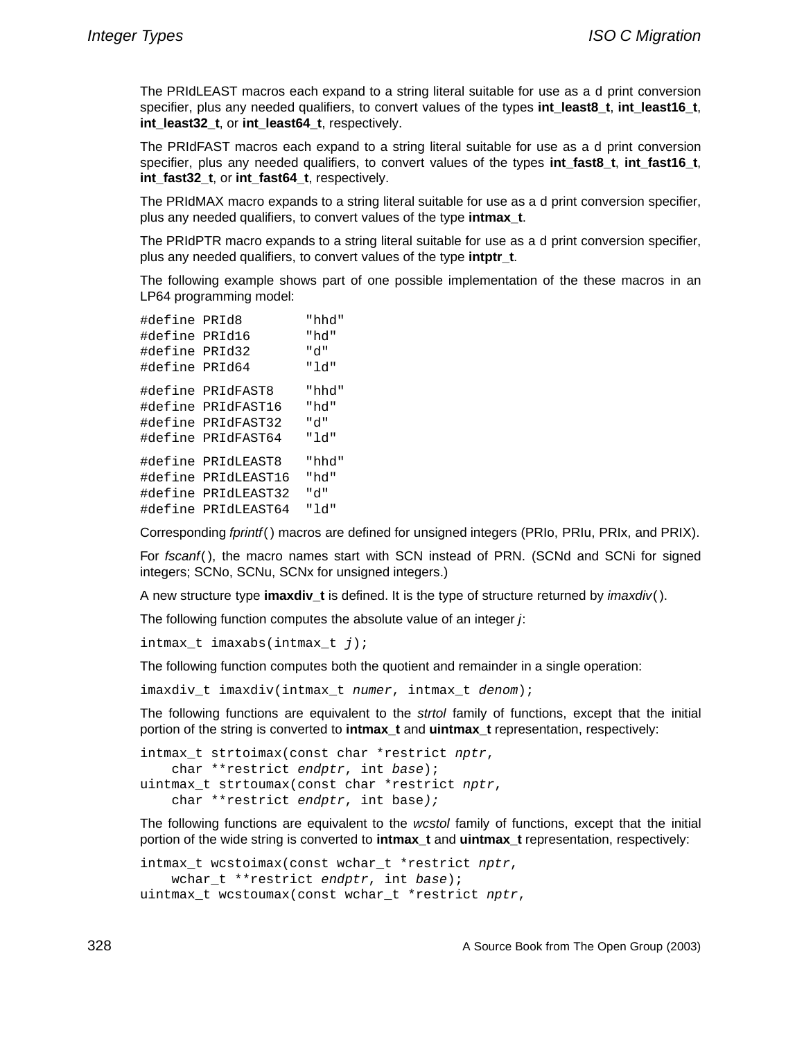The PRIdLEAST macros each expand to a string literal suitable for use as a d print conversion specifier, plus any needed qualifiers, to convert values of the types **int_least8_t**, **int_least16_t**, **int_least32_t**, or **int_least64_t**, respectively.

The PRIdFAST macros each expand to a string literal suitable for use as a d print conversion specifier, plus any needed qualifiers, to convert values of the types **int_fast8_t**, **int_fast16_t**, **int_fast32_t**, or **int_fast64_t**, respectively.

The PRIdMAX macro expands to a string literal suitable for use as a d print conversion specifier, plus any needed qualifiers, to convert values of the type **intmax_t**.

The PRIdPTR macro expands to a string literal suitable for use as a d print conversion specifier, plus any needed qualifiers, to convert values of the type **intptr_t**.

The following example shows part of one possible implementation of the these macros in an LP64 programming model:

```
#define PRId8        "hhd"
#define PRId16       "hd"
#define PRId32       "d"
#define PRId64       "ld"

#define PRIdFAST8    "hhd"
#define PRIdFAST16   "hd"
#define PRIdFAST32   "d"
#define PRIdFAST64   "ld"

#define PRIdLEAST8   "hhd"
#define PRIdLEAST16  "hd"
#define PRIdLEAST32  "d"
#define PRIdLEAST64  "ld"
```

Corresponding *fprintf*( ) macros are defined for unsigned integers (PRIo, PRIu, PRIx, and PRIX).

For *fscanf*( ), the macro names start with SCN instead of PRN. (SCNd and SCNi for signed integers; SCNo, SCNu, SCNx for unsigned integers.)

A new structure type **imaxdiv_t** is defined. It is the type of structure returned by *imaxdiv*( ).

The following function computes the absolute value of an integer *j*:

```
intmax_t imaxabs(intmax_t j);
```

The following function computes both the quotient and remainder in a single operation:

```
imaxdiv_t imaxdiv(intmax_t numer, intmax_t denom);
```

The following functions are equivalent to the *strtol* family of functions, except that the initial portion of the string is converted to **intmax_t** and **uintmax_t** representation, respectively:

```
intmax_t strtoimax(const char *restrict nptr,
    char **restrict endptr, int base);
uintmax_t strtoumax(const char *restrict nptr,
    char **restrict endptr, int base);
```

The following functions are equivalent to the *wcstol* family of functions, except that the initial portion of the wide string is converted to **intmax_t** and **uintmax_t** representation, respectively:

```
intmax_t wcstoimax(const wchar_t *restrict nptr,
    wchar_t **restrict endptr, int base);
uintmax_t wcstoumax(const wchar_t *restrict nptr,
```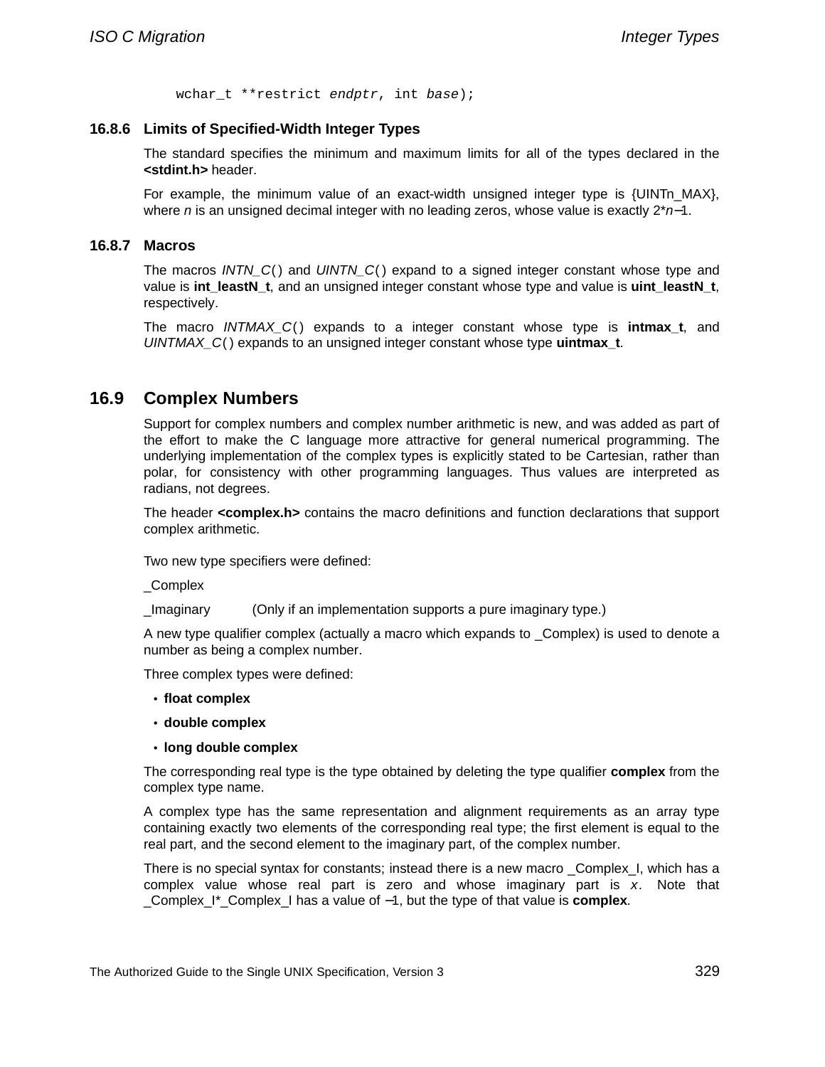```
wchar_t **restrict endptr, int base);
```

### 16.8.6 Limits of Specified-Width Integer Types

The standard specifies the minimum and maximum limits for all of the types declared in the **<stdint.h>** header.

For example, the minimum value of an exact-width unsigned integer type is {UINTn_MAX}, where *n* is an unsigned decimal integer with no leading zeros, whose value is exactly 2**n*−1.

### 16.8.7 Macros

The macros *INTN_C*() and *UINTN_C*() expand to a signed integer constant whose type and value is **int_leastN_t**, and an unsigned integer constant whose type and value is **uint_leastN_t**, respectively.

The macro *INTMAX_C*() expands to a integer constant whose type is **intmax_t**, and *UINTMAX_C*() expands to an unsigned integer constant whose type **uintmax_t**.

## 16.9 Complex Numbers

Support for complex numbers and complex number arithmetic is new, and was added as part of the effort to make the C language more attractive for general numerical programming. The underlying implementation of the complex types is explicitly stated to be Cartesian, rather than polar, for consistency with other programming languages. Thus values are interpreted as radians, not degrees.

The header **<complex.h>** contains the macro definitions and function declarations that support complex arithmetic.

Two new type specifiers were defined:

_Complex

_Imaginary (Only if an implementation supports a pure imaginary type.)

A new type qualifier complex (actually a macro which expands to _Complex) is used to denote a number as being a complex number.

Three complex types were defined:

- **float complex**
- **double complex**
- **long double complex**

The corresponding real type is the type obtained by deleting the type qualifier **complex** from the complex type name.

A complex type has the same representation and alignment requirements as an array type containing exactly two elements of the corresponding real type; the first element is equal to the real part, and the second element to the imaginary part, of the complex number.

There is no special syntax for constants; instead there is a new macro _Complex_I, which has a complex value whose real part is zero and whose imaginary part is *x*. Note that _Complex_I*_Complex_I has a value of −1, but the type of that value is **complex**.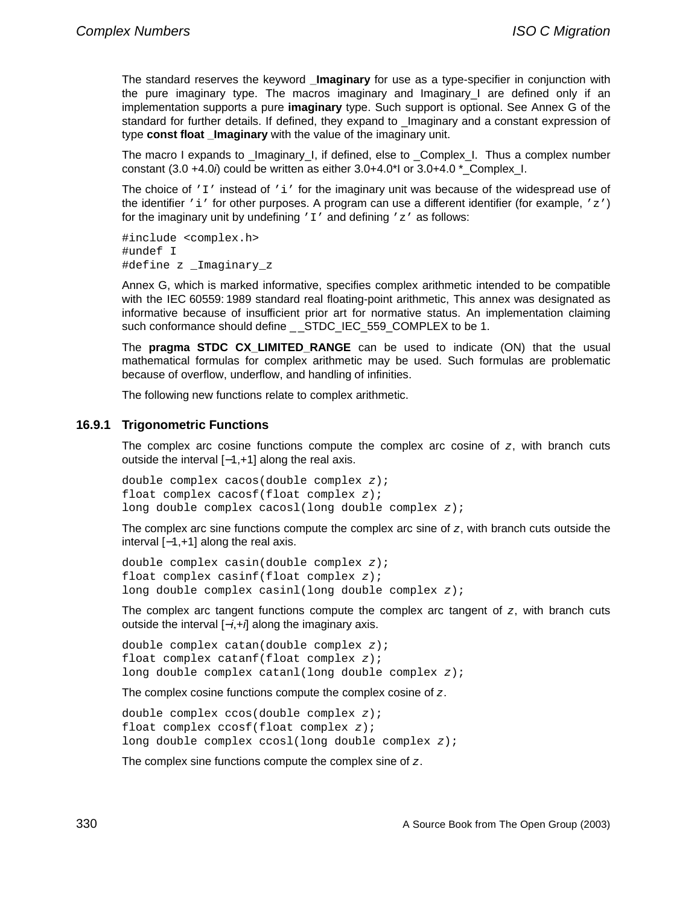The standard reserves the keyword **_Imaginary** for use as a type-specifier in conjunction with the pure imaginary type. The macros imaginary and Imaginary_I are defined only if an implementation supports a pure **imaginary** type. Such support is optional. See Annex G of the standard for further details. If defined, they expand to _Imaginary and a constant expression of type **const float _Imaginary** with the value of the imaginary unit.

The macro I expands to _Imaginary_I, if defined, else to _Complex_I. Thus a complex number constant (3.0 +4.0*i*) could be written as either 3.0+4.0*I or 3.0+4.0 *_Complex_I.

The choice of `'I'` instead of `'i'` for the imaginary unit was because of the widespread use of the identifier `'i'` for other purposes. A program can use a different identifier (for example, `'z'`) for the imaginary unit by undefining `'I'` and defining `'z'` as follows:

```
#include <complex.h>
#undef I
#define z _Imaginary_z
```

Annex G, which is marked informative, specifies complex arithmetic intended to be compatible with the IEC 60559: 1989 standard real floating-point arithmetic, This annex was designated as informative because of insufficient prior art for normative status. An implementation claiming such conformance should define __STDC_IEC_559_COMPLEX to be 1.

The **pragma STDC CX_LIMITED_RANGE** can be used to indicate (ON) that the usual mathematical formulas for complex arithmetic may be used. Such formulas are problematic because of overflow, underflow, and handling of infinities.

The following new functions relate to complex arithmetic.

### 16.9.1 Trigonometric Functions

The complex arc cosine functions compute the complex arc cosine of *z*, with branch cuts outside the interval [−1,+1] along the real axis.

```
double complex cacos(double complex z);
float complex cacosf(float complex z);
long double complex cacosl(long double complex z);
```

The complex arc sine functions compute the complex arc sine of *z*, with branch cuts outside the interval [−1,+1] along the real axis.

```
double complex casin(double complex z);
float complex casinf(float complex z);
long double complex casinl(long double complex z);
```

The complex arc tangent functions compute the complex arc tangent of *z*, with branch cuts outside the interval [−*i*,+*i*] along the imaginary axis.

```
double complex catan(double complex z);
float complex catanf(float complex z);
long double complex catanl(long double complex z);
```

The complex cosine functions compute the complex cosine of *z*.

```
double complex ccos(double complex z);
float complex ccosf(float complex z);
long double complex ccosl(long double complex z);
```

The complex sine functions compute the complex sine of *z*.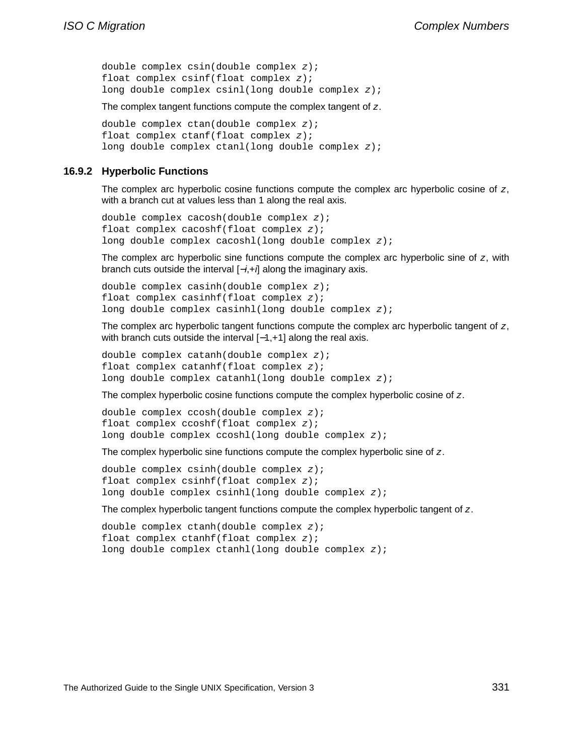```
double complex csin(double complex z);
float complex csinf(float complex z);
long double complex csinl(long double complex z);
```

The complex tangent functions compute the complex tangent of *z*.

```
double complex ctan(double complex z);
float complex ctanf(float complex z);
long double complex ctanl(long double complex z);
```

### 16.9.2 Hyperbolic Functions

The complex arc hyperbolic cosine functions compute the complex arc hyperbolic cosine of *z*, with a branch cut at values less than 1 along the real axis.

```
double complex cacosh(double complex z);
float complex cacoshf(float complex z);
long double complex cacoshl(long double complex z);
```

The complex arc hyperbolic sine functions compute the complex arc hyperbolic sine of *z*, with branch cuts outside the interval [$-i$,$+i$] along the imaginary axis.

```
double complex casinh(double complex z);
float complex casinhf(float complex z);
long double complex casinhl(long double complex z);
```

The complex arc hyperbolic tangent functions compute the complex arc hyperbolic tangent of *z*, with branch cuts outside the interval [$-1$,$+1$] along the real axis.

```
double complex catanh(double complex z);
float complex catanhf(float complex z);
long double complex catanhl(long double complex z);
```

The complex hyperbolic cosine functions compute the complex hyperbolic cosine of *z*.

```
double complex ccosh(double complex z);
float complex ccoshf(float complex z);
long double complex ccoshl(long double complex z);
```

The complex hyperbolic sine functions compute the complex hyperbolic sine of *z*.

```
double complex csinh(double complex z);
float complex csinhf(float complex z);
long double complex csinhl(long double complex z);
```

The complex hyperbolic tangent functions compute the complex hyperbolic tangent of *z*.

```
double complex ctanh(double complex z);
float complex ctanhf(float complex z);
long double complex ctanhl(long double complex z);
```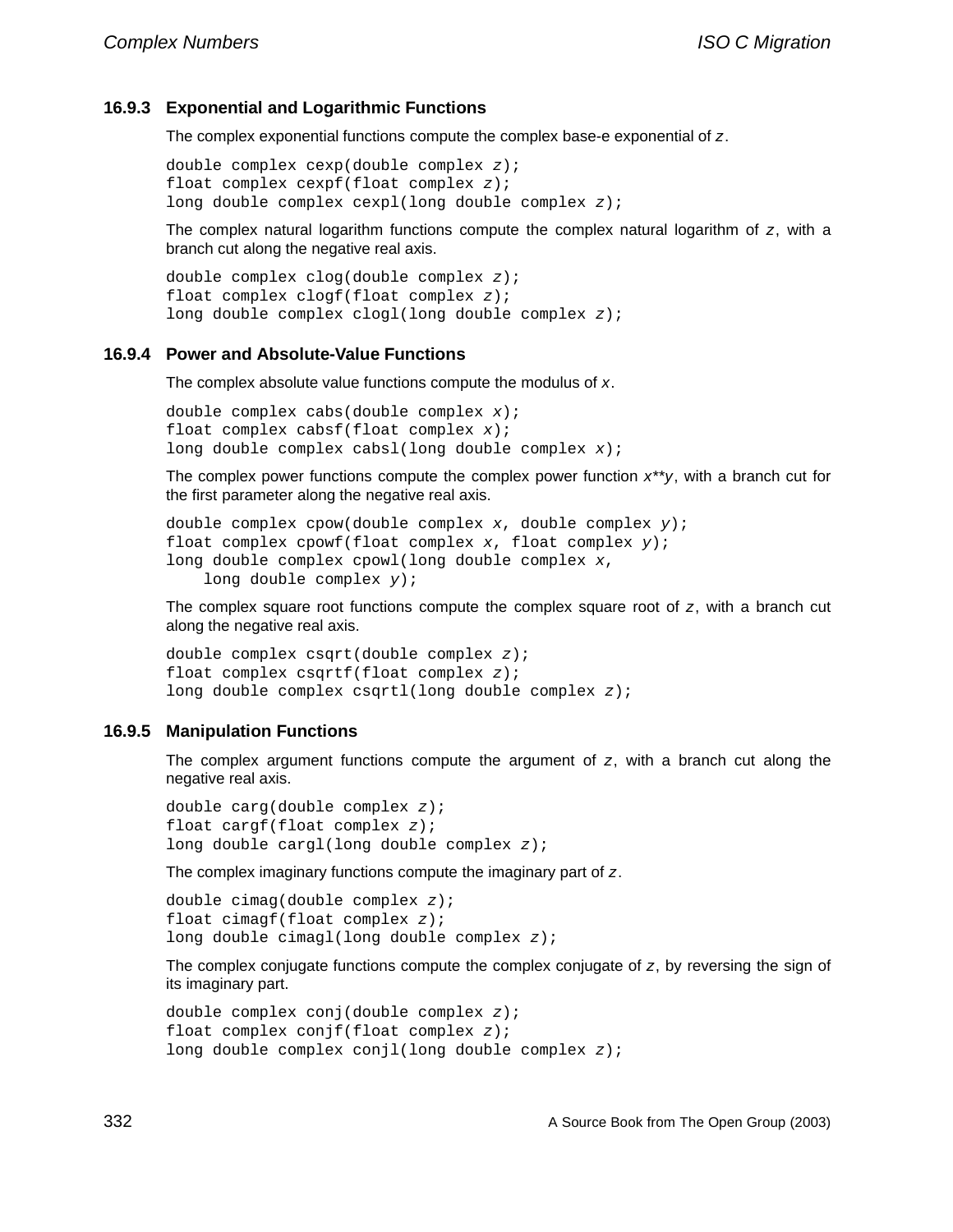### 16.9.3 Exponential and Logarithmic Functions

The complex exponential functions compute the complex base-e exponential of *z*.

```
double complex cexp(double complex z);
float complex cexpf(float complex z);
long double complex cexpl(long double complex z);
```

The complex natural logarithm functions compute the complex natural logarithm of *z*, with a branch cut along the negative real axis.

```
double complex clog(double complex z);
float complex clogf(float complex z);
long double complex clogl(long double complex z);
```

### 16.9.4 Power and Absolute-Value Functions

The complex absolute value functions compute the modulus of *x*.

```
double complex cabs(double complex x);
float complex cabsf(float complex x);
long double complex cabsl(long double complex x);
```

The complex power functions compute the complex power function *x**y*, with a branch cut for the first parameter along the negative real axis.

```
double complex cpow(double complex x, double complex y);
float complex cpowf(float complex x, float complex y);
long double complex cpowl(long double complex x,
    long double complex y);
```

The complex square root functions compute the complex square root of *z*, with a branch cut along the negative real axis.

```
double complex csqrt(double complex z);
float complex csqrtf(float complex z);
long double complex csqrtl(long double complex z);
```

### 16.9.5 Manipulation Functions

The complex argument functions compute the argument of *z*, with a branch cut along the negative real axis.

```
double carg(double complex z);
float cargf(float complex z);
long double cargl(long double complex z);
```

The complex imaginary functions compute the imaginary part of *z*.

```
double cimag(double complex z);
float cimagf(float complex z);
long double cimagl(long double complex z);
```

The complex conjugate functions compute the complex conjugate of *z*, by reversing the sign of its imaginary part.

```
double complex conj(double complex z);
float complex conjf(float complex z);
long double complex conjl(long double complex z);
```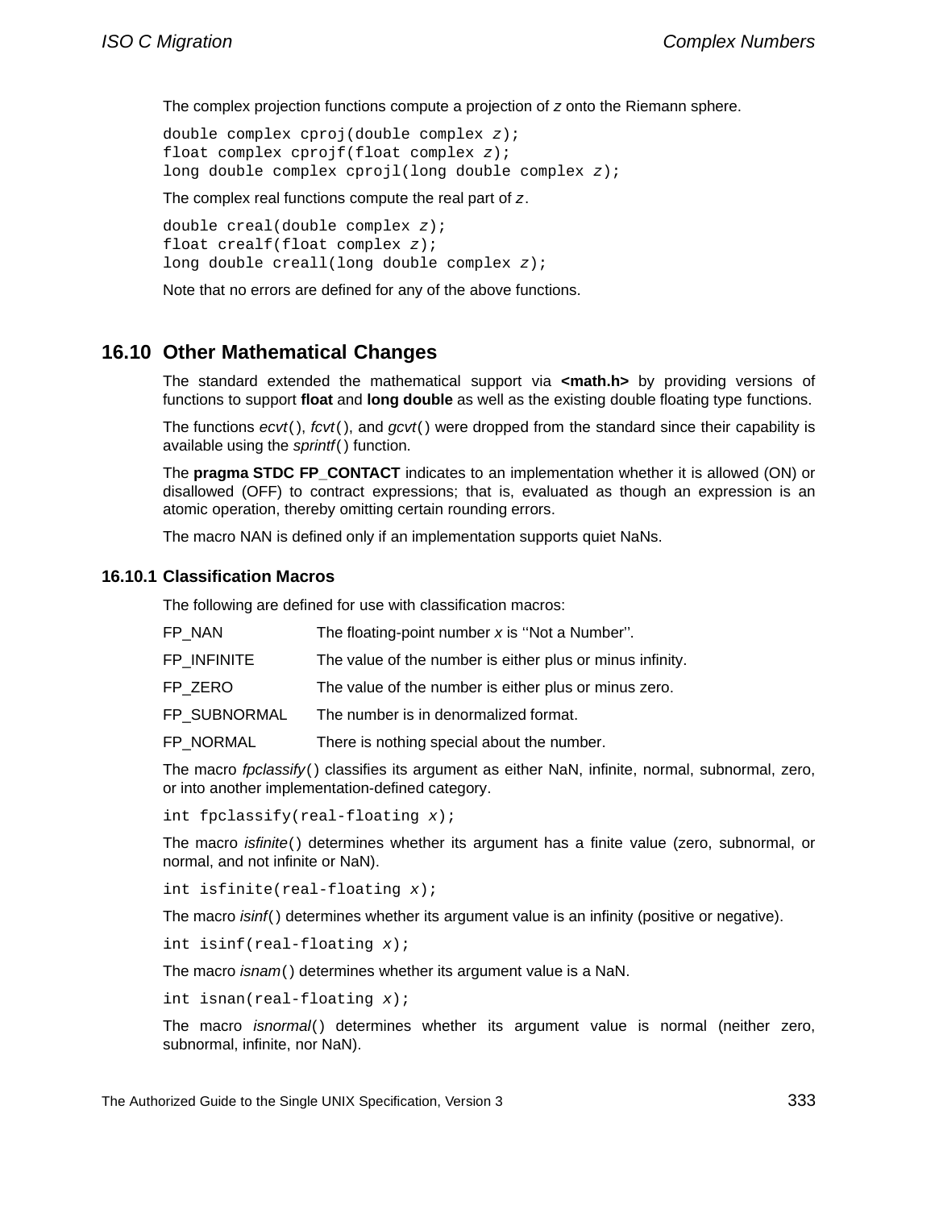The complex projection functions compute a projection of *z* onto the Riemann sphere.

```
double complex cproj(double complex z);
float complex cprojf(float complex z);
long double complex cprojl(long double complex z);
```

The complex real functions compute the real part of *z*.

```
double creal(double complex z);
float crealf(float complex z);
long double creall(long double complex z);
```

Note that no errors are defined for any of the above functions.

## 16.10 Other Mathematical Changes

The standard extended the mathematical support via **<math.h>** by providing versions of functions to support **float** and **long double** as well as the existing double floating type functions.

The functions *ecvt*( ), *fcvt*( ), and *gcvt*( ) were dropped from the standard since their capability is available using the *sprintf*( ) function.

The **pragma STDC FP_CONTACT** indicates to an implementation whether it is allowed (ON) or disallowed (OFF) to contract expressions; that is, evaluated as though an expression is an atomic operation, thereby omitting certain rounding errors.

The macro NAN is defined only if an implementation supports quiet NaNs.

### 16.10.1 Classification Macros

The following are defined for use with classification macros:

| | |
|---|---|
| FP_NAN | The floating-point number *x* is ''Not a Number''. |
| FP_INFINITE | The value of the number is either plus or minus infinity. |
| FP_ZERO | The value of the number is either plus or minus zero. |
| FP_SUBNORMAL | The number is in denormalized format. |
| FP_NORMAL | There is nothing special about the number. |

The macro *fpclassify*( ) classifies its argument as either NaN, infinite, normal, subnormal, zero, or into another implementation-defined category.

```
int fpclassify(real-floating x);
```

The macro *isfinite*( ) determines whether its argument has a finite value (zero, subnormal, or normal, and not infinite or NaN).

```
int isfinite(real-floating x);
```

The macro *isinf*( ) determines whether its argument value is an infinity (positive or negative).

```
int isinf(real-floating x);
```

The macro *isnam*( ) determines whether its argument value is a NaN.

```
int isnan(real-floating x);
```

The macro *isnormal*( ) determines whether its argument value is normal (neither zero, subnormal, infinite, nor NaN).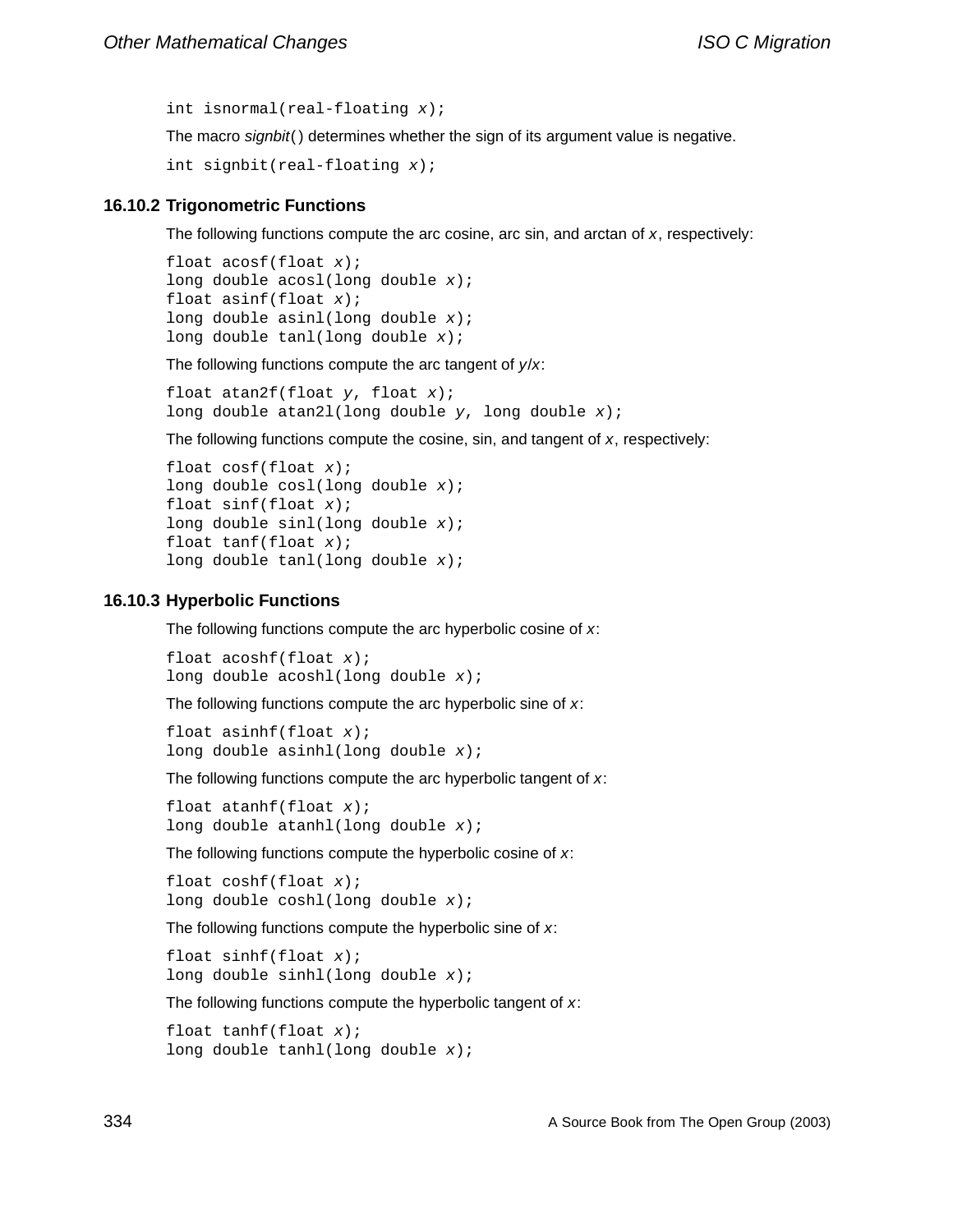```
int isnormal(real-floating x);
```

The macro *signbit*() determines whether the sign of its argument value is negative.

```
int signbit(real-floating x);
```

### 16.10.2 Trigonometric Functions

The following functions compute the arc cosine, arc sin, and arctan of *x*, respectively:

```
float acosf(float x);
long double acosl(long double x);
float asinf(float x);
long double asinl(long double x);
long double tanl(long double x);
```

The following functions compute the arc tangent of *y*/*x*:

```
float atan2f(float y, float x);
long double atan2l(long double y, long double x);
```

The following functions compute the cosine, sin, and tangent of *x*, respectively:

```
float cosf(float x);
long double cosl(long double x);
float sinf(float x);
long double sinl(long double x);
float tanf(float x);
long double tanl(long double x);
```

### 16.10.3 Hyperbolic Functions

The following functions compute the arc hyperbolic cosine of *x*:

```
float acoshf(float x);
long double acoshl(long double x);
```

The following functions compute the arc hyperbolic sine of *x*:

```
float asinhf(float x);
long double asinhl(long double x);
```

The following functions compute the arc hyperbolic tangent of *x*:

```
float atanhf(float x);
long double atanhl(long double x);
```

The following functions compute the hyperbolic cosine of *x*:

```
float coshf(float x);
long double coshl(long double x);
```

The following functions compute the hyperbolic sine of *x*:

```
float sinhf(float x);
long double sinhl(long double x);
```

The following functions compute the hyperbolic tangent of *x*:

```
float tanhf(float x);
long double tanhl(long double x);
```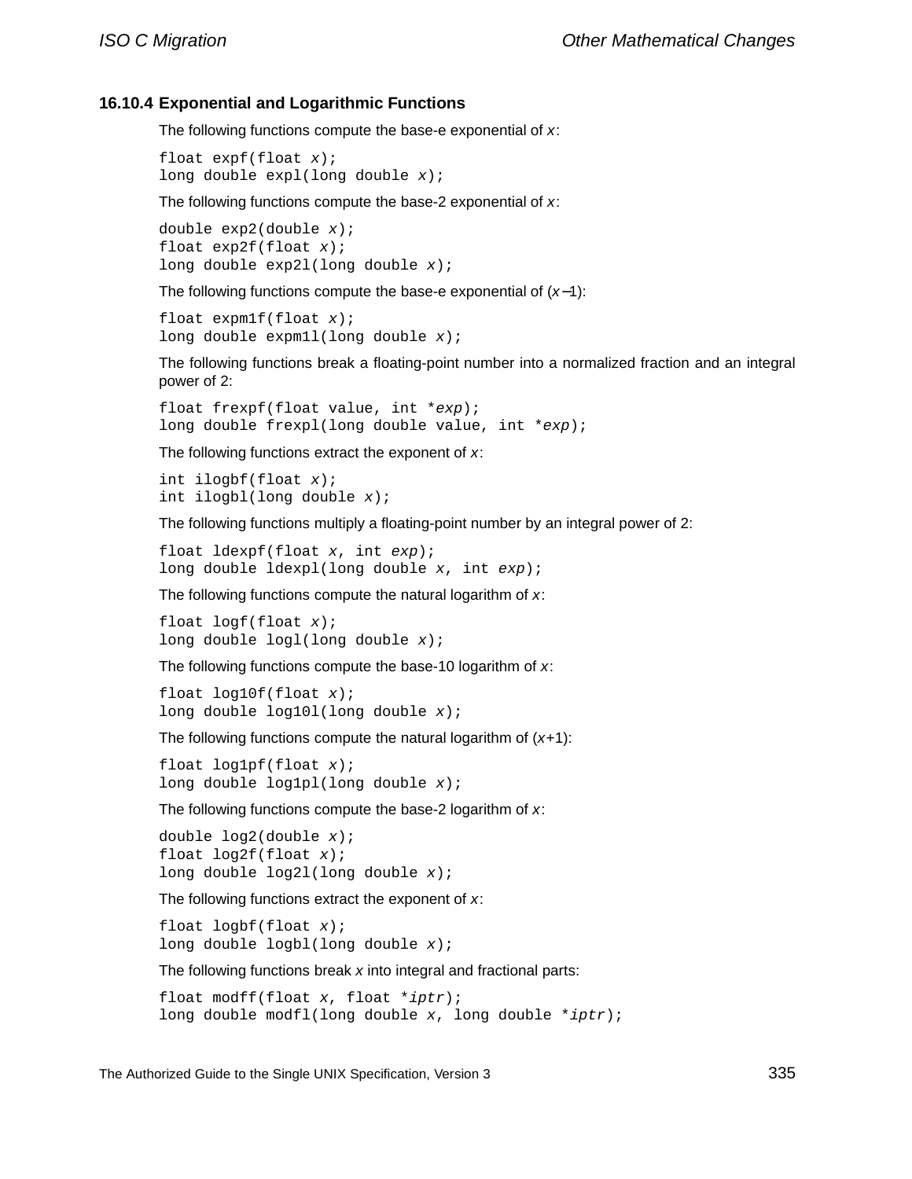### 16.10.4 Exponential and Logarithmic Functions

The following functions compute the base-e exponential of *x*:

```
float expf(float x);
long double expl(long double x);
```

The following functions compute the base-2 exponential of *x*:

```
double exp2(double x);
float exp2f(float x);
long double exp2l(long double x);
```

The following functions compute the base-e exponential of (*x*−1):

```
float expm1f(float x);
long double expm1l(long double x);
```

The following functions break a floating-point number into a normalized fraction and an integral power of 2:

```
float frexpf(float value, int *exp);
long double frexpl(long double value, int *exp);
```

The following functions extract the exponent of *x*:

```
int ilogbf(float x);
int ilogbl(long double x);
```

The following functions multiply a floating-point number by an integral power of 2:

```
float ldexpf(float x, int exp);
long double ldexpl(long double x, int exp);
```

The following functions compute the natural logarithm of *x*:

```
float logf(float x);
long double logl(long double x);
```

The following functions compute the base-10 logarithm of *x*:

```
float log10f(float x);
long double log10l(long double x);
```

The following functions compute the natural logarithm of (*x*+1):

```
float log1pf(float x);
long double log1pl(long double x);
```

The following functions compute the base-2 logarithm of *x*:

```
double log2(double x);
float log2f(float x);
long double log2l(long double x);
```

The following functions extract the exponent of *x*:

```
float logbf(float x);
long double logbl(long double x);
```

The following functions break *x* into integral and fractional parts:

```
float modff(float x, float *iptr);
long double modfl(long double x, long double *iptr);
```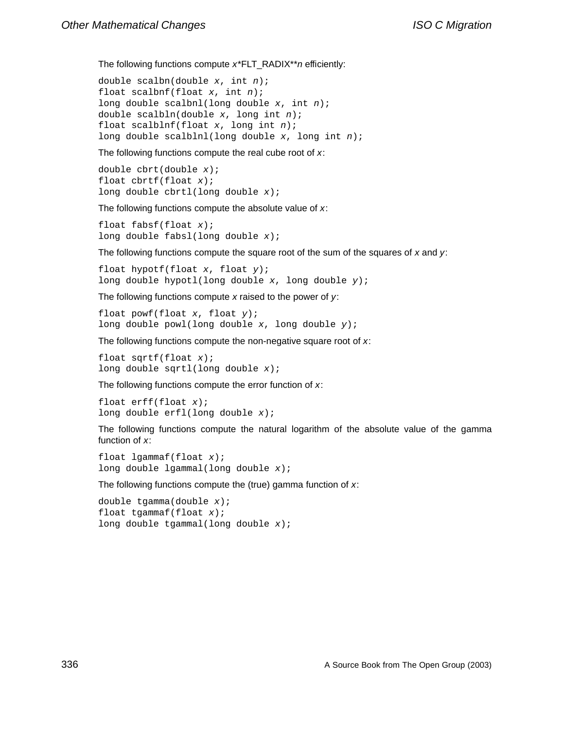The following functions compute *x*\*FLT_RADIX\*\**n* efficiently:

```
double scalbn(double x, int n);
float scalbnf(float x, int n);
long double scalbnl(long double x, int n);
double scalbln(double x, long int n);
float scalblnf(float x, long int n);
long double scalblnl(long double x, long int n);
```

The following functions compute the real cube root of *x*:

```
double cbrt(double x);
float cbrtf(float x);
long double cbrtl(long double x);
```

The following functions compute the absolute value of *x*:

```
float fabsf(float x);
long double fabsl(long double x);
```

The following functions compute the square root of the sum of the squares of *x* and *y*:

```
float hypotf(float x, float y);
long double hypotl(long double x, long double y);
```

The following functions compute *x* raised to the power of *y*:

```
float powf(float x, float y);
long double powl(long double x, long double y);
```

The following functions compute the non-negative square root of *x*:

```
float sqrtf(float x);
long double sqrtl(long double x);
```

The following functions compute the error function of *x*:

```
float erff(float x);
long double erfl(long double x);
```

The following functions compute the natural logarithm of the absolute value of the gamma function of *x*:

```
float lgammaf(float x);
long double lgammal(long double x);
```

The following functions compute the (true) gamma function of *x*:

```
double tgamma(double x);
float tgammaf(float x);
long double tgammal(long double x);
```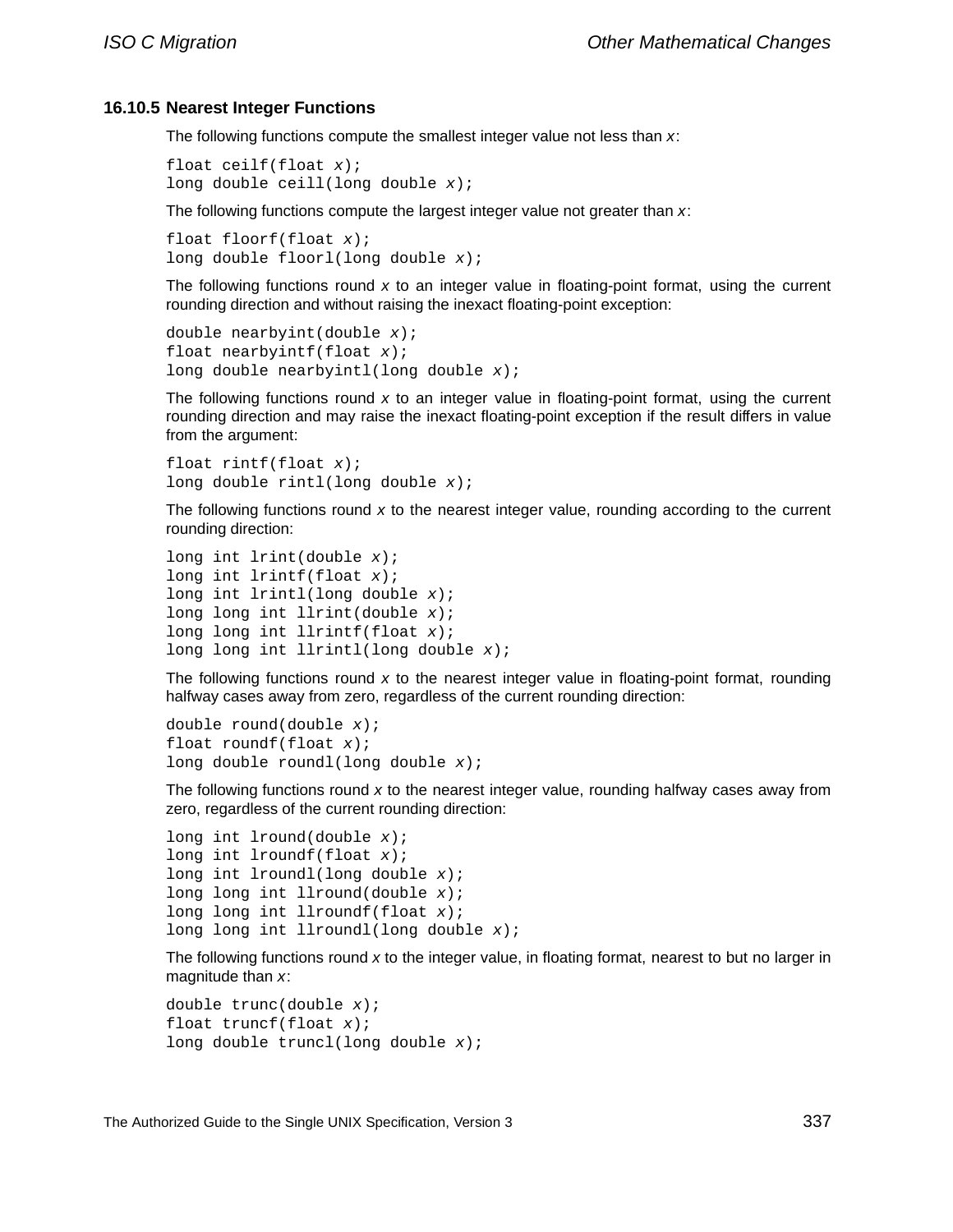### 16.10.5 Nearest Integer Functions

The following functions compute the smallest integer value not less than *x*:

```
float ceilf(float x);
long double ceill(long double x);
```

The following functions compute the largest integer value not greater than *x*:

```
float floorf(float x);
long double floorl(long double x);
```

The following functions round *x* to an integer value in floating-point format, using the current rounding direction and without raising the inexact floating-point exception:

```
double nearbyint(double x);
float nearbyintf(float x);
long double nearbyintl(long double x);
```

The following functions round *x* to an integer value in floating-point format, using the current rounding direction and may raise the inexact floating-point exception if the result differs in value from the argument:

```
float rintf(float x);
long double rintl(long double x);
```

The following functions round *x* to the nearest integer value, rounding according to the current rounding direction:

```
long int lrint(double x);
long int lrintf(float x);
long int lrintl(long double x);
long long int llrint(double x);
long long int llrintf(float x);
long long int llrintl(long double x);
```

The following functions round *x* to the nearest integer value in floating-point format, rounding halfway cases away from zero, regardless of the current rounding direction:

```
double round(double x);
float roundf(float x);
long double roundl(long double x);
```

The following functions round *x* to the nearest integer value, rounding halfway cases away from zero, regardless of the current rounding direction:

```
long int lround(double x);
long int lroundf(float x);
long int lroundl(long double x);
long long int llround(double x);
long long int llroundf(float x);
long long int llroundl(long double x);
```

The following functions round *x* to the integer value, in floating format, nearest to but no larger in magnitude than *x*:

```
double trunc(double x);
float truncf(float x);
long double truncl(long double x);
```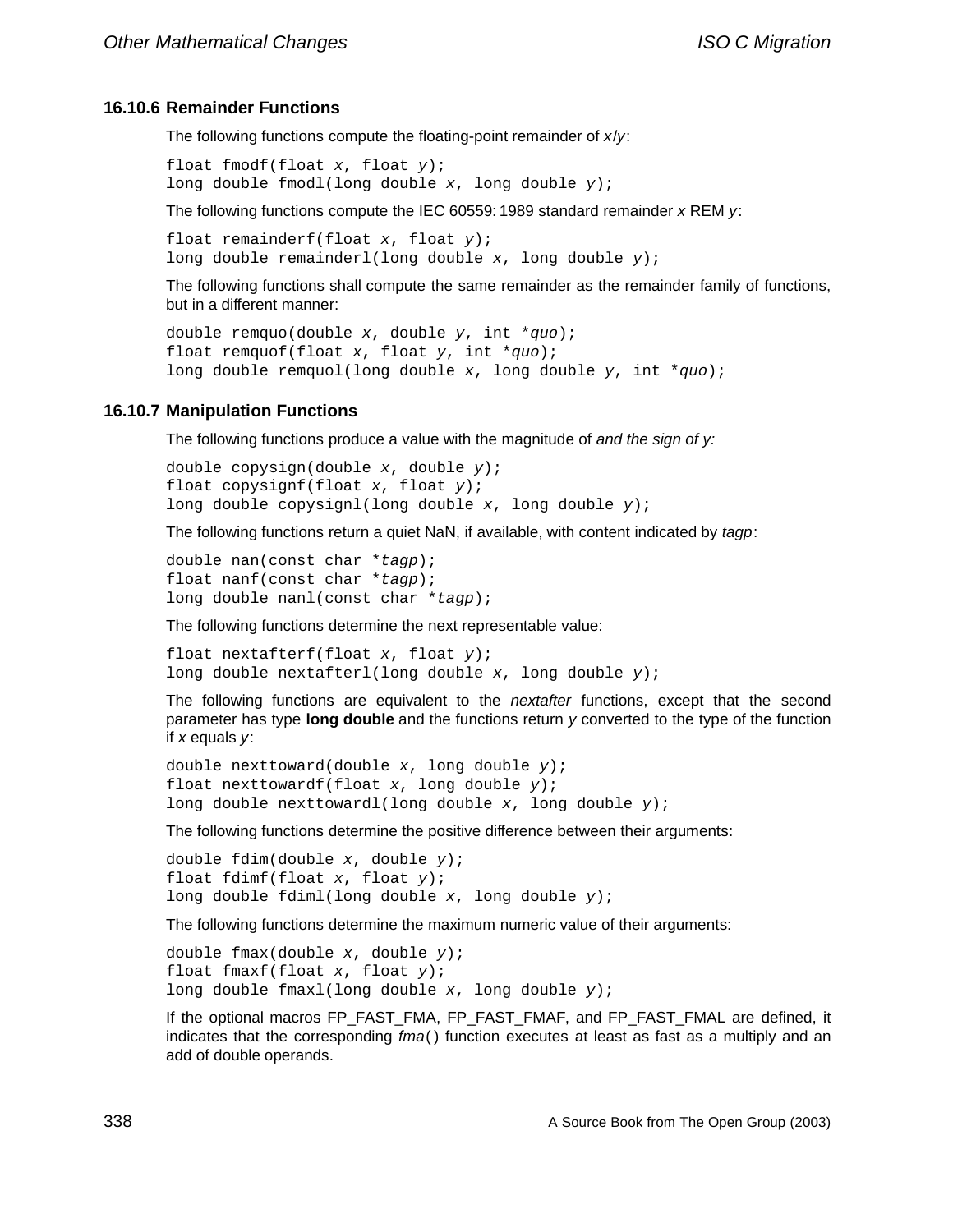### 16.10.6 Remainder Functions

The following functions compute the floating-point remainder of *x*/*y*:

```
float fmodf(float x, float y);
long double fmodl(long double x, long double y);
```

The following functions compute the IEC 60559: 1989 standard remainder *x* REM *y*:

```
float remainderf(float x, float y);
long double remainderl(long double x, long double y);
```

The following functions shall compute the same remainder as the remainder family of functions, but in a different manner:

```
double remquo(double x, double y, int *quo);
float remquof(float x, float y, int *quo);
long double remquol(long double x, long double y, int *quo);
```

### 16.10.7 Manipulation Functions

The following functions produce a value with the magnitude of *and the sign of y:*

```
double copysign(double x, double y);
float copysignf(float x, float y);
long double copysignl(long double x, long double y);
```

The following functions return a quiet NaN, if available, with content indicated by *tagp*:

```
double nan(const char *tagp);
float nanf(const char *tagp);
long double nanl(const char *tagp);
```

The following functions determine the next representable value:

```
float nextafterf(float x, float y);
long double nextafterl(long double x, long double y);
```

The following functions are equivalent to the *nextafter* functions, except that the second parameter has type **long double** and the functions return *y* converted to the type of the function if *x* equals *y*:

```
double nexttoward(double x, long double y);
float nexttowardf(float x, long double y);
long double nexttowardl(long double x, long double y);
```

The following functions determine the positive difference between their arguments:

```
double fdim(double x, double y);
float fdimf(float x, float y);
long double fdiml(long double x, long double y);
```

The following functions determine the maximum numeric value of their arguments:

```
double fmax(double x, double y);
float fmaxf(float x, float y);
long double fmaxl(long double x, long double y);
```

If the optional macros FP_FAST_FMA, FP_FAST_FMAF, and FP_FAST_FMAL are defined, it indicates that the corresponding *fma*() function executes at least as fast as a multiply and an add of double operands.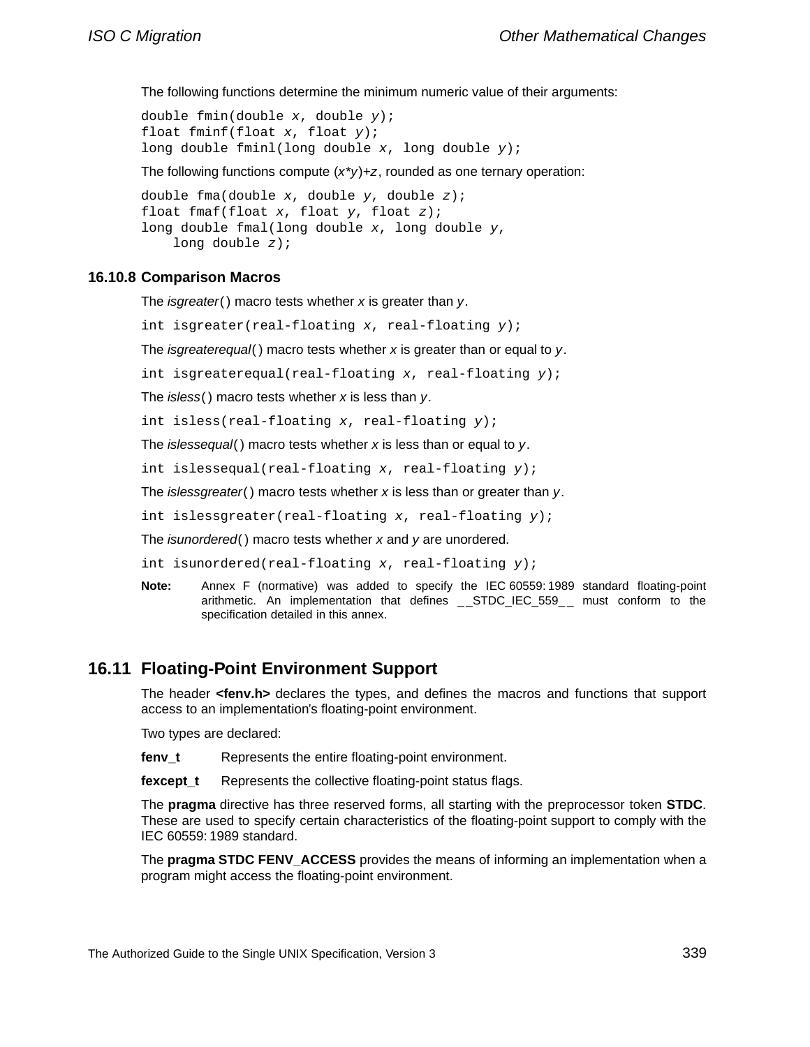The following functions determine the minimum numeric value of their arguments:

```
double fmin(double x, double y);
float fminf(float x, float y);
long double fminl(long double x, long double y);
```

The following functions compute (*x*\**y*)+*z*, rounded as one ternary operation:

```
double fma(double x, double y, double z);
float fmaf(float x, float y, float z);
long double fmal(long double x, long double y,
    long double z);
```

### 16.10.8 Comparison Macros

The *isgreater*() macro tests whether *x* is greater than *y*.

```
int isgreater(real-floating x, real-floating y);
```

The *isgreaterequal*() macro tests whether *x* is greater than or equal to *y*.

```
int isgreaterequal(real-floating x, real-floating y);
```

The *isless*() macro tests whether *x* is less than *y*.

```
int isless(real-floating x, real-floating y);
```

The *islessequal*() macro tests whether *x* is less than or equal to *y*.

```
int islessequal(real-floating x, real-floating y);
```

The *islessgreater*() macro tests whether *x* is less than or greater than *y*.

```
int islessgreater(real-floating x, real-floating y);
```

The *isunordered*() macro tests whether *x* and *y* are unordered.

```
int isunordered(real-floating x, real-floating y);
```

**Note:** Annex F (normative) was added to specify the IEC 60559: 1989 standard floating-point arithmetic. An implementation that defines __STDC_IEC_559__ must conform to the specification detailed in this annex.

## 16.11 Floating-Point Environment Support

The header **<fenv.h>** declares the types, and defines the macros and functions that support access to an implementation's floating-point environment.

Two types are declared:

**fenv_t** Represents the entire floating-point environment.

**fexcept_t** Represents the collective floating-point status flags.

The **pragma** directive has three reserved forms, all starting with the preprocessor token **STDC**. These are used to specify certain characteristics of the floating-point support to comply with the IEC 60559: 1989 standard.

The **pragma STDC FENV_ACCESS** provides the means of informing an implementation when a program might access the floating-point environment.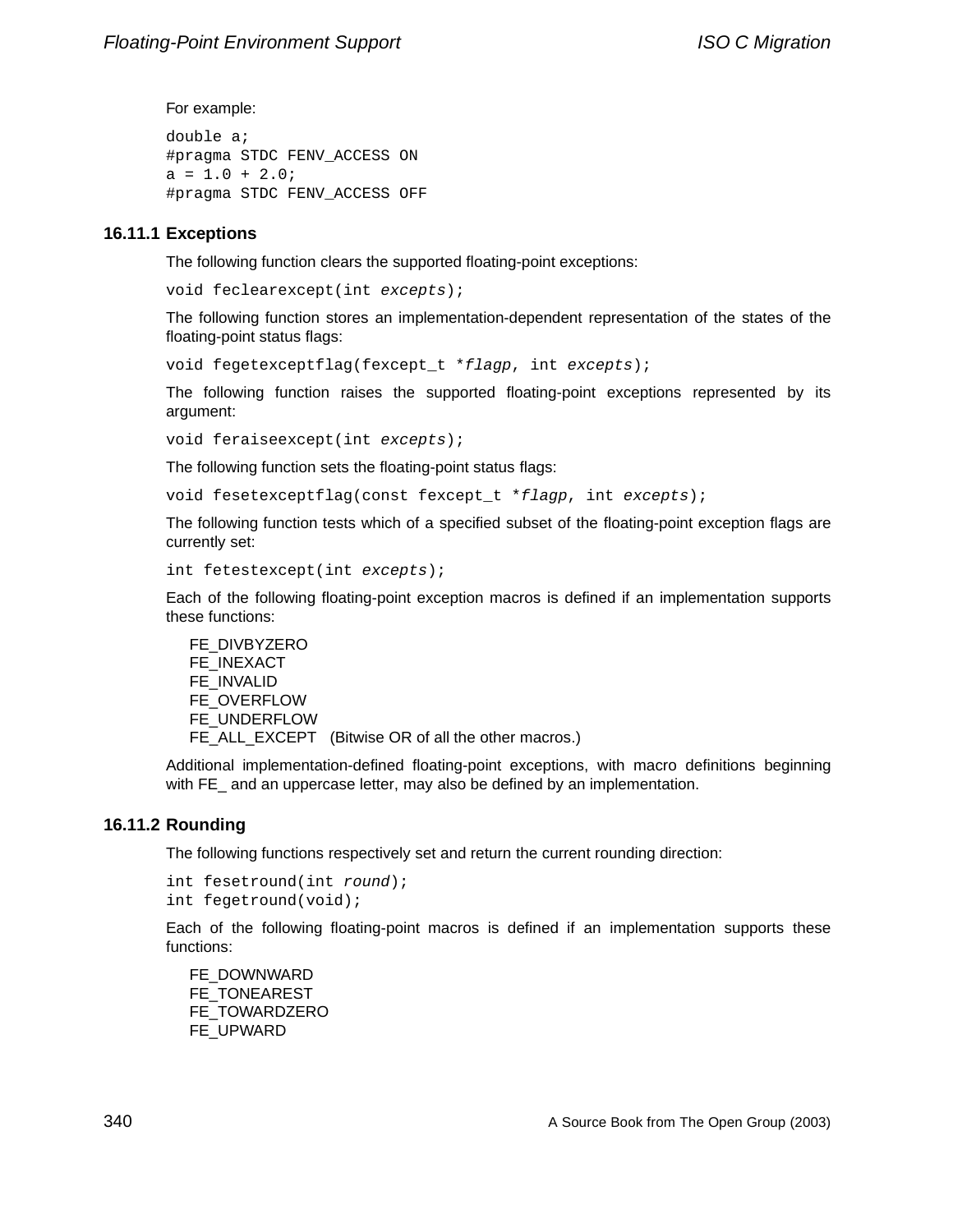For example:

```
double a;
#pragma STDC FENV_ACCESS ON
a = 1.0 + 2.0;
#pragma STDC FENV_ACCESS OFF
```

### 16.11.1 Exceptions

The following function clears the supported floating-point exceptions:

```
void feclearexcept(int excepts);
```

The following function stores an implementation-dependent representation of the states of the floating-point status flags:

```
void fegetexceptflag(fexcept_t *flagp, int excepts);
```

The following function raises the supported floating-point exceptions represented by its argument:

```
void feraiseexcept(int excepts);
```

The following function sets the floating-point status flags:

```
void fesetexceptflag(const fexcept_t *flagp, int excepts);
```

The following function tests which of a specified subset of the floating-point exception flags are currently set:

```
int fetestexcept(int excepts);
```

Each of the following floating-point exception macros is defined if an implementation supports these functions:

FE_DIVBYZERO
FE_INEXACT
FE_INVALID
FE_OVERFLOW
FE_UNDERFLOW
FE_ALL_EXCEPT (Bitwise OR of all the other macros.)

Additional implementation-defined floating-point exceptions, with macro definitions beginning with FE_ and an uppercase letter, may also be defined by an implementation.

### 16.11.2 Rounding

The following functions respectively set and return the current rounding direction:

```
int fesetround(int round);
int fegetround(void);
```

Each of the following floating-point macros is defined if an implementation supports these functions:

FE_DOWNWARD
FE_TONEAREST
FE_TOWARDZERO
FE_UPWARD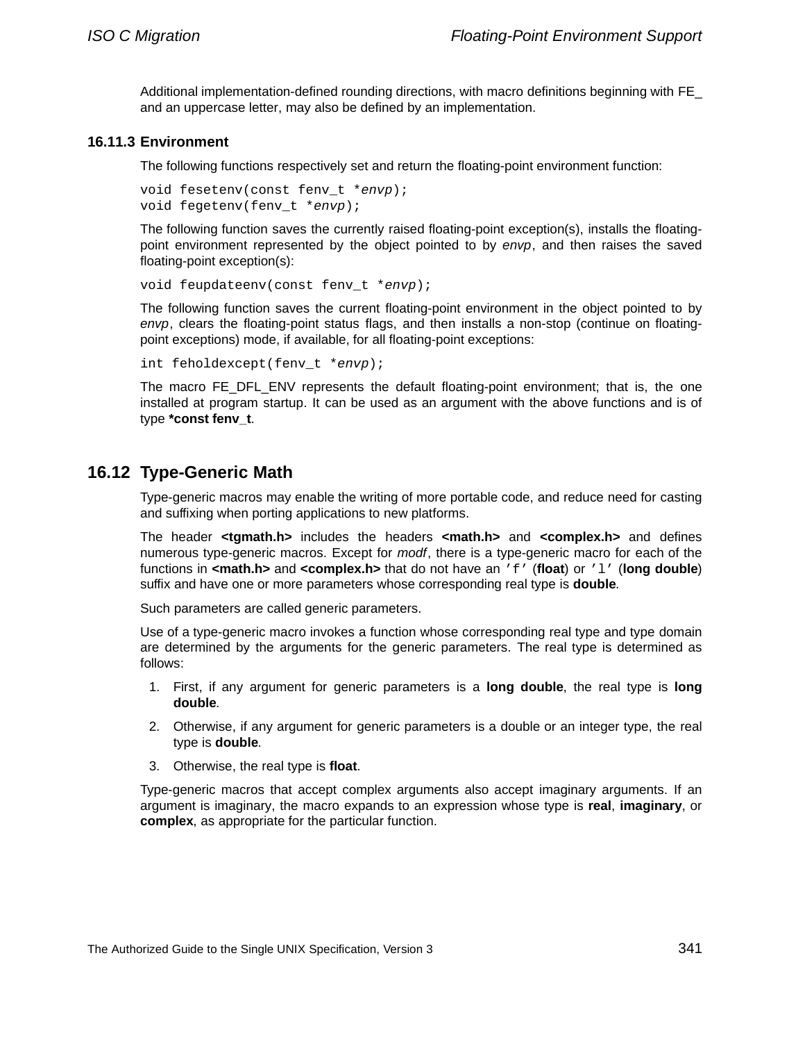Additional implementation-defined rounding directions, with macro definitions beginning with FE_ and an uppercase letter, may also be defined by an implementation.

### 16.11.3 Environment

The following functions respectively set and return the floating-point environment function:

```
void fesetenv(const fenv_t *envp);
void fegetenv(fenv_t *envp);
```

The following function saves the currently raised floating-point exception(s), installs the floating-point environment represented by the object pointed to by *envp*, and then raises the saved floating-point exception(s):

```
void feupdateenv(const fenv_t *envp);
```

The following function saves the current floating-point environment in the object pointed to by *envp*, clears the floating-point status flags, and then installs a non-stop (continue on floating-point exceptions) mode, if available, for all floating-point exceptions:

```
int feholdexcept(fenv_t *envp);
```

The macro FE_DFL_ENV represents the default floating-point environment; that is, the one installed at program startup. It can be used as an argument with the above functions and is of type ***const fenv_t**.

## 16.12 Type-Generic Math

Type-generic macros may enable the writing of more portable code, and reduce need for casting and suffixing when porting applications to new platforms.

The header **<tgmath.h>** includes the headers **<math.h>** and **<complex.h>** and defines numerous type-generic macros. Except for *modf*, there is a type-generic macro for each of the functions in **<math.h>** and **<complex.h>** that do not have an `'f'` (**float**) or `'l'` (**long double**) suffix and have one or more parameters whose corresponding real type is **double**.

Such parameters are called generic parameters.

Use of a type-generic macro invokes a function whose corresponding real type and type domain are determined by the arguments for the generic parameters. The real type is determined as follows:

1. First, if any argument for generic parameters is a **long double**, the real type is **long double**.
2. Otherwise, if any argument for generic parameters is a double or an integer type, the real type is **double**.
3. Otherwise, the real type is **float**.

Type-generic macros that accept complex arguments also accept imaginary arguments. If an argument is imaginary, the macro expands to an expression whose type is **real**, **imaginary**, or **complex**, as appropriate for the particular function.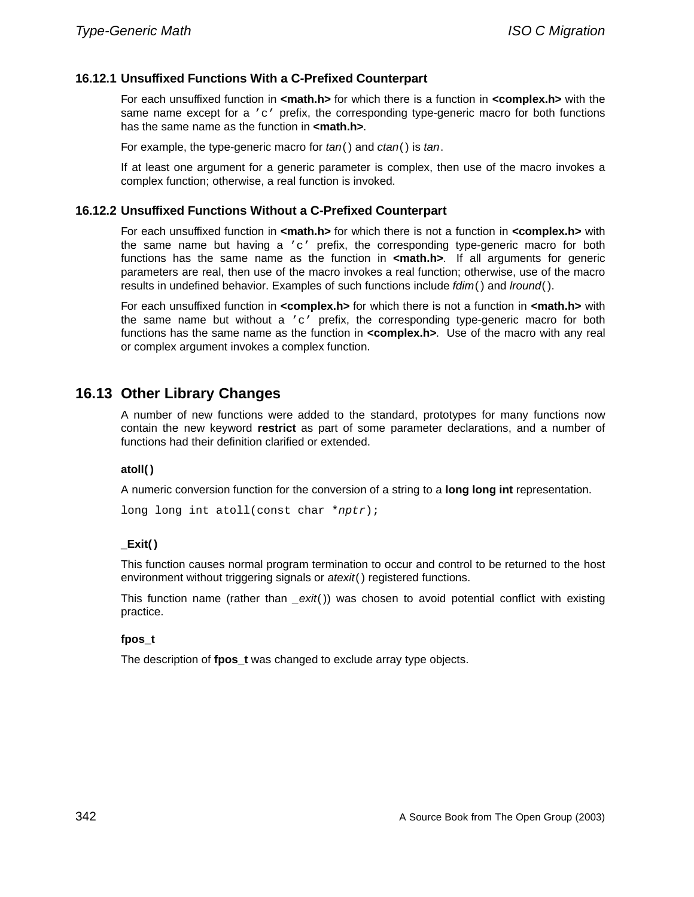### 16.12.1 Unsuffixed Functions With a C-Prefixed Counterpart

For each unsuffixed function in **<math.h>** for which there is a function in **<complex.h>** with the same name except for a 'c' prefix, the corresponding type-generic macro for both functions has the same name as the function in **<math.h>**.

For example, the type-generic macro for *tan*() and *ctan*() is *tan*.

If at least one argument for a generic parameter is complex, then use of the macro invokes a complex function; otherwise, a real function is invoked.

### 16.12.2 Unsuffixed Functions Without a C-Prefixed Counterpart

For each unsuffixed function in **<math.h>** for which there is not a function in **<complex.h>** with the same name but having a 'c' prefix, the corresponding type-generic macro for both functions has the same name as the function in **<math.h>**. If all arguments for generic parameters are real, then use of the macro invokes a real function; otherwise, use of the macro results in undefined behavior. Examples of such functions include *fdim*() and *lround*().

For each unsuffixed function in **<complex.h>** for which there is not a function in **<math.h>** with the same name but without a 'c' prefix, the corresponding type-generic macro for both functions has the same name as the function in **<complex.h>**. Use of the macro with any real or complex argument invokes a complex function.

## 16.13 Other Library Changes

A number of new functions were added to the standard, prototypes for many functions now contain the new keyword **restrict** as part of some parameter declarations, and a number of functions had their definition clarified or extended.

**atoll()**

A numeric conversion function for the conversion of a string to a **long long int** representation.

```
long long int atoll(const char *nptr);
```

**_Exit()**

This function causes normal program termination to occur and control to be returned to the host environment without triggering signals or *atexit*() registered functions.

This function name (rather than *_exit*()) was chosen to avoid potential conflict with existing practice.

**fpos_t**

The description of **fpos_t** was changed to exclude array type objects.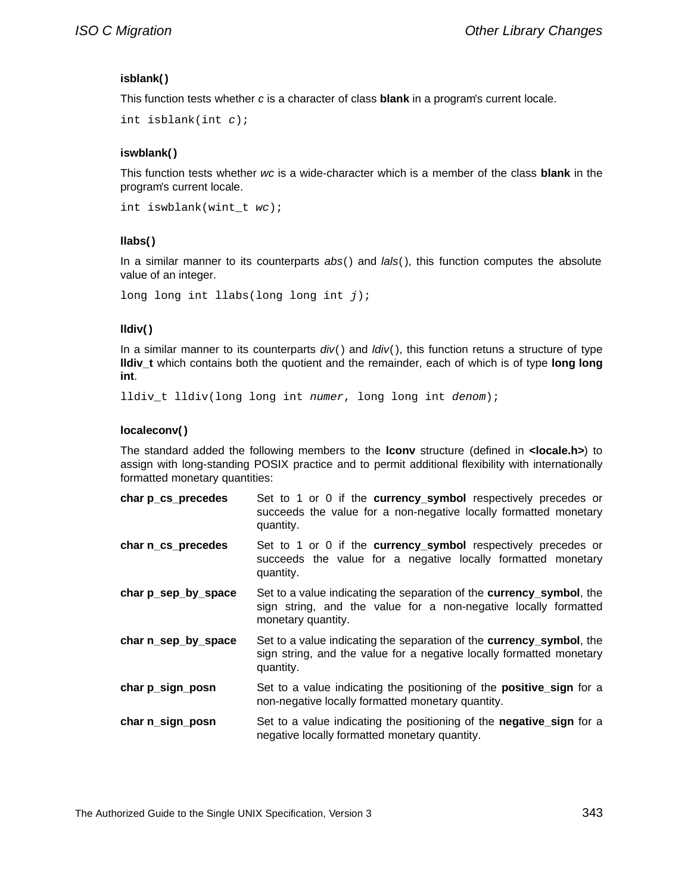### isblank( )

This function tests whether *c* is a character of class **blank** in a program's current locale.

```
int isblank(int c);
```

### iswblank( )

This function tests whether *wc* is a wide-character which is a member of the class **blank** in the program's current locale.

```
int iswblank(wint_t wc);
```

### llabs( )

In a similar manner to its counterparts *abs*( ) and *lals*( ), this function computes the absolute value of an integer.

```
long long int llabs(long long int j);
```

### lldiv( )

In a similar manner to its counterparts *div*( ) and *ldiv*( ), this function retuns a structure of type **lldiv_t** which contains both the quotient and the remainder, each of which is of type **long long int**.

```
lldiv_t lldiv(long long int numer, long long int denom);
```

### localeconv( )

The standard added the following members to the **lconv** structure (defined in **<locale.h>**) to assign with long-standing POSIX practice and to permit additional flexibility with internationally formatted monetary quantities:

| | |
|---|---|
| **char p_cs_precedes** | Set to 1 or 0 if the **currency_symbol** respectively precedes or succeeds the value for a non-negative locally formatted monetary quantity. |
| **char n_cs_precedes** | Set to 1 or 0 if the **currency_symbol** respectively precedes or succeeds the value for a negative locally formatted monetary quantity. |
| **char p_sep_by_space** | Set to a value indicating the separation of the **currency_symbol**, the sign string, and the value for a non-negative locally formatted monetary quantity. |
| **char n_sep_by_space** | Set to a value indicating the separation of the **currency_symbol**, the sign string, and the value for a negative locally formatted monetary quantity. |
| **char p_sign_posn** | Set to a value indicating the positioning of the **positive_sign** for a non-negative locally formatted monetary quantity. |
| **char n_sign_posn** | Set to a value indicating the positioning of the **negative_sign** for a negative locally formatted monetary quantity. |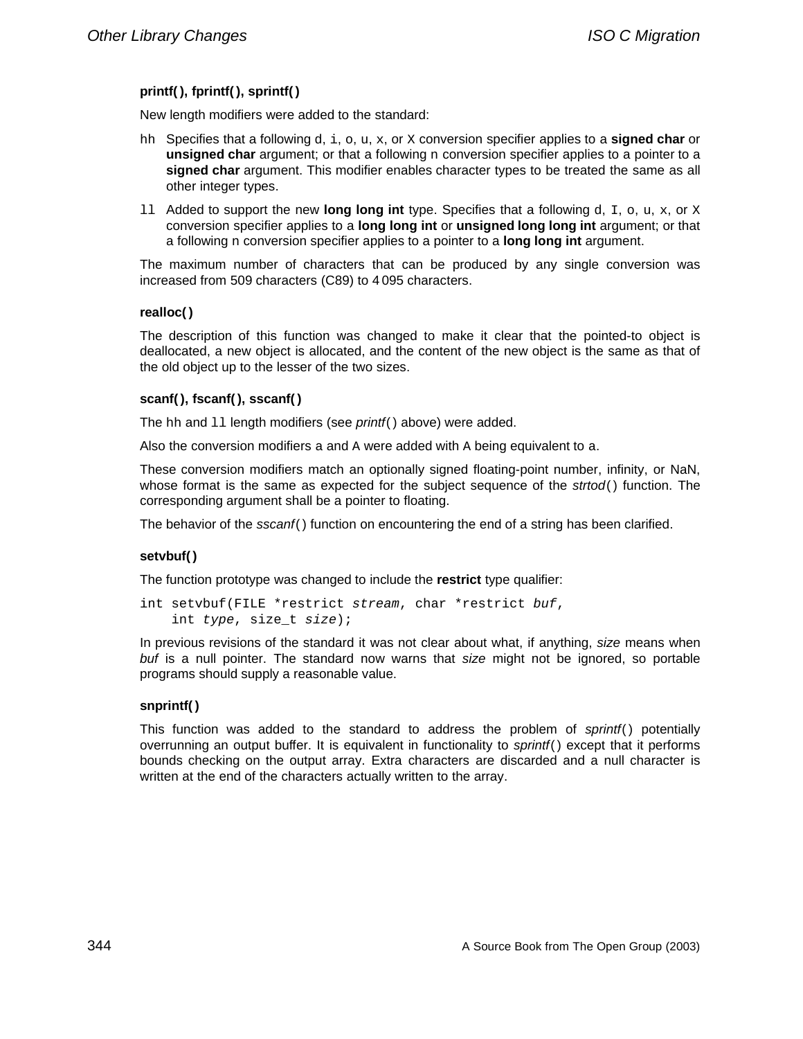### printf( ), fprintf( ), sprintf( )

New length modifiers were added to the standard:

- `hh` Specifies that a following `d`, `i`, `o`, `u`, `x`, or `X` conversion specifier applies to a **signed char** or **unsigned char** argument; or that a following `n` conversion specifier applies to a pointer to a **signed char** argument. This modifier enables character types to be treated the same as all other integer types.

- `ll` Added to support the new **long long int** type. Specifies that a following `d`, `I`, `o`, `u`, `x`, or `X` conversion specifier applies to a **long long int** or **unsigned long long int** argument; or that a following `n` conversion specifier applies to a pointer to a **long long int** argument.

The maximum number of characters that can be produced by any single conversion was increased from 509 characters (C89) to 4 095 characters.

### realloc( )

The description of this function was changed to make it clear that the pointed-to object is deallocated, a new object is allocated, and the content of the new object is the same as that of the old object up to the lesser of the two sizes.

### scanf( ), fscanf( ), sscanf( )

The `hh` and `ll` length modifiers (see *printf*( ) above) were added.

Also the conversion modifiers `a` and `A` were added with `A` being equivalent to `a`.

These conversion modifiers match an optionally signed floating-point number, infinity, or NaN, whose format is the same as expected for the subject sequence of the *strtod*( ) function. The corresponding argument shall be a pointer to floating.

The behavior of the *sscanf*( ) function on encountering the end of a string has been clarified.

### setvbuf( )

The function prototype was changed to include the **restrict** type qualifier:

```
int setvbuf(FILE *restrict stream, char *restrict buf,
    int type, size_t size);
```

In previous revisions of the standard it was not clear about what, if anything, *size* means when *buf* is a null pointer. The standard now warns that *size* might not be ignored, so portable programs should supply a reasonable value.

### snprintf( )

This function was added to the standard to address the problem of *sprintf*( ) potentially overrunning an output buffer. It is equivalent in functionality to *sprintf*( ) except that it performs bounds checking on the output array. Extra characters are discarded and a null character is written at the end of the characters actually written to the array.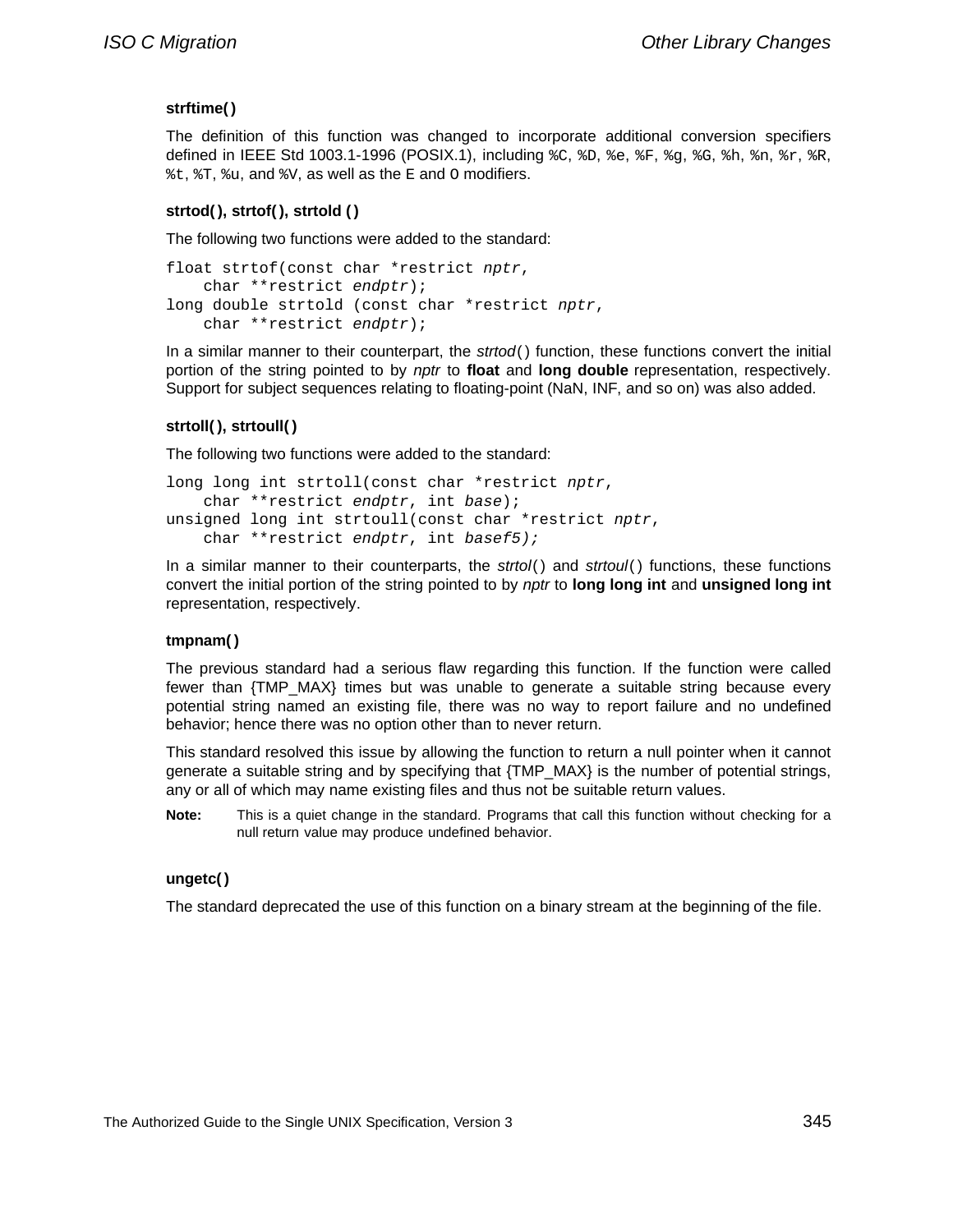### strftime()

The definition of this function was changed to incorporate additional conversion specifiers defined in IEEE Std 1003.1-1996 (POSIX.1), including `%C`, `%D`, `%e`, `%F`, `%g`, `%G`, `%h`, `%n`, `%r`, `%R`, `%t`, `%T`, `%u`, and `%V`, as well as the `E` and `O` modifiers.

### strtod(), strtof(), strtold ()

The following two functions were added to the standard:

```
float strtof(const char *restrict nptr,
    char **restrict endptr);
long double strtold (const char *restrict nptr,
    char **restrict endptr);
```

In a similar manner to their counterpart, the *strtod*() function, these functions convert the initial portion of the string pointed to by *nptr* to **float** and **long double** representation, respectively. Support for subject sequences relating to floating-point (NaN, INF, and so on) was also added.

### strtoll(), strtoull()

The following two functions were added to the standard:

```
long long int strtoll(const char *restrict nptr,
    char **restrict endptr, int base);
unsigned long int strtoull(const char *restrict nptr,
    char **restrict endptr, int basef5);
```

In a similar manner to their counterparts, the *strtol*() and *strtoul*() functions, these functions convert the initial portion of the string pointed to by *nptr* to **long long int** and **unsigned long int** representation, respectively.

### tmpnam()

The previous standard had a serious flaw regarding this function. If the function were called fewer than {TMP_MAX} times but was unable to generate a suitable string because every potential string named an existing file, there was no way to report failure and no undefined behavior; hence there was no option other than to never return.

This standard resolved this issue by allowing the function to return a null pointer when it cannot generate a suitable string and by specifying that {TMP_MAX} is the number of potential strings, any or all of which may name existing files and thus not be suitable return values.

**Note:** This is a quiet change in the standard. Programs that call this function without checking for a null return value may produce undefined behavior.

### ungetc()

The standard deprecated the use of this function on a binary stream at the beginning of the file.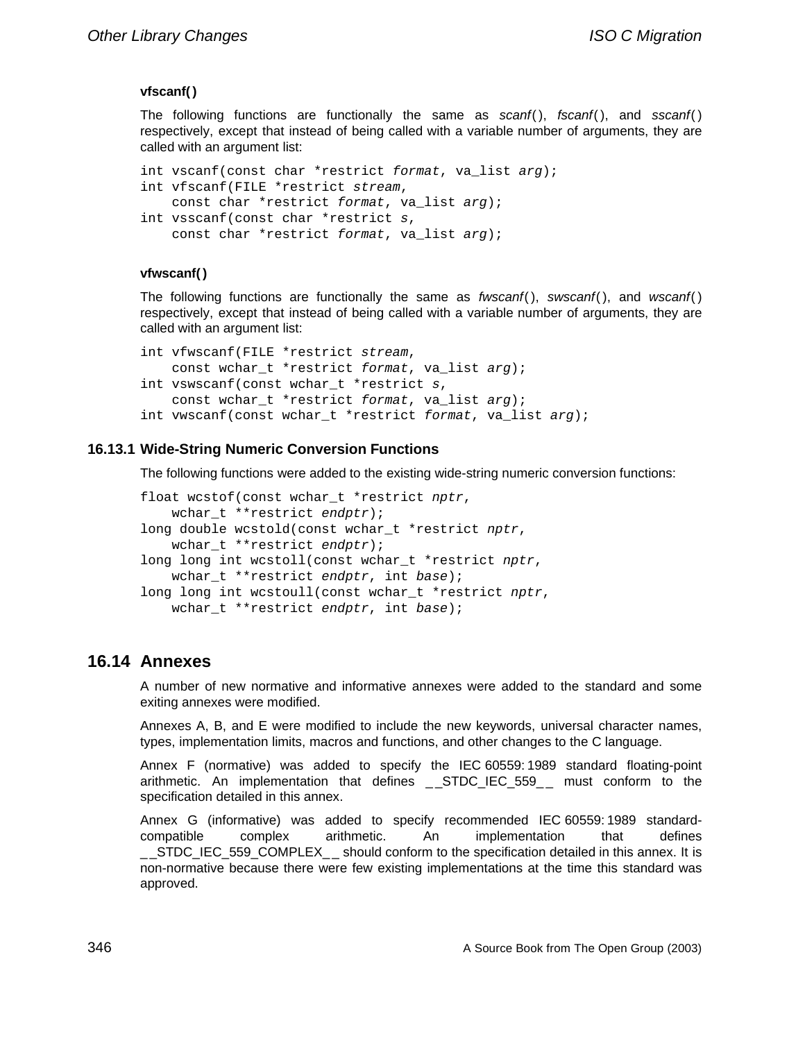#### vfscanf( )

The following functions are functionally the same as *scanf*( ), *fscanf*( ), and *sscanf*( ) respectively, except that instead of being called with a variable number of arguments, they are called with an argument list:

```
int vscanf(const char *restrict format, va_list arg);
int vfscanf(FILE *restrict stream,
    const char *restrict format, va_list arg);
int vsscanf(const char *restrict s,
    const char *restrict format, va_list arg);
```

#### vfwscanf( )

The following functions are functionally the same as *fwscanf*( ), *swscanf*( ), and *wscanf*( ) respectively, except that instead of being called with a variable number of arguments, they are called with an argument list:

```
int vfwscanf(FILE *restrict stream,
    const wchar_t *restrict format, va_list arg);
int vswscanf(const wchar_t *restrict s,
    const wchar_t *restrict format, va_list arg);
int vwscanf(const wchar_t *restrict format, va_list arg);
```

### 16.13.1 Wide-String Numeric Conversion Functions

The following functions were added to the existing wide-string numeric conversion functions:

```
float wcstof(const wchar_t *restrict nptr,
    wchar_t **restrict endptr);
long double wcstold(const wchar_t *restrict nptr,
    wchar_t **restrict endptr);
long long int wcstoll(const wchar_t *restrict nptr,
    wchar_t **restrict endptr, int base);
long long int wcstoull(const wchar_t *restrict nptr,
    wchar_t **restrict endptr, int base);
```

## 16.14 Annexes

A number of new normative and informative annexes were added to the standard and some exiting annexes were modified.

Annexes A, B, and E were modified to include the new keywords, universal character names, types, implementation limits, macros and functions, and other changes to the C language.

Annex F (normative) was added to specify the IEC 60559: 1989 standard floating-point arithmetic. An implementation that defines __STDC_IEC_559__ must conform to the specification detailed in this annex.

Annex G (informative) was added to specify recommended IEC 60559: 1989 standard-compatible complex arithmetic. An implementation that defines __STDC_IEC_559_COMPLEX__ should conform to the specification detailed in this annex. It is non-normative because there were few existing implementations at the time this standard was approved.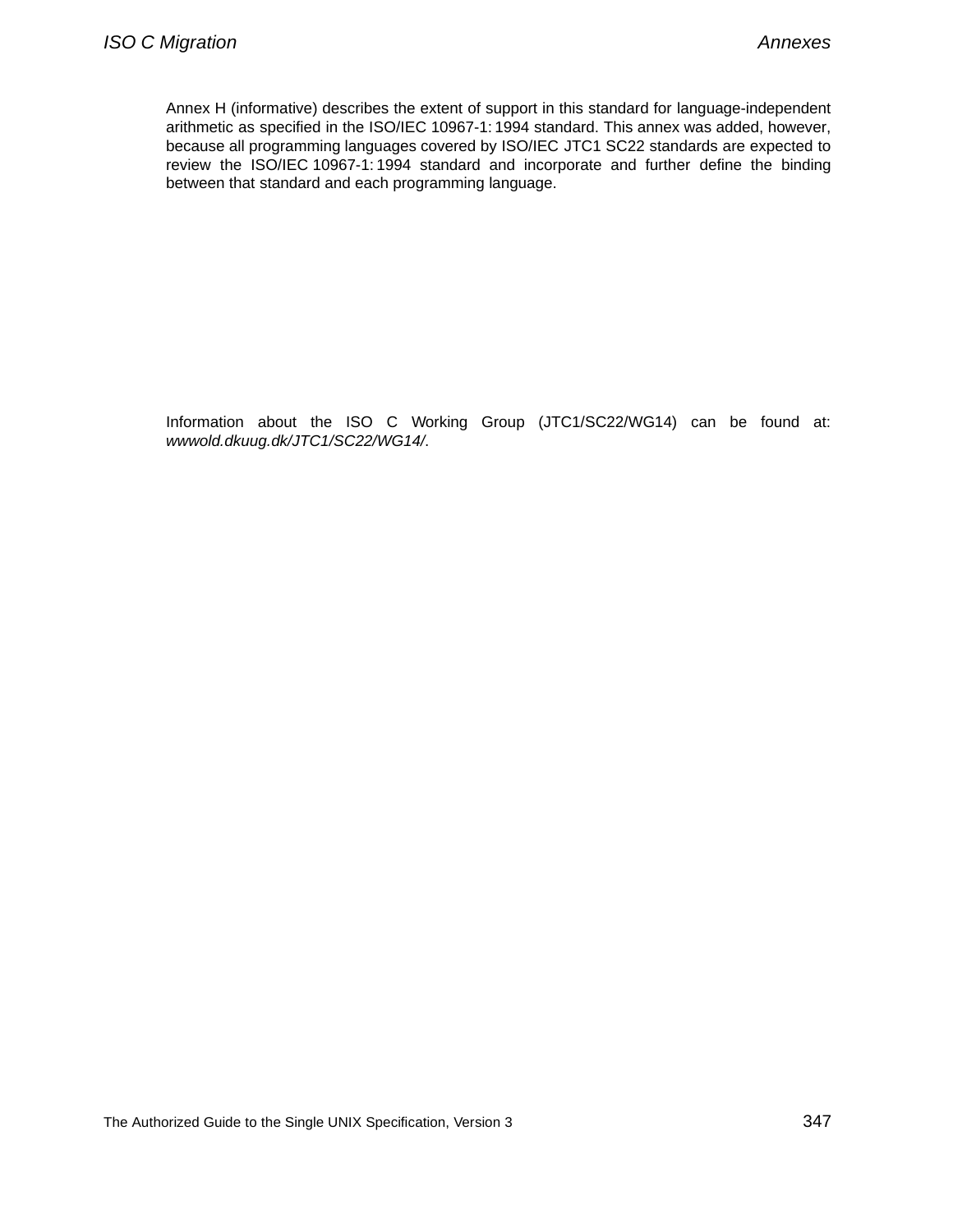Annex H (informative) describes the extent of support in this standard for language-independent arithmetic as specified in the ISO/IEC 10967-1: 1994 standard. This annex was added, however, because all programming languages covered by ISO/IEC JTC1 SC22 standards are expected to review the ISO/IEC 10967-1: 1994 standard and incorporate and further define the binding between that standard and each programming language.

Information about the ISO C Working Group (JTC1/SC22/WG14) can be found at: *wwwold.dkuug.dk/JTC1/SC22/WG14/*.